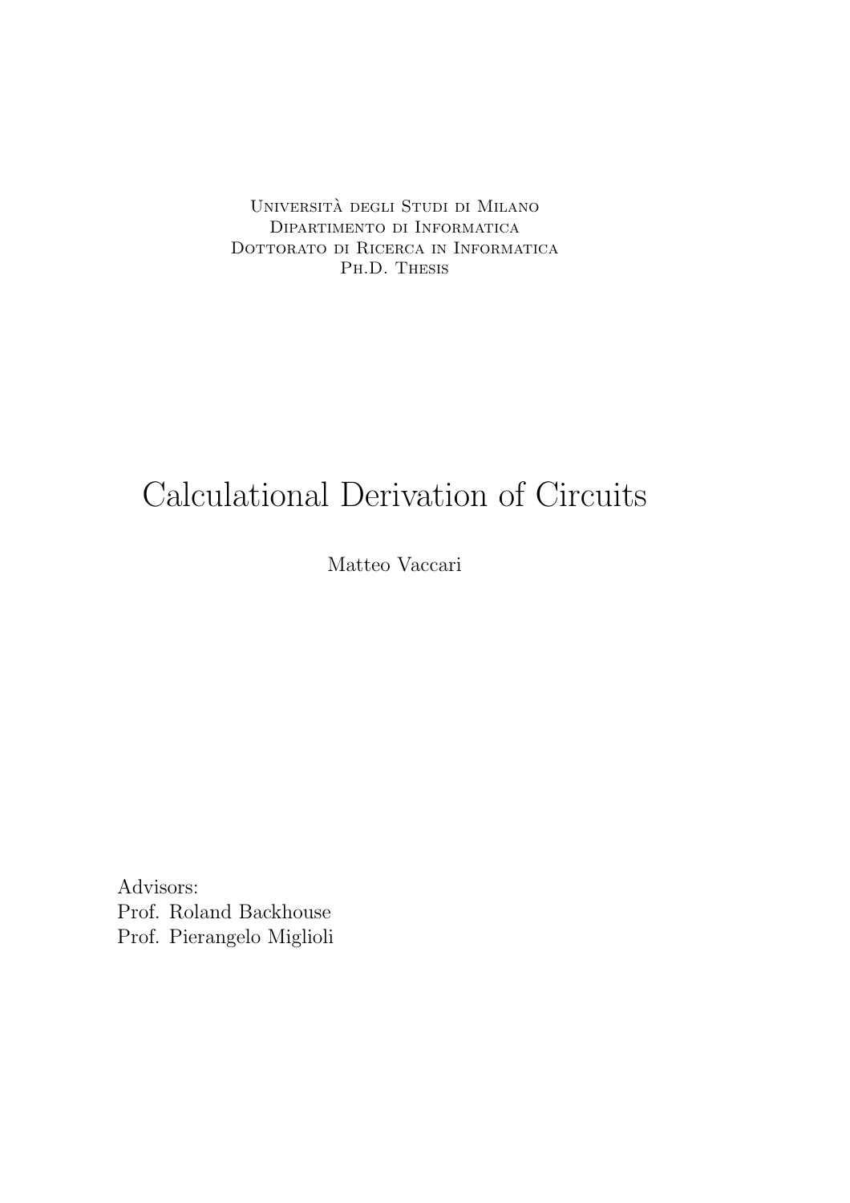Università degli Studi di Milano
Dipartimento di Informatica
Dottorato di Ricerca in Informatica
Ph.D. Thesis

# Calculational Derivation of Circuits

Matteo Vaccari

Advisors:
Prof. Roland Backhouse
Prof. Pierangelo Miglioli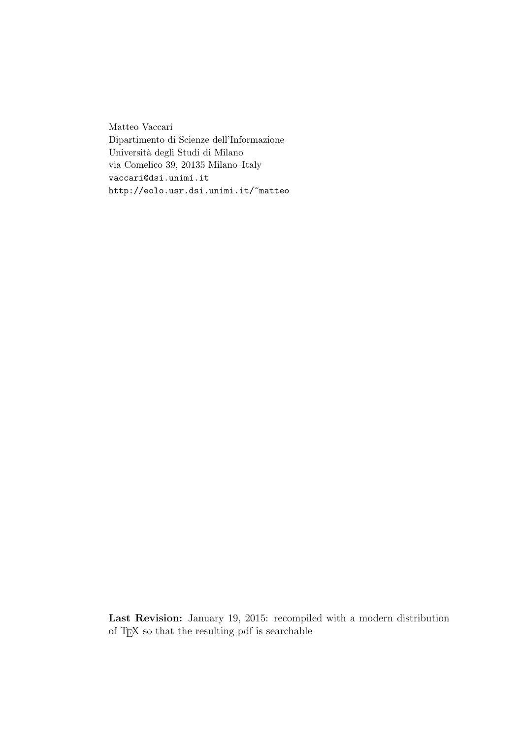Matteo Vaccari
Dipartimento di Scienze dell'Informazione
Università degli Studi di Milano
via Comelico 39, 20135 Milano–Italy
`vaccari@dsi.unimi.it`
`http://eolo.usr.dsi.unimi.it/~matteo`

**Last Revision:** January 19, 2015: recompiled with a modern distribution of TEX so that the resulting pdf is searchable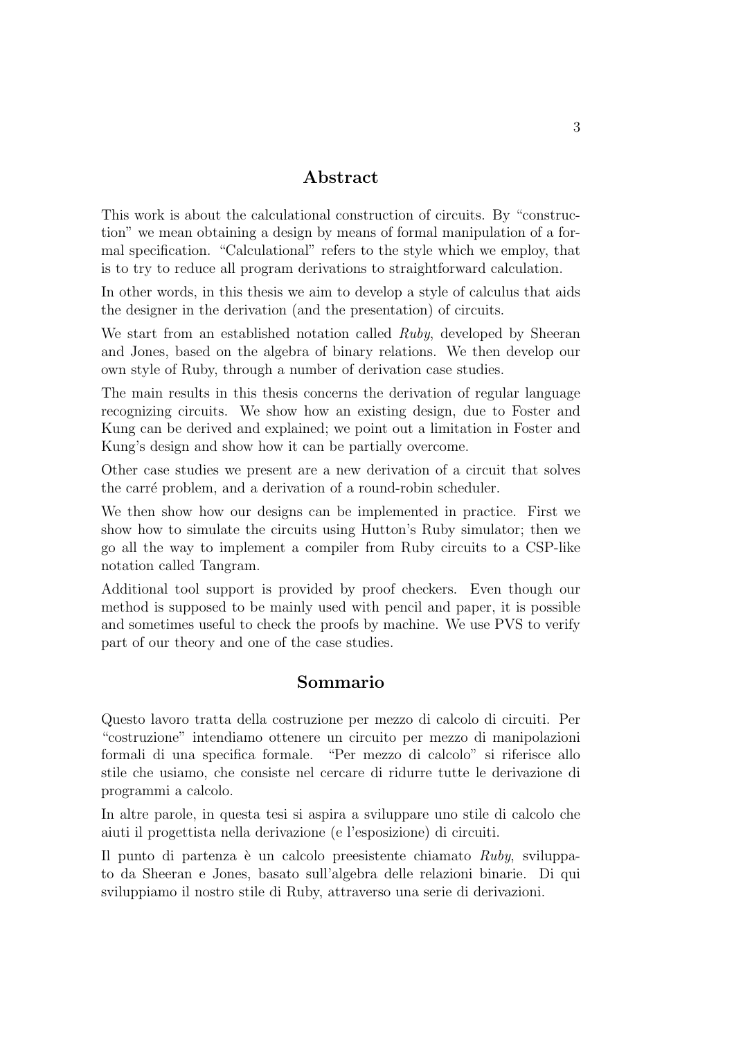## Abstract

This work is about the calculational construction of circuits. By "construction" we mean obtaining a design by means of formal manipulation of a formal specification. "Calculational" refers to the style which we employ, that is to try to reduce all program derivations to straightforward calculation.

In other words, in this thesis we aim to develop a style of calculus that aids the designer in the derivation (and the presentation) of circuits.

We start from an established notation called *Ruby*, developed by Sheeran and Jones, based on the algebra of binary relations. We then develop our own style of Ruby, through a number of derivation case studies.

The main results in this thesis concerns the derivation of regular language recognizing circuits. We show how an existing design, due to Foster and Kung can be derived and explained; we point out a limitation in Foster and Kung's design and show how it can be partially overcome.

Other case studies we present are a new derivation of a circuit that solves the carré problem, and a derivation of a round-robin scheduler.

We then show how our designs can be implemented in practice. First we show how to simulate the circuits using Hutton's Ruby simulator; then we go all the way to implement a compiler from Ruby circuits to a CSP-like notation called Tangram.

Additional tool support is provided by proof checkers. Even though our method is supposed to be mainly used with pencil and paper, it is possible and sometimes useful to check the proofs by machine. We use PVS to verify part of our theory and one of the case studies.

## Sommario

Questo lavoro tratta della costruzione per mezzo di calcolo di circuiti. Per "costruzione" intendiamo ottenere un circuito per mezzo di manipolazioni formali di una specifica formale. "Per mezzo di calcolo" si riferisce allo stile che usiamo, che consiste nel cercare di ridurre tutte le derivazione di programmi a calcolo.

In altre parole, in questa tesi si aspira a sviluppare uno stile di calcolo che aiuti il progettista nella derivazione (e l'esposizione) di circuiti.

Il punto di partenza è un calcolo preesistente chiamato *Ruby*, sviluppato da Sheeran e Jones, basato sull'algebra delle relazioni binarie. Di qui sviluppiamo il nostro stile di Ruby, attraverso una serie di derivazioni.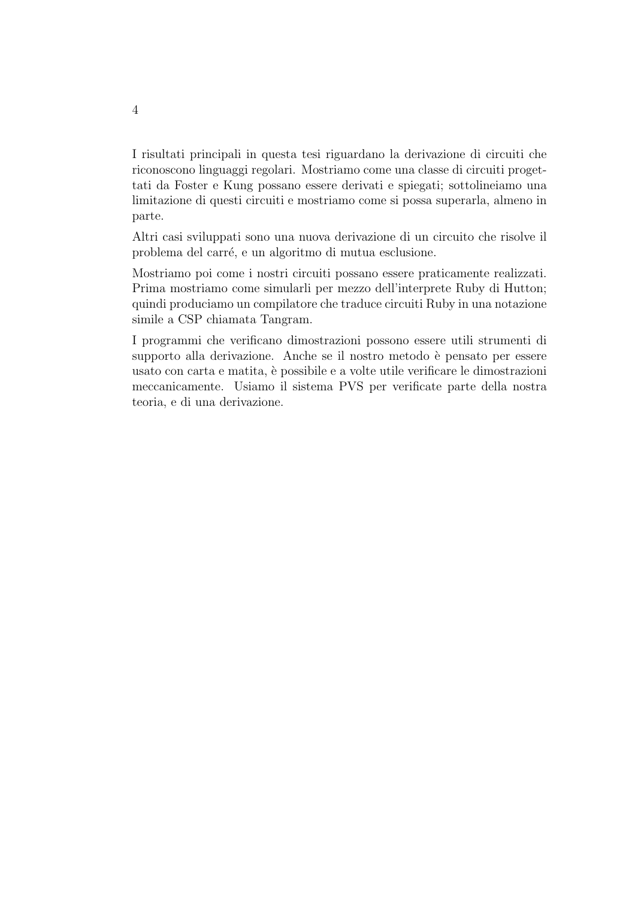I risultati principali in questa tesi riguardano la derivazione di circuiti che riconoscono linguaggi regolari. Mostriamo come una classe di circuiti progettati da Foster e Kung possano essere derivati e spiegati; sottolineiamo una limitazione di questi circuiti e mostriamo come si possa superarla, almeno in parte.

Altri casi sviluppati sono una nuova derivazione di un circuito che risolve il problema del carré, e un algoritmo di mutua esclusione.

Mostriamo poi come i nostri circuiti possano essere praticamente realizzati. Prima mostriamo come simularli per mezzo dell'interprete Ruby di Hutton; quindi produciamo un compilatore che traduce circuiti Ruby in una notazione simile a CSP chiamata Tangram.

I programmi che verificano dimostrazioni possono essere utili strumenti di supporto alla derivazione. Anche se il nostro metodo è pensato per essere usato con carta e matita, è possibile e a volte utile verificare le dimostrazioni meccanicamente. Usiamo il sistema PVS per verificate parte della nostra teoria, e di una derivazione.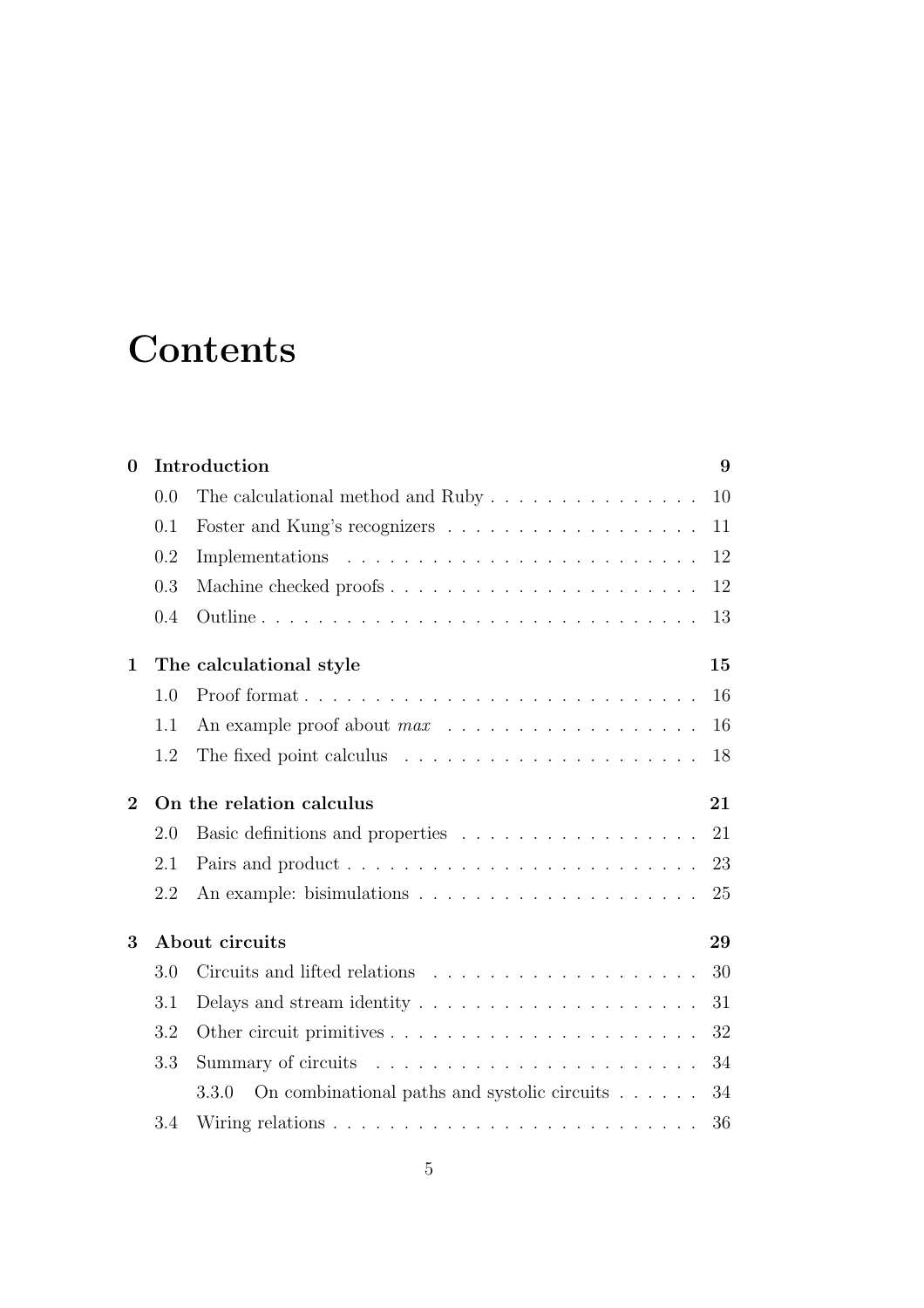# Contents

**0 Introduction** **9**

- 0.0 The calculational method and Ruby . . . . . . . . . . . . . . . 10
- 0.1 Foster and Kung's recognizers . . . . . . . . . . . . . . . . . . 11
- 0.2 Implementations . . . . . . . . . . . . . . . . . . . . . . . . . 12
- 0.3 Machine checked proofs . . . . . . . . . . . . . . . . . . . . . 12
- 0.4 Outline . . . . . . . . . . . . . . . . . . . . . . . . . . . . . . 13

**1 The calculational style** **15**

- 1.0 Proof format . . . . . . . . . . . . . . . . . . . . . . . . . . . 16
- 1.1 An example proof about *max* . . . . . . . . . . . . . . . . . . 16
- 1.2 The fixed point calculus . . . . . . . . . . . . . . . . . . . . . 18

**2 On the relation calculus** **21**

- 2.0 Basic definitions and properties . . . . . . . . . . . . . . . . . 21
- 2.1 Pairs and product . . . . . . . . . . . . . . . . . . . . . . . . 23
- 2.2 An example: bisimulations . . . . . . . . . . . . . . . . . . . . 25

**3 About circuits** **29**

- 3.0 Circuits and lifted relations . . . . . . . . . . . . . . . . . . . 30
- 3.1 Delays and stream identity . . . . . . . . . . . . . . . . . . . . 31
- 3.2 Other circuit primitives . . . . . . . . . . . . . . . . . . . . . . 32
- 3.3 Summary of circuits . . . . . . . . . . . . . . . . . . . . . . . 34
  - 3.3.0 On combinational paths and systolic circuits . . . . . . 34
- 3.4 Wiring relations . . . . . . . . . . . . . . . . . . . . . . . . . 36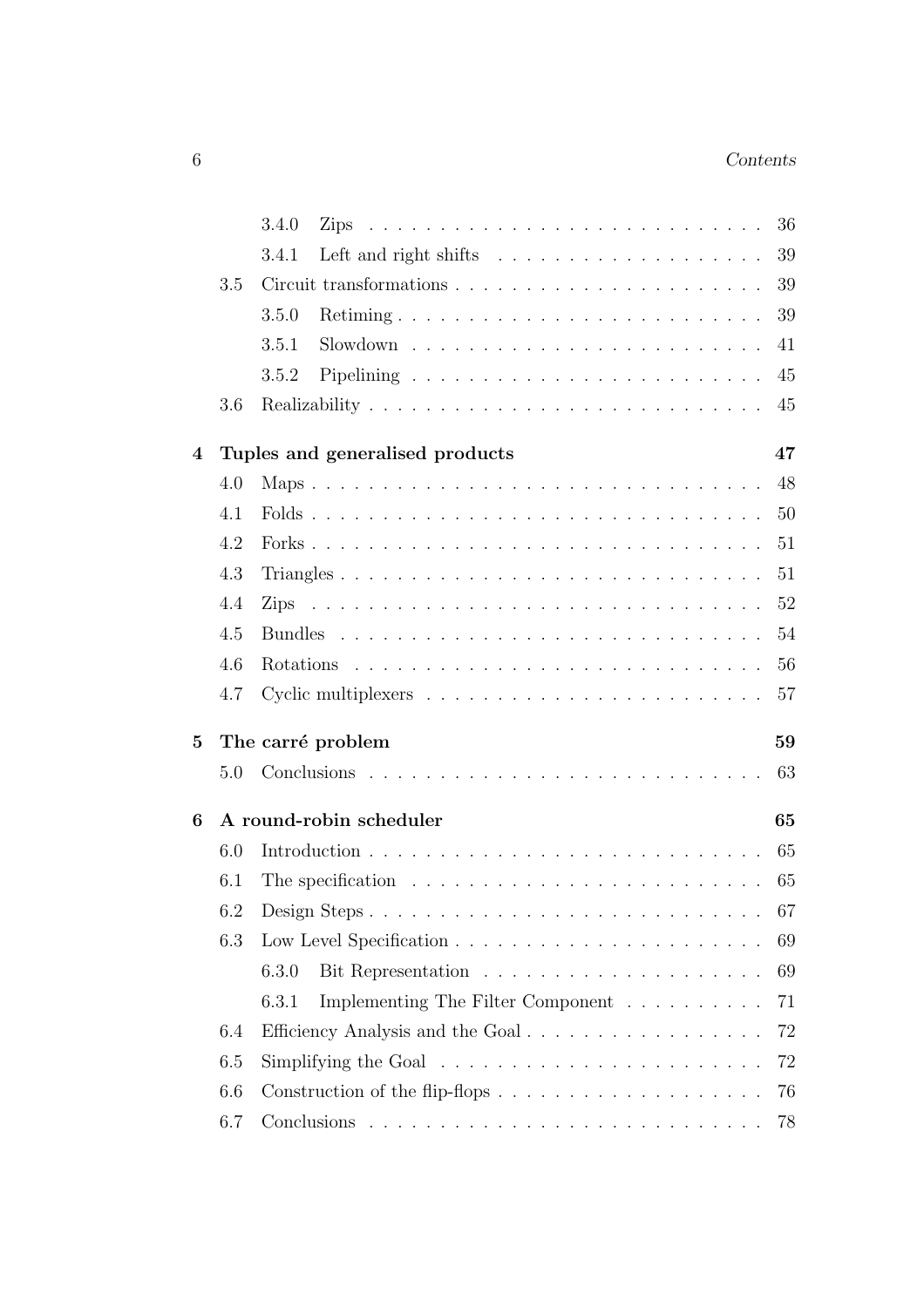- 3.4.0 Zips . . . 36
- 3.4.1 Left and right shifts . . . 39
- 3.5 Circuit transformations . . . 39
  - 3.5.0 Retiming . . . 39
  - 3.5.1 Slowdown . . . 41
  - 3.5.2 Pipelining . . . 45
- 3.6 Realizability . . . 45

**4 Tuples and generalised products** **47**

- 4.0 Maps . . . 48
- 4.1 Folds . . . 50
- 4.2 Forks . . . 51
- 4.3 Triangles . . . 51
- 4.4 Zips . . . 52
- 4.5 Bundles . . . 54
- 4.6 Rotations . . . 56
- 4.7 Cyclic multiplexers . . . 57

**5 The carré problem** **59**

- 5.0 Conclusions . . . 63

**6 A round-robin scheduler** **65**

- 6.0 Introduction . . . 65
- 6.1 The specification . . . 65
- 6.2 Design Steps . . . 67
- 6.3 Low Level Specification . . . 69
  - 6.3.0 Bit Representation . . . 69
  - 6.3.1 Implementing The Filter Component . . . 71
- 6.4 Efficiency Analysis and the Goal . . . 72
- 6.5 Simplifying the Goal . . . 72
- 6.6 Construction of the flip-flops . . . 76
- 6.7 Conclusions . . . 78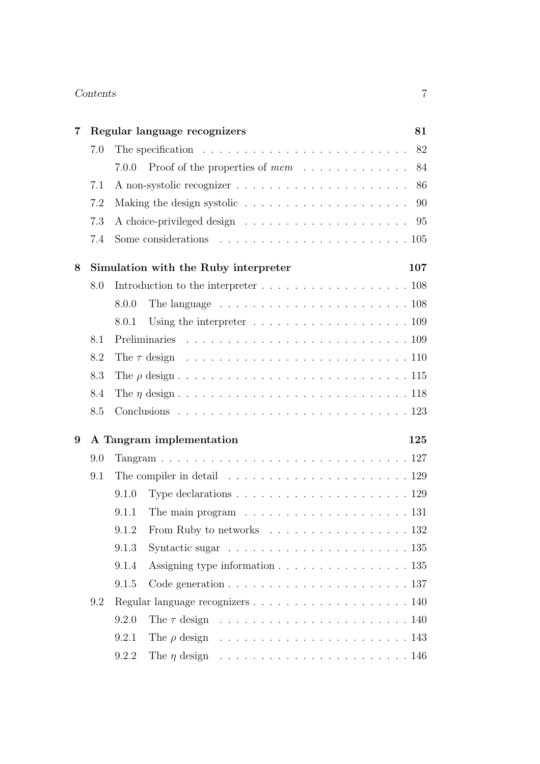**7 Regular language recognizers** **81**

- 7.0 The specification . . . . . . . . . . . . . . . . . . . . . . . . 82
  - 7.0.0 Proof of the properties of *mem* . . . . . . . . . . . . . 84
- 7.1 A non-systolic recognizer . . . . . . . . . . . . . . . . . . . . . 86
- 7.2 Making the design systolic . . . . . . . . . . . . . . . . . . . . 90
- 7.3 A choice-privileged design . . . . . . . . . . . . . . . . . . . . 95
- 7.4 Some considerations . . . . . . . . . . . . . . . . . . . . . . . 105

**8 Simulation with the Ruby interpreter** **107**

- 8.0 Introduction to the interpreter . . . . . . . . . . . . . . . . . . 108
  - 8.0.0 The language . . . . . . . . . . . . . . . . . . . . . . . 108
  - 8.0.1 Using the interpreter . . . . . . . . . . . . . . . . . . . 109
- 8.1 Preliminaries . . . . . . . . . . . . . . . . . . . . . . . . . . . 109
- 8.2 The $\tau$ design . . . . . . . . . . . . . . . . . . . . . . . . . . . 110
- 8.3 The $\rho$ design . . . . . . . . . . . . . . . . . . . . . . . . . . . 115
- 8.4 The $\eta$ design . . . . . . . . . . . . . . . . . . . . . . . . . . . 118
- 8.5 Conclusions . . . . . . . . . . . . . . . . . . . . . . . . . . . . 123

**9 A Tangram implementation** **125**

- 9.0 Tangram . . . . . . . . . . . . . . . . . . . . . . . . . . . . . . 127
- 9.1 The compiler in detail . . . . . . . . . . . . . . . . . . . . . . 129
  - 9.1.0 Type declarations . . . . . . . . . . . . . . . . . . . . . 129
  - 9.1.1 The main program . . . . . . . . . . . . . . . . . . . . 131
  - 9.1.2 From Ruby to networks . . . . . . . . . . . . . . . . . 132
  - 9.1.3 Syntactic sugar . . . . . . . . . . . . . . . . . . . . . . 135
  - 9.1.4 Assigning type information . . . . . . . . . . . . . . . . 135
  - 9.1.5 Code generation . . . . . . . . . . . . . . . . . . . . . . 137
- 9.2 Regular language recognizers . . . . . . . . . . . . . . . . . . . 140
  - 9.2.0 The $\tau$ design . . . . . . . . . . . . . . . . . . . . . . . 140
  - 9.2.1 The $\rho$ design . . . . . . . . . . . . . . . . . . . . . . . 143
  - 9.2.2 The $\eta$ design . . . . . . . . . . . . . . . . . . . . . . . 146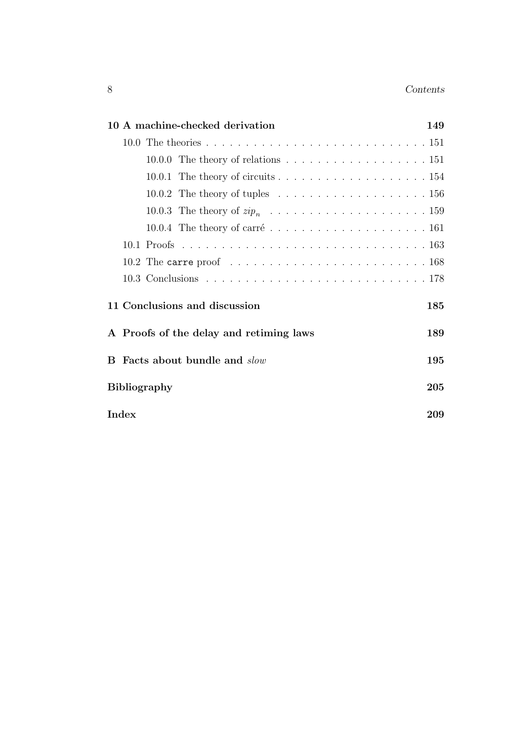**10 A machine-checked derivation** **149**

- 10.0 The theories . . . . . . . . . . . . . . . . . . . . . . . . . . . . 151
  - 10.0.0 The theory of relations . . . . . . . . . . . . . . . . . . 151
  - 10.0.1 The theory of circuits . . . . . . . . . . . . . . . . . . . 154
  - 10.0.2 The theory of tuples . . . . . . . . . . . . . . . . . . . 156
  - 10.0.3 The theory of $zip_n$ . . . . . . . . . . . . . . . . . . . 159
  - 10.0.4 The theory of carré . . . . . . . . . . . . . . . . . . . . 161
- 10.1 Proofs . . . . . . . . . . . . . . . . . . . . . . . . . . . . . . . 163
- 10.2 The `carre` proof . . . . . . . . . . . . . . . . . . . . . . . . . 168
- 10.3 Conclusions . . . . . . . . . . . . . . . . . . . . . . . . . . . . 178

**11 Conclusions and discussion** **185**

**A Proofs of the delay and retiming laws** **189**

**B Facts about bundle and *slow*** **195**

**Bibliography** **205**

**Index** **209**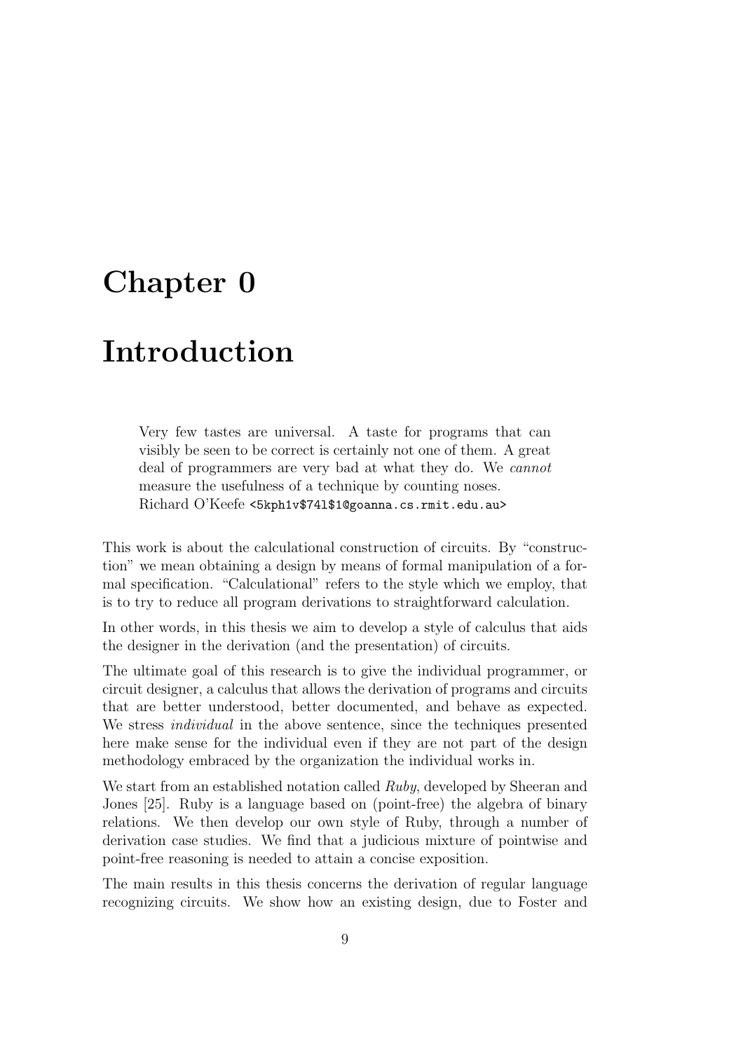# Chapter 0

# Introduction

> Very few tastes are universal. A taste for programs that can visibly be seen to be correct is certainly not one of them. A great deal of programmers are very bad at what they do. We *cannot* measure the usefulness of a technique by counting noses.
> Richard O'Keefe `<5kph1v$74l$1@goanna.cs.rmit.edu.au>`

This work is about the calculational construction of circuits. By "construction" we mean obtaining a design by means of formal manipulation of a formal specification. "Calculational" refers to the style which we employ, that is to try to reduce all program derivations to straightforward calculation.

In other words, in this thesis we aim to develop a style of calculus that aids the designer in the derivation (and the presentation) of circuits.

The ultimate goal of this research is to give the individual programmer, or circuit designer, a calculus that allows the derivation of programs and circuits that are better understood, better documented, and behave as expected. We stress *individual* in the above sentence, since the techniques presented here make sense for the individual even if they are not part of the design methodology embraced by the organization the individual works in.

We start from an established notation called *Ruby*, developed by Sheeran and Jones [25]. Ruby is a language based on (point-free) the algebra of binary relations. We then develop our own style of Ruby, through a number of derivation case studies. We find that a judicious mixture of pointwise and point-free reasoning is needed to attain a concise exposition.

The main results in this thesis concerns the derivation of regular language recognizing circuits. We show how an existing design, due to Foster and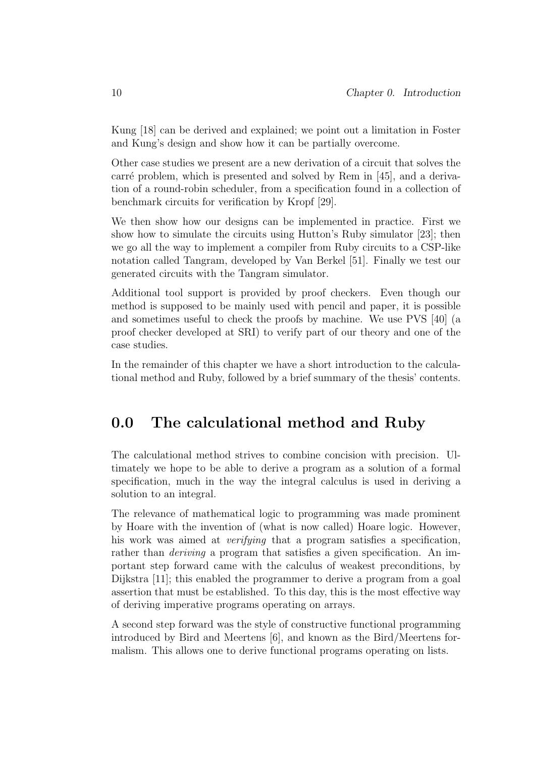Kung [18] can be derived and explained; we point out a limitation in Foster and Kung's design and show how it can be partially overcome.

Other case studies we present are a new derivation of a circuit that solves the carré problem, which is presented and solved by Rem in [45], and a derivation of a round-robin scheduler, from a specification found in a collection of benchmark circuits for verification by Kropf [29].

We then show how our designs can be implemented in practice. First we show how to simulate the circuits using Hutton's Ruby simulator [23]; then we go all the way to implement a compiler from Ruby circuits to a CSP-like notation called Tangram, developed by Van Berkel [51]. Finally we test our generated circuits with the Tangram simulator.

Additional tool support is provided by proof checkers. Even though our method is supposed to be mainly used with pencil and paper, it is possible and sometimes useful to check the proofs by machine. We use PVS [40] (a proof checker developed at SRI) to verify part of our theory and one of the case studies.

In the remainder of this chapter we have a short introduction to the calculational method and Ruby, followed by a brief summary of the thesis' contents.

## 0.0 The calculational method and Ruby

The calculational method strives to combine concision with precision. Ultimately we hope to be able to derive a program as a solution of a formal specification, much in the way the integral calculus is used in deriving a solution to an integral.

The relevance of mathematical logic to programming was made prominent by Hoare with the invention of (what is now called) Hoare logic. However, his work was aimed at *verifying* that a program satisfies a specification, rather than *deriving* a program that satisfies a given specification. An important step forward came with the calculus of weakest preconditions, by Dijkstra [11]; this enabled the programmer to derive a program from a goal assertion that must be established. To this day, this is the most effective way of deriving imperative programs operating on arrays.

A second step forward was the style of constructive functional programming introduced by Bird and Meertens [6], and known as the Bird/Meertens formalism. This allows one to derive functional programs operating on lists.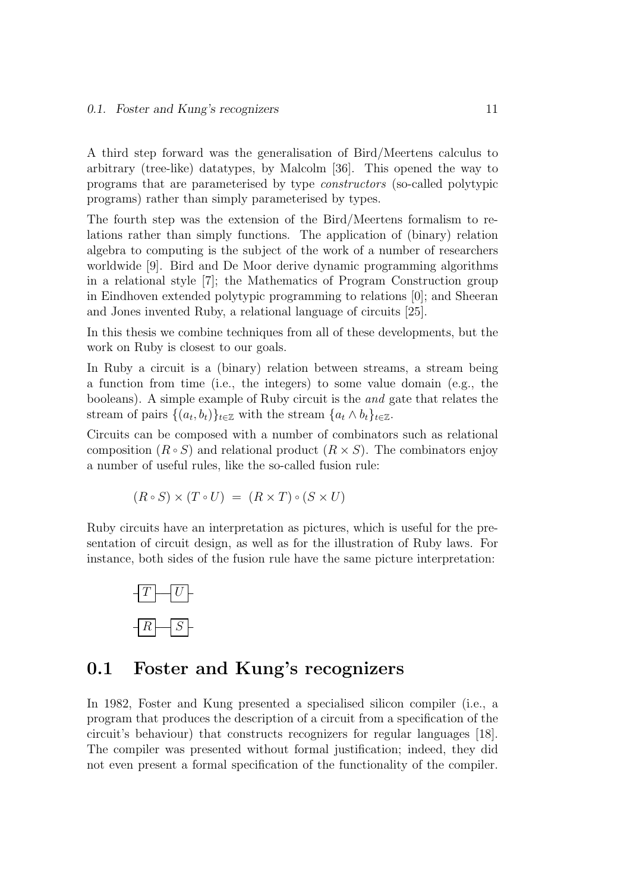A third step forward was the generalisation of Bird/Meertens calculus to arbitrary (tree-like) datatypes, by Malcolm [36]. This opened the way to programs that are parameterised by type *constructors* (so-called polytypic programs) rather than simply parameterised by types.

The fourth step was the extension of the Bird/Meertens formalism to relations rather than simply functions. The application of (binary) relation algebra to computing is the subject of the work of a number of researchers worldwide [9]. Bird and De Moor derive dynamic programming algorithms in a relational style [7]; the Mathematics of Program Construction group in Eindhoven extended polytypic programming to relations [0]; and Sheeran and Jones invented Ruby, a relational language of circuits [25].

In this thesis we combine techniques from all of these developments, but the work on Ruby is closest to our goals.

In Ruby a circuit is a (binary) relation between streams, a stream being a function from time (i.e., the integers) to some value domain (e.g., the booleans). A simple example of Ruby circuit is the *and* gate that relates the stream of pairs $\{(a_t, b_t)\}_{t\in\mathbb{Z}}$ with the stream $\{a_t \wedge b_t\}_{t\in\mathbb{Z}}$.

Circuits can be composed with a number of combinators such as relational composition $(R \circ S)$ and relational product $(R \times S)$. The combinators enjoy a number of useful rules, like the so-called fusion rule:

$$(R \circ S) \times (T \circ U) \;=\; (R \times T) \circ (S \times U)$$

Ruby circuits have an interpretation as pictures, which is useful for the presentation of circuit design, as well as for the illustration of Ruby laws. For instance, both sides of the fusion rule have the same picture interpretation:

T — U

R — S

## 0.1 Foster and Kung's recognizers

In 1982, Foster and Kung presented a specialised silicon compiler (i.e., a program that produces the description of a circuit from a specification of the circuit's behaviour) that constructs recognizers for regular languages [18]. The compiler was presented without formal justification; indeed, they did not even present a formal specification of the functionality of the compiler.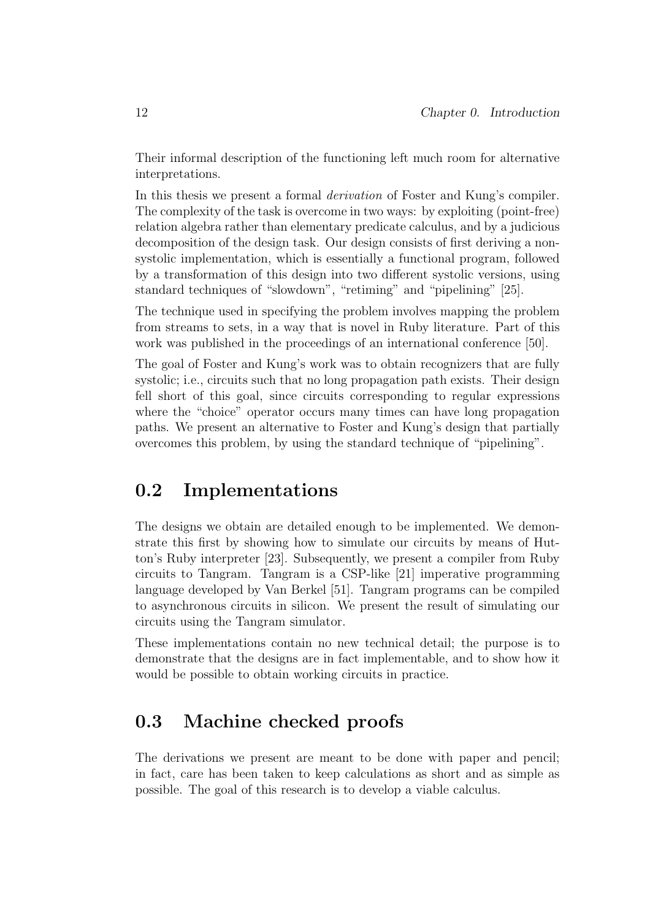Their informal description of the functioning left much room for alternative interpretations.

In this thesis we present a formal *derivation* of Foster and Kung's compiler. The complexity of the task is overcome in two ways: by exploiting (point-free) relation algebra rather than elementary predicate calculus, and by a judicious decomposition of the design task. Our design consists of first deriving a non-systolic implementation, which is essentially a functional program, followed by a transformation of this design into two different systolic versions, using standard techniques of "slowdown", "retiming" and "pipelining" [25].

The technique used in specifying the problem involves mapping the problem from streams to sets, in a way that is novel in Ruby literature. Part of this work was published in the proceedings of an international conference [50].

The goal of Foster and Kung's work was to obtain recognizers that are fully systolic; i.e., circuits such that no long propagation path exists. Their design fell short of this goal, since circuits corresponding to regular expressions where the "choice" operator occurs many times can have long propagation paths. We present an alternative to Foster and Kung's design that partially overcomes this problem, by using the standard technique of "pipelining".

## 0.2 Implementations

The designs we obtain are detailed enough to be implemented. We demonstrate this first by showing how to simulate our circuits by means of Hutton's Ruby interpreter [23]. Subsequently, we present a compiler from Ruby circuits to Tangram. Tangram is a CSP-like [21] imperative programming language developed by Van Berkel [51]. Tangram programs can be compiled to asynchronous circuits in silicon. We present the result of simulating our circuits using the Tangram simulator.

These implementations contain no new technical detail; the purpose is to demonstrate that the designs are in fact implementable, and to show how it would be possible to obtain working circuits in practice.

## 0.3 Machine checked proofs

The derivations we present are meant to be done with paper and pencil; in fact, care has been taken to keep calculations as short and as simple as possible. The goal of this research is to develop a viable calculus.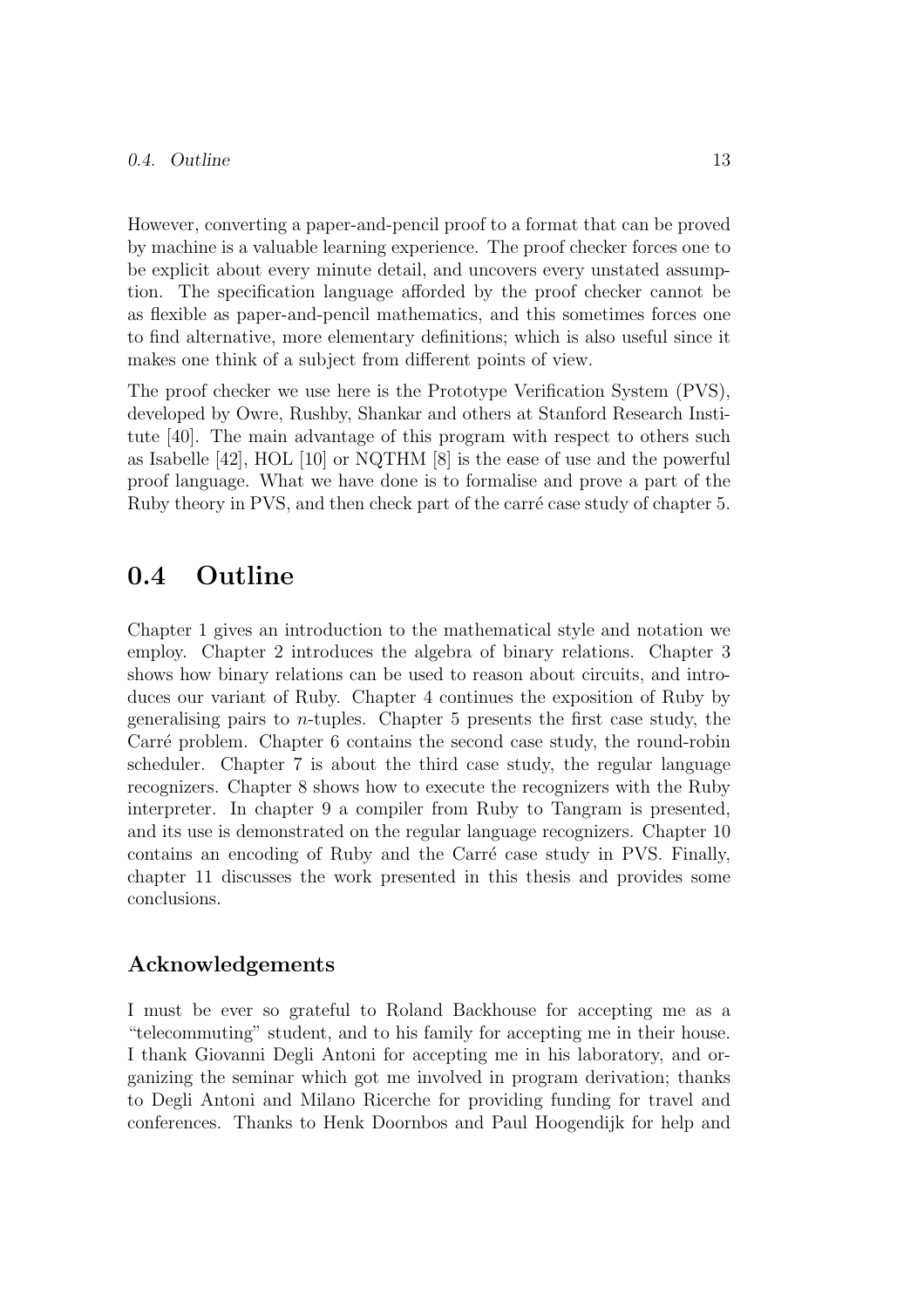However, converting a paper-and-pencil proof to a format that can be proved by machine is a valuable learning experience. The proof checker forces one to be explicit about every minute detail, and uncovers every unstated assumption. The specification language afforded by the proof checker cannot be as flexible as paper-and-pencil mathematics, and this sometimes forces one to find alternative, more elementary definitions; which is also useful since it makes one think of a subject from different points of view.

The proof checker we use here is the Prototype Verification System (PVS), developed by Owre, Rushby, Shankar and others at Stanford Research Institute [40]. The main advantage of this program with respect to others such as Isabelle [42], HOL [10] or NQTHM [8] is the ease of use and the powerful proof language. What we have done is to formalise and prove a part of the Ruby theory in PVS, and then check part of the carré case study of chapter 5.

## 0.4 Outline

Chapter 1 gives an introduction to the mathematical style and notation we employ. Chapter 2 introduces the algebra of binary relations. Chapter 3 shows how binary relations can be used to reason about circuits, and introduces our variant of Ruby. Chapter 4 continues the exposition of Ruby by generalising pairs to $n$-tuples. Chapter 5 presents the first case study, the Carré problem. Chapter 6 contains the second case study, the round-robin scheduler. Chapter 7 is about the third case study, the regular language recognizers. Chapter 8 shows how to execute the recognizers with the Ruby interpreter. In chapter 9 a compiler from Ruby to Tangram is presented, and its use is demonstrated on the regular language recognizers. Chapter 10 contains an encoding of Ruby and the Carré case study in PVS. Finally, chapter 11 discusses the work presented in this thesis and provides some conclusions.

### Acknowledgements

I must be ever so grateful to Roland Backhouse for accepting me as a "telecommuting" student, and to his family for accepting me in their house. I thank Giovanni Degli Antoni for accepting me in his laboratory, and organizing the seminar which got me involved in program derivation; thanks to Degli Antoni and Milano Ricerche for providing funding for travel and conferences. Thanks to Henk Doornbos and Paul Hoogendijk for help and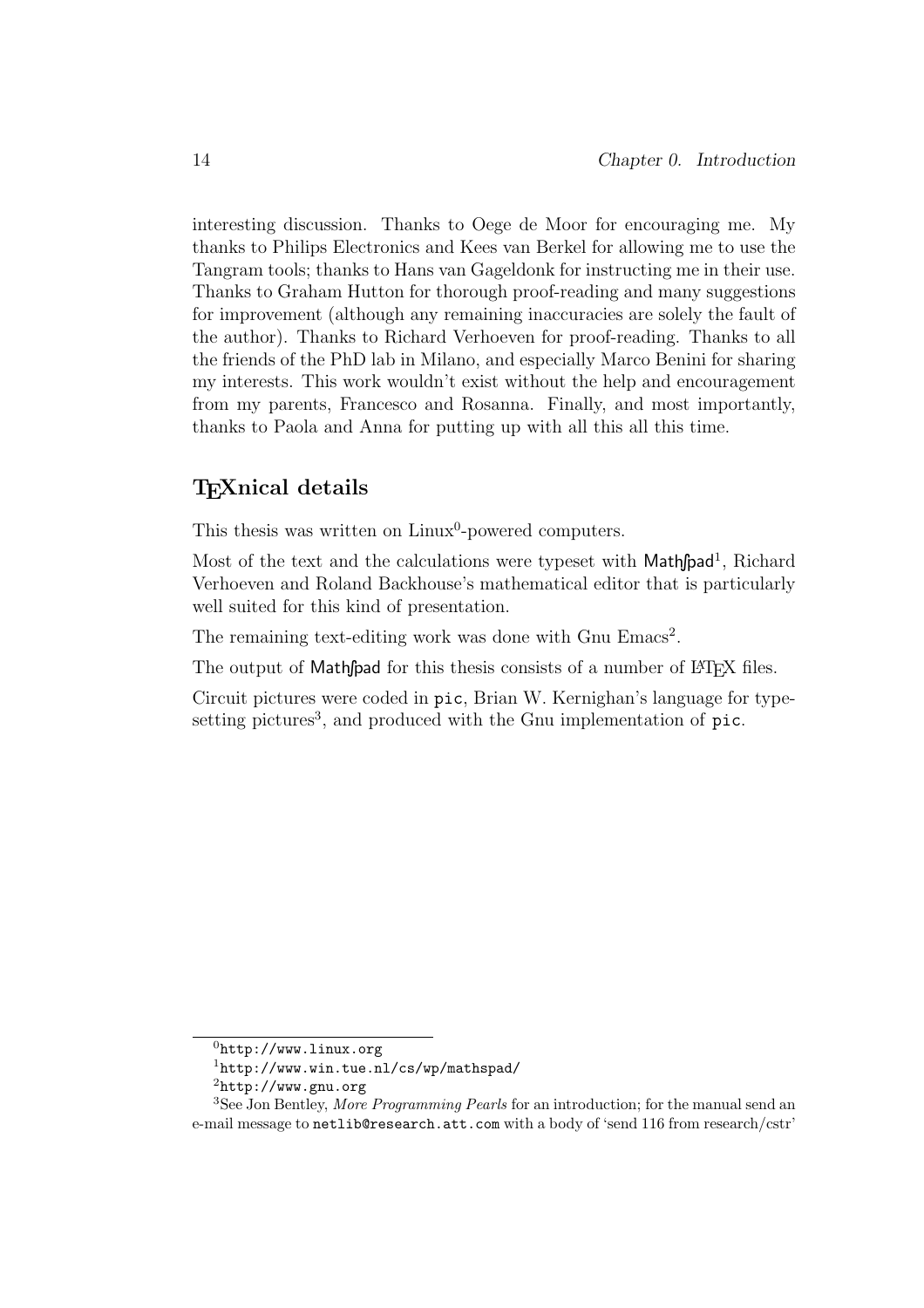interesting discussion. Thanks to Oege de Moor for encouraging me. My thanks to Philips Electronics and Kees van Berkel for allowing me to use the Tangram tools; thanks to Hans van Gageldonk for instructing me in their use. Thanks to Graham Hutton for thorough proof-reading and many suggestions for improvement (although any remaining inaccuracies are solely the fault of the author). Thanks to Richard Verhoeven for proof-reading. Thanks to all the friends of the PhD lab in Milano, and especially Marco Benini for sharing my interests. This work wouldn't exist without the help and encouragement from my parents, Francesco and Rosanna. Finally, and most importantly, thanks to Paola and Anna for putting up with all this all this time.

## TeXnical details

This thesis was written on Linux[0]-powered computers.

Most of the text and the calculations were typeset with Math∫pad[1], Richard Verhoeven and Roland Backhouse's mathematical editor that is particularly well suited for this kind of presentation.

The remaining text-editing work was done with Gnu Emacs[2].

The output of Math∫pad for this thesis consists of a number of LaTeX files.

Circuit pictures were coded in `pic`, Brian W. Kernighan's language for typesetting pictures[3], and produced with the Gnu implementation of `pic`.

---

[0] `http://www.linux.org`

[1] `http://www.win.tue.nl/cs/wp/mathspad/`

[2] `http://www.gnu.org`

[3] See Jon Bentley, *More Programming Pearls* for an introduction; for the manual send an e-mail message to `netlib@research.att.com` with a body of 'send 116 from research/cstr'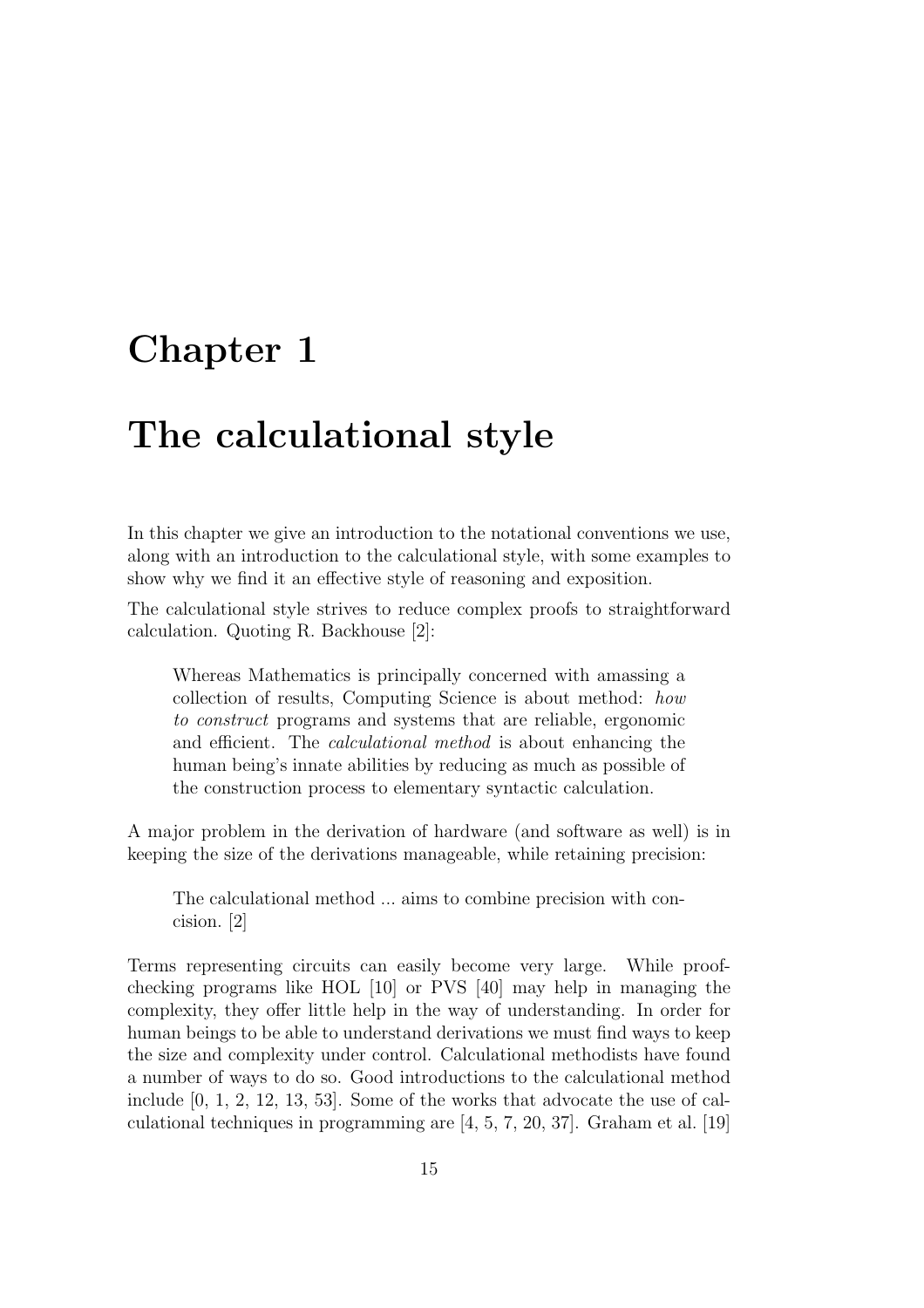# Chapter 1

# The calculational style

In this chapter we give an introduction to the notational conventions we use, along with an introduction to the calculational style, with some examples to show why we find it an effective style of reasoning and exposition.

The calculational style strives to reduce complex proofs to straightforward calculation. Quoting R. Backhouse [2]:

> Whereas Mathematics is principally concerned with amassing a collection of results, Computing Science is about method: *how to construct* programs and systems that are reliable, ergonomic and efficient. The *calculational method* is about enhancing the human being's innate abilities by reducing as much as possible of the construction process to elementary syntactic calculation.

A major problem in the derivation of hardware (and software as well) is in keeping the size of the derivations manageable, while retaining precision:

> The calculational method ... aims to combine precision with concision. [2]

Terms representing circuits can easily become very large. While proof-checking programs like HOL [10] or PVS [40] may help in managing the complexity, they offer little help in the way of understanding. In order for human beings to be able to understand derivations we must find ways to keep the size and complexity under control. Calculational methodists have found a number of ways to do so. Good introductions to the calculational method include [0, 1, 2, 12, 13, 53]. Some of the works that advocate the use of calculational techniques in programming are [4, 5, 7, 20, 37]. Graham et al. [19]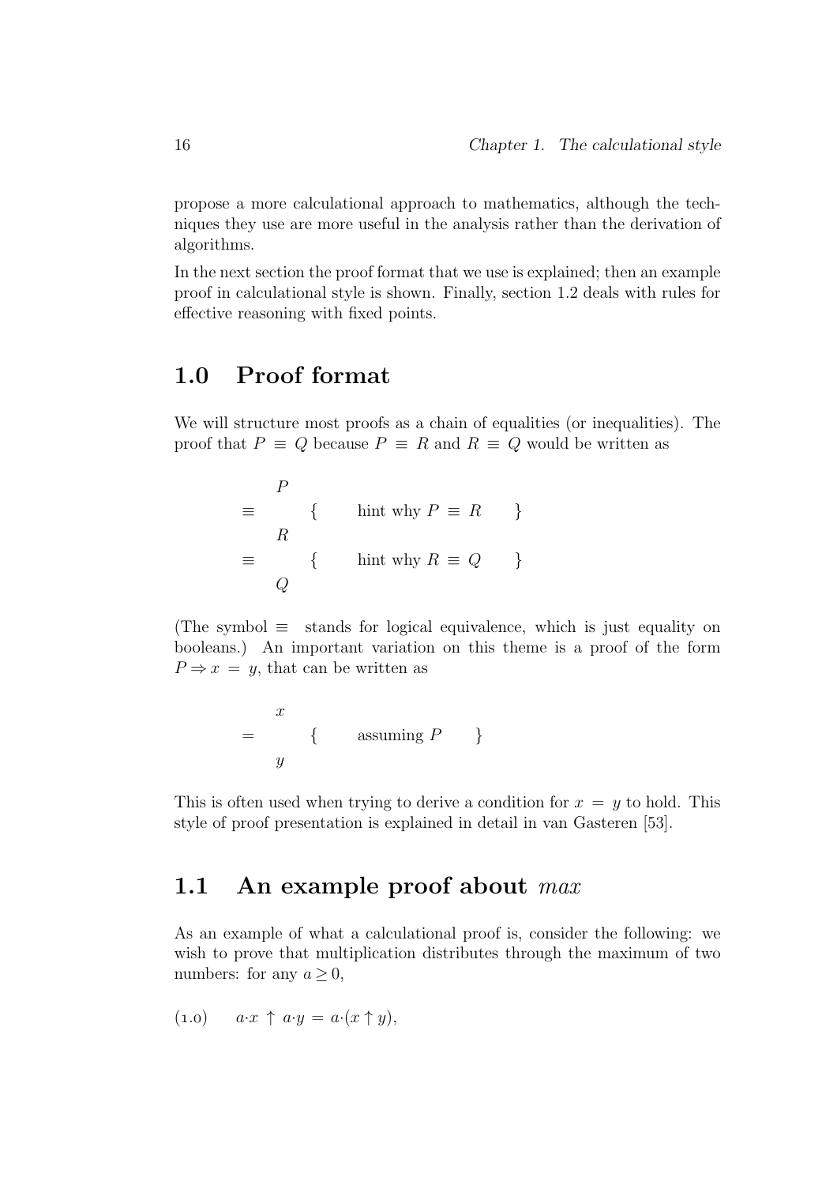propose a more calculational approach to mathematics, although the techniques they use are more useful in the analysis rather than the derivation of algorithms.

In the next section the proof format that we use is explained; then an example proof in calculational style is shown. Finally, section 1.2 deals with rules for effective reasoning with fixed points.

## 1.0 Proof format

We will structure most proofs as a chain of equalities (or inequalities). The proof that $P \equiv Q$ because $P \equiv R$ and $R \equiv Q$ would be written as

$$
\begin{array}{ll}
 & P \\
\equiv & \{ \quad \text{hint why } P \equiv R \quad \} \\
 & R \\
\equiv & \{ \quad \text{hint why } R \equiv Q \quad \} \\
 & Q
\end{array}
$$

(The symbol $\equiv$ stands for logical equivalence, which is just equality on booleans.) An important variation on this theme is a proof of the form $P \Rightarrow x = y$, that can be written as

$$
\begin{array}{ll}
 & x \\
= & \{ \quad \text{assuming } P \quad \} \\
 & y
\end{array}
$$

This is often used when trying to derive a condition for $x = y$ to hold. This style of proof presentation is explained in detail in van Gasteren [53].

## 1.1 An example proof about *max*

As an example of what a calculational proof is, consider the following: we wish to prove that multiplication distributes through the maximum of two numbers: for any $a \geq 0$,

(1.0) $\quad a{\cdot}x \uparrow a{\cdot}y = a{\cdot}(x \uparrow y)$,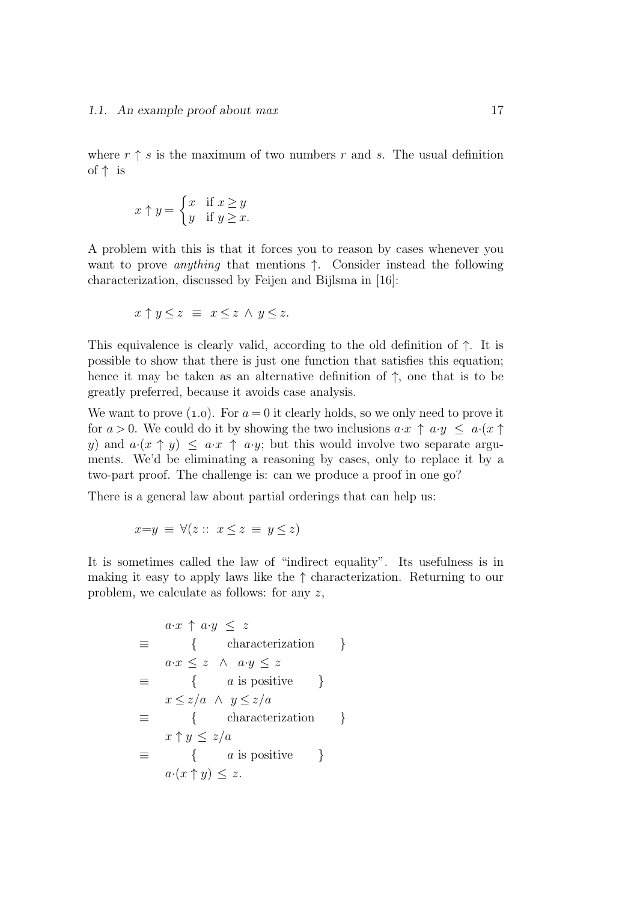where $r \uparrow s$ is the maximum of two numbers $r$ and $s$. The usual definition of $\uparrow$ is

$$x \uparrow y = \begin{cases} x & \text{if } x \geq y \\ y & \text{if } y \geq x. \end{cases}$$

A problem with this is that it forces you to reason by cases whenever you want to prove *anything* that mentions $\uparrow$. Consider instead the following characterization, discussed by Feijen and Bijlsma in [16]:

$$x \uparrow y \leq z \;\equiv\; x \leq z \wedge y \leq z.$$

This equivalence is clearly valid, according to the old definition of $\uparrow$. It is possible to show that there is just one function that satisfies this equation; hence it may be taken as an alternative definition of $\uparrow$, one that is to be greatly preferred, because it avoids case analysis.

We want to prove (1.0). For $a = 0$ it clearly holds, so we only need to prove it for $a > 0$. We could do it by showing the two inclusions $a{\cdot}x \uparrow a{\cdot}y \leq a{\cdot}(x \uparrow y)$ and $a{\cdot}(x \uparrow y) \leq a{\cdot}x \uparrow a{\cdot}y$; but this would involve two separate arguments. We'd be eliminating a reasoning by cases, only to replace it by a two-part proof. The challenge is: can we produce a proof in one go?

There is a general law about partial orderings that can help us:

$$x{=}y \;\equiv\; \forall(z :: \; x \leq z \;\equiv\; y \leq z)$$

It is sometimes called the law of "indirect equality". Its usefulness is in making it easy to apply laws like the $\uparrow$ characterization. Returning to our problem, we calculate as follows: for any $z$,

$$
\begin{array}{ll}
 & a{\cdot}x \uparrow a{\cdot}y \;\leq\; z \\
\equiv & \qquad \{ \quad \text{characterization} \quad \} \\
 & a{\cdot}x \leq z \;\wedge\; a{\cdot}y \leq z \\
\equiv & \qquad \{ \quad a \text{ is positive} \quad \} \\
 & x \leq z/a \;\wedge\; y \leq z/a \\
\equiv & \qquad \{ \quad \text{characterization} \quad \} \\
 & x \uparrow y \;\leq\; z/a \\
\equiv & \qquad \{ \quad a \text{ is positive} \quad \} \\
 & a{\cdot}(x \uparrow y) \;\leq\; z.
\end{array}
$$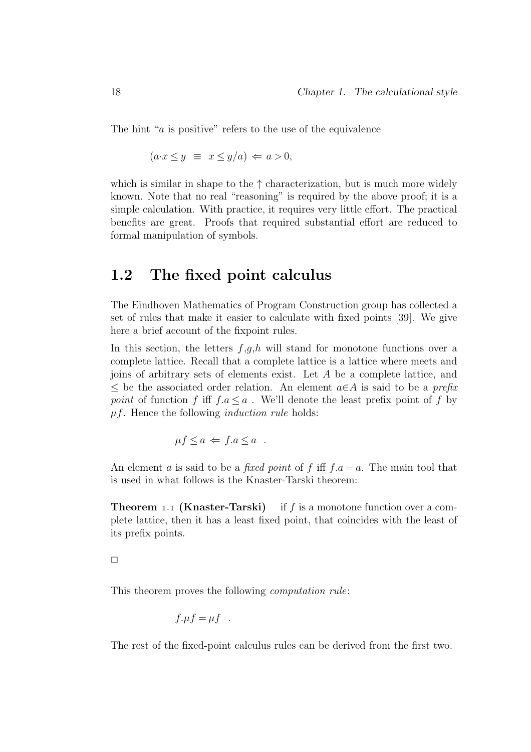The hint "$a$ is positive" refers to the use of the equivalence

$$(a{\cdot}x \leq y \ \equiv \ x \leq y/a) \Leftarrow a > 0,$$

which is similar in shape to the $\uparrow$ characterization, but is much more widely known. Note that no real "reasoning" is required by the above proof; it is a simple calculation. With practice, it requires very little effort. The practical benefits are great. Proofs that required substantial effort are reduced to formal manipulation of symbols.

## 1.2 The fixed point calculus

The Eindhoven Mathematics of Program Construction group has collected a set of rules that make it easier to calculate with fixed points [39]. We give here a brief account of the fixpoint rules.

In this section, the letters $f$,$g$,$h$ will stand for monotone functions over a complete lattice. Recall that a complete lattice is a lattice where meets and joins of arbitrary sets of elements exist. Let $A$ be a complete lattice, and $\leq$ be the associated order relation. An element $a{\in}A$ is said to be a *prefix point* of function $f$ iff $f.a \leq a$ . We'll denote the least prefix point of $f$ by $\mu f$. Hence the following *induction rule* holds:

$$\mu f \leq a \Leftarrow f.a \leq a \quad .$$

An element $a$ is said to be a *fixed point* of $f$ iff $f.a = a$. The main tool that is used in what follows is the Knaster-Tarski theorem:

**Theorem** 1.1 **(Knaster-Tarski)** if $f$ is a monotone function over a complete lattice, then it has a least fixed point, that coincides with the least of its prefix points.

□

This theorem proves the following *computation rule*:

$$f.\mu f = \mu f \quad .$$

The rest of the fixed-point calculus rules can be derived from the first two.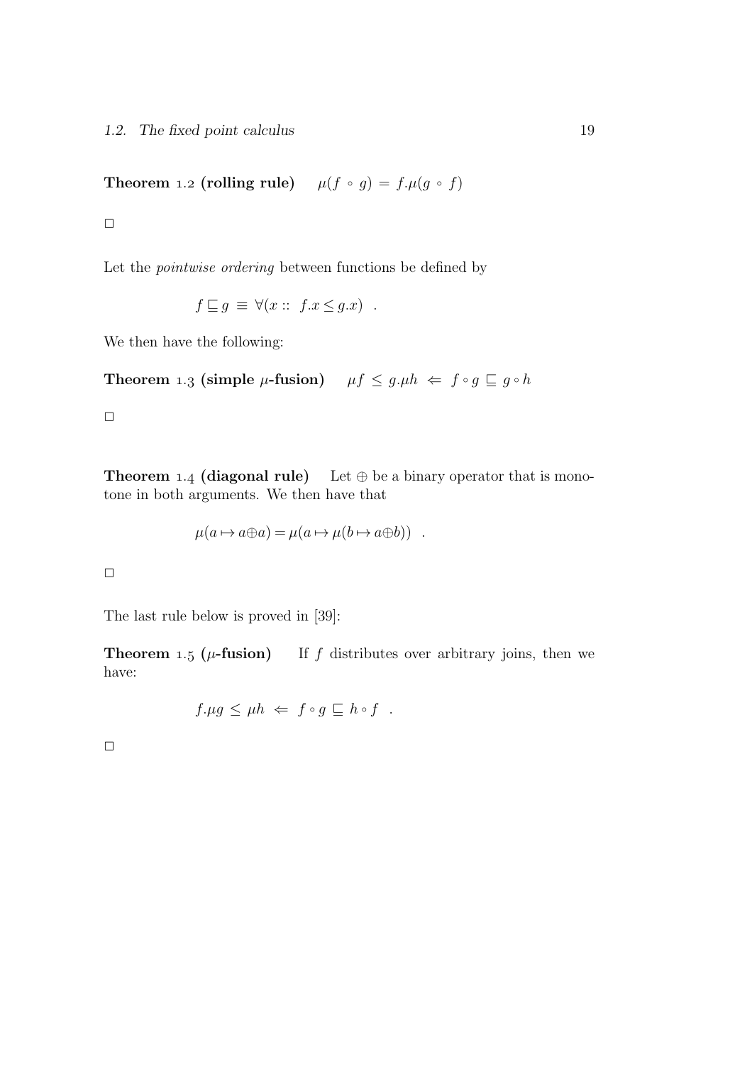**Theorem** 1.2 **(rolling rule)** $\mu(f \circ g) = f.\mu(g \circ f)$

□

Let the *pointwise ordering* between functions be defined by

$$f \sqsubseteq g \;\equiv\; \forall(x :: \; f.x \leq g.x) \quad .$$

We then have the following:

**Theorem** 1.3 **(simple $\mu$-fusion)** $\mu f \;\leq\; g.\mu h \;\Leftarrow\; f \circ g \sqsubseteq g \circ h$

□

**Theorem** 1.4 **(diagonal rule)** Let $\oplus$ be a binary operator that is monotone in both arguments. We then have that

$$\mu(a \mapsto a \oplus a) = \mu(a \mapsto \mu(b \mapsto a \oplus b)) \quad .$$

□

The last rule below is proved in [39]:

**Theorem** 1.5 **($\mu$-fusion)** If $f$ distributes over arbitrary joins, then we have:

$$f.\mu g \;\leq\; \mu h \;\Leftarrow\; f \circ g \sqsubseteq h \circ f \quad .$$

□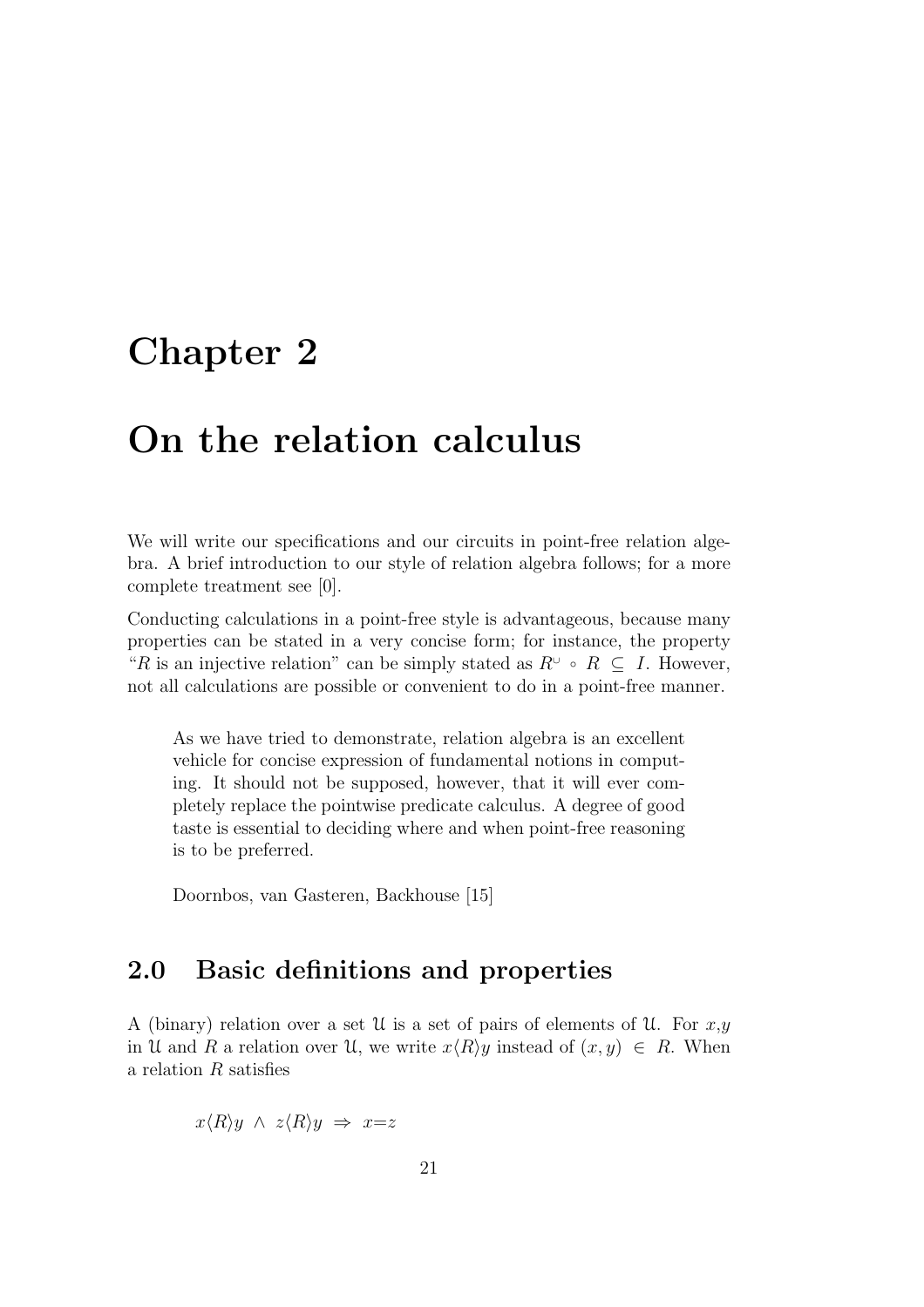# Chapter 2

# On the relation calculus

We will write our specifications and our circuits in point-free relation algebra. A brief introduction to our style of relation algebra follows; for a more complete treatment see [0].

Conducting calculations in a point-free style is advantageous, because many properties can be stated in a very concise form; for instance, the property "$R$ is an injective relation" can be simply stated as $R^{\cup} \circ R \subseteq I$. However, not all calculations are possible or convenient to do in a point-free manner.

> As we have tried to demonstrate, relation algebra is an excellent vehicle for concise expression of fundamental notions in computing. It should not be supposed, however, that it will ever completely replace the pointwise predicate calculus. A degree of good taste is essential to deciding where and when point-free reasoning is to be preferred.
>
> Doornbos, van Gasteren, Backhouse [15]

## 2.0 Basic definitions and properties

A (binary) relation over a set $\mathcal{U}$ is a set of pairs of elements of $\mathcal{U}$. For $x$,$y$ in $\mathcal{U}$ and $R$ a relation over $\mathcal{U}$, we write $x\langle R\rangle y$ instead of $(x, y) \in R$. When a relation $R$ satisfies

$$x\langle R\rangle y \;\wedge\; z\langle R\rangle y \;\Rightarrow\; x{=}z$$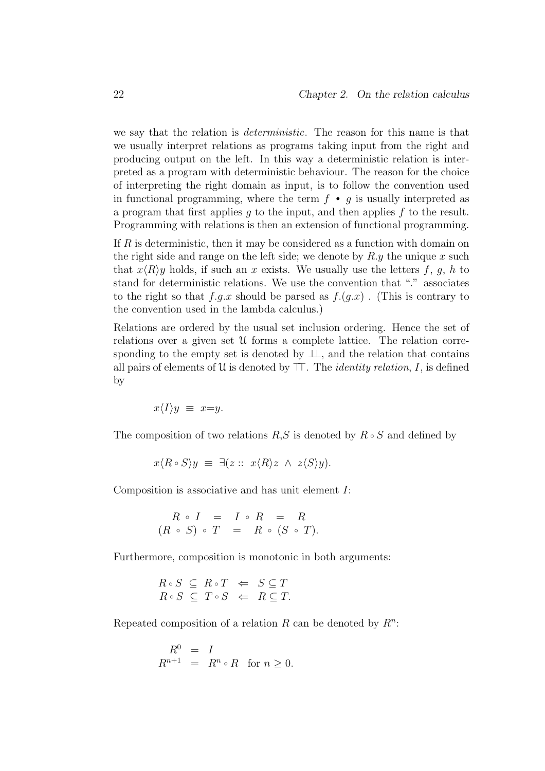we say that the relation is *deterministic*. The reason for this name is that we usually interpret relations as programs taking input from the right and producing output on the left. In this way a deterministic relation is interpreted as a program with deterministic behaviour. The reason for the choice of interpreting the right domain as input, is to follow the convention used in functional programming, where the term $f \bullet g$ is usually interpreted as a program that first applies $g$ to the input, and then applies $f$ to the result. Programming with relations is then an extension of functional programming.

If $R$ is deterministic, then it may be considered as a function with domain on the right side and range on the left side; we denote by $R.y$ the unique $x$ such that $x\langle R\rangle y$ holds, if such an $x$ exists. We usually use the letters $f$, $g$, $h$ to stand for deterministic relations. We use the convention that "." associates to the right so that $f.g.x$ should be parsed as $f.(g.x)$ . (This is contrary to the convention used in the lambda calculus.)

Relations are ordered by the usual set inclusion ordering. Hence the set of relations over a given set $\mathcal{U}$ forms a complete lattice. The relation corresponding to the empty set is denoted by $\perp\!\!\perp$, and the relation that contains all pairs of elements of $\mathcal{U}$ is denoted by $\top\!\!\top$. The *identity relation*, $I$, is defined by

$$x\langle I\rangle y \;\equiv\; x{=}y.$$

The composition of two relations $R$,$S$ is denoted by $R \circ S$ and defined by

$$x\langle R \circ S\rangle y \;\equiv\; \exists(z :: \; x\langle R\rangle z \;\wedge\; z\langle S\rangle y).$$

Composition is associative and has unit element $I$:

$$\begin{array}{rcl} R \circ I & = & I \circ R \;=\; R \\ (R \circ S) \circ T & = & R \circ (S \circ T). \end{array}$$

Furthermore, composition is monotonic in both arguments:

$$\begin{array}{l} R \circ S \;\subseteq\; R \circ T \;\Leftarrow\; S \subseteq T \\ R \circ S \;\subseteq\; T \circ S \;\Leftarrow\; R \subseteq T. \end{array}$$

Repeated composition of a relation $R$ can be denoted by $R^n$:

$$\begin{array}{rcl} R^0 & = & I \\ R^{n+1} & = & R^n \circ R \quad \text{for } n \geq 0. \end{array}$$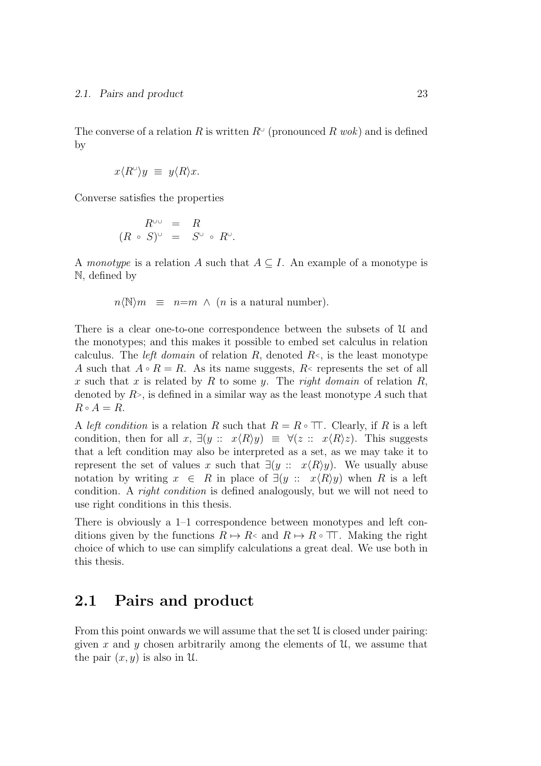The converse of a relation $R$ is written $R^\cup$ (pronounced $R$ *wok*) and is defined by

$$x\langle R^\cup\rangle y \;\equiv\; y\langle R\rangle x.$$

Converse satisfies the properties

$$\begin{array}{rcl} R^{\cup\cup} & = & R \\ (R \circ S)^\cup & = & S^\cup \circ R^\cup. \end{array}$$

A *monotype* is a relation $A$ such that $A \subseteq I$. An example of a monotype is $\mathbb{N}$, defined by

$$n\langle \mathbb{N}\rangle m \;\equiv\; n{=}m \,\wedge\, (n \text{ is a natural number}).$$

There is a clear one-to-one correspondence between the subsets of $\mathcal{U}$ and the monotypes; and this makes it possible to embed set calculus in relation calculus. The *left domain* of relation $R$, denoted $R{<}$, is the least monotype $A$ such that $A \circ R = R$. As its name suggests, $R{<}$ represents the set of all $x$ such that $x$ is related by $R$ to some $y$. The *right domain* of relation $R$, denoted by $R{>}$, is defined in a similar way as the least monotype $A$ such that $R \circ A = R$.

A *left condition* is a relation $R$ such that $R = R \circ \top\!\!\top$. Clearly, if $R$ is a left condition, then for all $x$, $\exists(y :: x\langle R\rangle y) \equiv \forall(z :: x\langle R\rangle z)$. This suggests that a left condition may also be interpreted as a set, as we may take it to represent the set of values $x$ such that $\exists(y :: x\langle R\rangle y)$. We usually abuse notation by writing $x \in R$ in place of $\exists(y :: x\langle R\rangle y)$ when $R$ is a left condition. A *right condition* is defined analogously, but we will not need to use right conditions in this thesis.

There is obviously a 1–1 correspondence between monotypes and left conditions given by the functions $R \mapsto R{<}$ and $R \mapsto R \circ \top\!\!\top$. Making the right choice of which to use can simplify calculations a great deal. We use both in this thesis.

## 2.1 Pairs and product

From this point onwards we will assume that the set $\mathcal{U}$ is closed under pairing: given $x$ and $y$ chosen arbitrarily among the elements of $\mathcal{U}$, we assume that the pair $(x, y)$ is also in $\mathcal{U}$.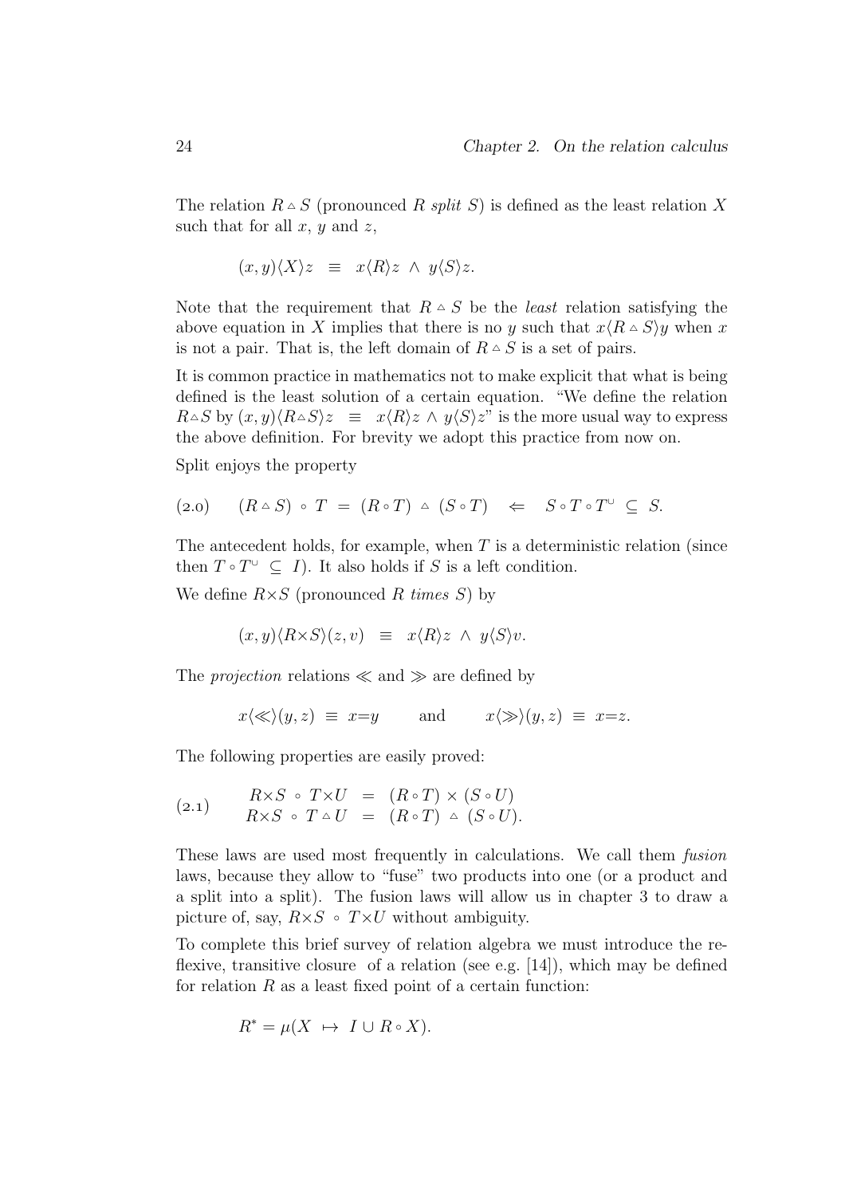The relation $R \vartriangle S$ (pronounced $R$ *split* $S$) is defined as the least relation $X$ such that for all $x$, $y$ and $z$,

$$(x, y)\langle X\rangle z \;\; \equiv \;\; x\langle R\rangle z \;\wedge\; y\langle S\rangle z.$$

Note that the requirement that $R \vartriangle S$ be the *least* relation satisfying the above equation in $X$ implies that there is no $y$ such that $x\langle R \vartriangle S\rangle y$ when $x$ is not a pair. That is, the left domain of $R \vartriangle S$ is a set of pairs.

It is common practice in mathematics not to make explicit that what is being defined is the least solution of a certain equation. "We define the relation $R \vartriangle S$ by $(x, y)\langle R \vartriangle S\rangle z \;\; \equiv \;\; x\langle R\rangle z \wedge y\langle S\rangle z$" is the more usual way to express the above definition. For brevity we adopt this practice from now on.

Split enjoys the property

$$(2.0) \qquad (R \vartriangle S) \circ T \;=\; (R \circ T) \vartriangle (S \circ T) \quad \Leftarrow \quad S \circ T \circ T^{\cup} \subseteq S.$$

The antecedent holds, for example, when $T$ is a deterministic relation (since then $T \circ T^{\cup} \subseteq I$). It also holds if $S$ is a left condition.

We define $R{\times}S$ (pronounced $R$ *times* $S$) by

$$(x, y)\langle R{\times}S\rangle(z, v) \;\; \equiv \;\; x\langle R\rangle z \;\wedge\; y\langle S\rangle v.$$

The *projection* relations $\ll$ and $\gg$ are defined by

$$x\langle \ll \rangle(y, z) \;\equiv\; x{=}y \qquad \text{and} \qquad x\langle \gg \rangle(y, z) \;\equiv\; x{=}z.$$

The following properties are easily proved:

$$(2.1) \qquad \begin{array}{rcl} R{\times}S \,\circ\, T{\times}U & = & (R \circ T) \times (S \circ U) \\ R{\times}S \,\circ\, T \vartriangle U & = & (R \circ T) \vartriangle (S \circ U). \end{array}$$

These laws are used most frequently in calculations. We call them *fusion* laws, because they allow to "fuse" two products into one (or a product and a split into a split). The fusion laws will allow us in chapter 3 to draw a picture of, say, $R{\times}S \,\circ\, T{\times}U$ without ambiguity.

To complete this brief survey of relation algebra we must introduce the reflexive, transitive closure of a relation (see e.g. [14]), which may be defined for relation $R$ as a least fixed point of a certain function:

$$R^{*} = \mu(X \;\mapsto\; I \cup R \circ X).$$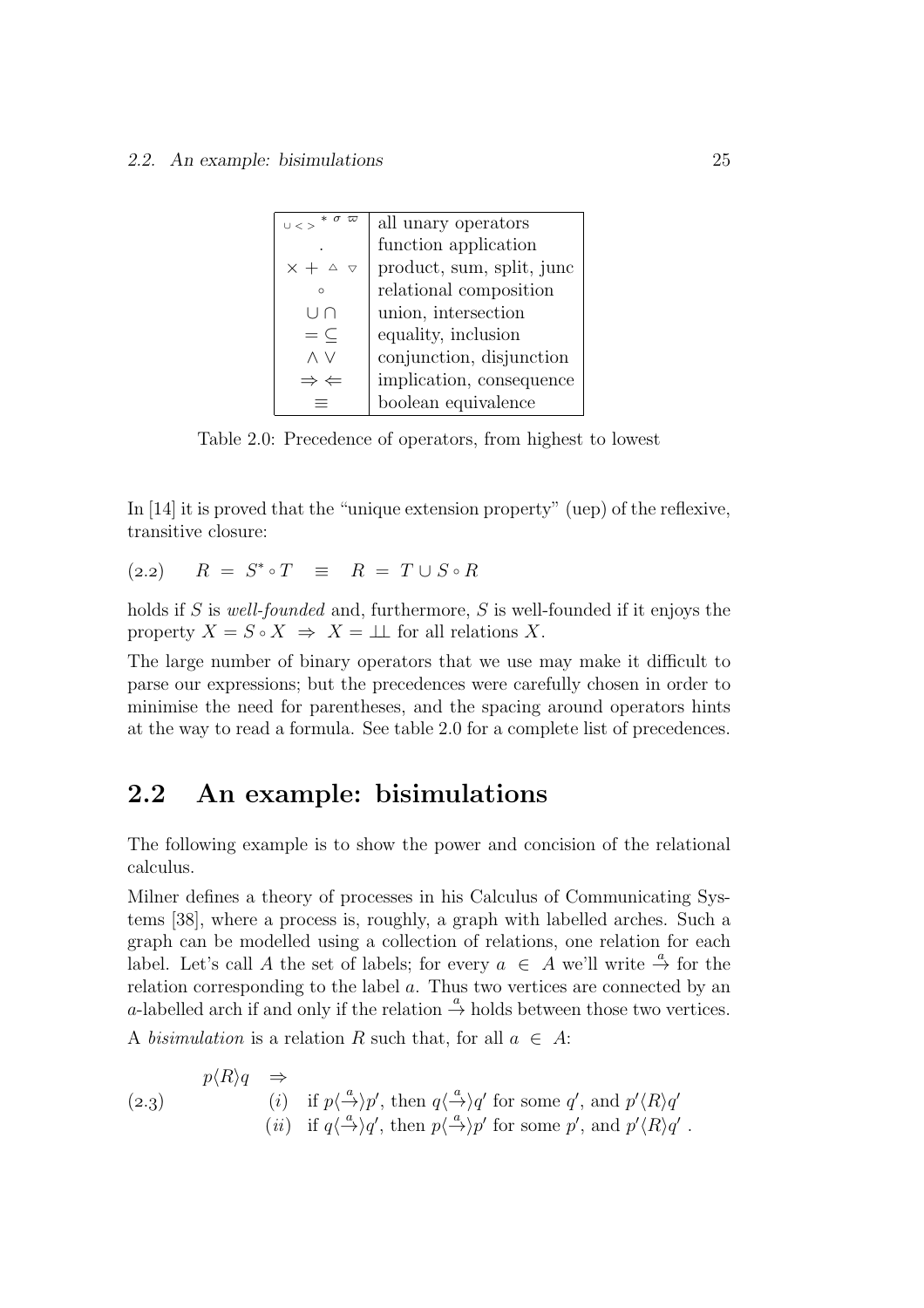| | |
|---|---|
| $\cup < > {}^{*}\ \sigma\ \varpi$ | all unary operators |
| . | function application |
| $\times\ +\ \vartriangle\ \triangledown$ | product, sum, split, junc |
| $\circ$ | relational composition |
| $\cup\ \cap$ | union, intersection |
| $=\ \subseteq$ | equality, inclusion |
| $\wedge\ \vee$ | conjunction, disjunction |
| $\Rightarrow\ \Leftarrow$ | implication, consequence |
| $\equiv$ | boolean equivalence |

Table 2.0: Precedence of operators, from highest to lowest

In [14] it is proved that the "unique extension property" (uep) of the reflexive, transitive closure:

$$(2.2) \qquad R \ = \ S^{*} \circ T \quad \equiv \quad R \ = \ T \cup S \circ R$$

holds if $S$ is *well-founded* and, furthermore, $S$ is well-founded if it enjoys the property $X = S \circ X \ \Rightarrow \ X = \perp\!\!\!\perp$ for all relations $X$.

The large number of binary operators that we use may make it difficult to parse our expressions; but the precedences were carefully chosen in order to minimise the need for parentheses, and the spacing around operators hints at the way to read a formula. See table 2.0 for a complete list of precedences.

## 2.2 An example: bisimulations

The following example is to show the power and concision of the relational calculus.

Milner defines a theory of processes in his Calculus of Communicating Systems [38], where a process is, roughly, a graph with labelled arches. Such a graph can be modelled using a collection of relations, one relation for each label. Let's call $A$ the set of labels; for every $a \in A$ we'll write $\stackrel{a}{\to}$ for the relation corresponding to the label $a$. Thus two vertices are connected by an $a$-labelled arch if and only if the relation $\stackrel{a}{\to}$ holds between those two vertices.

A *bisimulation* is a relation $R$ such that, for all $a \in A$:

$$(2.3) \qquad \begin{array}{ll} p\langle R\rangle q \ \ \Rightarrow & \\ & (i) \ \ \text{if } p\langle \stackrel{a}{\to} \rangle p', \text{ then } q\langle \stackrel{a}{\to} \rangle q' \text{ for some } q', \text{ and } p'\langle R\rangle q' \\ & (ii) \ \ \text{if } q\langle \stackrel{a}{\to} \rangle q', \text{ then } p\langle \stackrel{a}{\to} \rangle p' \text{ for some } p', \text{ and } p'\langle R\rangle q' \ . \end{array}$$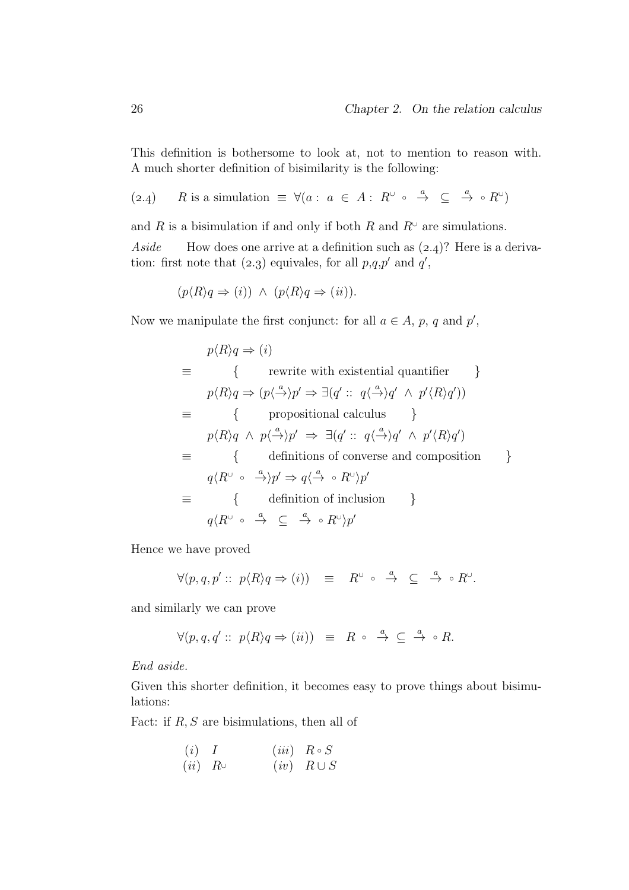This definition is bothersome to look at, not to mention to reason with. A much shorter definition of bisimilarity is the following:

$$(2.4) \qquad R \text{ is a simulation} \;\equiv\; \forall(a:\; a \in A:\; R^{\cup} \circ \overset{a}{\to} \;\subseteq\; \overset{a}{\to} \circ R^{\cup})$$

and $R$ is a bisimulation if and only if both $R$ and $R^{\cup}$ are simulations.

*Aside* How does one arrive at a definition such as (2.4)? Here is a derivation: first note that (2.3) equivales, for all $p$,$q$,$p'$ and $q'$,

$$(p\langle R\rangle q \Rightarrow (i)) \;\wedge\; (p\langle R\rangle q \Rightarrow (ii)).$$

Now we manipulate the first conjunct: for all $a \in A$, $p$, $q$ and $p'$,

$$
\begin{array}{ll}
 & p\langle R\rangle q \Rightarrow (i) \\
\equiv & \{ \quad \text{rewrite with existential quantifier} \quad \} \\
 & p\langle R\rangle q \Rightarrow (p\langle \overset{a}{\to}\rangle p' \Rightarrow \exists(q' ::\; q\langle \overset{a}{\to}\rangle q' \;\wedge\; p'\langle R\rangle q')) \\
\equiv & \{ \quad \text{propositional calculus} \quad \} \\
 & p\langle R\rangle q \;\wedge\; p\langle \overset{a}{\to}\rangle p' \;\Rightarrow\; \exists(q' ::\; q\langle \overset{a}{\to}\rangle q' \;\wedge\; p'\langle R\rangle q') \\
\equiv & \{ \quad \text{definitions of converse and composition} \quad \} \\
 & q\langle R^{\cup} \circ \overset{a}{\to}\rangle p' \Rightarrow q\langle \overset{a}{\to} \circ R^{\cup}\rangle p' \\
\equiv & \{ \quad \text{definition of inclusion} \quad \} \\
 & q\langle R^{\cup} \circ \overset{a}{\to} \;\subseteq\; \overset{a}{\to} \circ R^{\cup}\rangle p'
\end{array}
$$

Hence we have proved

$$\forall(p, q, p' ::\; p\langle R\rangle q \Rightarrow (i)) \quad\equiv\quad R^{\cup} \circ \overset{a}{\to} \;\subseteq\; \overset{a}{\to} \circ R^{\cup}.$$

and similarly we can prove

$$\forall(p, q, q' ::\; p\langle R\rangle q \Rightarrow (ii)) \;\;\equiv\;\; R \circ \overset{a}{\to} \subseteq \overset{a}{\to} \circ R.$$

*End aside.*

Given this shorter definition, it becomes easy to prove things about bisimulations:

Fact: if $R, S$ are bisimulations, then all of

| | |
|---|---|
| $(i)$ $I$ | $(iii)$ $R \circ S$ |
| $(ii)$ $R^{\cup}$ | $(iv)$ $R \cup S$ |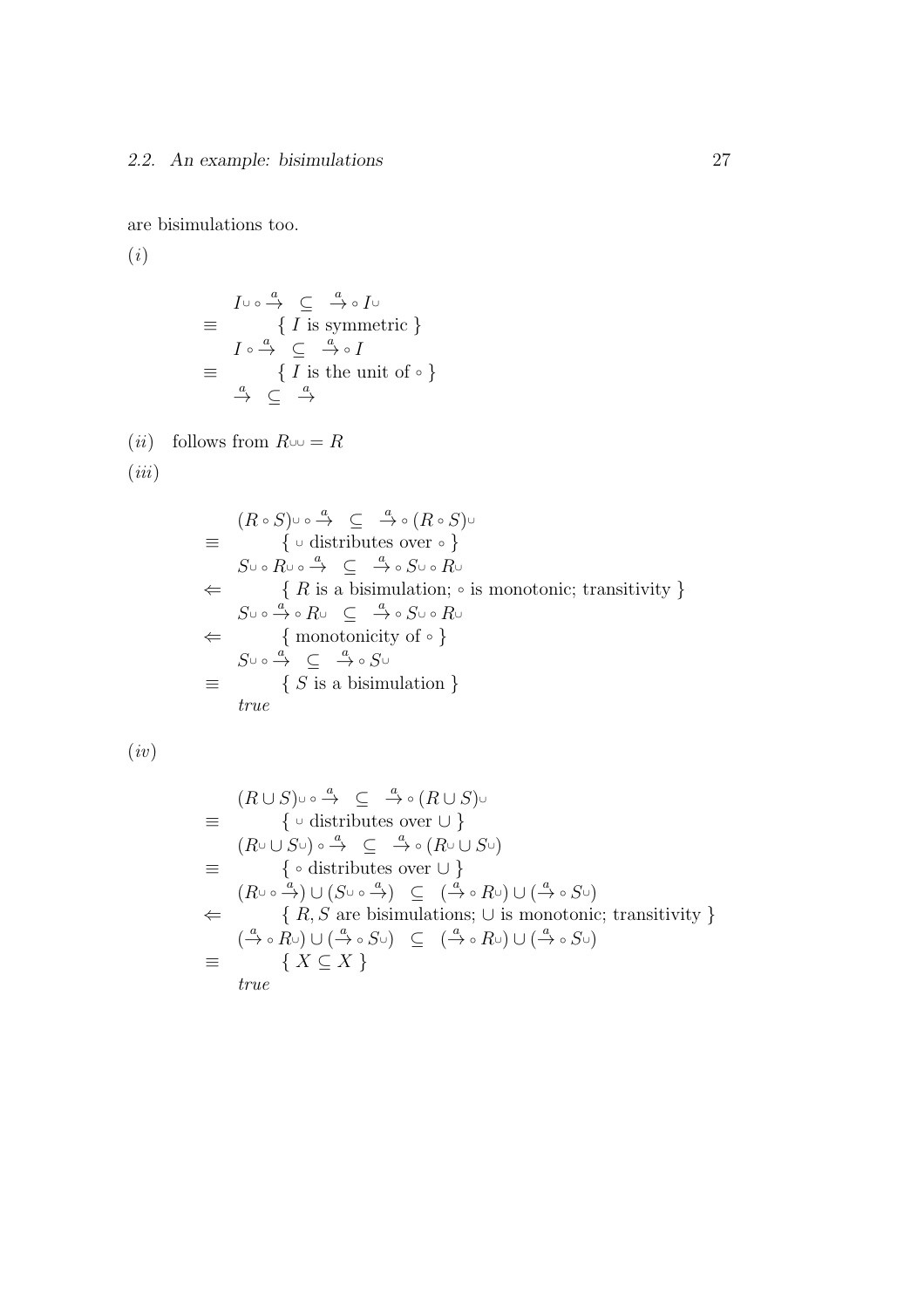are bisimulations too.

$(i)$

$$
\begin{array}{cl}
 & I^{\cup} \circ \xrightarrow{a} \;\subseteq\; \xrightarrow{a} \circ I^{\cup} \\
\equiv & \qquad \{\ I \text{ is symmetric }\} \\
 & I \circ \xrightarrow{a} \;\subseteq\; \xrightarrow{a} \circ I \\
\equiv & \qquad \{\ I \text{ is the unit of } \circ\ \} \\
 & \xrightarrow{a} \;\subseteq\; \xrightarrow{a}
\end{array}
$$

$(ii)$ follows from $R^{\cup\cup} = R$

$(iii)$

$$
\begin{array}{cl}
 & (R \circ S)^{\cup} \circ \xrightarrow{a} \;\subseteq\; \xrightarrow{a} \circ (R \circ S)^{\cup} \\
\equiv & \qquad \{\ {}^{\cup} \text{ distributes over } \circ\ \} \\
 & S^{\cup} \circ R^{\cup} \circ \xrightarrow{a} \;\subseteq\; \xrightarrow{a} \circ S^{\cup} \circ R^{\cup} \\
\Leftarrow & \qquad \{\ R \text{ is a bisimulation; } \circ \text{ is monotonic; transitivity }\} \\
 & S^{\cup} \circ \xrightarrow{a} \circ R^{\cup} \;\subseteq\; \xrightarrow{a} \circ S^{\cup} \circ R^{\cup} \\
\Leftarrow & \qquad \{\ \text{monotonicity of } \circ\ \} \\
 & S^{\cup} \circ \xrightarrow{a} \;\subseteq\; \xrightarrow{a} \circ S^{\cup} \\
\equiv & \qquad \{\ S \text{ is a bisimulation }\} \\
 & \mathit{true}
\end{array}
$$

$(iv)$

$$
\begin{array}{cl}
 & (R \cup S)^{\cup} \circ \xrightarrow{a} \;\subseteq\; \xrightarrow{a} \circ (R \cup S)^{\cup} \\
\equiv & \qquad \{\ {}^{\cup} \text{ distributes over } \cup\ \} \\
 & (R^{\cup} \cup S^{\cup}) \circ \xrightarrow{a} \;\subseteq\; \xrightarrow{a} \circ (R^{\cup} \cup S^{\cup}) \\
\equiv & \qquad \{\ \circ \text{ distributes over } \cup\ \} \\
 & (R^{\cup} \circ \xrightarrow{a}) \cup (S^{\cup} \circ \xrightarrow{a}) \;\subseteq\; (\xrightarrow{a} \circ R^{\cup}) \cup (\xrightarrow{a} \circ S^{\cup}) \\
\Leftarrow & \qquad \{\ R, S \text{ are bisimulations; } \cup \text{ is monotonic; transitivity }\} \\
 & (\xrightarrow{a} \circ R^{\cup}) \cup (\xrightarrow{a} \circ S^{\cup}) \;\subseteq\; (\xrightarrow{a} \circ R^{\cup}) \cup (\xrightarrow{a} \circ S^{\cup}) \\
\equiv & \qquad \{\ X \subseteq X\ \} \\
 & \mathit{true}
\end{array}
$$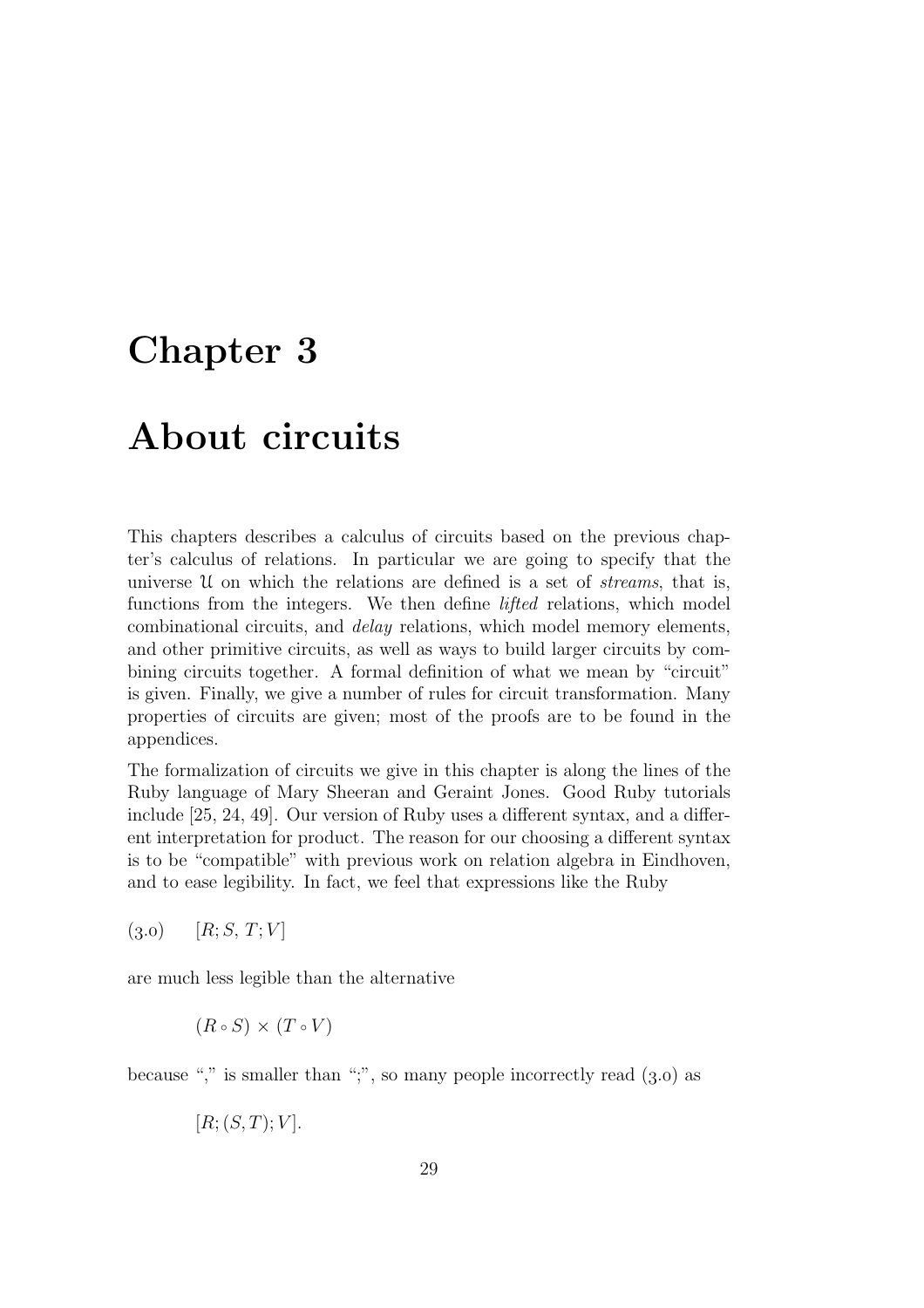# Chapter 3

# About circuits

This chapters describes a calculus of circuits based on the previous chapter's calculus of relations. In particular we are going to specify that the universe $\mathcal{U}$ on which the relations are defined is a set of *streams*, that is, functions from the integers. We then define *lifted* relations, which model combinational circuits, and *delay* relations, which model memory elements, and other primitive circuits, as well as ways to build larger circuits by combining circuits together. A formal definition of what we mean by "circuit" is given. Finally, we give a number of rules for circuit transformation. Many properties of circuits are given; most of the proofs are to be found in the appendices.

The formalization of circuits we give in this chapter is along the lines of the Ruby language of Mary Sheeran and Geraint Jones. Good Ruby tutorials include [25, 24, 49]. Our version of Ruby uses a different syntax, and a different interpretation for product. The reason for our choosing a different syntax is to be "compatible" with previous work on relation algebra in Eindhoven, and to ease legibility. In fact, we feel that expressions like the Ruby

(3.0) $\quad [R; S,\, T; V]$

are much less legible than the alternative

$$(R \circ S) \times (T \circ V)$$

because "," is smaller than ";", so many people incorrectly read (3.0) as

$$[R; (S, T); V].$$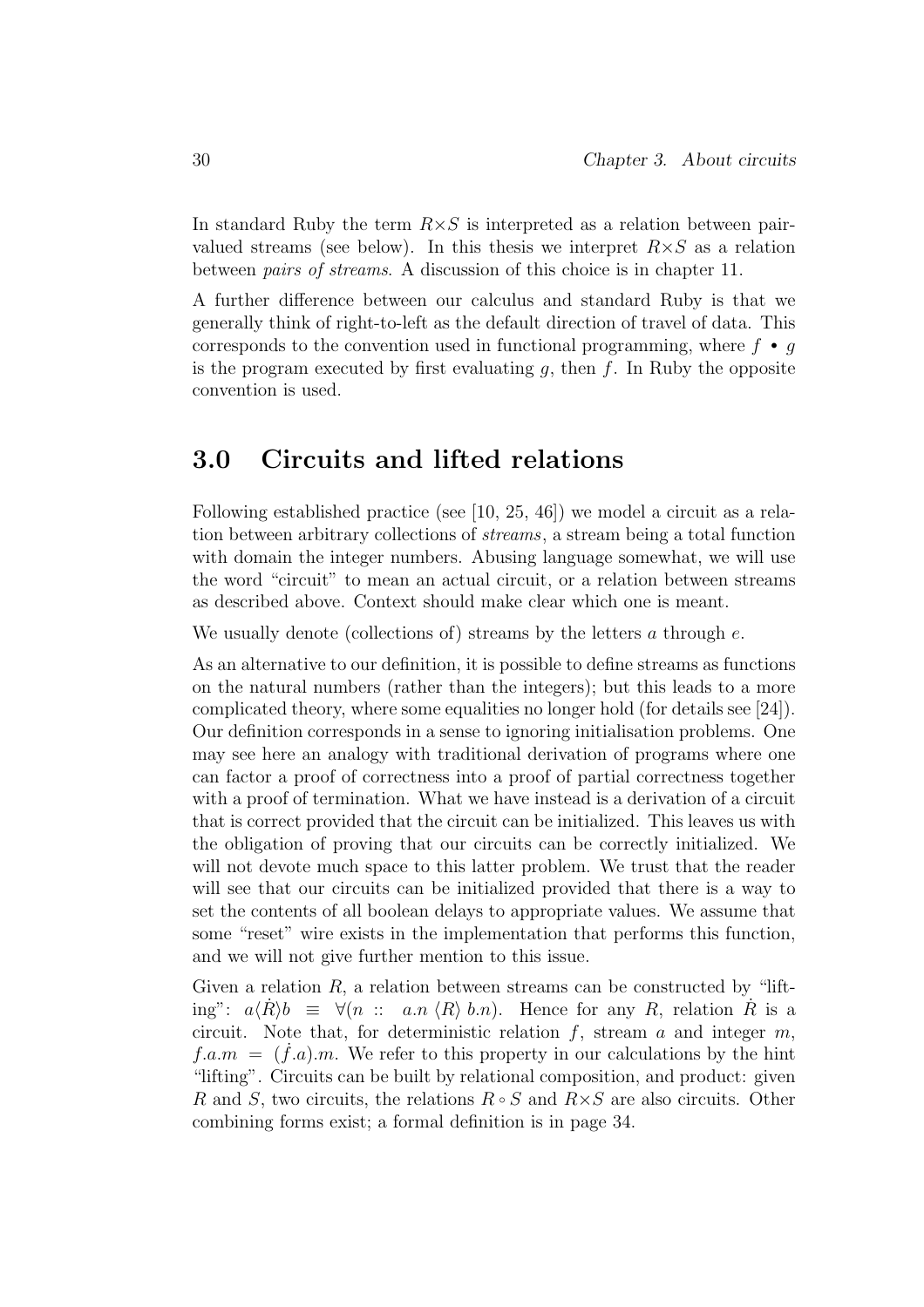In standard Ruby the term $R{\times}S$ is interpreted as a relation between pair-valued streams (see below). In this thesis we interpret $R{\times}S$ as a relation between *pairs of streams*. A discussion of this choice is in chapter 11.

A further difference between our calculus and standard Ruby is that we generally think of right-to-left as the default direction of travel of data. This corresponds to the convention used in functional programming, where $f \bullet g$ is the program executed by first evaluating $g$, then $f$. In Ruby the opposite convention is used.

## 3.0 Circuits and lifted relations

Following established practice (see [10, 25, 46]) we model a circuit as a relation between arbitrary collections of *streams*, a stream being a total function with domain the integer numbers. Abusing language somewhat, we will use the word "circuit" to mean an actual circuit, or a relation between streams as described above. Context should make clear which one is meant.

We usually denote (collections of) streams by the letters $a$ through $e$.

As an alternative to our definition, it is possible to define streams as functions on the natural numbers (rather than the integers); but this leads to a more complicated theory, where some equalities no longer hold (for details see [24]). Our definition corresponds in a sense to ignoring initialisation problems. One may see here an analogy with traditional derivation of programs where one can factor a proof of correctness into a proof of partial correctness together with a proof of termination. What we have instead is a derivation of a circuit that is correct provided that the circuit can be initialized. This leaves us with the obligation of proving that our circuits can be correctly initialized. We will not devote much space to this latter problem. We trust that the reader will see that our circuits can be initialized provided that there is a way to set the contents of all boolean delays to appropriate values. We assume that some "reset" wire exists in the implementation that performs this function, and we will not give further mention to this issue.

Given a relation $R$, a relation between streams can be constructed by "lifting": $a\langle\dot{R}\rangle b \;\equiv\; \forall(n \;::\; a.n\;\langle R\rangle\; b.n)$. Hence for any $R$, relation $\dot{R}$ is a circuit. Note that, for deterministic relation $f$, stream $a$ and integer $m$, $f.a.m \;=\; (\dot{f}.a).m$. We refer to this property in our calculations by the hint "lifting". Circuits can be built by relational composition, and product: given $R$ and $S$, two circuits, the relations $R \circ S$ and $R{\times}S$ are also circuits. Other combining forms exist; a formal definition is in page 34.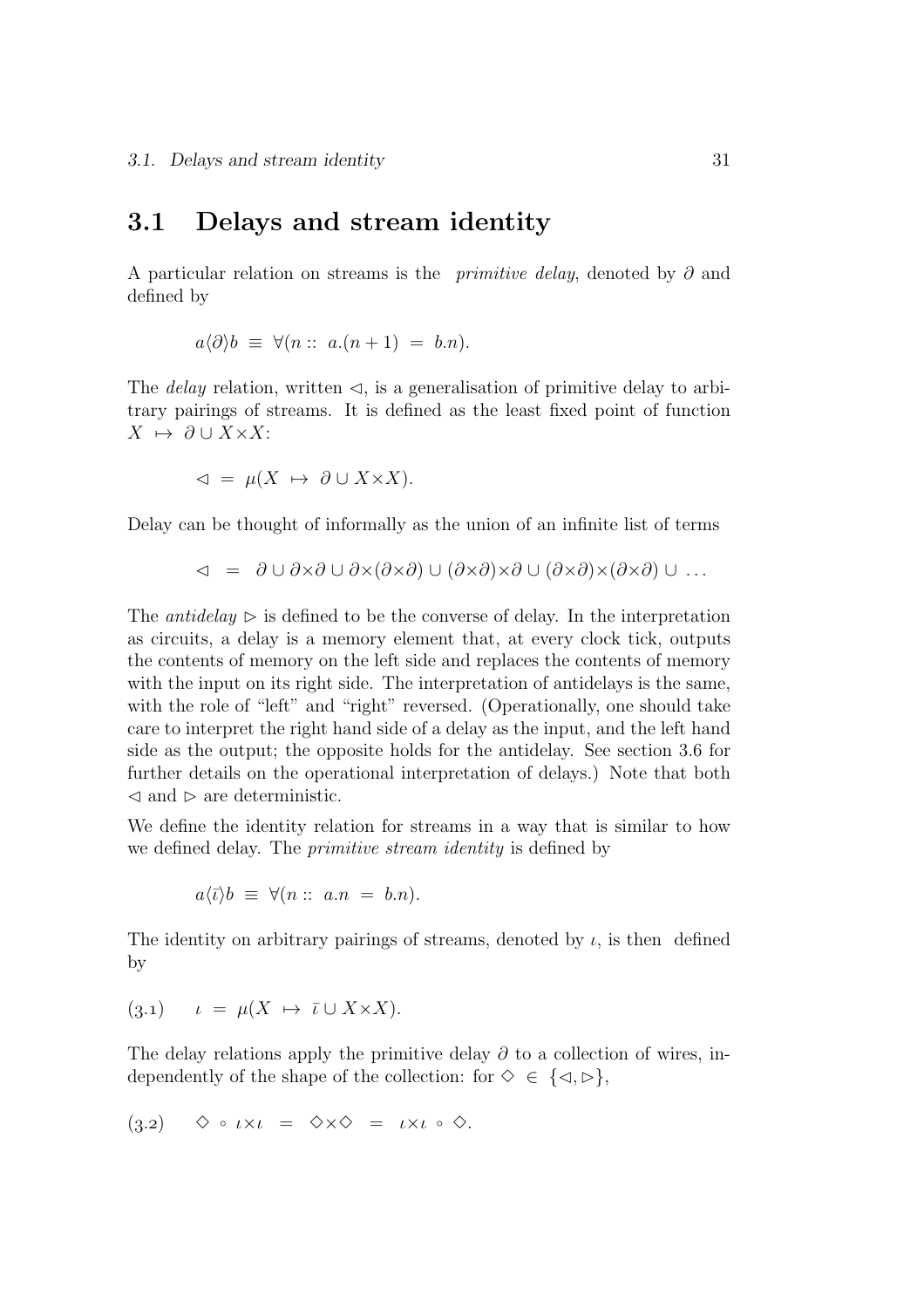## 3.1 Delays and stream identity

A particular relation on streams is the *primitive delay*, denoted by $\partial$ and defined by

$$a\langle\partial\rangle b \;\equiv\; \forall(n :: \; a.(n+1) \;=\; b.n).$$

The *delay* relation, written $\lhd$, is a generalisation of primitive delay to arbitrary pairings of streams. It is defined as the least fixed point of function $X \;\mapsto\; \partial \cup X{\times}X$:

$$\lhd \;=\; \mu(X \;\mapsto\; \partial \cup X{\times}X).$$

Delay can be thought of informally as the union of an infinite list of terms

$$\lhd \quad=\quad \partial \cup \partial{\times}\partial \cup \partial{\times}(\partial{\times}\partial) \cup (\partial{\times}\partial){\times}\partial \cup (\partial{\times}\partial){\times}(\partial{\times}\partial) \cup \;\ldots$$

The *antidelay* $\rhd$ is defined to be the converse of delay. In the interpretation as circuits, a delay is a memory element that, at every clock tick, outputs the contents of memory on the left side and replaces the contents of memory with the input on its right side. The interpretation of antidelays is the same, with the role of "left" and "right" reversed. (Operationally, one should take care to interpret the right hand side of a delay as the input, and the left hand side as the output; the opposite holds for the antidelay. See section 3.6 for further details on the operational interpretation of delays.) Note that both $\lhd$ and $\rhd$ are deterministic.

We define the identity relation for streams in a way that is similar to how we defined delay. The *primitive stream identity* is defined by

$$a\langle\bar{\iota}\rangle b \;\equiv\; \forall(n :: \; a.n \;=\; b.n).$$

The identity on arbitrary pairings of streams, denoted by $\iota$, is then defined by

$$(3.1) \qquad \iota \;=\; \mu(X \;\mapsto\; \bar{\iota} \cup X{\times}X).$$

The delay relations apply the primitive delay $\partial$ to a collection of wires, independently of the shape of the collection: for $\diamond \;\in\; \{\lhd, \rhd\}$,

$$(3.2) \qquad \diamond \circ \iota{\times}\iota \;\;=\;\; \diamond{\times}\diamond \;\;=\;\; \iota{\times}\iota \circ \diamond.$$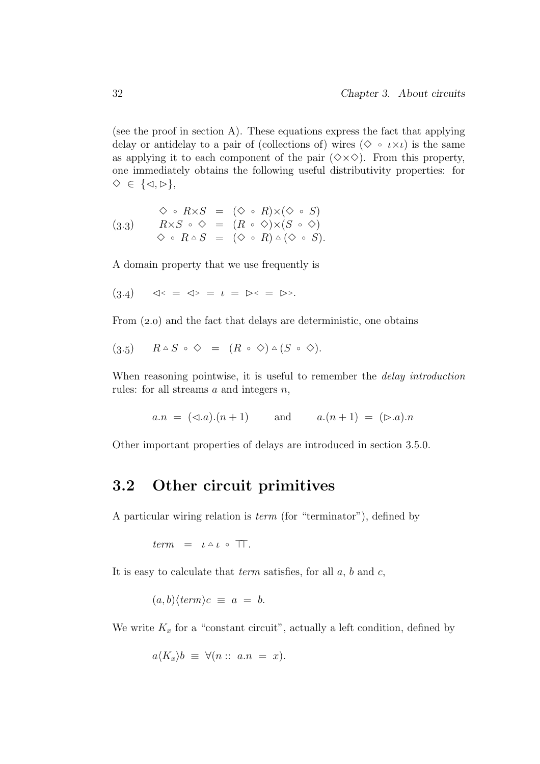(see the proof in section A). These equations express the fact that applying delay or antidelay to a pair of (collections of) wires ($\Diamond \circ \iota{\times}\iota$) is the same as applying it to each component of the pair ($\Diamond{\times}\Diamond$). From this property, one immediately obtains the following useful distributivity properties: for $\Diamond \in \{\lhd, \rhd\}$,

$$
\begin{array}{lrcl}
(3.3) & \Diamond \circ R{\times}S & = & (\Diamond \circ R){\times}(\Diamond \circ S) \\
 & R{\times}S \circ \Diamond & = & (R \circ \Diamond){\times}(S \circ \Diamond) \\
 & \Diamond \circ R \vartriangle S & = & (\Diamond \circ R) \vartriangle (\Diamond \circ S).
\end{array}
$$

A domain property that we use frequently is

$$(3.4) \qquad \lhd{<} \;=\; \lhd{>} \;=\; \iota \;=\; \rhd{<} \;=\; \rhd{>}.$$

From (2.0) and the fact that delays are deterministic, one obtains

$$(3.5) \qquad R \vartriangle S \circ \Diamond \;=\; (R \circ \Diamond) \vartriangle (S \circ \Diamond).$$

When reasoning pointwise, it is useful to remember the *delay introduction* rules: for all streams $a$ and integers $n$,

$$a.n \;=\; (\lhd.a).(n+1) \qquad \text{and} \qquad a.(n+1) \;=\; (\rhd.a).n$$

Other important properties of delays are introduced in section 3.5.0.

## 3.2 Other circuit primitives

A particular wiring relation is *term* (for "terminator"), defined by

$$term \;=\; \iota \vartriangle \iota \circ \top\!\top.$$

It is easy to calculate that *term* satisfies, for all $a$, $b$ and $c$,

$$(a,b)\langle term \rangle c \;\equiv\; a \;=\; b.$$

We write $K_x$ for a "constant circuit", actually a left condition, defined by

$$a\langle K_x \rangle b \;\equiv\; \forall(n ::\; a.n \;=\; x).$$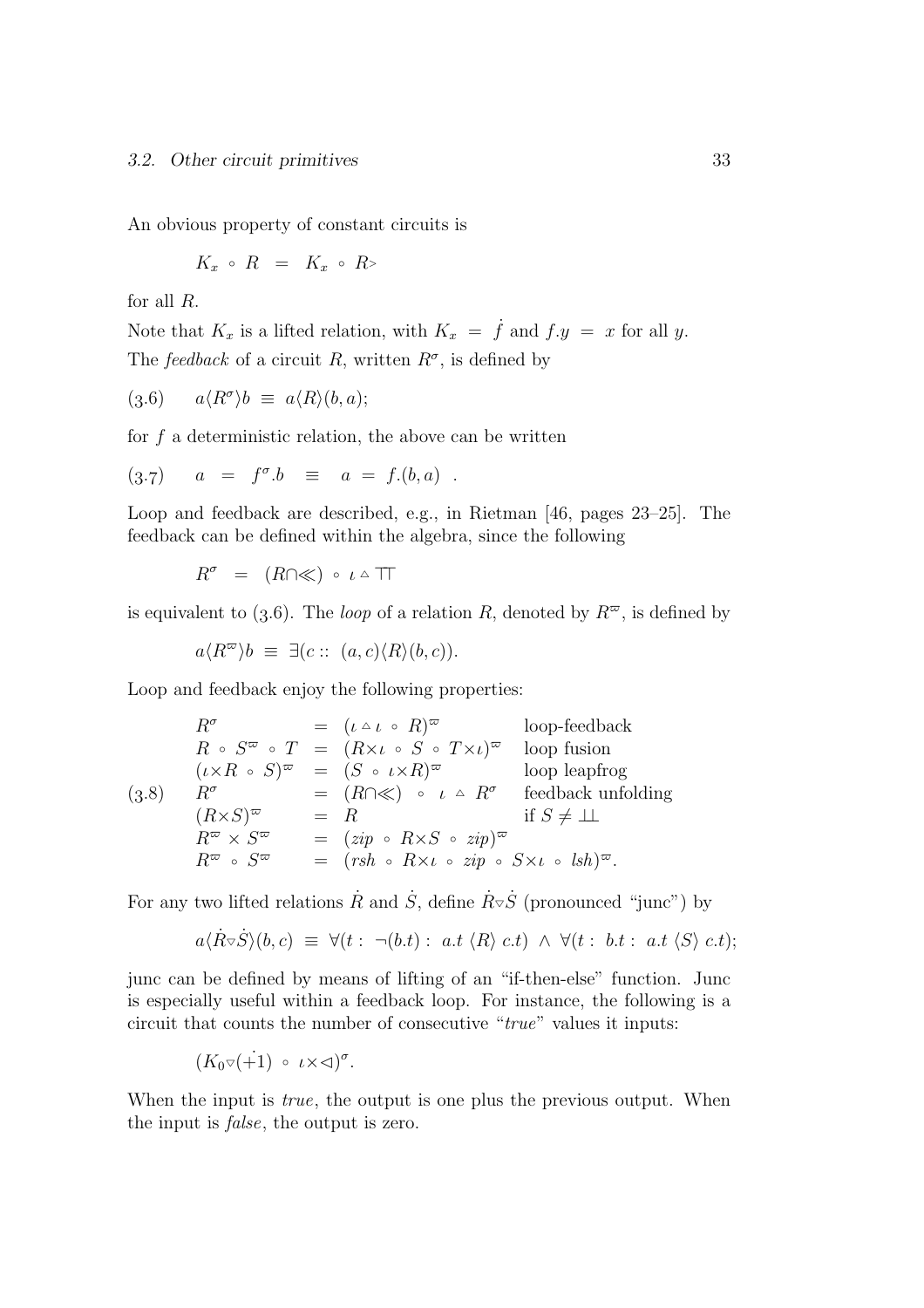An obvious property of constant circuits is

$$K_x \circ R \;=\; K_x \circ R{>}$$

for all $R$.

Note that $K_x$ is a lifted relation, with $K_x = \dot{f}$ and $f.y = x$ for all $y$.

The *feedback* of a circuit $R$, written $R^\sigma$, is defined by

$$(3.6) \qquad a\langle R^\sigma\rangle b \;\equiv\; a\langle R\rangle(b,a);$$

for $f$ a deterministic relation, the above can be written

$$(3.7) \qquad a \;=\; f^\sigma.b \quad\equiv\quad a \;=\; f.(b,a) \quad .$$

Loop and feedback are described, e.g., in Rietman [46, pages 23–25]. The feedback can be defined within the algebra, since the following

$$R^\sigma \;=\; (R \cap \ll) \circ \iota \vartriangle \top\!\top$$

is equivalent to (3.6). The *loop* of a relation $R$, denoted by $R^\varpi$, is defined by

$$a\langle R^\varpi\rangle b \;\equiv\; \exists(c :: \; (a,c)\langle R\rangle(b,c)).$$

Loop and feedback enjoy the following properties:

$$
(3.8) \qquad
\begin{array}{lcll}
R^\sigma & = & (\iota \vartriangle \iota \circ R)^\varpi & \text{loop-feedback} \\
R \circ S^\varpi \circ T & = & (R{\times}\iota \circ S \circ T{\times}\iota)^\varpi & \text{loop fusion} \\
(\iota{\times}R \circ S)^\varpi & = & (S \circ \iota{\times}R)^\varpi & \text{loop leapfrog} \\
R^\sigma & = & (R \cap \ll) \circ \iota \vartriangle R^\sigma & \text{feedback unfolding} \\
(R{\times}S)^\varpi & = & R & \text{if } S \neq \perp\!\!\perp \\
R^\varpi \times S^\varpi & = & (zip \circ R{\times}S \circ zip)^\varpi & \\
R^\varpi \circ S^\varpi & = & (rsh \circ R{\times}\iota \circ zip \circ S{\times}\iota \circ lsh)^\varpi . &
\end{array}
$$

For any two lifted relations $\dot{R}$ and $\dot{S}$, define $\dot{R} \triangledown \dot{S}$ (pronounced "junc") by

$$a\langle \dot{R} \triangledown \dot{S}\rangle(b,c) \;\equiv\; \forall(t : \; \neg(b.t) : \; a.t \;\langle R\rangle\; c.t) \;\wedge\; \forall(t : \; b.t : \; a.t \;\langle S\rangle\; c.t);$$

junc can be defined by means of lifting of an "if-then-else" function. Junc is especially useful within a feedback loop. For instance, the following is a circuit that counts the number of consecutive "*true*" values it inputs:

$$(K_0 \triangledown (\dot{+1}) \circ \iota \times \lhd)^\sigma.$$

When the input is *true*, the output is one plus the previous output. When the input is *false*, the output is zero.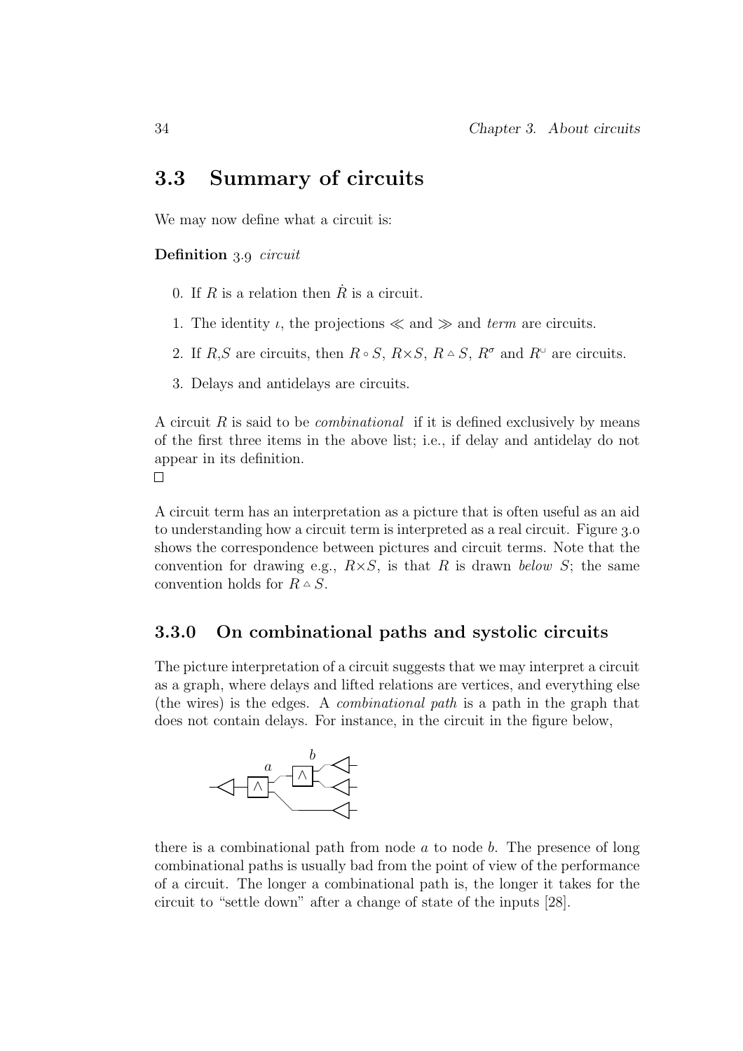## 3.3 Summary of circuits

We may now define what a circuit is:

**Definition** 3.9 *circuit*

0. If $R$ is a relation then $\dot{R}$ is a circuit.
1. The identity $\iota$, the projections $\ll$ and $\gg$ and *term* are circuits.
2. If $R$,$S$ are circuits, then $R \circ S$, $R{\times}S$, $R \vartriangle S$, $R^{\sigma}$ and $R^{\cup}$ are circuits.
3. Delays and antidelays are circuits.

A circuit $R$ is said to be *combinational* if it is defined exclusively by means of the first three items in the above list; i.e., if delay and antidelay do not appear in its definition.
□

A circuit term has an interpretation as a picture that is often useful as an aid to understanding how a circuit term is interpreted as a real circuit. Figure 3.0 shows the correspondence between pictures and circuit terms. Note that the convention for drawing e.g., $R{\times}S$, is that $R$ is drawn *below* $S$; the same convention holds for $R \vartriangle S$.

### 3.3.0 On combinational paths and systolic circuits

The picture interpretation of a circuit suggests that we may interpret a circuit as a graph, where delays and lifted relations are vertices, and everything else (the wires) is the edges. A *combinational path* is a path in the graph that does not contain delays. For instance, in the circuit in the figure below,

$a$

$b$

$\wedge$

$\wedge$

there is a combinational path from node $a$ to node $b$. The presence of long combinational paths is usually bad from the point of view of the performance of a circuit. The longer a combinational path is, the longer it takes for the circuit to "settle down" after a change of state of the inputs [28].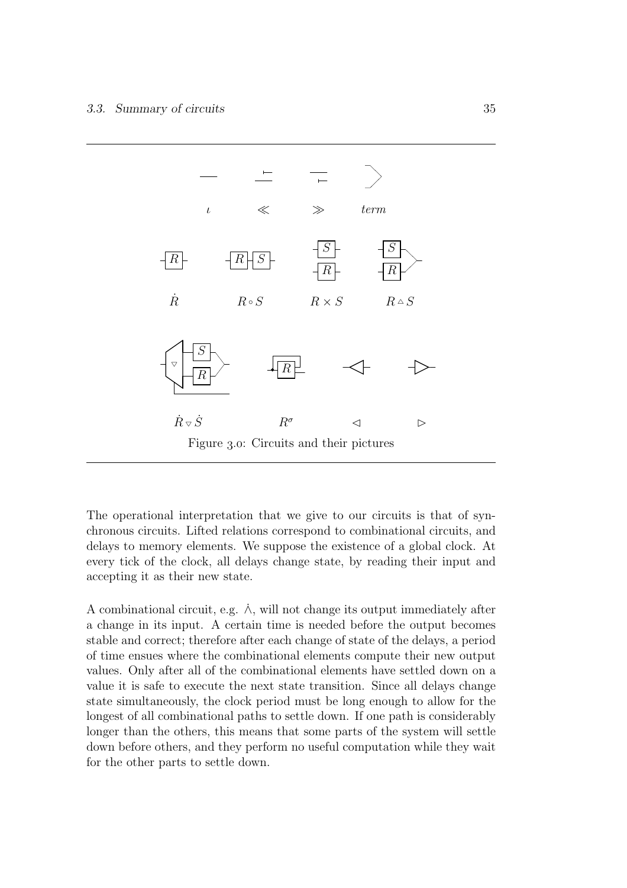$\iota$ $\ll$ $\gg$ *term*

$\dot{R}$ $R \circ S$ $R \times S$ $R \vartriangle S$

$\dot{R} \triangledown \dot{S}$ $R^\sigma$ $\lhd$ $\rhd$

Figure 3.0: Circuits and their pictures

The operational interpretation that we give to our circuits is that of synchronous circuits. Lifted relations correspond to combinational circuits, and delays to memory elements. We suppose the existence of a global clock. At every tick of the clock, all delays change state, by reading their input and accepting it as their new state.

A combinational circuit, e.g. $\dot{\wedge}$, will not change its output immediately after a change in its input. A certain time is needed before the output becomes stable and correct; therefore after each change of state of the delays, a period of time ensues where the combinational elements compute their new output values. Only after all of the combinational elements have settled down on a value it is safe to execute the next state transition. Since all delays change state simultaneously, the clock period must be long enough to allow for the longest of all combinational paths to settle down. If one path is considerably longer than the others, this means that some parts of the system will settle down before others, and they perform no useful computation while they wait for the other parts to settle down.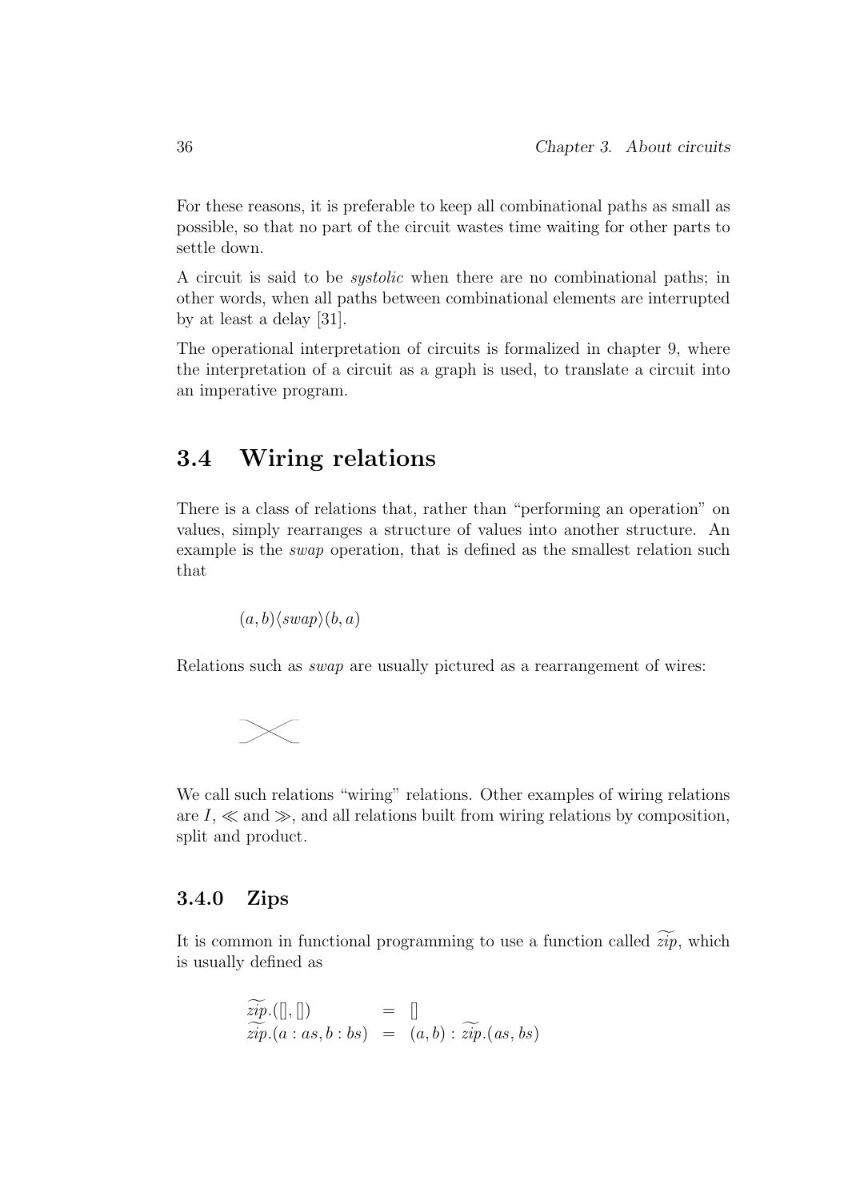For these reasons, it is preferable to keep all combinational paths as small as possible, so that no part of the circuit wastes time waiting for other parts to settle down.

A circuit is said to be *systolic* when there are no combinational paths; in other words, when all paths between combinational elements are interrupted by at least a delay [31].

The operational interpretation of circuits is formalized in chapter 9, where the interpretation of a circuit as a graph is used, to translate a circuit into an imperative program.

## 3.4 Wiring relations

There is a class of relations that, rather than "performing an operation" on values, simply rearranges a structure of values into another structure. An example is the *swap* operation, that is defined as the smallest relation such that

$$(a, b)\langle swap\rangle(b, a)$$

Relations such as *swap* are usually pictured as a rearrangement of wires:

We call such relations "wiring" relations. Other examples of wiring relations are $I$, $\ll$ and $\gg$, and all relations built from wiring relations by composition, split and product.

### 3.4.0 Zips

It is common in functional programming to use a function called $\widetilde{zip}$, which is usually defined as

$$\begin{array}{lcl} \widetilde{zip}.([], []) & = & [] \\ \widetilde{zip}.(a : as, b : bs) & = & (a, b) : \widetilde{zip}.(as, bs) \end{array}$$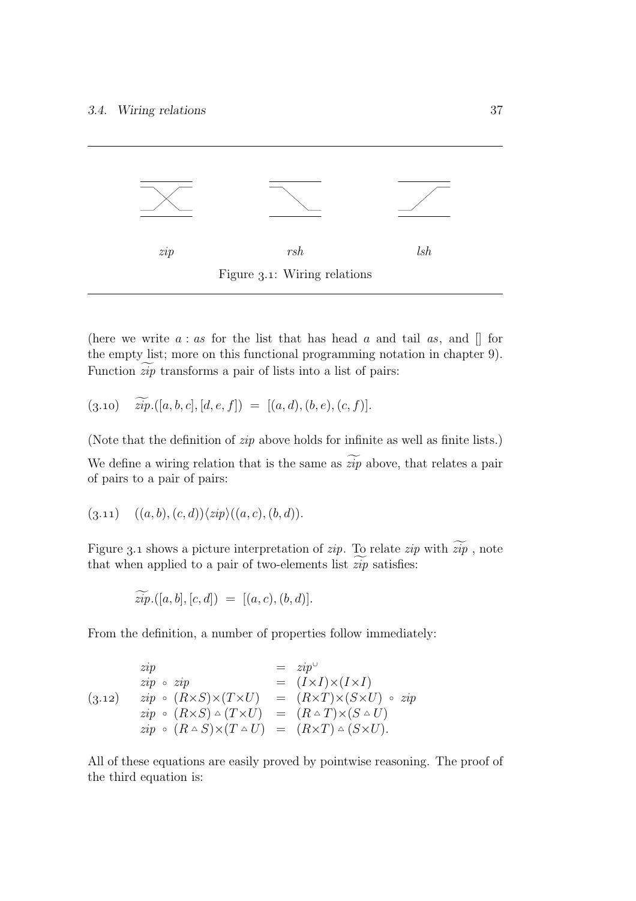zip

rsh

lsh

Figure 3.1: Wiring relations

(here we write $a : as$ for the list that has head $a$ and tail $as$, and $[]$ for the empty list; more on this functional programming notation in chapter 9). Function $\widetilde{zip}$ transforms a pair of lists into a list of pairs:

$$(3.10) \quad \widetilde{zip}.([a,b,c],[d,e,f]) \;=\; [(a,d),(b,e),(c,f)].$$

(Note that the definition of $zip$ above holds for infinite as well as finite lists.)

We define a wiring relation that is the same as $\widetilde{zip}$ above, that relates a pair of pairs to a pair of pairs:

$$(3.11) \quad ((a,b),(c,d))\langle zip\rangle((a,c),(b,d)).$$

Figure 3.1 shows a picture interpretation of $zip$. To relate $zip$ with $\widetilde{zip}$ , note that when applied to a pair of two-elements list $\widetilde{zip}$ satisfies:

$$\widetilde{zip}.([a,b],[c,d]) \;=\; [(a,c),(b,d)].$$

From the definition, a number of properties follow immediately:

$$(3.12) \quad \begin{array}{lcl} zip & = & zip^{\cup} \\ zip \circ zip & = & (I{\times}I){\times}(I{\times}I) \\ zip \circ (R{\times}S){\times}(T{\times}U) & = & (R{\times}T){\times}(S{\times}U) \circ zip \\ zip \circ (R{\times}S) \vartriangle (T{\times}U) & = & (R \vartriangle T){\times}(S \vartriangle U) \\ zip \circ (R \vartriangle S){\times}(T \vartriangle U) & = & (R{\times}T) \vartriangle (S{\times}U). \end{array}$$

All of these equations are easily proved by pointwise reasoning. The proof of the third equation is: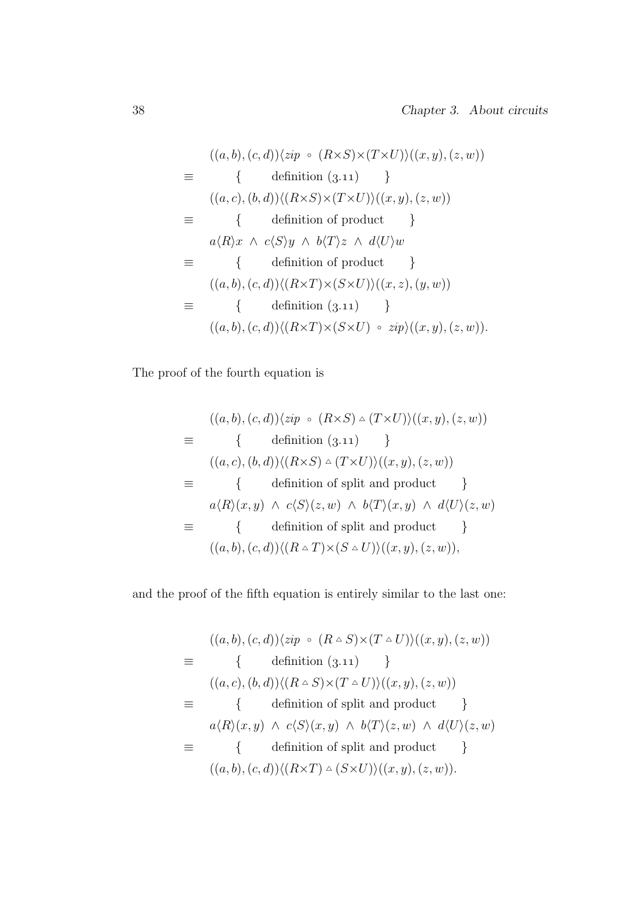$$
\begin{array}{ll}
& ((a,b),(c,d))\langle zip \circ (R{\times}S){\times}(T{\times}U)\rangle((x,y),(z,w)) \\
\equiv & \qquad \{ \quad \text{definition (3.11)} \quad \} \\
& ((a,c),(b,d))\langle (R{\times}S){\times}(T{\times}U)\rangle((x,y),(z,w)) \\
\equiv & \qquad \{ \quad \text{definition of product} \quad \} \\
& a\langle R\rangle x \ \wedge \ c\langle S\rangle y \ \wedge \ b\langle T\rangle z \ \wedge \ d\langle U\rangle w \\
\equiv & \qquad \{ \quad \text{definition of product} \quad \} \\
& ((a,b),(c,d))\langle (R{\times}T){\times}(S{\times}U)\rangle((x,z),(y,w)) \\
\equiv & \qquad \{ \quad \text{definition (3.11)} \quad \} \\
& ((a,b),(c,d))\langle (R{\times}T){\times}(S{\times}U) \circ zip\rangle((x,y),(z,w)).
\end{array}
$$

The proof of the fourth equation is

$$
\begin{array}{ll}
& ((a,b),(c,d))\langle zip \circ (R{\times}S) \vartriangle (T{\times}U)\rangle((x,y),(z,w)) \\
\equiv & \qquad \{ \quad \text{definition (3.11)} \quad \} \\
& ((a,c),(b,d))\langle (R{\times}S) \vartriangle (T{\times}U)\rangle((x,y),(z,w)) \\
\equiv & \qquad \{ \quad \text{definition of split and product} \quad \} \\
& a\langle R\rangle(x,y) \ \wedge \ c\langle S\rangle(z,w) \ \wedge \ b\langle T\rangle(x,y) \ \wedge \ d\langle U\rangle(z,w) \\
\equiv & \qquad \{ \quad \text{definition of split and product} \quad \} \\
& ((a,b),(c,d))\langle (R \vartriangle T){\times}(S \vartriangle U)\rangle((x,y),(z,w)),
\end{array}
$$

and the proof of the fifth equation is entirely similar to the last one:

$$
\begin{array}{ll}
& ((a,b),(c,d))\langle zip \circ (R \vartriangle S){\times}(T \vartriangle U)\rangle((x,y),(z,w)) \\
\equiv & \qquad \{ \quad \text{definition (3.11)} \quad \} \\
& ((a,c),(b,d))\langle (R \vartriangle S){\times}(T \vartriangle U)\rangle((x,y),(z,w)) \\
\equiv & \qquad \{ \quad \text{definition of split and product} \quad \} \\
& a\langle R\rangle(x,y) \ \wedge \ c\langle S\rangle(x,y) \ \wedge \ b\langle T\rangle(z,w) \ \wedge \ d\langle U\rangle(z,w) \\
\equiv & \qquad \{ \quad \text{definition of split and product} \quad \} \\
& ((a,b),(c,d))\langle (R{\times}T) \vartriangle (S{\times}U)\rangle((x,y),(z,w)).
\end{array}
$$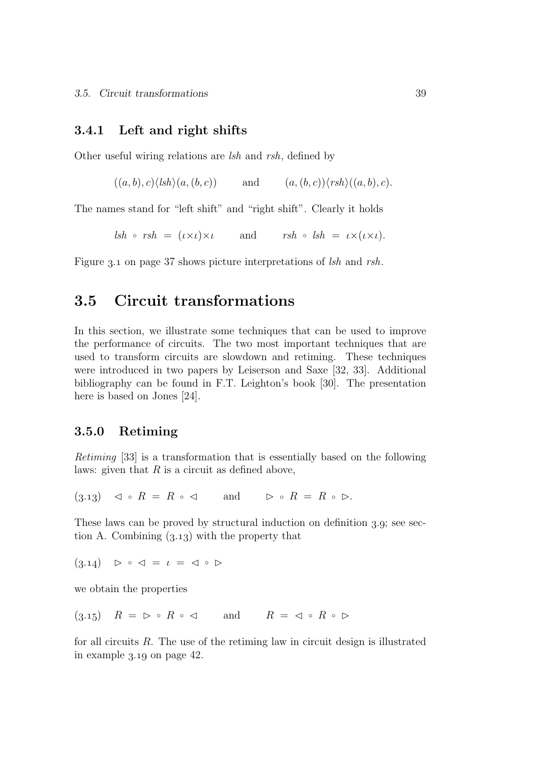### 3.4.1 Left and right shifts

Other useful wiring relations are *lsh* and *rsh*, defined by

$$((a,b),c)\langle lsh\rangle(a,(b,c)) \qquad \text{and} \qquad (a,(b,c))\langle rsh\rangle((a,b),c).$$

The names stand for "left shift" and "right shift". Clearly it holds

$$lsh \circ rsh \;=\; (\iota\times\iota)\times\iota \qquad \text{and} \qquad rsh \circ lsh \;=\; \iota\times(\iota\times\iota).$$

Figure 3.1 on page 37 shows picture interpretations of *lsh* and *rsh*.

## 3.5 Circuit transformations

In this section, we illustrate some techniques that can be used to improve the performance of circuits. The two most important techniques that are used to transform circuits are slowdown and retiming. These techniques were introduced in two papers by Leiserson and Saxe [32, 33]. Additional bibliography can be found in F.T. Leighton's book [30]. The presentation here is based on Jones [24].

### 3.5.0 Retiming

*Retiming* [33] is a transformation that is essentially based on the following laws: given that $R$ is a circuit as defined above,

$$(3.13) \quad \lhd \circ R \;=\; R \circ \lhd \qquad \text{and} \qquad \rhd \circ R \;=\; R \circ \rhd.$$

These laws can be proved by structural induction on definition 3.9; see section A. Combining (3.13) with the property that

$$(3.14) \quad \rhd \circ \lhd \;=\; \iota \;=\; \lhd \circ \rhd$$

we obtain the properties

$$(3.15) \quad R \;=\; \rhd \circ R \circ \lhd \qquad \text{and} \qquad R \;=\; \lhd \circ R \circ \rhd$$

for all circuits $R$. The use of the retiming law in circuit design is illustrated in example 3.19 on page 42.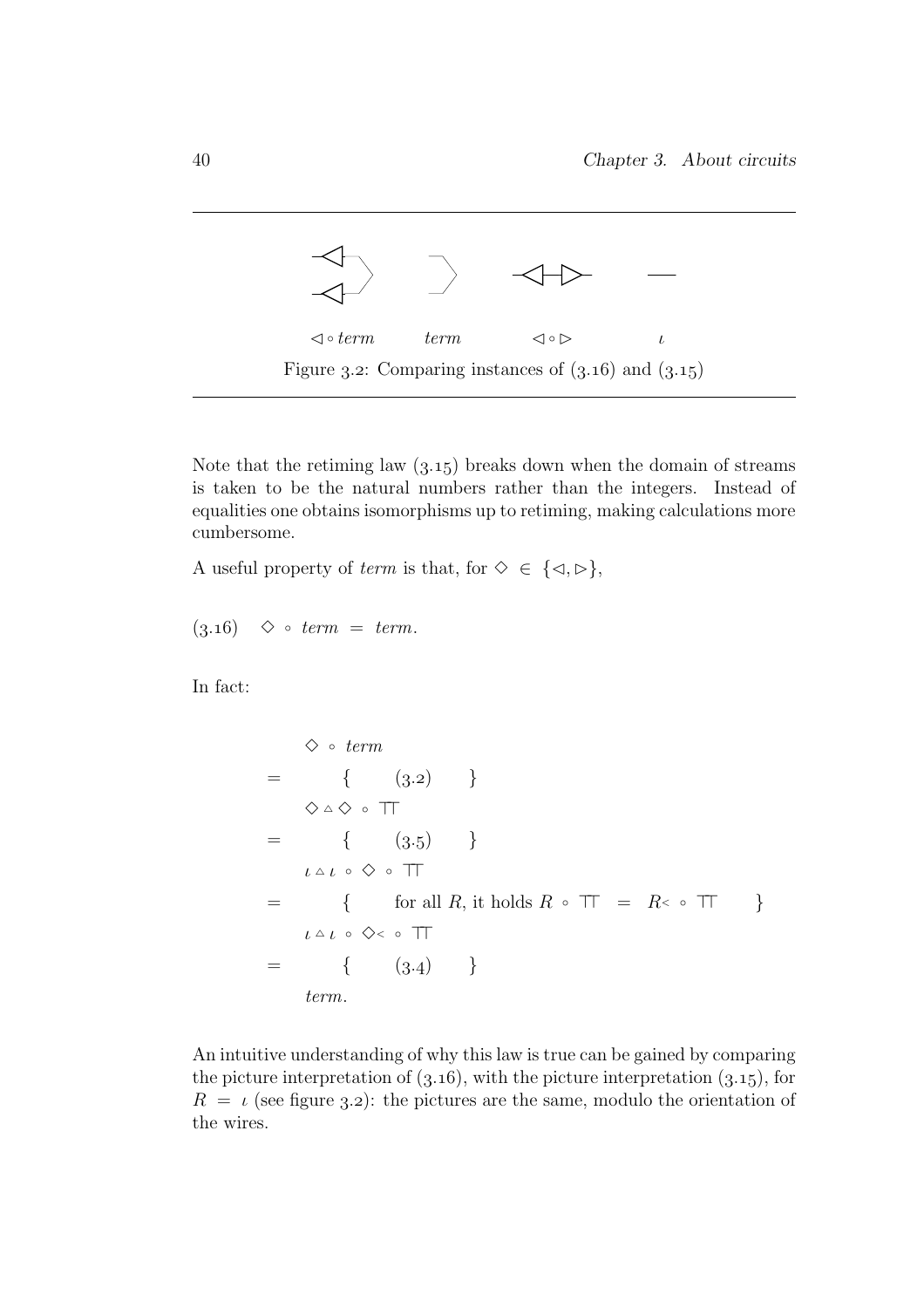$\lhd \circ term$ &nbsp;&nbsp;&nbsp;&nbsp; $term$ &nbsp;&nbsp;&nbsp;&nbsp; $\lhd \circ \rhd$ &nbsp;&nbsp;&nbsp;&nbsp; $\iota$

Figure 3.2: Comparing instances of (3.16) and (3.15)

Note that the retiming law (3.15) breaks down when the domain of streams is taken to be the natural numbers rather than the integers. Instead of equalities one obtains isomorphisms up to retiming, making calculations more cumbersome.

A useful property of *term* is that, for $\diamond \in \{\lhd, \rhd\}$,

$$(3.16) \quad \diamond \circ term = term.$$

In fact:

$$
\begin{array}{ll}
 & \diamond \circ term \\
= & \{ \quad (3.2) \quad \} \\
 & \diamond \vartriangle \diamond \circ \top\!\top \\
= & \{ \quad (3.5) \quad \} \\
 & \iota \vartriangle \iota \circ \diamond \circ \top\!\top \\
= & \{ \quad \text{for all } R \text{, it holds } R \circ \top\!\top = R_{<} \circ \top\!\top \quad \} \\
 & \iota \vartriangle \iota \circ \diamond_{<} \circ \top\!\top \\
= & \{ \quad (3.4) \quad \} \\
 & term.
\end{array}
$$

An intuitive understanding of why this law is true can be gained by comparing the picture interpretation of (3.16), with the picture interpretation (3.15), for $R = \iota$ (see figure 3.2): the pictures are the same, modulo the orientation of the wires.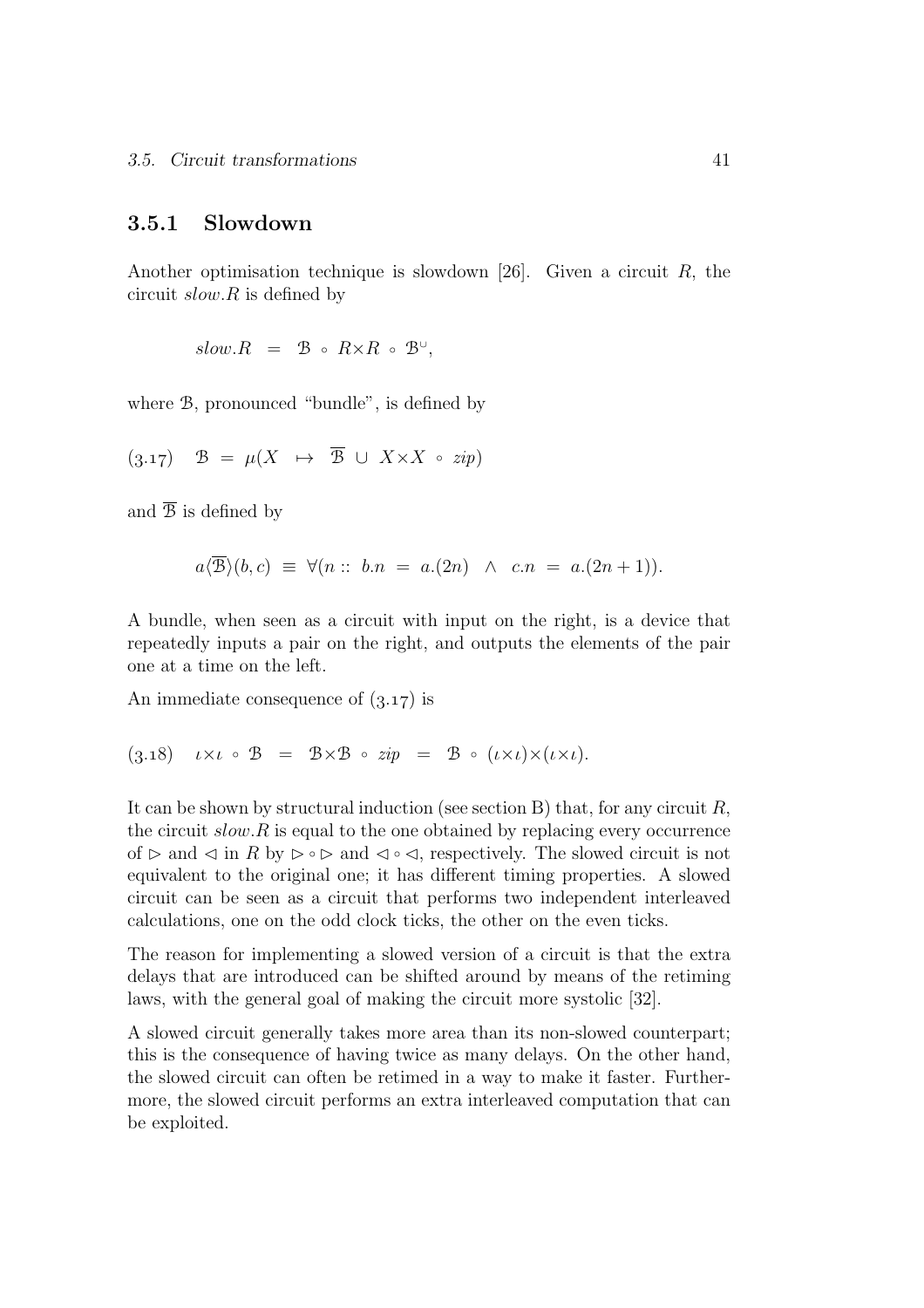### 3.5.1 Slowdown

Another optimisation technique is slowdown [26]. Given a circuit $R$, the circuit $slow.R$ is defined by

$$slow.R \;=\; \mathcal{B} \circ R{\times}R \circ \mathcal{B}^{\cup},$$

where $\mathcal{B}$, pronounced "bundle", is defined by

$$(3.17) \quad \mathcal{B} \;=\; \mu(X \;\mapsto\; \overline{\mathcal{B}} \;\cup\; X{\times}X \circ zip)$$

and $\overline{\mathcal{B}}$ is defined by

$$a\langle\overline{\mathcal{B}}\rangle(b,c) \;\equiv\; \forall(n :: \;b.n \;=\; a.(2n) \;\;\wedge\;\; c.n \;=\; a.(2n+1)).$$

A bundle, when seen as a circuit with input on the right, is a device that repeatedly inputs a pair on the right, and outputs the elements of the pair one at a time on the left.

An immediate consequence of (3.17) is

$$(3.18) \quad \iota{\times}\iota \circ \mathcal{B} \;=\; \mathcal{B}{\times}\mathcal{B} \circ zip \;=\; \mathcal{B} \circ (\iota{\times}\iota){\times}(\iota{\times}\iota).$$

It can be shown by structural induction (see section B) that, for any circuit $R$, the circuit $slow.R$ is equal to the one obtained by replacing every occurrence of $\rhd$ and $\lhd$ in $R$ by $\rhd \circ \rhd$ and $\lhd \circ \lhd$, respectively. The slowed circuit is not equivalent to the original one; it has different timing properties. A slowed circuit can be seen as a circuit that performs two independent interleaved calculations, one on the odd clock ticks, the other on the even ticks.

The reason for implementing a slowed version of a circuit is that the extra delays that are introduced can be shifted around by means of the retiming laws, with the general goal of making the circuit more systolic [32].

A slowed circuit generally takes more area than its non-slowed counterpart; this is the consequence of having twice as many delays. On the other hand, the slowed circuit can often be retimed in a way to make it faster. Furthermore, the slowed circuit performs an extra interleaved computation that can be exploited.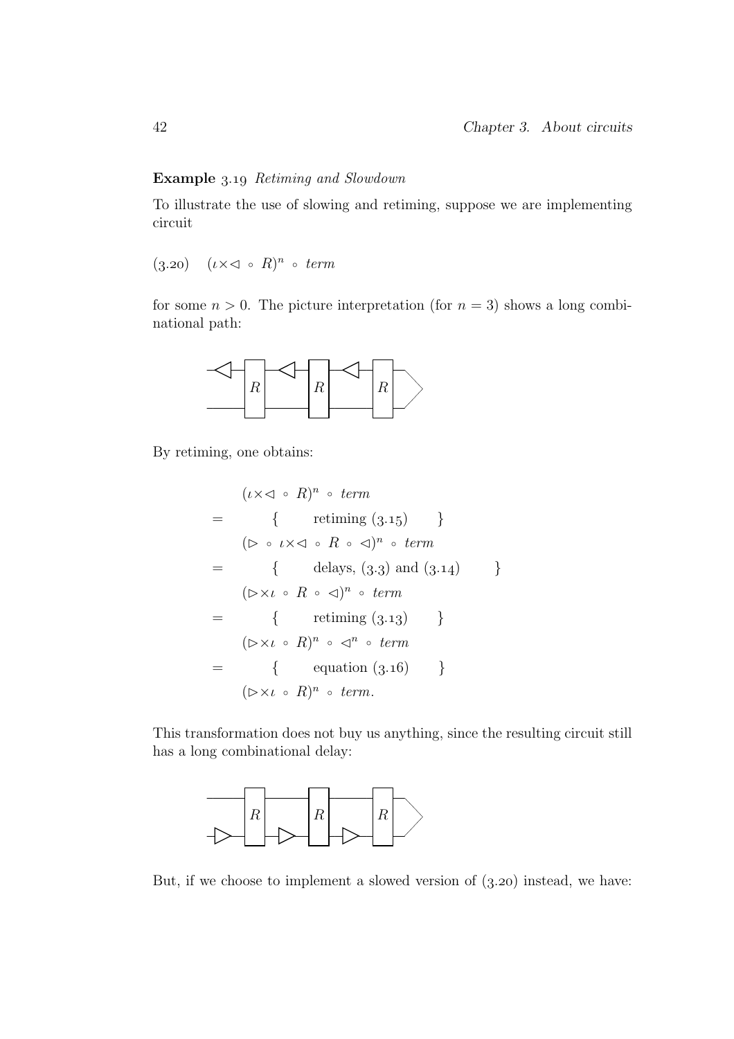**Example** 3.19 *Retiming and Slowdown*

To illustrate the use of slowing and retiming, suppose we are implementing circuit

(3.20) $\quad (\iota \times \lhd \circ R)^n \circ \mathit{term}$

for some $n > 0$. The picture interpretation (for $n = 3$) shows a long combinational path:

By retiming, one obtains:

$$
\begin{array}{ll}
 & (\iota \times \lhd \circ R)^n \circ \mathit{term} \\
= & \quad \{ \quad \text{retiming (3.15)} \quad \} \\
 & (\rhd \circ \iota \times \lhd \circ R \circ \lhd)^n \circ \mathit{term} \\
= & \quad \{ \quad \text{delays, (3.3) and (3.14)} \quad \} \\
 & (\rhd \times \iota \circ R \circ \lhd)^n \circ \mathit{term} \\
= & \quad \{ \quad \text{retiming (3.13)} \quad \} \\
 & (\rhd \times \iota \circ R)^n \circ \lhd^n \circ \mathit{term} \\
= & \quad \{ \quad \text{equation (3.16)} \quad \} \\
 & (\rhd \times \iota \circ R)^n \circ \mathit{term}.
\end{array}
$$

This transformation does not buy us anything, since the resulting circuit still has a long combinational delay:

But, if we choose to implement a slowed version of (3.20) instead, we have: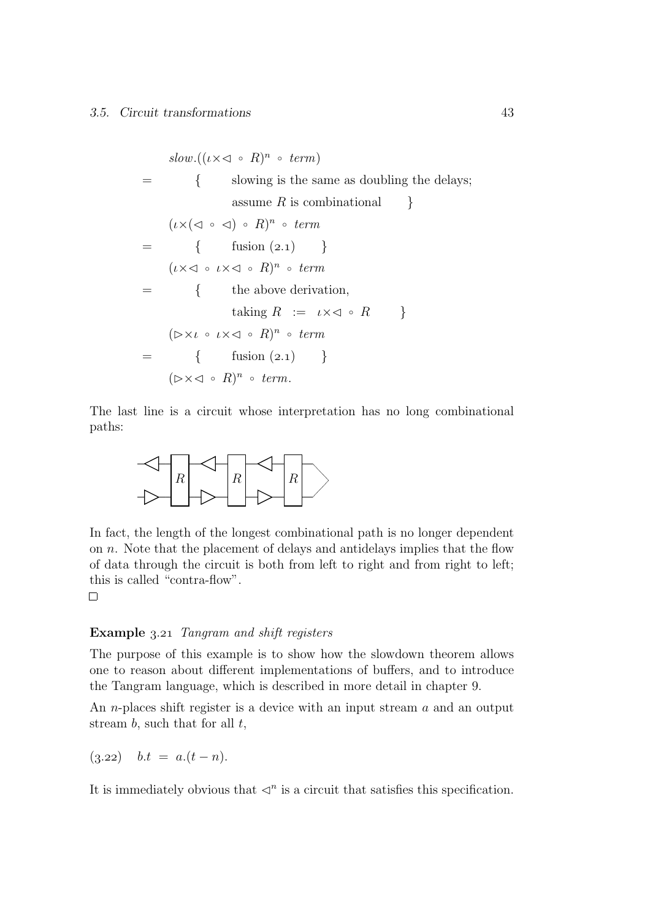$$
\begin{array}{ll}
 & slow.((\iota \times \lhd \ \circ\ R)^n \ \circ\ term) \\
= & \quad \{ \quad \text{slowing is the same as doubling the delays;} \\
 & \quad\quad\quad \text{assume } R \text{ is combinational} \quad \} \\
 & (\iota \times (\lhd \ \circ\ \lhd) \ \circ\ R)^n \ \circ\ term \\
= & \quad \{ \quad \text{fusion (2.1)} \quad \} \\
 & (\iota \times \lhd \ \circ\ \iota \times \lhd \ \circ\ R)^n \ \circ\ term \\
= & \quad \{ \quad \text{the above derivation,} \\
 & \quad\quad\quad \text{taking } R \ := \ \iota \times \lhd \ \circ\ R \quad \} \\
 & (\rhd \times \iota \ \circ\ \iota \times \lhd \ \circ\ R)^n \ \circ\ term \\
= & \quad \{ \quad \text{fusion (2.1)} \quad \} \\
 & (\rhd \times \lhd \ \circ\ R)^n \ \circ\ term.
\end{array}
$$

The last line is a circuit whose interpretation has no long combinational paths:

In fact, the length of the longest combinational path is no longer dependent on $n$. Note that the placement of delays and antidelays implies that the flow of data through the circuit is both from left to right and from right to left; this is called "contra-flow".

□

**Example** 3.21 *Tangram and shift registers*

The purpose of this example is to show how the slowdown theorem allows one to reason about different implementations of buffers, and to introduce the Tangram language, which is described in more detail in chapter 9.

An $n$-places shift register is a device with an input stream $a$ and an output stream $b$, such that for all $t$,

$$(3.22) \quad b.t \ = \ a.(t-n).$$

It is immediately obvious that $\lhd^n$ is a circuit that satisfies this specification.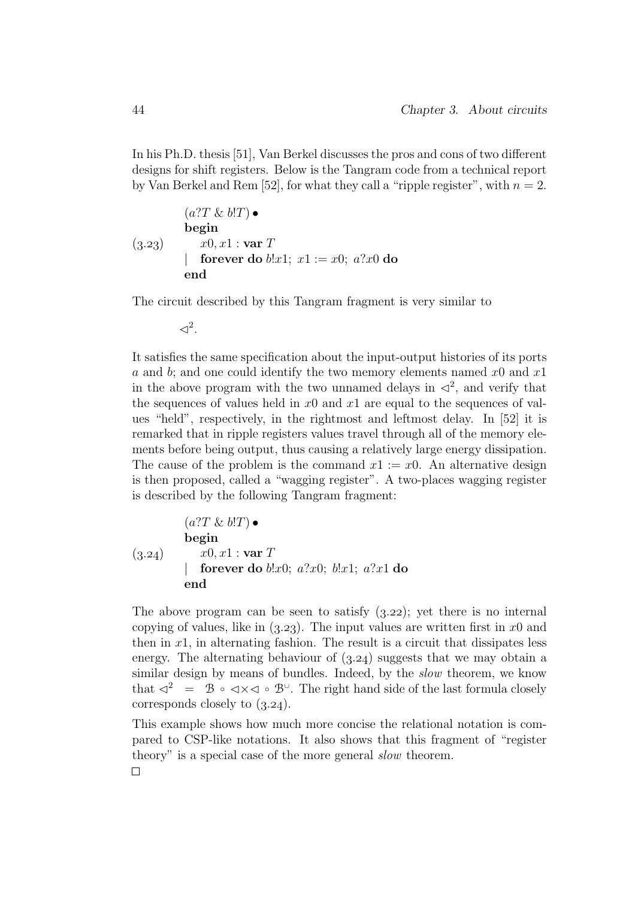In his Ph.D. thesis [51], Van Berkel discusses the pros and cons of two different designs for shift registers. Below is the Tangram code from a technical report by Van Berkel and Rem [52], for what they call a "ripple register", with $n = 2$.

$$
\begin{array}{ll}
 & (a?T \;\&\; b!T) \bullet \\
 & \mathbf{begin} \\
(3.23) & \quad x0, x1 : \mathbf{var}\ T \\
 & \mid \quad \mathbf{forever\ do}\ b!x1;\ x1 := x0;\ a?x0\ \mathbf{do} \\
 & \mathbf{end}
\end{array}
$$

The circuit described by this Tangram fragment is very similar to

$$\lhd^2 .$$

It satisfies the same specification about the input-output histories of its ports $a$ and $b$; and one could identify the two memory elements named $x0$ and $x1$ in the above program with the two unnamed delays in $\lhd^2$, and verify that the sequences of values held in $x0$ and $x1$ are equal to the sequences of values "held", respectively, in the rightmost and leftmost delay. In [52] it is remarked that in ripple registers values travel through all of the memory elements before being output, thus causing a relatively large energy dissipation. The cause of the problem is the command $x1 := x0$. An alternative design is then proposed, called a "wagging register". A two-places wagging register is described by the following Tangram fragment:

$$
\begin{array}{ll}
 & (a?T \;\&\; b!T) \bullet \\
 & \mathbf{begin} \\
(3.24) & \quad x0, x1 : \mathbf{var}\ T \\
 & \mid \quad \mathbf{forever\ do}\ b!x0;\ a?x0;\ b!x1;\ a?x1\ \mathbf{do} \\
 & \mathbf{end}
\end{array}
$$

The above program can be seen to satisfy (3.22); yet there is no internal copying of values, like in (3.23). The input values are written first in $x0$ and then in $x1$, in alternating fashion. The result is a circuit that dissipates less energy. The alternating behaviour of (3.24) suggests that we may obtain a similar design by means of bundles. Indeed, by the *slow* theorem, we know that $\lhd^2 \;=\; \mathcal{B} \circ \lhd{\times}\lhd \circ \mathcal{B}^{\cup}$. The right hand side of the last formula closely corresponds closely to (3.24).

This example shows how much more concise the relational notation is compared to CSP-like notations. It also shows that this fragment of "register theory" is a special case of the more general *slow* theorem.

□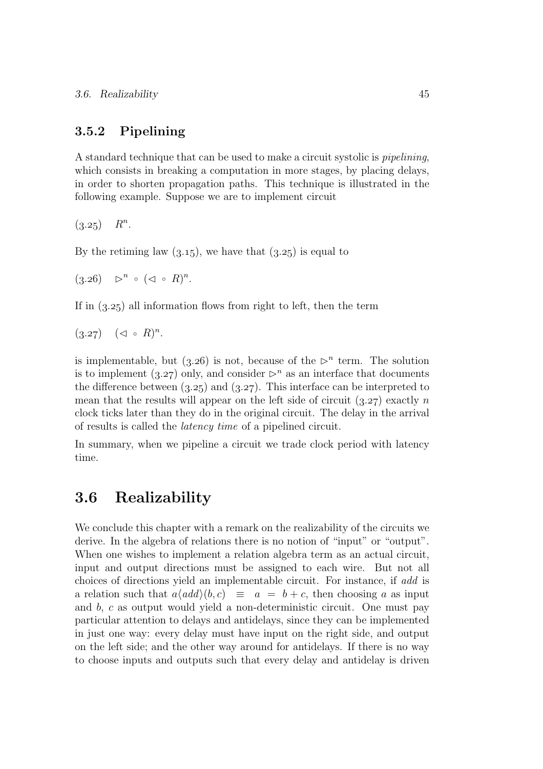### 3.5.2 Pipelining

A standard technique that can be used to make a circuit systolic is *pipelining*, which consists in breaking a computation in more stages, by placing delays, in order to shorten propagation paths. This technique is illustrated in the following example. Suppose we are to implement circuit

(3.25) $\quad R^n.$

By the retiming law (3.15), we have that (3.25) is equal to

(3.26) $\quad \rhd^n \circ (\lhd \circ R)^n.$

If in (3.25) all information flows from right to left, then the term

(3.27) $\quad (\lhd \circ R)^n.$

is implementable, but (3.26) is not, because of the $\rhd^n$ term. The solution is to implement (3.27) only, and consider $\rhd^n$ as an interface that documents the difference between (3.25) and (3.27). This interface can be interpreted to mean that the results will appear on the left side of circuit (3.27) exactly $n$ clock ticks later than they do in the original circuit. The delay in the arrival of results is called the *latency time* of a pipelined circuit.

In summary, when we pipeline a circuit we trade clock period with latency time.

## 3.6 Realizability

We conclude this chapter with a remark on the realizability of the circuits we derive. In the algebra of relations there is no notion of "input" or "output". When one wishes to implement a relation algebra term as an actual circuit, input and output directions must be assigned to each wire. But not all choices of directions yield an implementable circuit. For instance, if *add* is a relation such that $a\langle add\rangle(b, c) \;\;\equiv\;\; a \;=\; b + c$, then choosing $a$ as input and $b$, $c$ as output would yield a non-deterministic circuit. One must pay particular attention to delays and antidelays, since they can be implemented in just one way: every delay must have input on the right side, and output on the left side; and the other way around for antidelays. If there is no way to choose inputs and outputs such that every delay and antidelay is driven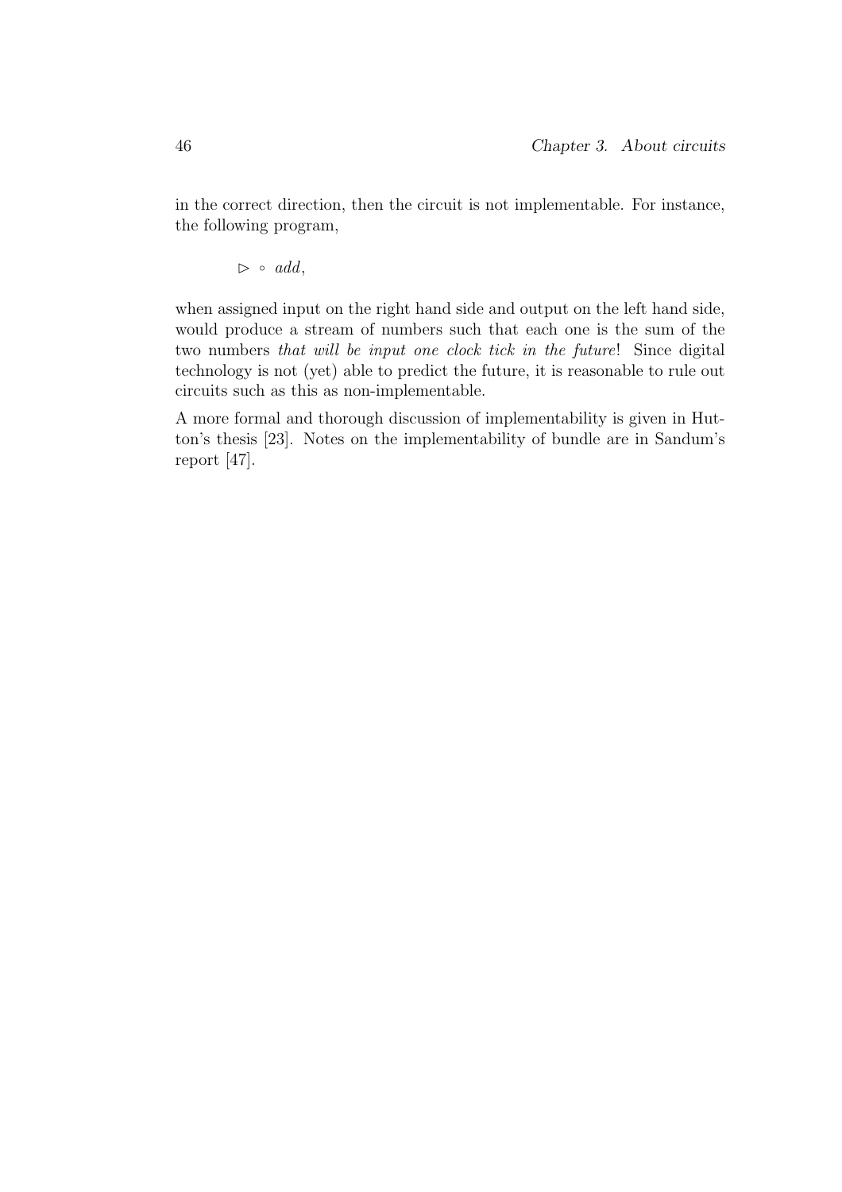in the correct direction, then the circuit is not implementable. For instance, the following program,

$$\rhd \circ \, add,$$

when assigned input on the right hand side and output on the left hand side, would produce a stream of numbers such that each one is the sum of the two numbers *that will be input one clock tick in the future*! Since digital technology is not (yet) able to predict the future, it is reasonable to rule out circuits such as this as non-implementable.

A more formal and thorough discussion of implementability is given in Hutton's thesis [23]. Notes on the implementability of bundle are in Sandum's report [47].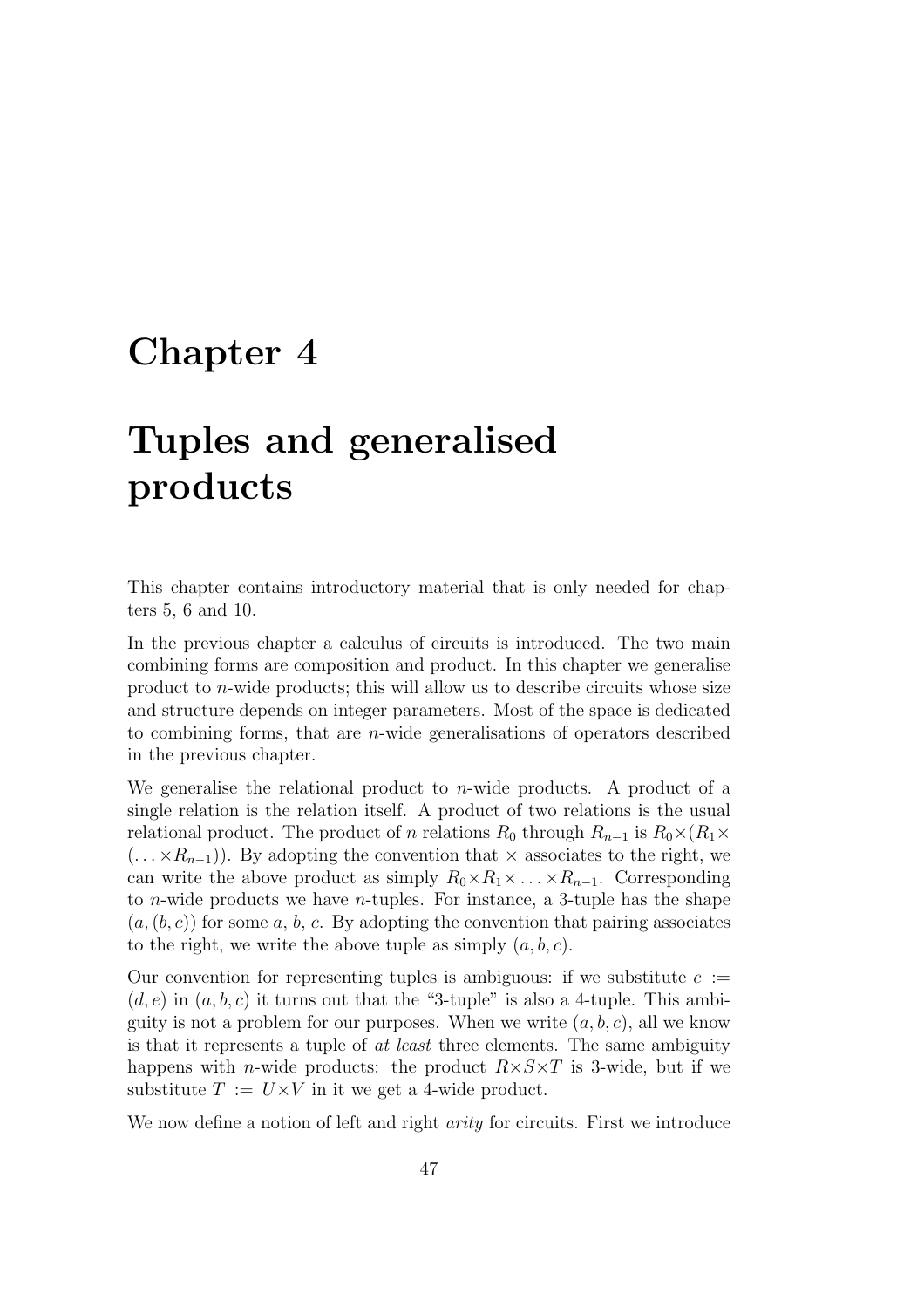# Chapter 4

# Tuples and generalised products

This chapter contains introductory material that is only needed for chapters 5, 6 and 10.

In the previous chapter a calculus of circuits is introduced. The two main combining forms are composition and product. In this chapter we generalise product to $n$-wide products; this will allow us to describe circuits whose size and structure depends on integer parameters. Most of the space is dedicated to combining forms, that are $n$-wide generalisations of operators described in the previous chapter.

We generalise the relational product to $n$-wide products. A product of a single relation is the relation itself. A product of two relations is the usual relational product. The product of $n$ relations $R_0$ through $R_{n-1}$ is $R_0 \times (R_1 \times (\ldots \times R_{n-1}))$. By adopting the convention that $\times$ associates to the right, we can write the above product as simply $R_0 \times R_1 \times \ldots \times R_{n-1}$. Corresponding to $n$-wide products we have $n$-tuples. For instance, a 3-tuple has the shape $(a, (b, c))$ for some $a$, $b$, $c$. By adopting the convention that pairing associates to the right, we write the above tuple as simply $(a, b, c)$.

Our convention for representing tuples is ambiguous: if we substitute $c := (d, e)$ in $(a, b, c)$ it turns out that the "3-tuple" is also a 4-tuple. This ambiguity is not a problem for our purposes. When we write $(a, b, c)$, all we know is that it represents a tuple of *at least* three elements. The same ambiguity happens with $n$-wide products: the product $R \times S \times T$ is 3-wide, but if we substitute $T := U \times V$ in it we get a 4-wide product.

We now define a notion of left and right *arity* for circuits. First we introduce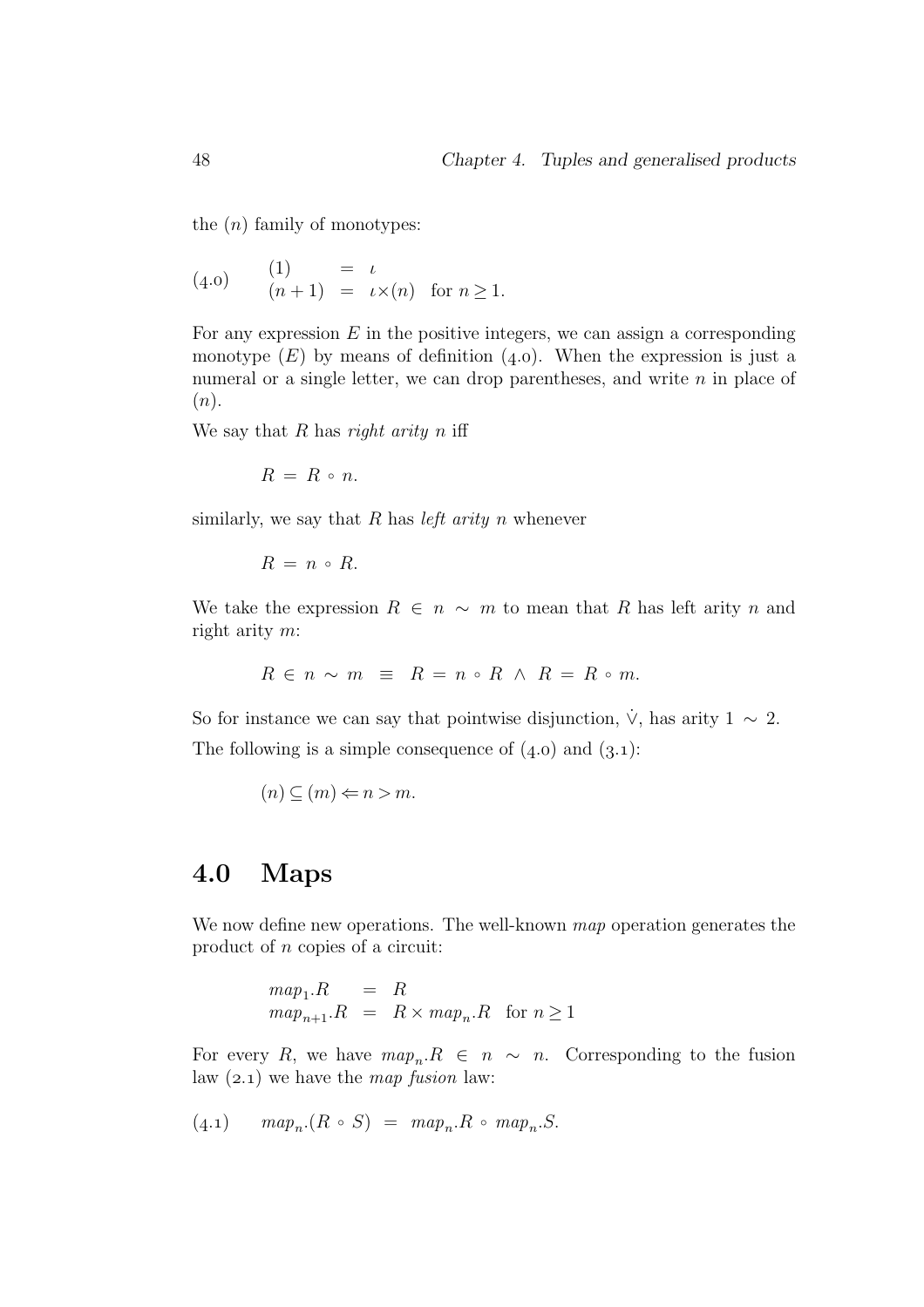the $(n)$ family of monotypes:

$$
\begin{array}{lrcl}
(4.0) & (1) & = & \iota \\
 & (n+1) & = & \iota \times (n) \quad \text{for } n \geq 1.
\end{array}
$$

For any expression $E$ in the positive integers, we can assign a corresponding monotype $(E)$ by means of definition (4.0). When the expression is just a numeral or a single letter, we can drop parentheses, and write $n$ in place of $(n)$.

We say that $R$ has *right arity* $n$ iff

$$R \;=\; R \circ n.$$

similarly, we say that $R$ has *left arity* $n$ whenever

$$R \;=\; n \circ R.$$

We take the expression $R \in n \sim m$ to mean that $R$ has left arity $n$ and right arity $m$:

$$R \in n \sim m \;\;\equiv\;\; R = n \circ R \;\wedge\; R = R \circ m.$$

So for instance we can say that pointwise disjunction, $\dot{\vee}$, has arity $1 \sim 2$.

The following is a simple consequence of (4.0) and (3.1):

$$(n) \subseteq (m) \Leftarrow n > m.$$

## 4.0 Maps

We now define new operations. The well-known *map* operation generates the product of $n$ copies of a circuit:

$$
\begin{array}{lcl}
map_1.R & = & R \\
map_{n+1}.R & = & R \times map_n.R \quad \text{for } n \geq 1
\end{array}
$$

For every $R$, we have $map_n.R \in n \sim n$. Corresponding to the fusion law (2.1) we have the *map fusion* law:

$$(4.1) \qquad map_n.(R \circ S) \;=\; map_n.R \circ map_n.S.$$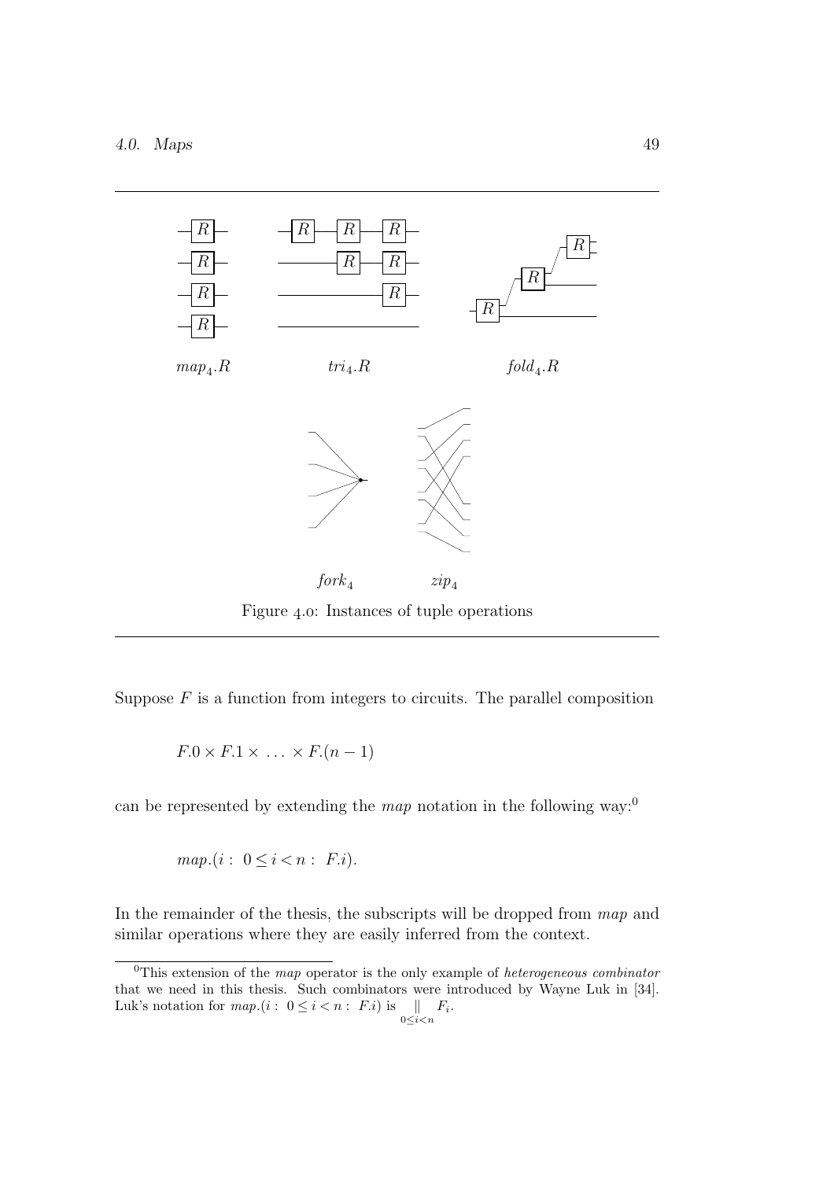$map_4.R$ $tri_4.R$ $fold_4.R$

$fork_4$ $zip_4$

Figure 4.0: Instances of tuple operations

Suppose $F$ is a function from integers to circuits. The parallel composition

$$F.0 \times F.1 \times \ \ldots \ \times F.(n-1)$$

can be represented by extending the *map* notation in the following way:[0]

$$map.(i : \ 0 \leq i < n : \ F.i).$$

In the remainder of the thesis, the subscripts will be dropped from *map* and similar operations where they are easily inferred from the context.

[0] This extension of the *map* operator is the only example of *heterogeneous combinator* that we need in this thesis. Such combinators were introduced by Wayne Luk in [34]. Luk's notation for $map.(i : \ 0 \leq i < n : \ F.i)$ is $\underset{0 \leq i < n}{\|} F_i$.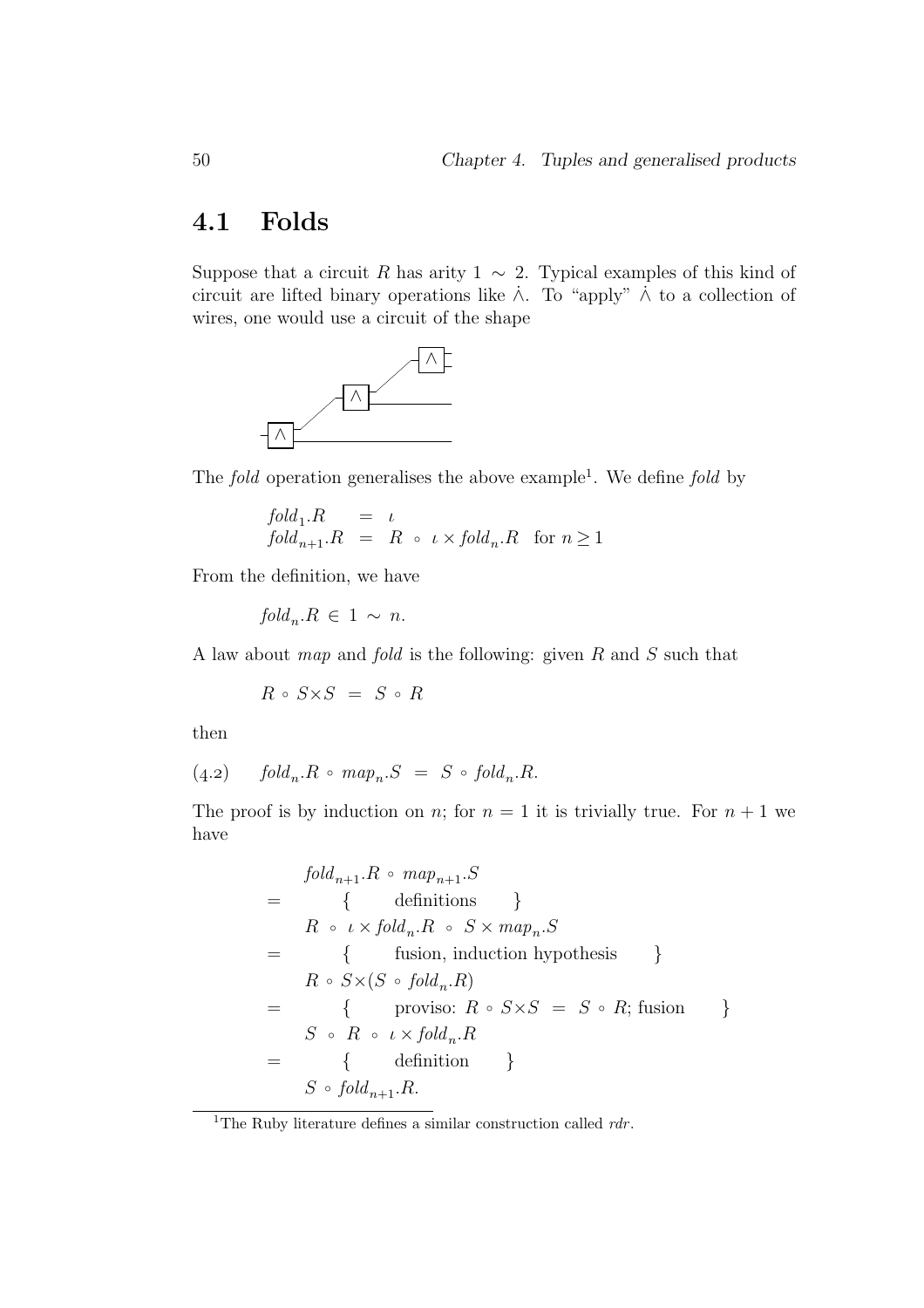## 4.1 Folds

Suppose that a circuit $R$ has arity $1 \sim 2$. Typical examples of this kind of circuit are lifted binary operations like $\dot{\wedge}$. To "apply" $\dot{\wedge}$ to a collection of wires, one would use a circuit of the shape

∧

∧

∧

The *fold* operation generalises the above example[1]. We define *fold* by

$$
\begin{array}{lcl}
fold_1.R & = & \iota \\
fold_{n+1}.R & = & R \circ \iota \times fold_n.R \quad \text{for } n \geq 1
\end{array}
$$

From the definition, we have

$$fold_n.R \in 1 \sim n.$$

A law about *map* and *fold* is the following: given $R$ and $S$ such that

$$R \circ S{\times}S \;=\; S \circ R$$

then

$$(4.2) \qquad fold_n.R \circ map_n.S \;=\; S \circ fold_n.R.$$

The proof is by induction on $n$; for $n = 1$ it is trivially true. For $n + 1$ we have

$$
\begin{array}{ll}
& fold_{n+1}.R \circ map_{n+1}.S \\
= & \quad \{ \quad \text{definitions} \quad \} \\
& R \circ \iota \times fold_n.R \circ S \times map_n.S \\
= & \quad \{ \quad \text{fusion, induction hypothesis} \quad \} \\
& R \circ S{\times}(S \circ fold_n.R) \\
= & \quad \{ \quad \text{proviso: } R \circ S{\times}S \;=\; S \circ R\text{; fusion} \quad \} \\
& S \circ R \circ \iota \times fold_n.R \\
= & \quad \{ \quad \text{definition} \quad \} \\
& S \circ fold_{n+1}.R.
\end{array}
$$

[1] The Ruby literature defines a similar construction called *rdr*.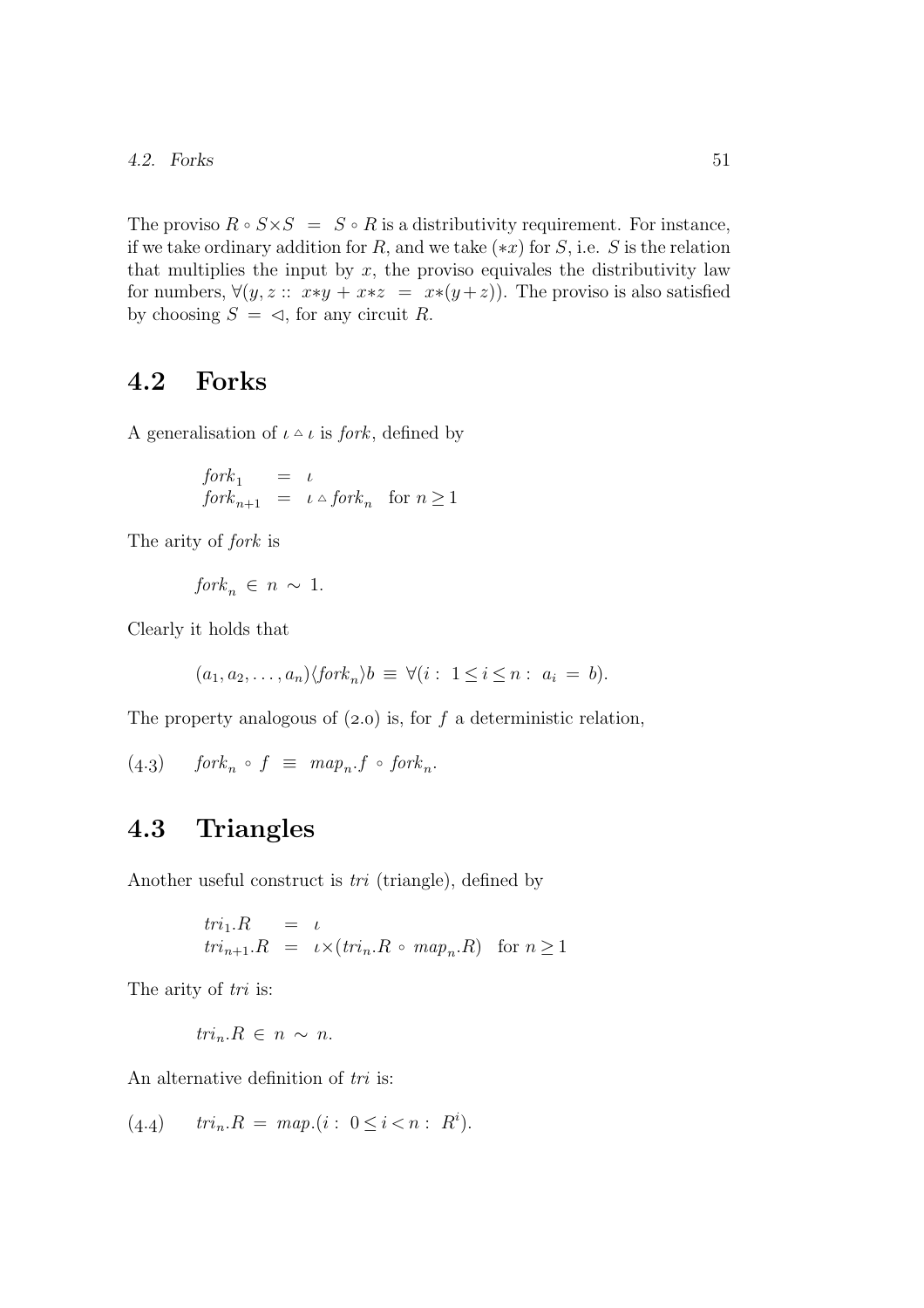The proviso $R \circ S{\times}S \;=\; S \circ R$ is a distributivity requirement. For instance, if we take ordinary addition for $R$, and we take $(*x)$ for $S$, i.e. $S$ is the relation that multiplies the input by $x$, the proviso equivales the distributivity law for numbers, $\forall(y, z :: \; x{*}y + x{*}z \;=\; x{*}(y+z))$. The proviso is also satisfied by choosing $S \;=\; \lhd$, for any circuit $R$.

## 4.2 Forks

A generalisation of $\iota \vartriangle \iota$ is *fork*, defined by

$$
\begin{array}{lcll}
\mathit{fork}_1 & = & \iota & \\
\mathit{fork}_{n+1} & = & \iota \vartriangle \mathit{fork}_n & \text{for } n \geq 1
\end{array}
$$

The arity of *fork* is

$$\mathit{fork}_n \;\in\; n \;\sim\; 1.$$

Clearly it holds that

$$(a_1, a_2, \ldots, a_n)\langle \mathit{fork}_n \rangle b \;\equiv\; \forall(i : \; 1 \leq i \leq n : \; a_i \;=\; b).$$

The property analogous of (2.0) is, for $f$ a deterministic relation,

$$(4.3) \qquad \mathit{fork}_n \circ f \;\equiv\; \mathit{map}_n.f \circ \mathit{fork}_n.$$

## 4.3 Triangles

Another useful construct is *tri* (triangle), defined by

$$
\begin{array}{lcll}
\mathit{tri}_1.R & = & \iota & \\
\mathit{tri}_{n+1}.R & = & \iota{\times}(\mathit{tri}_n.R \circ \mathit{map}_n.R) & \text{for } n \geq 1
\end{array}
$$

The arity of *tri* is:

$$\mathit{tri}_n.R \;\in\; n \;\sim\; n.$$

An alternative definition of *tri* is:

$$(4.4) \qquad \mathit{tri}_n.R \;=\; \mathit{map}.(i : \; 0 \leq i < n : \; R^i).$$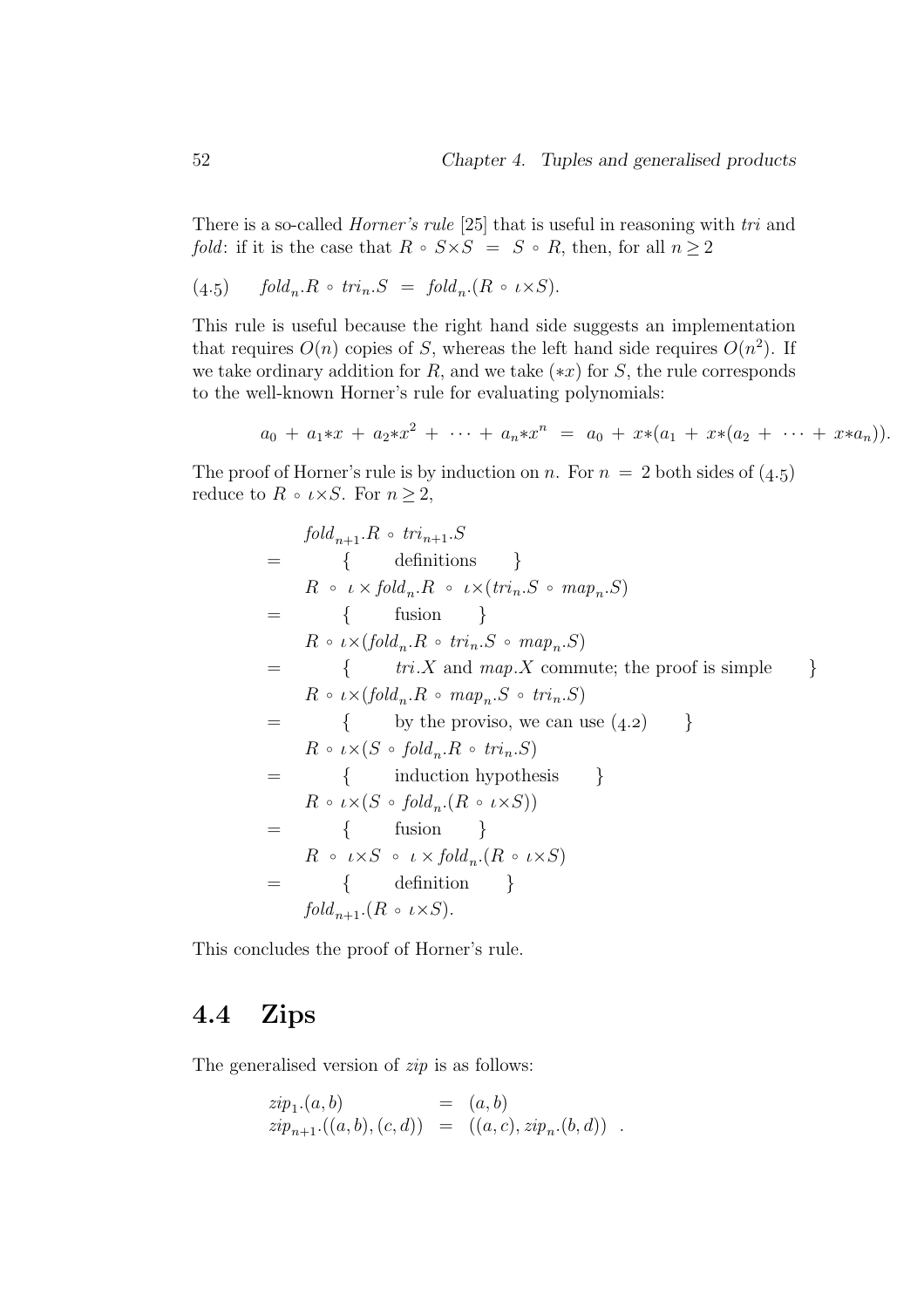There is a so-called *Horner's rule* [25] that is useful in reasoning with *tri* and *fold*: if it is the case that $R \circ S{\times}S \;=\; S \circ R$, then, for all $n \geq 2$

$$(4.5) \qquad \mathit{fold}_n.R \circ \mathit{tri}_n.S \;=\; \mathit{fold}_n.(R \circ \iota{\times}S).$$

This rule is useful because the right hand side suggests an implementation that requires $O(n)$ copies of $S$, whereas the left hand side requires $O(n^2)$. If we take ordinary addition for $R$, and we take $(*x)$ for $S$, the rule corresponds to the well-known Horner's rule for evaluating polynomials:

$$a_0 \;+\; a_1{*}x \;+\; a_2{*}x^2 \;+\; \cdots \;+\; a_n{*}x^n \;=\; a_0 \;+\; x{*}(a_1 \;+\; x{*}(a_2 \;+\; \cdots \;+\; x{*}a_n)).$$

The proof of Horner's rule is by induction on $n$. For $n \;=\; 2$ both sides of (4.5) reduce to $R \circ \iota{\times}S$. For $n \geq 2$,

$$
\begin{array}{ll}
 & \mathit{fold}_{n+1}.R \circ \mathit{tri}_{n+1}.S \\
= & \quad \{ \quad \text{definitions} \quad \} \\
 & R \;\circ\; \iota \times \mathit{fold}_n.R \;\circ\; \iota{\times}(\mathit{tri}_n.S \circ \mathit{map}_n.S) \\
= & \quad \{ \quad \text{fusion} \quad \} \\
 & R \circ \iota{\times}(\mathit{fold}_n.R \circ \mathit{tri}_n.S \circ \mathit{map}_n.S) \\
= & \quad \{ \quad \mathit{tri}.X \text{ and } \mathit{map}.X \text{ commute; the proof is simple} \quad \} \\
 & R \circ \iota{\times}(\mathit{fold}_n.R \circ \mathit{map}_n.S \circ \mathit{tri}_n.S) \\
= & \quad \{ \quad \text{by the proviso, we can use (4.2)} \quad \} \\
 & R \circ \iota{\times}(S \circ \mathit{fold}_n.R \circ \mathit{tri}_n.S) \\
= & \quad \{ \quad \text{induction hypothesis} \quad \} \\
 & R \circ \iota{\times}(S \circ \mathit{fold}_n.(R \circ \iota{\times}S)) \\
= & \quad \{ \quad \text{fusion} \quad \} \\
 & R \;\circ\; \iota{\times}S \;\circ\; \iota \times \mathit{fold}_n.(R \circ \iota{\times}S) \\
= & \quad \{ \quad \text{definition} \quad \} \\
 & \mathit{fold}_{n+1}.(R \circ \iota{\times}S).
\end{array}
$$

This concludes the proof of Horner's rule.

## 4.4 Zips

The generalised version of *zip* is as follows:

$$
\begin{array}{lcl}
\mathit{zip}_1.(a,b) & = & (a,b) \\
\mathit{zip}_{n+1}.((a,b),(c,d)) & = & ((a,c), \mathit{zip}_n.(b,d)) \quad .
\end{array}
$$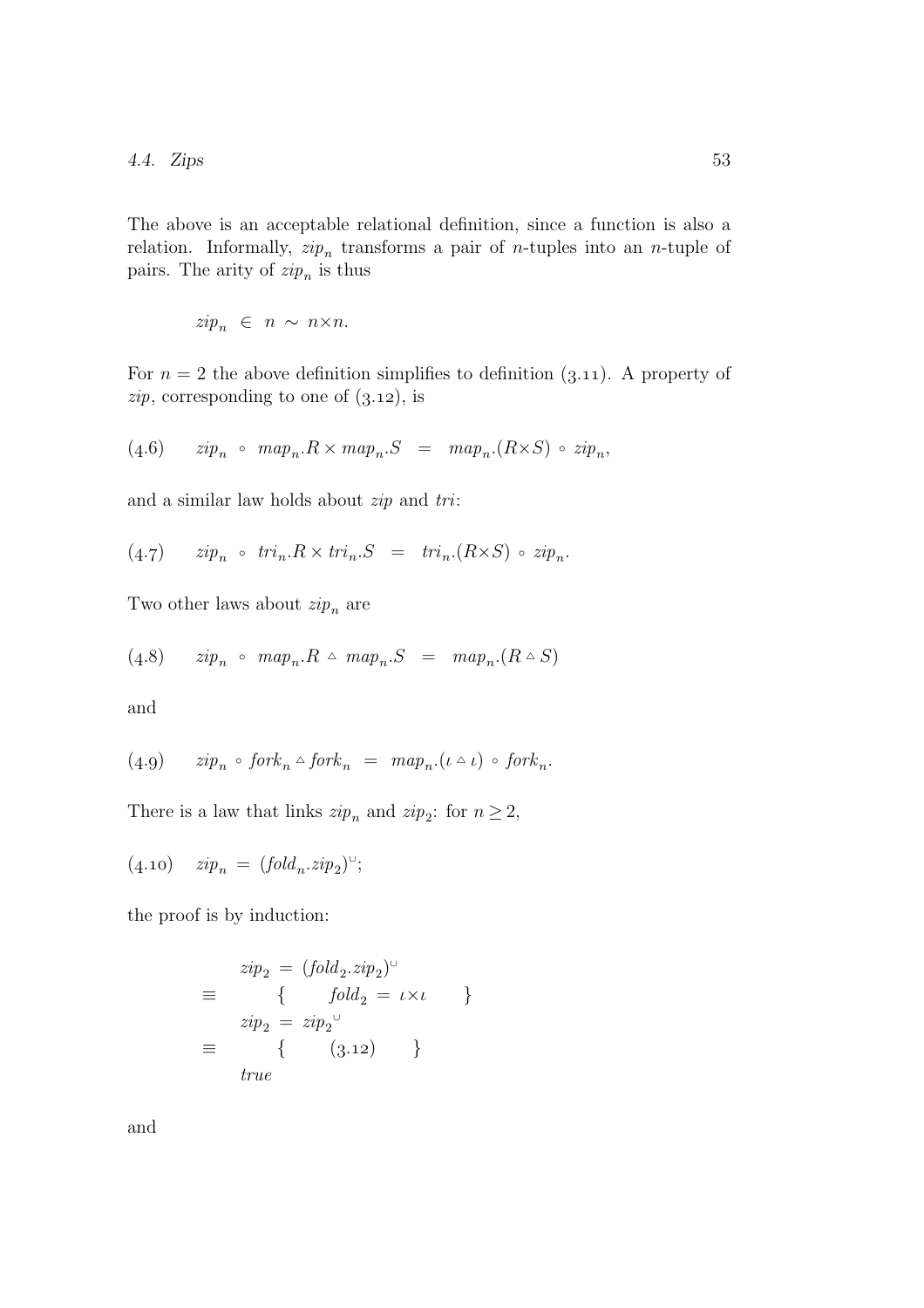The above is an acceptable relational definition, since a function is also a relation. Informally, $zip_n$ transforms a pair of $n$-tuples into an $n$-tuple of pairs. The arity of $zip_n$ is thus

$$zip_n \;\in\; n \sim n{\times}n.$$

For $n = 2$ the above definition simplifies to definition (3.11). A property of $zip$, corresponding to one of (3.12), is

$$(4.6) \qquad zip_n \;\circ\; map_n.R \times map_n.S \;\;=\;\; map_n.(R{\times}S) \;\circ\; zip_n,$$

and a similar law holds about $zip$ and $tri$:

$$(4.7) \qquad zip_n \;\circ\; tri_n.R \times tri_n.S \;\;=\;\; tri_n.(R{\times}S) \;\circ\; zip_n.$$

Two other laws about $zip_n$ are

$$(4.8) \qquad zip_n \;\circ\; map_n.R \vartriangle map_n.S \;\;=\;\; map_n.(R \vartriangle S)$$

and

$$(4.9) \qquad zip_n \circ fork_n \vartriangle fork_n \;\;=\;\; map_n.(\iota \vartriangle \iota) \;\circ\; fork_n.$$

There is a law that links $zip_n$ and $zip_2$: for $n \geq 2$,

$$(4.10) \quad zip_n \;=\; (fold_n.zip_2)^{\cup};$$

the proof is by induction:

$$
\begin{array}{ll}
 & zip_2 \;=\; (fold_2.zip_2)^{\cup} \\
\equiv & \qquad \{ \qquad fold_2 \;=\; \iota{\times}\iota \qquad \} \\
 & zip_2 \;=\; {zip_2}^{\cup} \\
\equiv & \qquad \{ \qquad (3.12) \qquad \} \\
 & true
\end{array}
$$

and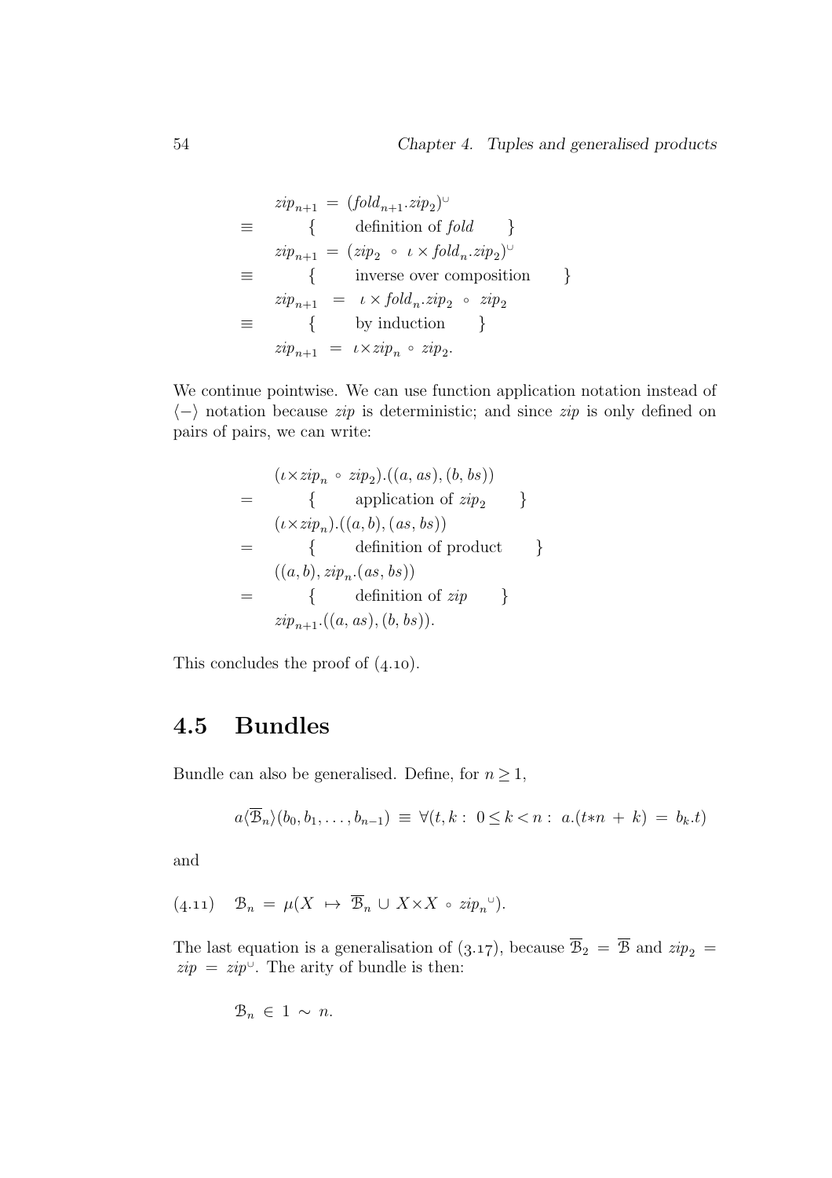$$
\begin{array}{ll}
 & zip_{n+1} \; = \; (fold_{n+1}.zip_2)^{\cup} \\
\equiv & \qquad \{ \quad \text{definition of } fold \quad \} \\
 & zip_{n+1} \; = \; (zip_2 \;\circ\; \iota \times fold_n.zip_2)^{\cup} \\
\equiv & \qquad \{ \quad \text{inverse over composition} \quad \} \\
 & zip_{n+1} \;\; = \;\; \iota \times fold_n.zip_2 \;\circ\; zip_2 \\
\equiv & \qquad \{ \quad \text{by induction} \quad \} \\
 & zip_{n+1} \; = \; \iota \times zip_n \circ zip_2.
\end{array}
$$

We continue pointwise. We can use function application notation instead of $\langle - \rangle$ notation because *zip* is deterministic; and since *zip* is only defined on pairs of pairs, we can write:

$$
\begin{array}{ll}
 & (\iota \times zip_n \;\circ\; zip_2).((a, as), (b, bs)) \\
= & \qquad \{ \quad \text{application of } zip_2 \quad \} \\
 & (\iota \times zip_n).((a, b), (as, bs)) \\
= & \qquad \{ \quad \text{definition of product} \quad \} \\
 & ((a, b), zip_n.(as, bs)) \\
= & \qquad \{ \quad \text{definition of } zip \quad \} \\
 & zip_{n+1}.((a, as), (b, bs)).
\end{array}
$$

This concludes the proof of (4.10).

## 4.5 Bundles

Bundle can also be generalised. Define, for $n \geq 1$,

$$
a \langle \overline{\mathcal{B}}_n \rangle (b_0, b_1, \ldots, b_{n-1}) \;\equiv\; \forall (t, k : \; 0 \leq k < n : \; a.(t{*}n \,+\, k) \;=\; b_k.t)
$$

and

$$
(4.11) \quad \mathcal{B}_n \;=\; \mu(X \;\mapsto\; \overline{\mathcal{B}}_n \cup X \times X \circ {zip_n}^{\cup}).
$$

The last equation is a generalisation of (3.17), because $\overline{\mathcal{B}}_2 = \overline{\mathcal{B}}$ and $zip_2 = zip = zip^{\cup}$. The arity of bundle is then:

$$
\mathcal{B}_n \;\in\; 1 \;\sim\; n.
$$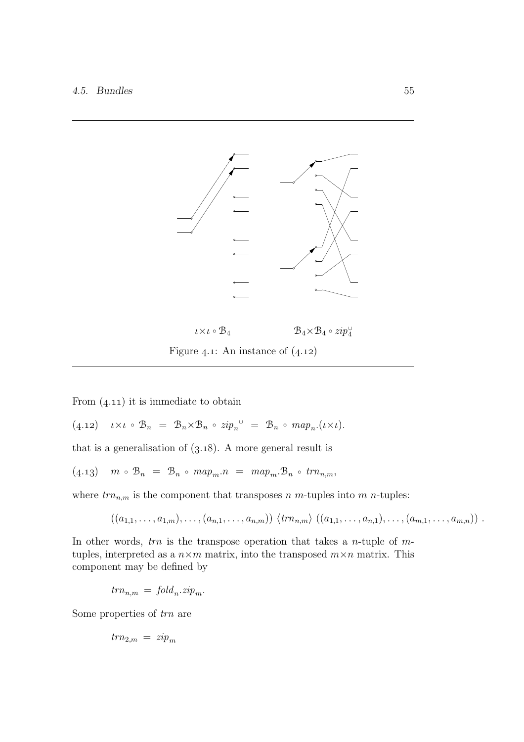$\iota{\times}\iota \circ \mathcal{B}_4$

$\mathcal{B}_4{\times}\mathcal{B}_4 \circ zip_4^{\cup}$

Figure 4.1: An instance of (4.12)

From (4.11) it is immediate to obtain

$$(4.12) \quad \iota{\times}\iota \circ \mathcal{B}_n \;=\; \mathcal{B}_n{\times}\mathcal{B}_n \circ zip_n{}^{\cup} \;=\; \mathcal{B}_n \circ map_n.(\iota{\times}\iota).$$

that is a generalisation of (3.18). A more general result is

$$(4.13) \quad m \circ \mathcal{B}_n \;=\; \mathcal{B}_n \circ map_m.n \;=\; map_m.\mathcal{B}_n \circ trn_{n,m},$$

where $trn_{n,m}$ is the component that transposes $n$ $m$-tuples into $m$ $n$-tuples:

$$((a_{1,1},\ldots,a_{1,m}),\ldots,(a_{n,1},\ldots,a_{n,m}))\ \langle trn_{n,m}\rangle\ ((a_{1,1},\ldots,a_{n,1}),\ldots,(a_{m,1},\ldots,a_{m,n}))\ .$$

In other words, *trn* is the transpose operation that takes a $n$-tuple of $m$-tuples, interpreted as a $n{\times}m$ matrix, into the transposed $m{\times}n$ matrix. This component may be defined by

$$trn_{n,m} \;=\; fold_n.zip_m.$$

Some properties of *trn* are

$$trn_{2,m} \;=\; zip_m$$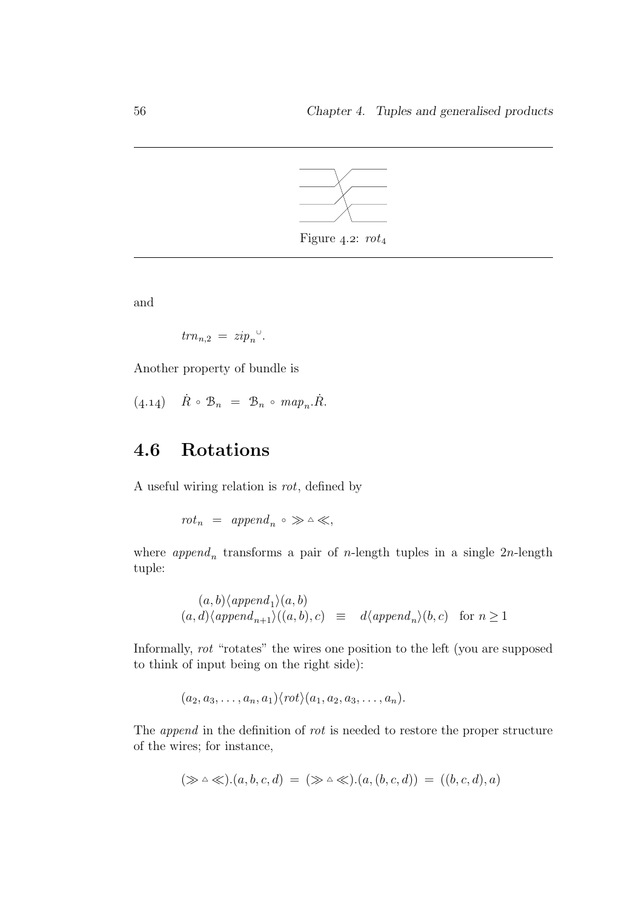Figure 4.2: $rot_4$

and

$$trn_{n,2} \;=\; zip_n{}^{\cup}.$$

Another property of bundle is

$$(4.14) \quad \dot{R} \circ \mathcal{B}_n \;=\; \mathcal{B}_n \circ map_n.\dot{R}.$$

## 4.6 Rotations

A useful wiring relation is *rot*, defined by

$$rot_n \;=\; append_n \circ \gg \vartriangle \ll,$$

where $append_n$ transforms a pair of $n$-length tuples in a single $2n$-length tuple:

$$\begin{array}{lll} (a,b)\langle append_1\rangle(a,b) & & \\ (a,d)\langle append_{n+1}\rangle((a,b),c) & \equiv & d\langle append_n\rangle(b,c) \quad \text{for } n \geq 1 \end{array}$$

Informally, *rot* "rotates" the wires one position to the left (you are supposed to think of input being on the right side):

$$(a_2, a_3, \ldots, a_n, a_1)\langle rot\rangle(a_1, a_2, a_3, \ldots, a_n).$$

The *append* in the definition of *rot* is needed to restore the proper structure of the wires; for instance,

$$(\gg \vartriangle \ll).(a,b,c,d) \;=\; (\gg \vartriangle \ll).(a,(b,c,d)) \;=\; ((b,c,d),a)$$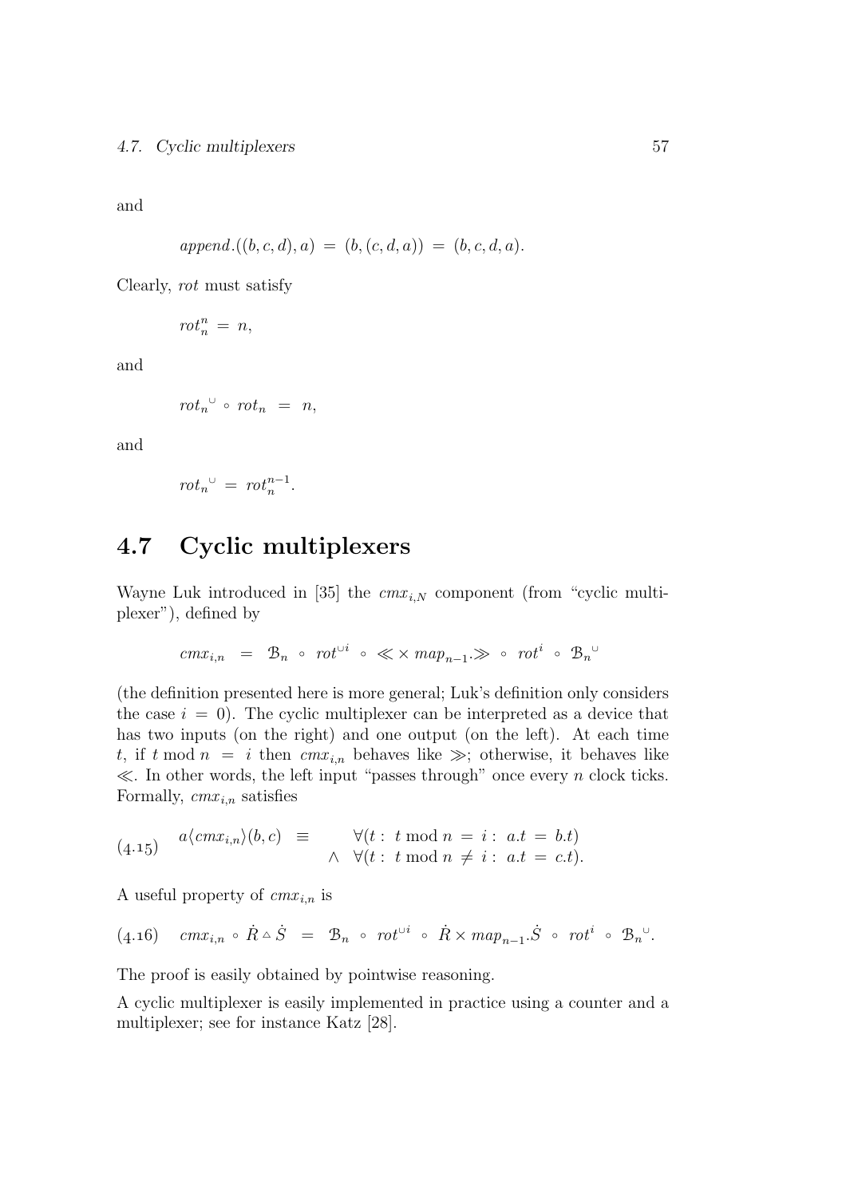and

$$append.((b, c, d), a) \;=\; (b, (c, d, a)) \;=\; (b, c, d, a).$$

Clearly, *rot* must satisfy

$$rot_n^n \;=\; n,$$

and

$$rot_n{}^{\cup} \circ rot_n \;\;=\;\; n,$$

and

$$rot_n{}^{\cup} \;=\; rot_n^{n-1}.$$

## 4.7 Cyclic multiplexers

Wayne Luk introduced in [35] the $cmx_{i,N}$ component (from "cyclic multiplexer"), defined by

$$cmx_{i,n} \;\;=\;\; \mathcal{B}_n \;\circ\; rot^{\cup i} \;\circ\; \ll \times\, map_{n-1}.\!\gg \;\circ\; rot^i \;\circ\; \mathcal{B}_n{}^{\cup}$$

(the definition presented here is more general; Luk's definition only considers the case $i \;=\; 0$). The cyclic multiplexer can be interpreted as a device that has two inputs (on the right) and one output (on the left). At each time $t$, if $t \bmod n \;=\; i$ then $cmx_{i,n}$ behaves like $\gg$; otherwise, it behaves like $\ll$. In other words, the left input "passes through" once every $n$ clock ticks. Formally, $cmx_{i,n}$ satisfies

$$(4.15) \quad \begin{array}{lll} a\langle cmx_{i,n}\rangle(b, c) & \equiv & \;\;\;\forall(t:\; t \bmod n \;=\; i:\; a.t \;=\; b.t) \\ & & \wedge\;\; \forall(t:\; t \bmod n \;\neq\; i:\; a.t \;=\; c.t). \end{array}$$

A useful property of $cmx_{i,n}$ is

$$(4.16) \quad cmx_{i,n} \circ \dot{R} \vartriangle \dot{S} \;\;=\;\; \mathcal{B}_n \;\circ\; rot^{\cup i} \;\circ\; \dot{R} \times map_{n-1}.\dot{S} \;\circ\; rot^i \;\circ\; \mathcal{B}_n{}^{\cup}.$$

The proof is easily obtained by pointwise reasoning.

A cyclic multiplexer is easily implemented in practice using a counter and a multiplexer; see for instance Katz [28].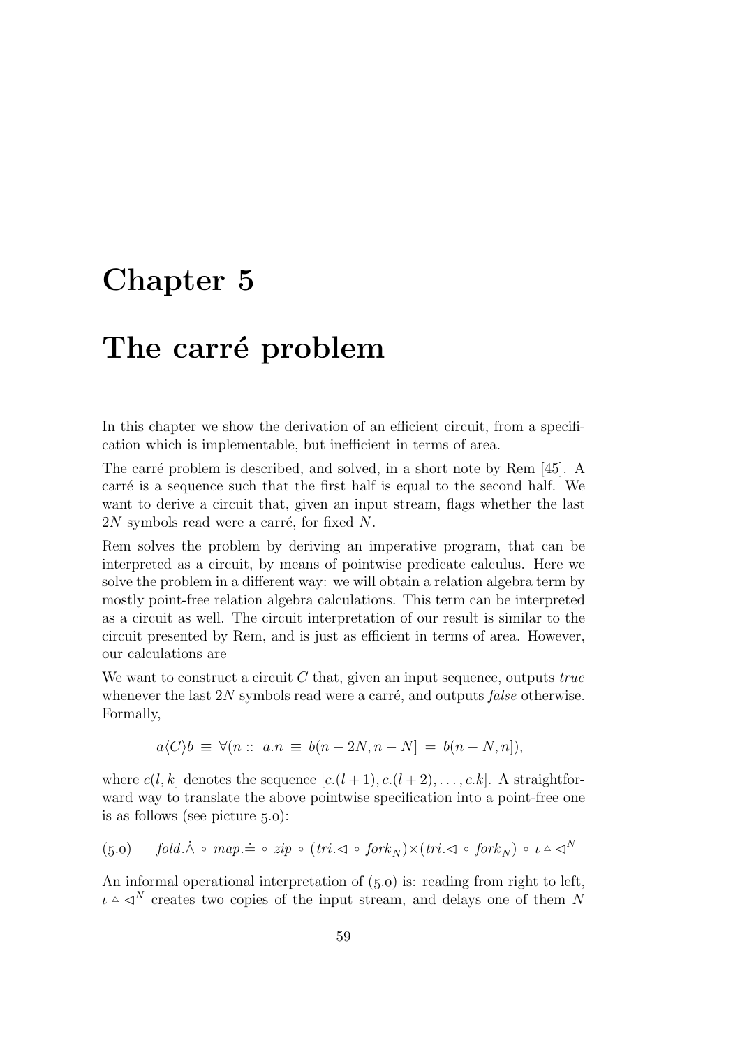# Chapter 5

# The carré problem

In this chapter we show the derivation of an efficient circuit, from a specification which is implementable, but inefficient in terms of area.

The carré problem is described, and solved, in a short note by Rem [45]. A carré is a sequence such that the first half is equal to the second half. We want to derive a circuit that, given an input stream, flags whether the last $2N$ symbols read were a carré, for fixed $N$.

Rem solves the problem by deriving an imperative program, that can be interpreted as a circuit, by means of pointwise predicate calculus. Here we solve the problem in a different way: we will obtain a relation algebra term by mostly point-free relation algebra calculations. This term can be interpreted as a circuit as well. The circuit interpretation of our result is similar to the circuit presented by Rem, and is just as efficient in terms of area. However, our calculations are

We want to construct a circuit $C$ that, given an input sequence, outputs *true* whenever the last $2N$ symbols read were a carré, and outputs *false* otherwise. Formally,

$$a\langle C\rangle b \;\equiv\; \forall(n :: \; a.n \;\equiv\; b(n-2N, n-N] \;=\; b(n-N, n]),$$

where $c(l,k]$ denotes the sequence $[c.(l+1), c.(l+2), \ldots, c.k]$. A straightforward way to translate the above pointwise specification into a point-free one is as follows (see picture 5.0):

$$(5.0) \qquad \mathit{fold}.\dot{\wedge} \circ \mathit{map}.\dot{=} \circ \mathit{zip} \circ (\mathit{tri}.\lhd \circ \mathit{fork}_N)\times(\mathit{tri}.\lhd \circ \mathit{fork}_N) \circ \iota \vartriangle \lhd^N$$

An informal operational interpretation of (5.0) is: reading from right to left, $\iota \vartriangle \lhd^N$ creates two copies of the input stream, and delays one of them $N$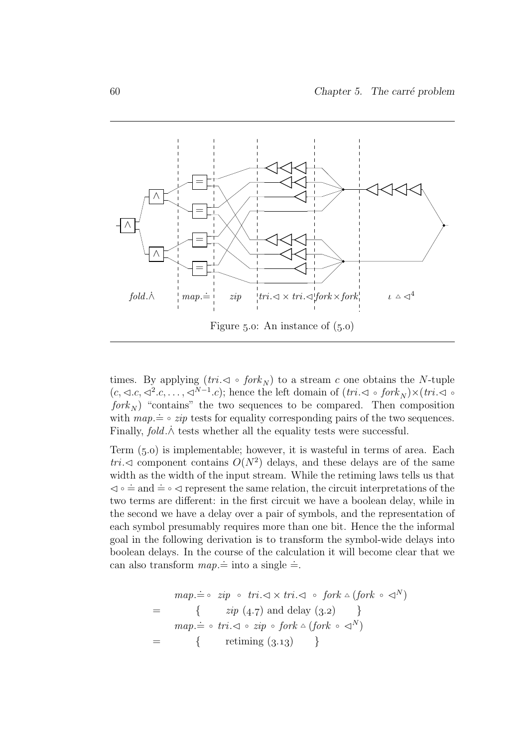fold.$\dot\wedge$

map.$\doteq$

zip

tri.$\lhd$ × tri.$\lhd$

fork × fork

$\iota \vartriangle \lhd^4$

Figure 5.0: An instance of (5.0)

times. By applying $(tri.\lhd \circ fork_N)$ to a stream $c$ one obtains the $N$-tuple $(c, \lhd.c, \lhd^2.c, \ldots, \lhd^{N-1}.c)$; hence the left domain of $(tri.\lhd \circ fork_N) \times (tri.\lhd \circ fork_N)$ "contains" the two sequences to be compared. Then composition with $map.\doteq \circ zip$ tests for equality corresponding pairs of the two sequences. Finally, $fold.\dot\wedge$ tests whether all the equality tests were successful.

Term (5.0) is implementable; however, it is wasteful in terms of area. Each $tri.\lhd$ component contains $O(N^2)$ delays, and these delays are of the same width as the width of the input stream. While the retiming laws tells us that $\lhd \circ \doteq$ and $\doteq \circ \lhd$ represent the same relation, the circuit interpretations of the two terms are different: in the first circuit we have a boolean delay, while in the second we have a delay over a pair of symbols, and the representation of each symbol presumably requires more than one bit. Hence the the informal goal in the following derivation is to transform the symbol-wide delays into boolean delays. In the course of the calculation it will become clear that we can also transform $map.\doteq$ into a single $\doteq$.

$$
\begin{array}{ll}
 & map.\doteq \circ\ zip\ \circ\ tri.\lhd \times tri.\lhd\ \circ\ fork \vartriangle (fork\ \circ \lhd^N) \\
= & \qquad \{ \qquad zip\ (4.7) \text{ and delay } (3.2) \qquad \} \\
 & map.\doteq\ \circ\ tri.\lhd\ \circ\ zip \circ fork \vartriangle (fork\ \circ \lhd^N) \\
= & \qquad \{ \qquad \text{retiming } (3.13) \qquad \}
\end{array}
$$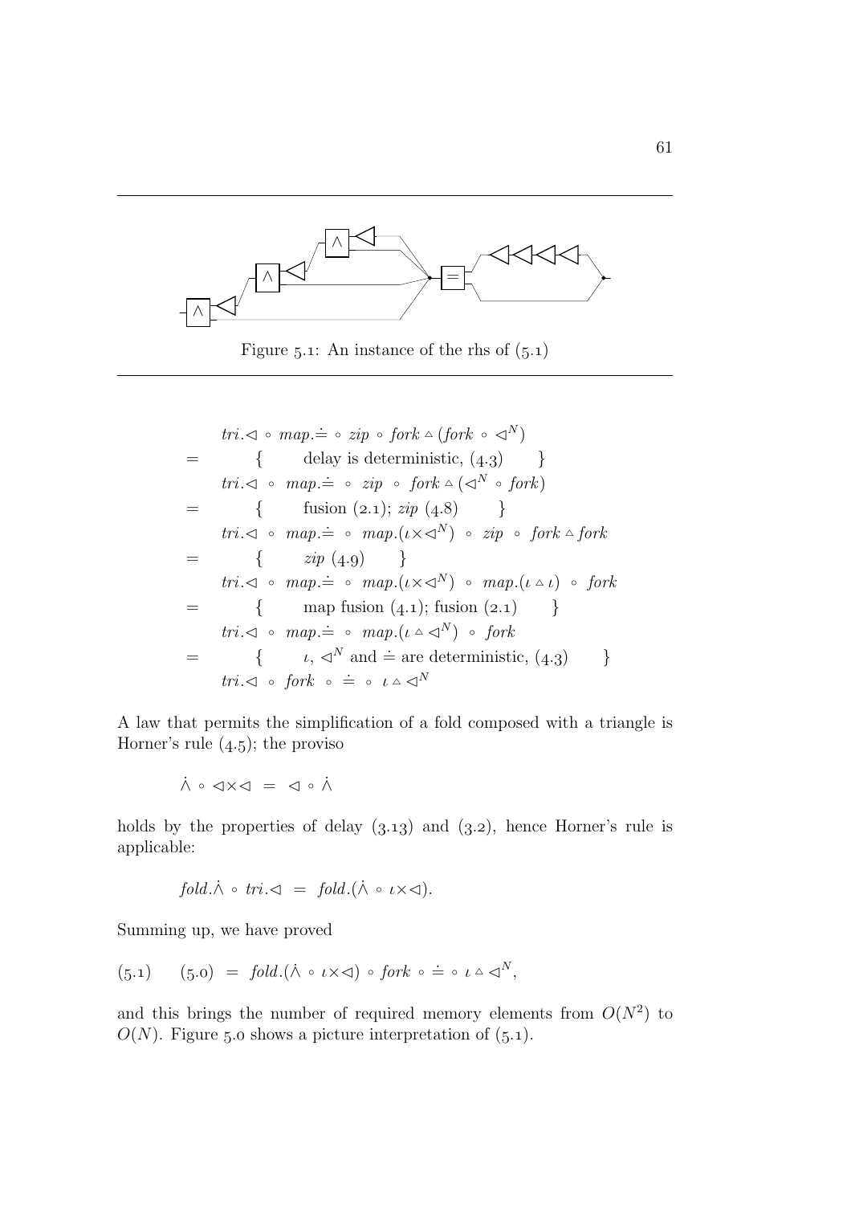Figure 5.1: An instance of the rhs of (5.1)

$$
\begin{array}{ll}
 & tri.\lhd \circ map.\doteq \circ zip \circ fork \vartriangle (fork \circ \lhd^N) \\
= & \{ \quad \text{delay is deterministic, (4.3)} \quad \} \\
 & tri.\lhd \circ map.\doteq \circ zip \circ fork \vartriangle (\lhd^N \circ fork) \\
= & \{ \quad \text{fusion (2.1); } zip \text{ (4.8)} \quad \} \\
 & tri.\lhd \circ map.\doteq \circ map.(\iota \times \lhd^N) \circ zip \circ fork \vartriangle fork \\
= & \{ \quad zip \text{ (4.9)} \quad \} \\
 & tri.\lhd \circ map.\doteq \circ map.(\iota \times \lhd^N) \circ map.(\iota \vartriangle \iota) \circ fork \\
= & \{ \quad \text{map fusion (4.1); fusion (2.1)} \quad \} \\
 & tri.\lhd \circ map.\doteq \circ map.(\iota \vartriangle \lhd^N) \circ fork \\
= & \{ \quad \iota, \lhd^N \text{ and } \doteq \text{ are deterministic, (4.3)} \quad \} \\
 & tri.\lhd \circ fork \circ \doteq \circ \iota \vartriangle \lhd^N
\end{array}
$$

A law that permits the simplification of a fold composed with a triangle is Horner's rule (4.5); the proviso

$$\dot{\wedge} \circ \lhd \times \lhd \ = \ \lhd \circ \dot{\wedge}$$

holds by the properties of delay (3.13) and (3.2), hence Horner's rule is applicable:

$$fold.\dot{\wedge} \circ tri.\lhd \ = \ fold.(\dot{\wedge} \circ \iota \times \lhd).$$

Summing up, we have proved

$$(5.1) \qquad (5.0) \ = \ fold.(\dot{\wedge} \circ \iota \times \lhd) \circ fork \circ \doteq \circ \iota \vartriangle \lhd^N,$$

and this brings the number of required memory elements from $O(N^2)$ to $O(N)$. Figure 5.0 shows a picture interpretation of (5.1).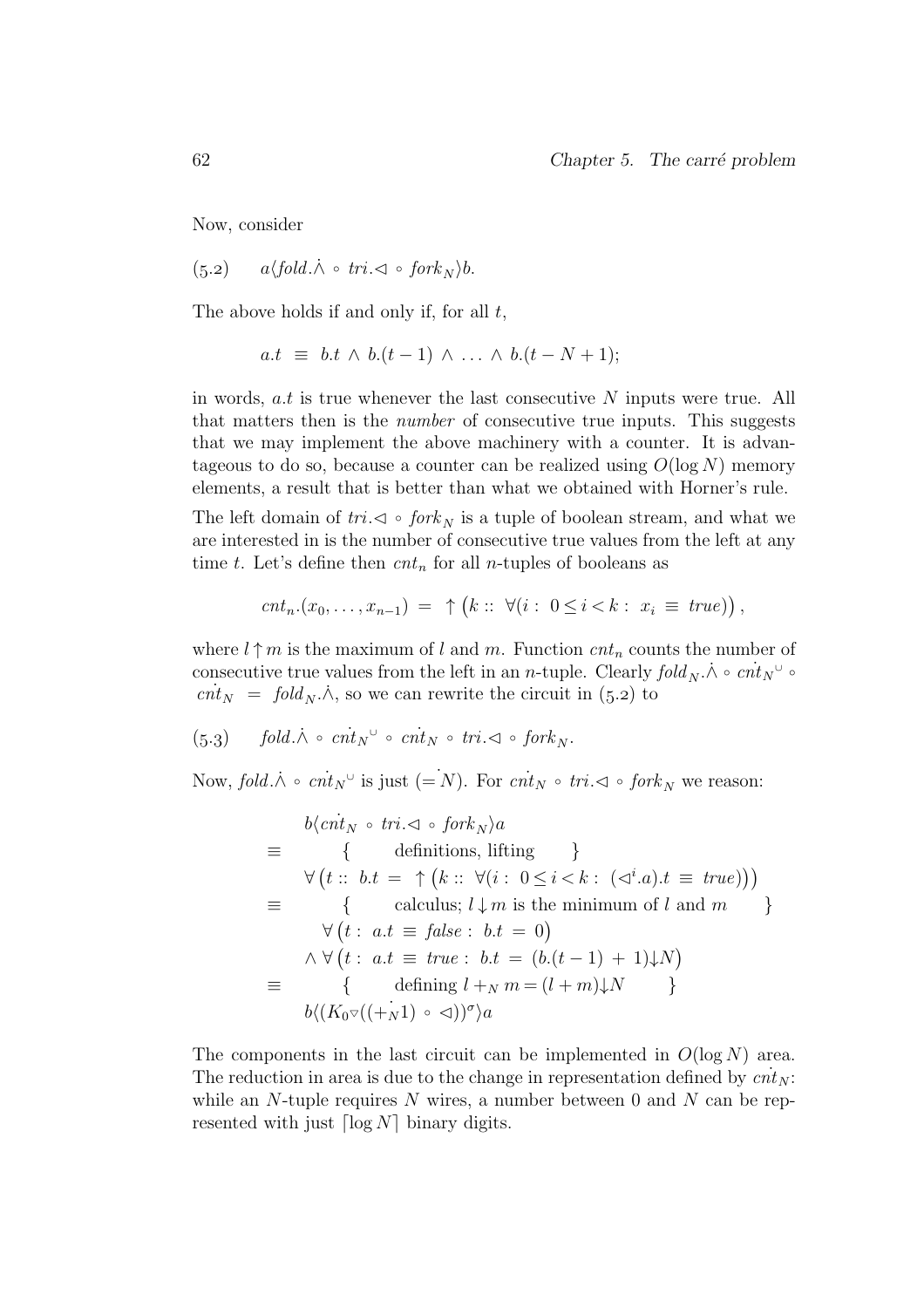Now, consider

$$(5.2) \qquad a\langle fold.\dot{\wedge} \circ tri.\lhd \circ fork_N\rangle b.$$

The above holds if and only if, for all $t$,

$$a.t \;\equiv\; b.t \,\wedge\, b.(t-1) \,\wedge\, \ldots \,\wedge\, b.(t-N+1);$$

in words, $a.t$ is true whenever the last consecutive $N$ inputs were true. All that matters then is the *number* of consecutive true inputs. This suggests that we may implement the above machinery with a counter. It is advantageous to do so, because a counter can be realized using $O(\log N)$ memory elements, a result that is better than what we obtained with Horner's rule.

The left domain of $tri.\lhd \circ fork_N$ is a tuple of boolean stream, and what we are interested in is the number of consecutive true values from the left at any time $t$. Let's define then $cnt_n$ for all $n$-tuples of booleans as

$$cnt_n.(x_0, \ldots, x_{n-1}) \;=\; \uparrow\big(k :: \;\forall(i :\; 0 \leq i < k :\; x_i \;\equiv\; true)\big)\,,$$

where $l \uparrow m$ is the maximum of $l$ and $m$. Function $cnt_n$ counts the number of consecutive true values from the left in an $n$-tuple. Clearly $fold_N.\dot{\wedge} \circ \dot{cnt}_N{}^{\cup} \circ \dot{cnt}_N \;=\; fold_N.\dot{\wedge}$, so we can rewrite the circuit in (5.2) to

$$(5.3) \qquad fold.\dot{\wedge} \circ \dot{cnt}_N{}^{\cup} \circ \dot{cnt}_N \circ tri.\lhd \circ fork_N.$$

Now, $fold.\dot{\wedge} \circ \dot{cnt}_N{}^{\cup}$ is just $(\dot{=} N)$. For $\dot{cnt}_N \circ tri.\lhd \circ fork_N$ we reason:

$$\begin{aligned}
& b\langle \dot{cnt}_N \circ tri.\lhd \circ fork_N\rangle a \\
\equiv \quad & \{ \quad \text{definitions, lifting} \quad \} \\
& \forall\big(t :: \; b.t \;=\; \uparrow\big(k :: \;\forall(i :\; 0 \leq i < k :\; (\lhd^i.a).t \;\equiv\; true)\big)\big) \\
\equiv \quad & \{ \quad \text{calculus; } l \downarrow m \text{ is the minimum of } l \text{ and } m \quad \} \\
& \forall\big(t :\; a.t \equiv false :\; b.t \;=\; 0\big) \\
& \wedge\, \forall\big(t :\; a.t \equiv true :\; b.t \;=\; (b.(t-1) \;+\; 1){\downarrow}N\big) \\
\equiv \quad & \{ \quad \text{defining } l +_N m = (l+m){\downarrow}N \quad \} \\
& b\langle (K_0 \triangledown ((\dot{+}_N 1) \circ \lhd))^{\sigma}\rangle a
\end{aligned}$$

The components in the last circuit can be implemented in $O(\log N)$ area. The reduction in area is due to the change in representation defined by $\dot{cnt}_N$: while an $N$-tuple requires $N$ wires, a number between 0 and $N$ can be represented with just $\lceil \log N \rceil$ binary digits.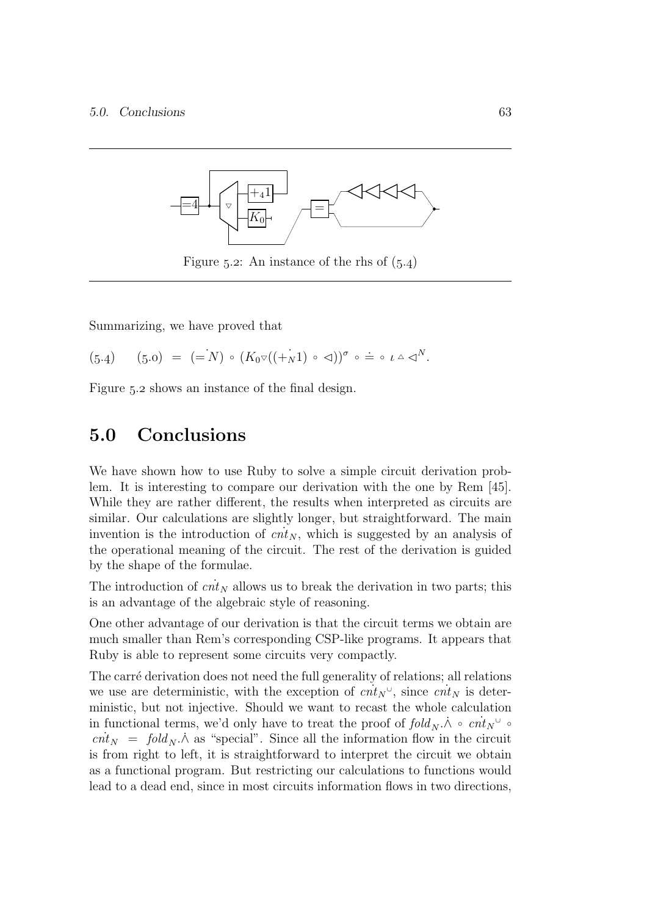Figure 5.2: An instance of the rhs of (5.4)

Summarizing, we have proved that

$$(5.4) \qquad (5.0) \;=\; (\dot{=}N) \circ (K_0 \triangledown ((\dot{+}_N 1) \circ \lhd))^{\sigma} \circ \dot{=} \circ \iota \vartriangle \lhd^N .$$

Figure 5.2 shows an instance of the final design.

## 5.0 Conclusions

We have shown how to use Ruby to solve a simple circuit derivation problem. It is interesting to compare our derivation with the one by Rem [45]. While they are rather different, the results when interpreted as circuits are similar. Our calculations are slightly longer, but straightforward. The main invention is the introduction of $c\dot{n}t_N$, which is suggested by an analysis of the operational meaning of the circuit. The rest of the derivation is guided by the shape of the formulae.

The introduction of $c\dot{n}t_N$ allows us to break the derivation in two parts; this is an advantage of the algebraic style of reasoning.

One other advantage of our derivation is that the circuit terms we obtain are much smaller than Rem's corresponding CSP-like programs. It appears that Ruby is able to represent some circuits very compactly.

The carré derivation does not need the full generality of relations; all relations we use are deterministic, with the exception of $c\dot{n}t_N{}^{\cup}$, since $c\dot{n}t_N$ is deterministic, but not injective. Should we want to recast the whole calculation in functional terms, we'd only have to treat the proof of $fold_N.\dot{\wedge} \circ c\dot{n}t_N{}^{\cup} \circ c\dot{n}t_N = fold_N.\dot{\wedge}$ as "special". Since all the information flow in the circuit is from right to left, it is straightforward to interpret the circuit we obtain as a functional program. But restricting our calculations to functions would lead to a dead end, since in most circuits information flows in two directions,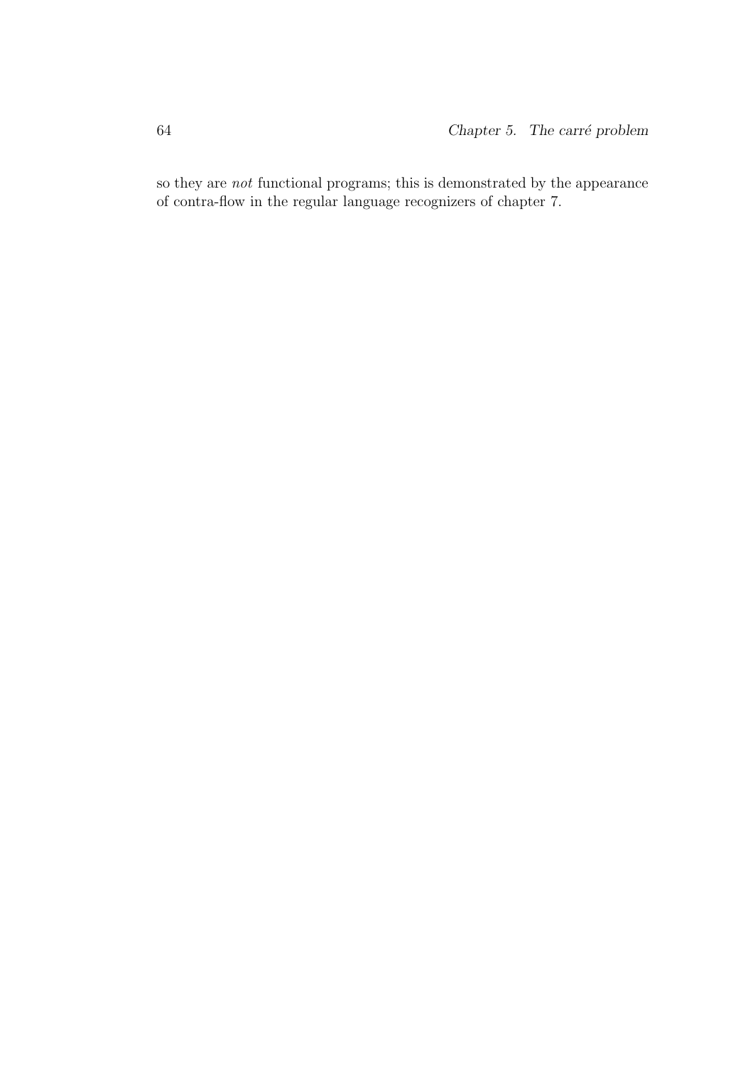so they are *not* functional programs; this is demonstrated by the appearance of contra-flow in the regular language recognizers of chapter 7.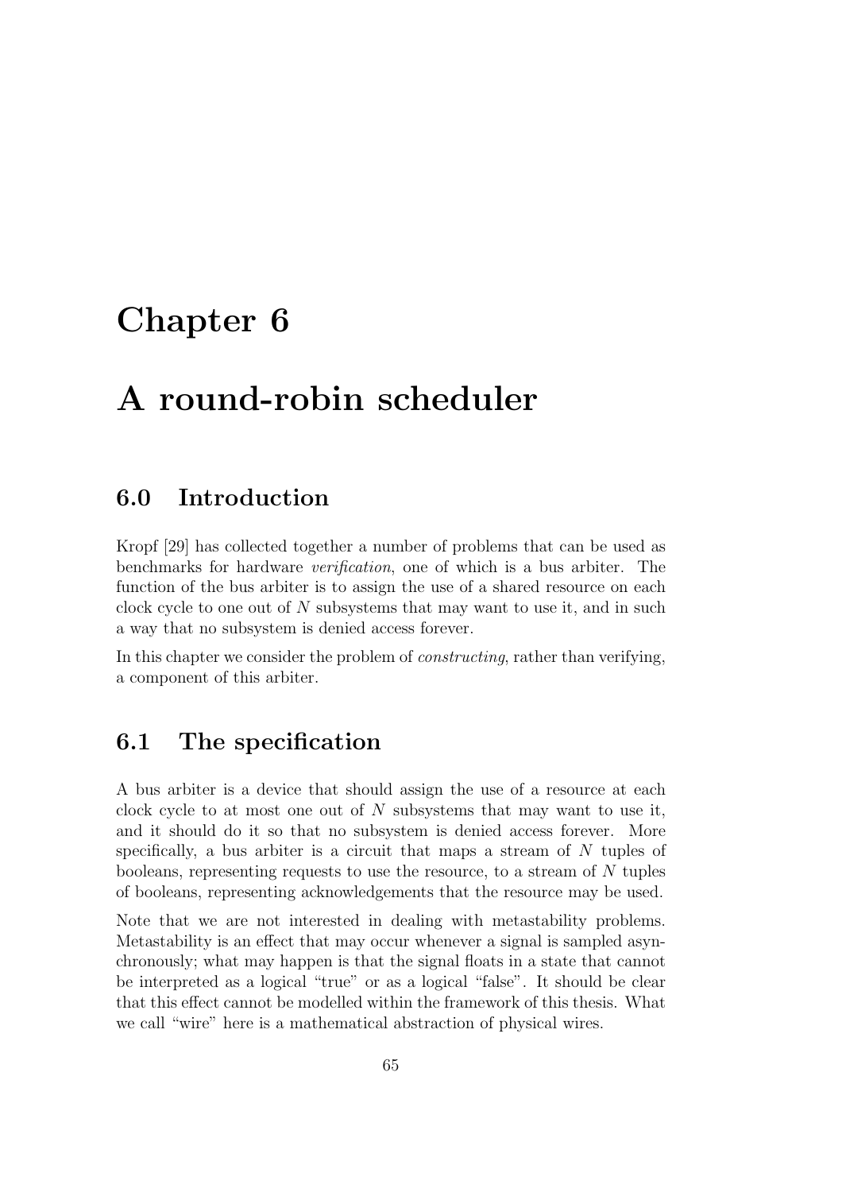# Chapter 6

# A round-robin scheduler

## 6.0 Introduction

Kropf [29] has collected together a number of problems that can be used as benchmarks for hardware *verification*, one of which is a bus arbiter. The function of the bus arbiter is to assign the use of a shared resource on each clock cycle to one out of $N$ subsystems that may want to use it, and in such a way that no subsystem is denied access forever.

In this chapter we consider the problem of *constructing*, rather than verifying, a component of this arbiter.

## 6.1 The specification

A bus arbiter is a device that should assign the use of a resource at each clock cycle to at most one out of $N$ subsystems that may want to use it, and it should do it so that no subsystem is denied access forever. More specifically, a bus arbiter is a circuit that maps a stream of $N$ tuples of booleans, representing requests to use the resource, to a stream of $N$ tuples of booleans, representing acknowledgements that the resource may be used.

Note that we are not interested in dealing with metastability problems. Metastability is an effect that may occur whenever a signal is sampled asynchronously; what may happen is that the signal floats in a state that cannot be interpreted as a logical "true" or as a logical "false". It should be clear that this effect cannot be modelled within the framework of this thesis. What we call "wire" here is a mathematical abstraction of physical wires.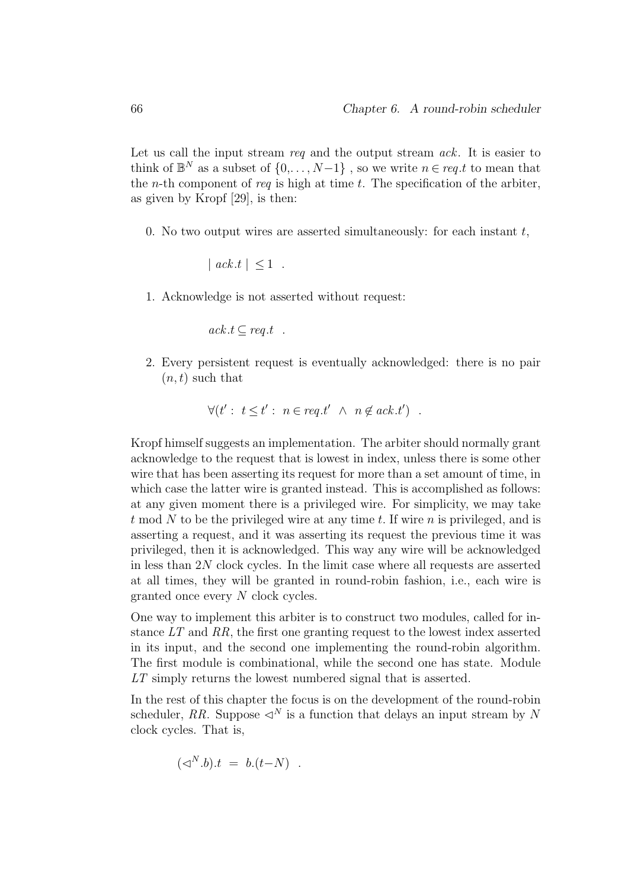Let us call the input stream *req* and the output stream *ack*. It is easier to think of $\mathbb{B}^N$ as a subset of $\{0,\ldots,N{-}1\}$ , so we write $n \in req.t$ to mean that the $n$-th component of *req* is high at time $t$. The specification of the arbiter, as given by Kropf [29], is then:

0. No two output wires are asserted simultaneously: for each instant $t$,

$$| \; ack.t \; | \; \leq 1 \quad .$$

1. Acknowledge is not asserted without request:

$$ack.t \subseteq req.t \quad .$$

2. Every persistent request is eventually acknowledged: there is no pair $(n,t)$ such that

$$\forall (t' : \; t \leq t' : \; n \in req.t' \;\; \wedge \;\; n \notin ack.t') \quad .$$

Kropf himself suggests an implementation. The arbiter should normally grant acknowledge to the request that is lowest in index, unless there is some other wire that has been asserting its request for more than a set amount of time, in which case the latter wire is granted instead. This is accomplished as follows: at any given moment there is a privileged wire. For simplicity, we may take $t \bmod N$ to be the privileged wire at any time $t$. If wire $n$ is privileged, and is asserting a request, and it was asserting its request the previous time it was privileged, then it is acknowledged. This way any wire will be acknowledged in less than $2N$ clock cycles. In the limit case where all requests are asserted at all times, they will be granted in round-robin fashion, i.e., each wire is granted once every $N$ clock cycles.

One way to implement this arbiter is to construct two modules, called for instance *LT* and *RR*, the first one granting request to the lowest index asserted in its input, and the second one implementing the round-robin algorithm. The first module is combinational, while the second one has state. Module *LT* simply returns the lowest numbered signal that is asserted.

In the rest of this chapter the focus is on the development of the round-robin scheduler, *RR*. Suppose $\lhd^N$ is a function that delays an input stream by $N$ clock cycles. That is,

$$(\lhd^N.b).t \;\; = \;\; b.(t{-}N) \quad .$$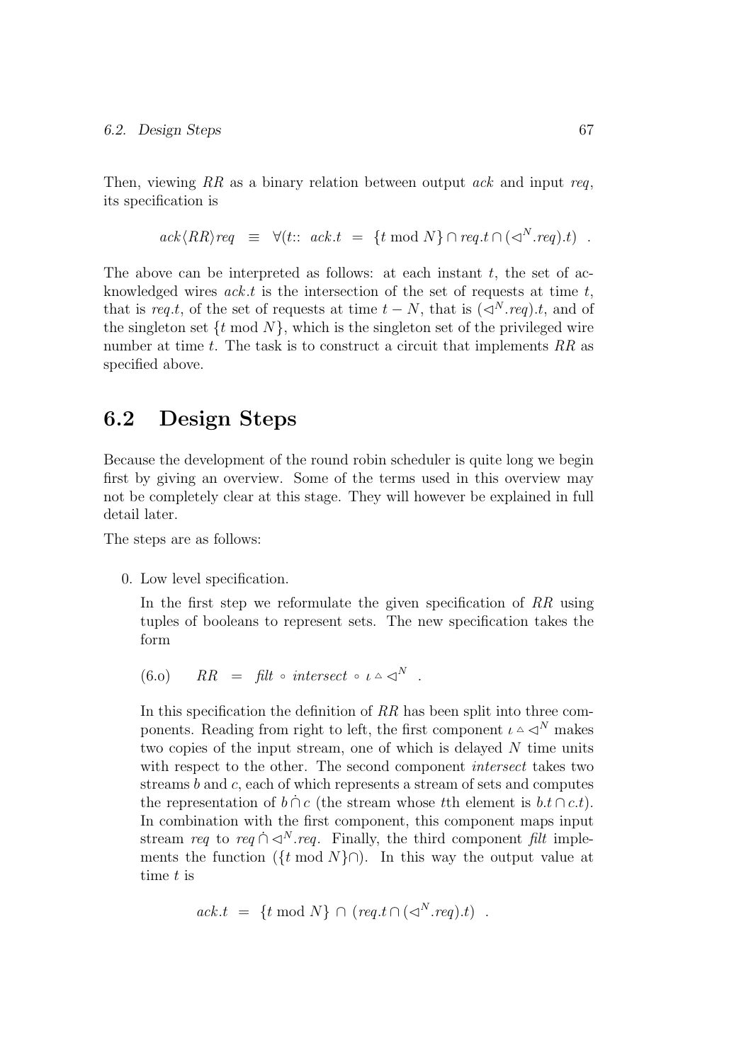Then, viewing $RR$ as a binary relation between output $ack$ and input $req$, its specification is

$$ack\langle RR\rangle req \;\;\equiv\;\; \forall(t{::}\;\; ack.t \;=\; \{t \bmod N\} \cap req.t \cap (\lhd^N.req).t) \;\; .$$

The above can be interpreted as follows: at each instant $t$, the set of acknowledged wires $ack.t$ is the intersection of the set of requests at time $t$, that is $req.t$, of the set of requests at time $t - N$, that is $(\lhd^N.req).t$, and of the singleton set $\{t \bmod N\}$, which is the singleton set of the privileged wire number at time $t$. The task is to construct a circuit that implements $RR$ as specified above.

## 6.2 Design Steps

Because the development of the round robin scheduler is quite long we begin first by giving an overview. Some of the terms used in this overview may not be completely clear at this stage. They will however be explained in full detail later.

The steps are as follows:

0. Low level specification.

   In the first step we reformulate the given specification of $RR$ using tuples of booleans to represent sets. The new specification takes the form

   $$(6.0) \qquad RR \;\;=\;\; \mathit{filt} \circ \mathit{intersect} \circ \iota \vartriangle \lhd^N \;\; .$$

   In this specification the definition of $RR$ has been split into three components. Reading from right to left, the first component $\iota \vartriangle \lhd^N$ makes two copies of the input stream, one of which is delayed $N$ time units with respect to the other. The second component *intersect* takes two streams $b$ and $c$, each of which represents a stream of sets and computes the representation of $b \mathbin{\dot\cap} c$ (the stream whose $t$th element is $b.t \cap c.t$). In combination with the first component, this component maps input stream $req$ to $req \mathbin{\dot\cap} \lhd^N.req$. Finally, the third component *filt* implements the function $(\{t \bmod N\}\cap)$. In this way the output value at time $t$ is

   $$ack.t \;\;=\;\; \{t \bmod N\} \;\cap\; (req.t \cap (\lhd^N.req).t) \;\; .$$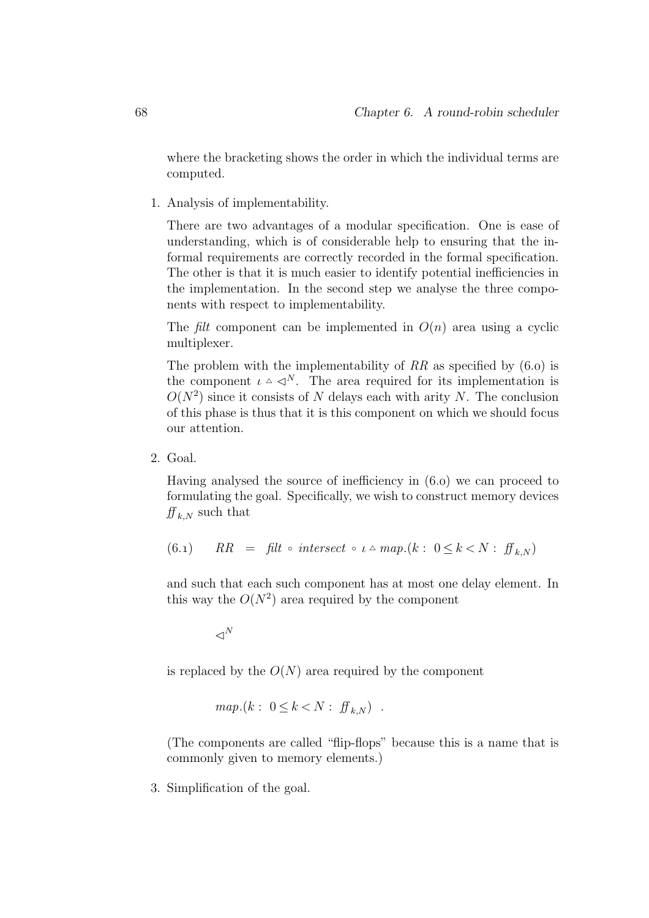where the bracketing shows the order in which the individual terms are computed.

1. Analysis of implementability.

   There are two advantages of a modular specification. One is ease of understanding, which is of considerable help to ensuring that the informal requirements are correctly recorded in the formal specification. The other is that it is much easier to identify potential inefficiencies in the implementation. In the second step we analyse the three components with respect to implementability.

   The *filt* component can be implemented in $O(n)$ area using a cyclic multiplexer.

   The problem with the implementability of $RR$ as specified by (6.0) is the component $\iota \vartriangle \lhd^N$. The area required for its implementation is $O(N^2)$ since it consists of $N$ delays each with arity $N$. The conclusion of this phase is thus that it is this component on which we should focus our attention.

2. Goal.

   Having analysed the source of inefficiency in (6.0) we can proceed to formulating the goal. Specifically, we wish to construct memory devices $\mathit{ff}_{k,N}$ such that

   $$(6.1) \qquad RR \;\; = \;\; \mathit{filt} \circ \mathit{intersect} \circ \iota \vartriangle \mathit{map}.(k:\; 0 \leq k < N :\; \mathit{ff}_{k,N})$$

   and such that each such component has at most one delay element. In this way the $O(N^2)$ area required by the component

   $$\lhd^N$$

   is replaced by the $O(N)$ area required by the component

   $$\mathit{map}.(k:\; 0 \leq k < N :\; \mathit{ff}_{k,N}) \;\; .$$

   (The components are called "flip-flops" because this is a name that is commonly given to memory elements.)

3. Simplification of the goal.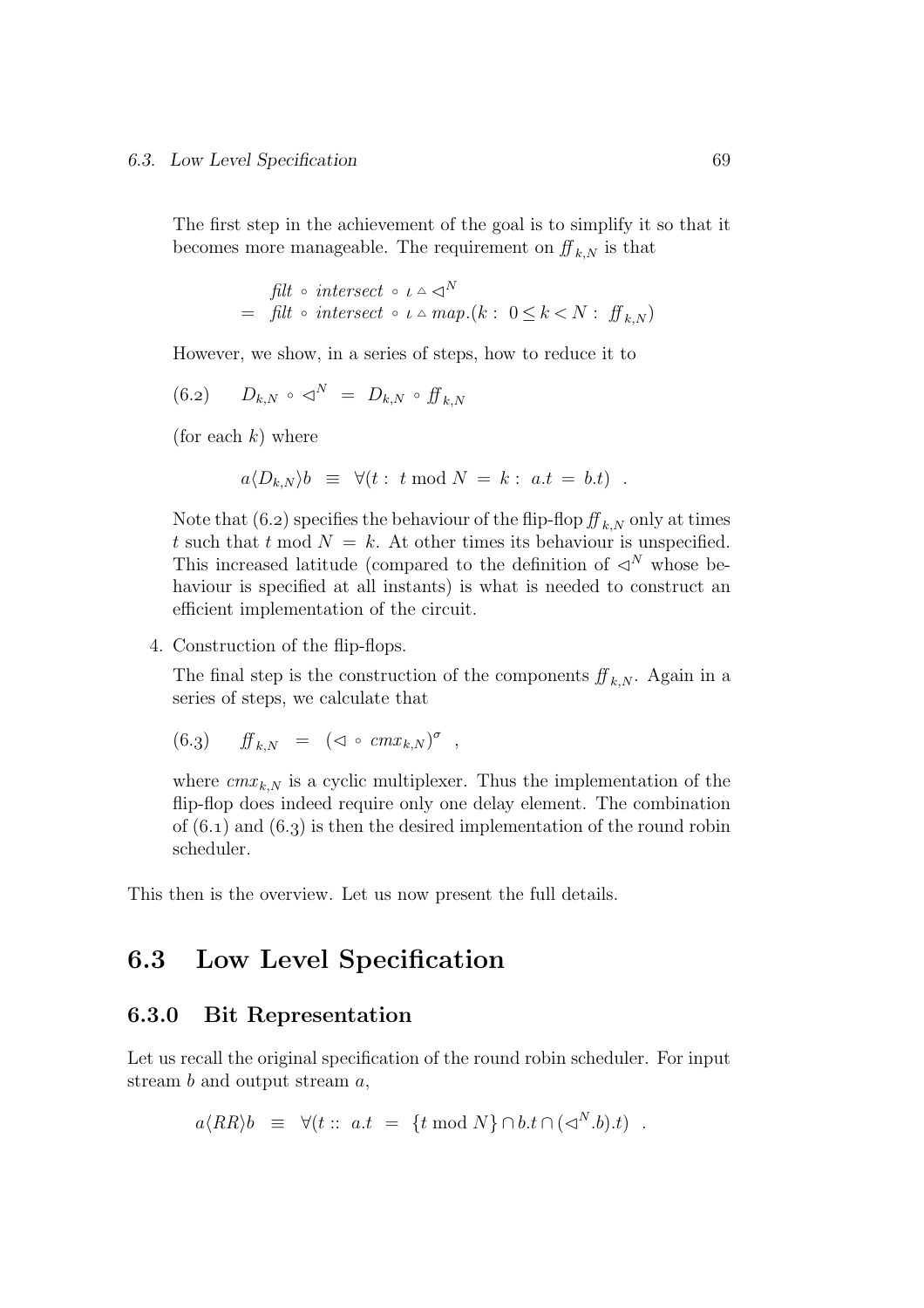The first step in the achievement of the goal is to simplify it so that it becomes more manageable. The requirement on $\mathit{ff}_{k,N}$ is that

$$\begin{array}{ll} & \mathit{filt} \circ \mathit{intersect} \circ \iota \vartriangle \lhd^N \\ = & \mathit{filt} \circ \mathit{intersect} \circ \iota \vartriangle \mathit{map}.(k:\ 0 \le k < N:\ \mathit{ff}_{k,N}) \end{array}$$

However, we show, in a series of steps, how to reduce it to

$$(6.2) \qquad D_{k,N} \circ \lhd^N \ = \ D_{k,N} \circ \mathit{ff}_{k,N}$$

(for each $k$) where

$$a\langle D_{k,N}\rangle b \ \equiv \ \forall(t:\ t \bmod N \ = \ k:\ a.t \ = \ b.t) \ .$$

Note that (6.2) specifies the behaviour of the flip-flop $\mathit{ff}_{k,N}$ only at times $t$ such that $t \bmod N \ = \ k$. At other times its behaviour is unspecified. This increased latitude (compared to the definition of $\lhd^N$ whose behaviour is specified at all instants) is what is needed to construct an efficient implementation of the circuit.

4. Construction of the flip-flops.

   The final step is the construction of the components $\mathit{ff}_{k,N}$. Again in a series of steps, we calculate that

   $$(6.3) \qquad \mathit{ff}_{k,N} \ = \ (\lhd \circ \mathit{cmx}_{k,N})^{\sigma} \ ,$$

   where $\mathit{cmx}_{k,N}$ is a cyclic multiplexer. Thus the implementation of the flip-flop does indeed require only one delay element. The combination of (6.1) and (6.3) is then the desired implementation of the round robin scheduler.

This then is the overview. Let us now present the full details.

## 6.3 Low Level Specification

### 6.3.0 Bit Representation

Let us recall the original specification of the round robin scheduler. For input stream $b$ and output stream $a$,

$$a\langle RR\rangle b \ \equiv \ \forall(t ::\ a.t \ = \ \{t \bmod N\} \cap b.t \cap (\lhd^N.b).t) \ .$$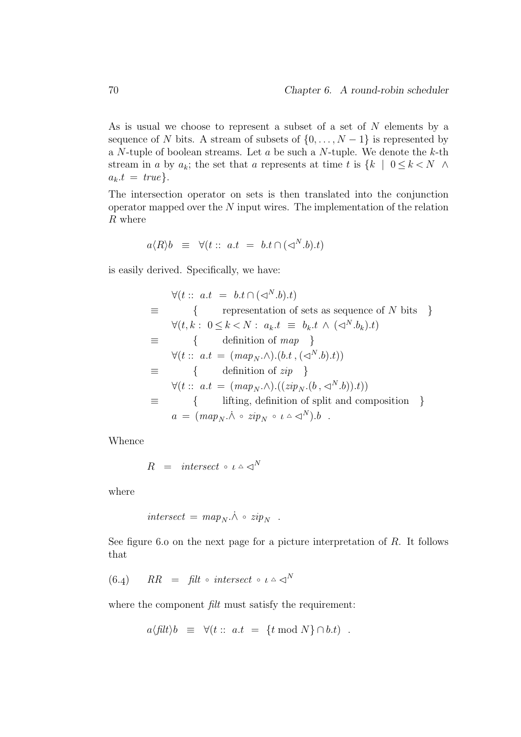As is usual we choose to represent a subset of a set of $N$ elements by a sequence of $N$ bits. A stream of subsets of $\{0, \ldots, N-1\}$ is represented by a $N$-tuple of boolean streams. Let $a$ be such a $N$-tuple. We denote the $k$-th stream in $a$ by $a_k$; the set that $a$ represents at time $t$ is $\{k \mid 0 \leq k < N \;\wedge\; a_k.t \;=\; true\}$.

The intersection operator on sets is then translated into the conjunction operator mapped over the $N$ input wires. The implementation of the relation $R$ where

$$a\langle R\rangle b \;\;\equiv\;\; \forall(t :: \; a.t \;\;=\;\; b.t \cap (\lhd^N.b).t)$$

is easily derived. Specifically, we have:

$$\begin{array}{ll}
 & \forall(t :: \; a.t \;\;=\;\; b.t \cap (\lhd^N.b).t) \\
\equiv & \qquad \{ \qquad \text{representation of sets as sequence of } N \text{ bits} \quad \} \\
 & \forall(t, k : \; 0 \leq k < N : \; a_k.t \;\equiv\; b_k.t \;\wedge\; (\lhd^N.b_k).t) \\
\equiv & \qquad \{ \qquad \text{definition of } map \quad \} \\
 & \forall(t :: \; a.t \;=\; (map_N.\wedge).(b.t\, , (\lhd^N.b).t)) \\
\equiv & \qquad \{ \qquad \text{definition of } zip \quad \} \\
 & \forall(t :: \; a.t \;=\; (map_N.\wedge).((zip_N.(b\, , \lhd^N.b)).t)) \\
\equiv & \qquad \{ \qquad \text{lifting, definition of split and composition} \quad \} \\
 & a \;=\; (map_N.\dot{\wedge} \circ zip_N \circ \iota \vartriangle \lhd^N).b \;\; .
\end{array}$$

Whence

$$R \;\;=\;\; intersect \circ \iota \vartriangle \lhd^N$$

where

$$intersect \;=\; map_N.\dot{\wedge} \circ zip_N \;\; .$$

See figure 6.0 on the next page for a picture interpretation of $R$. It follows that

$$(6.4) \qquad RR \;\;=\;\; filt \circ intersect \circ \iota \vartriangle \lhd^N$$

where the component *filt* must satisfy the requirement:

$$a\langle filt\rangle b \;\;\equiv\;\; \forall(t :: \; a.t \;\;=\;\; \{t \bmod N\} \cap b.t) \;\; .$$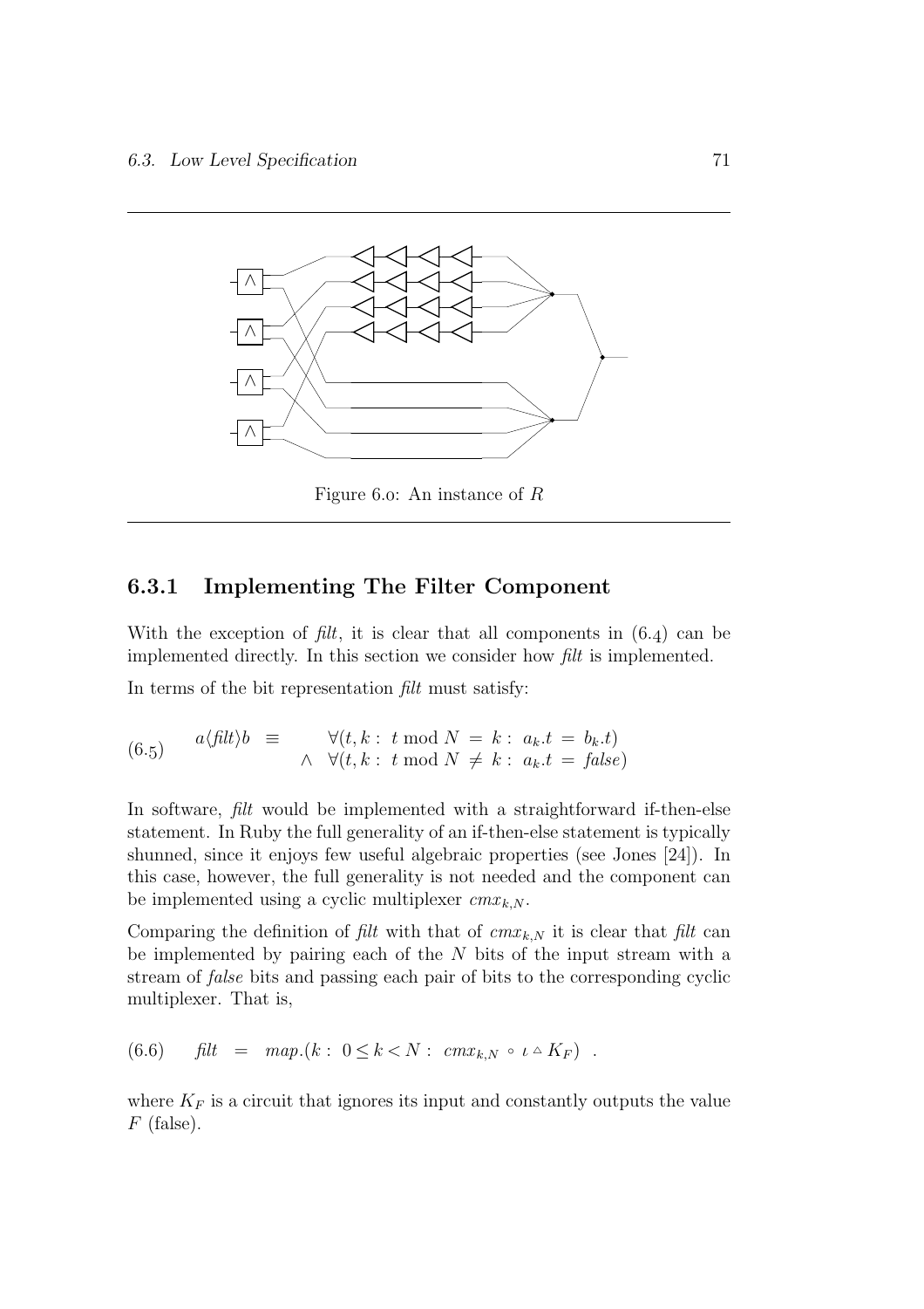Figure 6.0: An instance of $R$

### 6.3.1 Implementing The Filter Component

With the exception of *filt*, it is clear that all components in (6.4) can be implemented directly. In this section we consider how *filt* is implemented.

In terms of the bit representation *filt* must satisfy:

$$
(6.5) \quad a\langle filt\rangle b \;\equiv\; \begin{array}{l} \quad\forall(t,k:\ t \bmod N \,=\, k:\ a_k.t \,=\, b_k.t) \\ \wedge\ \forall(t,k:\ t \bmod N \,\neq\, k:\ a_k.t \,=\, false) \end{array}
$$

In software, *filt* would be implemented with a straightforward if-then-else statement. In Ruby the full generality of an if-then-else statement is typically shunned, since it enjoys few useful algebraic properties (see Jones [24]). In this case, however, the full generality is not needed and the component can be implemented using a cyclic multiplexer $cmx_{k,N}$.

Comparing the definition of *filt* with that of $cmx_{k,N}$ it is clear that *filt* can be implemented by pairing each of the $N$ bits of the input stream with a stream of *false* bits and passing each pair of bits to the corresponding cyclic multiplexer. That is,

$$
(6.6) \quad filt \;=\; map.(k:\ 0 \leq k < N:\ cmx_{k,N} \circ \iota \vartriangle K_F) \ .
$$

where $K_F$ is a circuit that ignores its input and constantly outputs the value $F$ (false).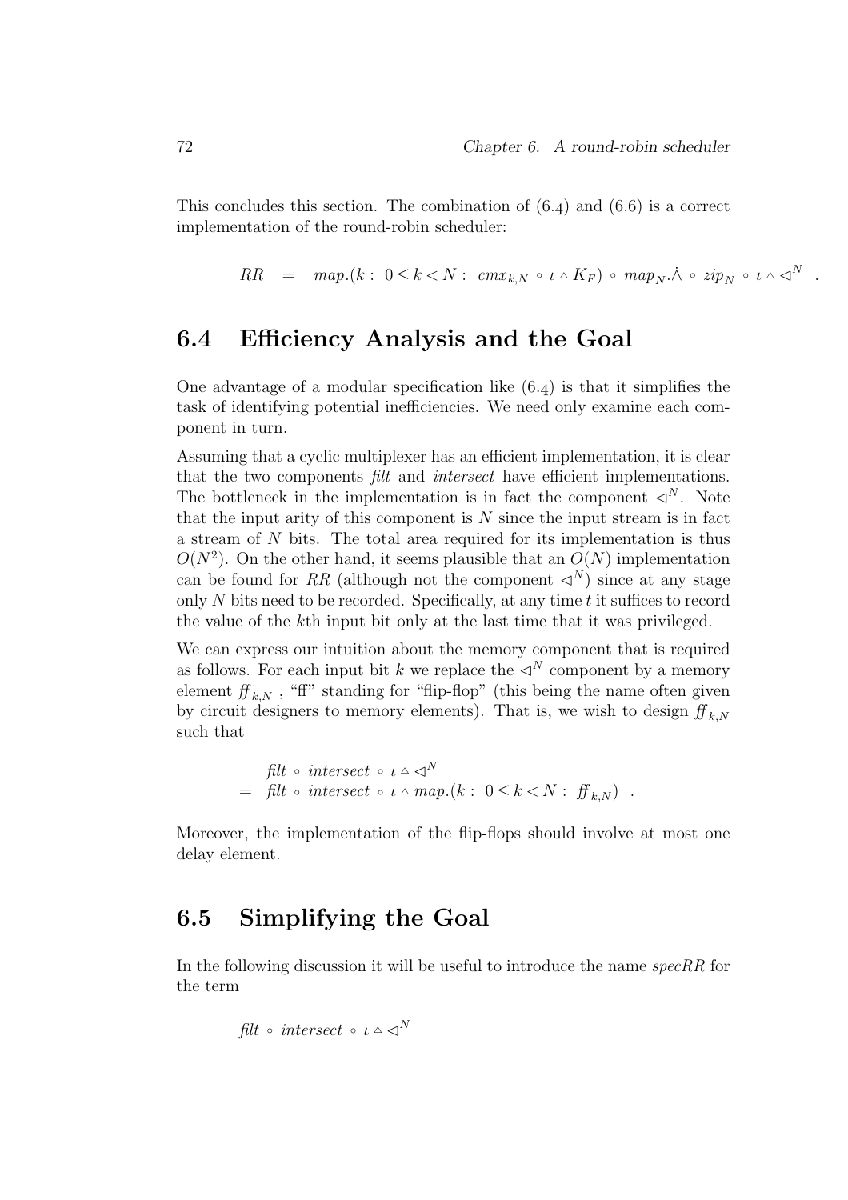This concludes this section. The combination of (6.4) and (6.6) is a correct implementation of the round-robin scheduler:

$$RR \quad = \quad map.(k:\ 0 \leq k < N:\ cmx_{k,N} \circ \iota \vartriangle K_F) \circ map_N.\dot{\wedge} \circ zip_N \circ \iota \vartriangle \lhd^N \quad .$$

## 6.4 Efficiency Analysis and the Goal

One advantage of a modular specification like (6.4) is that it simplifies the task of identifying potential inefficiencies. We need only examine each component in turn.

Assuming that a cyclic multiplexer has an efficient implementation, it is clear that the two components *filt* and *intersect* have efficient implementations. The bottleneck in the implementation is in fact the component $\lhd^N$. Note that the input arity of this component is $N$ since the input stream is in fact a stream of $N$ bits. The total area required for its implementation is thus $O(N^2)$. On the other hand, it seems plausible that an $O(N)$ implementation can be found for $RR$ (although not the component $\lhd^N$) since at any stage only $N$ bits need to be recorded. Specifically, at any time $t$ it suffices to record the value of the $k$th input bit only at the last time that it was privileged.

We can express our intuition about the memory component that is required as follows. For each input bit $k$ we replace the $\lhd^N$ component by a memory element $f\!f_{k,N}$ , "ff" standing for "flip-flop" (this being the name often given by circuit designers to memory elements). That is, we wish to design $f\!f_{k,N}$ such that

$$\begin{array}{ll} & filt \circ intersect \circ \iota \vartriangle \lhd^N \\ = & filt \circ intersect \circ \iota \vartriangle map.(k:\ 0 \leq k < N:\ f\!f_{k,N}) \quad . \end{array}$$

Moreover, the implementation of the flip-flops should involve at most one delay element.

## 6.5 Simplifying the Goal

In the following discussion it will be useful to introduce the name *specRR* for the term

$$filt \circ intersect \circ \iota \vartriangle \lhd^N$$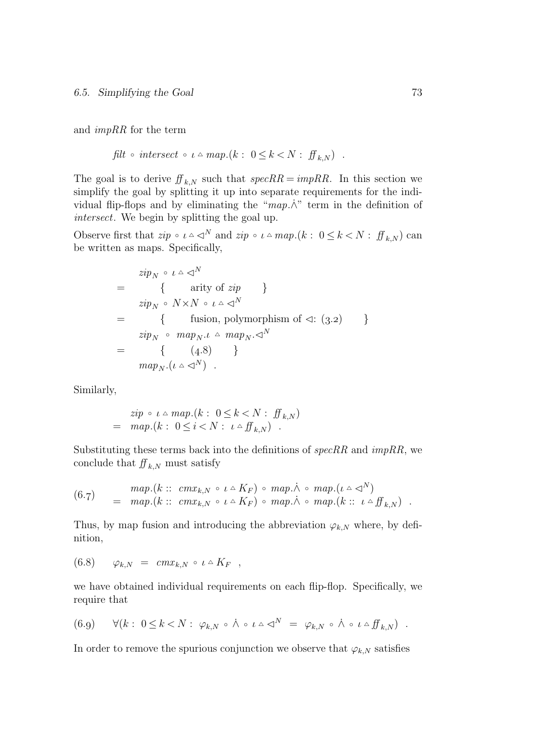and *impRR* for the term

$$\mathit{filt} \circ \mathit{intersect} \circ \iota \vartriangle \mathit{map}.(k:\ 0 \le k < N:\ \mathit{ff}_{k,N}) \enspace .$$

The goal is to derive $\mathit{ff}_{k,N}$ such that $\mathit{specRR} = \mathit{impRR}$. In this section we simplify the goal by splitting it up into separate requirements for the individual flip-flops and by eliminating the "$\mathit{map}.\dot{\wedge}$" term in the definition of *intersect*. We begin by splitting the goal up.

Observe first that $\mathit{zip} \circ \iota \vartriangle \lhd^N$ and $\mathit{zip} \circ \iota \vartriangle \mathit{map}.(k:\ 0 \le k < N:\ \mathit{ff}_{k,N})$ can be written as maps. Specifically,

$$\begin{array}{ll}
 & \mathit{zip}_N \circ \iota \vartriangle \lhd^N \\
= & \quad \{ \quad \text{arity of } \mathit{zip} \quad \} \\
 & \mathit{zip}_N \circ N{\times}N \circ \iota \vartriangle \lhd^N \\
= & \quad \{ \quad \text{fusion, polymorphism of } \lhd\text{: (3.2)} \quad \} \\
 & \mathit{zip}_N \circ \mathit{map}_N.\iota \vartriangle \mathit{map}_N.\lhd^N \\
= & \quad \{ \quad (4.8) \quad \} \\
 & \mathit{map}_N.(\iota \vartriangle \lhd^N) \enspace .
\end{array}$$

Similarly,

$$\begin{array}{ll}
 & \mathit{zip} \circ \iota \vartriangle \mathit{map}.(k:\ 0 \le k < N:\ \mathit{ff}_{k,N}) \\
= & \mathit{map}.(k:\ 0 \le i < N:\ \iota \vartriangle \mathit{ff}_{k,N}) \enspace .
\end{array}$$

Substituting these terms back into the definitions of *specRR* and *impRR*, we conclude that $\mathit{ff}_{k,N}$ must satisfy

$$\text{(6.7)} \qquad \begin{array}{ll}
 & \mathit{map}.(k ::\ \mathit{cmx}_{k,N} \circ \iota \vartriangle K_F) \circ \mathit{map}.\dot{\wedge} \circ \mathit{map}.(\iota \vartriangle \lhd^N) \\
= & \mathit{map}.(k ::\ \mathit{cmx}_{k,N} \circ \iota \vartriangle K_F) \circ \mathit{map}.\dot{\wedge} \circ \mathit{map}.(k ::\ \iota \vartriangle \mathit{ff}_{k,N}) \enspace .
\end{array}$$

Thus, by map fusion and introducing the abbreviation $\varphi_{k,N}$ where, by definition,

$$\text{(6.8)} \qquad \varphi_{k,N} \;=\; \mathit{cmx}_{k,N} \circ \iota \vartriangle K_F \enspace ,$$

we have obtained individual requirements on each flip-flop. Specifically, we require that

$$\text{(6.9)} \qquad \forall(k:\ 0 \le k < N:\ \varphi_{k,N} \circ \dot{\wedge} \circ \iota \vartriangle \lhd^N \;=\; \varphi_{k,N} \circ \dot{\wedge} \circ \iota \vartriangle \mathit{ff}_{k,N}) \enspace .$$

In order to remove the spurious conjunction we observe that $\varphi_{k,N}$ satisfies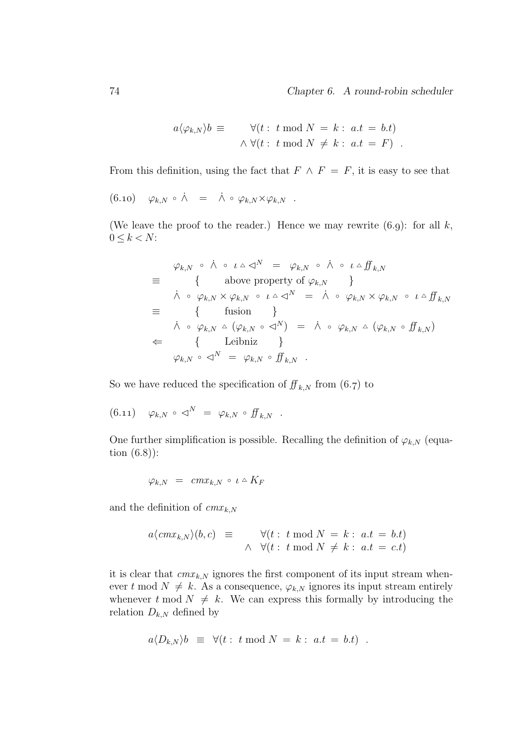$$a\langle\varphi_{k,N}\rangle b \;\equiv\; \quad \forall(t:\; t \bmod N \,=\, k:\; a.t \,=\, b.t) \\ \wedge\; \forall(t:\; t \bmod N \,\neq\, k:\; a.t \,=\, F) \quad .$$

From this definition, using the fact that $F \wedge F = F$, it is easy to see that

$$(6.10) \quad \varphi_{k,N} \circ \dot{\wedge} \;=\; \dot{\wedge} \circ \varphi_{k,N} \times \varphi_{k,N} \quad .$$

(We leave the proof to the reader.) Hence we may rewrite (6.9): for all $k$, $0 \leq k < N$:

$$\begin{array}{ll}
& \varphi_{k,N} \circ \dot{\wedge} \circ \iota \vartriangle \lhd^N \;=\; \varphi_{k,N} \circ \dot{\wedge} \circ \iota \vartriangle \mathit{ff}_{k,N} \\
\equiv & \qquad \{ \qquad \text{above property of } \varphi_{k,N} \qquad \} \\
& \dot{\wedge} \circ \varphi_{k,N} \times \varphi_{k,N} \circ \iota \vartriangle \lhd^N \;=\; \dot{\wedge} \circ \varphi_{k,N} \times \varphi_{k,N} \circ \iota \vartriangle \mathit{ff}_{k,N} \\
\equiv & \qquad \{ \qquad \text{fusion} \qquad \} \\
& \dot{\wedge} \circ \varphi_{k,N} \vartriangle (\varphi_{k,N} \circ \lhd^N) \;=\; \dot{\wedge} \circ \varphi_{k,N} \vartriangle (\varphi_{k,N} \circ \mathit{ff}_{k,N}) \\
\Leftarrow & \qquad \{ \qquad \text{Leibniz} \qquad \} \\
& \varphi_{k,N} \circ \lhd^N \;=\; \varphi_{k,N} \circ \mathit{ff}_{k,N} \quad .
\end{array}$$

So we have reduced the specification of $\mathit{ff}_{k,N}$ from (6.7) to

$$(6.11) \quad \varphi_{k,N} \circ \lhd^N \;=\; \varphi_{k,N} \circ \mathit{ff}_{k,N} \quad .$$

One further simplification is possible. Recalling the definition of $\varphi_{k,N}$ (equation (6.8)):

$$\varphi_{k,N} \;=\; cmx_{k,N} \circ \iota \vartriangle K_F$$

and the definition of $cmx_{k,N}$

$$a\langle cmx_{k,N}\rangle(b,c) \;\equiv\; \quad \forall(t:\; t \bmod N \,=\, k:\; a.t \,=\, b.t) \\ \wedge \;\; \forall(t:\; t \bmod N \,\neq\, k:\; a.t \,=\, c.t)$$

it is clear that $cmx_{k,N}$ ignores the first component of its input stream whenever $t \bmod N \neq k$. As a consequence, $\varphi_{k,N}$ ignores its input stream entirely whenever $t \bmod N \neq k$. We can express this formally by introducing the relation $D_{k,N}$ defined by

$$a\langle D_{k,N}\rangle b \;\equiv\; \forall(t:\; t \bmod N \,=\, k:\; a.t \,=\, b.t) \quad .$$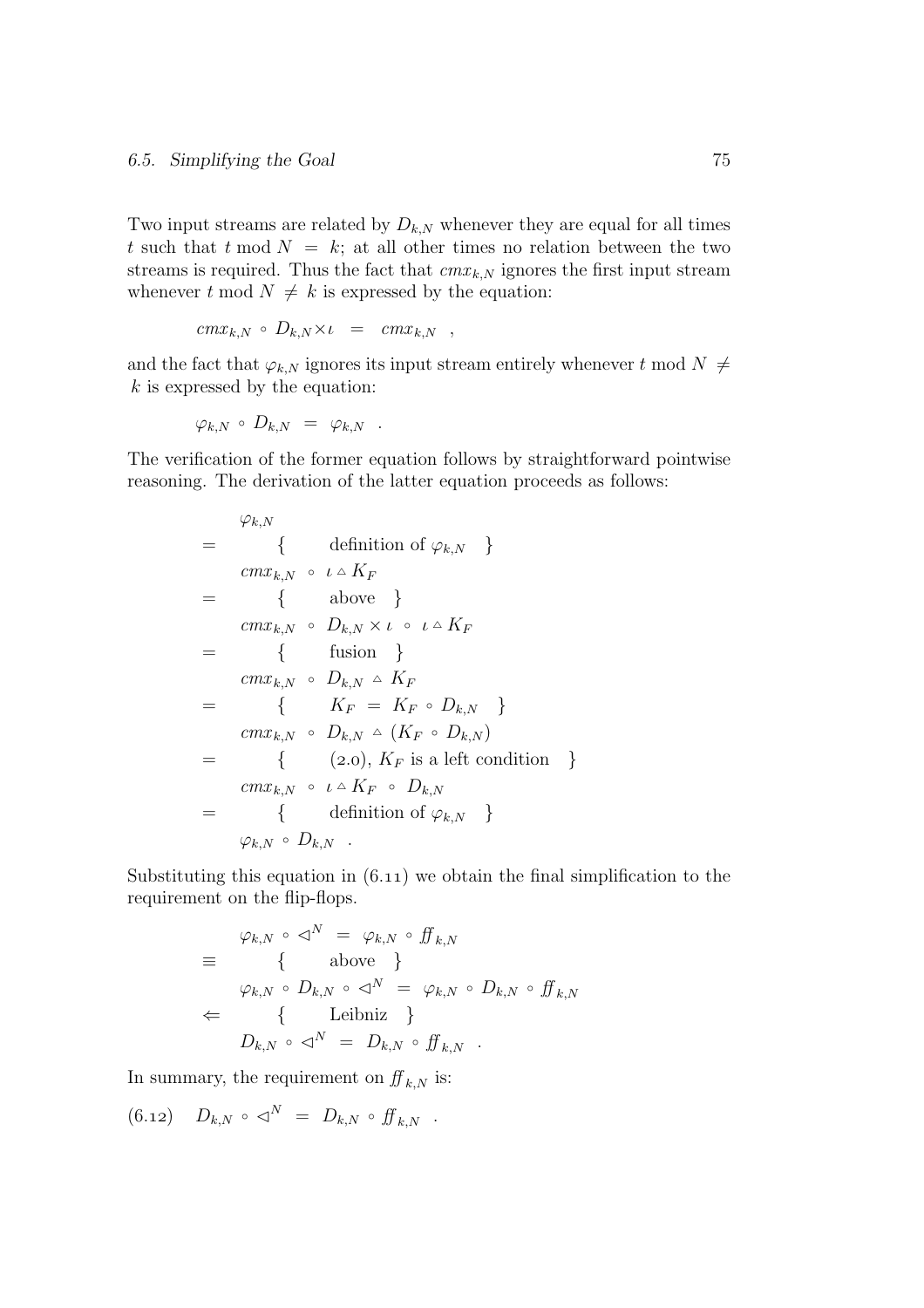Two input streams are related by $D_{k,N}$ whenever they are equal for all times $t$ such that $t \bmod N = k$; at all other times no relation between the two streams is required. Thus the fact that $cmx_{k,N}$ ignores the first input stream whenever $t \bmod N \neq k$ is expressed by the equation:

$$cmx_{k,N} \circ D_{k,N} \times \iota \;=\; cmx_{k,N} \;\;,$$

and the fact that $\varphi_{k,N}$ ignores its input stream entirely whenever $t \bmod N \neq k$ is expressed by the equation:

$$\varphi_{k,N} \circ D_{k,N} \;=\; \varphi_{k,N} \;\;.$$

The verification of the former equation follows by straightforward pointwise reasoning. The derivation of the latter equation proceeds as follows:

$$
\begin{array}{ll}
 & \varphi_{k,N} \\
= & \qquad \{ \quad \text{definition of } \varphi_{k,N} \quad \} \\
 & cmx_{k,N} \circ \iota \vartriangle K_F \\
= & \qquad \{ \quad \text{above} \quad \} \\
 & cmx_{k,N} \circ D_{k,N} \times \iota \circ \iota \vartriangle K_F \\
= & \qquad \{ \quad \text{fusion} \quad \} \\
 & cmx_{k,N} \circ D_{k,N} \vartriangle K_F \\
= & \qquad \{ \quad K_F = K_F \circ D_{k,N} \quad \} \\
 & cmx_{k,N} \circ D_{k,N} \vartriangle (K_F \circ D_{k,N}) \\
= & \qquad \{ \quad (2.0),\ K_F \text{ is a left condition} \quad \} \\
 & cmx_{k,N} \circ \iota \vartriangle K_F \circ D_{k,N} \\
= & \qquad \{ \quad \text{definition of } \varphi_{k,N} \quad \} \\
 & \varphi_{k,N} \circ D_{k,N} \;\;.
\end{array}
$$

Substituting this equation in (6.11) we obtain the final simplification to the requirement on the flip-flops.

$$
\begin{array}{ll}
 & \varphi_{k,N} \circ \lhd^N \;=\; \varphi_{k,N} \circ \mathit{ff}_{k,N} \\
\equiv & \qquad \{ \quad \text{above} \quad \} \\
 & \varphi_{k,N} \circ D_{k,N} \circ \lhd^N \;=\; \varphi_{k,N} \circ D_{k,N} \circ \mathit{ff}_{k,N} \\
\Leftarrow & \qquad \{ \quad \text{Leibniz} \quad \} \\
 & D_{k,N} \circ \lhd^N \;=\; D_{k,N} \circ \mathit{ff}_{k,N} \;\;.
\end{array}
$$

In summary, the requirement on $\mathit{ff}_{k,N}$ is:

$$(6.12) \qquad D_{k,N} \circ \lhd^N \;=\; D_{k,N} \circ \mathit{ff}_{k,N} \;\;.$$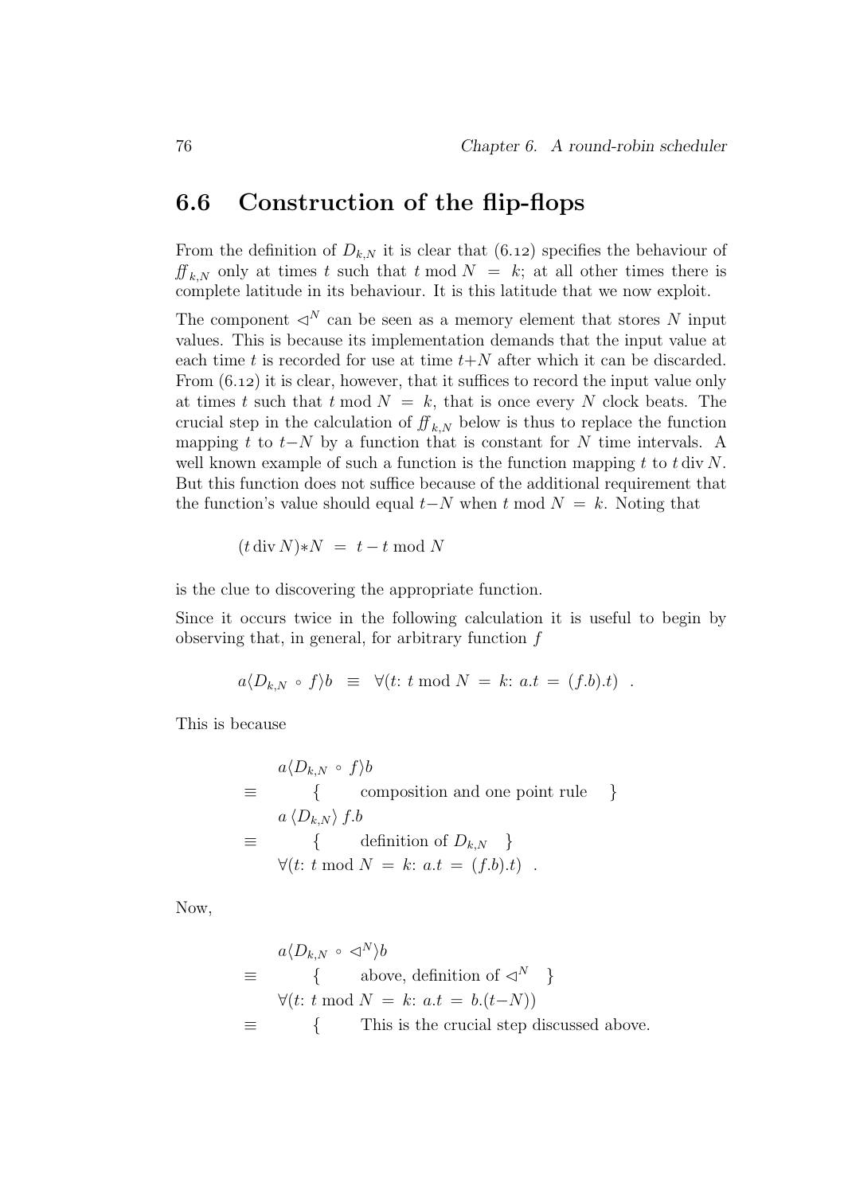## 6.6 Construction of the flip-flops

From the definition of $D_{k,N}$ it is clear that (6.12) specifies the behaviour of $ff_{k,N}$ only at times $t$ such that $t \bmod N = k$; at all other times there is complete latitude in its behaviour. It is this latitude that we now exploit.

The component $\triangleleft^N$ can be seen as a memory element that stores $N$ input values. This is because its implementation demands that the input value at each time $t$ is recorded for use at time $t{+}N$ after which it can be discarded. From (6.12) it is clear, however, that it suffices to record the input value only at times $t$ such that $t \bmod N = k$, that is once every $N$ clock beats. The crucial step in the calculation of $ff_{k,N}$ below is thus to replace the function mapping $t$ to $t{-}N$ by a function that is constant for $N$ time intervals. A well known example of such a function is the function mapping $t$ to $t \operatorname{div} N$. But this function does not suffice because of the additional requirement that the function's value should equal $t{-}N$ when $t \bmod N = k$. Noting that

$$(t \operatorname{div} N){*}N \;=\; t - t \bmod N$$

is the clue to discovering the appropriate function.

Since it occurs twice in the following calculation it is useful to begin by observing that, in general, for arbitrary function $f$

$$a\langle D_{k,N} \circ f\rangle b \;\;\equiv\;\; \forall(t\colon t \bmod N = k\colon a.t = (f.b).t) \;\;.$$

This is because

$$
\begin{array}{ll}
 & a\langle D_{k,N} \circ f\rangle b \\
\equiv & \qquad \{ \qquad \text{composition and one point rule} \quad \} \\
 & a\,\langle D_{k,N}\rangle\, f.b \\
\equiv & \qquad \{ \qquad \text{definition of } D_{k,N} \quad \} \\
 & \forall(t\colon t \bmod N = k\colon a.t = (f.b).t) \;\;.
\end{array}
$$

Now,

$$
\begin{array}{ll}
 & a\langle D_{k,N} \circ \triangleleft^N\rangle b \\
\equiv & \qquad \{ \qquad \text{above, definition of } \triangleleft^N \quad \} \\
 & \forall(t\colon t \bmod N = k\colon a.t = b.(t{-}N)) \\
\equiv & \qquad \{ \qquad \text{This is the crucial step discussed above.}
\end{array}
$$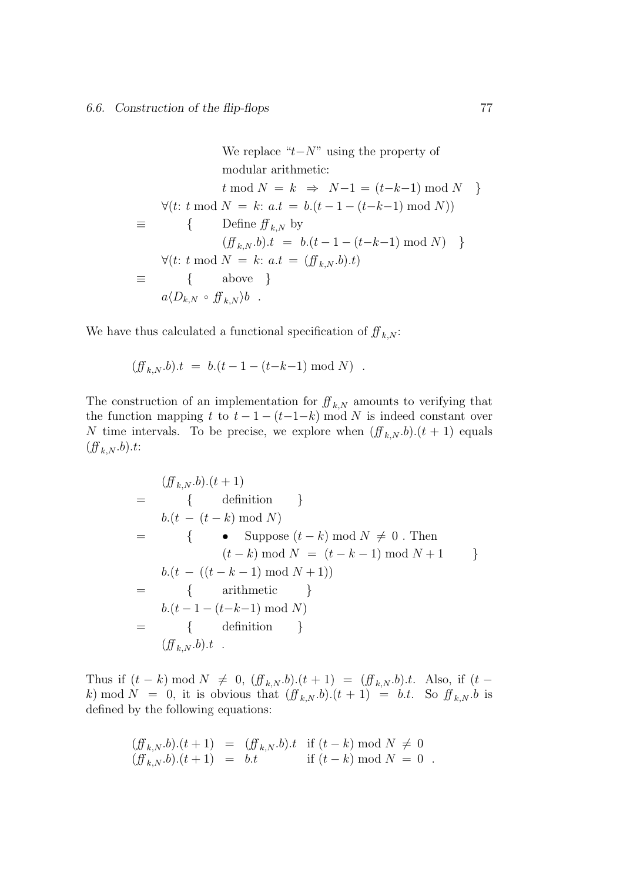$$
\begin{array}{ll}
 & \quad \{ \quad \text{We replace "}t{-}N\text{" using the property of} \\
 & \quad\quad\; \text{modular arithmetic:} \\
 & \quad\quad\; t \bmod N \;=\; k \;\;\Rightarrow\;\; N{-}1 \;=\; (t{-}k{-}1) \bmod N \quad \} \\
 & \forall(t\colon t \bmod N \;=\; k\colon a.t \;=\; b.(t-1-(t{-}k{-}1) \bmod N)) \\
\equiv & \quad \{ \quad \text{Define } \mathit{ff}_{k,N} \text{ by} \\
 & \quad\quad\; (\mathit{ff}_{k,N}.b).t \;=\; b.(t-1-(t{-}k{-}1) \bmod N) \quad \} \\
 & \forall(t\colon t \bmod N \;=\; k\colon a.t \;=\; (\mathit{ff}_{k,N}.b).t) \\
\equiv & \quad \{ \quad \text{above} \quad \} \\
 & a\langle D_{k,N} \circ \mathit{ff}_{k,N}\rangle b \quad .
\end{array}
$$

We have thus calculated a functional specification of $\mathit{ff}_{k,N}$:

$$
(\mathit{ff}_{k,N}.b).t \;=\; b.(t-1-(t{-}k{-}1) \bmod N) \quad .
$$

The construction of an implementation for $\mathit{ff}_{k,N}$ amounts to verifying that the function mapping $t$ to $t-1-(t{-}1{-}k) \bmod N$ is indeed constant over $N$ time intervals. To be precise, we explore when $(\mathit{ff}_{k,N}.b).(t+1)$ equals $(\mathit{ff}_{k,N}.b).t$:

$$
\begin{array}{ll}
 & (\mathit{ff}_{k,N}.b).(t+1) \\
= & \quad \{ \quad \text{definition} \quad \} \\
 & b.(t \;-\; (t-k) \bmod N) \\
= & \quad \{ \quad \bullet \quad \text{Suppose } (t-k) \bmod N \;\neq\; 0 \text{ . Then} \\
 & \quad\quad\quad\;\; (t-k) \bmod N \;=\; (t-k-1) \bmod N + 1 \quad \} \\
 & b.(t \;-\; ((t-k-1) \bmod N + 1)) \\
= & \quad \{ \quad \text{arithmetic} \quad \} \\
 & b.(t-1-(t{-}k{-}1) \bmod N) \\
= & \quad \{ \quad \text{definition} \quad \} \\
 & (\mathit{ff}_{k,N}.b).t \quad .
\end{array}
$$

Thus if $(t-k) \bmod N \;\neq\; 0$, $(\mathit{ff}_{k,N}.b).(t+1) \;=\; (\mathit{ff}_{k,N}.b).t$. Also, if $(t-k) \bmod N \;=\; 0$, it is obvious that $(\mathit{ff}_{k,N}.b).(t+1) \;=\; b.t$. So $\mathit{ff}_{k,N}.b$ is defined by the following equations:

$$
\begin{array}{lcll}
(\mathit{ff}_{k,N}.b).(t+1) & = & (\mathit{ff}_{k,N}.b).t & \text{if } (t-k) \bmod N \;\neq\; 0 \\
(\mathit{ff}_{k,N}.b).(t+1) & = & b.t & \text{if } (t-k) \bmod N \;=\; 0 \quad .
\end{array}
$$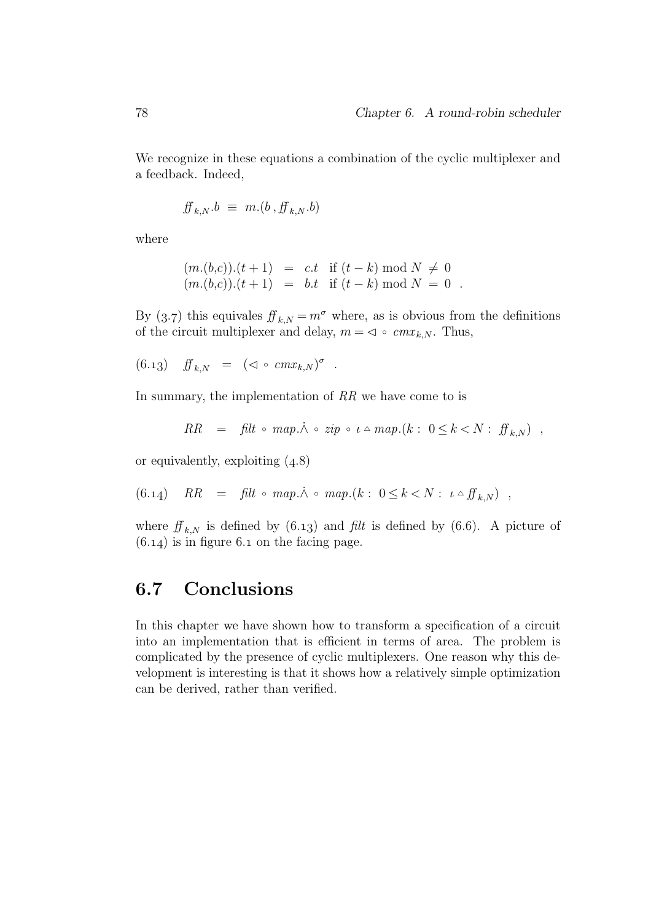We recognize in these equations a combination of the cyclic multiplexer and a feedback. Indeed,

$$ff_{k,N}.b \;\equiv\; m.(b\,, ff_{k,N}.b)$$

where

$$\begin{array}{lcll} (m.(b,c)).(t+1) & = & c.t & \text{if } (t-k) \bmod N \neq 0 \\ (m.(b,c)).(t+1) & = & b.t & \text{if } (t-k) \bmod N = 0 \;\;. \end{array}$$

By (3.7) this equivales $ff_{k,N} = m^{\sigma}$ where, as is obvious from the definitions of the circuit multiplexer and delay, $m = \lhd \circ cmx_{k,N}$. Thus,

$$(6.13) \quad ff_{k,N} \;=\; (\lhd \circ cmx_{k,N})^{\sigma} \;\;.$$

In summary, the implementation of $RR$ we have come to is

$$RR \;=\; filt \circ map.\dot{\wedge} \circ zip \circ \iota \vartriangle map.(k:\; 0 \leq k < N:\; ff_{k,N}) \;\;,$$

or equivalently, exploiting (4.8)

$$(6.14) \quad RR \;=\; filt \circ map.\dot{\wedge} \circ map.(k:\; 0 \leq k < N:\; \iota \vartriangle ff_{k,N}) \;\;,$$

where $ff_{k,N}$ is defined by (6.13) and *filt* is defined by (6.6). A picture of (6.14) is in figure 6.1 on the facing page.

## 6.7 Conclusions

In this chapter we have shown how to transform a specification of a circuit into an implementation that is efficient in terms of area. The problem is complicated by the presence of cyclic multiplexers. One reason why this development is interesting is that it shows how a relatively simple optimization can be derived, rather than verified.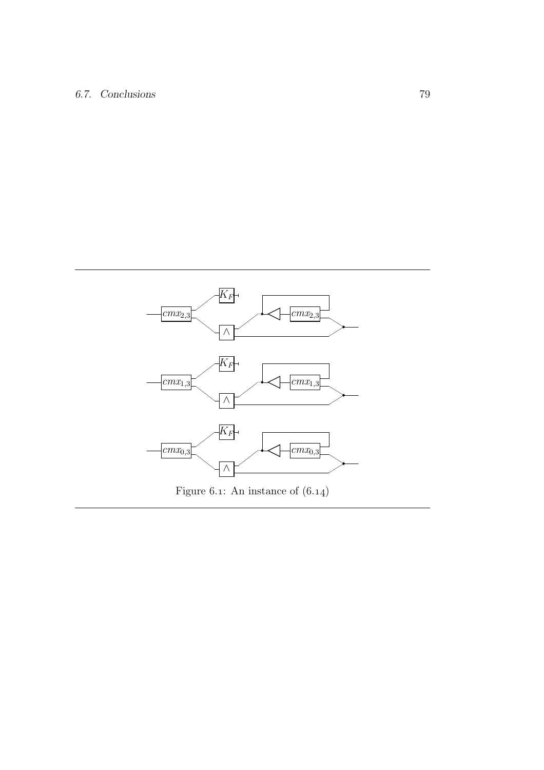$cmx_{2,3}$

$K_F$

$\wedge$

$cmx_{2,3}$

$cmx_{1,3}$

$K_F$

$\wedge$

$cmx_{1,3}$

$cmx_{0,3}$

$K_F$

$\wedge$

$cmx_{0,3}$

Figure 6.1: An instance of (6.14)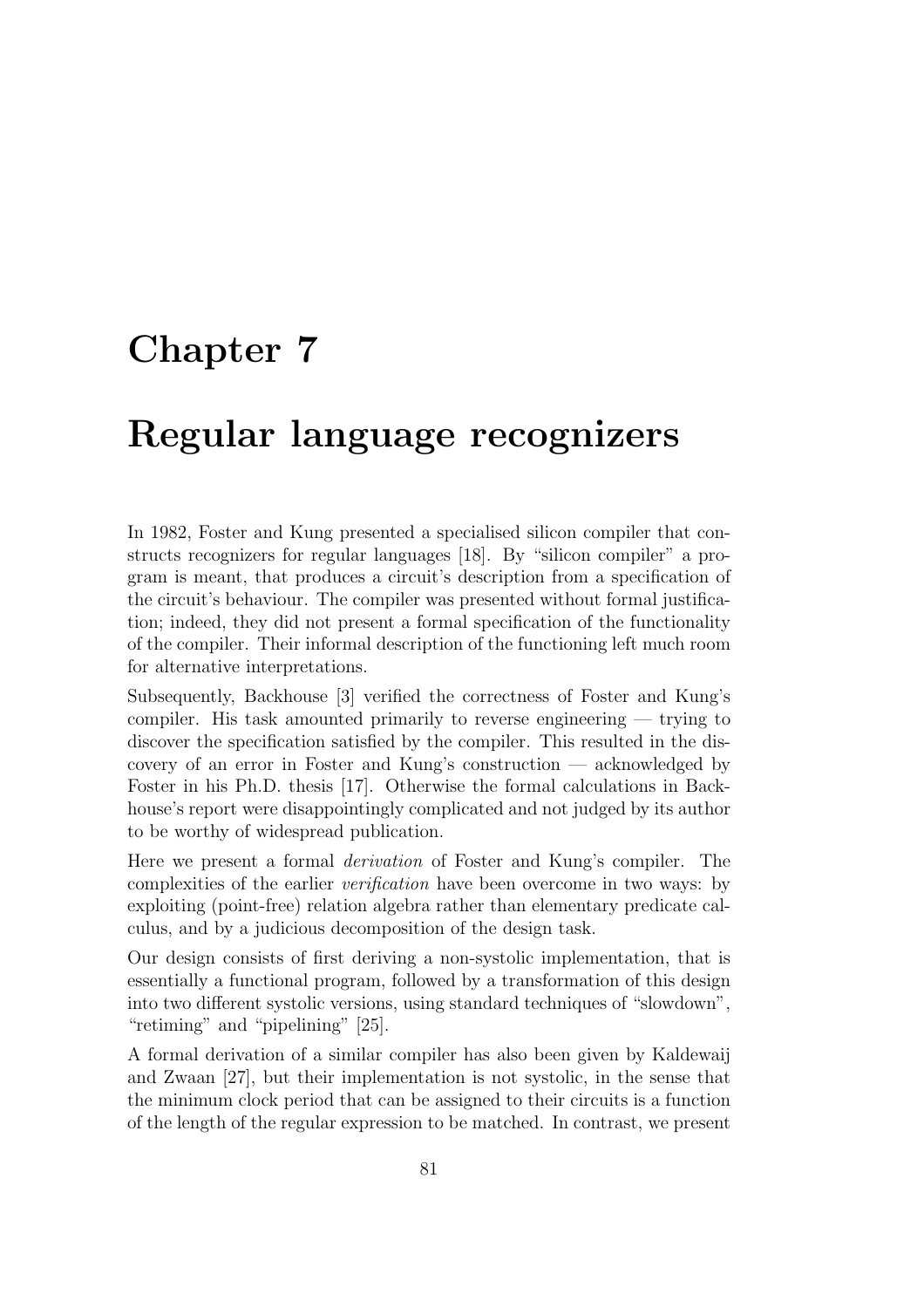# Chapter 7

# Regular language recognizers

In 1982, Foster and Kung presented a specialised silicon compiler that constructs recognizers for regular languages [18]. By "silicon compiler" a program is meant, that produces a circuit's description from a specification of the circuit's behaviour. The compiler was presented without formal justification; indeed, they did not present a formal specification of the functionality of the compiler. Their informal description of the functioning left much room for alternative interpretations.

Subsequently, Backhouse [3] verified the correctness of Foster and Kung's compiler. His task amounted primarily to reverse engineering — trying to discover the specification satisfied by the compiler. This resulted in the discovery of an error in Foster and Kung's construction — acknowledged by Foster in his Ph.D. thesis [17]. Otherwise the formal calculations in Backhouse's report were disappointingly complicated and not judged by its author to be worthy of widespread publication.

Here we present a formal *derivation* of Foster and Kung's compiler. The complexities of the earlier *verification* have been overcome in two ways: by exploiting (point-free) relation algebra rather than elementary predicate calculus, and by a judicious decomposition of the design task.

Our design consists of first deriving a non-systolic implementation, that is essentially a functional program, followed by a transformation of this design into two different systolic versions, using standard techniques of "slowdown", "retiming" and "pipelining" [25].

A formal derivation of a similar compiler has also been given by Kaldewaij and Zwaan [27], but their implementation is not systolic, in the sense that the minimum clock period that can be assigned to their circuits is a function of the length of the regular expression to be matched. In contrast, we present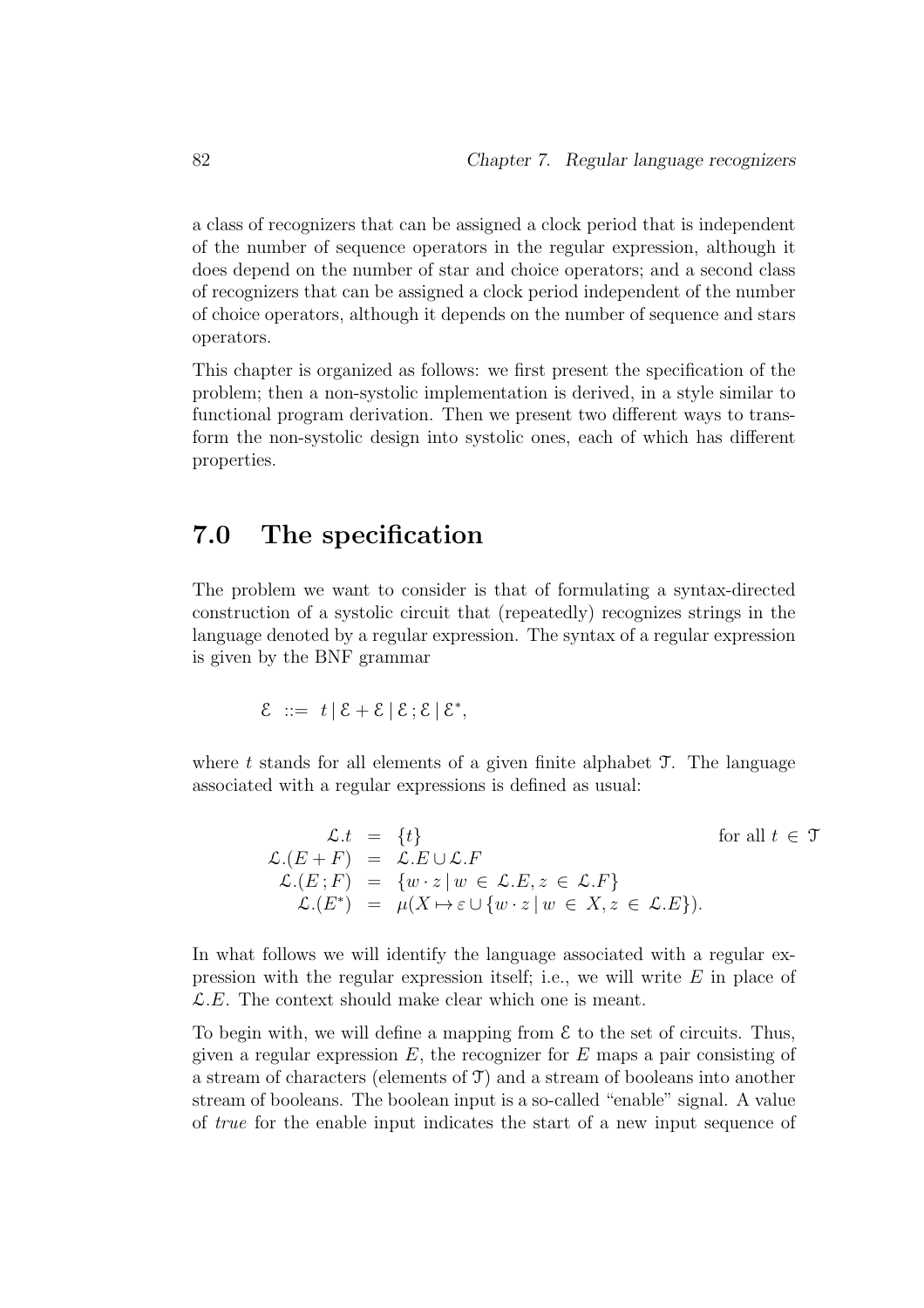a class of recognizers that can be assigned a clock period that is independent of the number of sequence operators in the regular expression, although it does depend on the number of star and choice operators; and a second class of recognizers that can be assigned a clock period independent of the number of choice operators, although it depends on the number of sequence and stars operators.

This chapter is organized as follows: we first present the specification of the problem; then a non-systolic implementation is derived, in a style similar to functional program derivation. Then we present two different ways to transform the non-systolic design into systolic ones, each of which has different properties.

## 7.0 The specification

The problem we want to consider is that of formulating a syntax-directed construction of a systolic circuit that (repeatedly) recognizes strings in the language denoted by a regular expression. The syntax of a regular expression is given by the BNF grammar

$$\mathcal{E} \ ::= \ t \,|\, \mathcal{E} + \mathcal{E} \,|\, \mathcal{E} \,;\, \mathcal{E} \,|\, \mathcal{E}^*,$$

where $t$ stands for all elements of a given finite alphabet $\mathcal{T}$. The language associated with a regular expressions is defined as usual:

$$\begin{array}{rcll}
\mathcal{L}.t & = & \{t\} & \text{for all } t \in \mathcal{T} \\
\mathcal{L}.(E+F) & = & \mathcal{L}.E \cup \mathcal{L}.F & \\
\mathcal{L}.(E\,;F) & = & \{w \cdot z \,|\, w \in \mathcal{L}.E, z \in \mathcal{L}.F\} & \\
\mathcal{L}.(E^*) & = & \mu(X \mapsto \varepsilon \cup \{w \cdot z \,|\, w \in X, z \in \mathcal{L}.E\}). &
\end{array}$$

In what follows we will identify the language associated with a regular expression with the regular expression itself; i.e., we will write $E$ in place of $\mathcal{L}.E$. The context should make clear which one is meant.

To begin with, we will define a mapping from $\mathcal{E}$ to the set of circuits. Thus, given a regular expression $E$, the recognizer for $E$ maps a pair consisting of a stream of characters (elements of $\mathcal{T}$) and a stream of booleans into another stream of booleans. The boolean input is a so-called "enable" signal. A value of *true* for the enable input indicates the start of a new input sequence of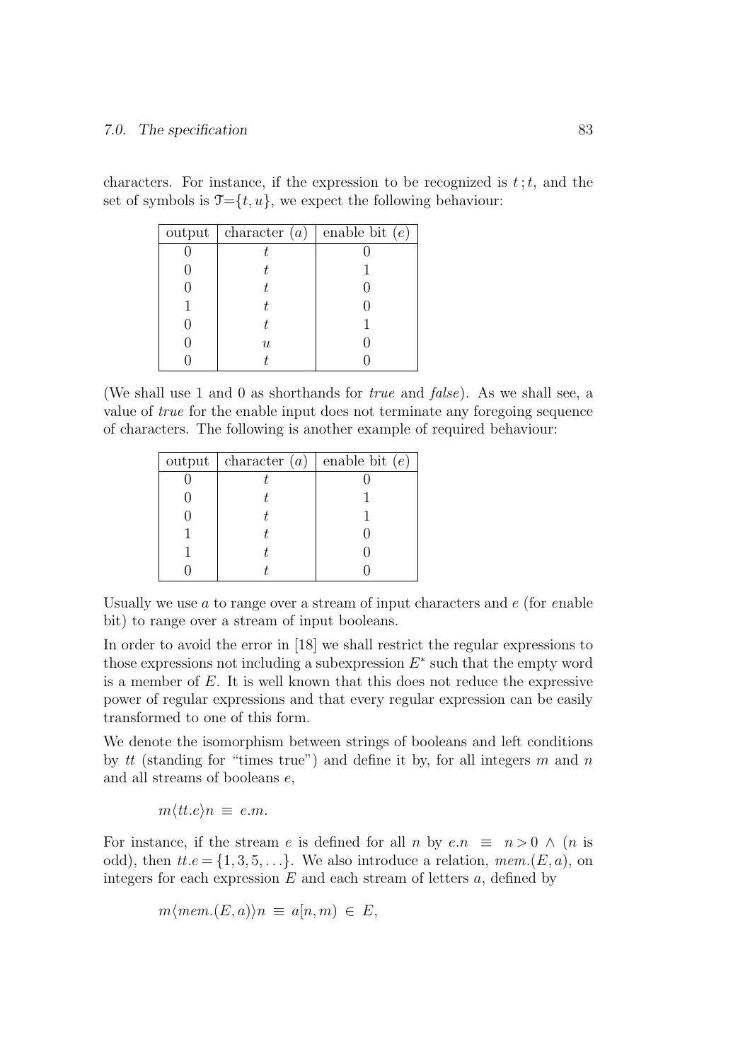characters. For instance, if the expression to be recognized is $t\,;t$, and the set of symbols is $\mathcal{T}=\{t, u\}$, we expect the following behaviour:

| output | character ($a$) | enable bit ($e$) |
|---|---|---|
| 0 | $t$ | 0 |
| 0 | $t$ | 1 |
| 0 | $t$ | 0 |
| 1 | $t$ | 0 |
| 0 | $t$ | 1 |
| 0 | $u$ | 0 |
| 0 | $t$ | 0 |

(We shall use 1 and 0 as shorthands for *true* and *false*). As we shall see, a value of *true* for the enable input does not terminate any foregoing sequence of characters. The following is another example of required behaviour:

| output | character ($a$) | enable bit ($e$) |
|---|---|---|
| 0 | $t$ | 0 |
| 0 | $t$ | 1 |
| 0 | $t$ | 1 |
| 1 | $t$ | 0 |
| 1 | $t$ | 0 |
| 0 | $t$ | 0 |

Usually we use $a$ to range over a stream of input characters and $e$ (for *e*nable bit) to range over a stream of input booleans.

In order to avoid the error in [18] we shall restrict the regular expressions to those expressions not including a subexpression $E^*$ such that the empty word is a member of $E$. It is well known that this does not reduce the expressive power of regular expressions and that every regular expression can be easily transformed to one of this form.

We denote the isomorphism between strings of booleans and left conditions by $tt$ (standing for "times true") and define it by, for all integers $m$ and $n$ and all streams of booleans $e$,

$$m\langle tt.e\rangle n \;\equiv\; e.m.$$

For instance, if the stream $e$ is defined for all $n$ by $e.n \;\equiv\; n>0 \wedge (n$ is odd), then $tt.e=\{1,3,5,\ldots\}$. We also introduce a relation, $mem.(E,a)$, on integers for each expression $E$ and each stream of letters $a$, defined by

$$m\langle mem.(E,a)\rangle n \;\equiv\; a[n,m) \;\in\; E,$$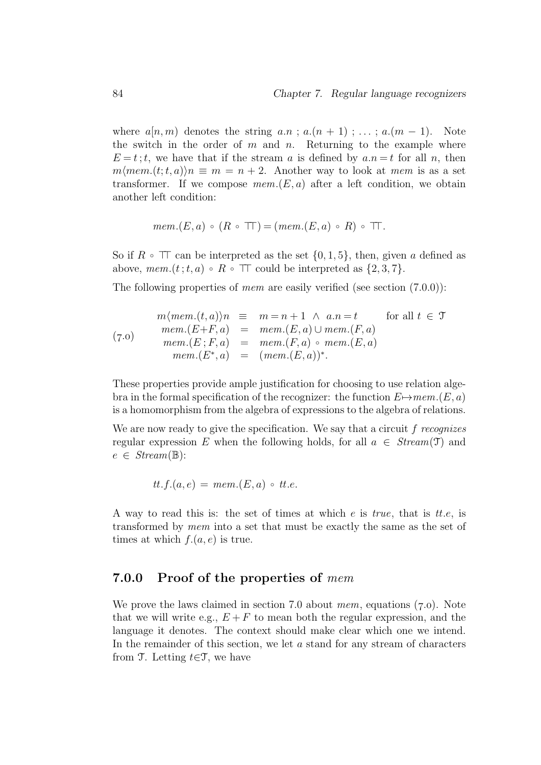where $a[n,m)$ denotes the string $a.n \; ; \; a.(n+1) \; ; \; \ldots \; ; \; a.(m-1)$. Note the switch in the order of $m$ and $n$. Returning to the example where $E = t\,;t$, we have that if the stream $a$ is defined by $a.n = t$ for all $n$, then $m\langle mem.(t;t,a)\rangle n \equiv m = n+2$. Another way to look at *mem* is as a set transformer. If we compose $mem.(E,a)$ after a left condition, we obtain another left condition:

$$mem.(E,a) \circ (R \circ \top\!\!\top) = (mem.(E,a) \circ R) \circ \top\!\!\top.$$

So if $R \circ \top\!\!\top$ can be interpreted as the set $\{0,1,5\}$, then, given $a$ defined as above, $mem.(t\,;t,a) \circ R \circ \top\!\!\top$ could be interpreted as $\{2,3,7\}$.

The following properties of *mem* are easily verified (see section (7.0.0)):

$$
\begin{array}{rcll}
m\langle mem.(t,a)\rangle n & \equiv & m = n+1 \;\wedge\; a.n = t & \text{for all } t \in \mathcal{T} \\
mem.(E{+}F,a) & = & mem.(E,a) \cup mem.(F,a) & \\
mem.(E\,;F,a) & = & mem.(F,a) \circ mem.(E,a) & \\
mem.(E^*,a) & = & (mem.(E,a))^*. &
\end{array}
\tag{7.0}
$$

These properties provide ample justification for choosing to use relation algebra in the formal specification of the recognizer: the function $E \mapsto mem.(E,a)$ is a homomorphism from the algebra of expressions to the algebra of relations.

We are now ready to give the specification. We say that a circuit $f$ *recognizes* regular expression $E$ when the following holds, for all $a \in Stream(\mathcal{T})$ and $e \in Stream(\mathbb{B})$:

$$tt.f.(a,e) \;=\; mem.(E,a) \circ tt.e.$$

A way to read this is: the set of times at which $e$ is *true*, that is $tt.e$, is transformed by *mem* into a set that must be exactly the same as the set of times at which $f.(a,e)$ is true.

### 7.0.0 Proof of the properties of *mem*

We prove the laws claimed in section 7.0 about *mem*, equations (7.0). Note that we will write e.g., $E+F$ to mean both the regular expression, and the language it denotes. The context should make clear which one we intend. In the remainder of this section, we let $a$ stand for any stream of characters from $\mathcal{T}$. Letting $t \in \mathcal{T}$, we have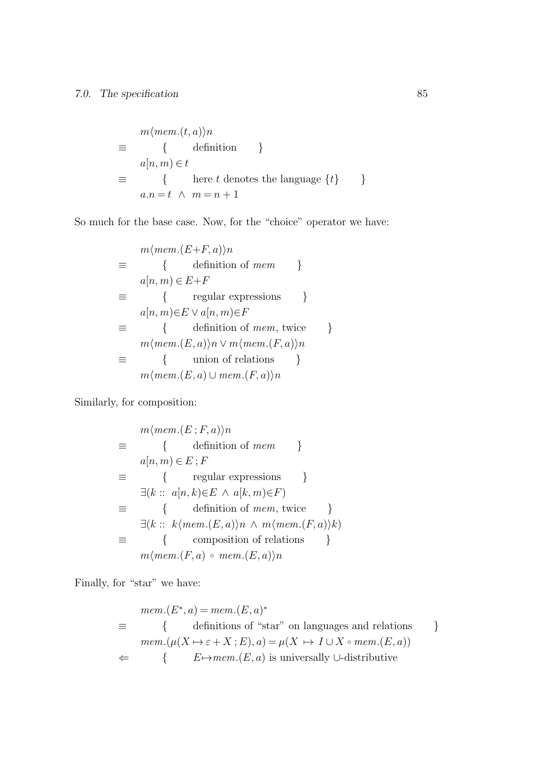$$
\begin{array}{ll}
 & m\langle mem.(t,a)\rangle n \\
\equiv & \qquad \{ \qquad \text{definition} \qquad \} \\
 & a[n,m) \in t \\
\equiv & \qquad \{ \qquad \text{here } t \text{ denotes the language } \{t\} \qquad \} \\
 & a.n = t \;\wedge\; m = n+1
\end{array}
$$

So much for the base case. Now, for the "choice" operator we have:

$$
\begin{array}{ll}
 & m\langle mem.(E{+}F,a)\rangle n \\
\equiv & \qquad \{ \qquad \text{definition of } mem \qquad \} \\
 & a[n,m) \in E{+}F \\
\equiv & \qquad \{ \qquad \text{regular expressions} \qquad \} \\
 & a[n,m){\in}E \vee a[n,m){\in}F \\
\equiv & \qquad \{ \qquad \text{definition of } mem\text{, twice} \qquad \} \\
 & m\langle mem.(E,a)\rangle n \vee m\langle mem.(F,a)\rangle n \\
\equiv & \qquad \{ \qquad \text{union of relations} \qquad \} \\
 & m\langle mem.(E,a) \cup mem.(F,a)\rangle n
\end{array}
$$

Similarly, for composition:

$$
\begin{array}{ll}
 & m\langle mem.(E\,;F,a)\rangle n \\
\equiv & \qquad \{ \qquad \text{definition of } mem \qquad \} \\
 & a[n,m) \in E\,;F \\
\equiv & \qquad \{ \qquad \text{regular expressions} \qquad \} \\
 & \exists(k ::\; a[n,k){\in}E \;\wedge\; a[k,m){\in}F) \\
\equiv & \qquad \{ \qquad \text{definition of } mem\text{, twice} \qquad \} \\
 & \exists(k ::\; k\langle mem.(E,a)\rangle n \;\wedge\; m\langle mem.(F,a)\rangle k) \\
\equiv & \qquad \{ \qquad \text{composition of relations} \qquad \} \\
 & m\langle mem.(F,a) \circ mem.(E,a)\rangle n
\end{array}
$$

Finally, for "star" we have:

$$
\begin{array}{ll}
 & mem.(E^*,a) = mem.(E,a)^* \\
\equiv & \qquad \{ \qquad \text{definitions of "star" on languages and relations} \qquad \} \\
 & mem.(\mu(X \mapsto \varepsilon + X\,;E),a) = \mu(X \;\mapsto\; I \cup X \circ mem.(E,a)) \\
\Leftarrow & \qquad \{ \qquad E{\mapsto}mem.(E,a) \text{ is universally } \cup\text{-distributive}
\end{array}
$$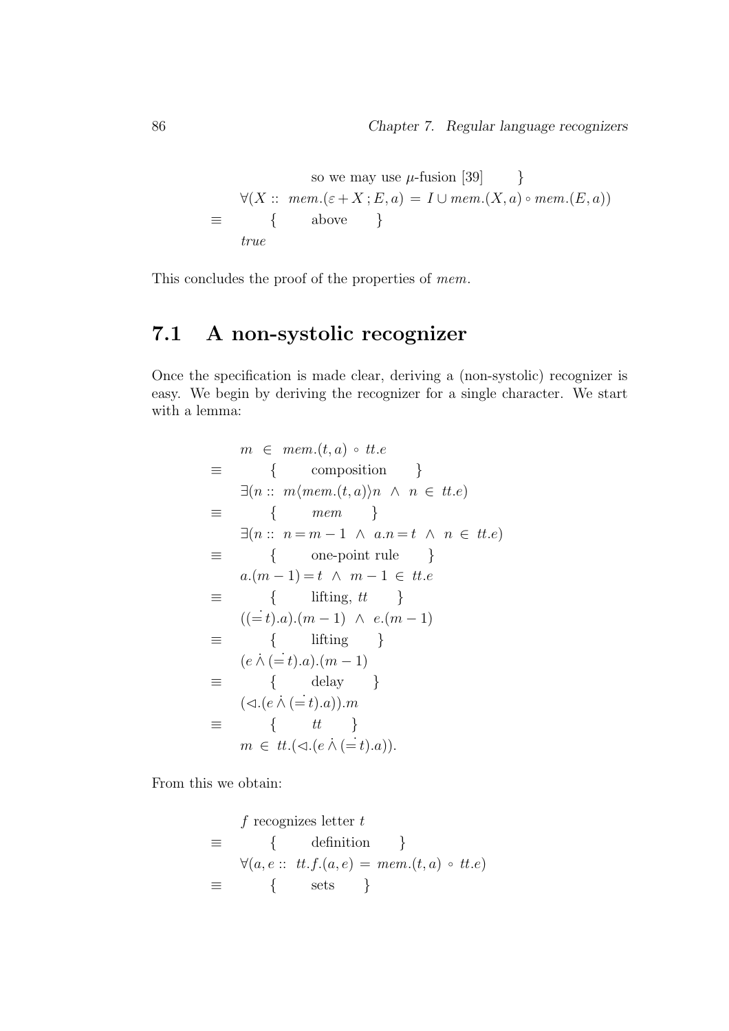$$
\begin{array}{ll}
 & \qquad \text{so we may use } \mu\text{-fusion [39]} \qquad \} \\
 & \forall(X :: \ mem.(\varepsilon + X\,;E,a) \ = \ I \cup mem.(X,a) \circ mem.(E,a)) \\
\equiv & \qquad \{ \qquad \text{above} \qquad \} \\
 & true
\end{array}
$$

This concludes the proof of the properties of *mem*.

## 7.1 A non-systolic recognizer

Once the specification is made clear, deriving a (non-systolic) recognizer is easy. We begin by deriving the recognizer for a single character. We start with a lemma:

$$
\begin{array}{ll}
 & m \ \in \ mem.(t,a) \ \circ \ tt.e \\
\equiv & \qquad \{ \qquad \text{composition} \qquad \} \\
 & \exists(n :: \ m\langle mem.(t,a)\rangle n \ \wedge \ n \ \in \ tt.e) \\
\equiv & \qquad \{ \qquad mem \qquad \} \\
 & \exists(n :: \ n = m-1 \ \wedge \ a.n = t \ \wedge \ n \ \in \ tt.e) \\
\equiv & \qquad \{ \qquad \text{one-point rule} \qquad \} \\
 & a.(m-1) = t \ \wedge \ m-1 \ \in \ tt.e \\
\equiv & \qquad \{ \qquad \text{lifting, } tt \qquad \} \\
 & ((\dot{=}\, t).a).(m-1) \ \wedge \ e.(m-1) \\
\equiv & \qquad \{ \qquad \text{lifting} \qquad \} \\
 & (e \mathbin{\dot{\wedge}} (\dot{=}\, t).a).(m-1) \\
\equiv & \qquad \{ \qquad \text{delay} \qquad \} \\
 & (\lhd.(e \mathbin{\dot{\wedge}} (\dot{=}\, t).a)).m \\
\equiv & \qquad \{ \qquad tt \qquad \} \\
 & m \ \in \ tt.(\lhd.(e \mathbin{\dot{\wedge}} (\dot{=}\, t).a)).
\end{array}
$$

From this we obtain:

$$
\begin{array}{ll}
 & f \text{ recognizes letter } t \\
\equiv & \qquad \{ \qquad \text{definition} \qquad \} \\
 & \forall(a,e :: \ tt.f.(a,e) \ = \ mem.(t,a) \ \circ \ tt.e) \\
\equiv & \qquad \{ \qquad \text{sets} \qquad \}
\end{array}
$$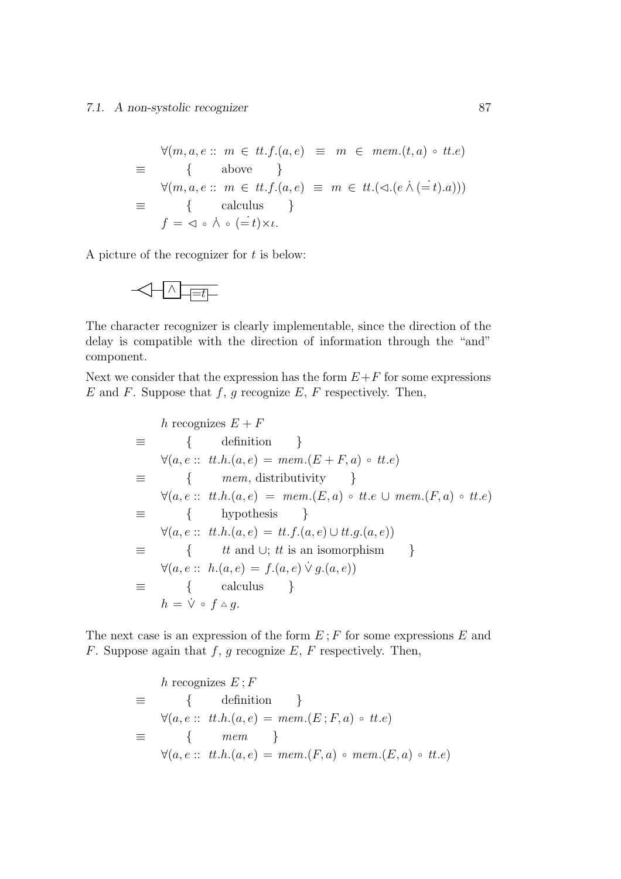$$
\begin{array}{ll}
 & \forall(m,a,e :: \; m \in tt.f.(a,e) \;\equiv\; m \in mem.(t,a) \circ tt.e) \\
\equiv & \qquad \{ \quad \text{above} \quad \} \\
 & \forall(m,a,e :: \; m \in tt.f.(a,e) \;\equiv\; m \in tt.(\lhd.(e \mathbin{\dot\wedge} (\dot{=}t).a))) \\
\equiv & \qquad \{ \quad \text{calculus} \quad \} \\
 & f = \lhd \circ \dot\wedge \circ (\dot{=}t) \times \iota.
\end{array}
$$

A picture of the recognizer for $t$ is below:

$$\lhd\!\!-\!\!\boxed{\wedge}\!-\!\boxed{=t}$$

The character recognizer is clearly implementable, since the direction of the delay is compatible with the direction of information through the "and" component.

Next we consider that the expression has the form $E+F$ for some expressions $E$ and $F$. Suppose that $f$, $g$ recognize $E$, $F$ respectively. Then,

$$
\begin{array}{ll}
 & h \text{ recognizes } E+F \\
\equiv & \qquad \{ \quad \text{definition} \quad \} \\
 & \forall(a,e :: \; tt.h.(a,e) = mem.(E+F,a) \circ tt.e) \\
\equiv & \qquad \{ \quad mem, \text{ distributivity} \quad \} \\
 & \forall(a,e :: \; tt.h.(a,e) = mem.(E,a) \circ tt.e \cup mem.(F,a) \circ tt.e) \\
\equiv & \qquad \{ \quad \text{hypothesis} \quad \} \\
 & \forall(a,e :: \; tt.h.(a,e) = tt.f.(a,e) \cup tt.g.(a,e)) \\
\equiv & \qquad \{ \quad tt \text{ and } \cup;\ tt \text{ is an isomorphism} \quad \} \\
 & \forall(a,e :: \; h.(a,e) = f.(a,e) \mathbin{\dot\vee} g.(a,e)) \\
\equiv & \qquad \{ \quad \text{calculus} \quad \} \\
 & h = \dot\vee \circ f \vartriangle g.
\end{array}
$$

The next case is an expression of the form $E\,;F$ for some expressions $E$ and $F$. Suppose again that $f$, $g$ recognize $E$, $F$ respectively. Then,

$$
\begin{array}{ll}
 & h \text{ recognizes } E\,;F \\
\equiv & \qquad \{ \quad \text{definition} \quad \} \\
 & \forall(a,e :: \; tt.h.(a,e) = mem.(E\,;F,a) \circ tt.e) \\
\equiv & \qquad \{ \quad mem \quad \} \\
 & \forall(a,e :: \; tt.h.(a,e) = mem.(F,a) \circ mem.(E,a) \circ tt.e)
\end{array}
$$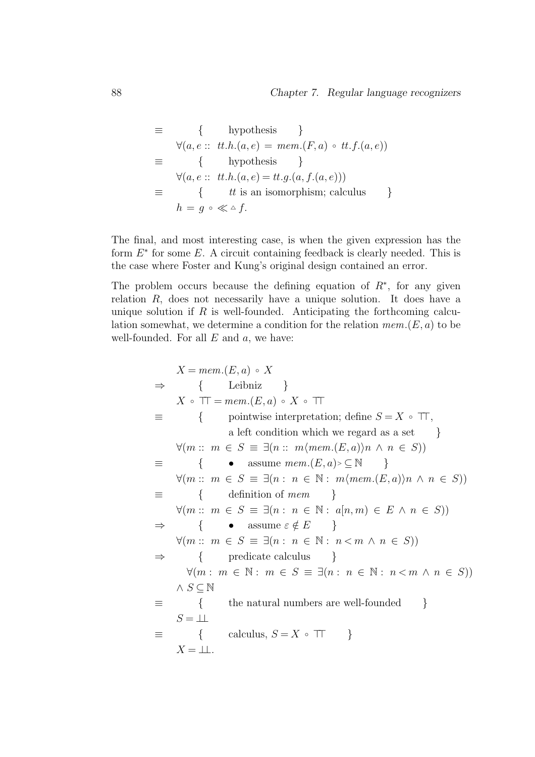$$
\begin{array}{ll}
\equiv & \{ \quad \text{hypothesis} \quad \} \\
& \forall(a,e :: \; tt.h.(a,e) \,=\, mem.(F,a) \circ tt.f.(a,e)) \\
\equiv & \{ \quad \text{hypothesis} \quad \} \\
& \forall(a,e :: \; tt.h.(a,e) = tt.g.(a,f.(a,e))) \\
\equiv & \{ \quad tt \text{ is an isomorphism; calculus} \quad \} \\
& h \,=\, g \circ \ll \triangle\, f.
\end{array}
$$

The final, and most interesting case, is when the given expression has the form $E^*$ for some $E$. A circuit containing feedback is clearly needed. This is the case where Foster and Kung's original design contained an error.

The problem occurs because the defining equation of $R^*$, for any given relation $R$, does not necessarily have a unique solution. It does have a unique solution if $R$ is well-founded. Anticipating the forthcoming calculation somewhat, we determine a condition for the relation $mem.(E,a)$ to be well-founded. For all $E$ and $a$, we have:

$$
\begin{array}{ll}
& X = mem.(E,a) \circ X \\
\Rightarrow & \{ \quad \text{Leibniz} \quad \} \\
& X \circ \top\!\!\top = mem.(E,a) \circ X \circ \top\!\!\top \\
\equiv & \{ \quad \text{pointwise interpretation; define } S = X \circ \top\!\!\top, \\
& \quad\;\; \text{a left condition which we regard as a set} \quad \} \\
& \forall(m :: \; m \in S \,\equiv\, \exists(n :: \; m\langle mem.(E,a)\rangle n \,\wedge\, n \in S)) \\
\equiv & \{ \quad \bullet \quad \text{assume } mem.(E,a)> \subseteq \mathbb{N} \quad \} \\
& \forall(m :: \; m \in S \,\equiv\, \exists(n : \; n \in \mathbb{N} : \; m\langle mem.(E,a)\rangle n \,\wedge\, n \in S)) \\
\equiv & \{ \quad \text{definition of } mem \quad \} \\
& \forall(m :: \; m \in S \,\equiv\, \exists(n : \; n \in \mathbb{N} : \; a[n,m) \in E \,\wedge\, n \in S)) \\
\Rightarrow & \{ \quad \bullet \quad \text{assume } \varepsilon \notin E \quad \} \\
& \forall(m :: \; m \in S \,\equiv\, \exists(n : \; n \in \mathbb{N} : \; n < m \,\wedge\, n \in S)) \\
\Rightarrow & \{ \quad \text{predicate calculus} \quad \} \\
& \quad \forall(m : \; m \in \mathbb{N} : \; m \in S \,\equiv\, \exists(n : \; n \in \mathbb{N} : \; n < m \,\wedge\, n \in S)) \\
& \wedge\, S \subseteq \mathbb{N} \\
\equiv & \{ \quad \text{the natural numbers are well-founded} \quad \} \\
& S = \perp\!\!\perp \\
\equiv & \{ \quad \text{calculus, } S = X \circ \top\!\!\top \quad \} \\
& X = \perp\!\!\perp.
\end{array}
$$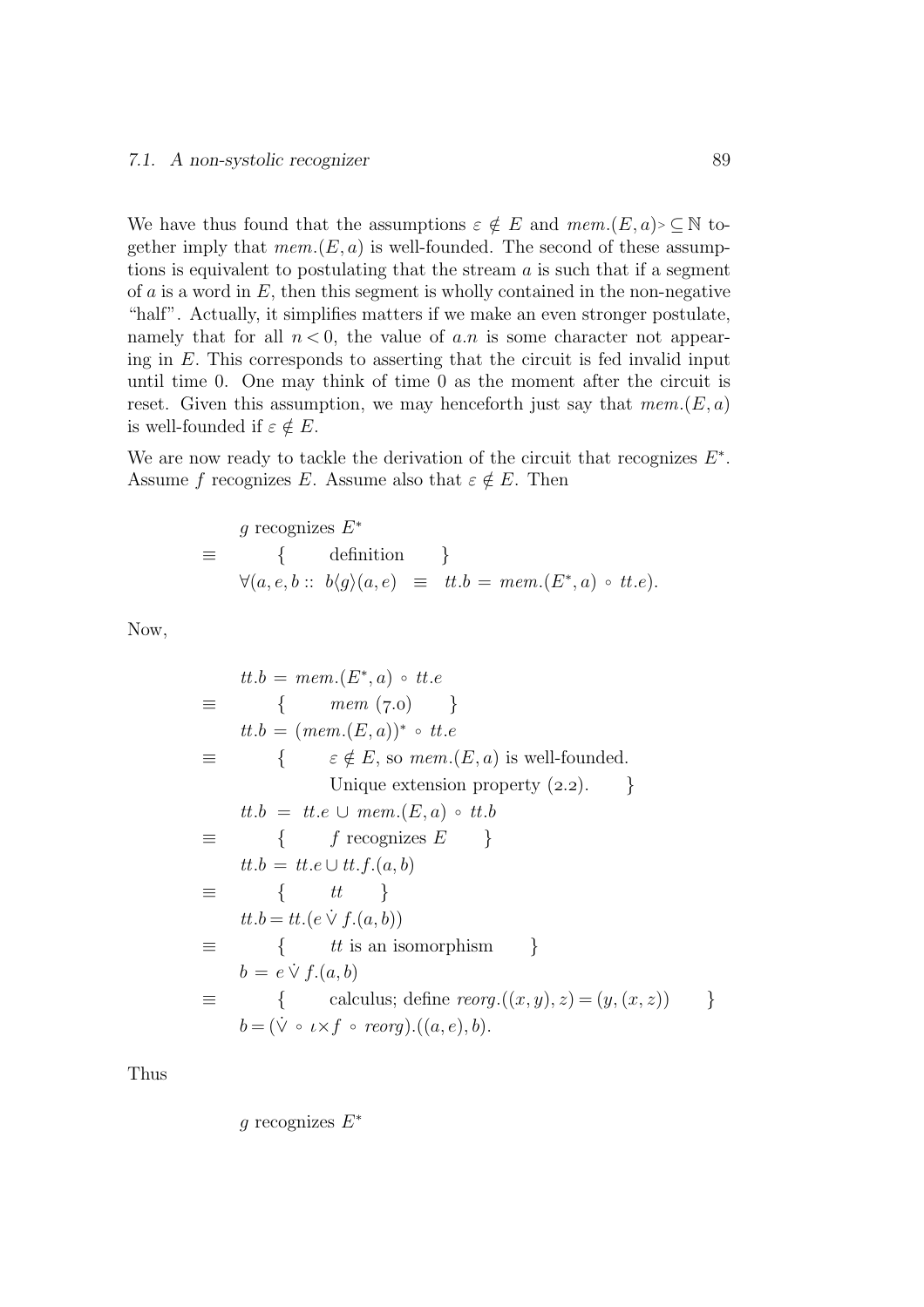We have thus found that the assumptions $\varepsilon \notin E$ and $mem.(E,a)_{>} \subseteq \mathbb{N}$ together imply that $mem.(E,a)$ is well-founded. The second of these assumptions is equivalent to postulating that the stream $a$ is such that if a segment of $a$ is a word in $E$, then this segment is wholly contained in the non-negative "half". Actually, it simplifies matters if we make an even stronger postulate, namely that for all $n < 0$, the value of $a.n$ is some character not appearing in $E$. This corresponds to asserting that the circuit is fed invalid input until time 0. One may think of time 0 as the moment after the circuit is reset. Given this assumption, we may henceforth just say that $mem.(E,a)$ is well-founded if $\varepsilon \notin E$.

We are now ready to tackle the derivation of the circuit that recognizes $E^*$. Assume $f$ recognizes $E$. Assume also that $\varepsilon \notin E$. Then

$$
\begin{array}{ll}
 & g \text{ recognizes } E^* \\
\equiv & \quad \{ \quad \text{definition} \quad \} \\
 & \forall(a,e,b :: \; b\langle g\rangle(a,e) \;\; \equiv \;\; tt.b \,=\, mem.(E^*,a) \circ tt.e).
\end{array}
$$

Now,

$$
\begin{array}{ll}
 & tt.b \,=\, mem.(E^*,a) \circ tt.e \\
\equiv & \quad \{ \quad mem \; (7.0) \quad \} \\
 & tt.b \,=\, (mem.(E,a))^* \circ tt.e \\
\equiv & \quad \{ \quad \varepsilon \notin E, \text{ so } mem.(E,a) \text{ is well-founded.} \\
 & \qquad\;\; \text{Unique extension property (2.2).} \quad \} \\
 & tt.b \;=\; tt.e \,\cup\, mem.(E,a) \circ tt.b \\
\equiv & \quad \{ \quad f \text{ recognizes } E \quad \} \\
 & tt.b \,=\, tt.e \cup tt.f.(a,b) \\
\equiv & \quad \{ \quad tt \quad \} \\
 & tt.b = tt.(e \,\dot{\vee}\, f.(a,b)) \\
\equiv & \quad \{ \quad tt \text{ is an isomorphism} \quad \} \\
 & b \,=\, e \,\dot{\vee}\, f.(a,b) \\
\equiv & \quad \{ \quad \text{calculus; define } reorg.((x,y),z) = (y,(x,z)) \quad \} \\
 & b = (\dot{\vee} \circ \iota{\times}f \circ reorg).((a,e),b).
\end{array}
$$

Thus

$$
g \text{ recognizes } E^*
$$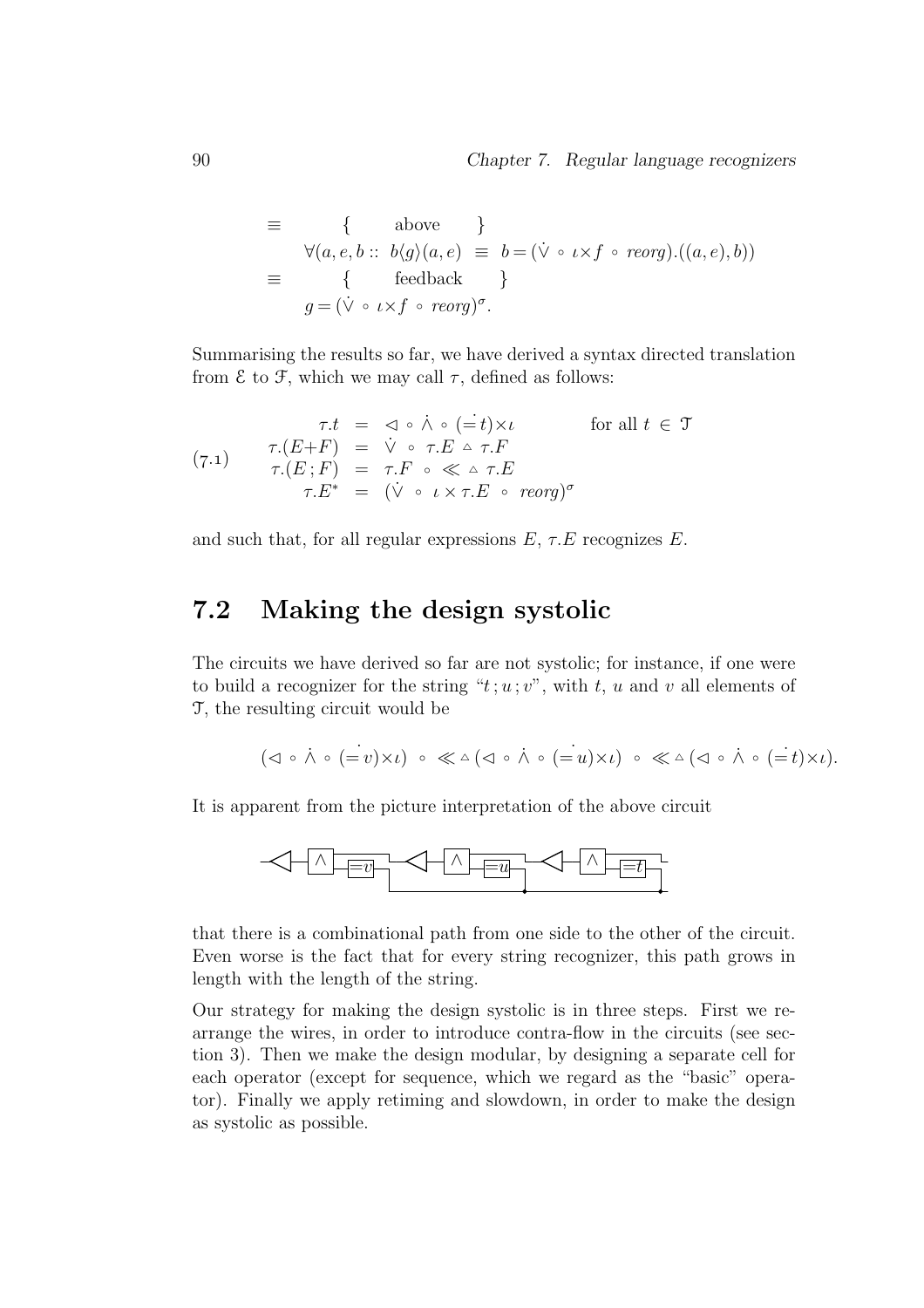$$
\begin{array}{ll}
\equiv & \{ \quad \text{above} \quad \} \\
& \forall(a,e,b :: \; b\langle g\rangle(a,e) \;\equiv\; b = (\dot{\vee} \circ \iota{\times}f \circ \mathit{reorg}).((a,e),b)) \\
\equiv & \{ \quad \text{feedback} \quad \} \\
& g = (\dot{\vee} \circ \iota{\times}f \circ \mathit{reorg})^{\sigma}.
\end{array}
$$

Summarising the results so far, we have derived a syntax directed translation from $\mathcal{E}$ to $\mathcal{F}$, which we may call $\tau$, defined as follows:

$$
(7.1) \qquad
\begin{array}{rcll}
\tau.t & = & \lhd \circ \dot{\wedge} \circ (\dot{=}\, t){\times}\iota & \qquad \text{for all } t \in \mathcal{T} \\
\tau.(E{+}F) & = & \dot{\vee} \circ \tau.E \vartriangle \tau.F & \\
\tau.(E\,;F) & = & \tau.F \circ \ll \vartriangle \tau.E & \\
\tau.E^{*} & = & (\dot{\vee} \circ \iota \times \tau.E \circ \mathit{reorg})^{\sigma} &
\end{array}
$$

and such that, for all regular expressions $E$, $\tau.E$ recognizes $E$.

## 7.2 Making the design systolic

The circuits we have derived so far are not systolic; for instance, if one were to build a recognizer for the string "$t\,;u\,;v$", with $t$, $u$ and $v$ all elements of $\mathcal{T}$, the resulting circuit would be

$$
(\lhd \circ \dot{\wedge} \circ (\dot{=}\, v){\times}\iota) \;\circ\; \ll \vartriangle (\lhd \circ \dot{\wedge} \circ (\dot{=}\, u){\times}\iota) \;\circ\; \ll \vartriangle (\lhd \circ \dot{\wedge} \circ (\dot{=}\, t){\times}\iota).
$$

It is apparent from the picture interpretation of the above circuit

$\lhd$ $\wedge$ $=v$ $\lhd$ $\wedge$ $=u$ $\lhd$ $\wedge$ $=t$

that there is a combinational path from one side to the other of the circuit. Even worse is the fact that for every string recognizer, this path grows in length with the length of the string.

Our strategy for making the design systolic is in three steps. First we rearrange the wires, in order to introduce contra-flow in the circuits (see section 3). Then we make the design modular, by designing a separate cell for each operator (except for sequence, which we regard as the "basic" operator). Finally we apply retiming and slowdown, in order to make the design as systolic as possible.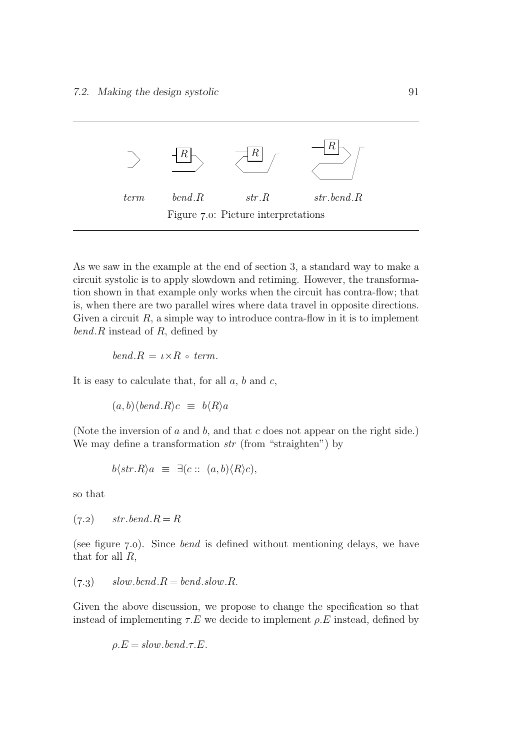*term* *bend.R* *str.R* *str.bend.R*

Figure 7.0: Picture interpretations

As we saw in the example at the end of section 3, a standard way to make a circuit systolic is to apply slowdown and retiming. However, the transformation shown in that example only works when the circuit has contra-flow; that is, when there are two parallel wires where data travel in opposite directions. Given a circuit $R$, a simple way to introduce contra-flow in it is to implement $bend.R$ instead of $R$, defined by

$$bend.R = \iota{\times}R \circ term.$$

It is easy to calculate that, for all $a$, $b$ and $c$,

$$(a, b)\langle bend.R\rangle c \;\equiv\; b\langle R\rangle a$$

(Note the inversion of $a$ and $b$, and that $c$ does not appear on the right side.) We may define a transformation *str* (from "straighten") by

$$b\langle str.R\rangle a \;\equiv\; \exists(c :: \; (a, b)\langle R\rangle c),$$

so that

$$(7.2) \qquad str.bend.R = R$$

(see figure 7.0). Since *bend* is defined without mentioning delays, we have that for all $R$,

$$(7.3) \qquad slow.bend.R = bend.slow.R.$$

Given the above discussion, we propose to change the specification so that instead of implementing $\tau.E$ we decide to implement $\rho.E$ instead, defined by

$$\rho.E = slow.bend.\tau.E.$$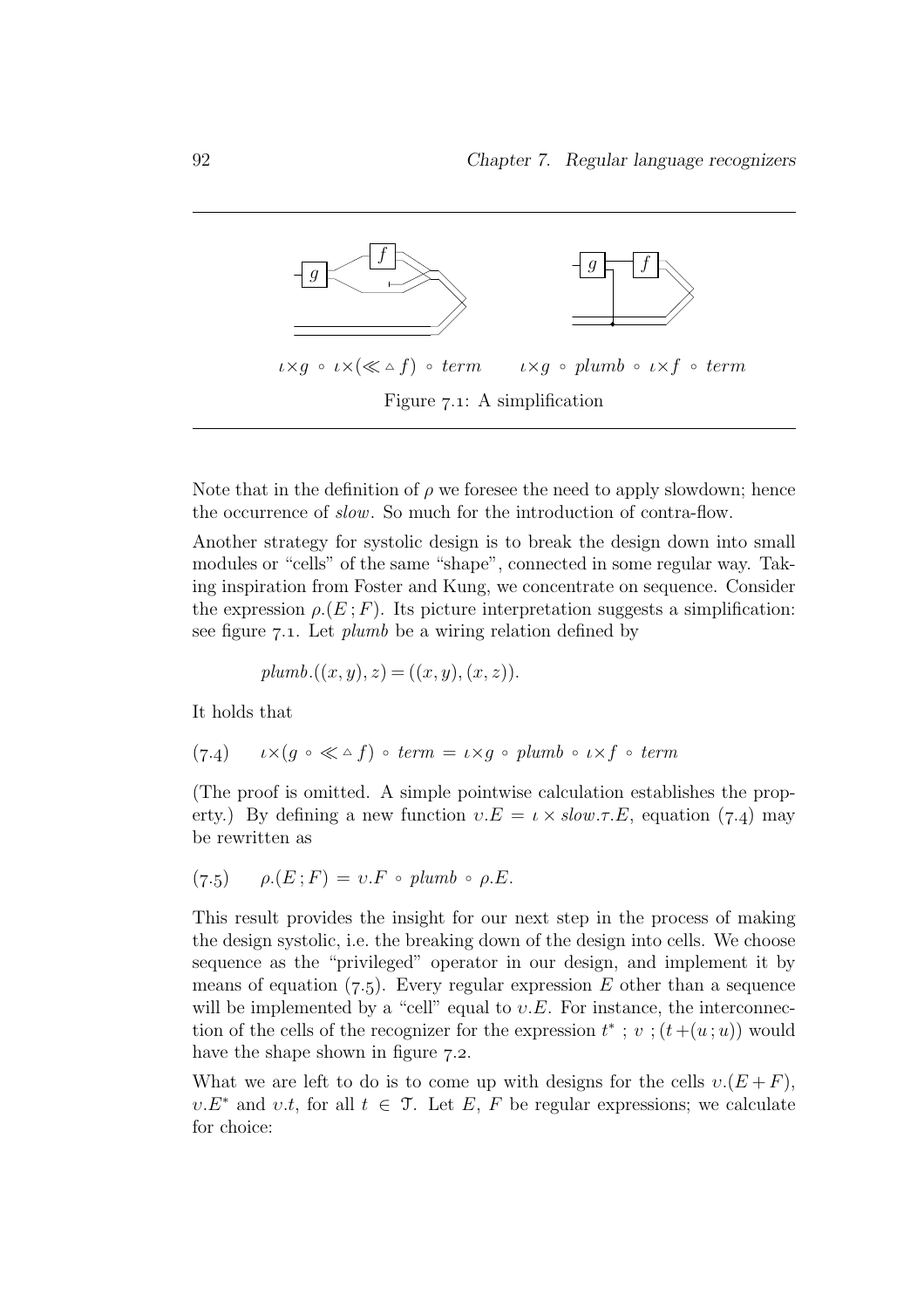$\iota \times g \circ \iota \times (\ll \triangle f) \circ term$ $\iota \times g \circ plumb \circ \iota \times f \circ term$

Figure 7.1: A simplification

Note that in the definition of $\rho$ we foresee the need to apply slowdown; hence the occurrence of *slow*. So much for the introduction of contra-flow.

Another strategy for systolic design is to break the design down into small modules or "cells" of the same "shape", connected in some regular way. Taking inspiration from Foster and Kung, we concentrate on sequence. Consider the expression $\rho.(E\,;F)$. Its picture interpretation suggests a simplification: see figure 7.1. Let *plumb* be a wiring relation defined by

$$plumb.((x,y),z) = ((x,y),(x,z)).$$

It holds that

$$(7.4) \qquad \iota \times (g \circ \ll \triangle f) \circ term = \iota \times g \circ plumb \circ \iota \times f \circ term$$

(The proof is omitted. A simple pointwise calculation establishes the property.) By defining a new function $\upsilon.E = \iota \times slow.\tau.E$, equation (7.4) may be rewritten as

$$(7.5) \qquad \rho.(E\,;F) = \upsilon.F \circ plumb \circ \rho.E.$$

This result provides the insight for our next step in the process of making the design systolic, i.e. the breaking down of the design into cells. We choose sequence as the "privileged" operator in our design, and implement it by means of equation (7.5). Every regular expression $E$ other than a sequence will be implemented by a "cell" equal to $\upsilon.E$. For instance, the interconnection of the cells of the recognizer for the expression $t^*\,;\,v\,;(t+(u\,;u))$ would have the shape shown in figure 7.2.

What we are left to do is to come up with designs for the cells $\upsilon.(E+F)$, $\upsilon.E^*$ and $\upsilon.t$, for all $t \in \mathcal{T}$. Let $E$, $F$ be regular expressions; we calculate for choice: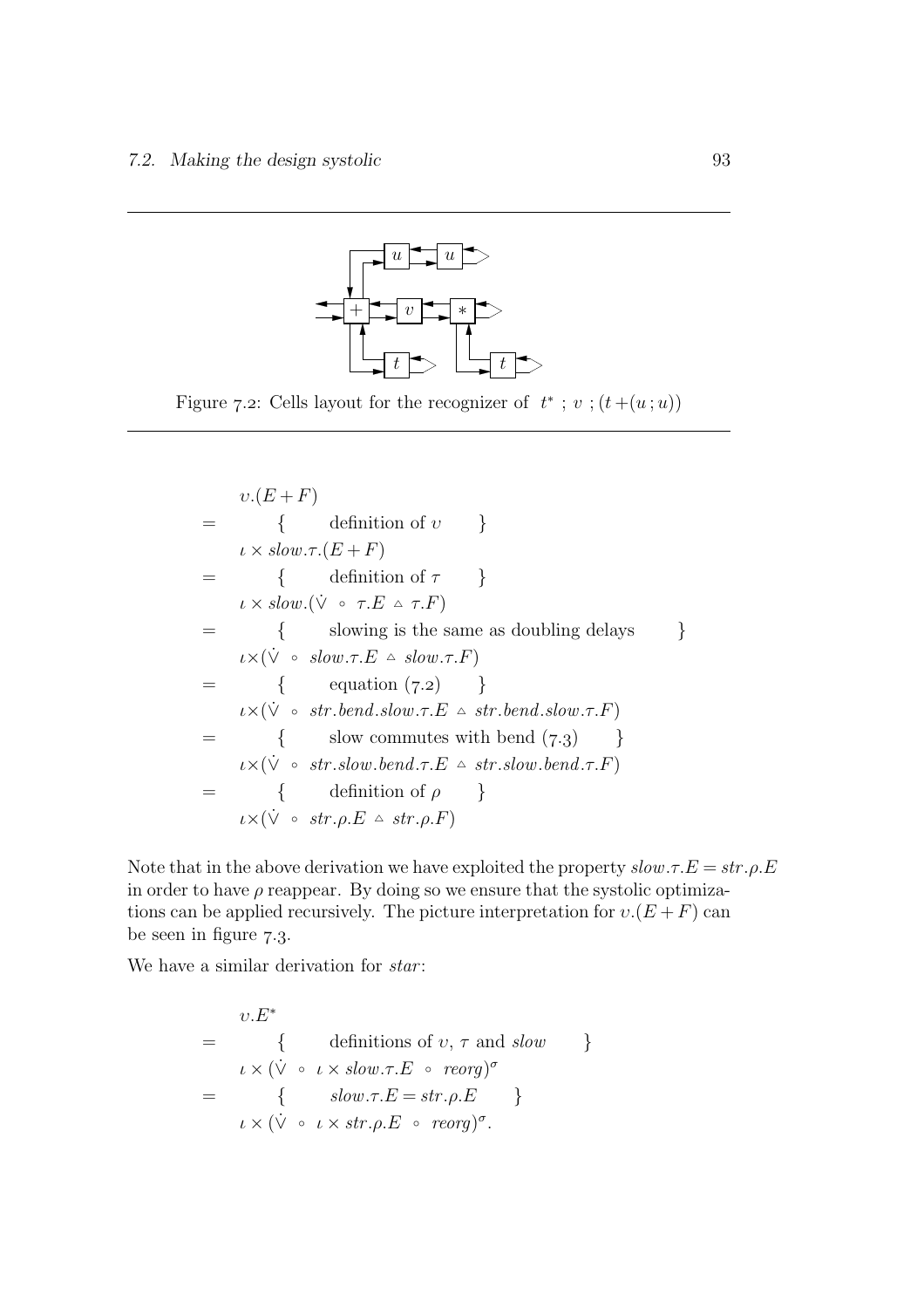Figure 7.2: Cells layout for the recognizer of $t^* \; ; \; \upsilon \; ; (t + (u \, ; u))$

$$
\begin{array}{ll}
& \upsilon.(E+F) \\
= & \{ \quad \text{definition of } \upsilon \quad \} \\
& \iota \times \mathit{slow}.\tau.(E+F) \\
= & \{ \quad \text{definition of } \tau \quad \} \\
& \iota \times \mathit{slow}.(\dot{\vee} \;\circ\; \tau.E \;\vartriangle\; \tau.F) \\
= & \{ \quad \text{slowing is the same as doubling delays} \quad \} \\
& \iota \times (\dot{\vee} \;\circ\; \mathit{slow}.\tau.E \;\vartriangle\; \mathit{slow}.\tau.F) \\
= & \{ \quad \text{equation (7.2)} \quad \} \\
& \iota \times (\dot{\vee} \;\circ\; \mathit{str}.\mathit{bend}.\mathit{slow}.\tau.E \;\vartriangle\; \mathit{str}.\mathit{bend}.\mathit{slow}.\tau.F) \\
= & \{ \quad \text{slow commutes with bend (7.3)} \quad \} \\
& \iota \times (\dot{\vee} \;\circ\; \mathit{str}.\mathit{slow}.\mathit{bend}.\tau.E \;\vartriangle\; \mathit{str}.\mathit{slow}.\mathit{bend}.\tau.F) \\
= & \{ \quad \text{definition of } \rho \quad \} \\
& \iota \times (\dot{\vee} \;\circ\; \mathit{str}.\rho.E \;\vartriangle\; \mathit{str}.\rho.F)
\end{array}
$$

Note that in the above derivation we have exploited the property $\mathit{slow}.\tau.E = \mathit{str}.\rho.E$ in order to have $\rho$ reappear. By doing so we ensure that the systolic optimizations can be applied recursively. The picture interpretation for $\upsilon.(E+F)$ can be seen in figure 7.3.

We have a similar derivation for *star*:

$$
\begin{array}{ll}
& \upsilon.E^* \\
= & \{ \quad \text{definitions of } \upsilon, \tau \text{ and } \mathit{slow} \quad \} \\
& \iota \times (\dot{\vee} \;\circ\; \iota \times \mathit{slow}.\tau.E \;\circ\; \mathit{reorg})^\sigma \\
= & \{ \quad \mathit{slow}.\tau.E = \mathit{str}.\rho.E \quad \} \\
& \iota \times (\dot{\vee} \;\circ\; \iota \times \mathit{str}.\rho.E \;\circ\; \mathit{reorg})^\sigma .
\end{array}
$$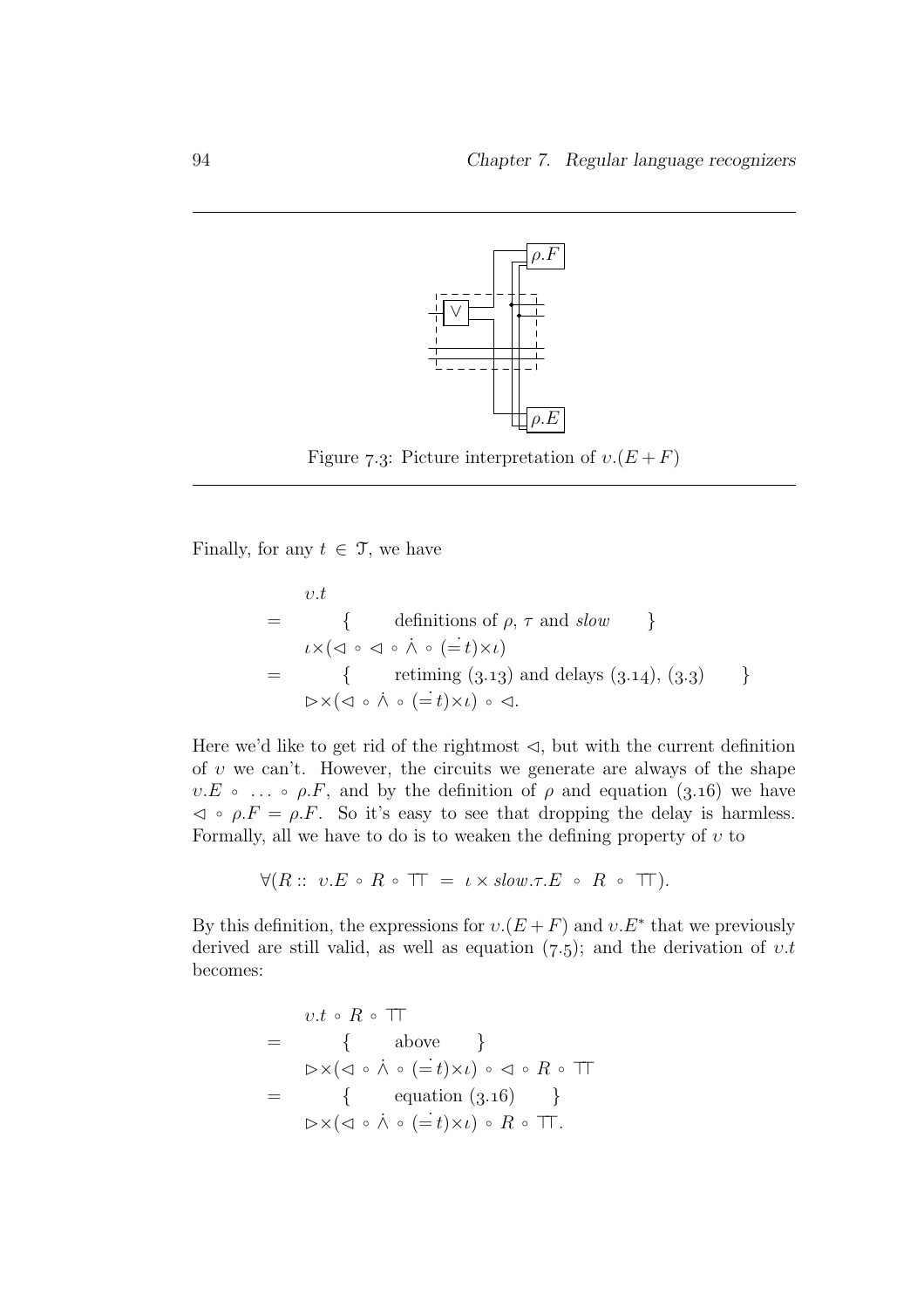ρ.F

∨

ρ.E

Figure 7.3: Picture interpretation of $\upsilon.(E+F)$

Finally, for any $t \in \mathcal{T}$, we have

$$
\begin{aligned}
& \upsilon.t \\
= & \qquad \{ \quad \text{definitions of } \rho,\ \tau \text{ and } \mathit{slow} \quad \} \\
& \iota \times (\lhd \circ \lhd \circ \dot{\wedge} \circ (\dot{=} t) \times \iota) \\
= & \qquad \{ \quad \text{retiming (3.13) and delays (3.14), (3.3)} \quad \} \\
& \rhd \times (\lhd \circ \dot{\wedge} \circ (\dot{=} t) \times \iota) \circ \lhd .
\end{aligned}
$$

Here we'd like to get rid of the rightmost $\lhd$, but with the current definition of $\upsilon$ we can't. However, the circuits we generate are always of the shape $\upsilon.E \circ \ldots \circ \rho.F$, and by the definition of $\rho$ and equation (3.16) we have $\lhd \circ \rho.F = \rho.F$. So it's easy to see that dropping the delay is harmless. Formally, all we have to do is to weaken the defining property of $\upsilon$ to

$$
\forall (R :: \ \upsilon.E \circ R \circ \top\!\top \ = \ \iota \times \mathit{slow}.\tau.E \ \circ \ R \ \circ \ \top\!\top).
$$

By this definition, the expressions for $\upsilon.(E+F)$ and $\upsilon.E^*$ that we previously derived are still valid, as well as equation (7.5); and the derivation of $\upsilon.t$ becomes:

$$
\begin{aligned}
& \upsilon.t \circ R \circ \top\!\top \\
= & \qquad \{ \quad \text{above} \quad \} \\
& \rhd \times (\lhd \circ \dot{\wedge} \circ (\dot{=} t) \times \iota) \circ \lhd \circ R \circ \top\!\top \\
= & \qquad \{ \quad \text{equation (3.16)} \quad \} \\
& \rhd \times (\lhd \circ \dot{\wedge} \circ (\dot{=} t) \times \iota) \circ R \circ \top\!\top .
\end{aligned}
$$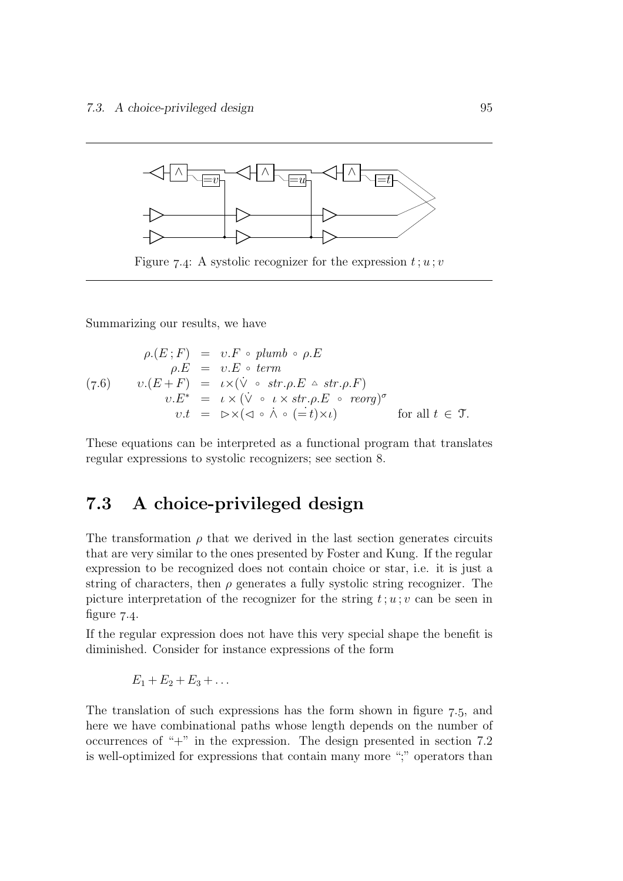Figure 7.4: A systolic recognizer for the expression $t\,;u\,;v$

Summarizing our results, we have

$$
\begin{array}{rrcll}
 & \rho.(E\,;F) & = & \upsilon.F \circ plumb \circ \rho.E & \\
 & \rho.E & = & \upsilon.E \circ term & \\
(7.6) & \upsilon.(E+F) & = & \iota\times(\dot{\vee} \circ str.\rho.E \vartriangle str.\rho.F) & \\
 & \upsilon.E^{*} & = & \iota\times(\dot{\vee} \circ \iota\times str.\rho.E \circ reorg)^{\sigma} & \\
 & \upsilon.t & = & \rhd\times(\lhd \circ \dot{\wedge} \circ (\dot{=}t)\times\iota) & \text{for all } t \in \mathcal{T}.
\end{array}
$$

These equations can be interpreted as a functional program that translates regular expressions to systolic recognizers; see section 8.

## 7.3 A choice-privileged design

The transformation $\rho$ that we derived in the last section generates circuits that are very similar to the ones presented by Foster and Kung. If the regular expression to be recognized does not contain choice or star, i.e. it is just a string of characters, then $\rho$ generates a fully systolic string recognizer. The picture interpretation of the recognizer for the string $t\,;u\,;v$ can be seen in figure 7.4.

If the regular expression does not have this very special shape the benefit is diminished. Consider for instance expressions of the form

$$E_1 + E_2 + E_3 + \ldots$$

The translation of such expressions has the form shown in figure 7.5, and here we have combinational paths whose length depends on the number of occurrences of "+" in the expression. The design presented in section 7.2 is well-optimized for expressions that contain many more ";" operators than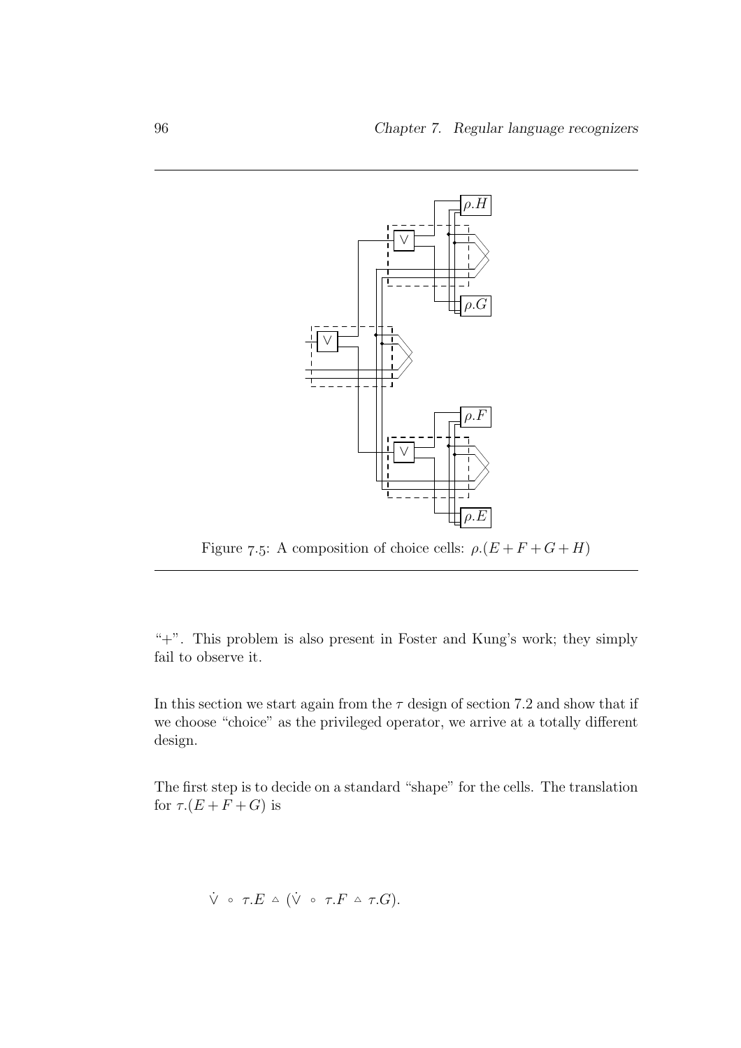Figure 7.5: A composition of choice cells: $\rho.(E + F + G + H)$

"+". This problem is also present in Foster and Kung's work; they simply fail to observe it.

In this section we start again from the $\tau$ design of section 7.2 and show that if we choose "choice" as the privileged operator, we arrive at a totally different design.

The first step is to decide on a standard "shape" for the cells. The translation for $\tau.(E + F + G)$ is

$$\dot{\vee} \;\circ\; \tau.E \;\vartriangle\; (\dot{\vee} \;\circ\; \tau.F \;\vartriangle\; \tau.G).$$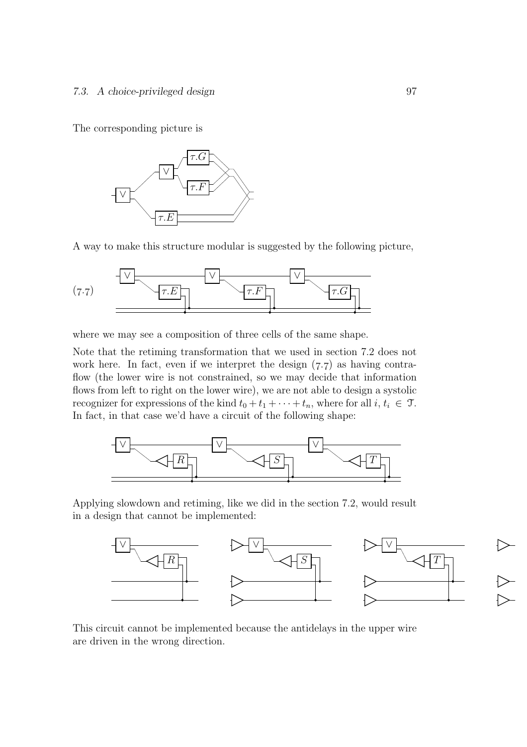The corresponding picture is

A way to make this structure modular is suggested by the following picture,

(7.7)

where we may see a composition of three cells of the same shape.

Note that the retiming transformation that we used in section 7.2 does not work here. In fact, even if we interpret the design (7.7) as having contraflow (the lower wire is not constrained, so we may decide that information flows from left to right on the lower wire), we are not able to design a systolic recognizer for expressions of the kind $t_0 + t_1 + \cdots + t_n$, where for all $i$, $t_i \in \mathcal{T}$. In fact, in that case we'd have a circuit of the following shape:

Applying slowdown and retiming, like we did in the section 7.2, would result in a design that cannot be implemented:

This circuit cannot be implemented because the antidelays in the upper wire are driven in the wrong direction.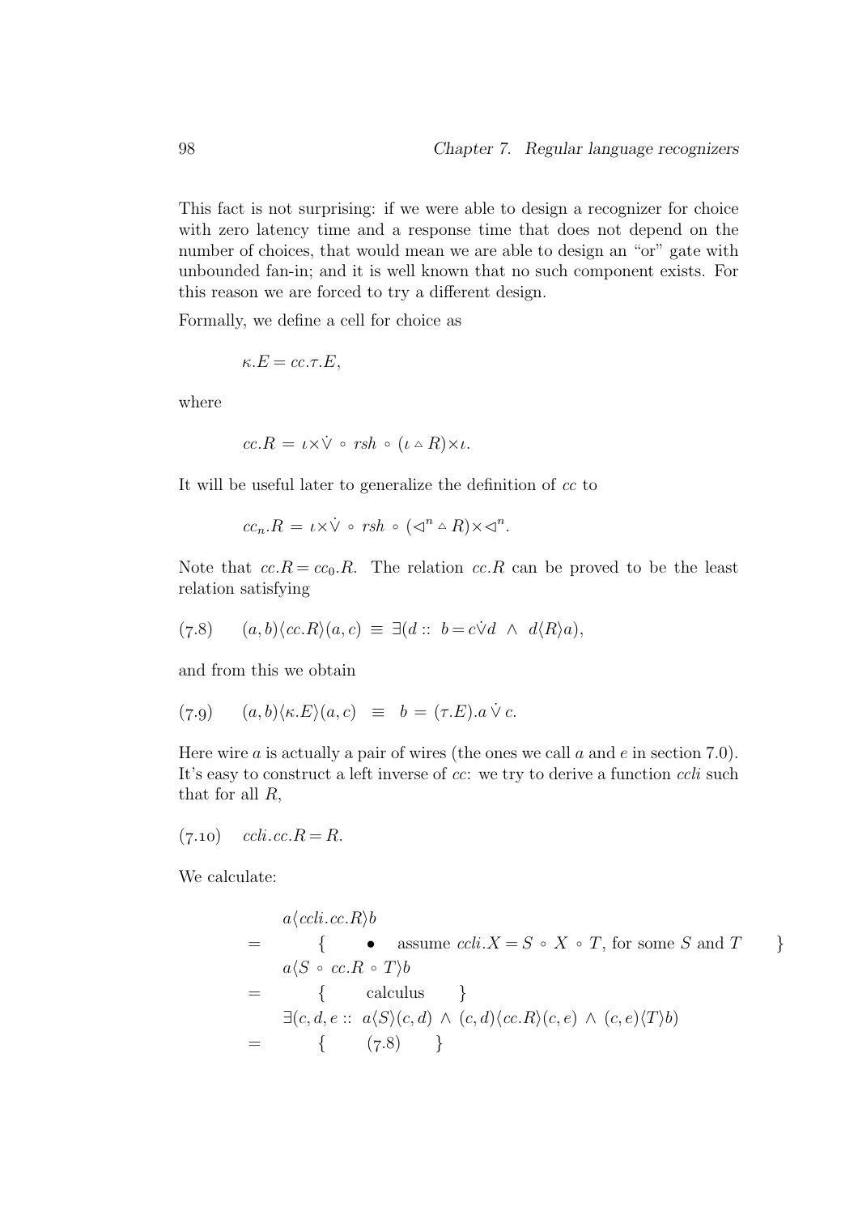This fact is not surprising: if we were able to design a recognizer for choice with zero latency time and a response time that does not depend on the number of choices, that would mean we are able to design an "or" gate with unbounded fan-in; and it is well known that no such component exists. For this reason we are forced to try a different design.

Formally, we define a cell for choice as

$$\kappa.E = cc.\tau.E,$$

where

$$cc.R \;=\; \iota{\times}\dot{\vee} \;\circ\; rsh \;\circ\; (\iota \vartriangle R){\times}\iota.$$

It will be useful later to generalize the definition of $cc$ to

$$cc_n.R \;=\; \iota{\times}\dot{\vee} \;\circ\; rsh \;\circ\; (\lhd^n \vartriangle R){\times}\lhd^n.$$

Note that $cc.R = cc_0.R$. The relation $cc.R$ can be proved to be the least relation satisfying

$$(7.8) \qquad (a,b)\langle cc.R\rangle(a,c) \;\equiv\; \exists(d ::\; b = c\dot{\vee}d \;\wedge\; d\langle R\rangle a),$$

and from this we obtain

$$(7.9) \qquad (a,b)\langle \kappa.E\rangle(a,c) \quad\equiv\quad b \;=\; (\tau.E).a \;\dot{\vee}\; c.$$

Here wire $a$ is actually a pair of wires (the ones we call $a$ and $e$ in section 7.0). It's easy to construct a left inverse of $cc$: we try to derive a function $ccli$ such that for all $R$,

$$(7.10) \qquad ccli.cc.R = R.$$

We calculate:

$$
\begin{array}{cl}
 & a\langle ccli.cc.R\rangle b \\
= & \qquad \{ \qquad \bullet \quad \text{assume } ccli.X = S \circ X \circ T, \text{ for some } S \text{ and } T \qquad \} \\
 & a\langle S \circ cc.R \circ T\rangle b \\
= & \qquad \{ \qquad \text{calculus} \qquad \} \\
 & \exists(c,d,e ::\; a\langle S\rangle(c,d) \;\wedge\; (c,d)\langle cc.R\rangle(c,e) \;\wedge\; (c,e)\langle T\rangle b) \\
= & \qquad \{ \qquad (7.8) \qquad \}
\end{array}
$$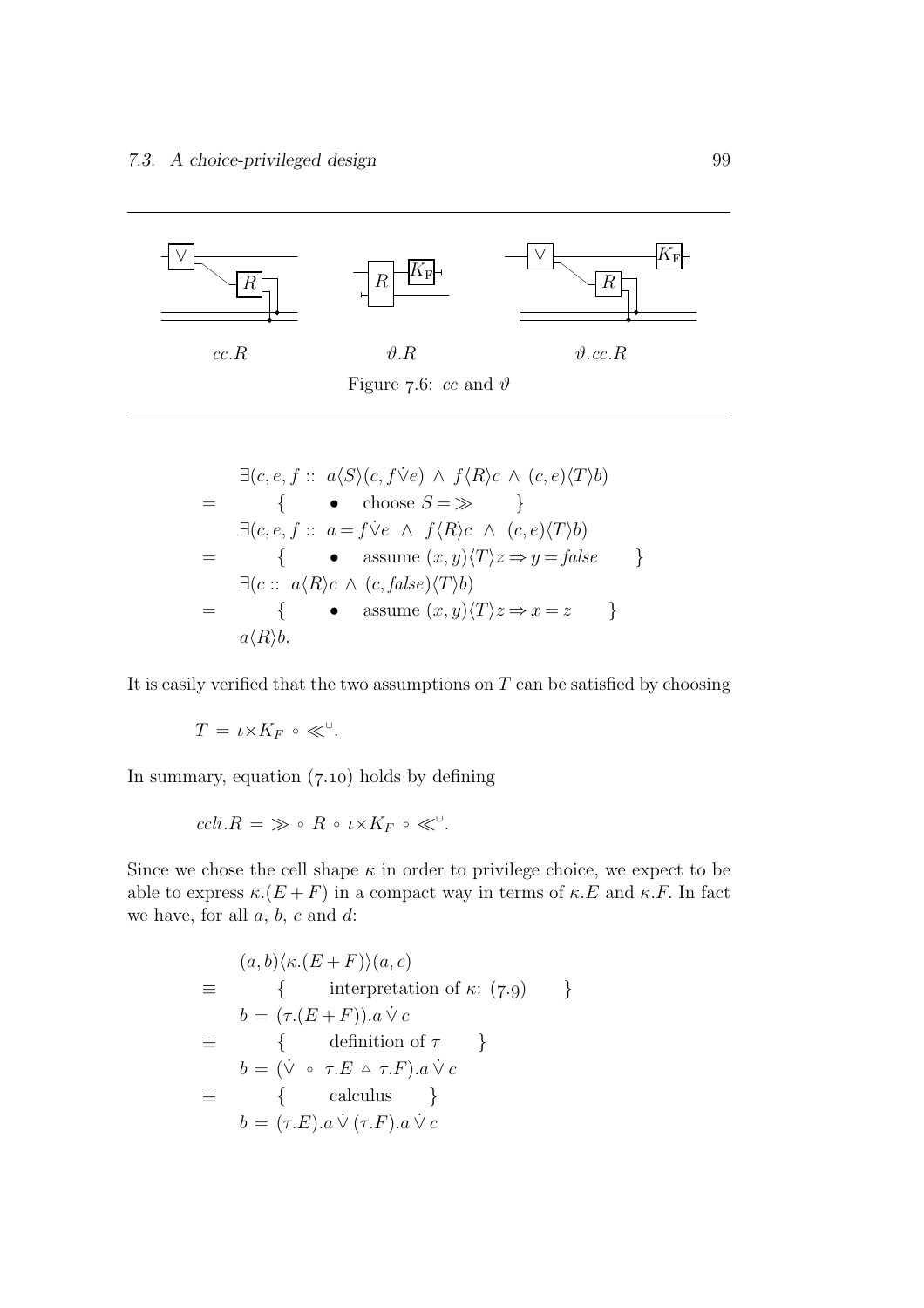cc.R $\qquad$ ϑ.R $\qquad$ ϑ.cc.R

Figure 7.6: cc and ϑ

$$
\begin{array}{ll}
& \exists(c,e,f :: \; a\langle S\rangle(c, f\dot{\vee}e) \;\wedge\; f\langle R\rangle c \;\wedge\; (c,e)\langle T\rangle b) \\
= & \qquad \{ \quad \bullet \quad \text{choose } S = \gg \quad \} \\
& \exists(c,e,f :: \; a = f\dot{\vee}e \;\wedge\; f\langle R\rangle c \;\wedge\; (c,e)\langle T\rangle b) \\
= & \qquad \{ \quad \bullet \quad \text{assume } (x,y)\langle T\rangle z \Rightarrow y = \mathit{false} \quad \} \\
& \exists(c :: \; a\langle R\rangle c \;\wedge\; (c,\mathit{false})\langle T\rangle b) \\
= & \qquad \{ \quad \bullet \quad \text{assume } (x,y)\langle T\rangle z \Rightarrow x = z \quad \} \\
& a\langle R\rangle b.
\end{array}
$$

It is easily verified that the two assumptions on $T$ can be satisfied by choosing

$$T \,=\, \iota{\times}K_F \circ \ll^{\cup}.$$

In summary, equation (7.10) holds by defining

$$\mathit{ccli}.R \,=\, \gg \circ\, R \,\circ\, \iota{\times}K_F \circ \ll^{\cup}.$$

Since we chose the cell shape $\kappa$ in order to privilege choice, we expect to be able to express $\kappa.(E+F)$ in a compact way in terms of $\kappa.E$ and $\kappa.F$. In fact we have, for all $a$, $b$, $c$ and $d$:

$$
\begin{array}{ll}
& (a,b)\langle\kappa.(E+F)\rangle(a,c) \\
\equiv & \qquad \{ \quad \text{interpretation of } \kappa\text{: (7.9)} \quad \} \\
& b \,=\, (\tau.(E+F)).a \,\dot{\vee}\, c \\
\equiv & \qquad \{ \quad \text{definition of } \tau \quad \} \\
& b \,=\, (\dot{\vee} \,\circ\, \tau.E \,\vartriangle\, \tau.F).a \,\dot{\vee}\, c \\
\equiv & \qquad \{ \quad \text{calculus} \quad \} \\
& b \,=\, (\tau.E).a \,\dot{\vee}\, (\tau.F).a \,\dot{\vee}\, c
\end{array}
$$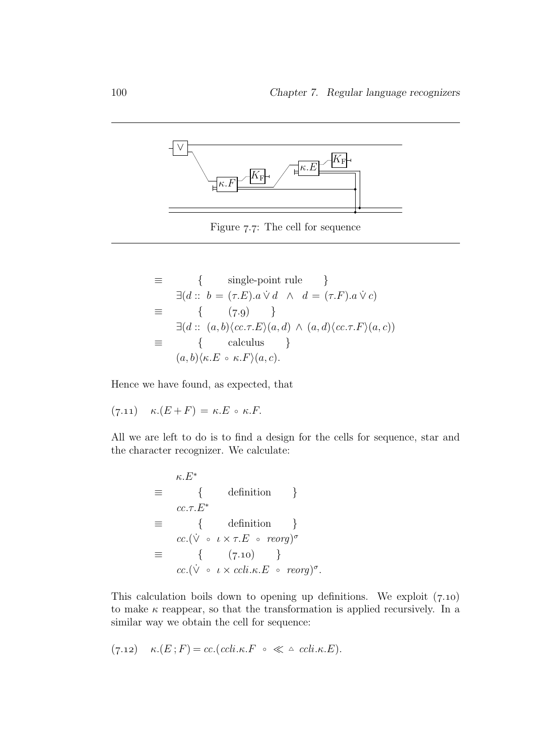Figure 7.7: The cell for sequence

$$
\begin{aligned}
&\equiv \quad \{ \quad \text{single-point rule} \quad \} \\
&\quad \exists(d :: \; b = (\tau.E).a \mathbin{\dot\vee} d \;\; \wedge \;\; d = (\tau.F).a \mathbin{\dot\vee} c) \\
&\equiv \quad \{ \quad (7.9) \quad \} \\
&\quad \exists(d :: \; (a,b)\langle cc.\tau.E\rangle(a,d) \; \wedge \; (a,d)\langle cc.\tau.F\rangle(a,c)) \\
&\equiv \quad \{ \quad \text{calculus} \quad \} \\
&\quad (a,b)\langle \kappa.E \circ \kappa.F\rangle(a,c).
\end{aligned}
$$

Hence we have found, as expected, that

$$
(7.11) \quad \kappa.(E+F) = \kappa.E \circ \kappa.F.
$$

All we are left to do is to find a design for the cells for sequence, star and the character recognizer. We calculate:

$$
\begin{aligned}
&\quad \kappa.E^{*} \\
&\equiv \quad \{ \quad \text{definition} \quad \} \\
&\quad cc.\tau.E^{*} \\
&\equiv \quad \{ \quad \text{definition} \quad \} \\
&\quad cc.(\dot\vee \;\circ\; \iota \times \tau.E \;\circ\; \mathit{reorg})^{\sigma} \\
&\equiv \quad \{ \quad (7.10) \quad \} \\
&\quad cc.(\dot\vee \;\circ\; \iota \times \mathit{ccli}.\kappa.E \;\circ\; \mathit{reorg})^{\sigma}.
\end{aligned}
$$

This calculation boils down to opening up definitions. We exploit (7.10) to make $\kappa$ reappear, so that the transformation is applied recursively. In a similar way we obtain the cell for sequence:

$$
(7.12) \quad \kappa.(E\,;F) = cc.(\mathit{ccli}.\kappa.F \;\circ\; \ll \;\vartriangle\; \mathit{ccli}.\kappa.E).
$$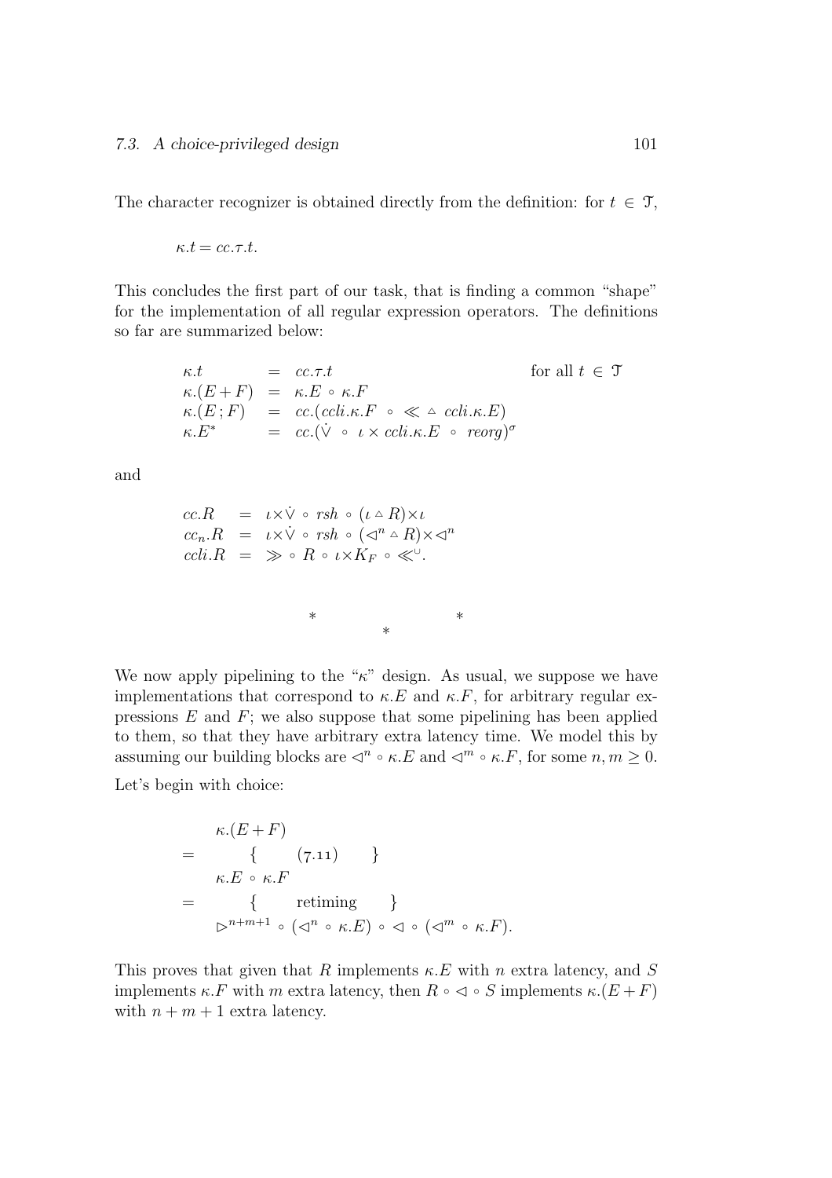The character recognizer is obtained directly from the definition: for $t \in \mathfrak{T}$,

$$\kappa.t = cc.\tau.t.$$

This concludes the first part of our task, that is finding a common "shape" for the implementation of all regular expression operators. The definitions so far are summarized below:

$$
\begin{array}{lcll}
\kappa.t & = & cc.\tau.t & \text{for all } t \in \mathfrak{T} \\
\kappa.(E+F) & = & \kappa.E \circ \kappa.F & \\
\kappa.(E\,;F) & = & cc.(ccli.\kappa.F \circ \ll \vartriangle ccli.\kappa.E) & \\
\kappa.E^{*} & = & cc.(\dot{\vee} \circ \iota \times ccli.\kappa.E \circ reorg)^{\sigma} &
\end{array}
$$

and

$$
\begin{array}{lcl}
cc.R & = & \iota \times \dot{\vee} \circ rsh \circ (\iota \vartriangle R) \times \iota \\
cc_n.R & = & \iota \times \dot{\vee} \circ rsh \circ (\lhd^n \vartriangle R) \times \lhd^n \\
ccli.R & = & \gg \circ R \circ \iota \times K_F \circ \ll^{\cup}.
\end{array}
$$

\* \* \*

We now apply pipelining to the "$\kappa$" design. As usual, we suppose we have implementations that correspond to $\kappa.E$ and $\kappa.F$, for arbitrary regular expressions $E$ and $F$; we also suppose that some pipelining has been applied to them, so that they have arbitrary extra latency time. We model this by assuming our building blocks are $\lhd^n \circ \kappa.E$ and $\lhd^m \circ \kappa.F$, for some $n, m \geq 0$.

Let's begin with choice:

$$
\begin{array}{ll}
 & \kappa.(E+F) \\
= & \quad \{ \quad (7.11) \quad \} \\
 & \kappa.E \circ \kappa.F \\
= & \quad \{ \quad \text{retiming} \quad \} \\
 & \rhd^{n+m+1} \circ (\lhd^n \circ \kappa.E) \circ \lhd \circ (\lhd^m \circ \kappa.F).
\end{array}
$$

This proves that given that $R$ implements $\kappa.E$ with $n$ extra latency, and $S$ implements $\kappa.F$ with $m$ extra latency, then $R \circ \lhd \circ S$ implements $\kappa.(E+F)$ with $n+m+1$ extra latency.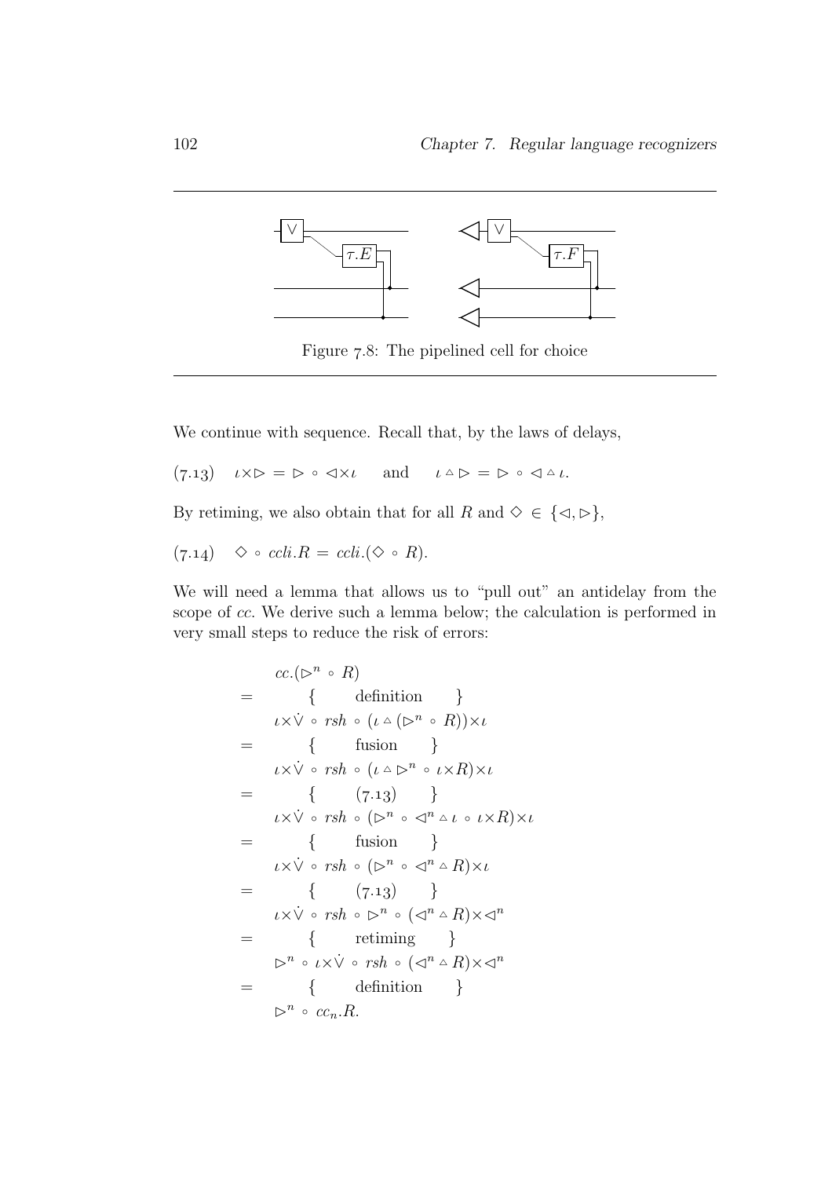Figure 7.8: The pipelined cell for choice

We continue with sequence. Recall that, by the laws of delays,

$$(7.13) \quad \iota \times \rhd \;=\; \rhd \circ \lhd \times \iota \qquad \text{and} \qquad \iota \vartriangle \rhd \;=\; \rhd \circ \lhd \vartriangle \iota.$$

By retiming, we also obtain that for all $R$ and $\diamond \in \{\lhd, \rhd\}$,

$$(7.14) \quad \diamond \circ \mathit{ccli}.R \;=\; \mathit{ccli}.(\diamond \circ R).$$

We will need a lemma that allows us to "pull out" an antidelay from the scope of $cc$. We derive such a lemma below; the calculation is performed in very small steps to reduce the risk of errors:

$$
\begin{array}{ll}
 & cc.(\rhd^n \circ R) \\
= & \qquad \{ \quad \text{definition} \quad \} \\
 & \iota \times \dot{\vee} \circ \mathit{rsh} \circ (\iota \vartriangle (\rhd^n \circ R)) \times \iota \\
= & \qquad \{ \quad \text{fusion} \quad \} \\
 & \iota \times \dot{\vee} \circ \mathit{rsh} \circ (\iota \vartriangle \rhd^n \circ \iota \times R) \times \iota \\
= & \qquad \{ \quad (7.13) \quad \} \\
 & \iota \times \dot{\vee} \circ \mathit{rsh} \circ (\rhd^n \circ \lhd^n \vartriangle \iota \circ \iota \times R) \times \iota \\
= & \qquad \{ \quad \text{fusion} \quad \} \\
 & \iota \times \dot{\vee} \circ \mathit{rsh} \circ (\rhd^n \circ \lhd^n \vartriangle R) \times \iota \\
= & \qquad \{ \quad (7.13) \quad \} \\
 & \iota \times \dot{\vee} \circ \mathit{rsh} \circ \rhd^n \circ (\lhd^n \vartriangle R) \times \lhd^n \\
= & \qquad \{ \quad \text{retiming} \quad \} \\
 & \rhd^n \circ \iota \times \dot{\vee} \circ \mathit{rsh} \circ (\lhd^n \vartriangle R) \times \lhd^n \\
= & \qquad \{ \quad \text{definition} \quad \} \\
 & \rhd^n \circ cc_n.R.
\end{array}
$$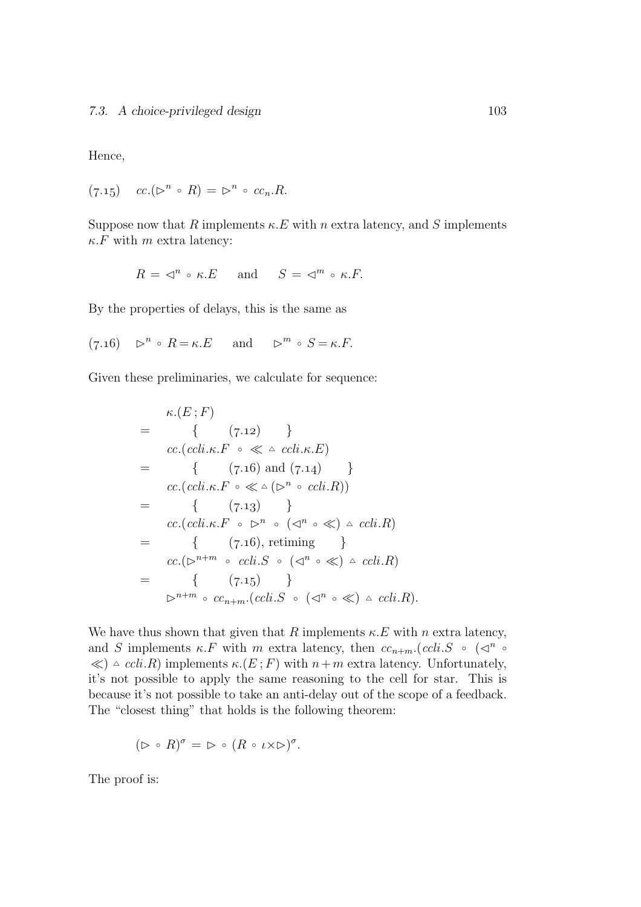Hence,

$$(7.15) \quad cc.(\rhd^n \circ R) = \rhd^n \circ cc_n.R.$$

Suppose now that $R$ implements $\kappa.E$ with $n$ extra latency, and $S$ implements $\kappa.F$ with $m$ extra latency:

$$R = \lhd^n \circ \kappa.E \qquad \text{and} \qquad S = \lhd^m \circ \kappa.F.$$

By the properties of delays, this is the same as

$$(7.16) \quad \rhd^n \circ R = \kappa.E \qquad \text{and} \qquad \rhd^m \circ S = \kappa.F.$$

Given these preliminaries, we calculate for sequence:

$$
\begin{array}{ll}
 & \kappa.(E\,;F) \\
= & \qquad \{ \quad (7.12) \quad \} \\
 & cc.(ccli.\kappa.F \circ \ll \vartriangle ccli.\kappa.E) \\
= & \qquad \{ \quad (7.16) \text{ and } (7.14) \quad \} \\
 & cc.(ccli.\kappa.F \circ \ll \vartriangle (\rhd^n \circ ccli.R)) \\
= & \qquad \{ \quad (7.13) \quad \} \\
 & cc.(ccli.\kappa.F \circ \rhd^n \circ (\lhd^n \circ \ll) \vartriangle ccli.R) \\
= & \qquad \{ \quad (7.16), \text{ retiming} \quad \} \\
 & cc.(\rhd^{n+m} \circ ccli.S \circ (\lhd^n \circ \ll) \vartriangle ccli.R) \\
= & \qquad \{ \quad (7.15) \quad \} \\
 & \rhd^{n+m} \circ cc_{n+m}.(ccli.S \circ (\lhd^n \circ \ll) \vartriangle ccli.R).
\end{array}
$$

We have thus shown that given that $R$ implements $\kappa.E$ with $n$ extra latency, and $S$ implements $\kappa.F$ with $m$ extra latency, then $cc_{n+m}.(ccli.S \circ (\lhd^n \circ \ll) \vartriangle ccli.R)$ implements $\kappa.(E\,;F)$ with $n+m$ extra latency. Unfortunately, it's not possible to apply the same reasoning to the cell for star. This is because it's not possible to take an anti-delay out of the scope of a feedback. The "closest thing" that holds is the following theorem:

$$(\rhd \circ R)^\sigma = \rhd \circ (R \circ \iota{\times}\rhd)^\sigma.$$

The proof is: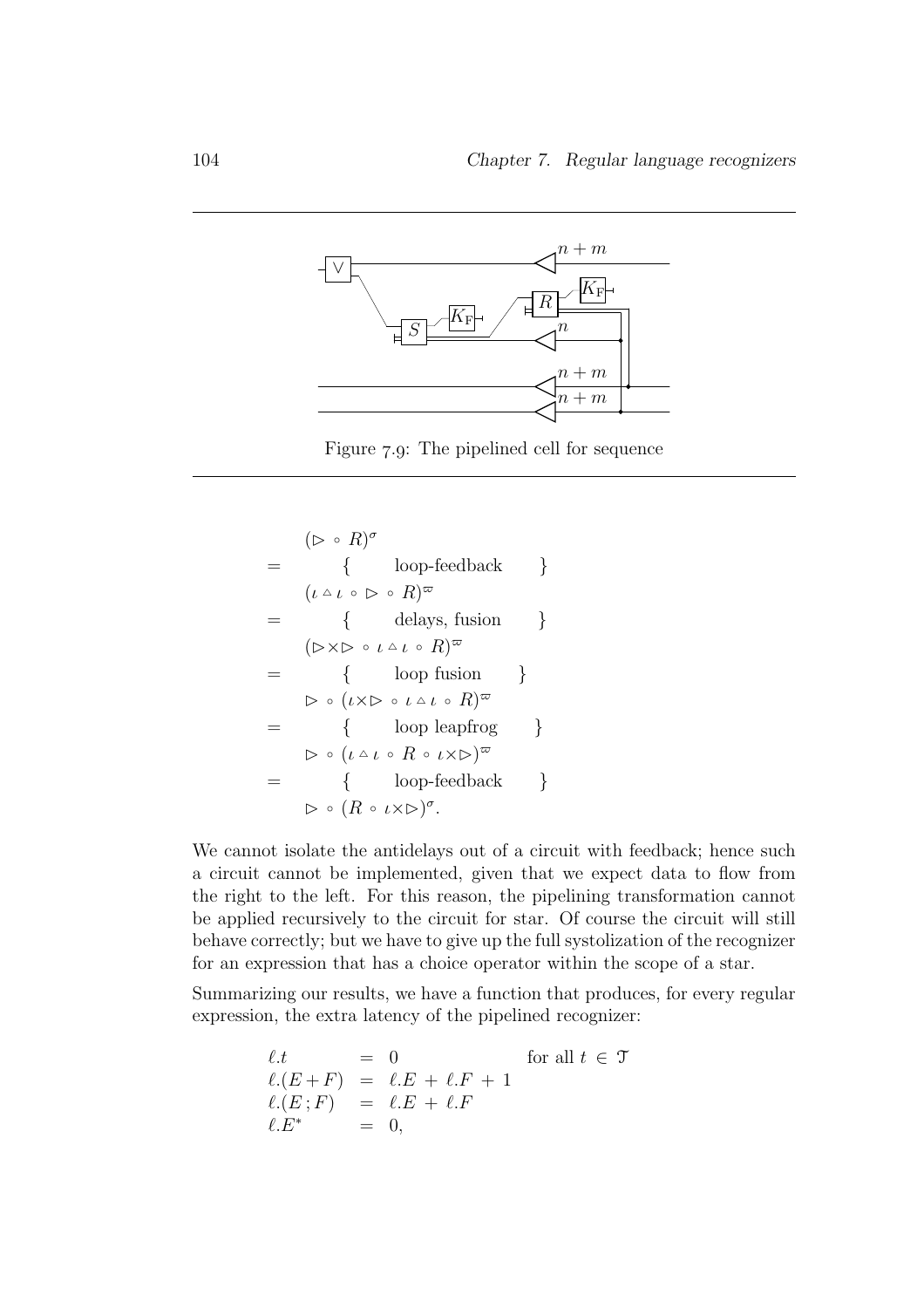∨

$n+m$

$K_F$

$R$

$K_F$

$S$

$n$

$n+m$

$n+m$

Figure 7.9: The pipelined cell for sequence

$$
\begin{array}{cl}
 & (\rhd \circ R)^{\sigma} \\
= & \quad \{ \quad \text{loop-feedback} \quad \} \\
 & (\iota \vartriangle \iota \circ \rhd \circ R)^{\varpi} \\
= & \quad \{ \quad \text{delays, fusion} \quad \} \\
 & (\rhd \times \rhd \circ \iota \vartriangle \iota \circ R)^{\varpi} \\
= & \quad \{ \quad \text{loop fusion} \quad \} \\
 & \rhd \circ (\iota \times \rhd \circ \iota \vartriangle \iota \circ R)^{\varpi} \\
= & \quad \{ \quad \text{loop leapfrog} \quad \} \\
 & \rhd \circ (\iota \vartriangle \iota \circ R \circ \iota \times \rhd)^{\varpi} \\
= & \quad \{ \quad \text{loop-feedback} \quad \} \\
 & \rhd \circ (R \circ \iota \times \rhd)^{\sigma}.
\end{array}
$$

We cannot isolate the antidelays out of a circuit with feedback; hence such a circuit cannot be implemented, given that we expect data to flow from the right to the left. For this reason, the pipelining transformation cannot be applied recursively to the circuit for star. Of course the circuit will still behave correctly; but we have to give up the full systolization of the recognizer for an expression that has a choice operator within the scope of a star.

Summarizing our results, we have a function that produces, for every regular expression, the extra latency of the pipelined recognizer:

$$
\begin{array}{lcll}
\ell.t & = & 0 & \text{for all } t \in \mathfrak{T} \\
\ell.(E+F) & = & \ell.E + \ell.F + 1 & \\
\ell.(E\,;F) & = & \ell.E + \ell.F & \\
\ell.E^{*} & = & 0, &
\end{array}
$$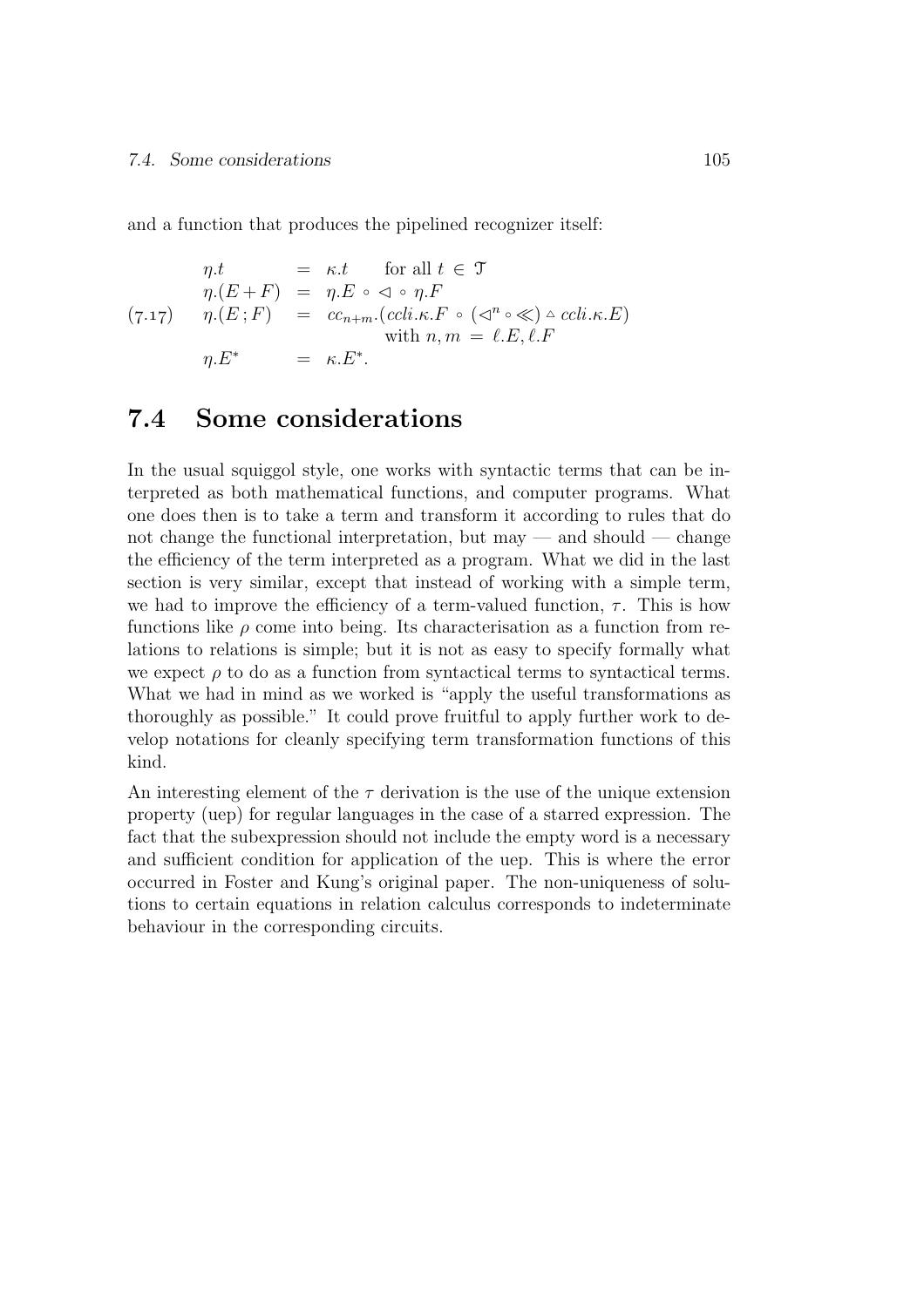and a function that produces the pipelined recognizer itself:

$$
(7.17) \quad
\begin{array}{lcl}
\eta.t & = & \kappa.t \qquad \text{for all } t \in \mathcal{T} \\
\eta.(E+F) & = & \eta.E \circ \lhd \circ \eta.F \\
\eta.(E\,;F) & = & cc_{n+m}.(ccli.\kappa.F \circ (\lhd^n \circ \ll) \vartriangle ccli.\kappa.E) \\
 & & \qquad \text{with } n, m \;=\; \ell.E, \ell.F \\
\eta.E^* & = & \kappa.E^*.
\end{array}
$$

## 7.4 Some considerations

In the usual squiggol style, one works with syntactic terms that can be interpreted as both mathematical functions, and computer programs. What one does then is to take a term and transform it according to rules that do not change the functional interpretation, but may — and should — change the efficiency of the term interpreted as a program. What we did in the last section is very similar, except that instead of working with a simple term, we had to improve the efficiency of a term-valued function, $\tau$. This is how functions like $\rho$ come into being. Its characterisation as a function from relations to relations is simple; but it is not as easy to specify formally what we expect $\rho$ to do as a function from syntactical terms to syntactical terms. What we had in mind as we worked is "apply the useful transformations as thoroughly as possible." It could prove fruitful to apply further work to develop notations for cleanly specifying term transformation functions of this kind.

An interesting element of the $\tau$ derivation is the use of the unique extension property (uep) for regular languages in the case of a starred expression. The fact that the subexpression should not include the empty word is a necessary and sufficient condition for application of the uep. This is where the error occurred in Foster and Kung's original paper. The non-uniqueness of solutions to certain equations in relation calculus corresponds to indeterminate behaviour in the corresponding circuits.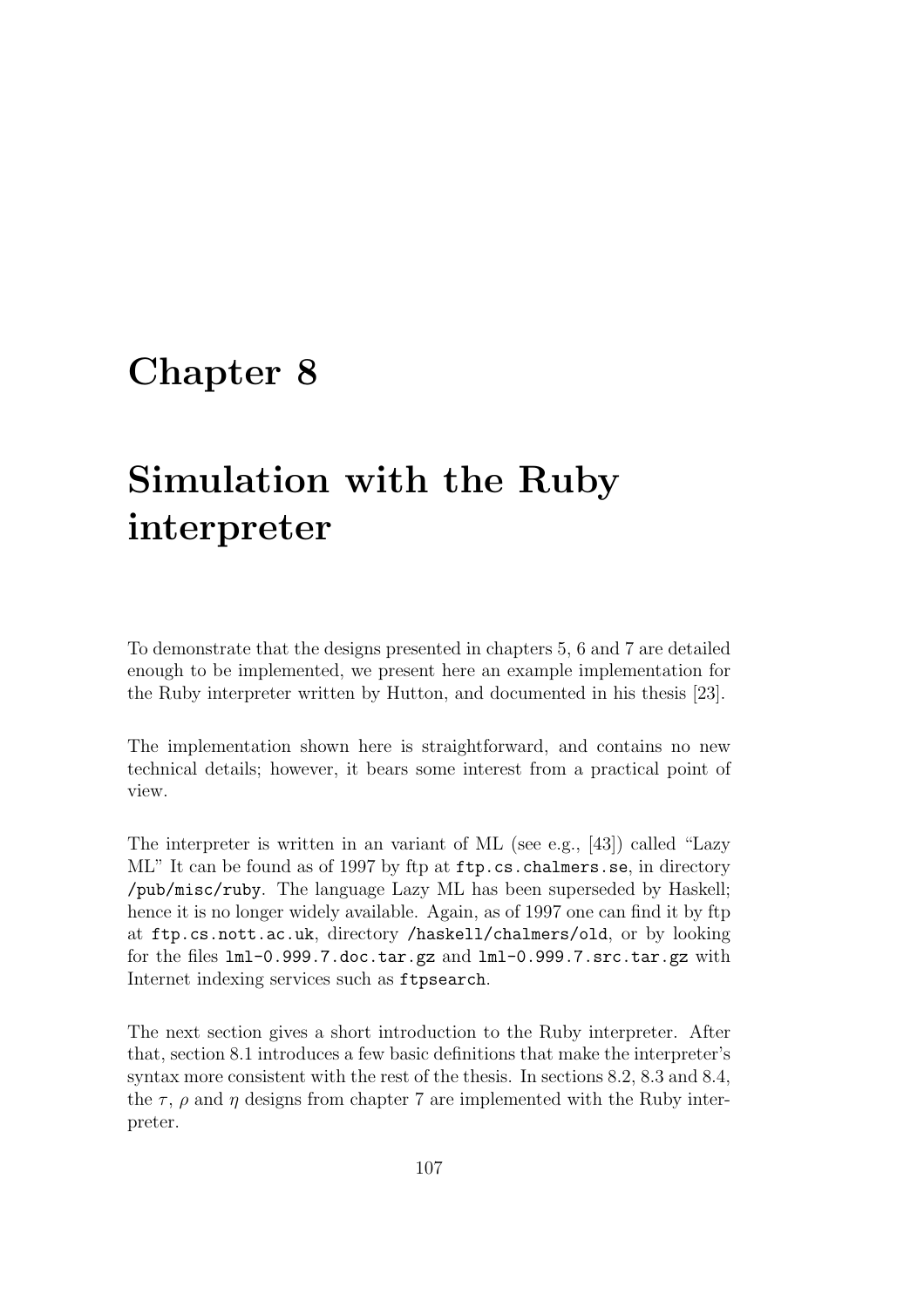# Chapter 8

# Simulation with the Ruby interpreter

To demonstrate that the designs presented in chapters 5, 6 and 7 are detailed enough to be implemented, we present here an example implementation for the Ruby interpreter written by Hutton, and documented in his thesis [23].

The implementation shown here is straightforward, and contains no new technical details; however, it bears some interest from a practical point of view.

The interpreter is written in an variant of ML (see e.g., [43]) called "Lazy ML" It can be found as of 1997 by ftp at `ftp.cs.chalmers.se`, in directory `/pub/misc/ruby`. The language Lazy ML has been superseded by Haskell; hence it is no longer widely available. Again, as of 1997 one can find it by ftp at `ftp.cs.nott.ac.uk`, directory `/haskell/chalmers/old`, or by looking for the files `lml-0.999.7.doc.tar.gz` and `lml-0.999.7.src.tar.gz` with Internet indexing services such as `ftpsearch`.

The next section gives a short introduction to the Ruby interpreter. After that, section 8.1 introduces a few basic definitions that make the interpreter's syntax more consistent with the rest of the thesis. In sections 8.2, 8.3 and 8.4, the $\tau$, $\rho$ and $\eta$ designs from chapter 7 are implemented with the Ruby interpreter.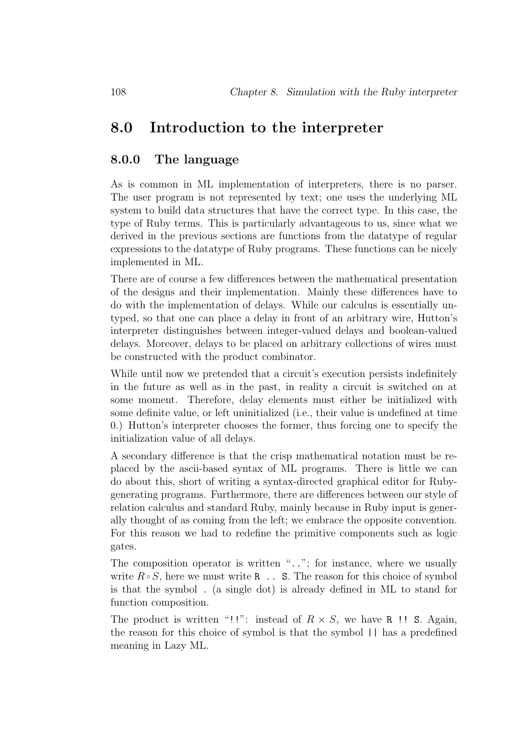## 8.0 Introduction to the interpreter

### 8.0.0 The language

As is common in ML implementation of interpreters, there is no parser. The user program is not represented by text; one uses the underlying ML system to build data structures that have the correct type. In this case, the type of Ruby terms. This is particularly advantageous to us, since what we derived in the previous sections are functions from the datatype of regular expressions to the datatype of Ruby programs. These functions can be nicely implemented in ML.

There are of course a few differences between the mathematical presentation of the designs and their implementation. Mainly these differences have to do with the implementation of delays. While our calculus is essentially untyped, so that one can place a delay in front of an arbitrary wire, Hutton's interpreter distinguishes between integer-valued delays and boolean-valued delays. Moreover, delays to be placed on arbitrary collections of wires must be constructed with the product combinator.

While until now we pretended that a circuit's execution persists indefinitely in the future as well as in the past, in reality a circuit is switched on at some moment. Therefore, delay elements must either be initialized with some definite value, or left uninitialized (i.e., their value is undefined at time 0.) Hutton's interpreter chooses the former, thus forcing one to specify the initialization value of all delays.

A secondary difference is that the crisp mathematical notation must be replaced by the ascii-based syntax of ML programs. There is little we can do about this, short of writing a syntax-directed graphical editor for Ruby-generating programs. Furthermore, there are differences between our style of relation calculus and standard Ruby, mainly because in Ruby input is generally thought of as coming from the left; we embrace the opposite convention. For this reason we had to redefine the primitive components such as logic gates.

The composition operator is written "`..`"; for instance, where we usually write $R \circ S$, here we must write `R .. S`. The reason for this choice of symbol is that the symbol `.` (a single dot) is already defined in ML to stand for function composition.

The product is written "`!!`": instead of $R \times S$, we have `R !! S`. Again, the reason for this choice of symbol is that the symbol `||` has a predefined meaning in Lazy ML.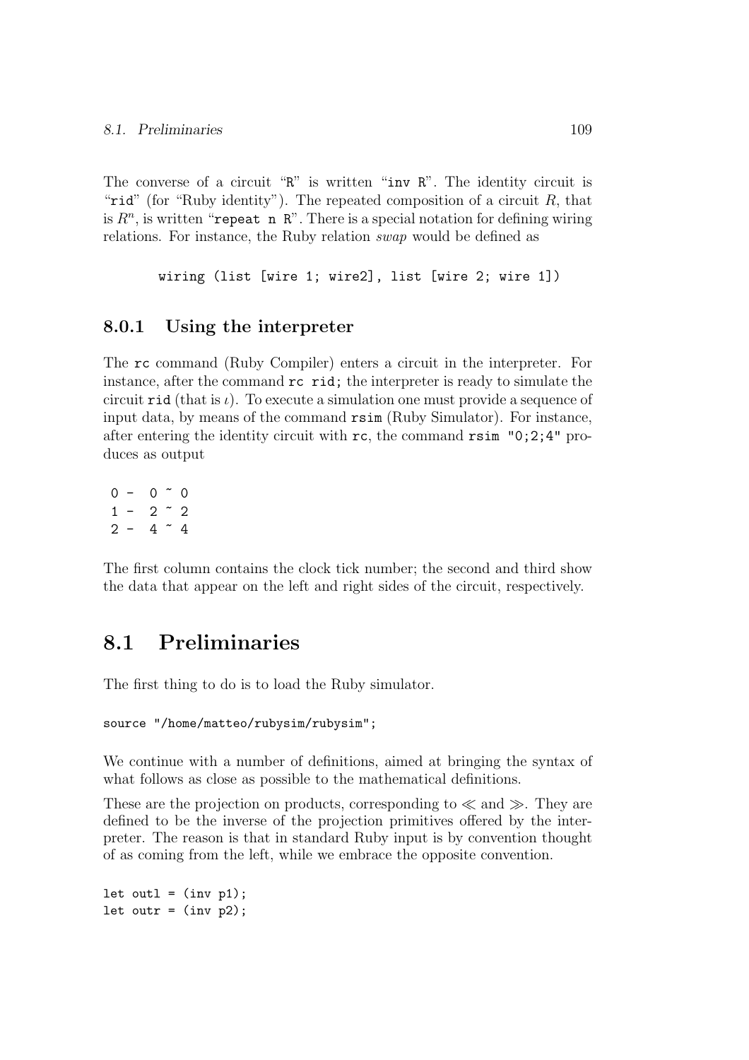The converse of a circuit "R" is written "inv R". The identity circuit is "rid" (for "Ruby identity"). The repeated composition of a circuit $R$, that is $R^n$, is written "repeat n R". There is a special notation for defining wiring relations. For instance, the Ruby relation *swap* would be defined as

```
wiring (list [wire 1; wire2], list [wire 2; wire 1])
```

### 8.0.1 Using the interpreter

The rc command (Ruby Compiler) enters a circuit in the interpreter. For instance, after the command rc rid; the interpreter is ready to simulate the circuit rid (that is $\iota$). To execute a simulation one must provide a sequence of input data, by means of the command rsim (Ruby Simulator). For instance, after entering the identity circuit with rc, the command rsim "0;2;4" produces as output

```
 0 -  0 ~ 0
 1 -  2 ~ 2
 2 -  4 ~ 4
```

The first column contains the clock tick number; the second and third show the data that appear on the left and right sides of the circuit, respectively.

## 8.1 Preliminaries

The first thing to do is to load the Ruby simulator.

```
source "/home/matteo/rubysim/rubysim";
```

We continue with a number of definitions, aimed at bringing the syntax of what follows as close as possible to the mathematical definitions.

These are the projection on products, corresponding to $\ll$ and $\gg$. They are defined to be the inverse of the projection primitives offered by the interpreter. The reason is that in standard Ruby input is by convention thought of as coming from the left, while we embrace the opposite convention.

```
let outl = (inv p1);
let outr = (inv p2);
```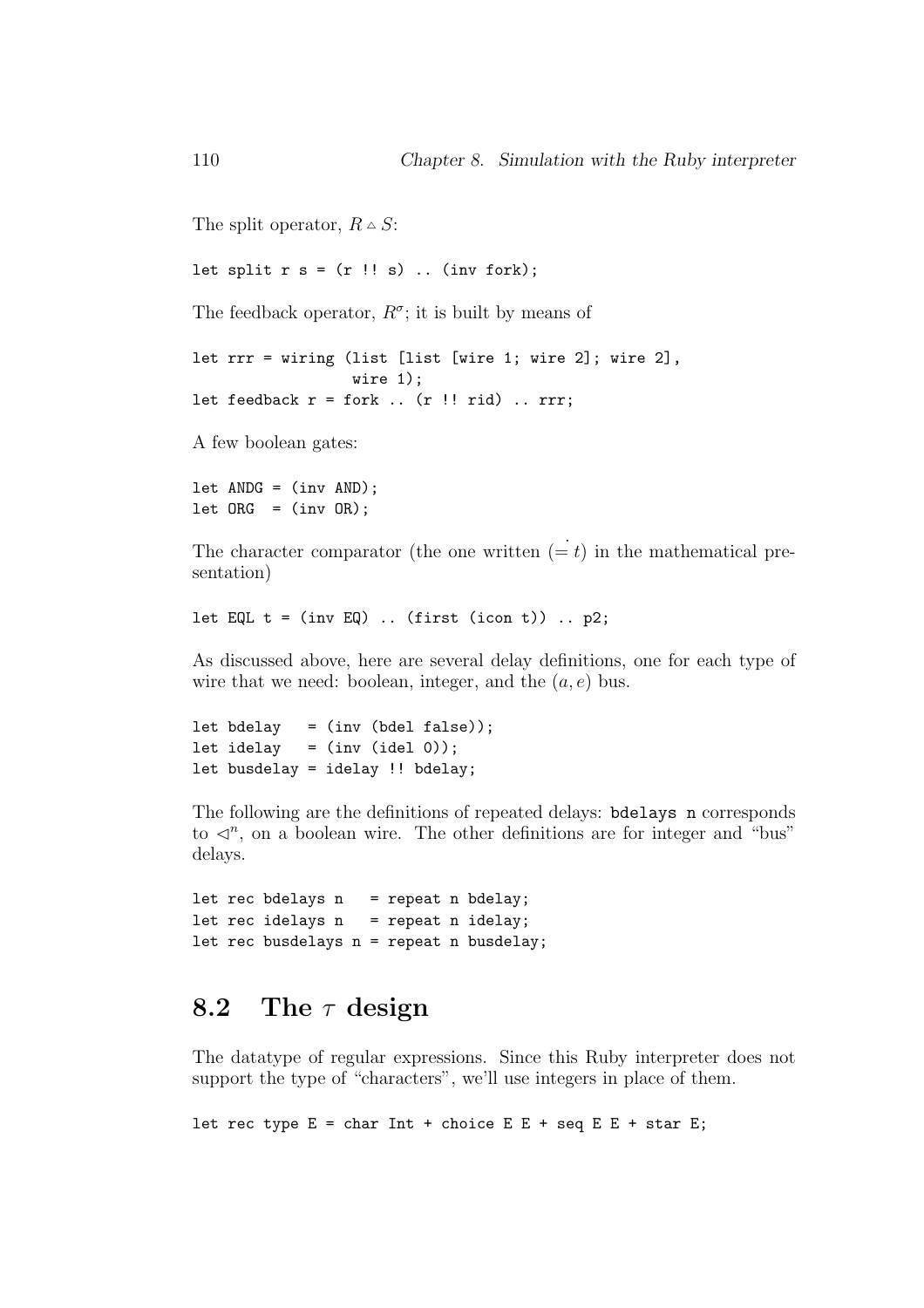The split operator, $R \vartriangle S$:

```
let split r s = (r !! s) .. (inv fork);
```

The feedback operator, $R^{\sigma}$; it is built by means of

```
let rrr = wiring (list [list [wire 1; wire 2]; wire 2],
                  wire 1);
let feedback r = fork .. (r !! rid) .. rrr;
```

A few boolean gates:

```
let ANDG = (inv AND);
let ORG  = (inv OR);
```

The character comparator (the one written $(\dot{=}\, t)$ in the mathematical presentation)

```
let EQL t = (inv EQ) .. (first (icon t)) .. p2;
```

As discussed above, here are several delay definitions, one for each type of wire that we need: boolean, integer, and the $(a, e)$ bus.

```
let bdelay   = (inv (bdel false));
let idelay   = (inv (idel 0));
let busdelay = idelay !! bdelay;
```

The following are the definitions of repeated delays: `bdelays n` corresponds to $\lhd^n$, on a boolean wire. The other definitions are for integer and "bus" delays.

```
let rec bdelays n   = repeat n bdelay;
let rec idelays n   = repeat n idelay;
let rec busdelays n = repeat n busdelay;
```

## 8.2 The $\tau$ design

The datatype of regular expressions. Since this Ruby interpreter does not support the type of "characters", we'll use integers in place of them.

```
let rec type E = char Int + choice E E + seq E E + star E;
```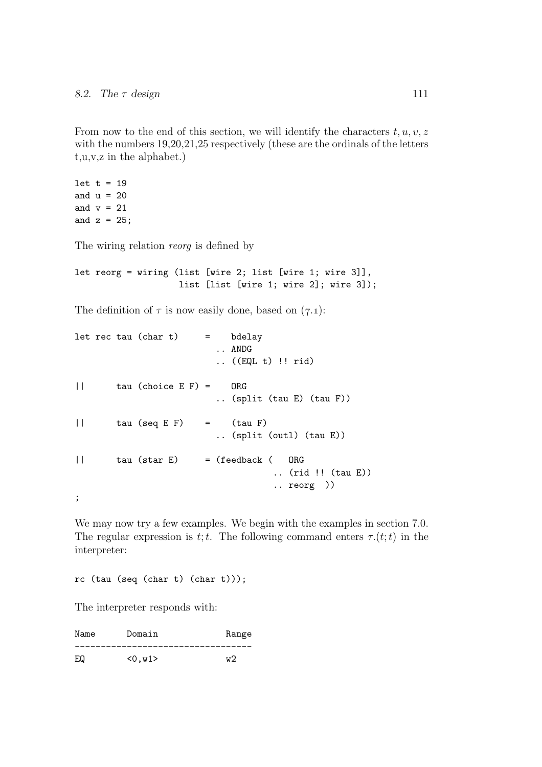From now to the end of this section, we will identify the characters $t, u, v, z$ with the numbers 19,20,21,25 respectively (these are the ordinals of the letters t,u,v,z in the alphabet.)

```
let t = 19
and u = 20
and v = 21
and z = 25;
```

The wiring relation *reorg* is defined by

```
let reorg = wiring (list [wire 2; list [wire 1; wire 3]],
                    list [list [wire 1; wire 2]; wire 3]);
```

The definition of $\tau$ is now easily done, based on (7.1):

```
let rec tau (char t)     =    bdelay
                           .. ANDG
                           .. ((EQL t) !! rid)

||      tau (choice E F) =    ORG
                           .. (split (tau E) (tau F))

||      tau (seq E F)    =    (tau F)
                           .. (split (outl) (tau E))

||      tau (star E)     = (feedback (   ORG
                                      .. (rid !! (tau E))
                                      .. reorg  ))
;
```

We may now try a few examples. We begin with the examples in section 7.0. The regular expression is $t; t$. The following command enters $\tau.(t; t)$ in the interpreter:

```
rc (tau (seq (char t) (char t)));
```

The interpreter responds with:

```
Name      Domain            Range
----------------------------------
EQ        <0,w1>            w2
```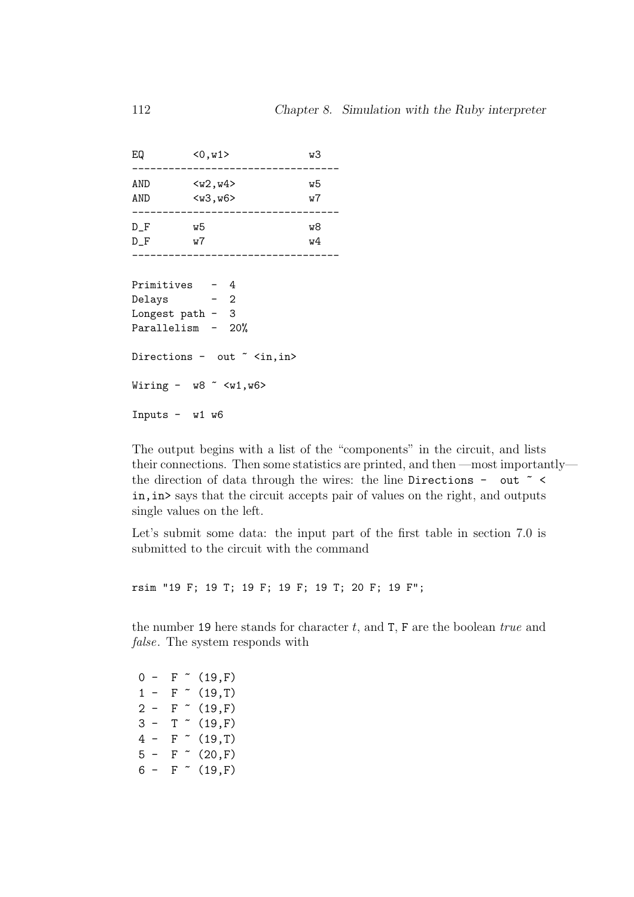```
EQ        <0,w1>              w3
----------------------------------
AND       <w2,w4>             w5
AND       <w3,w6>             w7
----------------------------------
D_F       w5                  w8
D_F       w7                  w4
----------------------------------

Primitives   -  4
Delays       -  2
Longest path -  3
Parallelism  -  20%

Directions -  out ~ <in,in>

Wiring -  w8 ~ <w1,w6>

Inputs -  w1 w6
```

The output begins with a list of the "components" in the circuit, and lists their connections. Then some statistics are printed, and then —most importantly— the direction of data through the wires: the line `Directions -  out ~ <in,in>` says that the circuit accepts pair of values on the right, and outputs single values on the left.

Let's submit some data: the input part of the first table in section 7.0 is submitted to the circuit with the command

```
rsim "19 F; 19 T; 19 F; 19 F; 19 T; 20 F; 19 F";
```

the number `19` here stands for character *t*, and `T`, `F` are the boolean *true* and *false*. The system responds with

```
 0 -  F ~ (19,F)
 1 -  F ~ (19,T)
 2 -  F ~ (19,F)
 3 -  T ~ (19,F)
 4 -  F ~ (19,T)
 5 -  F ~ (20,F)
 6 -  F ~ (19,F)
```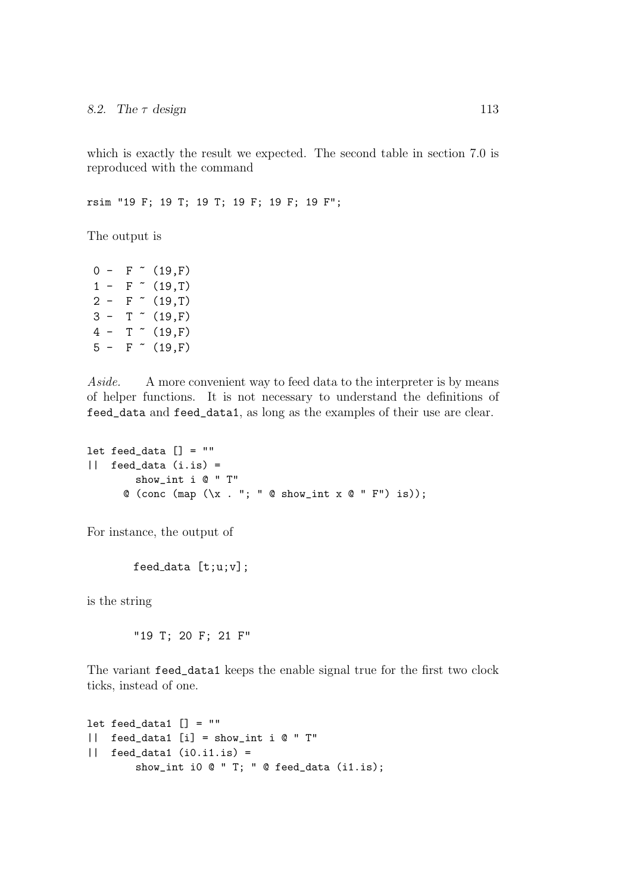which is exactly the result we expected. The second table in section 7.0 is reproduced with the command

```
rsim "19 F; 19 T; 19 T; 19 F; 19 F; 19 F";
```

The output is

```
 0 -  F ~ (19,F)
 1 -  F ~ (19,T)
 2 -  F ~ (19,T)
 3 -  T ~ (19,F)
 4 -  T ~ (19,F)
 5 -  F ~ (19,F)
```

*Aside.* A more convenient way to feed data to the interpreter is by means of helper functions. It is not necessary to understand the definitions of feed_data and feed_data1, as long as the examples of their use are clear.

```
let feed_data [] = ""
||  feed_data (i.is) =
        show_int i @ " T"
      @ (conc (map (\x . "; " @ show_int x @ " F") is));
```

For instance, the output of

```
        feed_data [t;u;v];
```

is the string

```
        "19 T; 20 F; 21 F"
```

The variant feed_data1 keeps the enable signal true for the first two clock ticks, instead of one.

```
let feed_data1 [] = ""
||  feed_data1 [i] = show_int i @ " T"
||  feed_data1 (i0.i1.is) =
        show_int i0 @ " T; " @ feed_data (i1.is);
```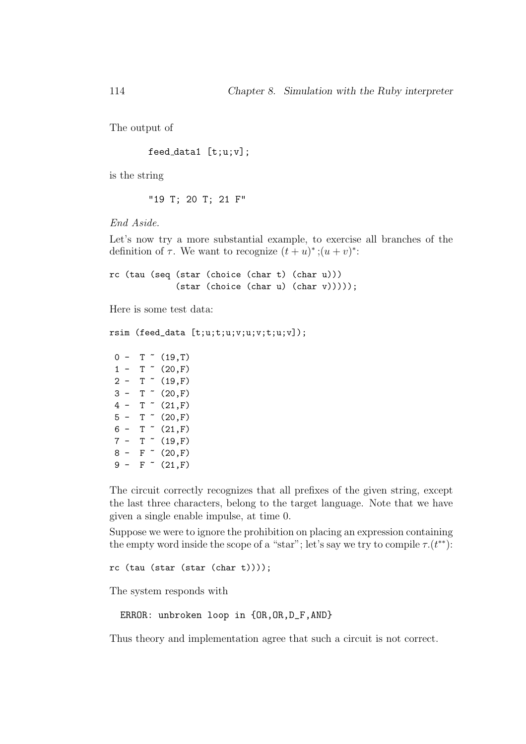The output of

```
feed_data1 [t;u;v];
```

is the string

```
"19 T; 20 T; 21 F"
```

*End Aside.*

Let's now try a more substantial example, to exercise all branches of the definition of $\tau$. We want to recognize $(t+u)^* ;(u+v)^*$:

```
rc (tau (seq (star (choice (char t) (char u)))
             (star (choice (char u) (char v)))));
```

Here is some test data:

```
rsim (feed_data [t;u;t;u;v;u;v;t;u;v]);

 0 -  T ~ (19,T)
 1 -  T ~ (20,F)
 2 -  T ~ (19,F)
 3 -  T ~ (20,F)
 4 -  T ~ (21,F)
 5 -  T ~ (20,F)
 6 -  T ~ (21,F)
 7 -  T ~ (19,F)
 8 -  F ~ (20,F)
 9 -  F ~ (21,F)
```

The circuit correctly recognizes that all prefixes of the given string, except the last three characters, belong to the target language. Note that we have given a single enable impulse, at time 0.

Suppose we were to ignore the prohibition on placing an expression containing the empty word inside the scope of a "star"; let's say we try to compile $\tau.(t^{**})$:

```
rc (tau (star (star (char t))));
```

The system responds with

```
ERROR: unbroken loop in {OR,OR,D_F,AND}
```

Thus theory and implementation agree that such a circuit is not correct.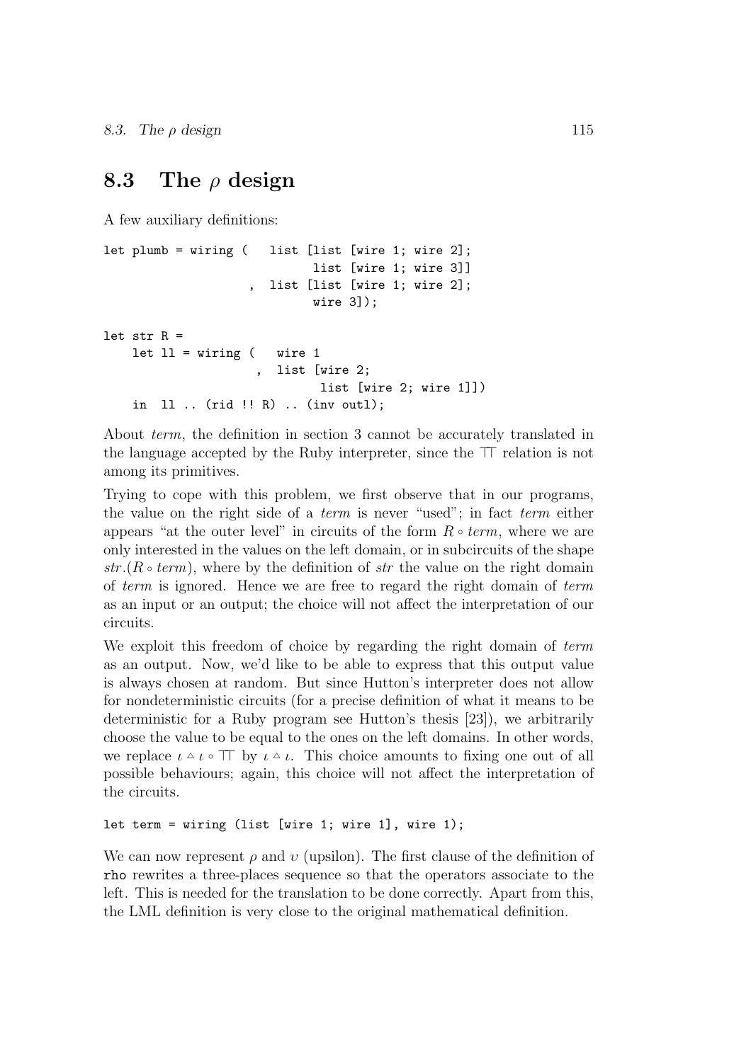## 8.3 The $\rho$ design

A few auxiliary definitions:

```
let plumb = wiring (   list [list [wire 1; wire 2];
                             list [wire 1; wire 3]]
                   ,  list [list [wire 1; wire 2];
                             wire 3]);

let str R =
    let ll = wiring (   wire 1
                    ,  list [wire 2;
                              list [wire 2; wire 1]])
    in  ll .. (rid !! R) .. (inv outl);
```

About *term*, the definition in section 3 cannot be accurately translated in the language accepted by the Ruby interpreter, since the $\top\!\top$ relation is not among its primitives.

Trying to cope with this problem, we first observe that in our programs, the value on the right side of a *term* is never "used"; in fact *term* either appears "at the outer level" in circuits of the form $R \circ term$, where we are only interested in the values on the left domain, or in subcircuits of the shape $str.(R \circ term)$, where by the definition of *str* the value on the right domain of *term* is ignored. Hence we are free to regard the right domain of *term* as an input or an output; the choice will not affect the interpretation of our circuits.

We exploit this freedom of choice by regarding the right domain of *term* as an output. Now, we'd like to be able to express that this output value is always chosen at random. But since Hutton's interpreter does not allow for nondeterministic circuits (for a precise definition of what it means to be deterministic for a Ruby program see Hutton's thesis [23]), we arbitrarily choose the value to be equal to the ones on the left domains. In other words, we replace $\iota \vartriangle \iota \circ \top\!\top$ by $\iota \vartriangle \iota$. This choice amounts to fixing one out of all possible behaviours; again, this choice will not affect the interpretation of the circuits.

```
let term = wiring (list [wire 1; wire 1], wire 1);
```

We can now represent $\rho$ and $\upsilon$ (upsilon). The first clause of the definition of `rho` rewrites a three-places sequence so that the operators associate to the left. This is needed for the translation to be done correctly. Apart from this, the LML definition is very close to the original mathematical definition.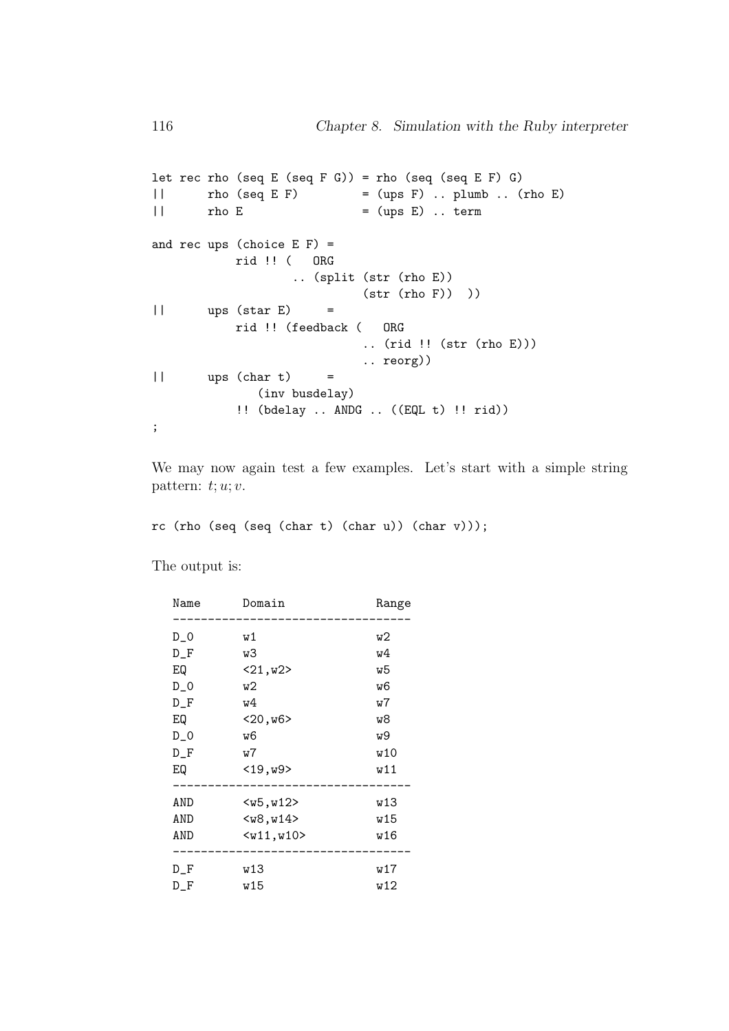```
let rec rho (seq E (seq F G)) = rho (seq (seq E F) G)
||      rho (seq E F)         = (ups F) .. plumb .. (rho E)
||      rho E                 = (ups E) .. term

and rec ups (choice E F) =
           rid !! (   ORG
                   .. (split (str (rho E))
                             (str (rho F))  ))
||      ups (star E)     =
           rid !! (feedback (   ORG
                             .. (rid !! (str (rho E)))
                             .. reorg))
||      ups (char t)     =
               (inv busdelay)
           !! (bdelay .. ANDG .. ((EQL t) !! rid))
;
```

We may now again test a few examples. Let's start with a simple string pattern: $t; u; v$.

```
rc (rho (seq (seq (char t) (char u)) (char v)));
```

The output is:

```
Name      Domain            Range
----------------------------------
D_0       w1                w2
D_F       w3                w4
EQ        <21,w2>           w5
D_0       w2                w6
D_F       w4                w7
EQ        <20,w6>           w8
D_0       w6                w9
D_F       w7                w10
EQ        <19,w9>           w11
----------------------------------
AND       <w5,w12>          w13
AND       <w8,w14>          w15
AND       <w11,w10>         w16
----------------------------------
D_F       w13               w17
D_F       w15               w12
```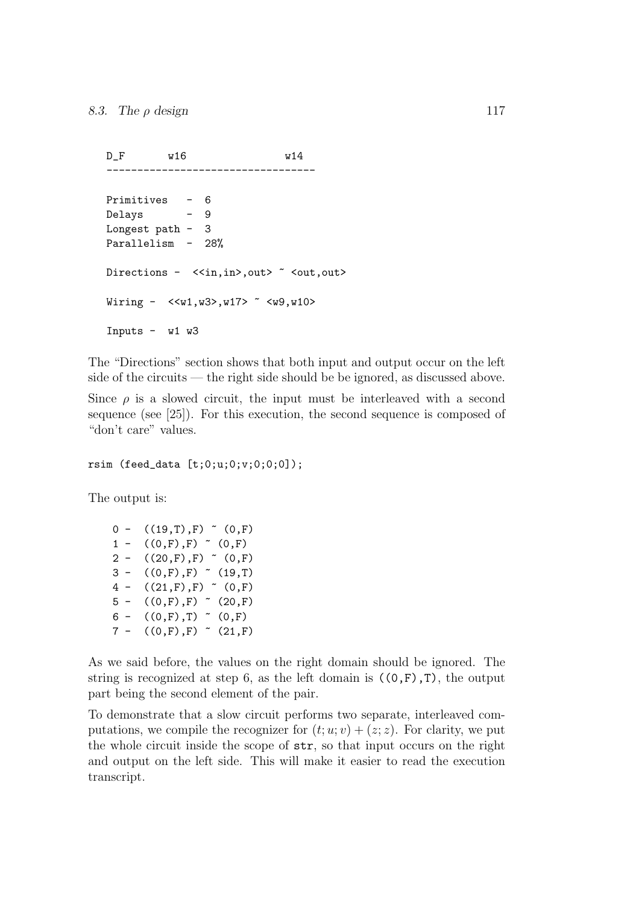```
D_F       w16                w14
----------------------------------

Primitives   -  6
Delays       -  9
Longest path -  3
Parallelism  -  28%

Directions -  <<in,in>,out> ~ <out,out>

Wiring -  <<w1,w3>,w17> ~ <w9,w10>

Inputs -  w1 w3
```

The “Directions” section shows that both input and output occur on the left side of the circuits — the right side should be be ignored, as discussed above.

Since $\rho$ is a slowed circuit, the input must be interleaved with a second sequence (see [25]). For this execution, the second sequence is composed of “don’t care” values.

```
rsim (feed_data [t;0;u;0;v;0;0;0]);
```

The output is:

```
0 -  ((19,T),F) ~ (0,F)
1 -  ((0,F),F) ~ (0,F)
2 -  ((20,F),F) ~ (0,F)
3 -  ((0,F),F) ~ (19,T)
4 -  ((21,F),F) ~ (0,F)
5 -  ((0,F),F) ~ (20,F)
6 -  ((0,F),T) ~ (0,F)
7 -  ((0,F),F) ~ (21,F)
```

As we said before, the values on the right domain should be ignored. The string is recognized at step 6, as the left domain is `((0,F),T)`, the output part being the second element of the pair.

To demonstrate that a slow circuit performs two separate, interleaved computations, we compile the recognizer for $(t; u; v) + (z; z)$. For clarity, we put the whole circuit inside the scope of `str`, so that input occurs on the right and output on the left side. This will make it easier to read the execution transcript.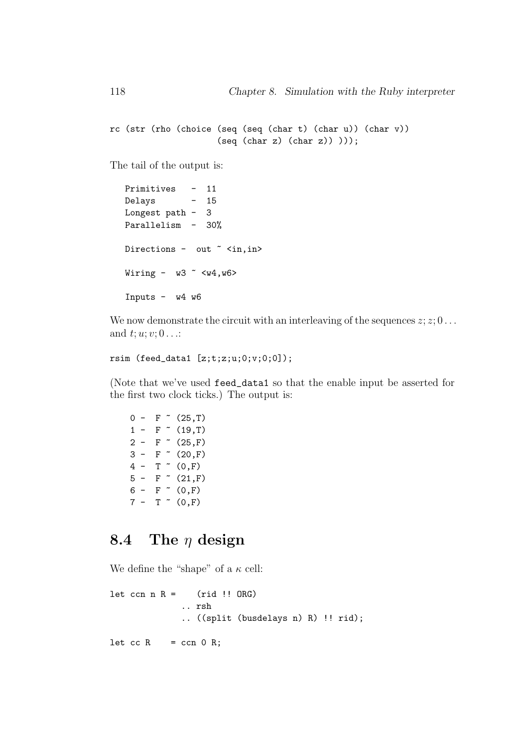```
rc (str (rho (choice (seq (seq (char t) (char u)) (char v))
                    (seq (char z) (char z)) )));
```

The tail of the output is:

```
Primitives    -  11
Delays        -  15
Longest path -  3
Parallelism  -  30%

Directions -  out ~ <in,in>

Wiring -  w3 ~ <w4,w6>

Inputs -  w4 w6
```

We now demonstrate the circuit with an interleaving of the sequences $z; z; 0 \ldots$ and $t; u; v; 0 \ldots$:

```
rsim (feed_data1 [z;t;z;u;0;v;0;0]);
```

(Note that we've used feed_data1 so that the enable input be asserted for the first two clock ticks.) The output is:

```
0 -  F ~ (25,T)
1 -  F ~ (19,T)
2 -  F ~ (25,F)
3 -  F ~ (20,F)
4 -  T ~ (0,F)
5 -  F ~ (21,F)
6 -  F ~ (0,F)
7 -  T ~ (0,F)
```

## 8.4 The $\eta$ design

We define the "shape" of a $\kappa$ cell:

```
let ccn n R =    (rid !! ORG)
             .. rsh
             .. ((split (busdelays n) R) !! rid);

let cc R    = ccn 0 R;
```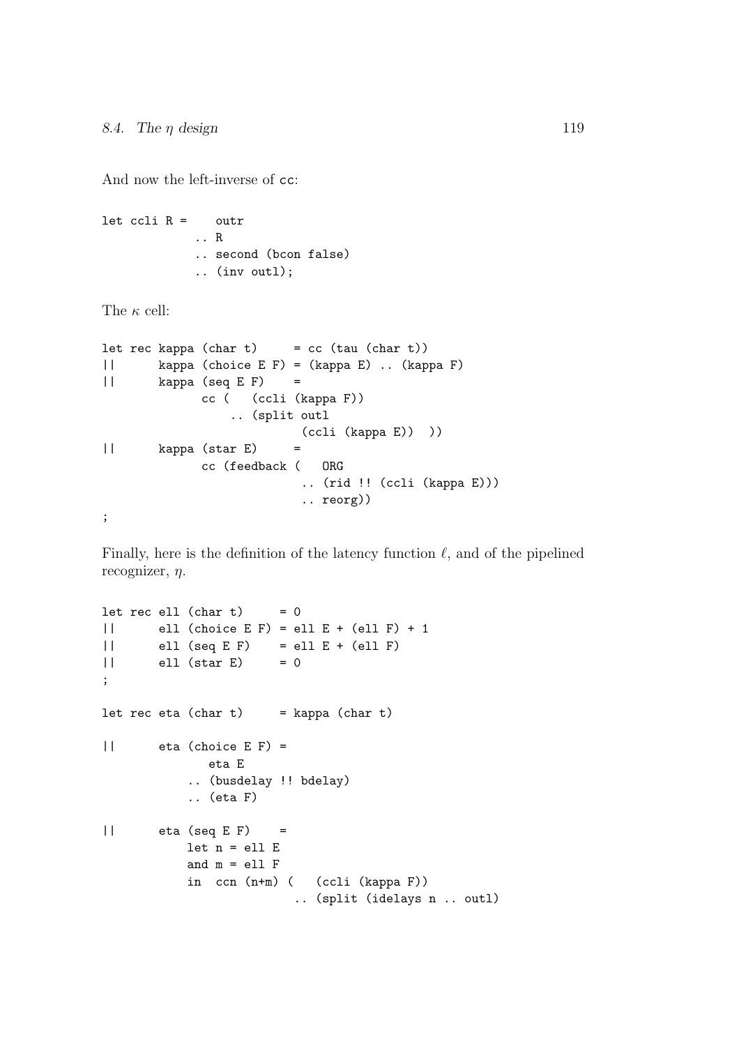And now the left-inverse of cc:

```
let ccli R =    outr
            .. R
            .. second (bcon false)
            .. (inv outl);
```

The $\kappa$ cell:

```
let rec kappa (char t)     = cc (tau (char t))
||      kappa (choice E F) = (kappa E) .. (kappa F)
||      kappa (seq E F)    =
              cc (   (ccli (kappa F))
                  .. (split outl
                             (ccli (kappa E))  ))
||      kappa (star E)     =
              cc (feedback (   ORG
                            .. (rid !! (ccli (kappa E)))
                            .. reorg))
;
```

Finally, here is the definition of the latency function $\ell$, and of the pipelined recognizer, $\eta$.

```
let rec ell (char t)     = 0
||      ell (choice E F) = ell E + (ell F) + 1
||      ell (seq E F)    = ell E + (ell F)
||      ell (star E)     = 0
;

let rec eta (char t)     = kappa (char t)

||      eta (choice E F) =
             eta E
          .. (busdelay !! bdelay)
          .. (eta F)

||      eta (seq E F)    =
          let n = ell E
          and m = ell F
          in  ccn (n+m) (   (ccli (kappa F))
                         .. (split (idelays n .. outl)
```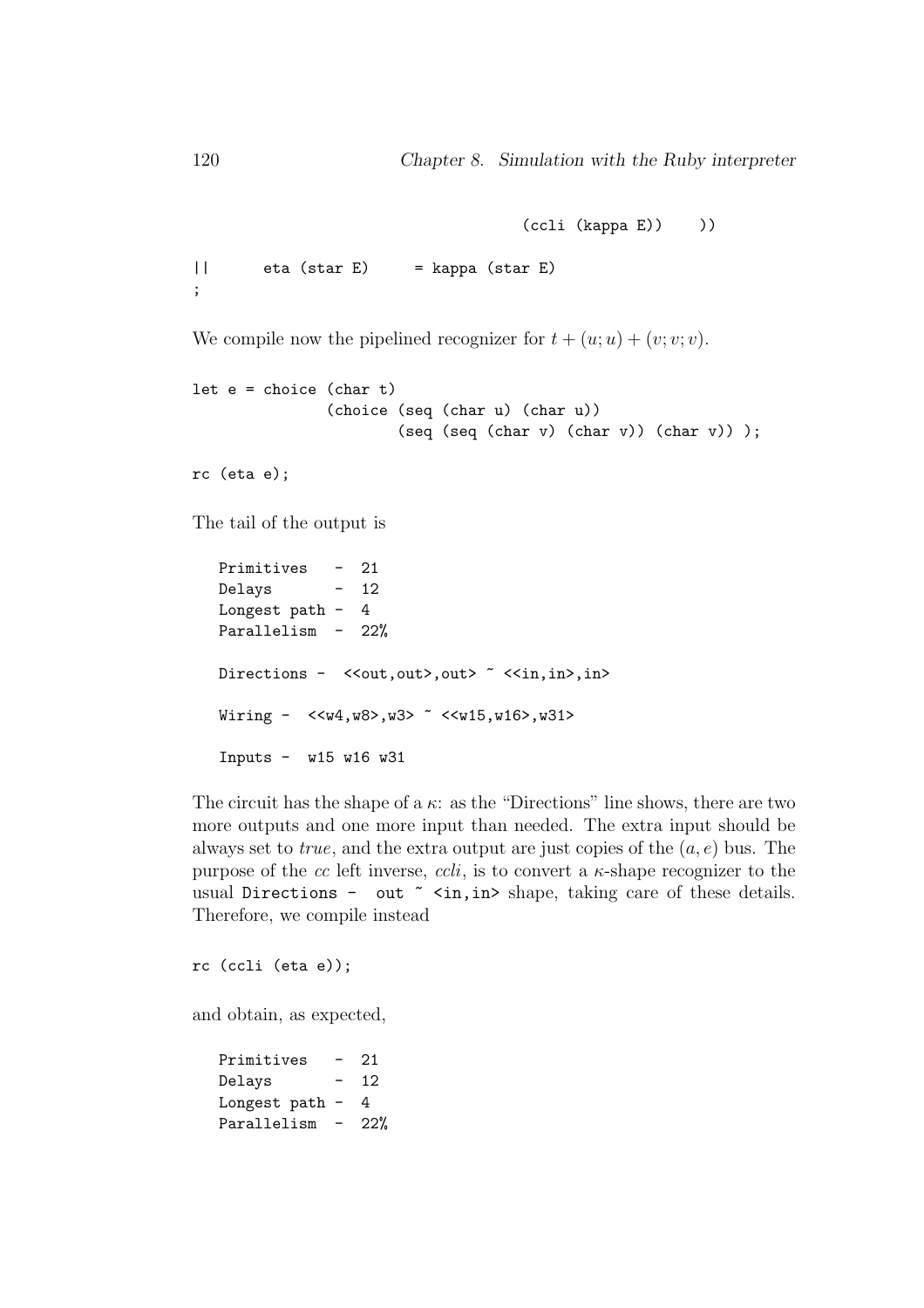```
                                    (ccli (kappa E))    ))

||      eta (star E)      = kappa (star E)
;
```

We compile now the pipelined recognizer for $t + (u; u) + (v; v; v)$.

```
let e = choice (char t)
              (choice (seq (char u) (char u))
                      (seq (seq (char v) (char v)) (char v)) );

rc (eta e);
```

The tail of the output is

```
   Primitives   -  21
   Delays       -  12
   Longest path -  4
   Parallelism  -  22%

   Directions -  <<out,out>,out> ~ <<in,in>,in>

   Wiring -  <<w4,w8>,w3> ~ <<w15,w16>,w31>

   Inputs -  w15 w16 w31
```

The circuit has the shape of a $\kappa$: as the "Directions" line shows, there are two more outputs and one more input than needed. The extra input should be always set to *true*, and the extra output are just copies of the $(a, e)$ bus. The purpose of the *cc* left inverse, *ccli*, is to convert a $\kappa$-shape recognizer to the usual `Directions -  out ~ <in,in>` shape, taking care of these details. Therefore, we compile instead

```
rc (ccli (eta e));
```

and obtain, as expected,

```
   Primitives   -  21
   Delays       -  12
   Longest path -  4
   Parallelism  -  22%
```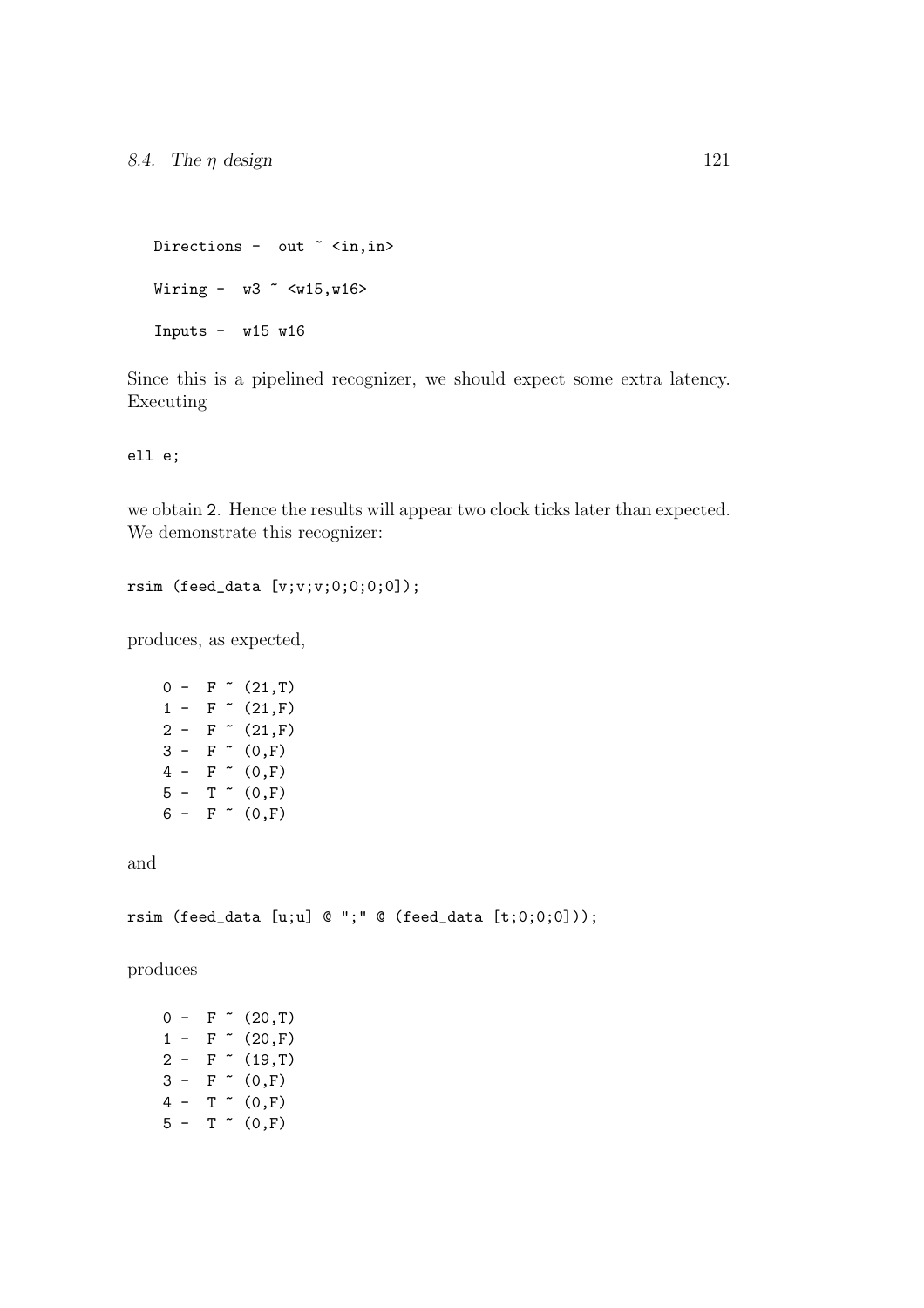```
   Directions -  out ~ <in,in>

   Wiring -  w3 ~ <w15,w16>

   Inputs -  w15 w16
```

Since this is a pipelined recognizer, we should expect some extra latency. Executing

```
ell e;
```

we obtain 2. Hence the results will appear two clock ticks later than expected. We demonstrate this recognizer:

```
rsim (feed_data [v;v;v;0;0;0;0]);
```

produces, as expected,

```
    0 -  F ~ (21,T)
    1 -  F ~ (21,F)
    2 -  F ~ (21,F)
    3 -  F ~ (0,F)
    4 -  F ~ (0,F)
    5 -  T ~ (0,F)
    6 -  F ~ (0,F)
```

and

```
rsim (feed_data [u;u] @ ";" @ (feed_data [t;0;0;0]));
```

produces

```
    0 -  F ~ (20,T)
    1 -  F ~ (20,F)
    2 -  F ~ (19,T)
    3 -  F ~ (0,F)
    4 -  T ~ (0,F)
    5 -  T ~ (0,F)
```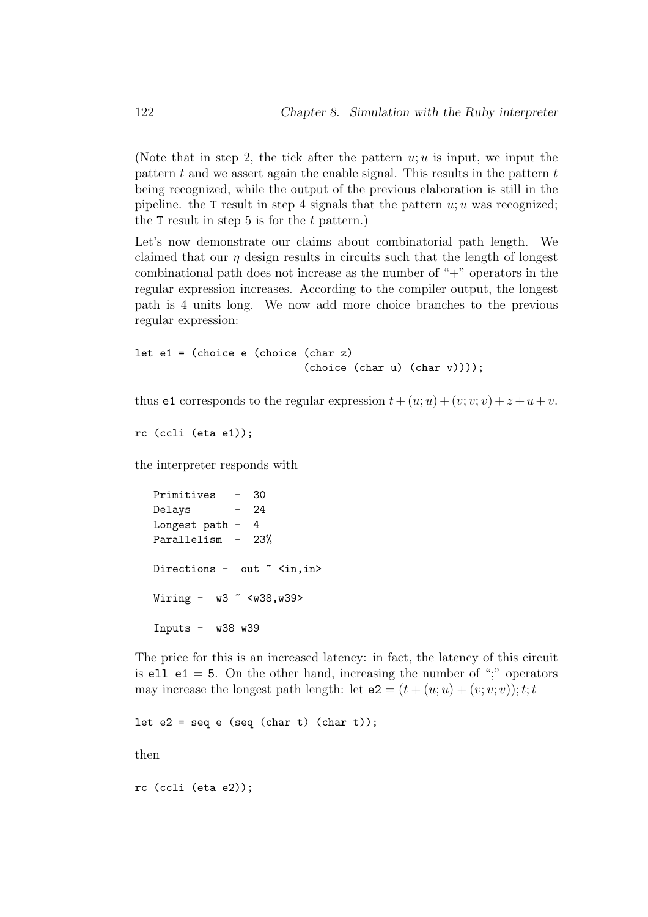(Note that in step 2, the tick after the pattern $u; u$ is input, we input the pattern $t$ and we assert again the enable signal. This results in the pattern $t$ being recognized, while the output of the previous elaboration is still in the pipeline. the T result in step 4 signals that the pattern $u; u$ was recognized; the T result in step 5 is for the $t$ pattern.)

Let's now demonstrate our claims about combinatorial path length. We claimed that our $\eta$ design results in circuits such that the length of longest combinational path does not increase as the number of "+" operators in the regular expression increases. According to the compiler output, the longest path is 4 units long. We now add more choice branches to the previous regular expression:

```
let e1 = (choice e (choice (char z)
                          (choice (char u) (char v))));
```

thus e1 corresponds to the regular expression $t + (u; u) + (v; v; v) + z + u + v$.

```
rc (ccli (eta e1));
```

the interpreter responds with

```
Primitives   -  30
Delays       -  24
Longest path -  4
Parallelism  -  23%

Directions -  out ~ <in,in>

Wiring -  w3 ~ <w38,w39>

Inputs -  w38 w39
```

The price for this is an increased latency: in fact, the latency of this circuit is `ell e1` = 5. On the other hand, increasing the number of ";" operators may increase the longest path length: let $\texttt{e2} = (t + (u; u) + (v; v; v)); t; t$

```
let e2 = seq e (seq (char t) (char t));
```

then

```
rc (ccli (eta e2));
```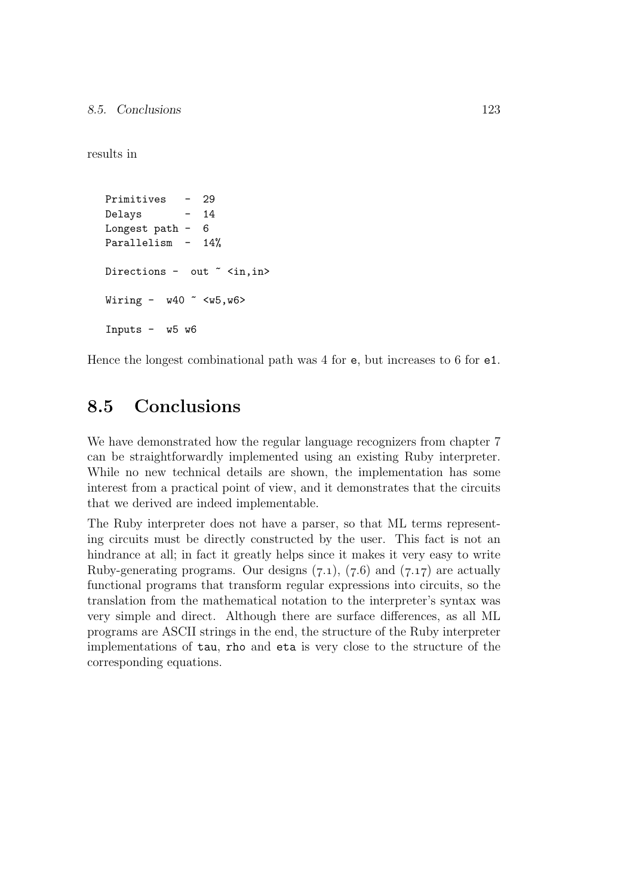results in

```
Primitives   -  29
Delays       -  14
Longest path -  6
Parallelism  -  14%

Directions -  out ~ <in,in>

Wiring -  w40 ~ <w5,w6>

Inputs -  w5 w6
```

Hence the longest combinational path was 4 for `e`, but increases to 6 for `e1`.

## 8.5 Conclusions

We have demonstrated how the regular language recognizers from chapter 7 can be straightforwardly implemented using an existing Ruby interpreter. While no new technical details are shown, the implementation has some interest from a practical point of view, and it demonstrates that the circuits that we derived are indeed implementable.

The Ruby interpreter does not have a parser, so that ML terms representing circuits must be directly constructed by the user. This fact is not an hindrance at all; in fact it greatly helps since it makes it very easy to write Ruby-generating programs. Our designs (7.1), (7.6) and (7.17) are actually functional programs that transform regular expressions into circuits, so the translation from the mathematical notation to the interpreter's syntax was very simple and direct. Although there are surface differences, as all ML programs are ASCII strings in the end, the structure of the Ruby interpreter implementations of `tau`, `rho` and `eta` is very close to the structure of the corresponding equations.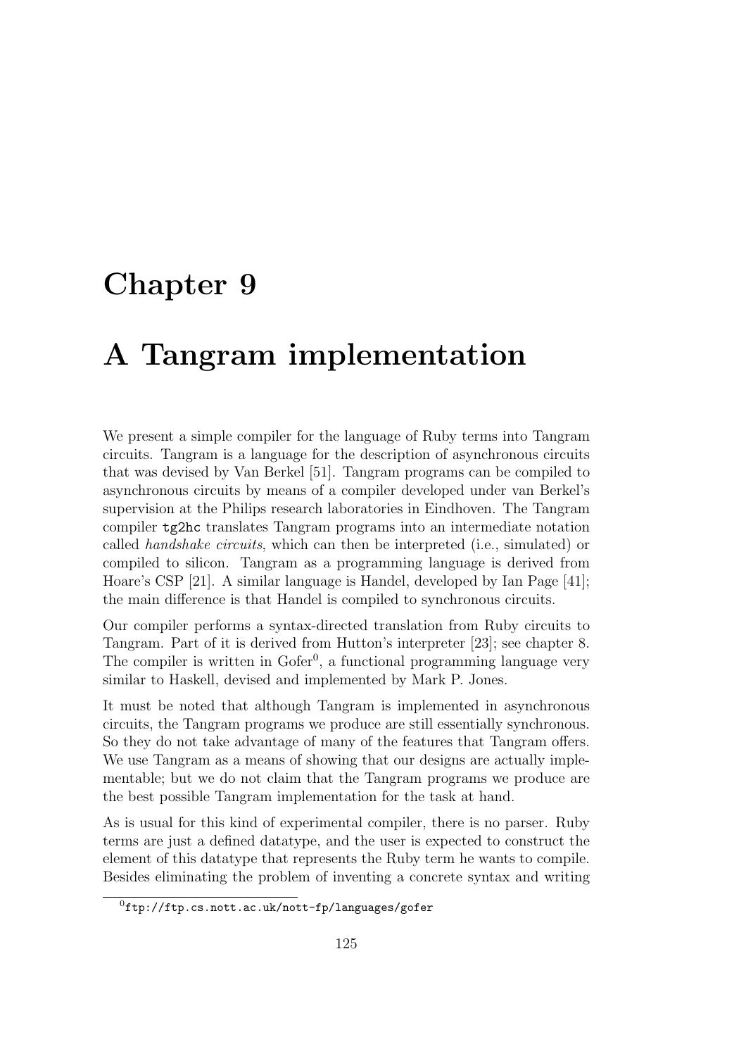# Chapter 9

# A Tangram implementation

We present a simple compiler for the language of Ruby terms into Tangram circuits. Tangram is a language for the description of asynchronous circuits that was devised by Van Berkel [51]. Tangram programs can be compiled to asynchronous circuits by means of a compiler developed under van Berkel's supervision at the Philips research laboratories in Eindhoven. The Tangram compiler `tg2hc` translates Tangram programs into an intermediate notation called *handshake circuits*, which can then be interpreted (i.e., simulated) or compiled to silicon. Tangram as a programming language is derived from Hoare's CSP [21]. A similar language is Handel, developed by Ian Page [41]; the main difference is that Handel is compiled to synchronous circuits.

Our compiler performs a syntax-directed translation from Ruby circuits to Tangram. Part of it is derived from Hutton's interpreter [23]; see chapter 8. The compiler is written in Gofer[0], a functional programming language very similar to Haskell, devised and implemented by Mark P. Jones.

It must be noted that although Tangram is implemented in asynchronous circuits, the Tangram programs we produce are still essentially synchronous. So they do not take advantage of many of the features that Tangram offers. We use Tangram as a means of showing that our designs are actually implementable; but we do not claim that the Tangram programs we produce are the best possible Tangram implementation for the task at hand.

As is usual for this kind of experimental compiler, there is no parser. Ruby terms are just a defined datatype, and the user is expected to construct the element of this datatype that represents the Ruby term he wants to compile. Besides eliminating the problem of inventing a concrete syntax and writing

[0] `ftp://ftp.cs.nott.ac.uk/nott-fp/languages/gofer`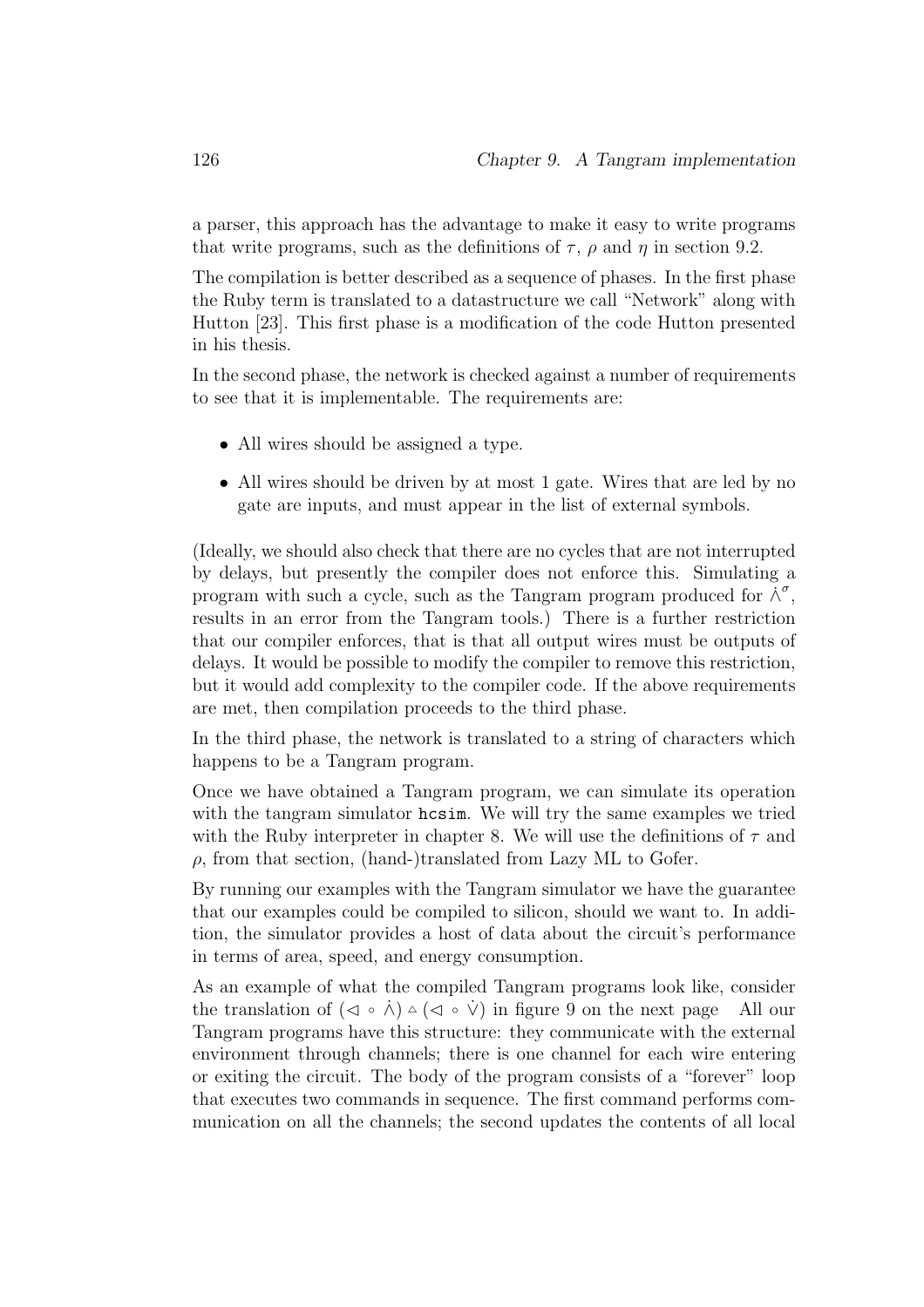a parser, this approach has the advantage to make it easy to write programs that write programs, such as the definitions of $\tau$, $\rho$ and $\eta$ in section 9.2.

The compilation is better described as a sequence of phases. In the first phase the Ruby term is translated to a datastructure we call "Network" along with Hutton [23]. This first phase is a modification of the code Hutton presented in his thesis.

In the second phase, the network is checked against a number of requirements to see that it is implementable. The requirements are:

- All wires should be assigned a type.
- All wires should be driven by at most 1 gate. Wires that are led by no gate are inputs, and must appear in the list of external symbols.

(Ideally, we should also check that there are no cycles that are not interrupted by delays, but presently the compiler does not enforce this. Simulating a program with such a cycle, such as the Tangram program produced for $\dot{\wedge}^{\sigma}$, results in an error from the Tangram tools.) There is a further restriction that our compiler enforces, that is that all output wires must be outputs of delays. It would be possible to modify the compiler to remove this restriction, but it would add complexity to the compiler code. If the above requirements are met, then compilation proceeds to the third phase.

In the third phase, the network is translated to a string of characters which happens to be a Tangram program.

Once we have obtained a Tangram program, we can simulate its operation with the tangram simulator `hcsim`. We will try the same examples we tried with the Ruby interpreter in chapter 8. We will use the definitions of $\tau$ and $\rho$, from that section, (hand-)translated from Lazy ML to Gofer.

By running our examples with the Tangram simulator we have the guarantee that our examples could be compiled to silicon, should we want to. In addition, the simulator provides a host of data about the circuit's performance in terms of area, speed, and energy consumption.

As an example of what the compiled Tangram programs look like, consider the translation of $(\lhd \circ \dot{\wedge}) \vartriangle (\lhd \circ \dot{\vee})$ in figure 9 on the next page All our Tangram programs have this structure: they communicate with the external environment through channels; there is one channel for each wire entering or exiting the circuit. The body of the program consists of a "forever" loop that executes two commands in sequence. The first command performs communication on all the channels; the second updates the contents of all local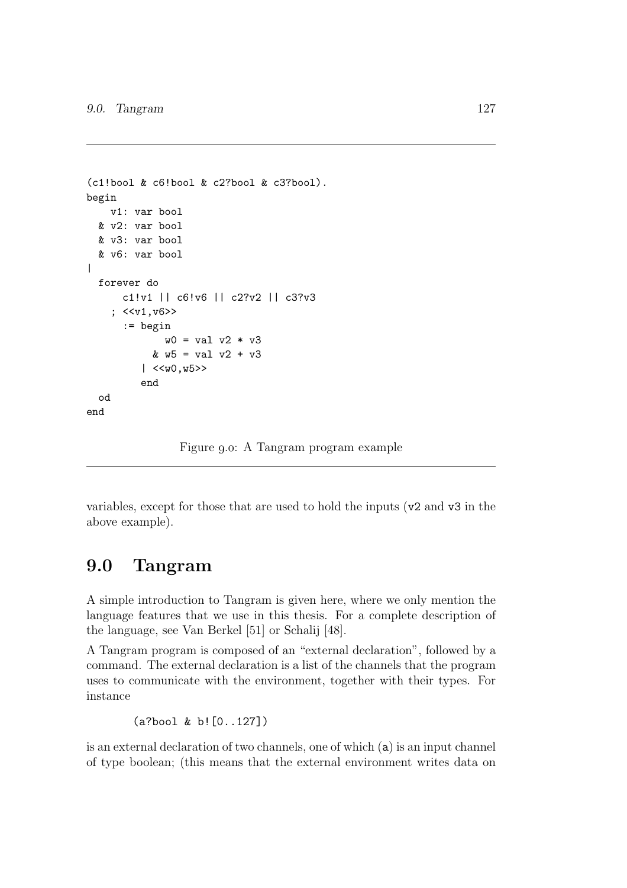```
(c1!bool & c6!bool & c2?bool & c3?bool).
begin
    v1: var bool
  & v2: var bool
  & v3: var bool
  & v6: var bool
|
  forever do
      c1!v1 || c6!v6 || c2?v2 || c3?v3
    ; <<v1,v6>>
      := begin
             w0 = val v2 * v3
           & w5 = val v2 + v3
         | <<w0,w5>>
         end
  od
end
```

Figure 9.0: A Tangram program example

variables, except for those that are used to hold the inputs (v2 and v3 in the above example).

## 9.0 Tangram

A simple introduction to Tangram is given here, where we only mention the language features that we use in this thesis. For a complete description of the language, see Van Berkel [51] or Schalij [48].

A Tangram program is composed of an "external declaration", followed by a command. The external declaration is a list of the channels that the program uses to communicate with the environment, together with their types. For instance

```
(a?bool & b![0..127])
```

is an external declaration of two channels, one of which (a) is an input channel of type boolean; (this means that the external environment writes data on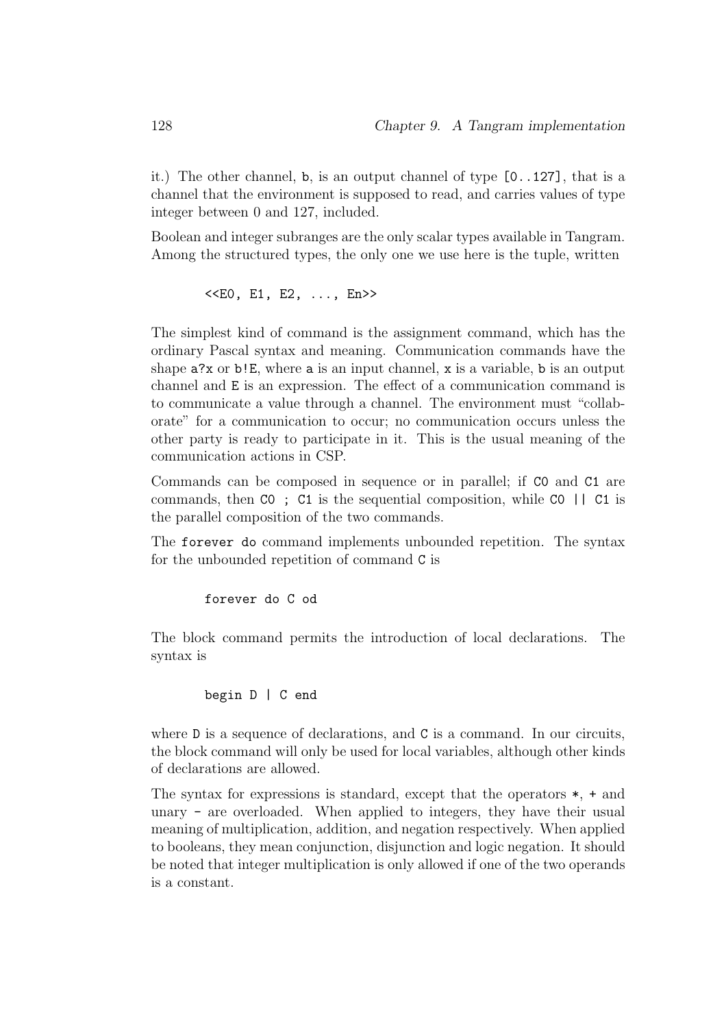it.) The other channel, `b`, is an output channel of type `[0..127]`, that is a channel that the environment is supposed to read, and carries values of type integer between 0 and 127, included.

Boolean and integer subranges are the only scalar types available in Tangram. Among the structured types, the only one we use here is the tuple, written

```
<<E0, E1, E2, ..., En>>
```

The simplest kind of command is the assignment command, which has the ordinary Pascal syntax and meaning. Communication commands have the shape `a?x` or `b!E`, where `a` is an input channel, `x` is a variable, `b` is an output channel and `E` is an expression. The effect of a communication command is to communicate a value through a channel. The environment must "collaborate" for a communication to occur; no communication occurs unless the other party is ready to participate in it. This is the usual meaning of the communication actions in CSP.

Commands can be composed in sequence or in parallel; if `C0` and `C1` are commands, then `C0 ; C1` is the sequential composition, while `C0 || C1` is the parallel composition of the two commands.

The `forever do` command implements unbounded repetition. The syntax for the unbounded repetition of command `C` is

```
forever do C od
```

The block command permits the introduction of local declarations. The syntax is

```
begin D | C end
```

where `D` is a sequence of declarations, and `C` is a command. In our circuits, the block command will only be used for local variables, although other kinds of declarations are allowed.

The syntax for expressions is standard, except that the operators `*`, `+` and unary `-` are overloaded. When applied to integers, they have their usual meaning of multiplication, addition, and negation respectively. When applied to booleans, they mean conjunction, disjunction and logic negation. It should be noted that integer multiplication is only allowed if one of the two operands is a constant.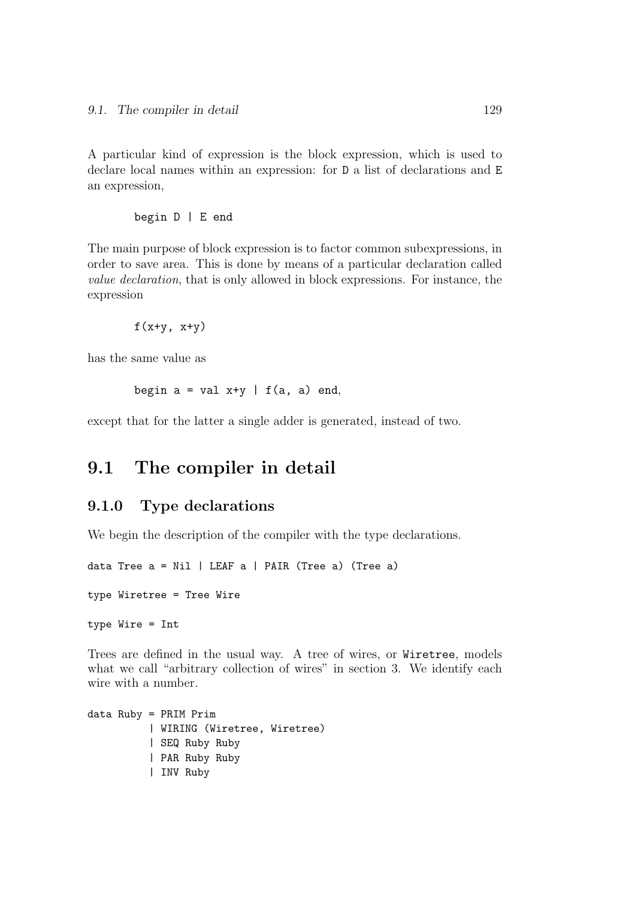A particular kind of expression is the block expression, which is used to declare local names within an expression: for `D` a list of declarations and `E` an expression,

```
begin D | E end
```

The main purpose of block expression is to factor common subexpressions, in order to save area. This is done by means of a particular declaration called *value declaration*, that is only allowed in block expressions. For instance, the expression

```
f(x+y, x+y)
```

has the same value as

```
begin a = val x+y | f(a, a) end,
```

except that for the latter a single adder is generated, instead of two.

## 9.1 The compiler in detail

### 9.1.0 Type declarations

We begin the description of the compiler with the type declarations.

```
data Tree a = Nil | LEAF a | PAIR (Tree a) (Tree a)

type Wiretree = Tree Wire

type Wire = Int
```

Trees are defined in the usual way. A tree of wires, or `Wiretree`, models what we call "arbitrary collection of wires" in section 3. We identify each wire with a number.

```
data Ruby = PRIM Prim
          | WIRING (Wiretree, Wiretree)
          | SEQ Ruby Ruby
          | PAR Ruby Ruby
          | INV Ruby
```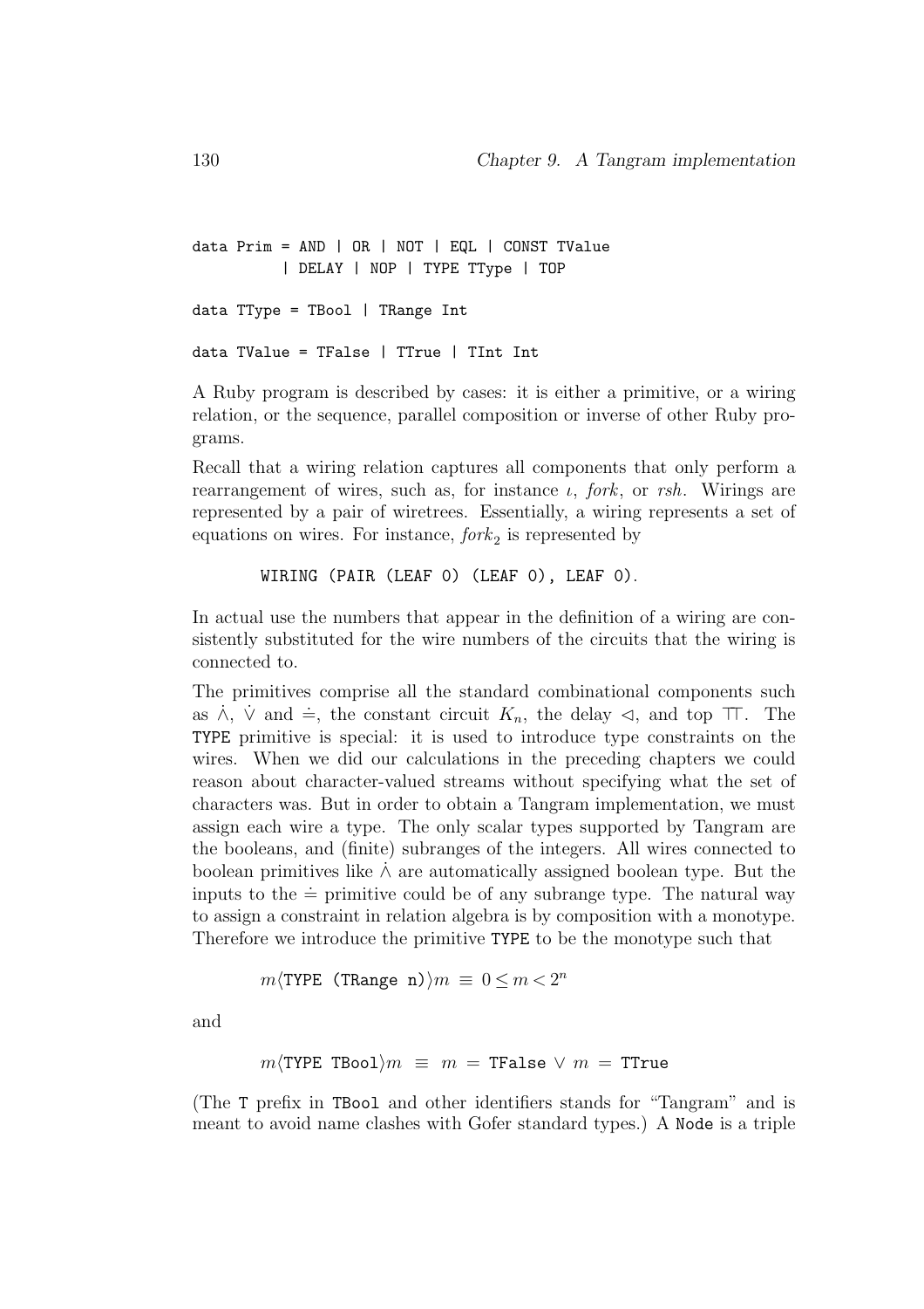```
data Prim = AND | OR | NOT | EQL | CONST TValue
          | DELAY | NOP | TYPE TType | TOP

data TType = TBool | TRange Int

data TValue = TFalse | TTrue | TInt Int
```

A Ruby program is described by cases: it is either a primitive, or a wiring relation, or the sequence, parallel composition or inverse of other Ruby programs.

Recall that a wiring relation captures all components that only perform a rearrangement of wires, such as, for instance $\iota$, *fork*, or *rsh*. Wirings are represented by a pair of wiretrees. Essentially, a wiring represents a set of equations on wires. For instance, $fork_2$ is represented by

```
WIRING (PAIR (LEAF 0) (LEAF 0), LEAF 0).
```

In actual use the numbers that appear in the definition of a wiring are consistently substituted for the wire numbers of the circuits that the wiring is connected to.

The primitives comprise all the standard combinational components such as $\dot{\wedge}$, $\dot{\vee}$ and $\doteq$, the constant circuit $K_n$, the delay $\lhd$, and top $\top\!\!\top$. The `TYPE` primitive is special: it is used to introduce type constraints on the wires. When we did our calculations in the preceding chapters we could reason about character-valued streams without specifying what the set of characters was. But in order to obtain a Tangram implementation, we must assign each wire a type. The only scalar types supported by Tangram are the booleans, and (finite) subranges of the integers. All wires connected to boolean primitives like $\dot{\wedge}$ are automatically assigned boolean type. But the inputs to the $\doteq$ primitive could be of any subrange type. The natural way to assign a constraint in relation algebra is by composition with a monotype. Therefore we introduce the primitive `TYPE` to be the monotype such that

$$m\langle\texttt{TYPE (TRange n)}\rangle m \;\equiv\; 0 \leq m < 2^n$$

and

$$m\langle\texttt{TYPE TBool}\rangle m \;\equiv\; m \;=\; \texttt{TFalse} \vee m \;=\; \texttt{TTrue}$$

(The `T` prefix in `TBool` and other identifiers stands for "Tangram" and is meant to avoid name clashes with Gofer standard types.) A `Node` is a triple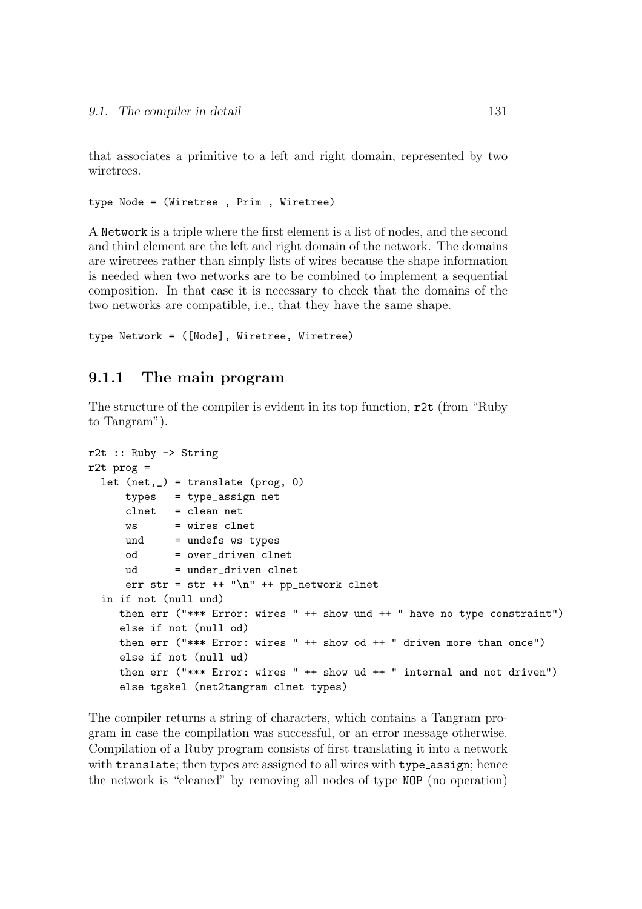that associates a primitive to a left and right domain, represented by two wiretrees.

```
type Node = (Wiretree , Prim , Wiretree)
```

A Network is a triple where the first element is a list of nodes, and the second and third element are the left and right domain of the network. The domains are wiretrees rather than simply lists of wires because the shape information is needed when two networks are to be combined to implement a sequential composition. In that case it is necessary to check that the domains of the two networks are compatible, i.e., that they have the same shape.

```
type Network = ([Node], Wiretree, Wiretree)
```

### 9.1.1 The main program

The structure of the compiler is evident in its top function, r2t (from "Ruby to Tangram").

```
r2t :: Ruby -> String
r2t prog =
  let (net,_) = translate (prog, 0)
      types   = type_assign net
      clnet   = clean net
      ws      = wires clnet
      und     = undefs ws types
      od      = over_driven clnet
      ud      = under_driven clnet
      err str = str ++ "\n" ++ pp_network clnet
  in if not (null und)
     then err ("*** Error: wires " ++ show und ++ " have no type constraint")
     else if not (null od)
     then err ("*** Error: wires " ++ show od ++ " driven more than once")
     else if not (null ud)
     then err ("*** Error: wires " ++ show ud ++ " internal and not driven")
     else tgskel (net2tangram clnet types)
```

The compiler returns a string of characters, which contains a Tangram program in case the compilation was successful, or an error message otherwise. Compilation of a Ruby program consists of first translating it into a network with translate; then types are assigned to all wires with type_assign; hence the network is "cleaned" by removing all nodes of type NOP (no operation)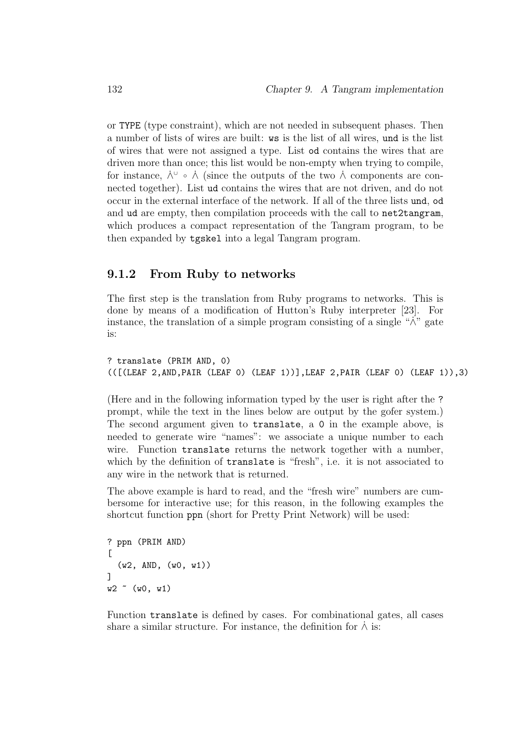or TYPE (type constraint), which are not needed in subsequent phases. Then a number of lists of wires are built: ws is the list of all wires, und is the list of wires that were not assigned a type. List od contains the wires that are driven more than once; this list would be non-empty when trying to compile, for instance, $\dot{\wedge}^{\cup} \circ \dot{\wedge}$ (since the outputs of the two $\dot{\wedge}$ components are connected together). List ud contains the wires that are not driven, and do not occur in the external interface of the network. If all of the three lists und, od and ud are empty, then compilation proceeds with the call to net2tangram, which produces a compact representation of the Tangram program, to be then expanded by tgskel into a legal Tangram program.

### 9.1.2 From Ruby to networks

The first step is the translation from Ruby programs to networks. This is done by means of a modification of Hutton's Ruby interpreter [23]. For instance, the translation of a simple program consisting of a single "$\dot{\wedge}$" gate is:

```
? translate (PRIM AND, 0)
(([(LEAF 2,AND,PAIR (LEAF 0) (LEAF 1))],LEAF 2,PAIR (LEAF 0) (LEAF 1)),3)
```

(Here and in the following information typed by the user is right after the ? prompt, while the text in the lines below are output by the gofer system.) The second argument given to translate, a 0 in the example above, is needed to generate wire "names": we associate a unique number to each wire. Function translate returns the network together with a number, which by the definition of translate is "fresh", i.e. it is not associated to any wire in the network that is returned.

The above example is hard to read, and the "fresh wire" numbers are cumbersome for interactive use; for this reason, in the following examples the shortcut function ppn (short for Pretty Print Network) will be used:

```
? ppn (PRIM AND)
[
  (w2, AND, (w0, w1))
]
w2 ~ (w0, w1)
```

Function translate is defined by cases. For combinational gates, all cases share a similar structure. For instance, the definition for $\dot{\wedge}$ is: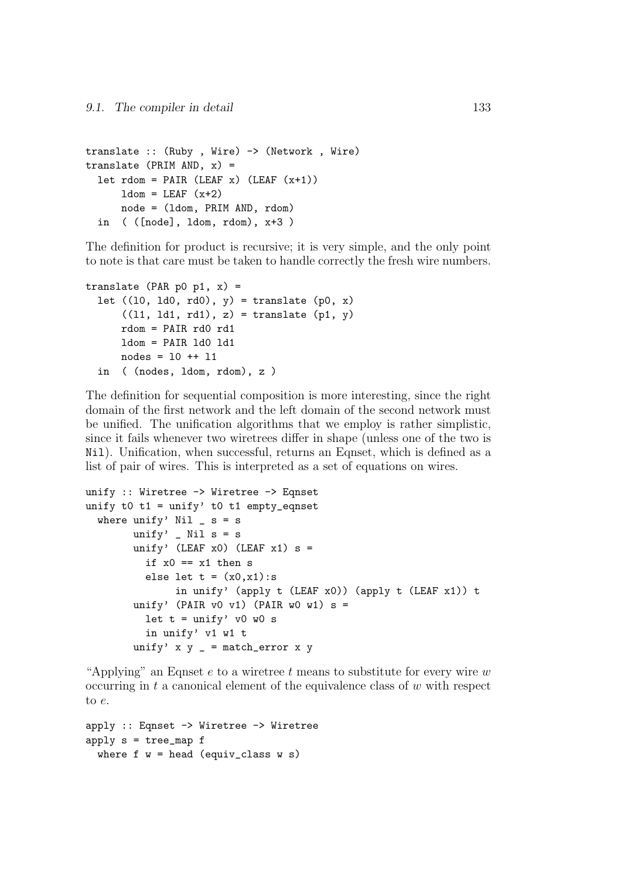```
translate :: (Ruby , Wire) -> (Network , Wire)
translate (PRIM AND, x) =
  let rdom = PAIR (LEAF x) (LEAF (x+1))
      ldom = LEAF (x+2)
      node = (ldom, PRIM AND, rdom)
  in  ( ([node], ldom, rdom), x+3 )
```

The definition for product is recursive; it is very simple, and the only point to note is that care must be taken to handle correctly the fresh wire numbers.

```
translate (PAR p0 p1, x) =
  let ((l0, ld0, rd0), y) = translate (p0, x)
      ((l1, ld1, rd1), z) = translate (p1, y)
      rdom = PAIR rd0 rd1
      ldom = PAIR ld0 ld1
      nodes = l0 ++ l1
  in  ( (nodes, ldom, rdom), z )
```

The definition for sequential composition is more interesting, since the right domain of the first network and the left domain of the second network must be unified. The unification algorithms that we employ is rather simplistic, since it fails whenever two wiretrees differ in shape (unless one of the two is Nil). Unification, when successful, returns an Eqnset, which is defined as a list of pair of wires. This is interpreted as a set of equations on wires.

```
unify :: Wiretree -> Wiretree -> Eqnset
unify t0 t1 = unify' t0 t1 empty_eqnset
  where unify' Nil _ s = s
        unify' _ Nil s = s
        unify' (LEAF x0) (LEAF x1) s =
          if x0 == x1 then s
          else let t = (x0,x1):s
               in unify' (apply t (LEAF x0)) (apply t (LEAF x1)) t
        unify' (PAIR v0 v1) (PAIR w0 w1) s =
          let t = unify' v0 w0 s
          in unify' v1 w1 t
        unify' x y _ = match_error x y
```

"Applying" an Eqnset $e$ to a wiretree $t$ means to substitute for every wire $w$ occurring in $t$ a canonical element of the equivalence class of $w$ with respect to $e$.

```
apply :: Eqnset -> Wiretree -> Wiretree
apply s = tree_map f
  where f w = head (equiv_class w s)
```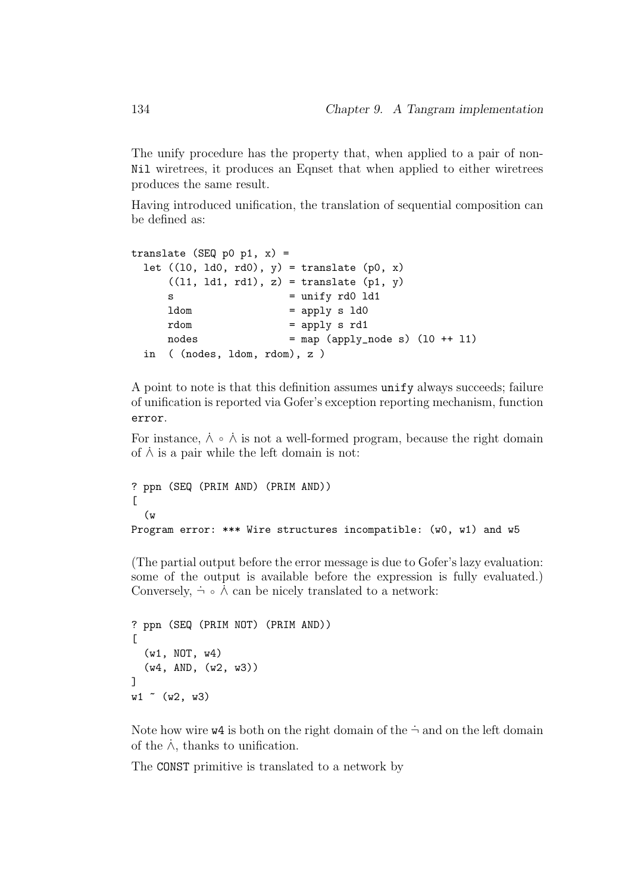The unify procedure has the property that, when applied to a pair of non-Nil wiretrees, it produces an Eqnset that when applied to either wiretrees produces the same result.

Having introduced unification, the translation of sequential composition can be defined as:

```
translate (SEQ p0 p1, x) =
  let ((l0, ld0, rd0), y) = translate (p0, x)
      ((l1, ld1, rd1), z) = translate (p1, y)
      s                   = unify rd0 ld1
      ldom                = apply s ld0
      rdom                = apply s rd1
      nodes               = map (apply_node s) (l0 ++ l1)
  in  ( (nodes, ldom, rdom), z )
```

A point to note is that this definition assumes `unify` always succeeds; failure of unification is reported via Gofer's exception reporting mechanism, function `error`.

For instance, $\dot{\wedge} \circ \dot{\wedge}$ is not a well-formed program, because the right domain of $\dot{\wedge}$ is a pair while the left domain is not:

```
? ppn (SEQ (PRIM AND) (PRIM AND))
[
  (w
Program error: *** Wire structures incompatible: (w0, w1) and w5
```

(The partial output before the error message is due to Gofer's lazy evaluation: some of the output is available before the expression is fully evaluated.) Conversely, $\dot{\neg} \circ \dot{\wedge}$ can be nicely translated to a network:

```
? ppn (SEQ (PRIM NOT) (PRIM AND))
[
  (w1, NOT, w4)
  (w4, AND, (w2, w3))
]
w1 ~ (w2, w3)
```

Note how wire `w4` is both on the right domain of the $\dot{\neg}$ and on the left domain of the $\dot{\wedge}$, thanks to unification.

The `CONST` primitive is translated to a network by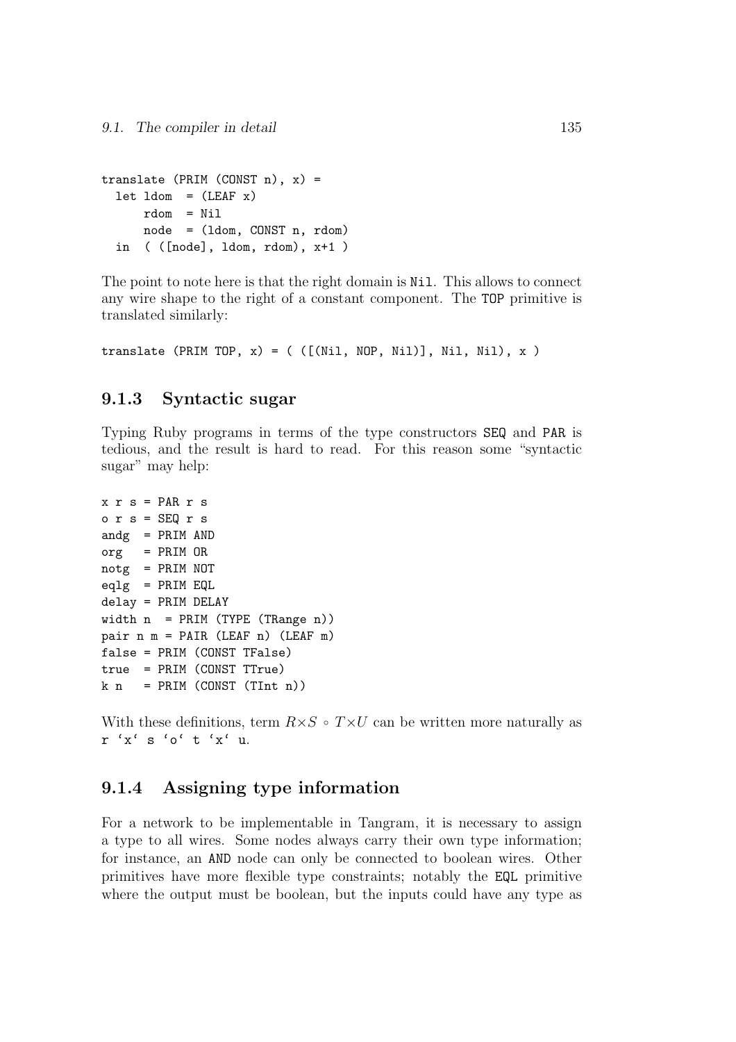```
translate (PRIM (CONST n), x) =
  let ldom  = (LEAF x)
      rdom  = Nil
      node  = (ldom, CONST n, rdom)
  in  ( ([node], ldom, rdom), x+1 )
```

The point to note here is that the right domain is `Nil`. This allows to connect any wire shape to the right of a constant component. The `TOP` primitive is translated similarly:

```
translate (PRIM TOP, x) = ( ([(Nil, NOP, Nil)], Nil, Nil), x )
```

### 9.1.3 Syntactic sugar

Typing Ruby programs in terms of the type constructors `SEQ` and `PAR` is tedious, and the result is hard to read. For this reason some "syntactic sugar" may help:

```
x r s = PAR r s
o r s = SEQ r s
andg  = PRIM AND
org   = PRIM OR
notg  = PRIM NOT
eqlg  = PRIM EQL
delay = PRIM DELAY
width n  = PRIM (TYPE (TRange n))
pair n m = PAIR (LEAF n) (LEAF m)
false = PRIM (CONST TFalse)
true  = PRIM (CONST TTrue)
k n   = PRIM (CONST (TInt n))
```

With these definitions, term $R{\times}S \circ T{\times}U$ can be written more naturally as `` r `x` s `o` t `x` u ``.

### 9.1.4 Assigning type information

For a network to be implementable in Tangram, it is necessary to assign a type to all wires. Some nodes always carry their own type information; for instance, an `AND` node can only be connected to boolean wires. Other primitives have more flexible type constraints; notably the `EQL` primitive where the output must be boolean, but the inputs could have any type as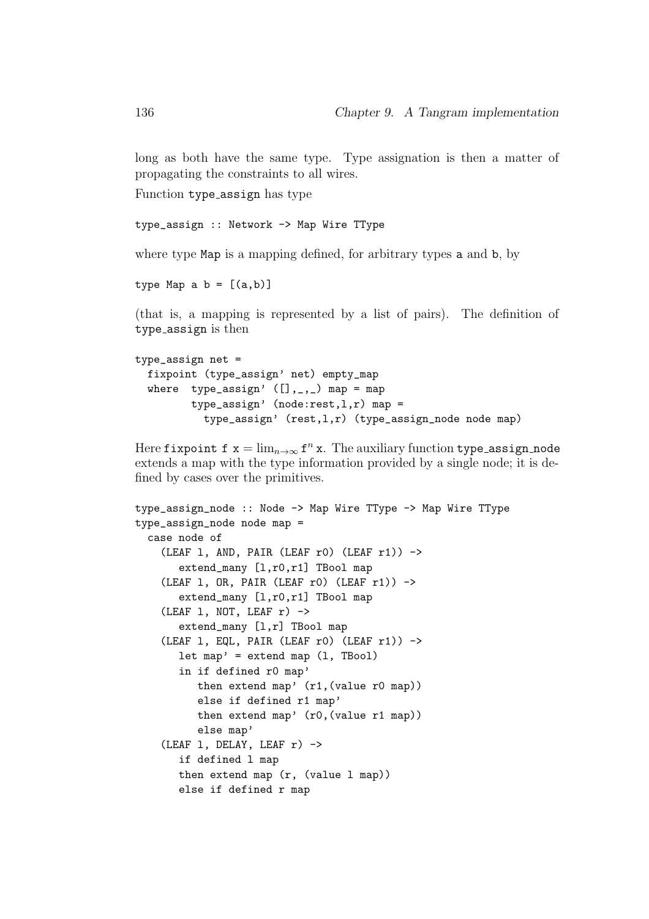long as both have the same type. Type assignation is then a matter of propagating the constraints to all wires.

Function type_assign has type

```
type_assign :: Network -> Map Wire TType
```

where type Map is a mapping defined, for arbitrary types a and b, by

```
type Map a b = [(a,b)]
```

(that is, a mapping is represented by a list of pairs). The definition of type_assign is then

```
type_assign net =
  fixpoint (type_assign' net) empty_map
  where  type_assign' ([],_,_) map = map
         type_assign' (node:rest,l,r) map =
           type_assign' (rest,l,r) (type_assign_node node map)
```

Here fixpoint f x $= \lim_{n\to\infty} \mathtt{f}^n\,\mathtt{x}$. The auxiliary function type_assign_node extends a map with the type information provided by a single node; it is defined by cases over the primitives.

```
type_assign_node :: Node -> Map Wire TType -> Map Wire TType
type_assign_node node map =
  case node of
    (LEAF l, AND, PAIR (LEAF r0) (LEAF r1)) ->
       extend_many [l,r0,r1] TBool map
    (LEAF l, OR, PAIR (LEAF r0) (LEAF r1)) ->
       extend_many [l,r0,r1] TBool map
    (LEAF l, NOT, LEAF r) ->
       extend_many [l,r] TBool map
    (LEAF l, EQL, PAIR (LEAF r0) (LEAF r1)) ->
       let map' = extend map (l, TBool)
       in if defined r0 map'
          then extend map' (r1,(value r0 map))
          else if defined r1 map'
          then extend map' (r0,(value r1 map))
          else map'
    (LEAF l, DELAY, LEAF r) ->
       if defined l map
       then extend map (r, (value l map))
       else if defined r map
```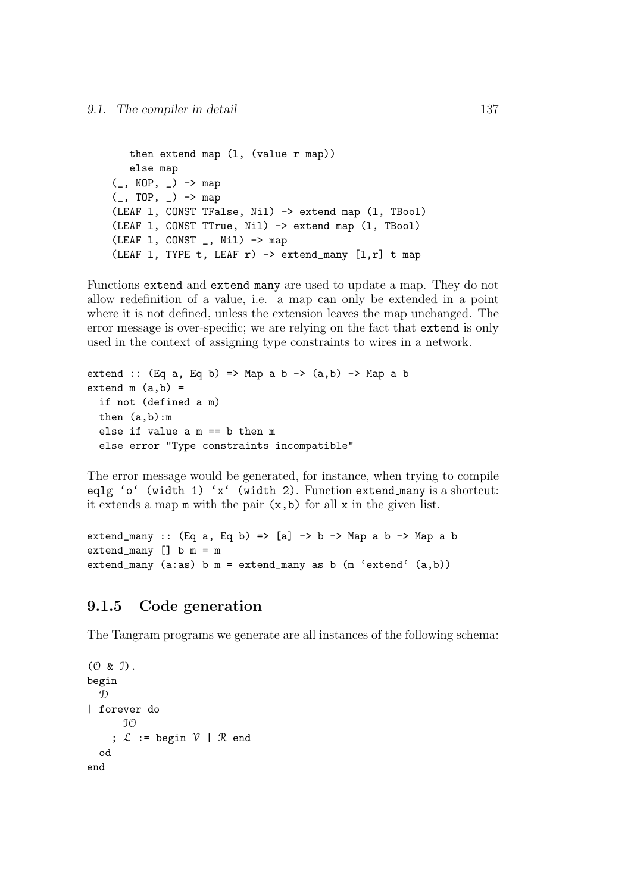```
      then extend map (l, (value r map))
      else map
   (_, NOP, _) -> map
   (_, TOP, _) -> map
   (LEAF l, CONST TFalse, Nil) -> extend map (l, TBool)
   (LEAF l, CONST TTrue, Nil) -> extend map (l, TBool)
   (LEAF l, CONST _, Nil) -> map
   (LEAF l, TYPE t, LEAF r) -> extend_many [l,r] t map
```

Functions `extend` and `extend_many` are used to update a map. They do not allow redefinition of a value, i.e. a map can only be extended in a point where it is not defined, unless the extension leaves the map unchanged. The error message is over-specific; we are relying on the fact that `extend` is only used in the context of assigning type constraints to wires in a network.

```
extend :: (Eq a, Eq b) => Map a b -> (a,b) -> Map a b
extend m (a,b) =
  if not (defined a m)
  then (a,b):m
  else if value a m == b then m
  else error "Type constraints incompatible"
```

The error message would be generated, for instance, when trying to compile `eqlg 'o' (width 1) 'x' (width 2)`. Function `extend_many` is a shortcut: it extends a map `m` with the pair `(x,b)` for all `x` in the given list.

```
extend_many :: (Eq a, Eq b) => [a] -> b -> Map a b -> Map a b
extend_many [] b m = m
extend_many (a:as) b m = extend_many as b (m 'extend' (a,b))
```

### 9.1.5 Code generation

The Tangram programs we generate are all instances of the following schema:

```
(O & I).
begin
  D
| forever do
      IO
    ; L := begin V | R end
  od
end
```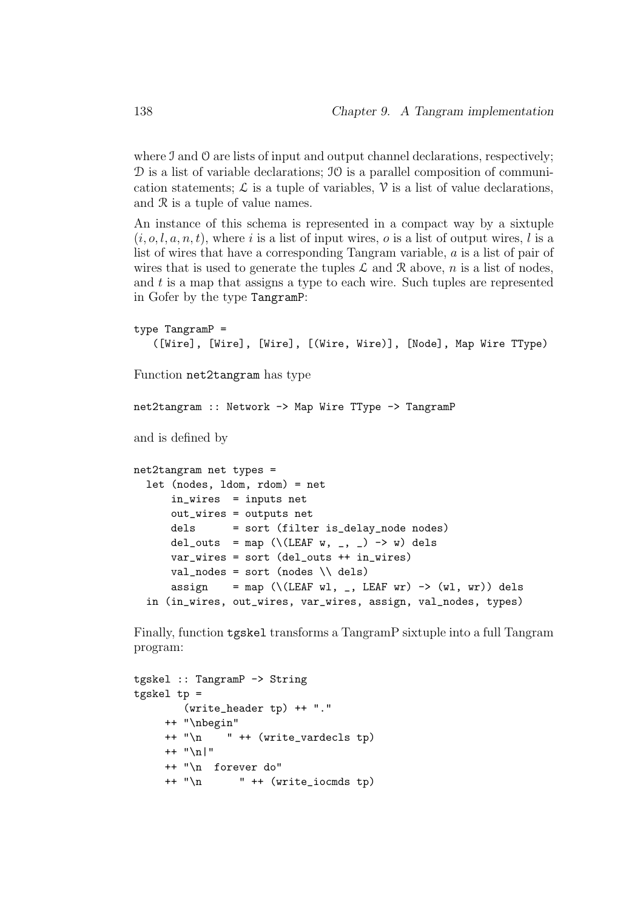where $\mathcal{I}$ and $\mathcal{O}$ are lists of input and output channel declarations, respectively; $\mathcal{D}$ is a list of variable declarations; $\mathcal{IO}$ is a parallel composition of communication statements; $\mathcal{L}$ is a tuple of variables, $\mathcal{V}$ is a list of value declarations, and $\mathcal{R}$ is a tuple of value names.

An instance of this schema is represented in a compact way by a sixtuple $(i, o, l, a, n, t)$, where $i$ is a list of input wires, $o$ is a list of output wires, $l$ is a list of wires that have a corresponding Tangram variable, $a$ is a list of pair of wires that is used to generate the tuples $\mathcal{L}$ and $\mathcal{R}$ above, $n$ is a list of nodes, and $t$ is a map that assigns a type to each wire. Such tuples are represented in Gofer by the type TangramP:

```
type TangramP =
   ([Wire], [Wire], [Wire], [(Wire, Wire)], [Node], Map Wire TType)
```

Function net2tangram has type

```
net2tangram :: Network -> Map Wire TType -> TangramP
```

and is defined by

```
net2tangram net types =
  let (nodes, ldom, rdom) = net
      in_wires  = inputs net
      out_wires = outputs net
      dels      = sort (filter is_delay_node nodes)
      del_outs  = map (\(LEAF w, _, _) -> w) dels
      var_wires = sort (del_outs ++ in_wires)
      val_nodes = sort (nodes \\ dels)
      assign    = map (\(LEAF wl, _, LEAF wr) -> (wl, wr)) dels
  in (in_wires, out_wires, var_wires, assign, val_nodes, types)
```

Finally, function tgskel transforms a TangramP sixtuple into a full Tangram program:

```
tgskel :: TangramP -> String
tgskel tp =
        (write_header tp) ++ "."
     ++ "\nbegin"
     ++ "\n    " ++ (write_vardecls tp)
     ++ "\n|"
     ++ "\n  forever do"
     ++ "\n      " ++ (write_iocmds tp)
```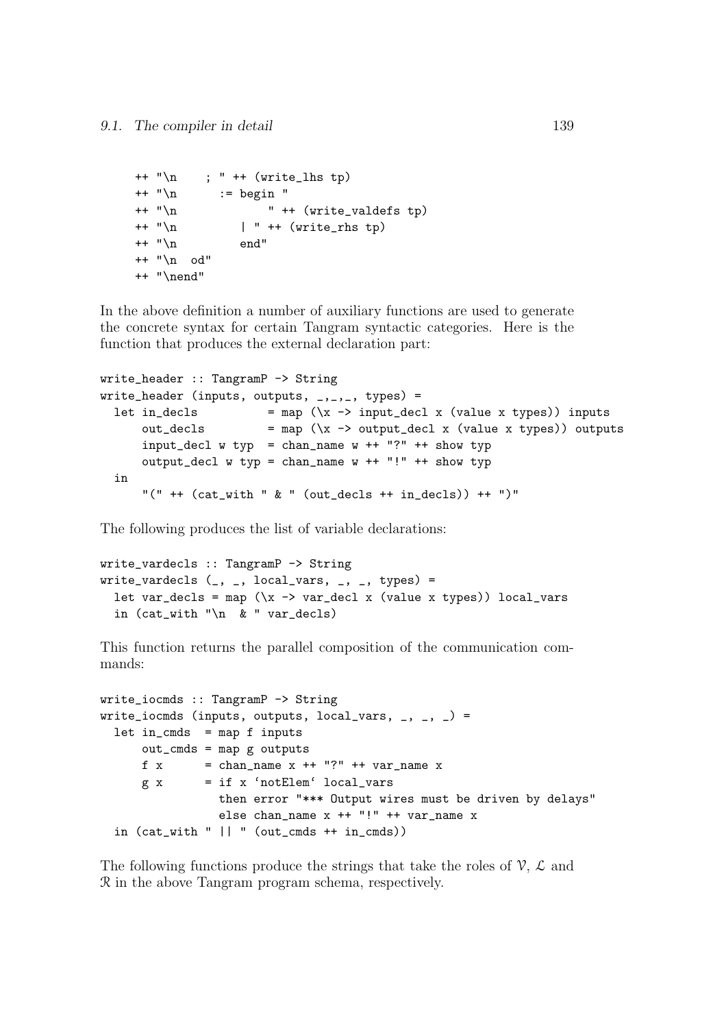```
    ++ "\n    ; " ++ (write_lhs tp)
    ++ "\n      := begin "
    ++ "\n             " ++ (write_valdefs tp)
    ++ "\n         | " ++ (write_rhs tp)
    ++ "\n         end"
    ++ "\n  od"
    ++ "\nend"
```

In the above definition a number of auxiliary functions are used to generate the concrete syntax for certain Tangram syntactic categories. Here is the function that produces the external declaration part:

```
write_header :: TangramP -> String
write_header (inputs, outputs, _,_,_, types) =
  let in_decls          = map (\x -> input_decl x (value x types)) inputs
      out_decls         = map (\x -> output_decl x (value x types)) outputs
      input_decl w typ  = chan_name w ++ "?" ++ show typ
      output_decl w typ = chan_name w ++ "!" ++ show typ
  in
      "(" ++ (cat_with " & " (out_decls ++ in_decls)) ++ ")"
```

The following produces the list of variable declarations:

```
write_vardecls :: TangramP -> String
write_vardecls (_, _, local_vars, _, _, types) =
  let var_decls = map (\x -> var_decl x (value x types)) local_vars
  in (cat_with "\n  & " var_decls)
```

This function returns the parallel composition of the communication commands:

```
write_iocmds :: TangramP -> String
write_iocmds (inputs, outputs, local_vars, _, _, _) =
  let in_cmds  = map f inputs
      out_cmds = map g outputs
      f x      = chan_name x ++ "?" ++ var_name x
      g x      = if x `notElem` local_vars
                 then error "*** Output wires must be driven by delays"
                 else chan_name x ++ "!" ++ var_name x
  in (cat_with " || " (out_cmds ++ in_cmds))
```

The following functions produce the strings that take the roles of $\mathcal{V}$, $\mathcal{L}$ and $\mathcal{R}$ in the above Tangram program schema, respectively.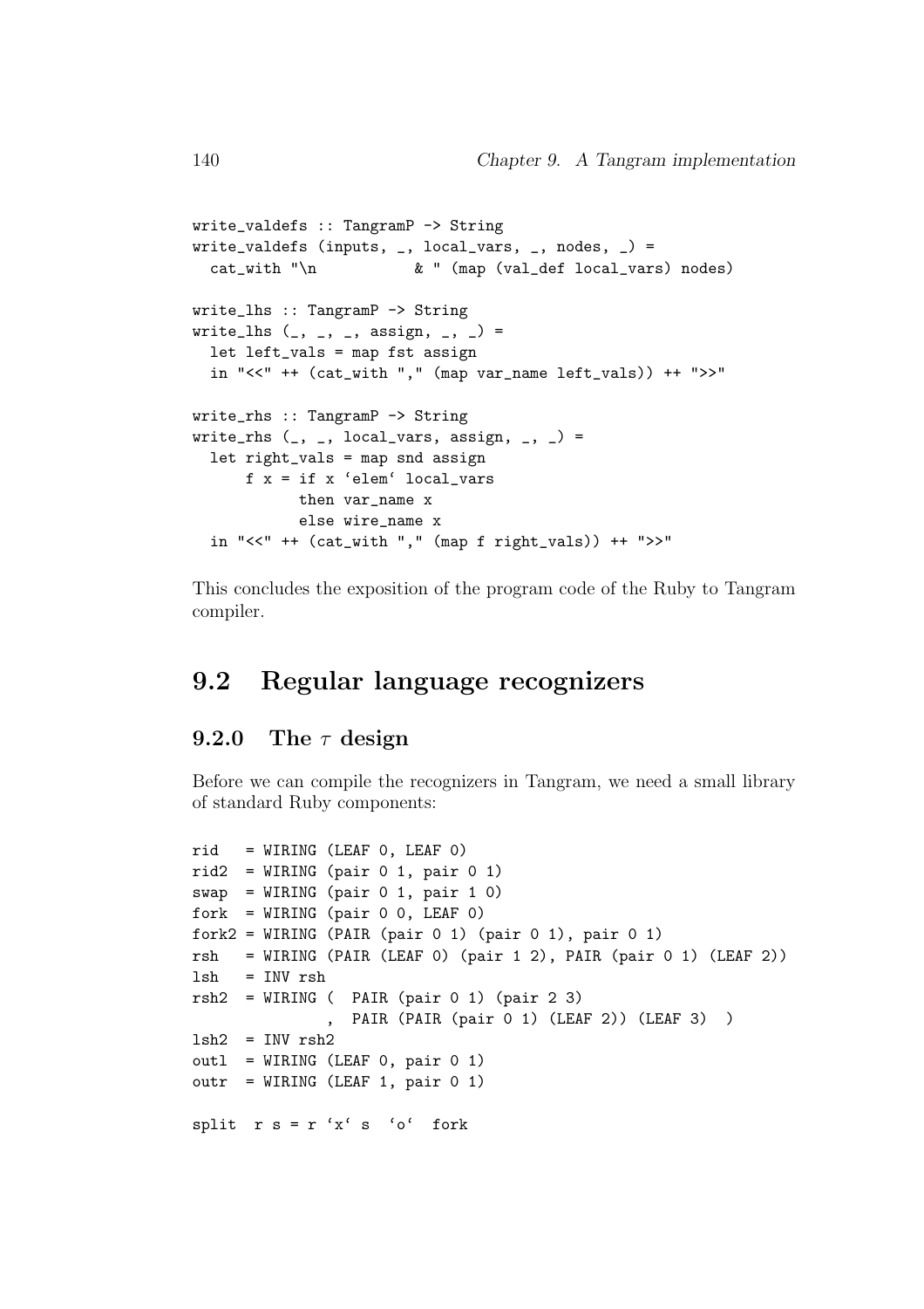```
write_valdefs :: TangramP -> String
write_valdefs (inputs, _, local_vars, _, nodes, _) =
  cat_with "\n          & " (map (val_def local_vars) nodes)

write_lhs :: TangramP -> String
write_lhs (_, _, _, assign, _, _) =
  let left_vals = map fst assign
  in "<<" ++ (cat_with "," (map var_name left_vals)) ++ ">>"

write_rhs :: TangramP -> String
write_rhs (_, _, local_vars, assign, _, _) =
  let right_vals = map snd assign
      f x = if x `elem` local_vars
            then var_name x
            else wire_name x
  in "<<" ++ (cat_with "," (map f right_vals)) ++ ">>"
```

This concludes the exposition of the program code of the Ruby to Tangram compiler.

## 9.2 Regular language recognizers

### 9.2.0 The $\tau$ design

Before we can compile the recognizers in Tangram, we need a small library of standard Ruby components:

```
rid   = WIRING (LEAF 0, LEAF 0)
rid2  = WIRING (pair 0 1, pair 0 1)
swap  = WIRING (pair 0 1, pair 1 0)
fork  = WIRING (pair 0 0, LEAF 0)
fork2 = WIRING (PAIR (pair 0 1) (pair 0 1), pair 0 1)
rsh   = WIRING (PAIR (LEAF 0) (pair 1 2), PAIR (pair 0 1) (LEAF 2))
lsh   = INV rsh
rsh2  = WIRING (  PAIR (pair 0 1) (pair 2 3)
               ,  PAIR (PAIR (pair 0 1) (LEAF 2)) (LEAF 3)  )
lsh2  = INV rsh2
outl  = WIRING (LEAF 0, pair 0 1)
outr  = WIRING (LEAF 1, pair 0 1)

split  r s = r `x` s  `o`  fork
```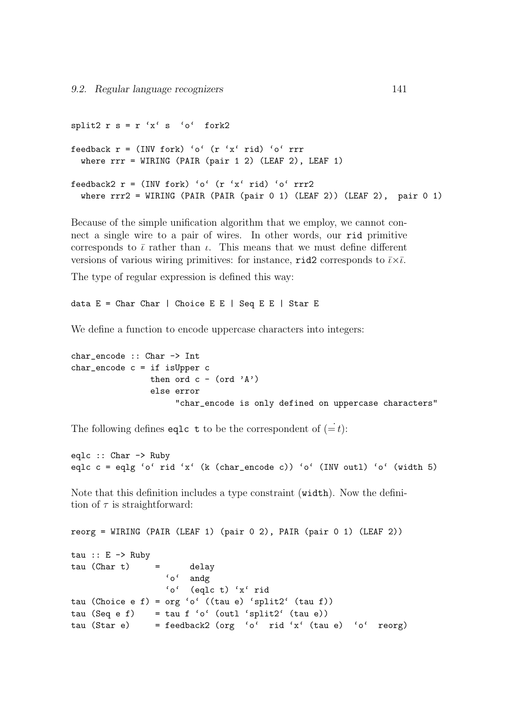```
split2 r s = r `x` s  `o`  fork2

feedback r = (INV fork) `o` (r `x` rid) `o` rrr
  where rrr = WIRING (PAIR (pair 1 2) (LEAF 2), LEAF 1)

feedback2 r = (INV fork) `o` (r `x` rid) `o` rrr2
  where rrr2 = WIRING (PAIR (PAIR (pair 0 1) (LEAF 2)) (LEAF 2),  pair 0 1)
```

Because of the simple unification algorithm that we employ, we cannot connect a single wire to a pair of wires. In other words, our `rid` primitive corresponds to $\bar{\iota}$ rather than $\iota$. This means that we must define different versions of various wiring primitives: for instance, `rid2` corresponds to $\bar{\iota}\times\bar{\iota}$.

The type of regular expression is defined this way:

```
data E = Char Char | Choice E E | Seq E E | Star E
```

We define a function to encode uppercase characters into integers:

```
char_encode :: Char -> Int
char_encode c = if isUpper c
                then ord c - (ord 'A')
                else error
                     "char_encode is only defined on uppercase characters"
```

The following defines `eqlc t` to be the correspondent of $(\dot{=}\, t)$:

```
eqlc :: Char -> Ruby
eqlc c = eqlg `o` rid `x` (k (char_encode c)) `o` (INV outl) `o` (width 5)
```

Note that this definition includes a type constraint (`width`). Now the definition of $\tau$ is straightforward:

```
reorg = WIRING (PAIR (LEAF 1) (pair 0 2), PAIR (pair 0 1) (LEAF 2))

tau :: E -> Ruby
tau (Char t)     =       delay
                   `o`  andg
                   `o`  (eqlc t) `x` rid
tau (Choice e f) = org `o` ((tau e) `split2` (tau f))
tau (Seq e f)    = tau f `o` (outl `split2` (tau e))
tau (Star e)     = feedback2 (org  `o`  rid `x` (tau e)  `o`  reorg)
```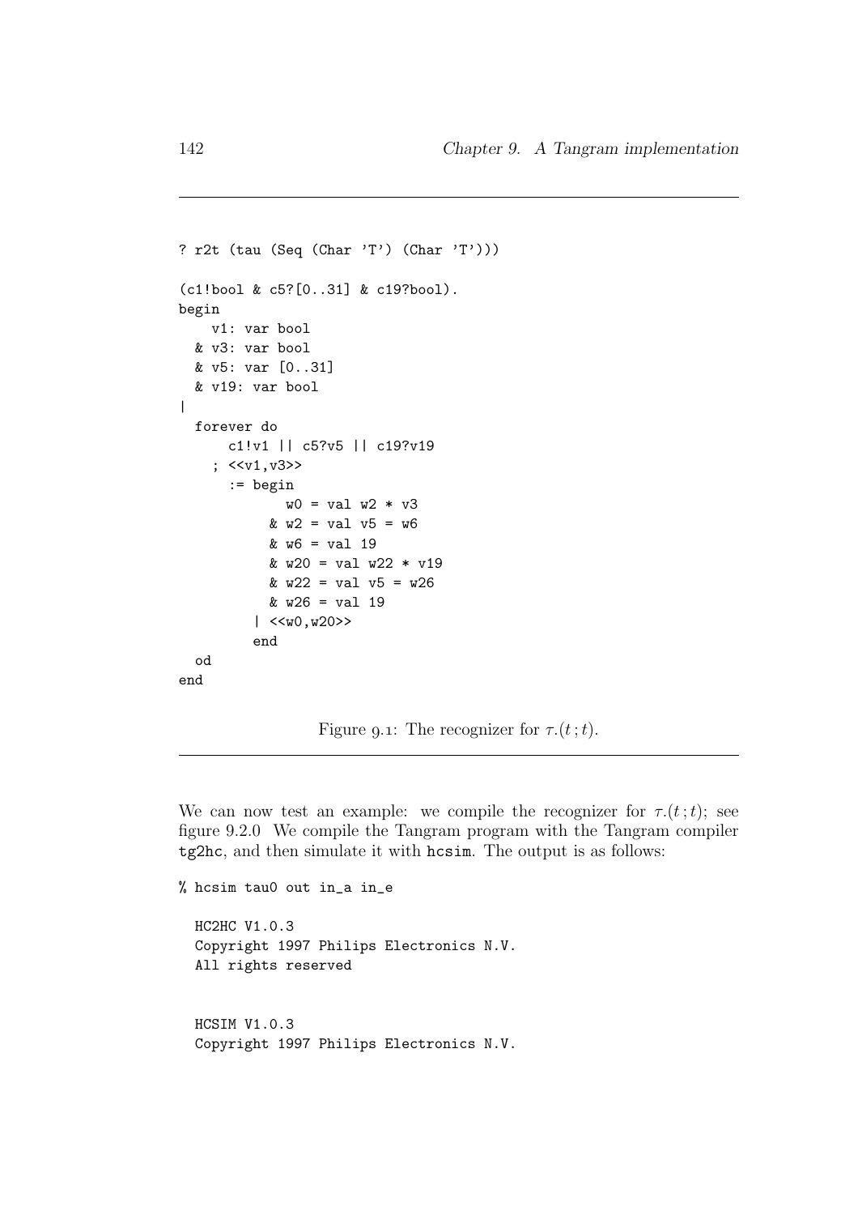```
? r2t (tau (Seq (Char 'T') (Char 'T')))

(c1!bool & c5?[0..31] & c19?bool).
begin
    v1: var bool
  & v3: var bool
  & v5: var [0..31]
  & v19: var bool
|
  forever do
      c1!v1 || c5?v5 || c19?v19
    ; <<v1,v3>>
      := begin
             w0 = val w2 * v3
           & w2 = val v5 = w6
           & w6 = val 19
           & w20 = val w22 * v19
           & w22 = val v5 = w26
           & w26 = val 19
         | <<w0,w20>>
         end
  od
end
```

Figure 9.1: The recognizer for $\tau.(t\,;t)$.

We can now test an example: we compile the recognizer for $\tau.(t\,;t)$; see figure 9.2.0 We compile the Tangram program with the Tangram compiler `tg2hc`, and then simulate it with `hcsim`. The output is as follows:

```
% hcsim tau0 out in_a in_e

  HC2HC V1.0.3
  Copyright 1997 Philips Electronics N.V.
  All rights reserved


  HCSIM V1.0.3
  Copyright 1997 Philips Electronics N.V.
```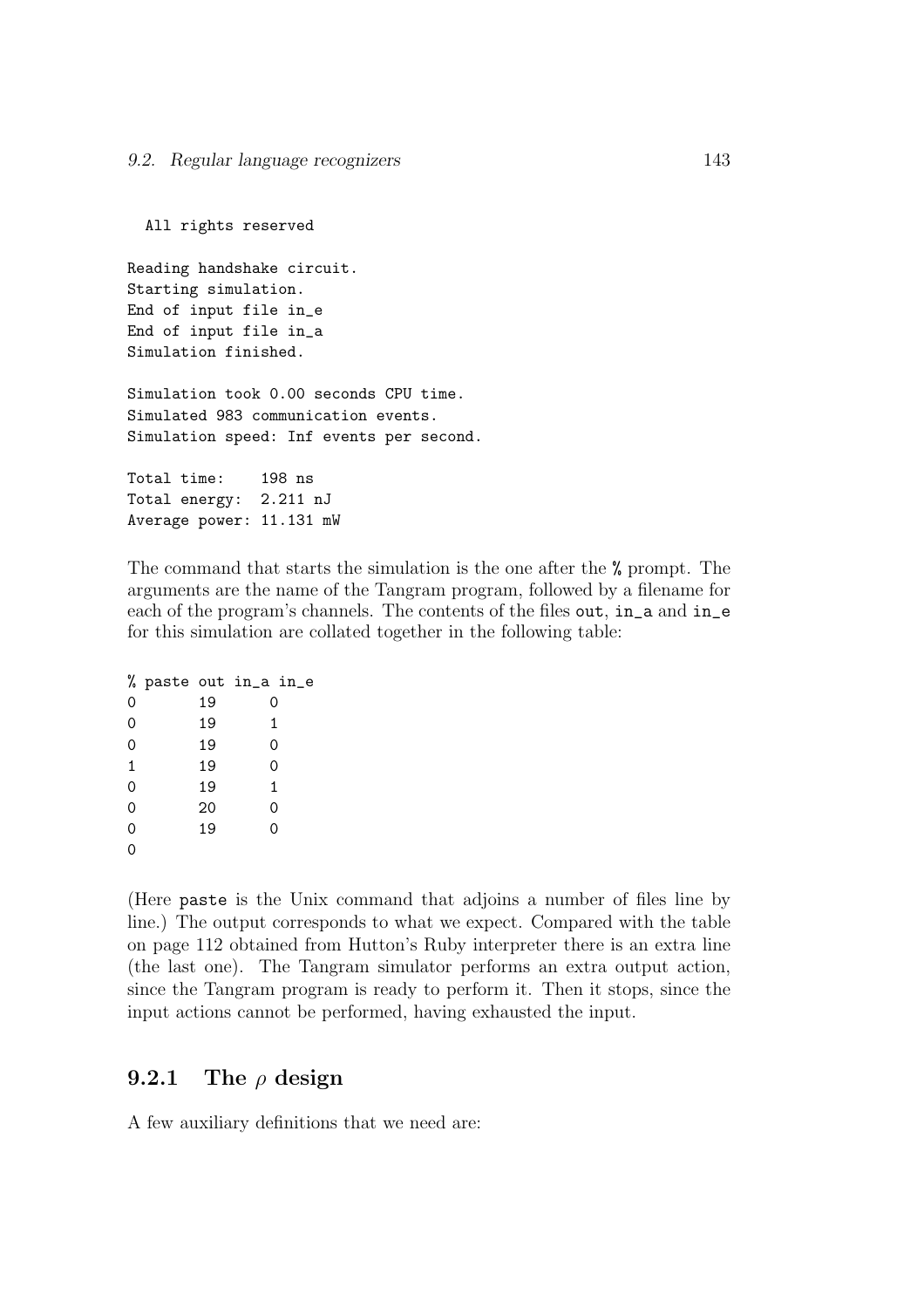```
  All rights reserved

Reading handshake circuit.
Starting simulation.
End of input file in_e
End of input file in_a
Simulation finished.

Simulation took 0.00 seconds CPU time.
Simulated 983 communication events.
Simulation speed: Inf events per second.

Total time:    198 ns
Total energy:  2.211 nJ
Average power: 11.131 mW
```

The command that starts the simulation is the one after the % prompt. The arguments are the name of the Tangram program, followed by a filename for each of the program's channels. The contents of the files out, in_a and in_e for this simulation are collated together in the following table:

```
% paste out in_a in_e
0       19      0
0       19      1
0       19      0
1       19      0
0       19      1
0       20      0
0       19      0
0
```

(Here paste is the Unix command that adjoins a number of files line by line.) The output corresponds to what we expect. Compared with the table on page 112 obtained from Hutton's Ruby interpreter there is an extra line (the last one). The Tangram simulator performs an extra output action, since the Tangram program is ready to perform it. Then it stops, since the input actions cannot be performed, having exhausted the input.

### 9.2.1 The $\rho$ design

A few auxiliary definitions that we need are: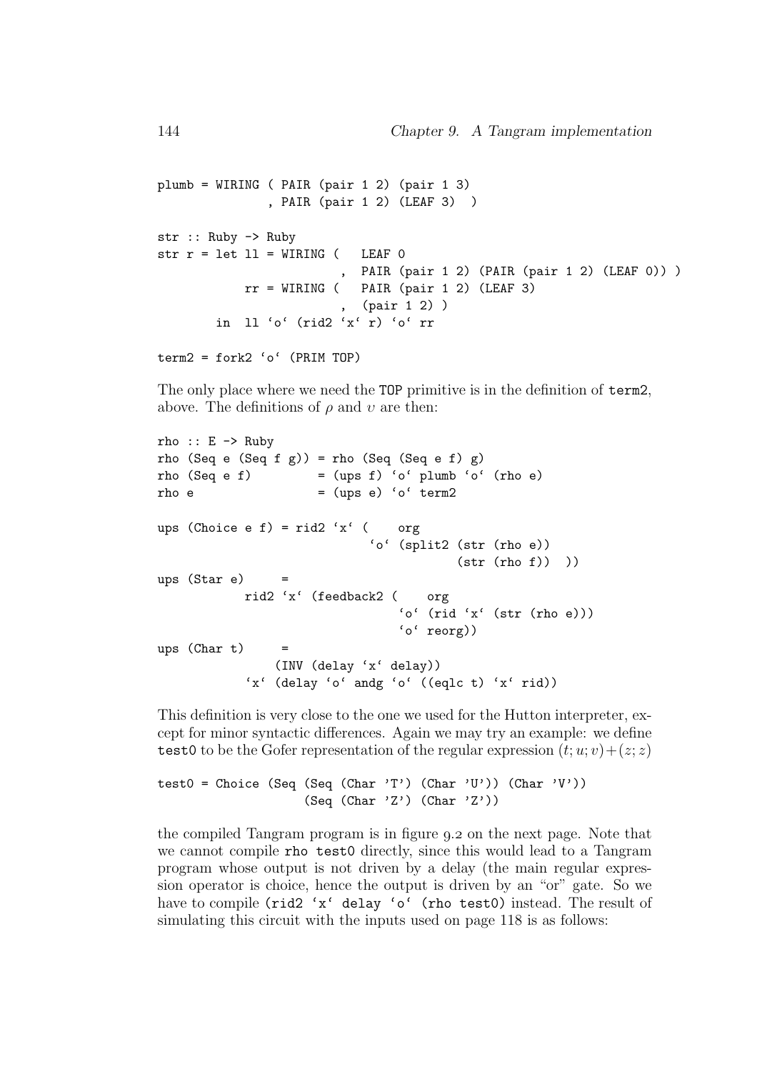```
plumb = WIRING ( PAIR (pair 1 2) (pair 1 3)
               , PAIR (pair 1 2) (LEAF 3)  )

str :: Ruby -> Ruby
str r = let ll = WIRING (   LEAF 0
                        ,  PAIR (pair 1 2) (PAIR (pair 1 2) (LEAF 0)) )
            rr = WIRING (   PAIR (pair 1 2) (LEAF 3)
                        ,  (pair 1 2) )
        in  ll `o` (rid2 `x` r) `o` rr

term2 = fork2 `o` (PRIM TOP)
```

The only place where we need the TOP primitive is in the definition of term2, above. The definitions of $\rho$ and $\upsilon$ are then:

```
rho :: E -> Ruby
rho (Seq e (Seq f g)) = rho (Seq (Seq e f) g)
rho (Seq e f)         = (ups f) `o` plumb `o` (rho e)
rho e                 = (ups e) `o` term2

ups (Choice e f) = rid2 `x` (     org
                              `o` (split2 (str (rho e))
                                          (str (rho f))  ))
ups (Star e)      =
            rid2 `x` (feedback2 (    org
                                  `o` (rid `x` (str (rho e)))
                                  `o` reorg))
ups (Char t)      =
               (INV (delay `x` delay))
            `x` (delay `o` andg `o` ((eqlc t) `x` rid))
```

This definition is very close to the one we used for the Hutton interpreter, except for minor syntactic differences. Again we may try an example: we define test0 to be the Gofer representation of the regular expression $(t;u;v)+(z;z)$

```
test0 = Choice (Seq (Seq (Char 'T') (Char 'U')) (Char 'V'))
                    (Seq (Char 'Z') (Char 'Z'))
```

the compiled Tangram program is in figure 9.2 on the next page. Note that we cannot compile rho test0 directly, since this would lead to a Tangram program whose output is not driven by a delay (the main regular expression operator is choice, hence the output is driven by an "or" gate. So we have to compile (rid2 `x` delay `o` (rho test0) instead. The result of simulating this circuit with the inputs used on page 118 is as follows: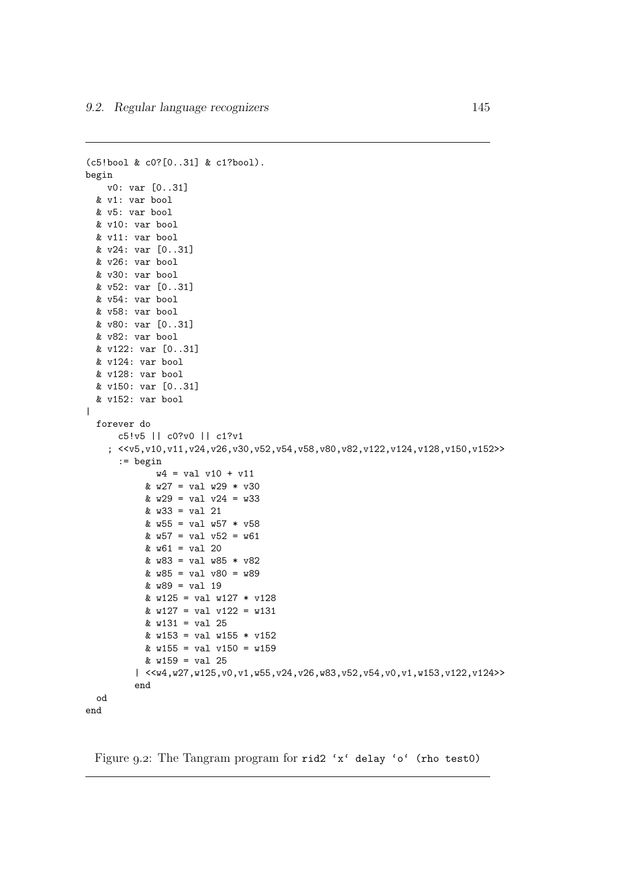```
(c5!bool & c0?[0..31] & c1?bool).
begin
    v0: var [0..31]
  & v1: var bool
  & v5: var bool
  & v10: var bool
  & v11: var bool
  & v24: var [0..31]
  & v26: var bool
  & v30: var bool
  & v52: var [0..31]
  & v54: var bool
  & v58: var bool
  & v80: var [0..31]
  & v82: var bool
  & v122: var [0..31]
  & v124: var bool
  & v128: var bool
  & v150: var [0..31]
  & v152: var bool
|
  forever do
      c5!v5 || c0?v0 || c1?v1
    ; <<v5,v10,v11,v24,v26,v30,v52,v54,v58,v80,v82,v122,v124,v128,v150,v152>>
      := begin
             w4 = val v10 + v11
           & w27 = val w29 * v30
           & w29 = val v24 = w33
           & w33 = val 21
           & w55 = val w57 * v58
           & w57 = val v52 = w61
           & w61 = val 20
           & w83 = val w85 * v82
           & w85 = val v80 = w89
           & w89 = val 19
           & w125 = val w127 * v128
           & w127 = val v122 = w131
           & w131 = val 25
           & w153 = val w155 * v152
           & w155 = val v150 = w159
           & w159 = val 25
         | <<w4,w27,w125,v0,v1,w55,v24,v26,w83,v52,v54,v0,v1,w153,v122,v124>>
         end
  od
end
```

Figure 9.2: The Tangram program for `rid2 'x' delay 'o' (rho test0)`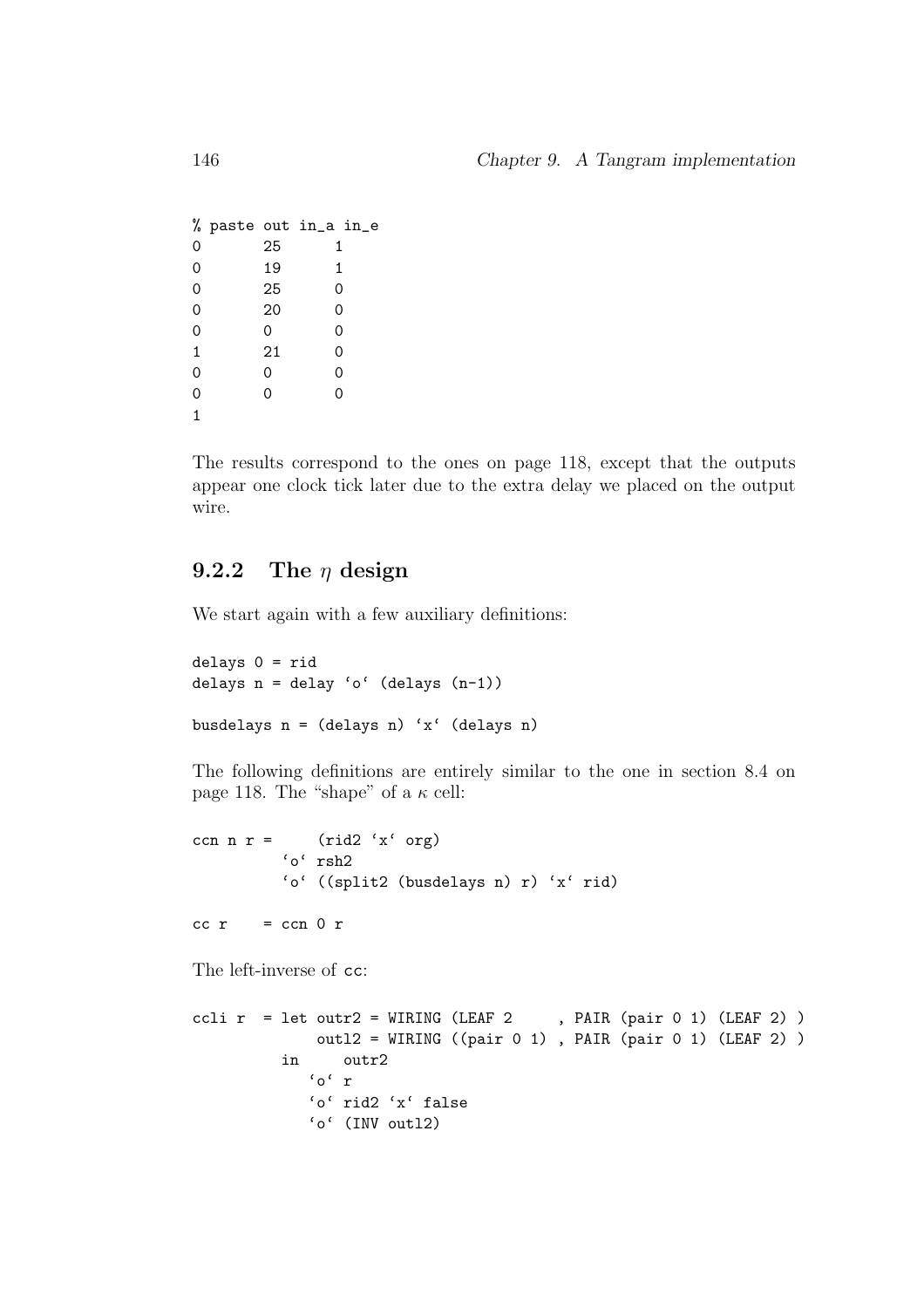```
% paste out in_a in_e
0       25      1
0       19      1
0       25      0
0       20      0
0       0       0
1       21      0
0       0       0
0       0       0
1
```

The results correspond to the ones on page 118, except that the outputs appear one clock tick later due to the extra delay we placed on the output wire.

### 9.2.2 The $\eta$ design

We start again with a few auxiliary definitions:

```
delays 0 = rid
delays n = delay `o` (delays (n-1))

busdelays n = (delays n) `x` (delays n)
```

The following definitions are entirely similar to the one in section 8.4 on page 118. The "shape" of a $\kappa$ cell:

```
ccn n r =     (rid2 `x` org)
          `o` rsh2
          `o` ((split2 (busdelays n) r) `x` rid)

cc r    = ccn 0 r
```

The left-inverse of cc:

```
ccli r  = let outr2 = WIRING (LEAF 2     , PAIR (pair 0 1) (LEAF 2) )
              outl2 = WIRING ((pair 0 1) , PAIR (pair 0 1) (LEAF 2) )
          in     outr2
             `o` r
             `o` rid2 `x` false
             `o` (INV outl2)
```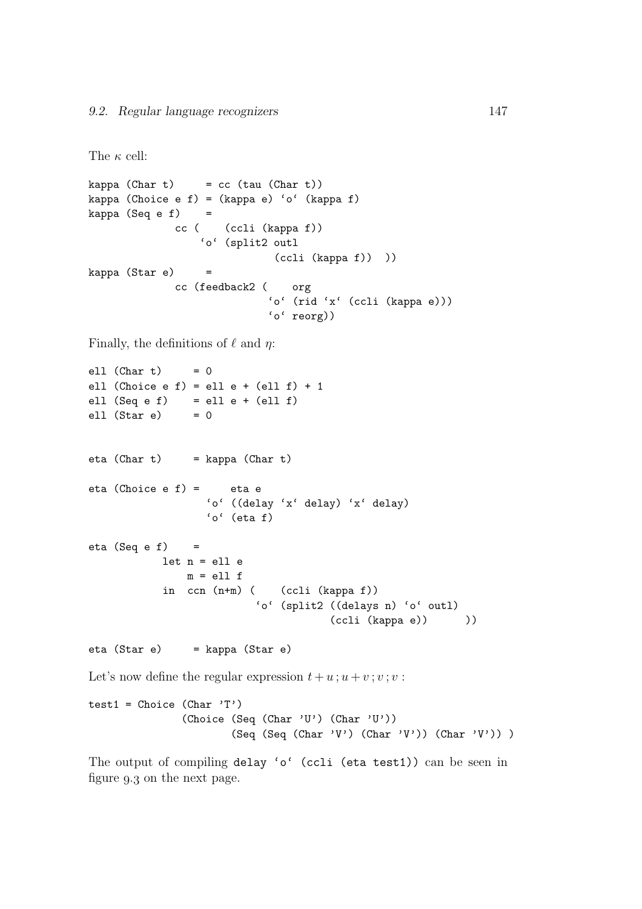The $\kappa$ cell:

```
kappa (Char t)     = cc (tau (Char t))
kappa (Choice e f) = (kappa e) `o` (kappa f)
kappa (Seq e f)    =
              cc (    (ccli (kappa f))
                  `o` (split2 outl
                              (ccli (kappa f))  ))
kappa (Star e)     =
              cc (feedback2 (    org
                             `o` (rid `x` (ccli (kappa e)))
                             `o` reorg))
```

Finally, the definitions of $\ell$ and $\eta$:

```
ell (Char t)     = 0
ell (Choice e f) = ell e + (ell f) + 1
ell (Seq e f)    = ell e + (ell f)
ell (Star e)     = 0


eta (Char t)     = kappa (Char t)

eta (Choice e f) =     eta e
                   `o` ((delay `x` delay) `x` delay)
                   `o` (eta f)

eta (Seq e f)    =
            let n = ell e
                m = ell f
            in  ccn (n+m) (    (ccli (kappa f))
                           `o` (split2 ((delays n) `o` outl)
                                       (ccli (kappa e))      ))

eta (Star e)     = kappa (Star e)
```

Let's now define the regular expression $t + u\,;u + v\,;v\,;v$ :

```
test1 = Choice (Char 'T')
               (Choice (Seq (Char 'U') (Char 'U'))
                       (Seq (Seq (Char 'V') (Char 'V')) (Char 'V')) )
```

The output of compiling `delay `o` (ccli (eta test1))` can be seen in figure 9.3 on the next page.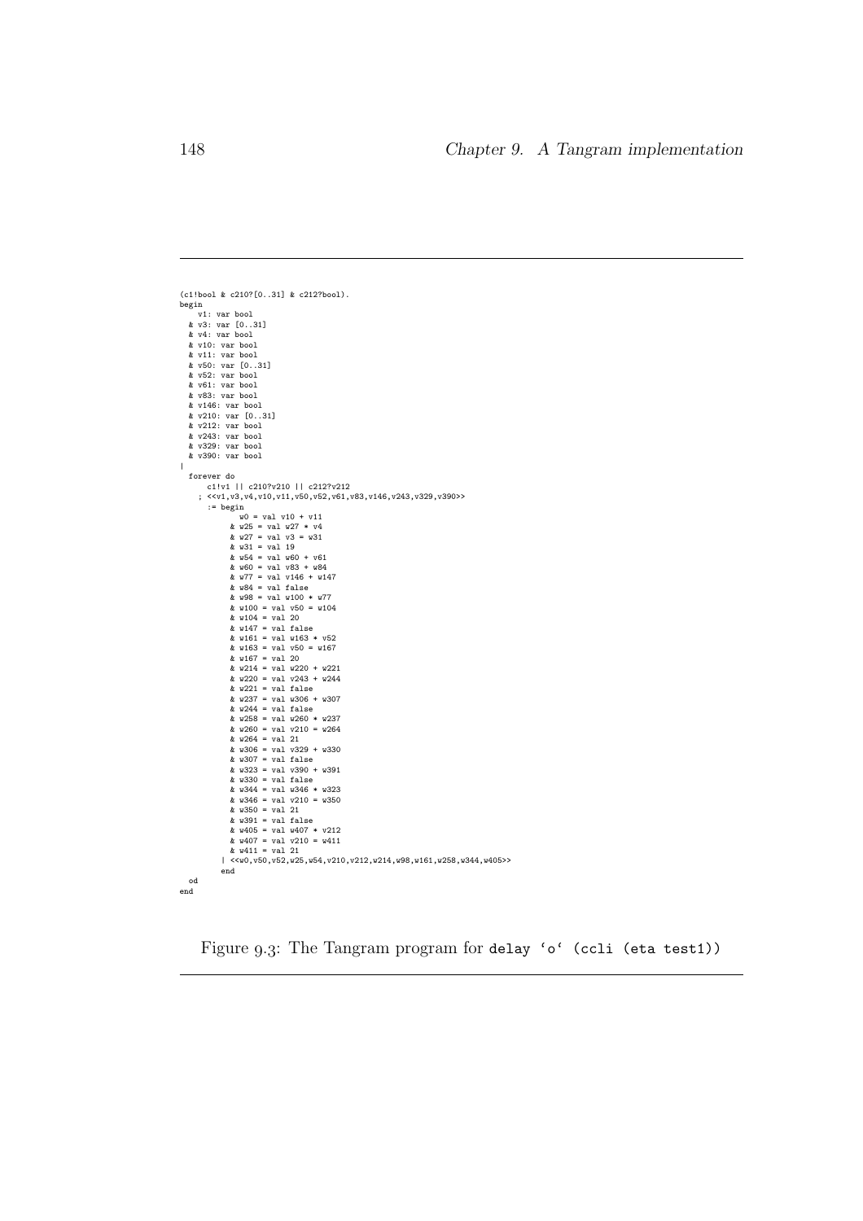```
(c1!bool & c210?[0..31] & c212?bool).
begin
    v1: var bool
  & v3: var [0..31]
  & v4: var bool
  & v10: var bool
  & v11: var bool
  & v50: var [0..31]
  & v52: var bool
  & v61: var bool
  & v83: var bool
  & v146: var bool
  & v210: var [0..31]
  & v212: var bool
  & v243: var bool
  & v329: var bool
  & v390: var bool
|
  forever do
      c1!v1 || c210?v210 || c212?v212
    ; <<v1,v3,v4,v10,v11,v50,v52,v61,v83,v146,v243,v329,v390>>
      := begin
             w0 = val v10 + v11
           & w25 = val w27 * v4
           & w27 = val v3 = w31
           & w31 = val 19
           & w54 = val w60 + v61
           & w60 = val v83 + w84
           & w77 = val v146 + w147
           & w84 = val false
           & w98 = val w100 * w77
           & w100 = val v50 = w104
           & w104 = val 20
           & w147 = val false
           & w161 = val w163 * v52
           & w163 = val v50 = w167
           & w167 = val 20
           & w214 = val w220 + w221
           & w220 = val v243 + w244
           & w221 = val false
           & w237 = val w306 + w307
           & w244 = val false
           & w258 = val w260 * w237
           & w260 = val v210 = w264
           & w264 = val 21
           & w306 = val v329 + w330
           & w307 = val false
           & w323 = val v390 + w391
           & w330 = val false
           & w344 = val w346 * w323
           & w346 = val v210 = w350
           & w350 = val 21
           & w391 = val false
           & w405 = val w407 * v212
           & w407 = val v210 = w411
           & w411 = val 21
         | <<w0,v50,v52,w25,w54,v210,v212,w214,w98,w161,w258,w344,w405>>
         end
  od
end
```

Figure 9.3: The Tangram program for `delay 'o' (ccli (eta test1))`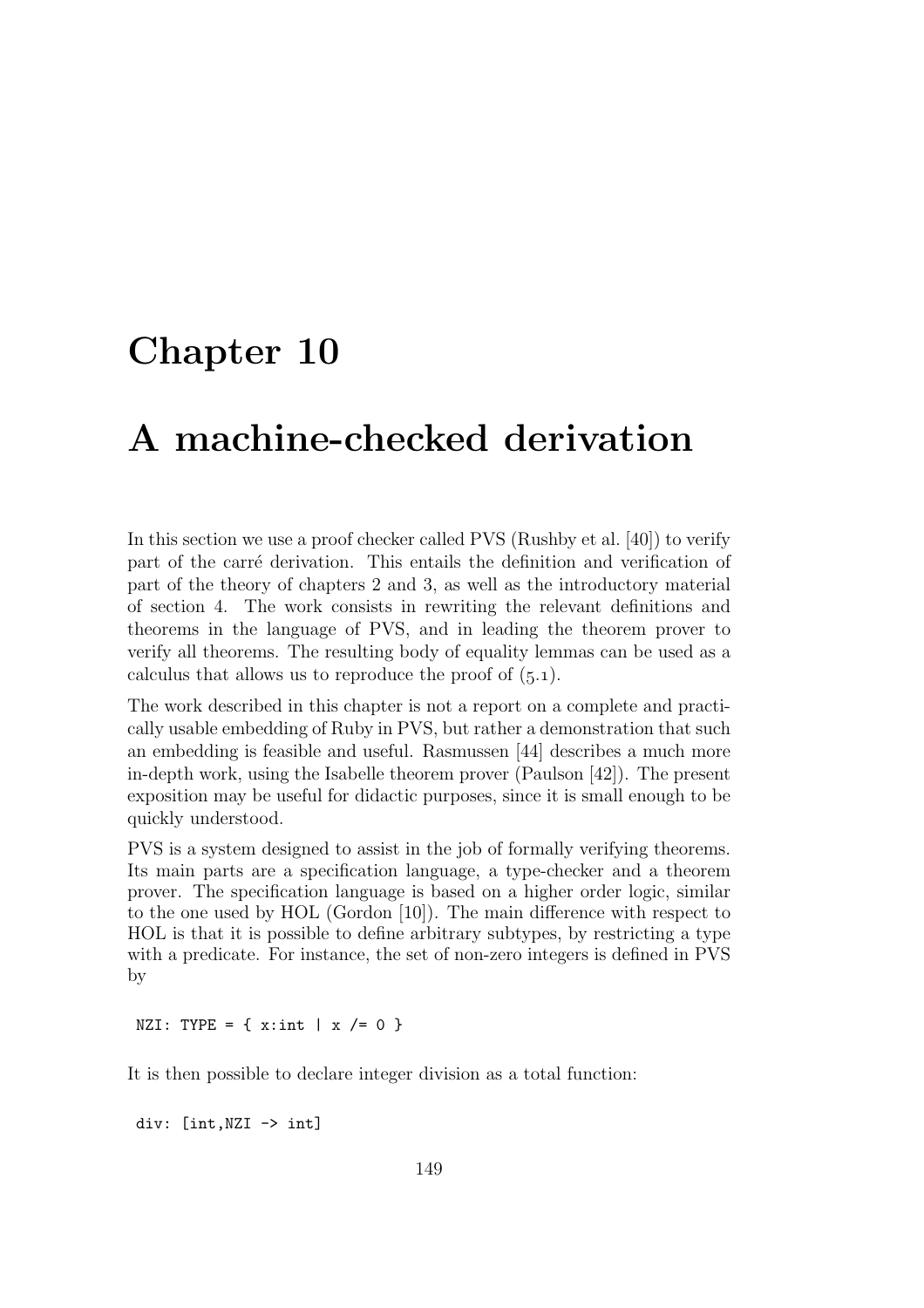# Chapter 10

# A machine-checked derivation

In this section we use a proof checker called PVS (Rushby et al. [40]) to verify part of the carré derivation. This entails the definition and verification of part of the theory of chapters 2 and 3, as well as the introductory material of section 4. The work consists in rewriting the relevant definitions and theorems in the language of PVS, and in leading the theorem prover to verify all theorems. The resulting body of equality lemmas can be used as a calculus that allows us to reproduce the proof of (5.1).

The work described in this chapter is not a report on a complete and practically usable embedding of Ruby in PVS, but rather a demonstration that such an embedding is feasible and useful. Rasmussen [44] describes a much more in-depth work, using the Isabelle theorem prover (Paulson [42]). The present exposition may be useful for didactic purposes, since it is small enough to be quickly understood.

PVS is a system designed to assist in the job of formally verifying theorems. Its main parts are a specification language, a type-checker and a theorem prover. The specification language is based on a higher order logic, similar to the one used by HOL (Gordon [10]). The main difference with respect to HOL is that it is possible to define arbitrary subtypes, by restricting a type with a predicate. For instance, the set of non-zero integers is defined in PVS by

```
NZI: TYPE = { x:int | x /= 0 }
```

It is then possible to declare integer division as a total function:

```
div: [int,NZI -> int]
```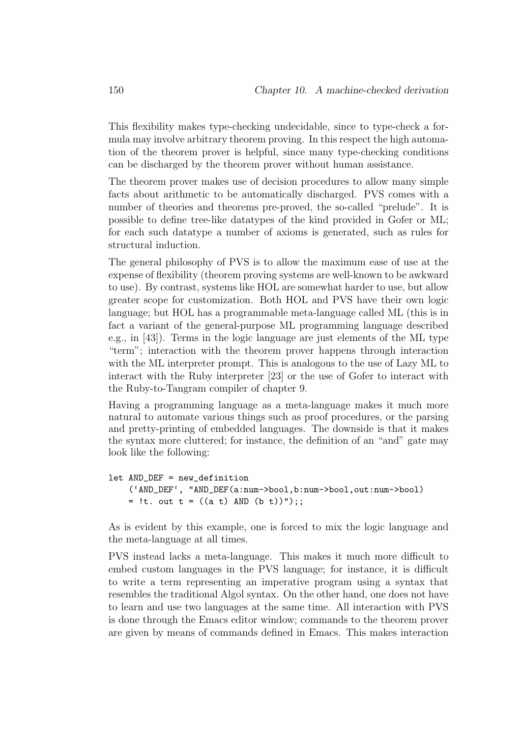This flexibility makes type-checking undecidable, since to type-check a formula may involve arbitrary theorem proving. In this respect the high automation of the theorem prover is helpful, since many type-checking conditions can be discharged by the theorem prover without human assistance.

The theorem prover makes use of decision procedures to allow many simple facts about arithmetic to be automatically discharged. PVS comes with a number of theories and theorems pre-proved, the so-called "prelude". It is possible to define tree-like datatypes of the kind provided in Gofer or ML; for each such datatype a number of axioms is generated, such as rules for structural induction.

The general philosophy of PVS is to allow the maximum ease of use at the expense of flexibility (theorem proving systems are well-known to be awkward to use). By contrast, systems like HOL are somewhat harder to use, but allow greater scope for customization. Both HOL and PVS have their own logic language; but HOL has a programmable meta-language called ML (this is in fact a variant of the general-purpose ML programming language described e.g., in [43]). Terms in the logic language are just elements of the ML type "term"; interaction with the theorem prover happens through interaction with the ML interpreter prompt. This is analogous to the use of Lazy ML to interact with the Ruby interpreter [23] or the use of Gofer to interact with the Ruby-to-Tangram compiler of chapter 9.

Having a programming language as a meta-language makes it much more natural to automate various things such as proof procedures, or the parsing and pretty-printing of embedded languages. The downside is that it makes the syntax more cluttered; for instance, the definition of an "and" gate may look like the following:

```
let AND_DEF = new_definition
    (`AND_DEF`, "AND_DEF(a:num->bool,b:num->bool,out:num->bool)
    = !t. out t = ((a t) AND (b t))");;
```

As is evident by this example, one is forced to mix the logic language and the meta-language at all times.

PVS instead lacks a meta-language. This makes it much more difficult to embed custom languages in the PVS language; for instance, it is difficult to write a term representing an imperative program using a syntax that resembles the traditional Algol syntax. On the other hand, one does not have to learn and use two languages at the same time. All interaction with PVS is done through the Emacs editor window; commands to the theorem prover are given by means of commands defined in Emacs. This makes interaction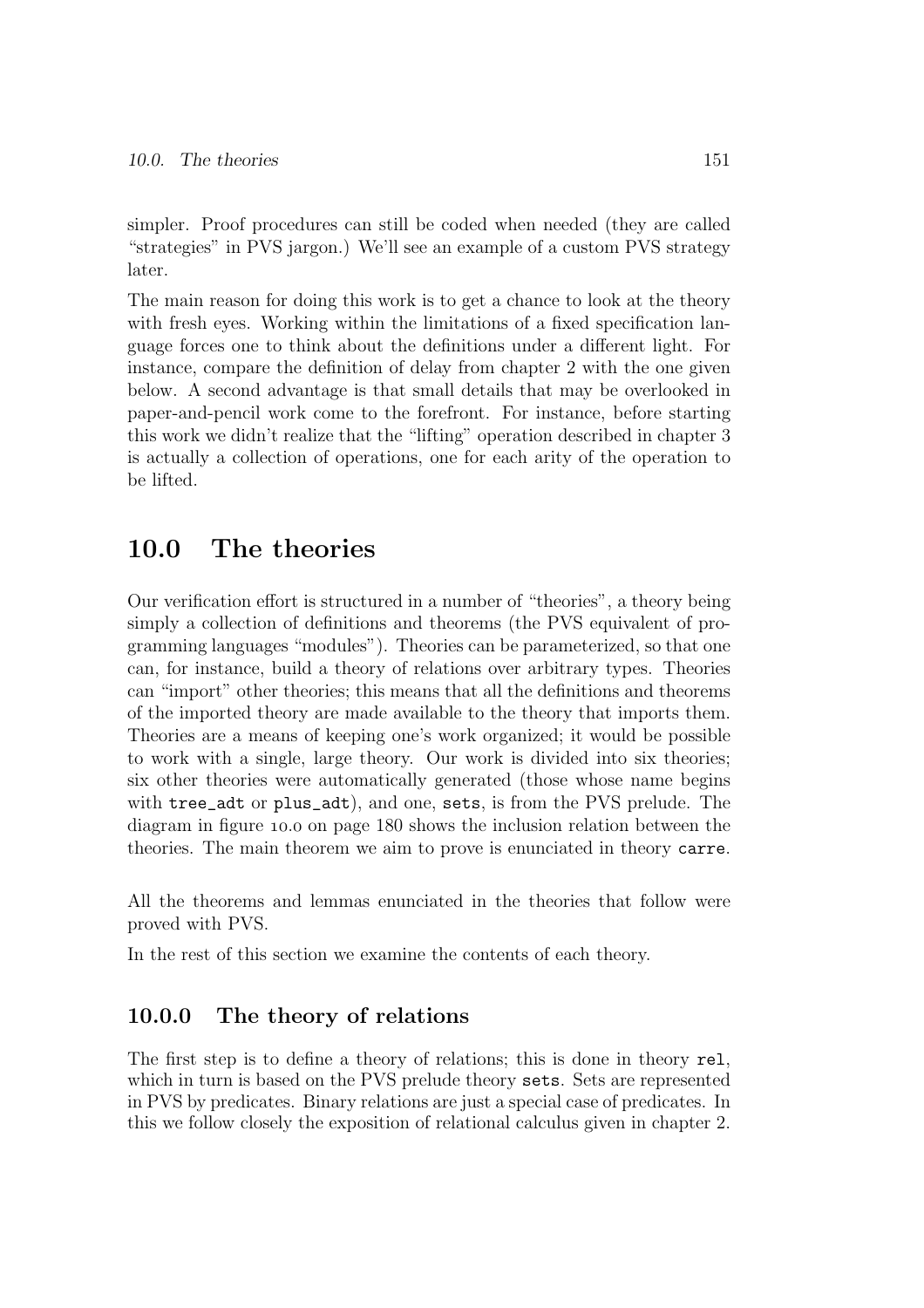simpler. Proof procedures can still be coded when needed (they are called "strategies" in PVS jargon.) We'll see an example of a custom PVS strategy later.

The main reason for doing this work is to get a chance to look at the theory with fresh eyes. Working within the limitations of a fixed specification language forces one to think about the definitions under a different light. For instance, compare the definition of delay from chapter 2 with the one given below. A second advantage is that small details that may be overlooked in paper-and-pencil work come to the forefront. For instance, before starting this work we didn't realize that the "lifting" operation described in chapter 3 is actually a collection of operations, one for each arity of the operation to be lifted.

## 10.0 The theories

Our verification effort is structured in a number of "theories", a theory being simply a collection of definitions and theorems (the PVS equivalent of programming languages "modules"). Theories can be parameterized, so that one can, for instance, build a theory of relations over arbitrary types. Theories can "import" other theories; this means that all the definitions and theorems of the imported theory are made available to the theory that imports them. Theories are a means of keeping one's work organized; it would be possible to work with a single, large theory. Our work is divided into six theories; six other theories were automatically generated (those whose name begins with `tree_adt` or `plus_adt`), and one, `sets`, is from the PVS prelude. The diagram in figure 10.0 on page 180 shows the inclusion relation between the theories. The main theorem we aim to prove is enunciated in theory `carre`.

All the theorems and lemmas enunciated in the theories that follow were proved with PVS.

In the rest of this section we examine the contents of each theory.

### 10.0.0 The theory of relations

The first step is to define a theory of relations; this is done in theory `rel`, which in turn is based on the PVS prelude theory `sets`. Sets are represented in PVS by predicates. Binary relations are just a special case of predicates. In this we follow closely the exposition of relational calculus given in chapter 2.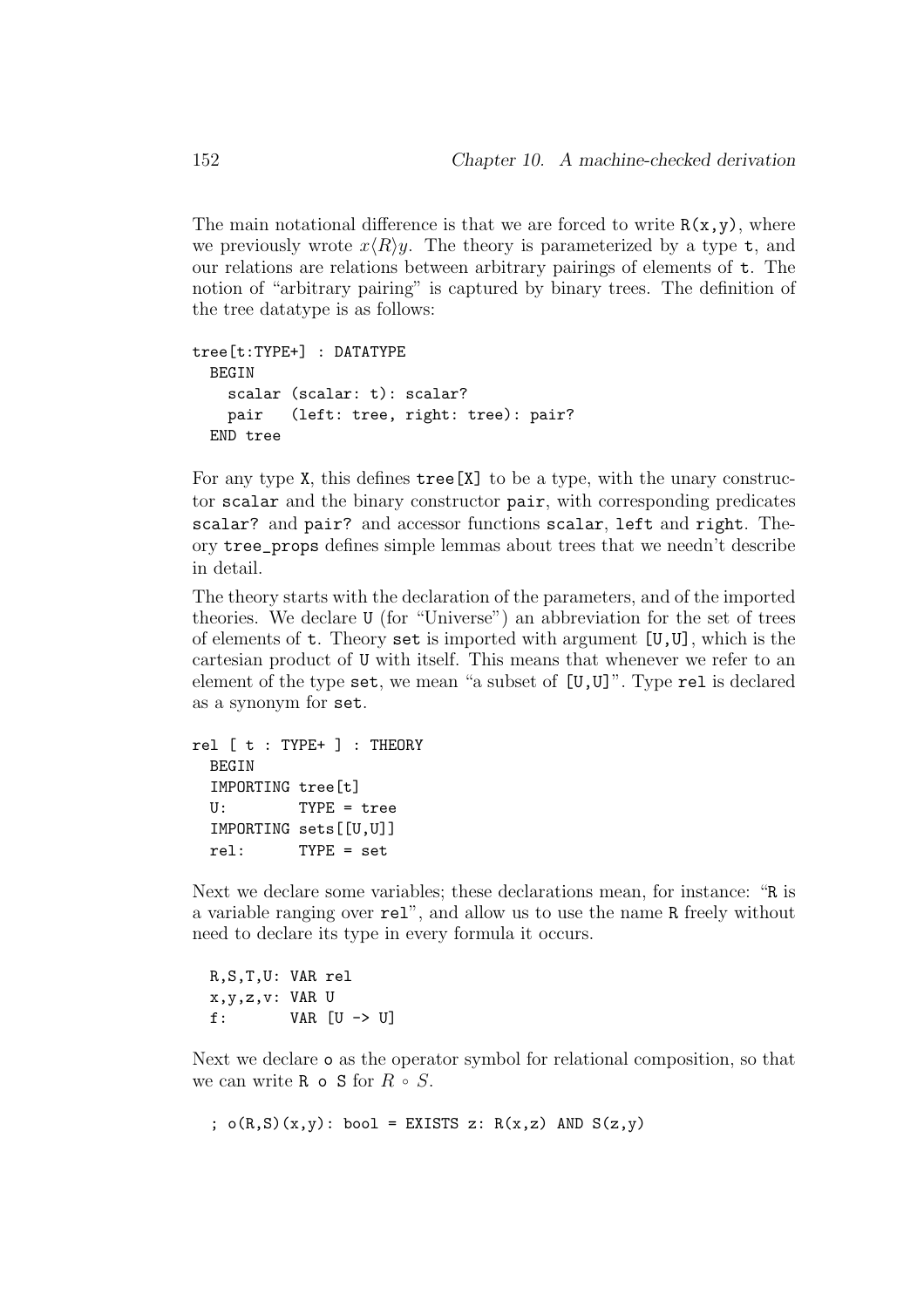The main notational difference is that we are forced to write `R(x,y)`, where we previously wrote $x\langle R\rangle y$. The theory is parameterized by a type `t`, and our relations are relations between arbitrary pairings of elements of `t`. The notion of "arbitrary pairing" is captured by binary trees. The definition of the tree datatype is as follows:

```
tree[t:TYPE+] : DATATYPE
  BEGIN
    scalar (scalar: t): scalar?
    pair   (left: tree, right: tree): pair?
  END tree
```

For any type `X`, this defines `tree[X]` to be a type, with the unary constructor `scalar` and the binary constructor `pair`, with corresponding predicates `scalar?` and `pair?` and accessor functions `scalar`, `left` and `right`. Theory `tree_props` defines simple lemmas about trees that we needn't describe in detail.

The theory starts with the declaration of the parameters, and of the imported theories. We declare `U` (for "Universe") an abbreviation for the set of trees of elements of `t`. Theory `set` is imported with argument `[U,U]`, which is the cartesian product of `U` with itself. This means that whenever we refer to an element of the type `set`, we mean "a subset of `[U,U]`". Type `rel` is declared as a synonym for `set`.

```
rel [ t : TYPE+ ] : THEORY
  BEGIN
  IMPORTING tree[t]
  U:        TYPE = tree
  IMPORTING sets[[U,U]]
  rel:      TYPE = set
```

Next we declare some variables; these declarations mean, for instance: "`R` is a variable ranging over `rel`", and allow us to use the name `R` freely without need to declare its type in every formula it occurs.

```
  R,S,T,U: VAR rel
  x,y,z,v: VAR U
  f:       VAR [U -> U]
```

Next we declare `o` as the operator symbol for relational composition, so that we can write `R o S` for $R \circ S$.

```
  ; o(R,S)(x,y): bool = EXISTS z: R(x,z) AND S(z,y)
```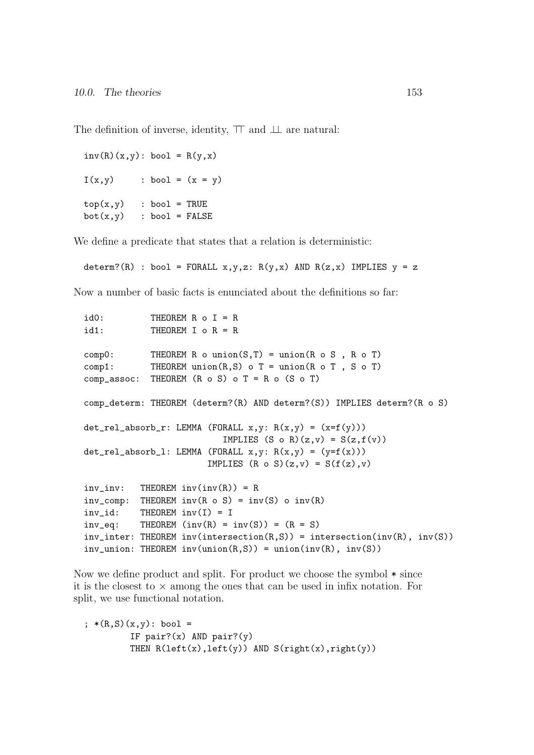The definition of inverse, identity, $\top\!\!\top$ and $\perp\!\!\perp$ are natural:

```
inv(R)(x,y): bool = R(y,x)

I(x,y)      : bool = (x = y)

top(x,y)    : bool = TRUE
bot(x,y)    : bool = FALSE
```

We define a predicate that states that a relation is deterministic:

```
determ?(R) : bool = FORALL x,y,z: R(y,x) AND R(z,x) IMPLIES y = z
```

Now a number of basic facts is enunciated about the definitions so far:

```
id0:         THEOREM R o I = R
id1:         THEOREM I o R = R

comp0:       THEOREM R o union(S,T) = union(R o S , R o T)
comp1:       THEOREM union(R,S) o T = union(R o T , S o T)
comp_assoc:  THEOREM (R o S) o T = R o (S o T)

comp_determ: THEOREM (determ?(R) AND determ?(S)) IMPLIES determ?(R o S)

det_rel_absorb_r: LEMMA (FORALL x,y: R(x,y) = (x=f(y)))
                          IMPLIES (S o R)(z,v) = S(z,f(v))
det_rel_absorb_l: LEMMA (FORALL x,y: R(x,y) = (y=f(x)))
                        IMPLIES (R o S)(z,v) = S(f(z),v)

inv_inv:   THEOREM inv(inv(R)) = R
inv_comp:  THEOREM inv(R o S) = inv(S) o inv(R)
inv_id:    THEOREM inv(I) = I
inv_eq:    THEOREM (inv(R) = inv(S)) = (R = S)
inv_inter: THEOREM inv(intersection(R,S)) = intersection(inv(R), inv(S))
inv_union: THEOREM inv(union(R,S)) = union(inv(R), inv(S))
```

Now we define product and split. For product we choose the symbol * since it is the closest to $\times$ among the ones that can be used in infix notation. For split, we use functional notation.

```
; *(R,S)(x,y): bool =
        IF pair?(x) AND pair?(y)
        THEN R(left(x),left(y)) AND S(right(x),right(y))
```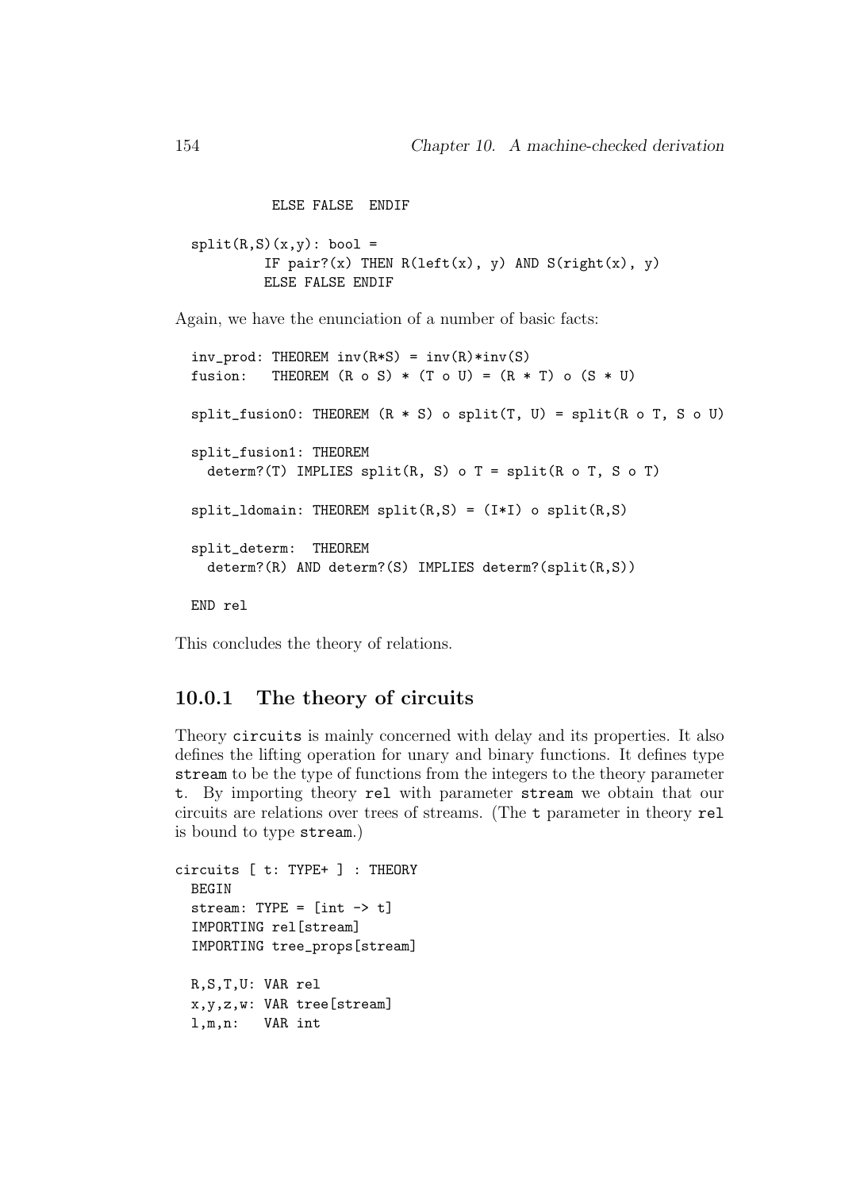```
          ELSE FALSE  ENDIF

  split(R,S)(x,y): bool =
          IF pair?(x) THEN R(left(x), y) AND S(right(x), y)
          ELSE FALSE ENDIF
```

Again, we have the enunciation of a number of basic facts:

```
  inv_prod: THEOREM inv(R*S) = inv(R)*inv(S)
  fusion:   THEOREM (R o S) * (T o U) = (R * T) o (S * U)

  split_fusion0: THEOREM (R * S) o split(T, U) = split(R o T, S o U)

  split_fusion1: THEOREM
    determ?(T) IMPLIES split(R, S) o T = split(R o T, S o T)

  split_ldomain: THEOREM split(R,S) = (I*I) o split(R,S)

  split_determ:  THEOREM
    determ?(R) AND determ?(S) IMPLIES determ?(split(R,S))

  END rel
```

This concludes the theory of relations.

### 10.0.1 The theory of circuits

Theory `circuits` is mainly concerned with delay and its properties. It also defines the lifting operation for unary and binary functions. It defines type `stream` to be the type of functions from the integers to the theory parameter `t`. By importing theory `rel` with parameter `stream` we obtain that our circuits are relations over trees of streams. (The `t` parameter in theory `rel` is bound to type `stream`.)

```
circuits [ t: TYPE+ ] : THEORY
  BEGIN
  stream: TYPE = [int -> t]
  IMPORTING rel[stream]
  IMPORTING tree_props[stream]

  R,S,T,U: VAR rel
  x,y,z,w: VAR tree[stream]
  l,m,n:   VAR int
```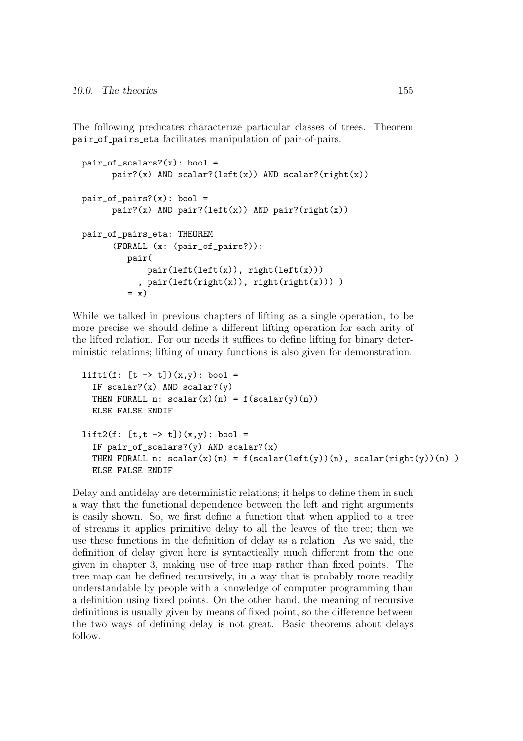The following predicates characterize particular classes of trees. Theorem pair_of_pairs_eta facilitates manipulation of pair-of-pairs.

```
pair_of_scalars?(x): bool =
      pair?(x) AND scalar?(left(x)) AND scalar?(right(x))

pair_of_pairs?(x): bool =
      pair?(x) AND pair?(left(x)) AND pair?(right(x))

pair_of_pairs_eta: THEOREM
      (FORALL (x: (pair_of_pairs?)):
         pair(
             pair(left(left(x)), right(left(x)))
           , pair(left(right(x)), right(right(x))) )
         = x)
```

While we talked in previous chapters of lifting as a single operation, to be more precise we should define a different lifting operation for each arity of the lifted relation. For our needs it suffices to define lifting for binary deterministic relations; lifting of unary functions is also given for demonstration.

```
lift1(f: [t -> t])(x,y): bool =
  IF scalar?(x) AND scalar?(y)
  THEN FORALL n: scalar(x)(n) = f(scalar(y)(n))
  ELSE FALSE ENDIF

lift2(f: [t,t -> t])(x,y): bool =
  IF pair_of_scalars?(y) AND scalar?(x)
  THEN FORALL n: scalar(x)(n) = f(scalar(left(y))(n), scalar(right(y))(n) )
  ELSE FALSE ENDIF
```

Delay and antidelay are deterministic relations; it helps to define them in such a way that the functional dependence between the left and right arguments is easily shown. So, we first define a function that when applied to a tree of streams it applies primitive delay to all the leaves of the tree; then we use these functions in the definition of delay as a relation. As we said, the definition of delay given here is syntactically much different from the one given in chapter 3, making use of tree map rather than fixed points. The tree map can be defined recursively, in a way that is probably more readily understandable by people with a knowledge of computer programming than a definition using fixed points. On the other hand, the meaning of recursive definitions is usually given by means of fixed point, so the difference between the two ways of defining delay is not great. Basic theorems about delays follow.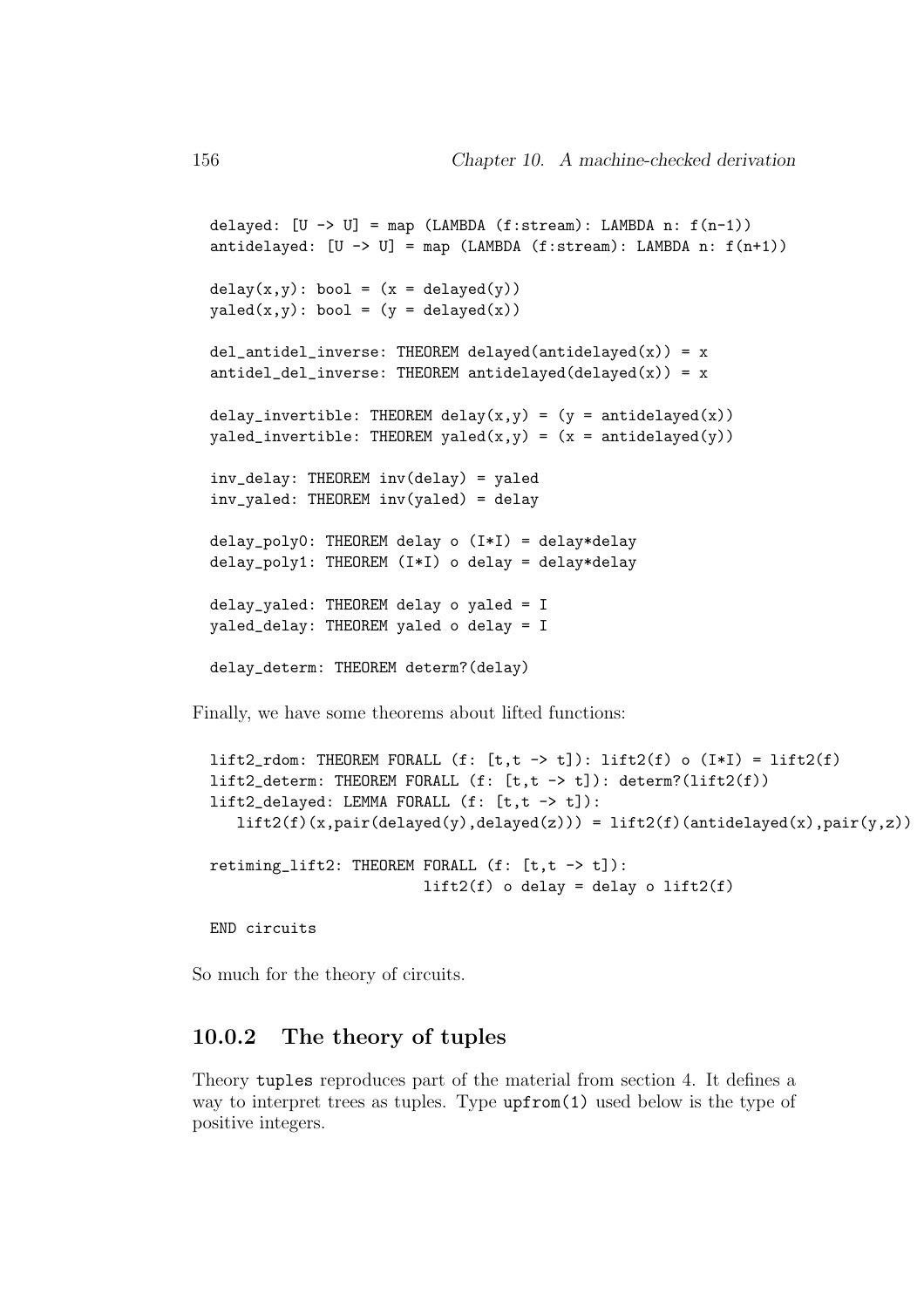```
delayed: [U -> U] = map (LAMBDA (f:stream): LAMBDA n: f(n-1))
antidelayed: [U -> U] = map (LAMBDA (f:stream): LAMBDA n: f(n+1))

delay(x,y): bool = (x = delayed(y))
yaled(x,y): bool = (y = delayed(x))

del_antidel_inverse: THEOREM delayed(antidelayed(x)) = x
antidel_del_inverse: THEOREM antidelayed(delayed(x)) = x

delay_invertible: THEOREM delay(x,y) = (y = antidelayed(x))
yaled_invertible: THEOREM yaled(x,y) = (x = antidelayed(y))

inv_delay: THEOREM inv(delay) = yaled
inv_yaled: THEOREM inv(yaled) = delay

delay_poly0: THEOREM delay o (I*I) = delay*delay
delay_poly1: THEOREM (I*I) o delay = delay*delay

delay_yaled: THEOREM delay o yaled = I
yaled_delay: THEOREM yaled o delay = I

delay_determ: THEOREM determ?(delay)
```

Finally, we have some theorems about lifted functions:

```
lift2_rdom: THEOREM FORALL (f: [t,t -> t]): lift2(f) o (I*I) = lift2(f)
lift2_determ: THEOREM FORALL (f: [t,t -> t]): determ?(lift2(f))
lift2_delayed: LEMMA FORALL (f: [t,t -> t]):
   lift2(f)(x,pair(delayed(y),delayed(z))) = lift2(f)(antidelayed(x),pair(y,z))

retiming_lift2: THEOREM FORALL (f: [t,t -> t]):
                       lift2(f) o delay = delay o lift2(f)

END circuits
```

So much for the theory of circuits.

### 10.0.2 The theory of tuples

Theory `tuples` reproduces part of the material from section 4. It defines a way to interpret trees as tuples. Type `upfrom(1)` used below is the type of positive integers.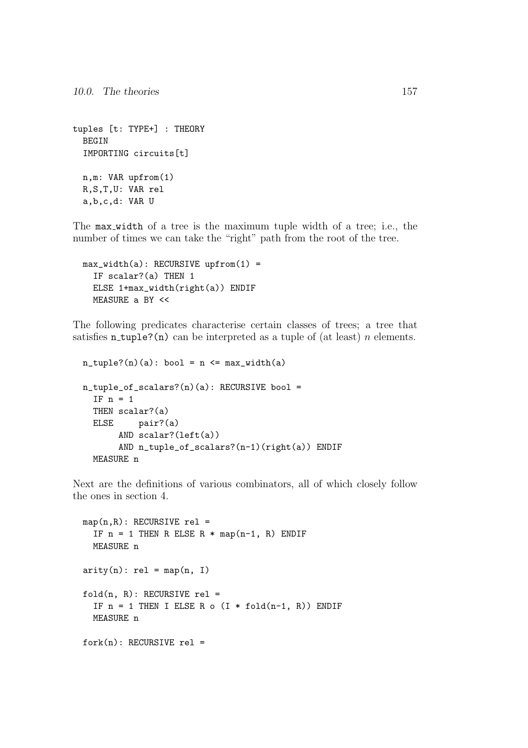```
tuples [t: TYPE+] : THEORY
  BEGIN
  IMPORTING circuits[t]

  n,m: VAR upfrom(1)
  R,S,T,U: VAR rel
  a,b,c,d: VAR U
```

The `max_width` of a tree is the maximum tuple width of a tree; i.e., the number of times we can take the "right" path from the root of the tree.

```
  max_width(a): RECURSIVE upfrom(1) =
    IF scalar?(a) THEN 1
    ELSE 1+max_width(right(a)) ENDIF
    MEASURE a BY <<
```

The following predicates characterise certain classes of trees; a tree that satisfies `n_tuple?(n)` can be interpreted as a tuple of (at least) $n$ elements.

```
  n_tuple?(n)(a): bool = n <= max_width(a)

  n_tuple_of_scalars?(n)(a): RECURSIVE bool =
    IF n = 1
    THEN scalar?(a)
    ELSE     pair?(a)
         AND scalar?(left(a))
         AND n_tuple_of_scalars?(n-1)(right(a)) ENDIF
    MEASURE n
```

Next are the definitions of various combinators, all of which closely follow the ones in section 4.

```
  map(n,R): RECURSIVE rel =
    IF n = 1 THEN R ELSE R * map(n-1, R) ENDIF
    MEASURE n

  arity(n): rel = map(n, I)

  fold(n, R): RECURSIVE rel =
    IF n = 1 THEN I ELSE R o (I * fold(n-1, R)) ENDIF
    MEASURE n

  fork(n): RECURSIVE rel =
```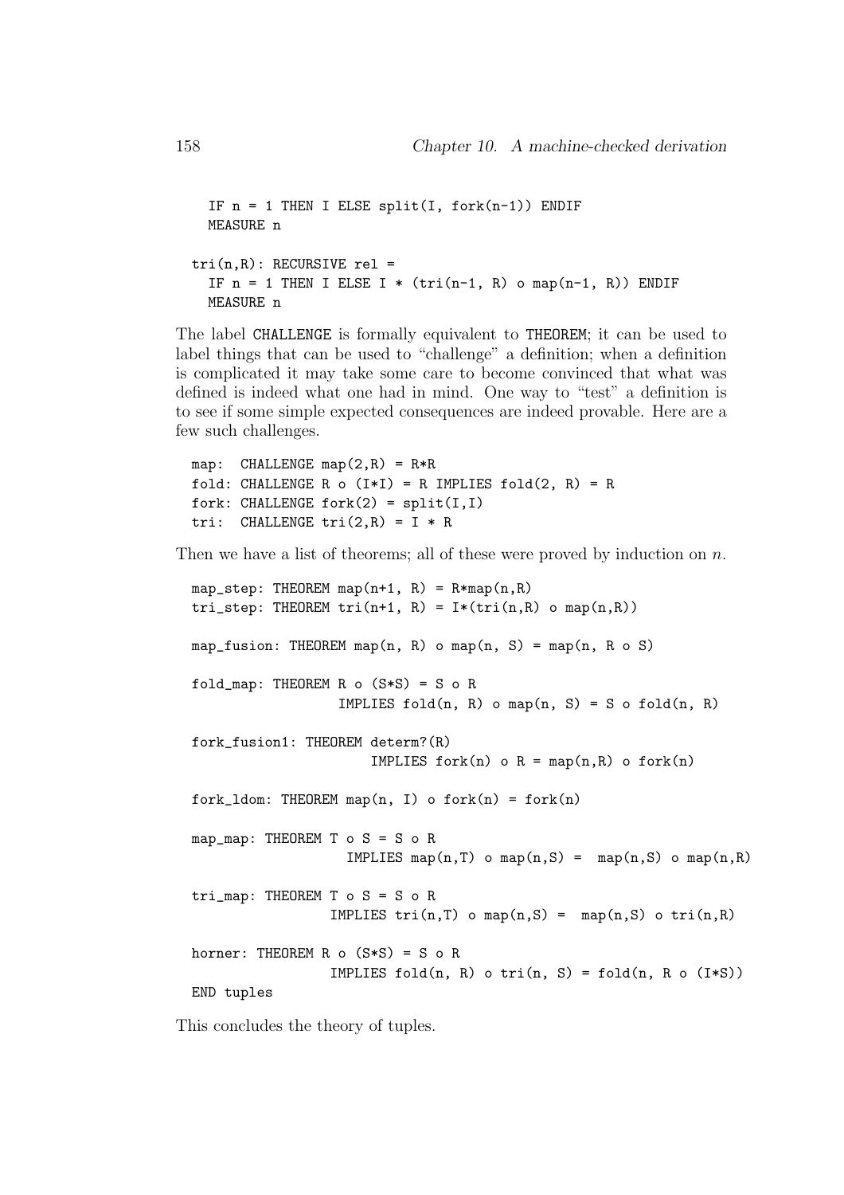```
    IF n = 1 THEN I ELSE split(I, fork(n-1)) ENDIF
    MEASURE n

  tri(n,R): RECURSIVE rel =
    IF n = 1 THEN I ELSE I * (tri(n-1, R) o map(n-1, R)) ENDIF
    MEASURE n
```

The label CHALLENGE is formally equivalent to THEOREM; it can be used to label things that can be used to "challenge" a definition; when a definition is complicated it may take some care to become convinced that what was defined is indeed what one had in mind. One way to "test" a definition is to see if some simple expected consequences are indeed provable. Here are a few such challenges.

```
  map:  CHALLENGE map(2,R) = R*R
  fold: CHALLENGE R o (I*I) = R IMPLIES fold(2, R) = R
  fork: CHALLENGE fork(2) = split(I,I)
  tri:  CHALLENGE tri(2,R) = I * R
```

Then we have a list of theorems; all of these were proved by induction on $n$.

```
  map_step: THEOREM map(n+1, R) = R*map(n,R)
  tri_step: THEOREM tri(n+1, R) = I*(tri(n,R) o map(n,R))

  map_fusion: THEOREM map(n, R) o map(n, S) = map(n, R o S)

  fold_map: THEOREM R o (S*S) = S o R
                  IMPLIES fold(n, R) o map(n, S) = S o fold(n, R)

  fork_fusion1: THEOREM determ?(R)
                     IMPLIES fork(n) o R = map(n,R) o fork(n)

  fork_ldom: THEOREM map(n, I) o fork(n) = fork(n)

  map_map: THEOREM T o S = S o R
                   IMPLIES map(n,T) o map(n,S) =  map(n,S) o map(n,R)

  tri_map: THEOREM T o S = S o R
                 IMPLIES tri(n,T) o map(n,S) =  map(n,S) o tri(n,R)

  horner: THEOREM R o (S*S) = S o R
                 IMPLIES fold(n, R) o tri(n, S) = fold(n, R o (I*S))
  END tuples
```

This concludes the theory of tuples.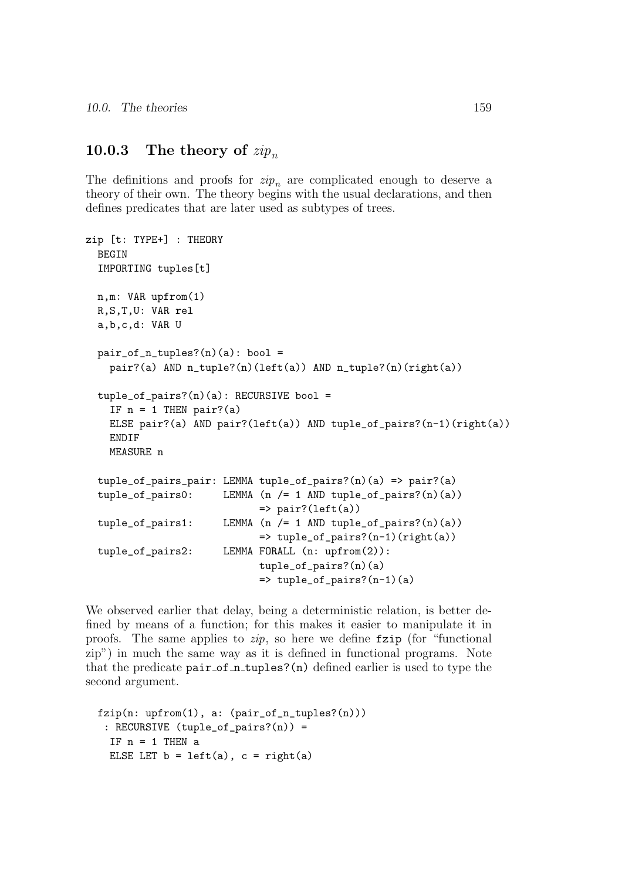### 10.0.3 The theory of $zip_n$

The definitions and proofs for $zip_n$ are complicated enough to deserve a theory of their own. The theory begins with the usual declarations, and then defines predicates that are later used as subtypes of trees.

```
zip [t: TYPE+] : THEORY
  BEGIN
  IMPORTING tuples[t]

  n,m: VAR upfrom(1)
  R,S,T,U: VAR rel
  a,b,c,d: VAR U

  pair_of_n_tuples?(n)(a): bool =
    pair?(a) AND n_tuple?(n)(left(a)) AND n_tuple?(n)(right(a))

  tuple_of_pairs?(n)(a): RECURSIVE bool =
    IF n = 1 THEN pair?(a)
    ELSE pair?(a) AND pair?(left(a)) AND tuple_of_pairs?(n-1)(right(a))
    ENDIF
    MEASURE n

  tuple_of_pairs_pair: LEMMA tuple_of_pairs?(n)(a) => pair?(a)
  tuple_of_pairs0:     LEMMA (n /= 1 AND tuple_of_pairs?(n)(a))
                             => pair?(left(a))
  tuple_of_pairs1:     LEMMA (n /= 1 AND tuple_of_pairs?(n)(a))
                             => tuple_of_pairs?(n-1)(right(a))
  tuple_of_pairs2:     LEMMA FORALL (n: upfrom(2)):
                             tuple_of_pairs?(n)(a)
                             => tuple_of_pairs?(n-1)(a)
```

We observed earlier that delay, being a deterministic relation, is better defined by means of a function; for this makes it easier to manipulate it in proofs. The same applies to *zip*, so here we define `fzip` (for "functional zip") in much the same way as it is defined in functional programs. Note that the predicate `pair_of_n_tuples?(n)` defined earlier is used to type the second argument.

```
  fzip(n: upfrom(1), a: (pair_of_n_tuples?(n)))
   : RECURSIVE (tuple_of_pairs?(n)) =
    IF n = 1 THEN a
    ELSE LET b = left(a), c = right(a)
```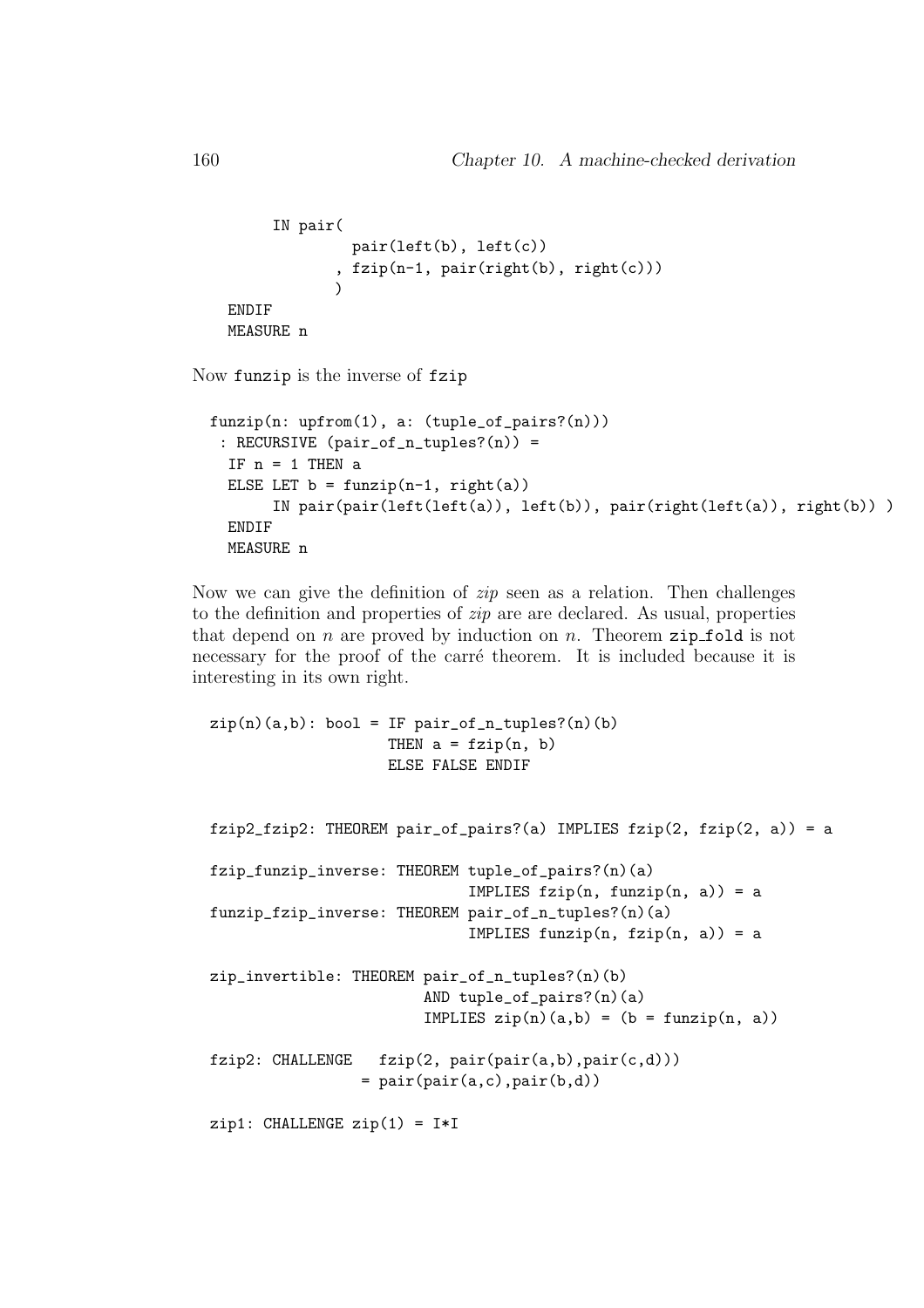```
        IN pair(
                pair(left(b), left(c))
              , fzip(n-1, pair(right(b), right(c)))
              )
   ENDIF
   MEASURE n
```

Now funzip is the inverse of fzip

```
 funzip(n: upfrom(1), a: (tuple_of_pairs?(n)))
  : RECURSIVE (pair_of_n_tuples?(n)) =
   IF n = 1 THEN a
   ELSE LET b = funzip(n-1, right(a))
        IN pair(pair(left(left(a)), left(b)), pair(right(left(a)), right(b)) )
   ENDIF
   MEASURE n
```

Now we can give the definition of *zip* seen as a relation. Then challenges to the definition and properties of *zip* are are declared. As usual, properties that depend on $n$ are proved by induction on $n$. Theorem zip_fold is not necessary for the proof of the carré theorem. It is included because it is interesting in its own right.

```
 zip(n)(a,b): bool = IF pair_of_n_tuples?(n)(b)
                     THEN a = fzip(n, b)
                     ELSE FALSE ENDIF


 fzip2_fzip2: THEOREM pair_of_pairs?(a) IMPLIES fzip(2, fzip(2, a)) = a

 fzip_funzip_inverse: THEOREM tuple_of_pairs?(n)(a)
                              IMPLIES fzip(n, funzip(n, a)) = a
 funzip_fzip_inverse: THEOREM pair_of_n_tuples?(n)(a)
                              IMPLIES funzip(n, fzip(n, a)) = a

 zip_invertible: THEOREM pair_of_n_tuples?(n)(b)
                         AND tuple_of_pairs?(n)(a)
                         IMPLIES zip(n)(a,b) = (b = funzip(n, a))

 fzip2: CHALLENGE   fzip(2, pair(pair(a,b),pair(c,d)))
                  = pair(pair(a,c),pair(b,d))

 zip1: CHALLENGE zip(1) = I*I
```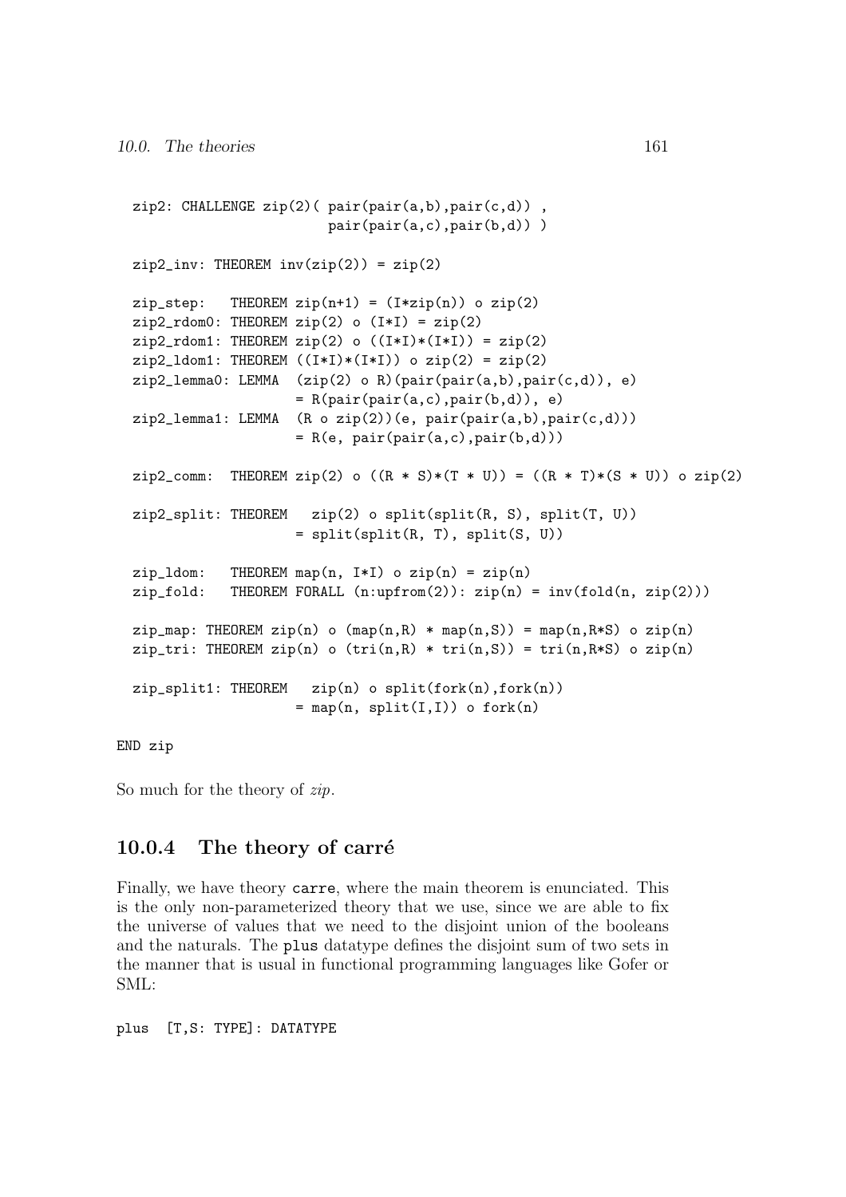```
  zip2: CHALLENGE zip(2)( pair(pair(a,b),pair(c,d)) ,
                          pair(pair(a,c),pair(b,d)) )

  zip2_inv: THEOREM inv(zip(2)) = zip(2)

  zip_step:   THEOREM zip(n+1) = (I*zip(n)) o zip(2)
  zip2_rdom0: THEOREM zip(2) o (I*I) = zip(2)
  zip2_rdom1: THEOREM zip(2) o ((I*I)*(I*I)) = zip(2)
  zip2_ldom1: THEOREM ((I*I)*(I*I)) o zip(2) = zip(2)
  zip2_lemma0: LEMMA  (zip(2) o R)(pair(pair(a,b),pair(c,d)), e)
                      = R(pair(pair(a,c),pair(b,d)), e)
  zip2_lemma1: LEMMA  (R o zip(2))(e, pair(pair(a,b),pair(c,d)))
                      = R(e, pair(pair(a,c),pair(b,d)))

  zip2_comm:  THEOREM zip(2) o ((R * S)*(T * U)) = ((R * T)*(S * U)) o zip(2)

  zip2_split: THEOREM   zip(2) o split(split(R, S), split(T, U))
                      = split(split(R, T), split(S, U))

  zip_ldom:   THEOREM map(n, I*I) o zip(n) = zip(n)
  zip_fold:   THEOREM FORALL (n:upfrom(2)): zip(n) = inv(fold(n, zip(2)))

  zip_map: THEOREM zip(n) o (map(n,R) * map(n,S)) = map(n,R*S) o zip(n)
  zip_tri: THEOREM zip(n) o (tri(n,R) * tri(n,S)) = tri(n,R*S) o zip(n)

  zip_split1: THEOREM   zip(n) o split(fork(n),fork(n))
                      = map(n, split(I,I)) o fork(n)

END zip
```

So much for the theory of *zip*.

### 10.0.4 The theory of carré

Finally, we have theory `carre`, where the main theorem is enunciated. This is the only non-parameterized theory that we use, since we are able to fix the universe of values that we need to the disjoint union of the booleans and the naturals. The `plus` datatype defines the disjoint sum of two sets in the manner that is usual in functional programming languages like Gofer or SML:

```
plus  [T,S: TYPE]: DATATYPE
```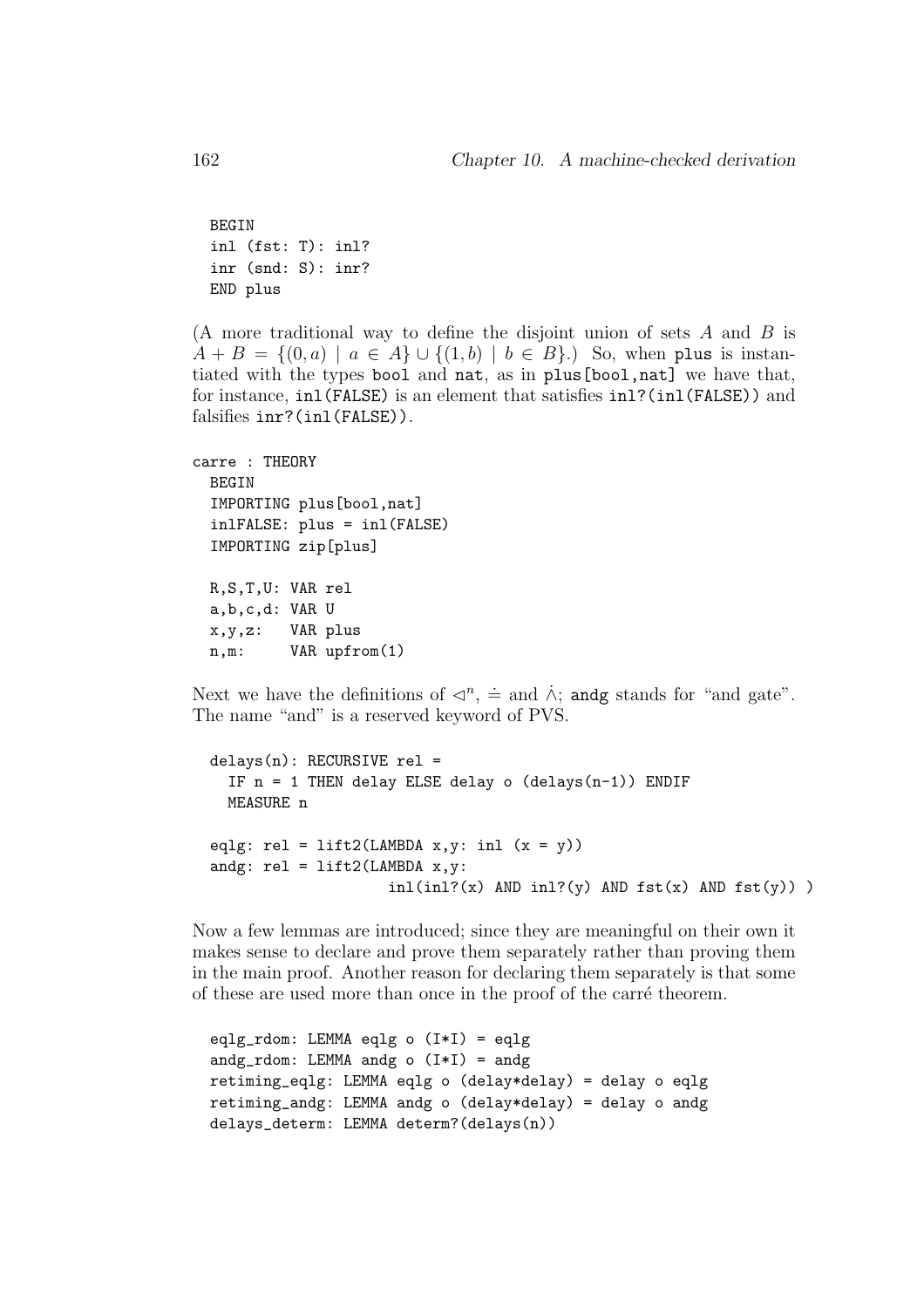```
  BEGIN
  inl (fst: T): inl?
  inr (snd: S): inr?
  END plus
```

(A more traditional way to define the disjoint union of sets $A$ and $B$ is $A + B = \{(0, a) \mid a \in A\} \cup \{(1, b) \mid b \in B\}$.) So, when plus is instantiated with the types bool and nat, as in plus[bool,nat] we have that, for instance, inl(FALSE) is an element that satisfies inl?(inl(FALSE)) and falsifies inr?(inl(FALSE)).

```
carre : THEORY
  BEGIN
  IMPORTING plus[bool,nat]
  inlFALSE: plus = inl(FALSE)
  IMPORTING zip[plus]

  R,S,T,U: VAR rel
  a,b,c,d: VAR U
  x,y,z:   VAR plus
  n,m:     VAR upfrom(1)
```

Next we have the definitions of $\lhd^n$, $\doteq$ and $\dot{\wedge}$; andg stands for "and gate". The name "and" is a reserved keyword of PVS.

```
  delays(n): RECURSIVE rel =
    IF n = 1 THEN delay ELSE delay o (delays(n-1)) ENDIF
    MEASURE n

  eqlg: rel = lift2(LAMBDA x,y: inl (x = y))
  andg: rel = lift2(LAMBDA x,y:
                    inl(inl?(x) AND inl?(y) AND fst(x) AND fst(y)) )
```

Now a few lemmas are introduced; since they are meaningful on their own it makes sense to declare and prove them separately rather than proving them in the main proof. Another reason for declaring them separately is that some of these are used more than once in the proof of the carré theorem.

```
  eqlg_rdom: LEMMA eqlg o (I*I) = eqlg
  andg_rdom: LEMMA andg o (I*I) = andg
  retiming_eqlg: LEMMA eqlg o (delay*delay) = delay o eqlg
  retiming_andg: LEMMA andg o (delay*delay) = delay o andg
  delays_determ: LEMMA determ?(delays(n))
```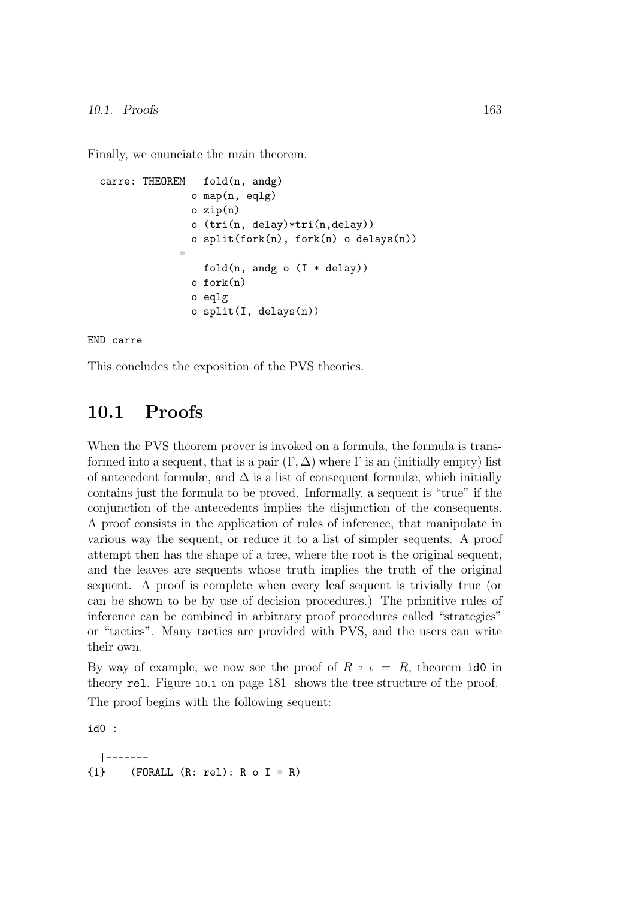Finally, we enunciate the main theorem.

```
  carre: THEOREM   fold(n, andg)
                 o map(n, eqlg)
                 o zip(n)
                 o (tri(n, delay)*tri(n,delay))
                 o split(fork(n), fork(n) o delays(n))
               =
                   fold(n, andg o (I * delay))
                 o fork(n)
                 o eqlg
                 o split(I, delays(n))

END carre
```

This concludes the exposition of the PVS theories.

## 10.1 Proofs

When the PVS theorem prover is invoked on a formula, the formula is transformed into a sequent, that is a pair $(\Gamma, \Delta)$ where $\Gamma$ is an (initially empty) list of antecedent formulæ, and $\Delta$ is a list of consequent formulæ, which initially contains just the formula to be proved. Informally, a sequent is "true" if the conjunction of the antecedents implies the disjunction of the consequents. A proof consists in the application of rules of inference, that manipulate in various way the sequent, or reduce it to a list of simpler sequents. A proof attempt then has the shape of a tree, where the root is the original sequent, and the leaves are sequents whose truth implies the truth of the original sequent. A proof is complete when every leaf sequent is trivially true (or can be shown to be by use of decision procedures.) The primitive rules of inference can be combined in arbitrary proof procedures called "strategies" or "tactics". Many tactics are provided with PVS, and the users can write their own.

By way of example, we now see the proof of $R \circ \iota = R$, theorem `id0` in theory `rel`. Figure 10.1 on page 181 shows the tree structure of the proof.

The proof begins with the following sequent:

```
id0 :

  |-------
{1}    (FORALL (R: rel): R o I = R)
```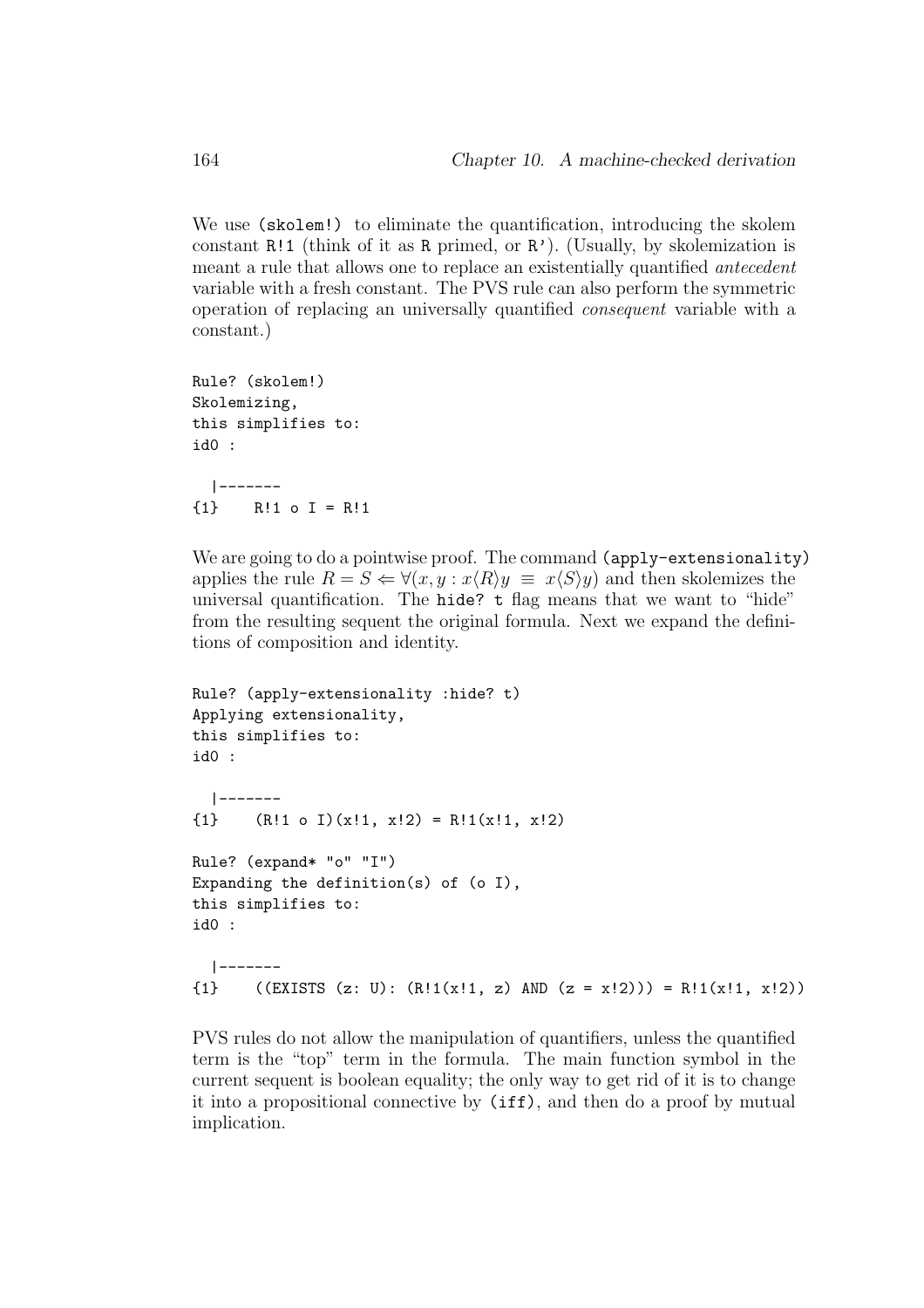We use `(skolem!)` to eliminate the quantification, introducing the skolem constant `R!1` (think of it as `R` primed, or `R'`). (Usually, by skolemization is meant a rule that allows one to replace an existentially quantified *antecedent* variable with a fresh constant. The PVS rule can also perform the symmetric operation of replacing an universally quantified *consequent* variable with a constant.)

```
Rule? (skolem!)
Skolemizing,
this simplifies to:
id0 :

  |-------
{1}    R!1 o I = R!1
```

We are going to do a pointwise proof. The command `(apply-extensionality)` applies the rule $R = S \Leftarrow \forall(x, y : x\langle R\rangle y \;\equiv\; x\langle S\rangle y)$ and then skolemizes the universal quantification. The `hide? t` flag means that we want to "hide" from the resulting sequent the original formula. Next we expand the definitions of composition and identity.

```
Rule? (apply-extensionality :hide? t)
Applying extensionality,
this simplifies to:
id0 :

  |-------
{1}    (R!1 o I)(x!1, x!2) = R!1(x!1, x!2)

Rule? (expand* "o" "I")
Expanding the definition(s) of (o I),
this simplifies to:
id0 :

  |-------
{1}    ((EXISTS (z: U): (R!1(x!1, z) AND (z = x!2))) = R!1(x!1, x!2))
```

PVS rules do not allow the manipulation of quantifiers, unless the quantified term is the "top" term in the formula. The main function symbol in the current sequent is boolean equality; the only way to get rid of it is to change it into a propositional connective by `(iff)`, and then do a proof by mutual implication.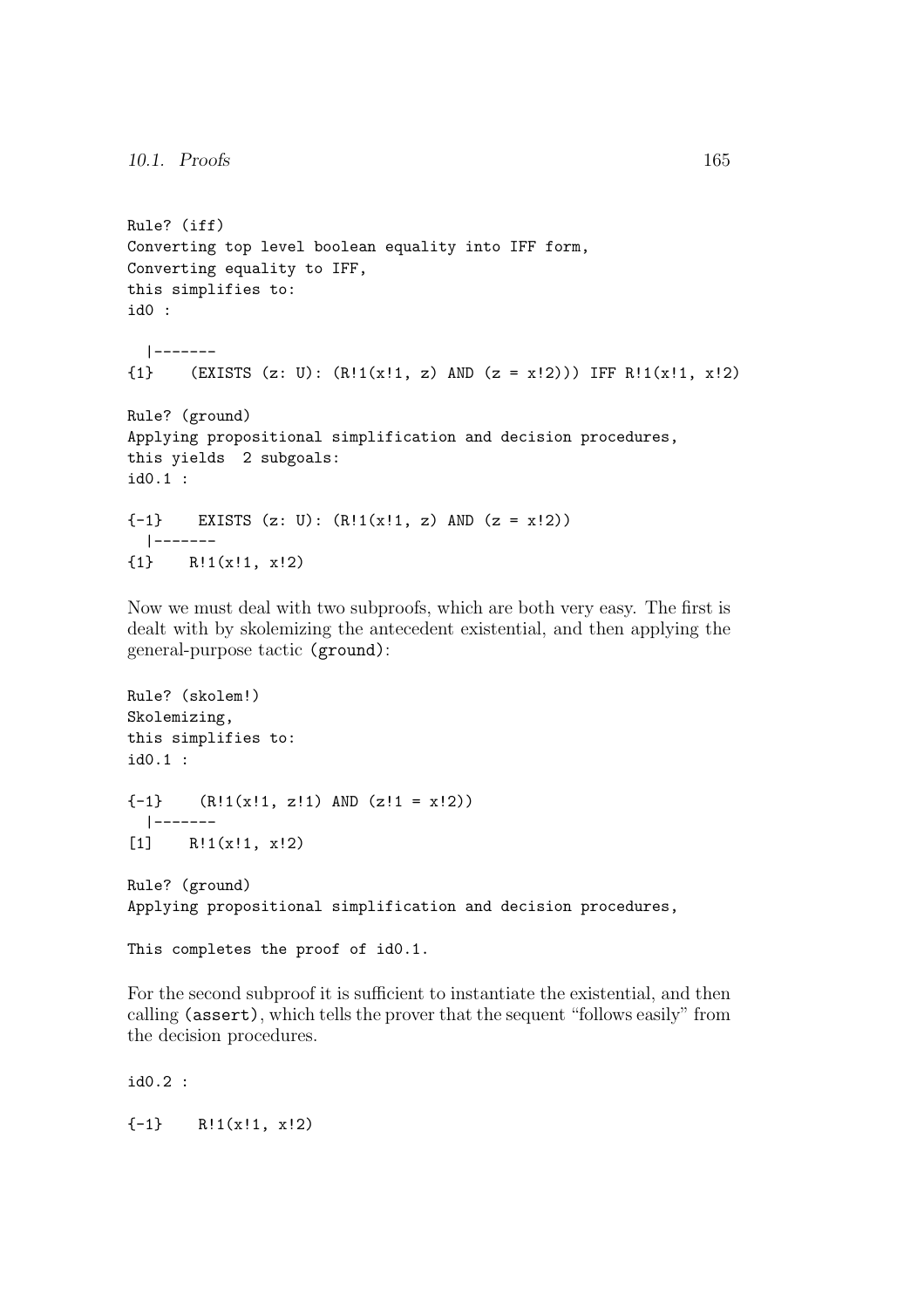```
Rule? (iff)
Converting top level boolean equality into IFF form,
Converting equality to IFF,
this simplifies to:
id0 :

  |-------
{1}    (EXISTS (z: U): (R!1(x!1, z) AND (z = x!2))) IFF R!1(x!1, x!2)

Rule? (ground)
Applying propositional simplification and decision procedures,
this yields  2 subgoals:
id0.1 :

{-1}    EXISTS (z: U): (R!1(x!1, z) AND (z = x!2))
  |-------
{1}    R!1(x!1, x!2)
```

Now we must deal with two subproofs, which are both very easy. The first is dealt with by skolemizing the antecedent existential, and then applying the general-purpose tactic (`ground`):

```
Rule? (skolem!)
Skolemizing,
this simplifies to:
id0.1 :

{-1}    (R!1(x!1, z!1) AND (z!1 = x!2))
  |-------
[1]    R!1(x!1, x!2)

Rule? (ground)
Applying propositional simplification and decision procedures,

This completes the proof of id0.1.
```

For the second subproof it is sufficient to instantiate the existential, and then calling (`assert`), which tells the prover that the sequent "follows easily" from the decision procedures.

```
id0.2 :

{-1}    R!1(x!1, x!2)
```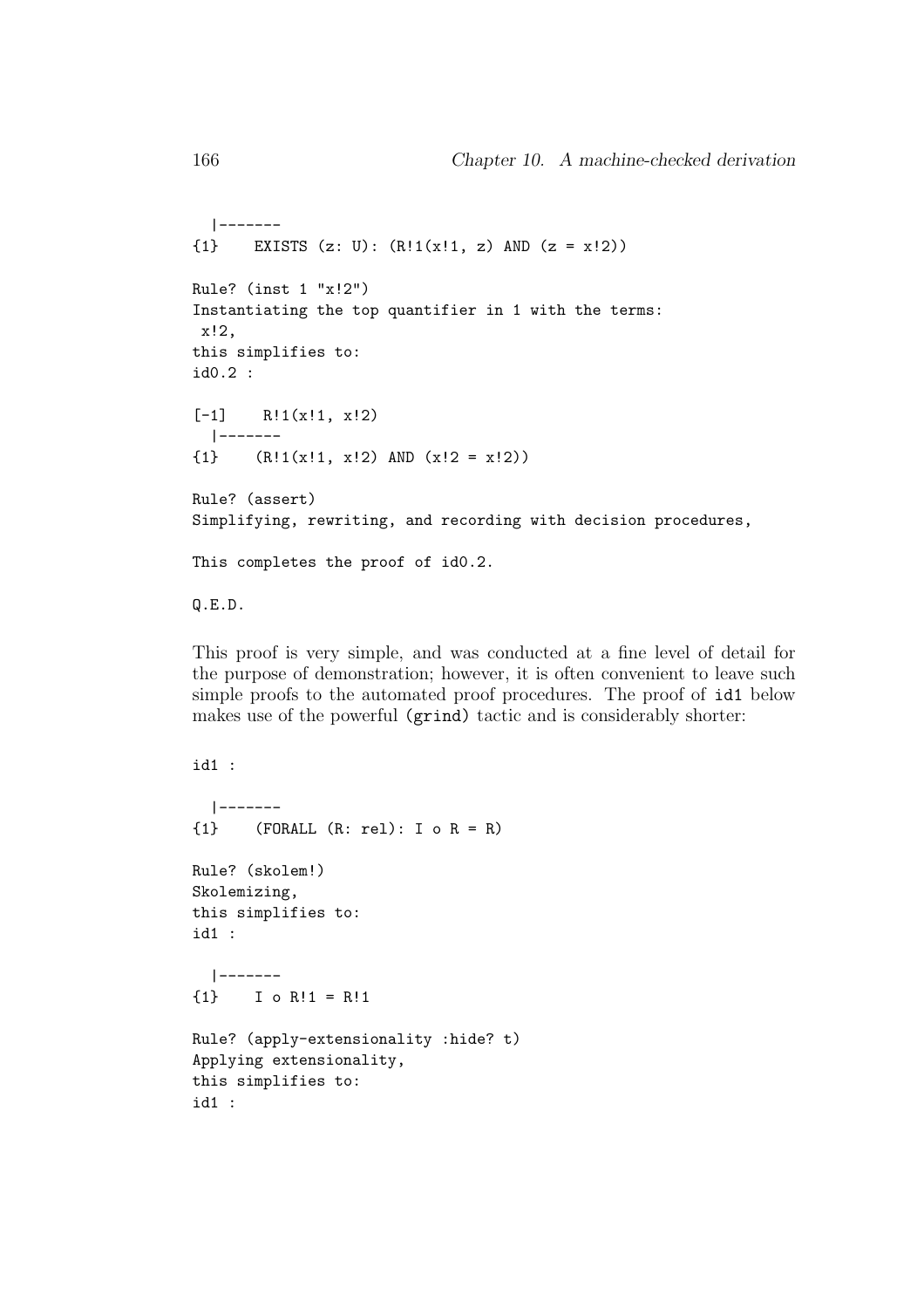```
  |-------
{1}    EXISTS (z: U): (R!1(x!1, z) AND (z = x!2))

Rule? (inst 1 "x!2")
Instantiating the top quantifier in 1 with the terms:
 x!2,
this simplifies to:
id0.2 :

[-1]    R!1(x!1, x!2)
  |-------
{1}    (R!1(x!1, x!2) AND (x!2 = x!2))

Rule? (assert)
Simplifying, rewriting, and recording with decision procedures,

This completes the proof of id0.2.

Q.E.D.
```

This proof is very simple, and was conducted at a fine level of detail for the purpose of demonstration; however, it is often convenient to leave such simple proofs to the automated proof procedures. The proof of `id1` below makes use of the powerful `(grind)` tactic and is considerably shorter:

```
id1 :

  |-------
{1}    (FORALL (R: rel): I o R = R)

Rule? (skolem!)
Skolemizing,
this simplifies to:
id1 :

  |-------
{1}    I o R!1 = R!1

Rule? (apply-extensionality :hide? t)
Applying extensionality,
this simplifies to:
id1 :
```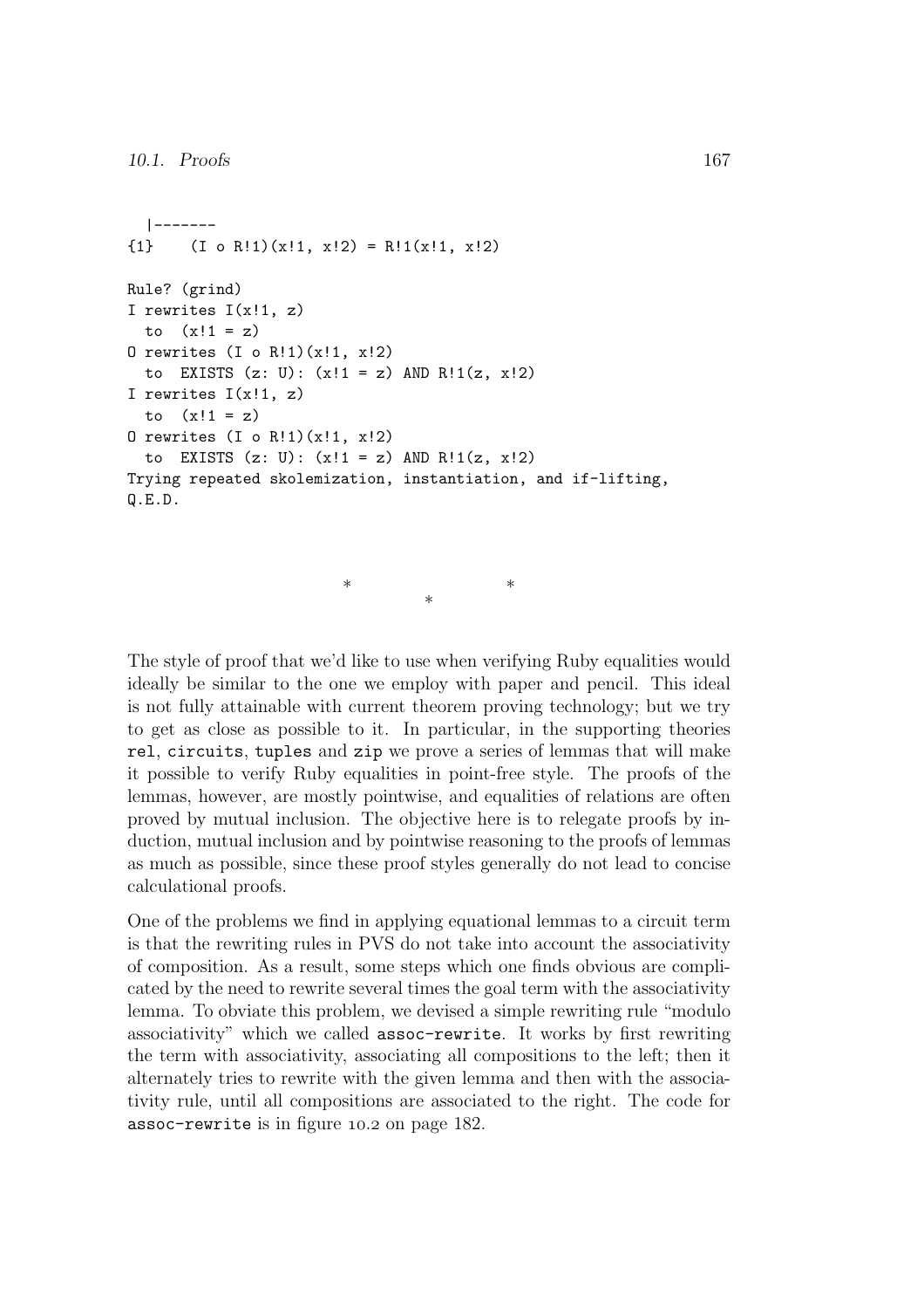```
  |-------
{1}    (I o R!1)(x!1, x!2) = R!1(x!1, x!2)

Rule? (grind)
I rewrites I(x!1, z)
  to  (x!1 = z)
O rewrites (I o R!1)(x!1, x!2)
  to  EXISTS (z: U): (x!1 = z) AND R!1(z, x!2)
I rewrites I(x!1, z)
  to  (x!1 = z)
O rewrites (I o R!1)(x!1, x!2)
  to  EXISTS (z: U): (x!1 = z) AND R!1(z, x!2)
Trying repeated skolemization, instantiation, and if-lifting,
Q.E.D.
```

\* \* \*

The style of proof that we'd like to use when verifying Ruby equalities would ideally be similar to the one we employ with paper and pencil. This ideal is not fully attainable with current theorem proving technology; but we try to get as close as possible to it. In particular, in the supporting theories `rel`, `circuits`, `tuples` and `zip` we prove a series of lemmas that will make it possible to verify Ruby equalities in point-free style. The proofs of the lemmas, however, are mostly pointwise, and equalities of relations are often proved by mutual inclusion. The objective here is to relegate proofs by induction, mutual inclusion and by pointwise reasoning to the proofs of lemmas as much as possible, since these proof styles generally do not lead to concise calculational proofs.

One of the problems we find in applying equational lemmas to a circuit term is that the rewriting rules in PVS do not take into account the associativity of composition. As a result, some steps which one finds obvious are complicated by the need to rewrite several times the goal term with the associativity lemma. To obviate this problem, we devised a simple rewriting rule "modulo associativity" which we called `assoc-rewrite`. It works by first rewriting the term with associativity, associating all compositions to the left; then it alternately tries to rewrite with the given lemma and then with the associativity rule, until all compositions are associated to the right. The code for `assoc-rewrite` is in figure 10.2 on page 182.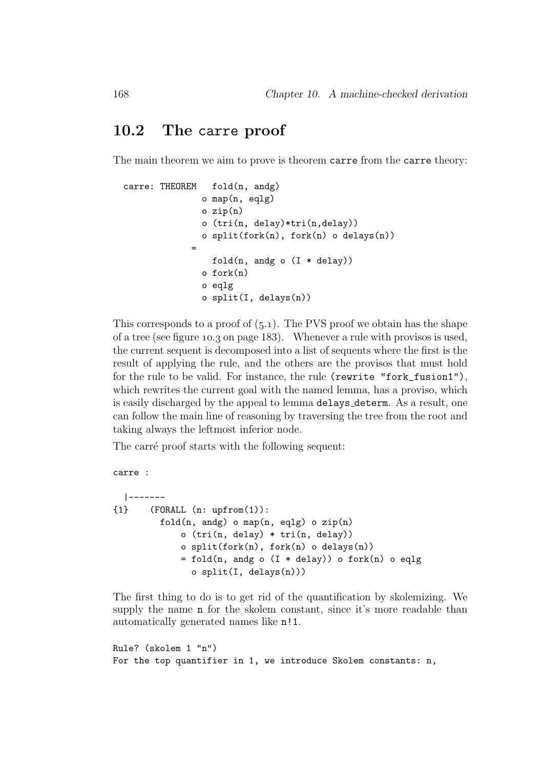## 10.2 The carre proof

The main theorem we aim to prove is theorem carre from the carre theory:

```
carre: THEOREM   fold(n, andg)
               o map(n, eqlg)
               o zip(n)
               o (tri(n, delay)*tri(n,delay))
               o split(fork(n), fork(n) o delays(n))
             =
                 fold(n, andg o (I * delay))
               o fork(n)
               o eqlg
               o split(I, delays(n))
```

This corresponds to a proof of (5.1). The PVS proof we obtain has the shape of a tree (see figure 10.3 on page 183). Whenever a rule with provisos is used, the current sequent is decomposed into a list of sequents where the first is the result of applying the rule, and the others are the provisos that must hold for the rule to be valid. For instance, the rule (rewrite "fork_fusion1"), which rewrites the current goal with the named lemma, has a proviso, which is easily discharged by the appeal to lemma delays_determ. As a result, one can follow the main line of reasoning by traversing the tree from the root and taking always the leftmost inferior node.

The carré proof starts with the following sequent:

```
carre :

  |-------
{1}    (FORALL (n: upfrom(1)):
         fold(n, andg) o map(n, eqlg) o zip(n)
             o (tri(n, delay) * tri(n, delay))
             o split(fork(n), fork(n) o delays(n))
             = fold(n, andg o (I * delay)) o fork(n) o eqlg
               o split(I, delays(n)))
```

The first thing to do is to get rid of the quantification by skolemizing. We supply the name n for the skolem constant, since it's more readable than automatically generated names like n!1.

```
Rule? (skolem 1 "n")
For the top quantifier in 1, we introduce Skolem constants: n,
```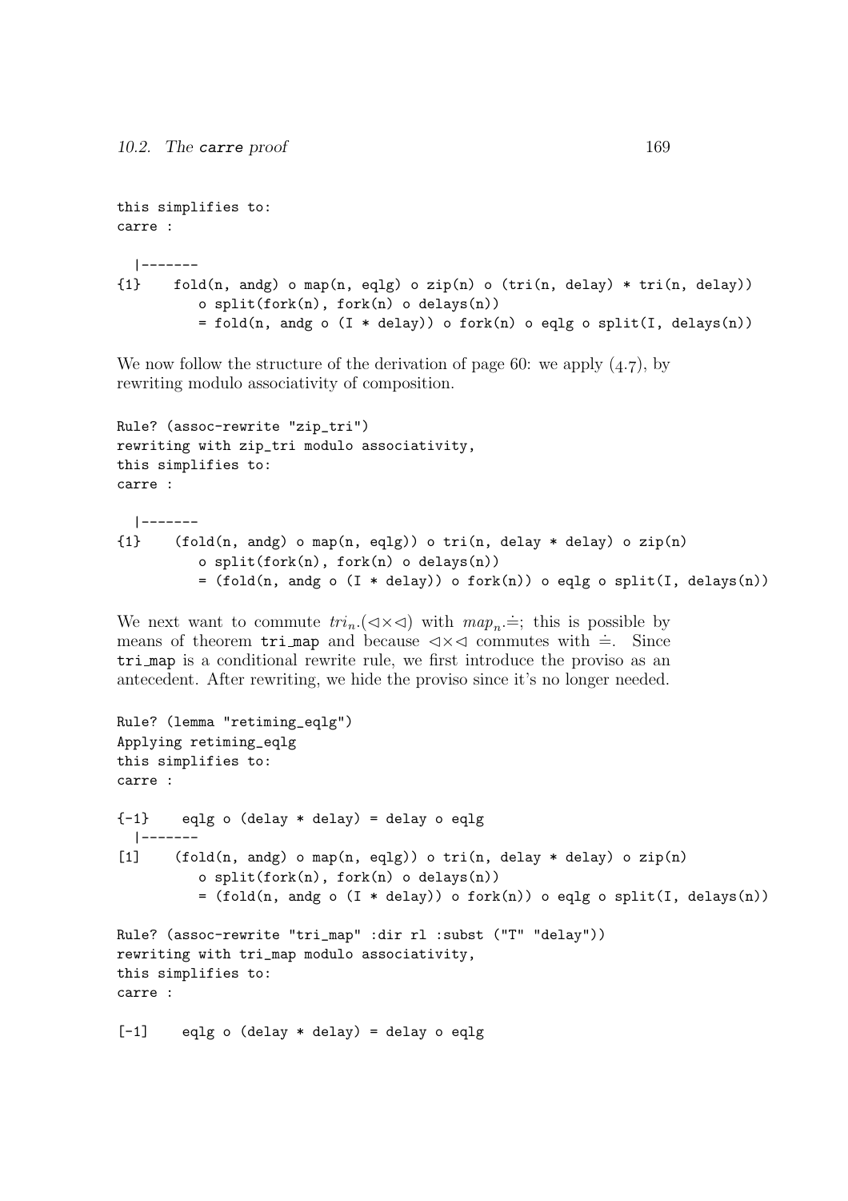```
this simplifies to:
carre :

  |-------
{1}    fold(n, andg) o map(n, eqlg) o zip(n) o (tri(n, delay) * tri(n, delay))
          o split(fork(n), fork(n) o delays(n))
          = fold(n, andg o (I * delay)) o fork(n) o eqlg o split(I, delays(n))
```

We now follow the structure of the derivation of page 60: we apply (4.7), by rewriting modulo associativity of composition.

```
Rule? (assoc-rewrite "zip_tri")
rewriting with zip_tri modulo associativity,
this simplifies to:
carre :

  |-------
{1}    (fold(n, andg) o map(n, eqlg)) o tri(n, delay * delay) o zip(n)
          o split(fork(n), fork(n) o delays(n))
          = (fold(n, andg o (I * delay)) o fork(n)) o eqlg o split(I, delays(n))
```

We next want to commute $tri_n.(\lhd \times \lhd)$ with $map_n.\doteq$; this is possible by means of theorem tri_map and because $\lhd \times \lhd$ commutes with $\doteq$. Since tri_map is a conditional rewrite rule, we first introduce the proviso as an antecedent. After rewriting, we hide the proviso since it's no longer needed.

```
Rule? (lemma "retiming_eqlg")
Applying retiming_eqlg
this simplifies to:
carre :

{-1}    eqlg o (delay * delay) = delay o eqlg
  |-------
[1]    (fold(n, andg) o map(n, eqlg)) o tri(n, delay * delay) o zip(n)
          o split(fork(n), fork(n) o delays(n))
          = (fold(n, andg o (I * delay)) o fork(n)) o eqlg o split(I, delays(n))

Rule? (assoc-rewrite "tri_map" :dir rl :subst ("T" "delay"))
rewriting with tri_map modulo associativity,
this simplifies to:
carre :

[-1]    eqlg o (delay * delay) = delay o eqlg
```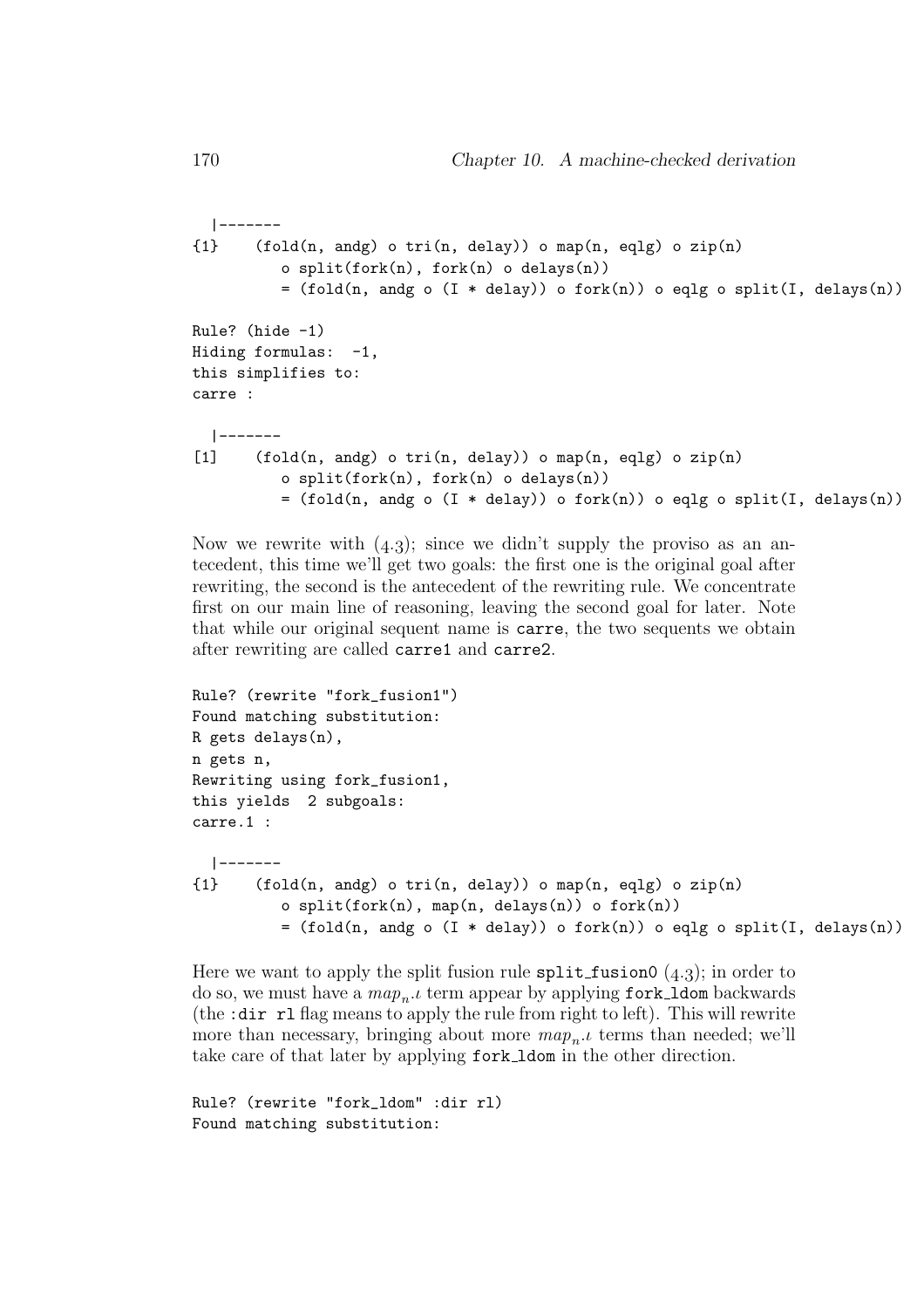```
  |-------
{1}    (fold(n, andg) o tri(n, delay)) o map(n, eqlg) o zip(n)
          o split(fork(n), fork(n) o delays(n))
          = (fold(n, andg o (I * delay)) o fork(n)) o eqlg o split(I, delays(n))

Rule? (hide -1)
Hiding formulas:  -1,
this simplifies to:
carre :

  |-------
[1]    (fold(n, andg) o tri(n, delay)) o map(n, eqlg) o zip(n)
          o split(fork(n), fork(n) o delays(n))
          = (fold(n, andg o (I * delay)) o fork(n)) o eqlg o split(I, delays(n))
```

Now we rewrite with (4.3); since we didn't supply the proviso as an antecedent, this time we'll get two goals: the first one is the original goal after rewriting, the second is the antecedent of the rewriting rule. We concentrate first on our main line of reasoning, leaving the second goal for later. Note that while our original sequent name is `carre`, the two sequents we obtain after rewriting are called `carre1` and `carre2`.

```
Rule? (rewrite "fork_fusion1")
Found matching substitution:
R gets delays(n),
n gets n,
Rewriting using fork_fusion1,
this yields  2 subgoals:
carre.1 :

  |-------
{1}    (fold(n, andg) o tri(n, delay)) o map(n, eqlg) o zip(n)
          o split(fork(n), map(n, delays(n)) o fork(n))
          = (fold(n, andg o (I * delay)) o fork(n)) o eqlg o split(I, delays(n))
```

Here we want to apply the split fusion rule `split_fusion0` (4.3); in order to do so, we must have a $map_n.\iota$ term appear by applying `fork_ldom` backwards (the `:dir rl` flag means to apply the rule from right to left). This will rewrite more than necessary, bringing about more $map_n.\iota$ terms than needed; we'll take care of that later by applying `fork_ldom` in the other direction.

```
Rule? (rewrite "fork_ldom" :dir rl)
Found matching substitution:
```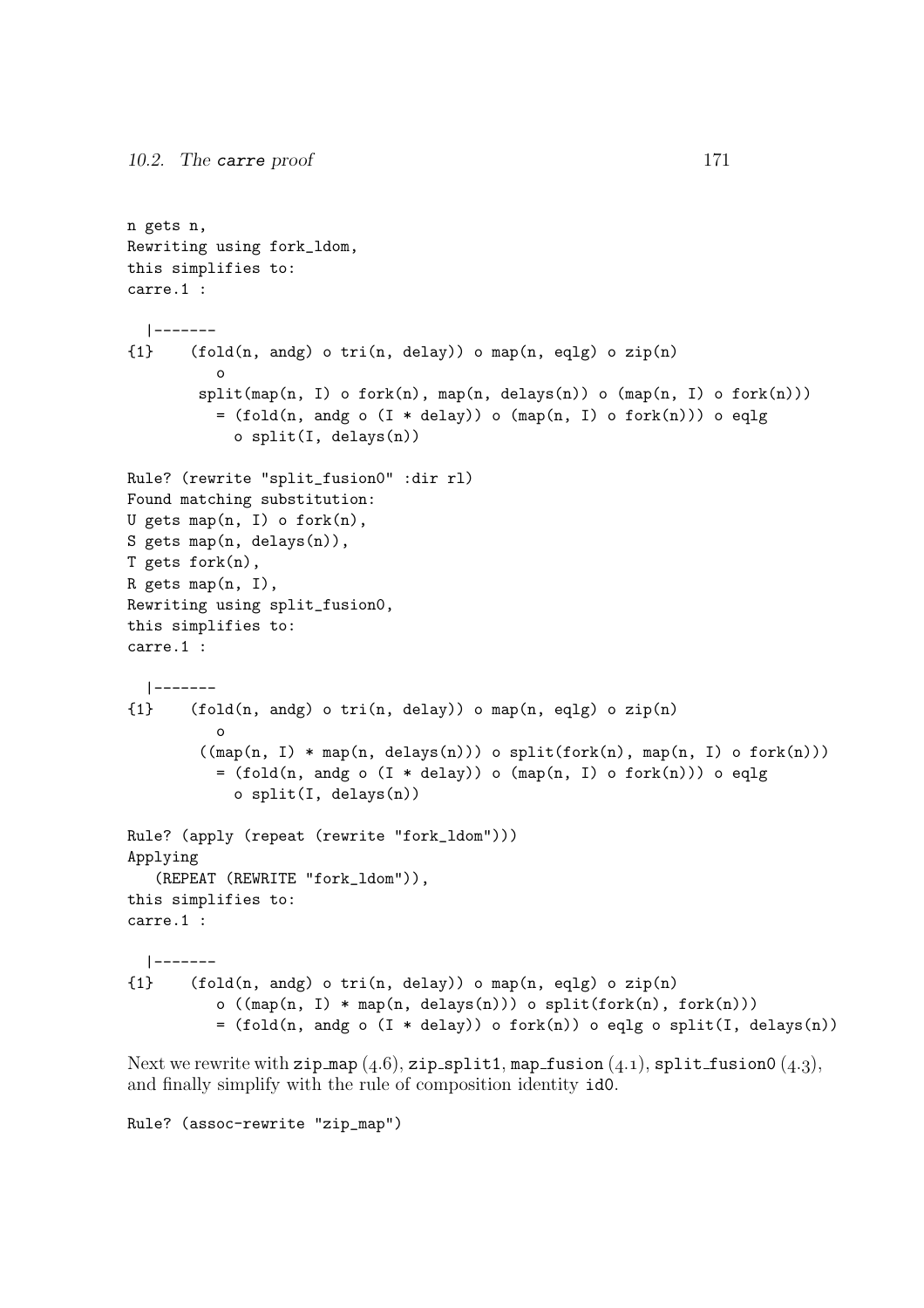```
n gets n,
Rewriting using fork_ldom,
this simplifies to:
carre.1 :

  |-------
{1}    (fold(n, andg) o tri(n, delay)) o map(n, eqlg) o zip(n)
          o
        split(map(n, I) o fork(n), map(n, delays(n)) o (map(n, I) o fork(n)))
          = (fold(n, andg o (I * delay)) o (map(n, I) o fork(n))) o eqlg
            o split(I, delays(n))

Rule? (rewrite "split_fusion0" :dir rl)
Found matching substitution:
U gets map(n, I) o fork(n),
S gets map(n, delays(n)),
T gets fork(n),
R gets map(n, I),
Rewriting using split_fusion0,
this simplifies to:
carre.1 :

  |-------
{1}    (fold(n, andg) o tri(n, delay)) o map(n, eqlg) o zip(n)
          o
        ((map(n, I) * map(n, delays(n))) o split(fork(n), map(n, I) o fork(n)))
          = (fold(n, andg o (I * delay)) o (map(n, I) o fork(n))) o eqlg
            o split(I, delays(n))

Rule? (apply (repeat (rewrite "fork_ldom")))
Applying
   (REPEAT (REWRITE "fork_ldom")),
this simplifies to:
carre.1 :

  |-------
{1}    (fold(n, andg) o tri(n, delay)) o map(n, eqlg) o zip(n)
          o ((map(n, I) * map(n, delays(n))) o split(fork(n), fork(n)))
          = (fold(n, andg o (I * delay)) o fork(n)) o eqlg o split(I, delays(n))
```

Next we rewrite with `zip_map` (4.6), `zip_split1`, `map_fusion` (4.1), `split_fusion0` (4.3), and finally simplify with the rule of composition identity `id0`.

```
Rule? (assoc-rewrite "zip_map")
```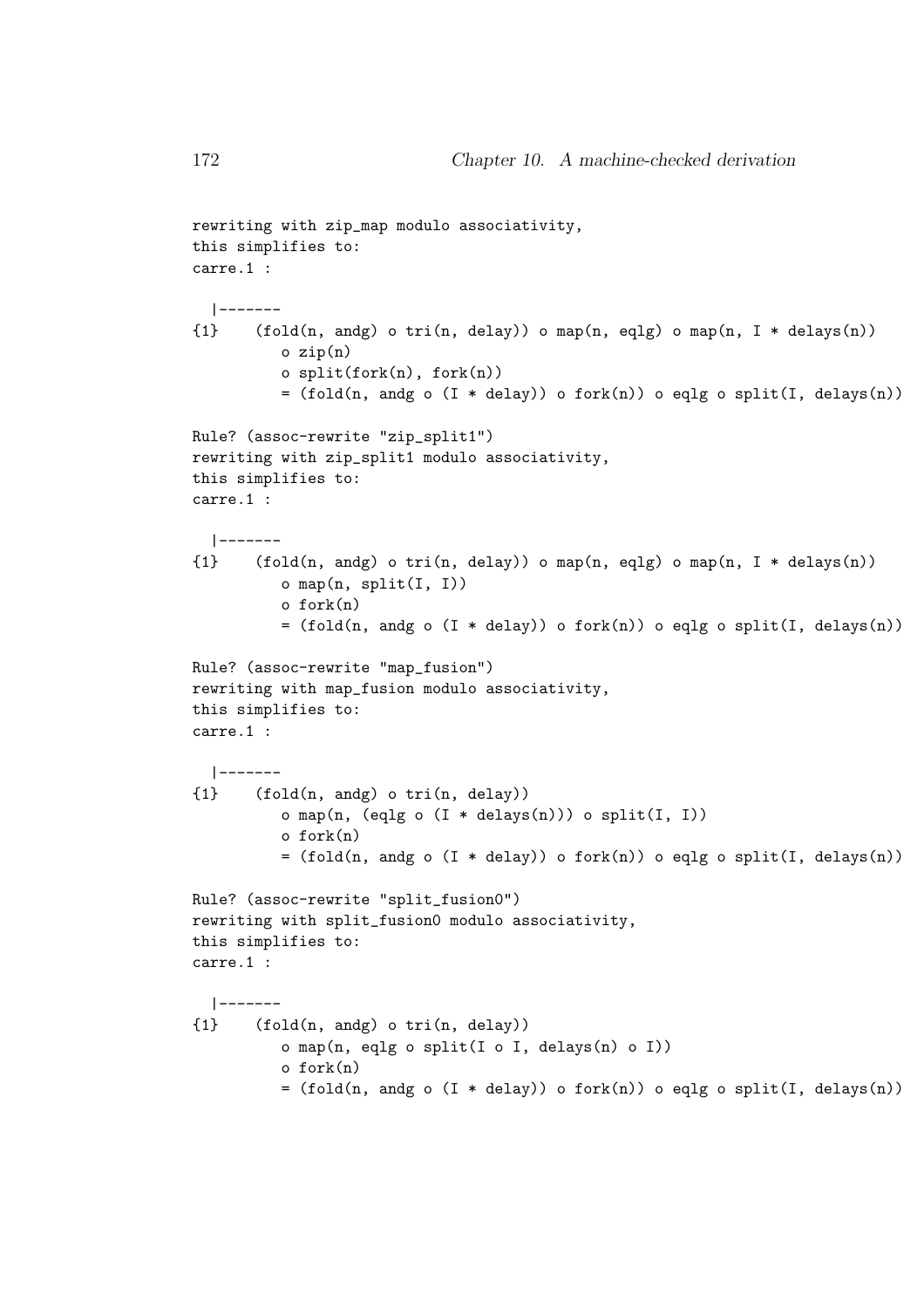```
rewriting with zip_map modulo associativity,
this simplifies to:
carre.1 :

  |-------
{1}    (fold(n, andg) o tri(n, delay)) o map(n, eqlg) o map(n, I * delays(n))
          o zip(n)
          o split(fork(n), fork(n))
          = (fold(n, andg o (I * delay)) o fork(n)) o eqlg o split(I, delays(n))

Rule? (assoc-rewrite "zip_split1")
rewriting with zip_split1 modulo associativity,
this simplifies to:
carre.1 :

  |-------
{1}    (fold(n, andg) o tri(n, delay)) o map(n, eqlg) o map(n, I * delays(n))
          o map(n, split(I, I))
          o fork(n)
          = (fold(n, andg o (I * delay)) o fork(n)) o eqlg o split(I, delays(n))

Rule? (assoc-rewrite "map_fusion")
rewriting with map_fusion modulo associativity,
this simplifies to:
carre.1 :

  |-------
{1}    (fold(n, andg) o tri(n, delay))
          o map(n, (eqlg o (I * delays(n))) o split(I, I))
          o fork(n)
          = (fold(n, andg o (I * delay)) o fork(n)) o eqlg o split(I, delays(n))

Rule? (assoc-rewrite "split_fusion0")
rewriting with split_fusion0 modulo associativity,
this simplifies to:
carre.1 :

  |-------
{1}    (fold(n, andg) o tri(n, delay))
          o map(n, eqlg o split(I o I, delays(n) o I))
          o fork(n)
          = (fold(n, andg o (I * delay)) o fork(n)) o eqlg o split(I, delays(n))
```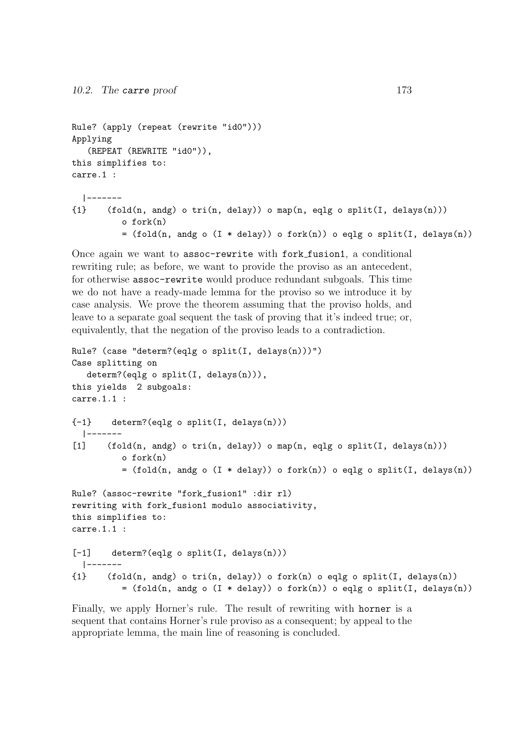```
Rule? (apply (repeat (rewrite "id0")))
Applying
   (REPEAT (REWRITE "id0")),
this simplifies to:
carre.1 :

  |-------
{1}    (fold(n, andg) o tri(n, delay)) o map(n, eqlg o split(I, delays(n)))
          o fork(n)
          = (fold(n, andg o (I * delay)) o fork(n)) o eqlg o split(I, delays(n))
```

Once again we want to `assoc-rewrite` with `fork_fusion1`, a conditional rewriting rule; as before, we want to provide the proviso as an antecedent, for otherwise `assoc-rewrite` would produce redundant subgoals. This time we do not have a ready-made lemma for the proviso so we introduce it by case analysis. We prove the theorem assuming that the proviso holds, and leave to a separate goal sequent the task of proving that it's indeed true; or, equivalently, that the negation of the proviso leads to a contradiction.

```
Rule? (case "determ?(eqlg o split(I, delays(n)))")
Case splitting on
   determ?(eqlg o split(I, delays(n))),
this yields  2 subgoals:
carre.1.1 :

{-1}    determ?(eqlg o split(I, delays(n)))
  |-------
[1]    (fold(n, andg) o tri(n, delay)) o map(n, eqlg o split(I, delays(n)))
          o fork(n)
          = (fold(n, andg o (I * delay)) o fork(n)) o eqlg o split(I, delays(n))

Rule? (assoc-rewrite "fork_fusion1" :dir rl)
rewriting with fork_fusion1 modulo associativity,
this simplifies to:
carre.1.1 :

[-1]    determ?(eqlg o split(I, delays(n)))
  |-------
{1}    (fold(n, andg) o tri(n, delay)) o fork(n) o eqlg o split(I, delays(n))
          = (fold(n, andg o (I * delay)) o fork(n)) o eqlg o split(I, delays(n))
```

Finally, we apply Horner's rule. The result of rewriting with `horner` is a sequent that contains Horner's rule proviso as a consequent; by appeal to the appropriate lemma, the main line of reasoning is concluded.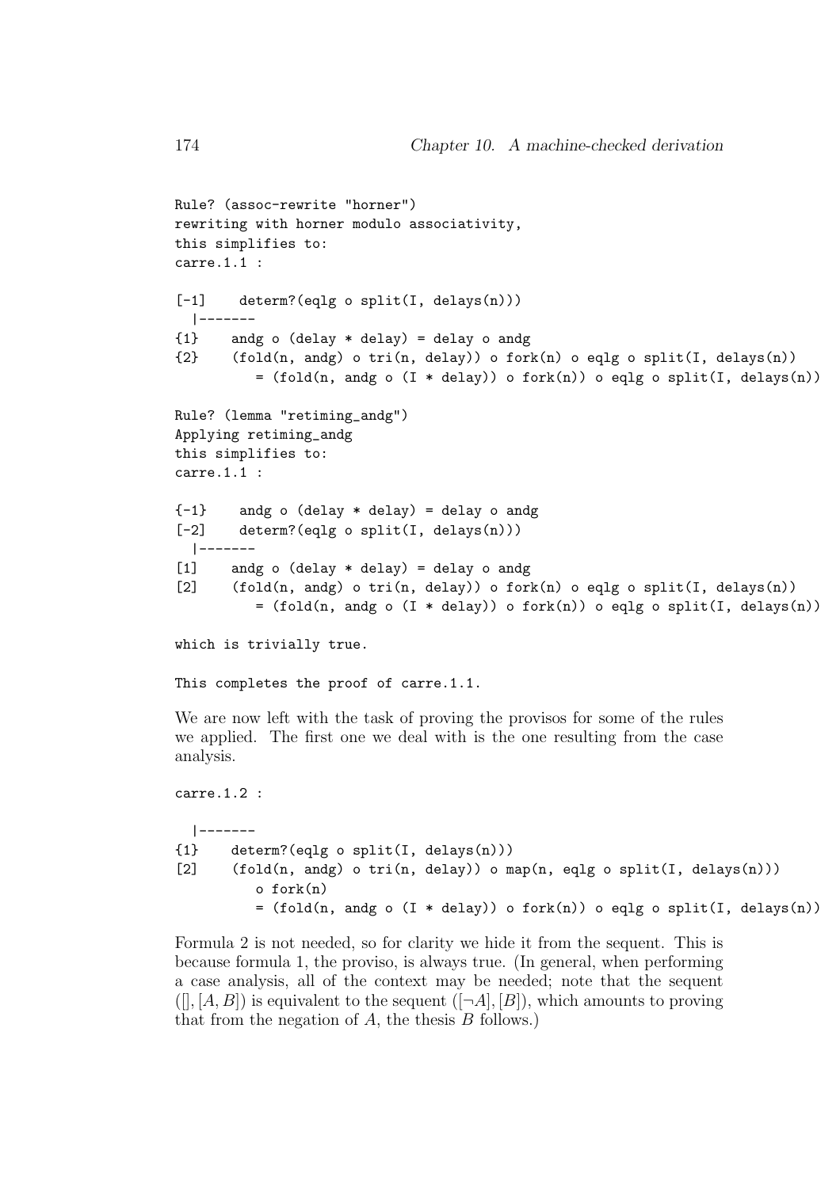```
Rule? (assoc-rewrite "horner")
rewriting with horner modulo associativity,
this simplifies to:
carre.1.1 :

[-1]    determ?(eqlg o split(I, delays(n)))
  |-------
{1}    andg o (delay * delay) = delay o andg
{2}    (fold(n, andg) o tri(n, delay)) o fork(n) o eqlg o split(I, delays(n))
          = (fold(n, andg o (I * delay)) o fork(n)) o eqlg o split(I, delays(n))

Rule? (lemma "retiming_andg")
Applying retiming_andg
this simplifies to:
carre.1.1 :

{-1}    andg o (delay * delay) = delay o andg
[-2]    determ?(eqlg o split(I, delays(n)))
  |-------
[1]    andg o (delay * delay) = delay o andg
[2]    (fold(n, andg) o tri(n, delay)) o fork(n) o eqlg o split(I, delays(n))
          = (fold(n, andg o (I * delay)) o fork(n)) o eqlg o split(I, delays(n))

which is trivially true.

This completes the proof of carre.1.1.
```

We are now left with the task of proving the provisos for some of the rules we applied. The first one we deal with is the one resulting from the case analysis.

```
carre.1.2 :

  |-------
{1}    determ?(eqlg o split(I, delays(n)))
[2]    (fold(n, andg) o tri(n, delay)) o map(n, eqlg o split(I, delays(n)))
          o fork(n)
          = (fold(n, andg o (I * delay)) o fork(n)) o eqlg o split(I, delays(n))
```

Formula 2 is not needed, so for clarity we hide it from the sequent. This is because formula 1, the proviso, is always true. (In general, when performing a case analysis, all of the context may be needed; note that the sequent $([], [A, B])$ is equivalent to the sequent $([\neg A], [B])$, which amounts to proving that from the negation of $A$, the thesis $B$ follows.)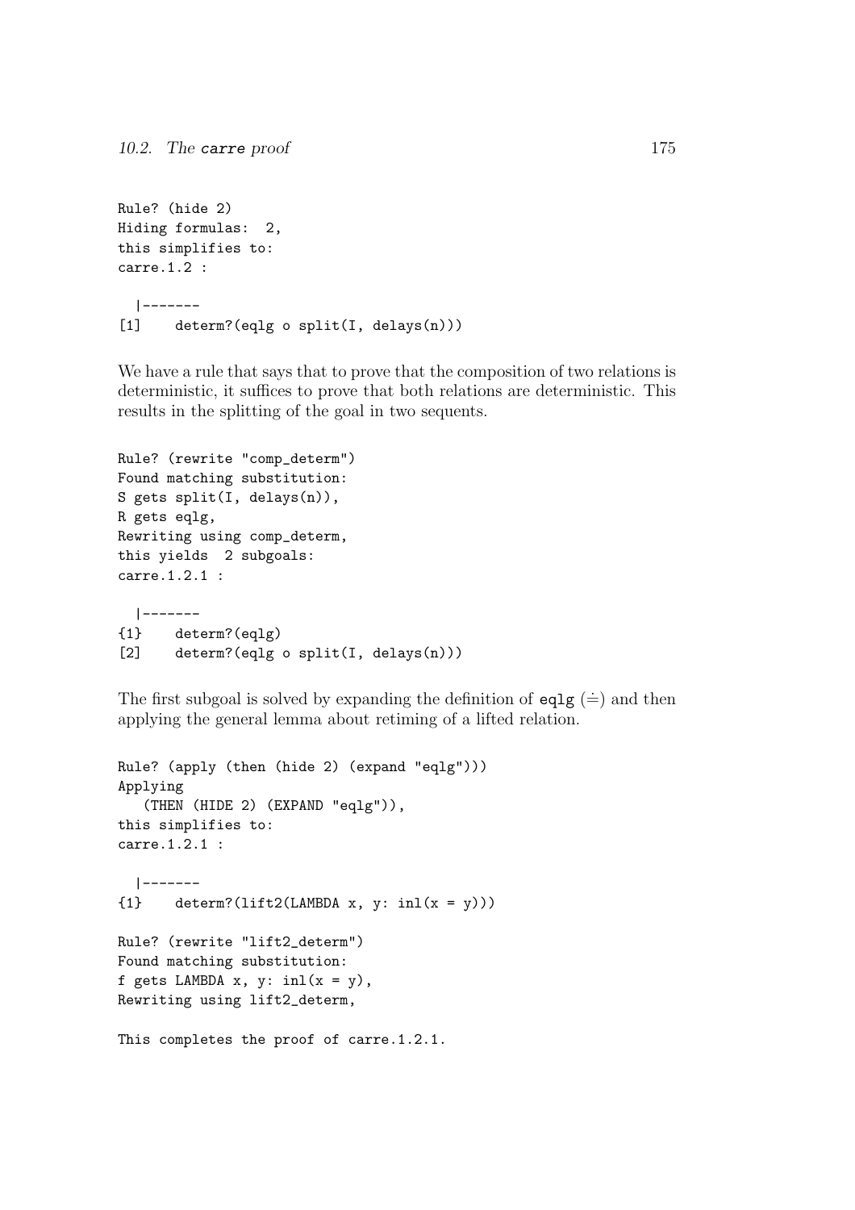```
Rule? (hide 2)
Hiding formulas:  2,
this simplifies to:
carre.1.2 :

  |-------
[1]    determ?(eqlg o split(I, delays(n)))
```

We have a rule that says that to prove that the composition of two relations is deterministic, it suffices to prove that both relations are deterministic. This results in the splitting of the goal in two sequents.

```
Rule? (rewrite "comp_determ")
Found matching substitution:
S gets split(I, delays(n)),
R gets eqlg,
Rewriting using comp_determ,
this yields  2 subgoals:
carre.1.2.1 :

  |-------
{1}    determ?(eqlg)
[2]    determ?(eqlg o split(I, delays(n)))
```

The first subgoal is solved by expanding the definition of `eqlg` ($\doteq$) and then applying the general lemma about retiming of a lifted relation.

```
Rule? (apply (then (hide 2) (expand "eqlg")))
Applying
   (THEN (HIDE 2) (EXPAND "eqlg")),
this simplifies to:
carre.1.2.1 :

  |-------
{1}    determ?(lift2(LAMBDA x, y: inl(x = y)))

Rule? (rewrite "lift2_determ")
Found matching substitution:
f gets LAMBDA x, y: inl(x = y),
Rewriting using lift2_determ,

This completes the proof of carre.1.2.1.
```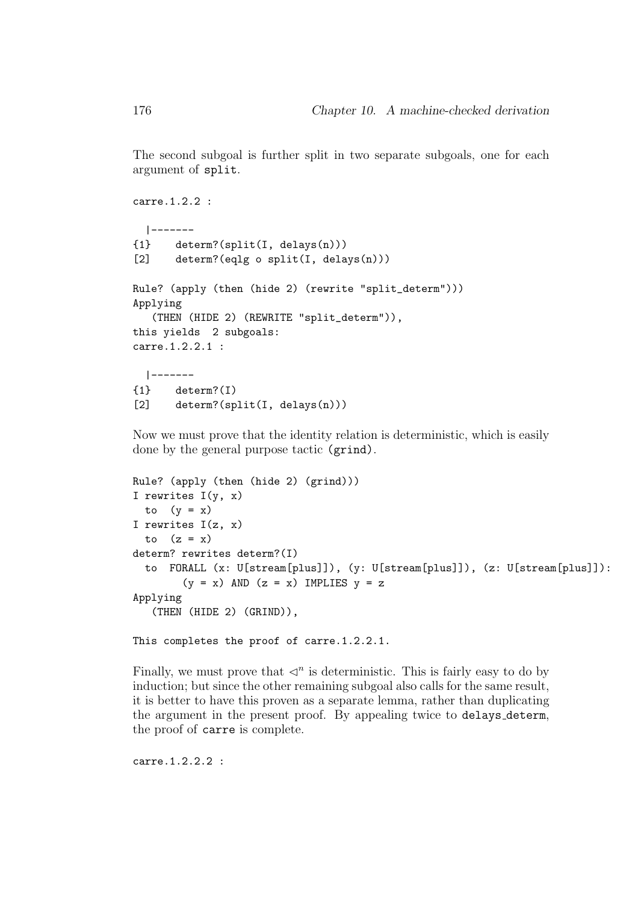The second subgoal is further split in two separate subgoals, one for each argument of `split`.

```
carre.1.2.2 :

  |-------
{1}    determ?(split(I, delays(n)))
[2]    determ?(eqlg o split(I, delays(n)))

Rule? (apply (then (hide 2) (rewrite "split_determ")))
Applying
   (THEN (HIDE 2) (REWRITE "split_determ")),
this yields  2 subgoals:
carre.1.2.2.1 :

  |-------
{1}    determ?(I)
[2]    determ?(split(I, delays(n)))
```

Now we must prove that the identity relation is deterministic, which is easily done by the general purpose tactic `(grind)`.

```
Rule? (apply (then (hide 2) (grind)))
I rewrites I(y, x)
  to  (y = x)
I rewrites I(z, x)
  to  (z = x)
determ? rewrites determ?(I)
  to  FORALL (x: U[stream[plus]]), (y: U[stream[plus]]), (z: U[stream[plus]]):
        (y = x) AND (z = x) IMPLIES y = z
Applying
   (THEN (HIDE 2) (GRIND)),

This completes the proof of carre.1.2.2.1.
```

Finally, we must prove that $\lhd^n$ is deterministic. This is fairly easy to do by induction; but since the other remaining subgoal also calls for the same result, it is better to have this proven as a separate lemma, rather than duplicating the argument in the present proof. By appealing twice to `delays_determ`, the proof of `carre` is complete.

```
carre.1.2.2.2 :
```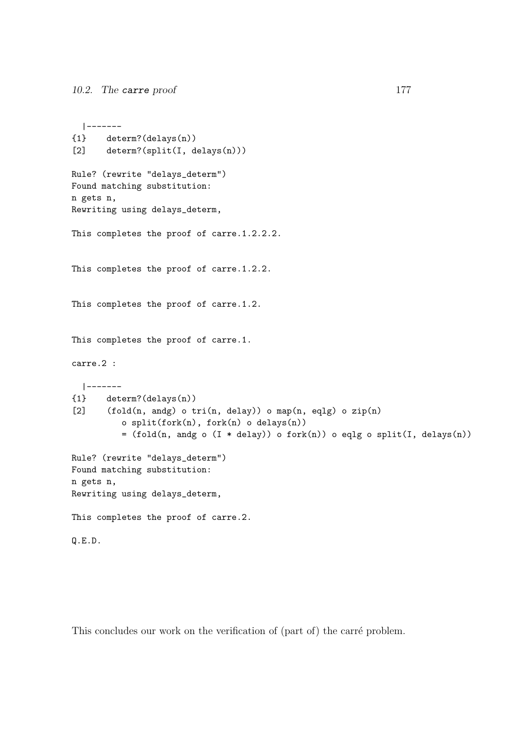```
  |-------
{1}    determ?(delays(n))
[2]    determ?(split(I, delays(n)))

Rule? (rewrite "delays_determ")
Found matching substitution:
n gets n,
Rewriting using delays_determ,

This completes the proof of carre.1.2.2.2.


This completes the proof of carre.1.2.2.


This completes the proof of carre.1.2.


This completes the proof of carre.1.

carre.2 :

  |-------
{1}    determ?(delays(n))
[2]    (fold(n, andg) o tri(n, delay)) o map(n, eqlg) o zip(n)
          o split(fork(n), fork(n) o delays(n))
          = (fold(n, andg o (I * delay)) o fork(n)) o eqlg o split(I, delays(n))

Rule? (rewrite "delays_determ")
Found matching substitution:
n gets n,
Rewriting using delays_determ,

This completes the proof of carre.2.

Q.E.D.
```

This concludes our work on the verification of (part of) the carré problem.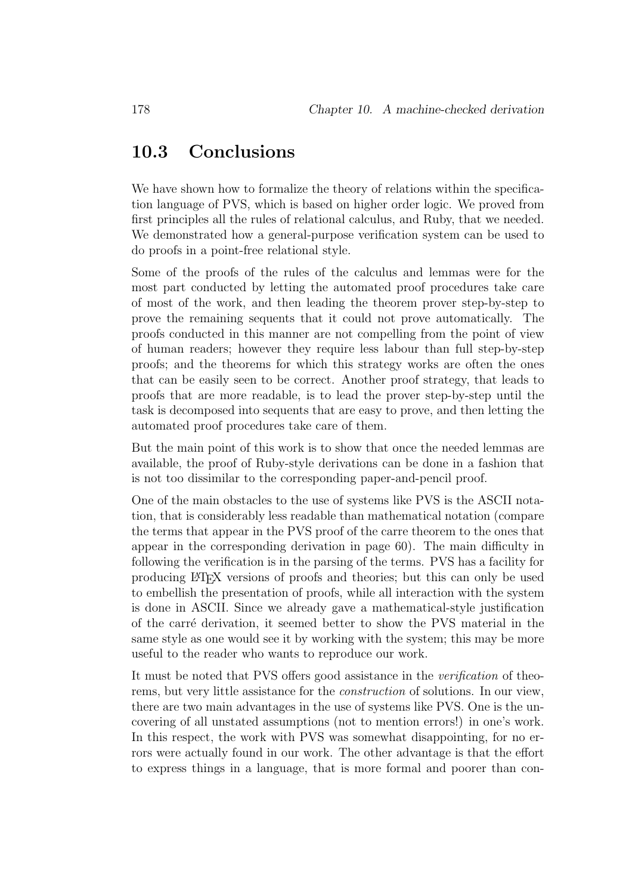## 10.3 Conclusions

We have shown how to formalize the theory of relations within the specification language of PVS, which is based on higher order logic. We proved from first principles all the rules of relational calculus, and Ruby, that we needed. We demonstrated how a general-purpose verification system can be used to do proofs in a point-free relational style.

Some of the proofs of the rules of the calculus and lemmas were for the most part conducted by letting the automated proof procedures take care of most of the work, and then leading the theorem prover step-by-step to prove the remaining sequents that it could not prove automatically. The proofs conducted in this manner are not compelling from the point of view of human readers; however they require less labour than full step-by-step proofs; and the theorems for which this strategy works are often the ones that can be easily seen to be correct. Another proof strategy, that leads to proofs that are more readable, is to lead the prover step-by-step until the task is decomposed into sequents that are easy to prove, and then letting the automated proof procedures take care of them.

But the main point of this work is to show that once the needed lemmas are available, the proof of Ruby-style derivations can be done in a fashion that is not too dissimilar to the corresponding paper-and-pencil proof.

One of the main obstacles to the use of systems like PVS is the ASCII notation, that is considerably less readable than mathematical notation (compare the terms that appear in the PVS proof of the carre theorem to the ones that appear in the corresponding derivation in page 60). The main difficulty in following the verification is in the parsing of the terms. PVS has a facility for producing LaTeX versions of proofs and theories; but this can only be used to embellish the presentation of proofs, while all interaction with the system is done in ASCII. Since we already gave a mathematical-style justification of the carré derivation, it seemed better to show the PVS material in the same style as one would see it by working with the system; this may be more useful to the reader who wants to reproduce our work.

It must be noted that PVS offers good assistance in the *verification* of theorems, but very little assistance for the *construction* of solutions. In our view, there are two main advantages in the use of systems like PVS. One is the uncovering of all unstated assumptions (not to mention errors!) in one's work. In this respect, the work with PVS was somewhat disappointing, for no errors were actually found in our work. The other advantage is that the effort to express things in a language, that is more formal and poorer than con-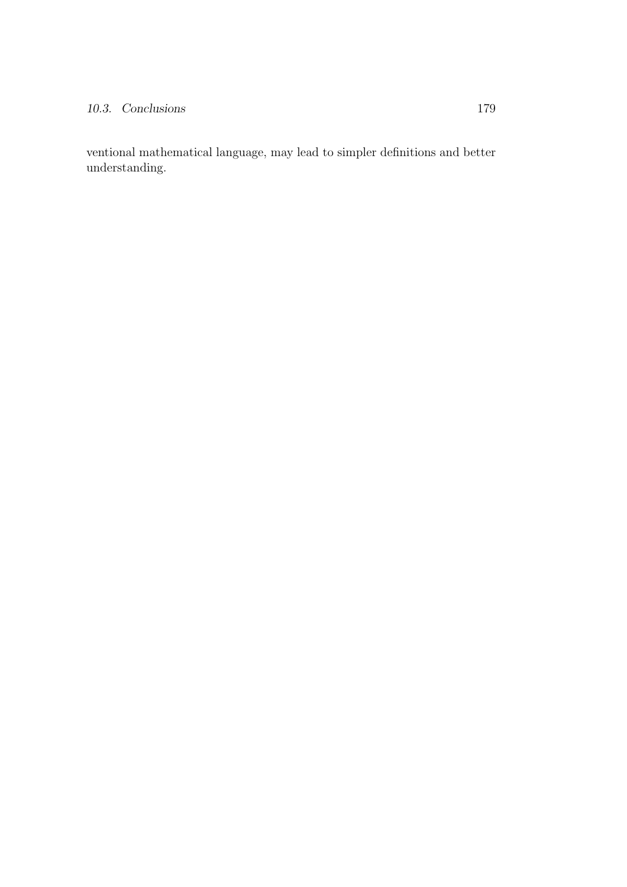ventional mathematical language, may lead to simpler definitions and better understanding.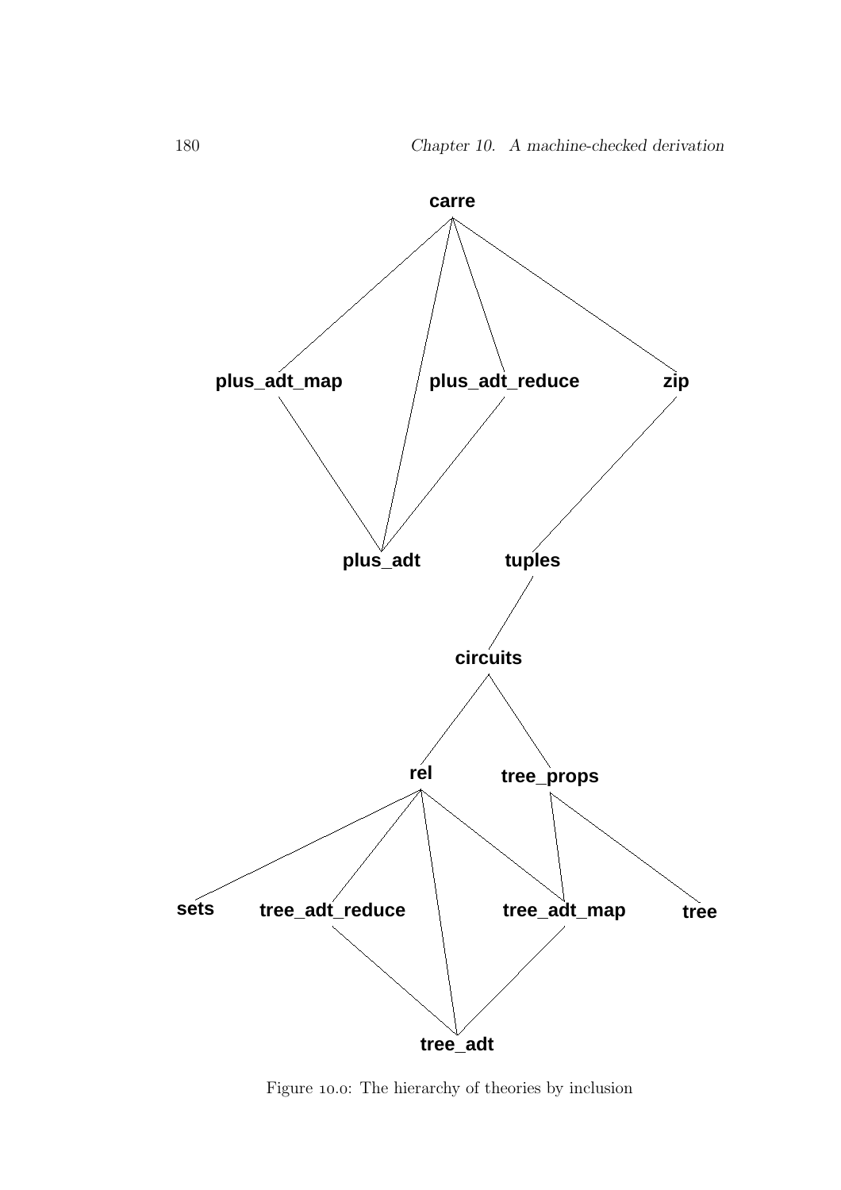carre

plus_adt_map

plus_adt_reduce

zip

plus_adt

tuples

circuits

rel

tree_props

sets

tree_adt_reduce

tree_adt_map

tree

tree_adt

Figure 10.0: The hierarchy of theories by inclusion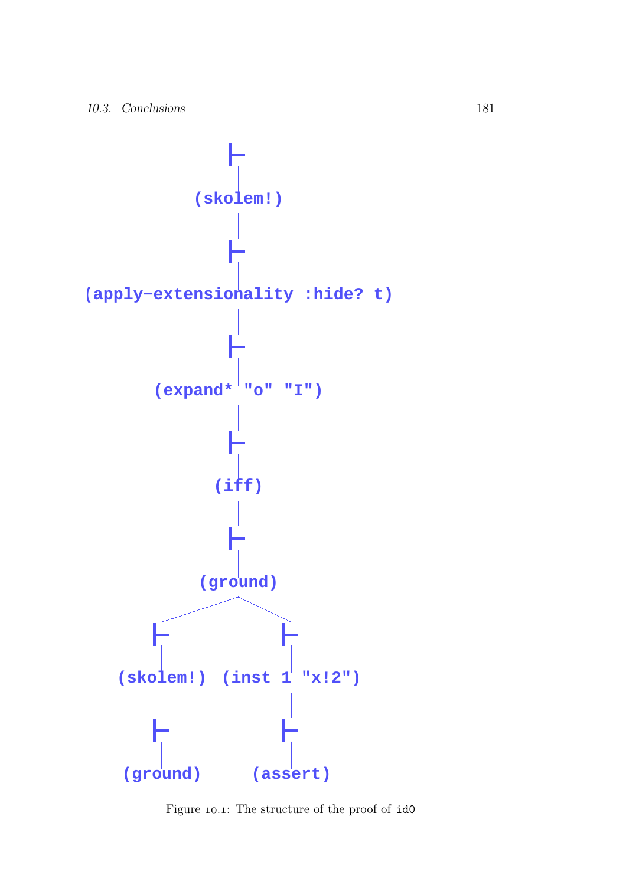⊢

(skolem!)

⊢

(apply-extensionality :hide? t)

⊢

(expand* "o" "I")

⊢

(iff)

⊢

(ground)

⊢ ⊢

(skolem!) (inst 1 "x!2")

⊢ ⊢

(ground) (assert)

Figure 10.1: The structure of the proof of `id0`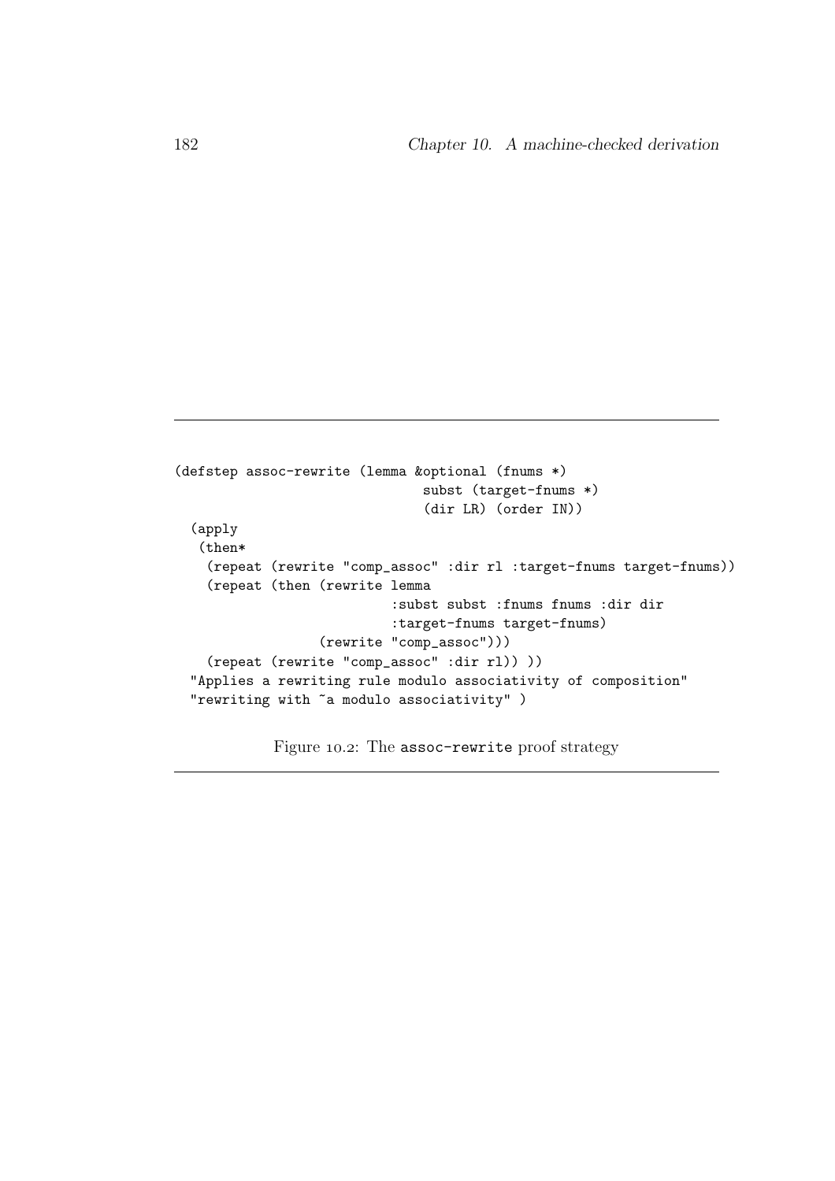```
(defstep assoc-rewrite (lemma &optional (fnums *)
                              subst (target-fnums *)
                              (dir LR) (order IN))
  (apply
   (then*
    (repeat (rewrite "comp_assoc" :dir rl :target-fnums target-fnums))
    (repeat (then (rewrite lemma
                          :subst subst :fnums fnums :dir dir
                          :target-fnums target-fnums)
                  (rewrite "comp_assoc")))
    (repeat (rewrite "comp_assoc" :dir rl)) ))
  "Applies a rewriting rule modulo associativity of composition"
  "rewriting with ~a modulo associativity" )
```

Figure 10.2: The `assoc-rewrite` proof strategy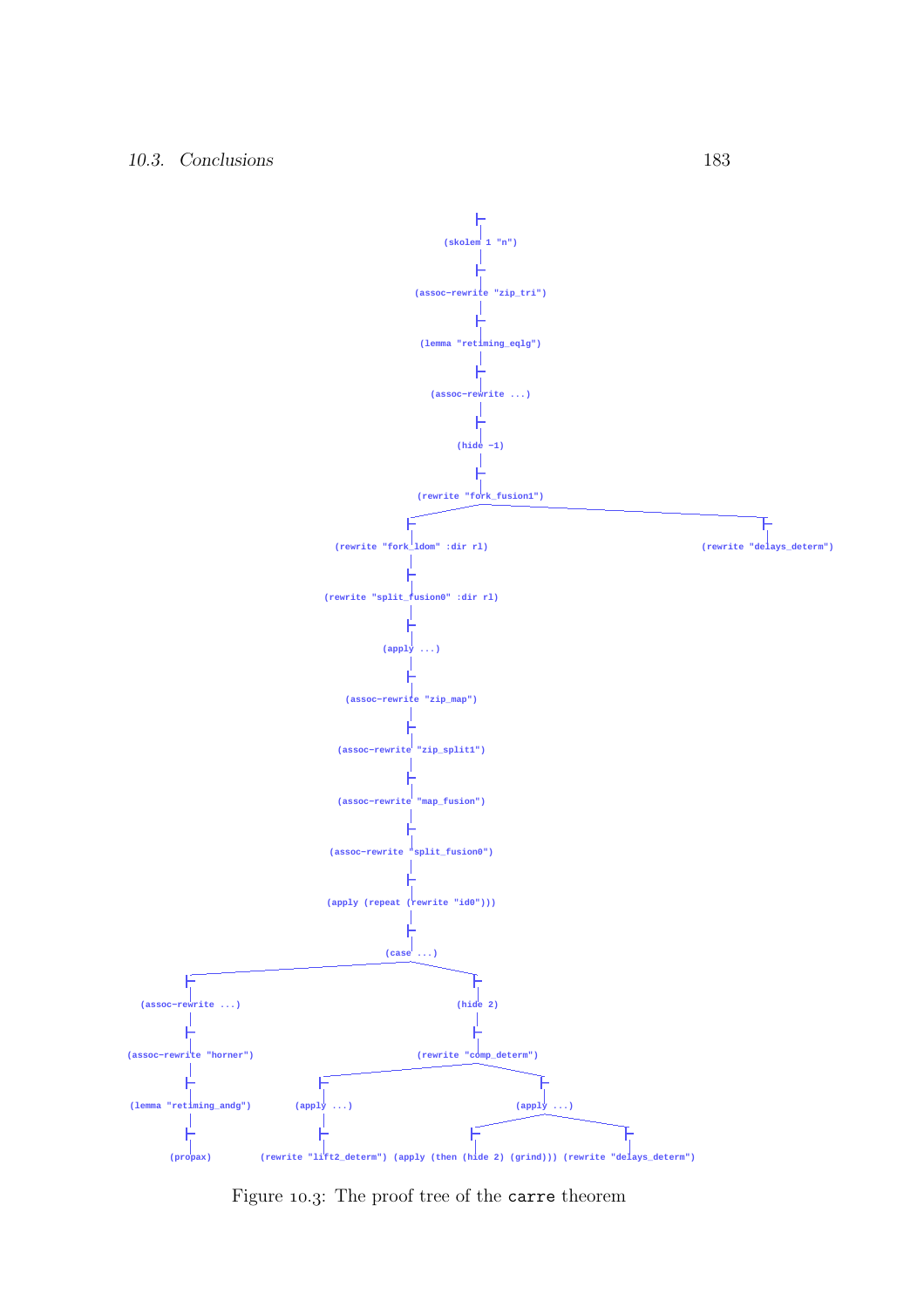(skolem 1 "n")

(assoc-rewrite "zip_tri")

(lemma "retiming_eqlg")

(assoc-rewrite ...)

(hide -1)

(rewrite "fork_fusion1")

(rewrite "fork_ldom" :dir rl)

(rewrite "delays_determ")

(rewrite "split_fusion0" :dir rl)

(apply ...)

(assoc-rewrite "zip_map")

(assoc-rewrite "zip_split1")

(assoc-rewrite "map_fusion")

(assoc-rewrite "split_fusion0")

(apply (repeat (rewrite "id0")))

(case ...)

(assoc-rewrite ...)

(hide 2)

(assoc-rewrite "horner")

(rewrite "comp_determ")

(lemma "retiming_andg")

(apply ...)

(apply ...)

(propax)

(rewrite "lift2_determ")

(apply (then (hide 2) (grind)))

(rewrite "delays_determ")

Figure 10.3: The proof tree of the carre theorem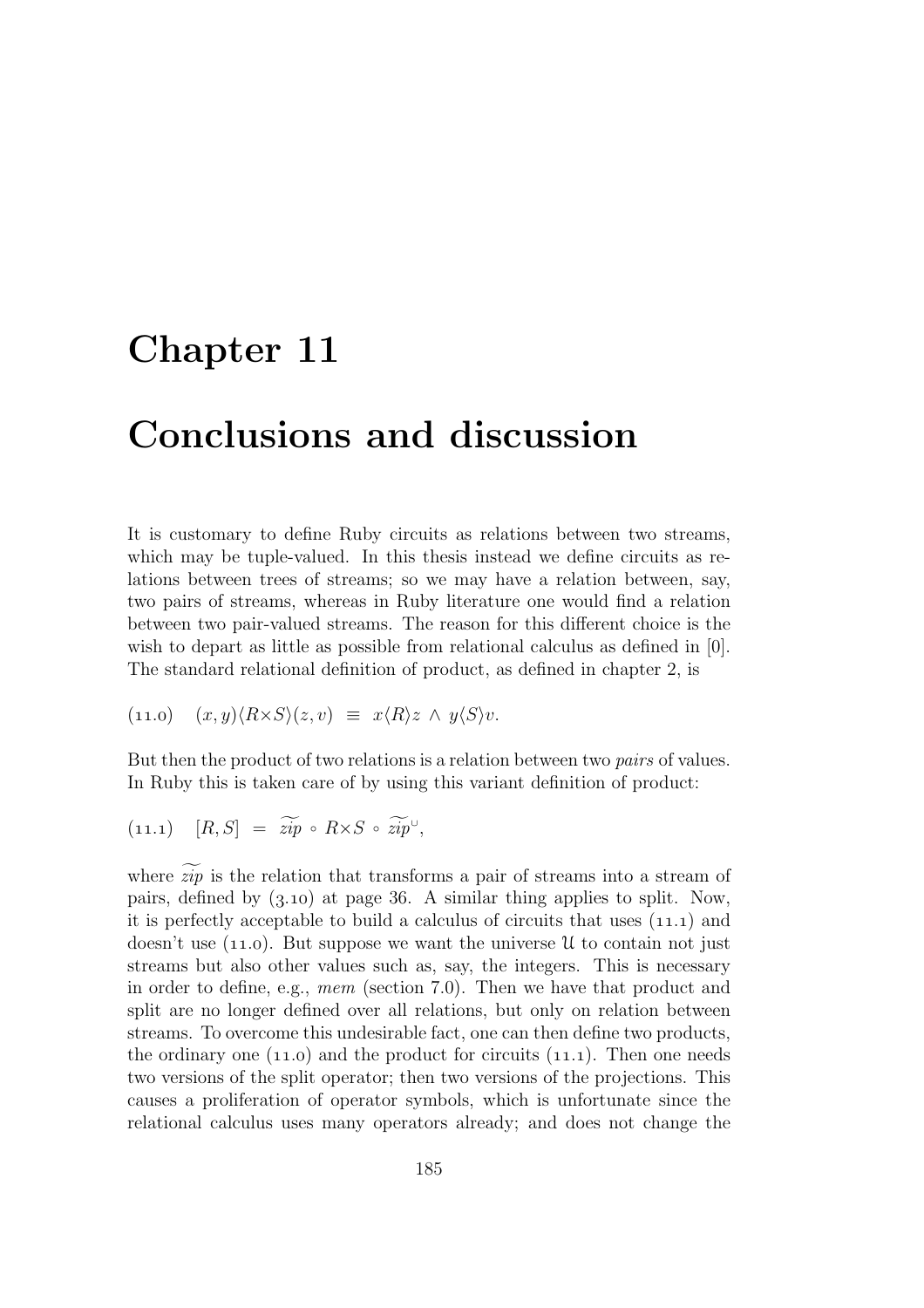# Chapter 11

# Conclusions and discussion

It is customary to define Ruby circuits as relations between two streams, which may be tuple-valued. In this thesis instead we define circuits as relations between trees of streams; so we may have a relation between, say, two pairs of streams, whereas in Ruby literature one would find a relation between two pair-valued streams. The reason for this different choice is the wish to depart as little as possible from relational calculus as defined in [0]. The standard relational definition of product, as defined in chapter 2, is

$$(11.0) \quad (x, y)\langle R{\times}S\rangle(z, v) \;\equiv\; x\langle R\rangle z \,\wedge\, y\langle S\rangle v.$$

But then the product of two relations is a relation between two *pairs* of values. In Ruby this is taken care of by using this variant definition of product:

$$(11.1) \quad [R, S] \;=\; \widetilde{zip} \circ R{\times}S \circ \widetilde{zip}^{\cup},$$

where $\widetilde{zip}$ is the relation that transforms a pair of streams into a stream of pairs, defined by (3.10) at page 36. A similar thing applies to split. Now, it is perfectly acceptable to build a calculus of circuits that uses (11.1) and doesn't use (11.0). But suppose we want the universe $\mathcal{U}$ to contain not just streams but also other values such as, say, the integers. This is necessary in order to define, e.g., *mem* (section 7.0). Then we have that product and split are no longer defined over all relations, but only on relation between streams. To overcome this undesirable fact, one can then define two products, the ordinary one (11.0) and the product for circuits (11.1). Then one needs two versions of the split operator; then two versions of the projections. This causes a proliferation of operator symbols, which is unfortunate since the relational calculus uses many operators already; and does not change the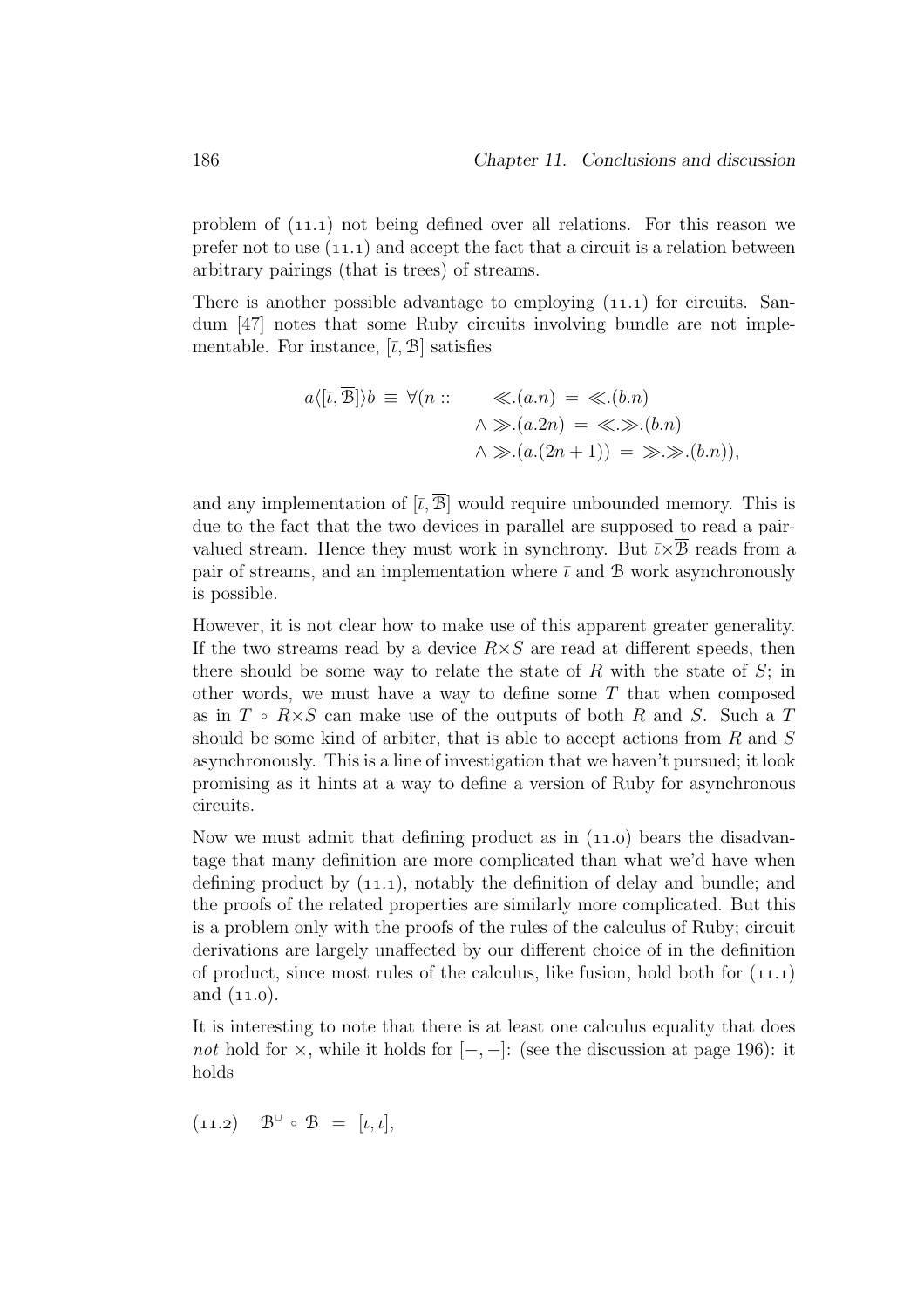problem of (11.1) not being defined over all relations. For this reason we prefer not to use (11.1) and accept the fact that a circuit is a relation between arbitrary pairings (that is trees) of streams.

There is another possible advantage to employing (11.1) for circuits. Sandum [47] notes that some Ruby circuits involving bundle are not implementable. For instance, $[\bar{\iota}, \overline{\mathcal{B}}]$ satisfies

$$
\begin{aligned}
a\langle[\bar{\iota}, \overline{\mathcal{B}}]\rangle b \;\equiv\; \forall(n ::\quad & \ll.(a.n) \;=\; \ll.(b.n) \\
& \wedge \gg.(a.2n) \;=\; \ll.\gg.(b.n) \\
& \wedge \gg.(a.(2n+1)) \;=\; \gg.\gg.(b.n)),
\end{aligned}
$$

and any implementation of $[\bar{\iota}, \overline{\mathcal{B}}]$ would require unbounded memory. This is due to the fact that the two devices in parallel are supposed to read a pair-valued stream. Hence they must work in synchrony. But $\bar{\iota}\times\overline{\mathcal{B}}$ reads from a pair of streams, and an implementation where $\bar{\iota}$ and $\overline{\mathcal{B}}$ work asynchronously is possible.

However, it is not clear how to make use of this apparent greater generality. If the two streams read by a device $R\times S$ are read at different speeds, then there should be some way to relate the state of $R$ with the state of $S$; in other words, we must have a way to define some $T$ that when composed as in $T \circ R\times S$ can make use of the outputs of both $R$ and $S$. Such a $T$ should be some kind of arbiter, that is able to accept actions from $R$ and $S$ asynchronously. This is a line of investigation that we haven't pursued; it look promising as it hints at a way to define a version of Ruby for asynchronous circuits.

Now we must admit that defining product as in (11.0) bears the disadvantage that many definition are more complicated than what we'd have when defining product by (11.1), notably the definition of delay and bundle; and the proofs of the related properties are similarly more complicated. But this is a problem only with the proofs of the rules of the calculus of Ruby; circuit derivations are largely unaffected by our different choice of in the definition of product, since most rules of the calculus, like fusion, hold both for (11.1) and (11.0).

It is interesting to note that there is at least one calculus equality that does *not* hold for $\times$, while it holds for $[-,-]$: (see the discussion at page 196): it holds

$$
(11.2) \quad \mathcal{B}^{\cup} \circ \mathcal{B} \;=\; [\iota, \iota],
$$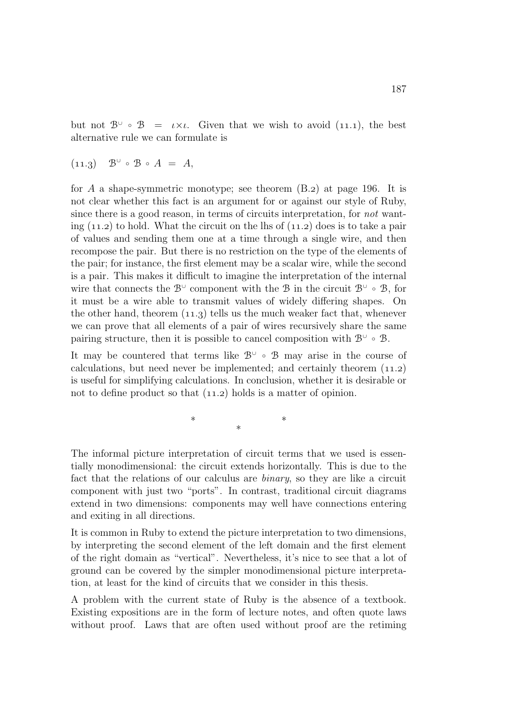but not $\mathcal{B}^{\cup} \circ \mathcal{B} \;=\; \iota\times\iota$. Given that we wish to avoid (11.1), the best alternative rule we can formulate is

$$(11.3) \quad \mathcal{B}^{\cup} \circ \mathcal{B} \circ A \;=\; A,$$

for $A$ a shape-symmetric monotype; see theorem (B.2) at page 196. It is not clear whether this fact is an argument for or against our style of Ruby, since there is a good reason, in terms of circuits interpretation, for *not* wanting (11.2) to hold. What the circuit on the lhs of (11.2) does is to take a pair of values and sending them one at a time through a single wire, and then recompose the pair. But there is no restriction on the type of the elements of the pair; for instance, the first element may be a scalar wire, while the second is a pair. This makes it difficult to imagine the interpretation of the internal wire that connects the $\mathcal{B}^{\cup}$ component with the $\mathcal{B}$ in the circuit $\mathcal{B}^{\cup} \circ \mathcal{B}$, for it must be a wire able to transmit values of widely differing shapes. On the other hand, theorem (11.3) tells us the much weaker fact that, whenever we can prove that all elements of a pair of wires recursively share the same pairing structure, then it is possible to cancel composition with $\mathcal{B}^{\cup} \circ \mathcal{B}$.

It may be countered that terms like $\mathcal{B}^{\cup} \circ \mathcal{B}$ may arise in the course of calculations, but need never be implemented; and certainly theorem (11.2) is useful for simplifying calculations. In conclusion, whether it is desirable or not to define product so that (11.2) holds is a matter of opinion.

\* \* \*

The informal picture interpretation of circuit terms that we used is essentially monodimensional: the circuit extends horizontally. This is due to the fact that the relations of our calculus are *binary*, so they are like a circuit component with just two "ports". In contrast, traditional circuit diagrams extend in two dimensions: components may well have connections entering and exiting in all directions.

It is common in Ruby to extend the picture interpretation to two dimensions, by interpreting the second element of the left domain and the first element of the right domain as "vertical". Nevertheless, it's nice to see that a lot of ground can be covered by the simpler monodimensional picture interpretation, at least for the kind of circuits that we consider in this thesis.

A problem with the current state of Ruby is the absence of a textbook. Existing expositions are in the form of lecture notes, and often quote laws without proof. Laws that are often used without proof are the retiming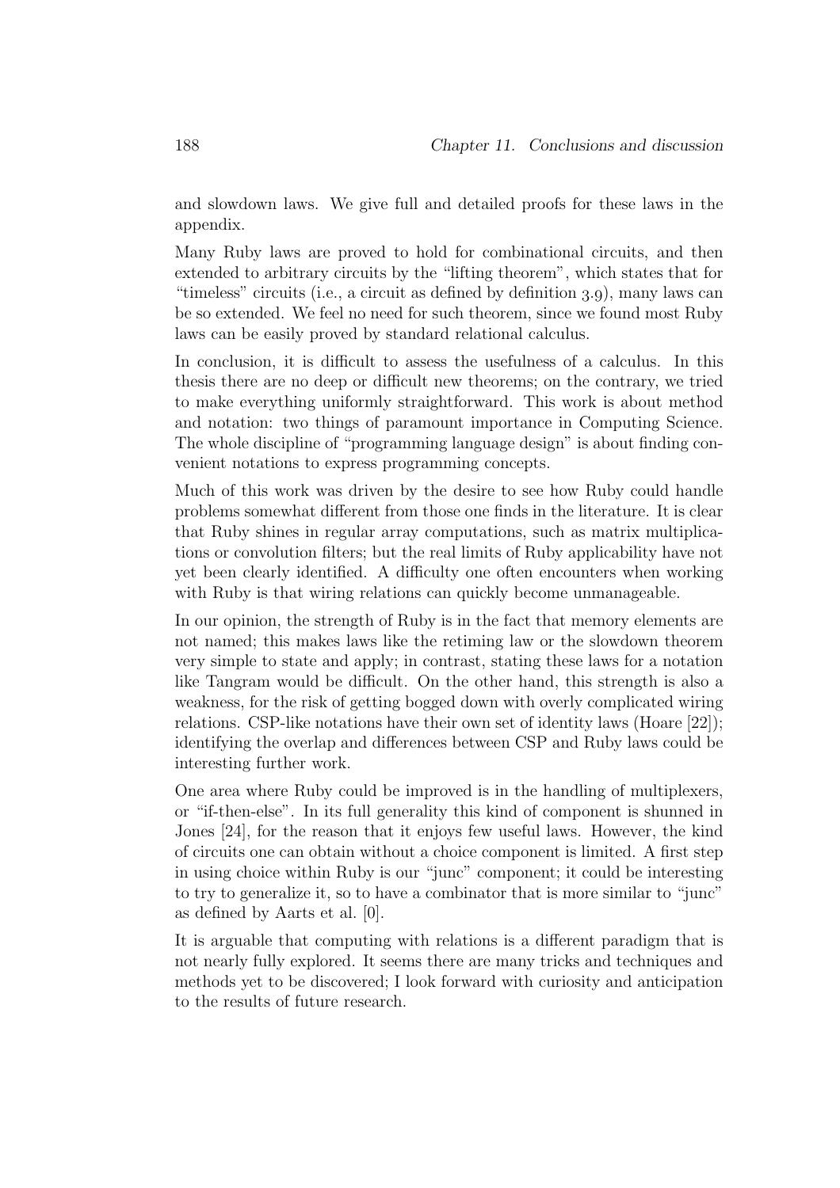and slowdown laws. We give full and detailed proofs for these laws in the appendix.

Many Ruby laws are proved to hold for combinational circuits, and then extended to arbitrary circuits by the "lifting theorem", which states that for "timeless" circuits (i.e., a circuit as defined by definition 3.9), many laws can be so extended. We feel no need for such theorem, since we found most Ruby laws can be easily proved by standard relational calculus.

In conclusion, it is difficult to assess the usefulness of a calculus. In this thesis there are no deep or difficult new theorems; on the contrary, we tried to make everything uniformly straightforward. This work is about method and notation: two things of paramount importance in Computing Science. The whole discipline of "programming language design" is about finding convenient notations to express programming concepts.

Much of this work was driven by the desire to see how Ruby could handle problems somewhat different from those one finds in the literature. It is clear that Ruby shines in regular array computations, such as matrix multiplications or convolution filters; but the real limits of Ruby applicability have not yet been clearly identified. A difficulty one often encounters when working with Ruby is that wiring relations can quickly become unmanageable.

In our opinion, the strength of Ruby is in the fact that memory elements are not named; this makes laws like the retiming law or the slowdown theorem very simple to state and apply; in contrast, stating these laws for a notation like Tangram would be difficult. On the other hand, this strength is also a weakness, for the risk of getting bogged down with overly complicated wiring relations. CSP-like notations have their own set of identity laws (Hoare [22]); identifying the overlap and differences between CSP and Ruby laws could be interesting further work.

One area where Ruby could be improved is in the handling of multiplexers, or "if-then-else". In its full generality this kind of component is shunned in Jones [24], for the reason that it enjoys few useful laws. However, the kind of circuits one can obtain without a choice component is limited. A first step in using choice within Ruby is our "junc" component; it could be interesting to try to generalize it, so to have a combinator that is more similar to "junc" as defined by Aarts et al. [0].

It is arguable that computing with relations is a different paradigm that is not nearly fully explored. It seems there are many tricks and techniques and methods yet to be discovered; I look forward with curiosity and anticipation to the results of future research.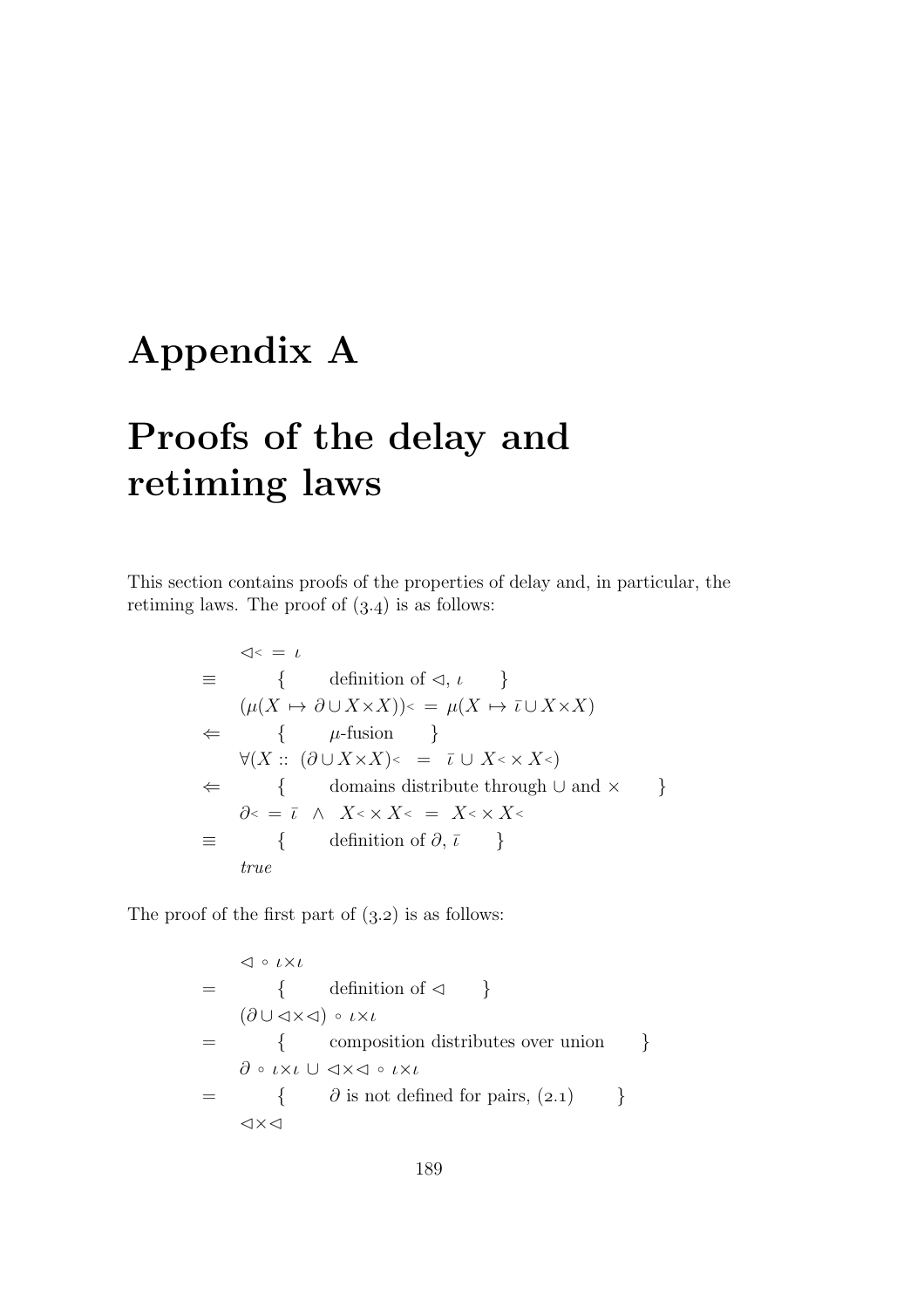# Appendix A

# Proofs of the delay and retiming laws

This section contains proofs of the properties of delay and, in particular, the retiming laws. The proof of (3.4) is as follows:

$$
\begin{array}{ll}
 & \lhd_{<} \;=\; \iota \\
\equiv & \qquad \{ \qquad \text{definition of } \lhd,\ \iota \qquad \} \\
 & (\mu(X \mapsto \partial \cup X{\times}X))_{<} \;=\; \mu(X \mapsto \bar{\iota} \cup X{\times}X) \\
\Leftarrow & \qquad \{ \qquad \mu\text{-fusion} \qquad \} \\
 & \forall(X :: \ (\partial \cup X{\times}X)_{<} \ \ = \ \ \bar{\iota} \,\cup\, X_{<} \times X_{<}) \\
\Leftarrow & \qquad \{ \qquad \text{domains distribute through } \cup \text{ and } \times \qquad \} \\
 & \partial_{<} \;=\; \bar{\iota} \ \ \wedge \ \ X_{<} \times X_{<} \ \ = \ \ X_{<} \times X_{<} \\
\equiv & \qquad \{ \qquad \text{definition of } \partial,\ \bar{\iota} \qquad \} \\
 & \mathit{true}
\end{array}
$$

The proof of the first part of (3.2) is as follows:

$$
\begin{array}{ll}
 & \lhd \circ \iota{\times}\iota \\
= & \qquad \{ \qquad \text{definition of } \lhd \qquad \} \\
 & (\partial \cup \lhd{\times}\lhd) \circ \iota{\times}\iota \\
= & \qquad \{ \qquad \text{composition distributes over union} \qquad \} \\
 & \partial \circ \iota{\times}\iota \,\cup\, \lhd{\times}\lhd \circ \iota{\times}\iota \\
= & \qquad \{ \qquad \partial \text{ is not defined for pairs, (2.1)} \qquad \} \\
 & \lhd{\times}\lhd
\end{array}
$$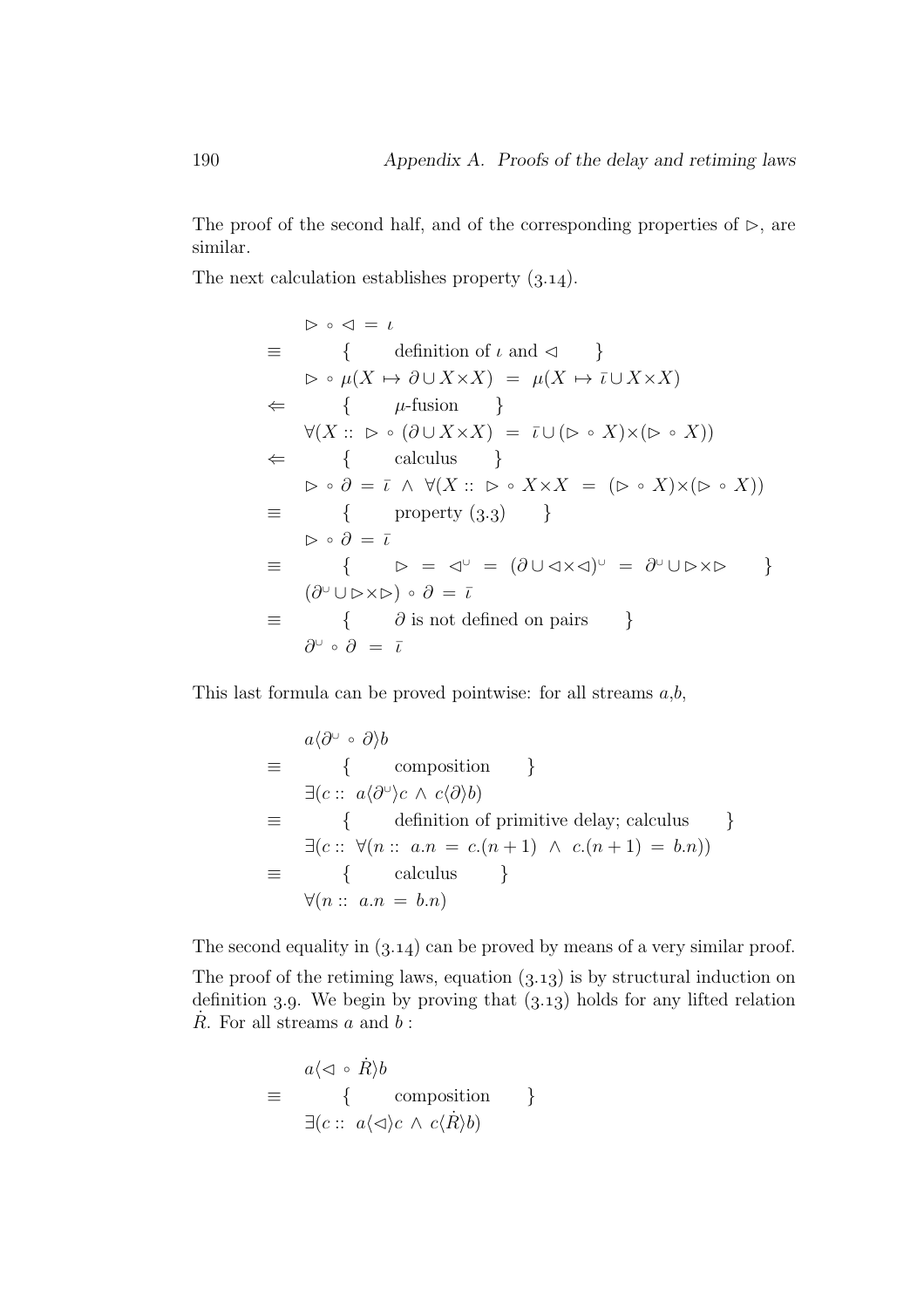The proof of the second half, and of the corresponding properties of $\rhd$, are similar.

The next calculation establishes property (3.14).

$$
\begin{array}{ll}
& \rhd \circ \lhd \;=\; \iota \\
\equiv & \qquad \{ \quad \text{definition of } \iota \text{ and } \lhd \quad \} \\
& \rhd \circ \mu(X \mapsto \partial \cup X{\times}X) \;=\; \mu(X \mapsto \bar{\iota} \cup X{\times}X) \\
\Leftarrow & \qquad \{ \quad \mu\text{-fusion} \quad \} \\
& \forall(X ::\; \rhd \circ (\partial \cup X{\times}X) \;=\; \bar{\iota} \cup (\rhd \circ X){\times}(\rhd \circ X)) \\
\Leftarrow & \qquad \{ \quad \text{calculus} \quad \} \\
& \rhd \circ \partial \;=\; \bar{\iota} \;\wedge\; \forall(X ::\; \rhd \circ X{\times}X \;=\; (\rhd \circ X){\times}(\rhd \circ X)) \\
\equiv & \qquad \{ \quad \text{property (3.3)} \quad \} \\
& \rhd \circ \partial \;=\; \bar{\iota} \\
\equiv & \qquad \{ \quad \rhd \;=\; \lhd^{\cup} \;=\; (\partial \cup \lhd{\times}\lhd)^{\cup} \;=\; \partial^{\cup} \cup \rhd{\times}\rhd \quad \} \\
& (\partial^{\cup} \cup \rhd{\times}\rhd) \circ \partial \;=\; \bar{\iota} \\
\equiv & \qquad \{ \quad \partial \text{ is not defined on pairs} \quad \} \\
& \partial^{\cup} \circ \partial \;=\; \bar{\iota}
\end{array}
$$

This last formula can be proved pointwise: for all streams $a$,$b$,

$$
\begin{array}{ll}
& a\langle \partial^{\cup} \circ \partial \rangle b \\
\equiv & \qquad \{ \quad \text{composition} \quad \} \\
& \exists(c ::\; a\langle \partial^{\cup} \rangle c \;\wedge\; c\langle \partial \rangle b) \\
\equiv & \qquad \{ \quad \text{definition of primitive delay; calculus} \quad \} \\
& \exists(c ::\; \forall(n ::\; a.n \;=\; c.(n+1) \;\wedge\; c.(n+1) \;=\; b.n)) \\
\equiv & \qquad \{ \quad \text{calculus} \quad \} \\
& \forall(n ::\; a.n \;=\; b.n)
\end{array}
$$

The second equality in (3.14) can be proved by means of a very similar proof.

The proof of the retiming laws, equation (3.13) is by structural induction on definition 3.9. We begin by proving that (3.13) holds for any lifted relation $\dot{R}$. For all streams $a$ and $b$ :

$$
\begin{array}{ll}
& a\langle \lhd \circ \dot{R} \rangle b \\
\equiv & \qquad \{ \quad \text{composition} \quad \} \\
& \exists(c ::\; a\langle \lhd \rangle c \;\wedge\; c\langle \dot{R} \rangle b)
\end{array}
$$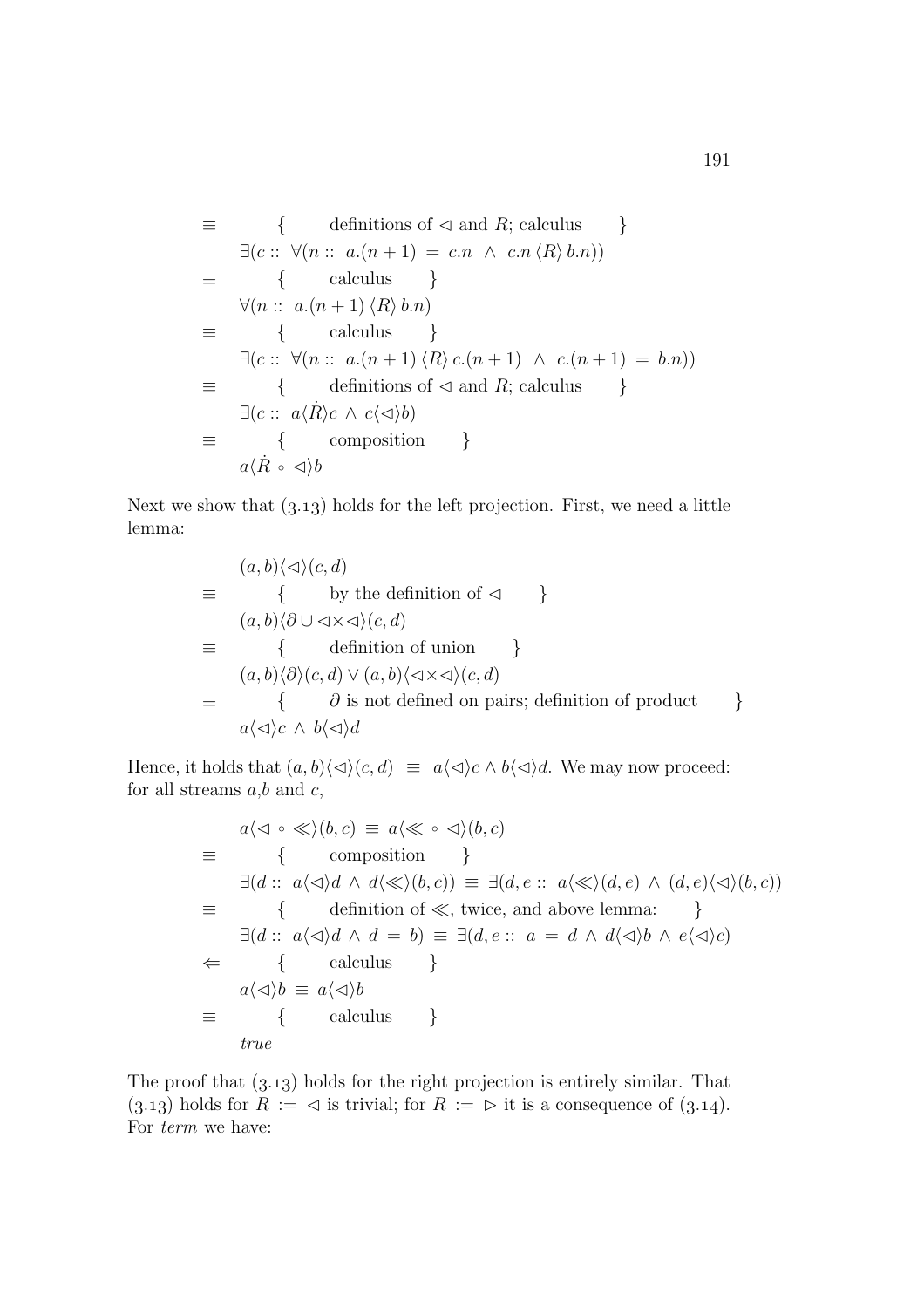$$
\begin{array}{ll}
\equiv & \{ \quad \text{definitions of } \lhd \text{ and } R\text{; calculus} \quad \} \\
& \exists(c :: \ \forall(n :: \ a.(n+1) \ = \ c.n \ \wedge \ c.n \ \langle R \rangle \ b.n)) \\
\equiv & \{ \quad \text{calculus} \quad \} \\
& \forall(n :: \ a.(n+1) \ \langle R \rangle \ b.n) \\
\equiv & \{ \quad \text{calculus} \quad \} \\
& \exists(c :: \ \forall(n :: \ a.(n+1) \ \langle R \rangle \ c.(n+1) \ \wedge \ c.(n+1) \ = \ b.n)) \\
\equiv & \{ \quad \text{definitions of } \lhd \text{ and } R\text{; calculus} \quad \} \\
& \exists(c :: \ a \langle \dot{R} \rangle c \ \wedge \ c \langle \lhd \rangle b) \\
\equiv & \{ \quad \text{composition} \quad \} \\
& a \langle \dot{R} \circ \lhd \rangle b
\end{array}
$$

Next we show that (3.13) holds for the left projection. First, we need a little lemma:

$$
\begin{array}{ll}
& (a,b)\langle \lhd \rangle (c,d) \\
\equiv & \{ \quad \text{by the definition of } \lhd \quad \} \\
& (a,b)\langle \partial \cup \lhd \times \lhd \rangle (c,d) \\
\equiv & \{ \quad \text{definition of union} \quad \} \\
& (a,b)\langle \partial \rangle (c,d) \vee (a,b)\langle \lhd \times \lhd \rangle (c,d) \\
\equiv & \{ \quad \partial \text{ is not defined on pairs; definition of product} \quad \} \\
& a \langle \lhd \rangle c \ \wedge \ b \langle \lhd \rangle d
\end{array}
$$

Hence, it holds that $(a,b)\langle \lhd \rangle (c,d) \ \equiv \ a\langle \lhd \rangle c \wedge b \langle \lhd \rangle d$. We may now proceed: for all streams $a$,$b$ and $c$,

$$
\begin{array}{ll}
& a \langle \lhd \circ \ll \rangle (b,c) \ \equiv \ a \langle \ll \circ \lhd \rangle (b,c) \\
\equiv & \{ \quad \text{composition} \quad \} \\
& \exists(d :: \ a \langle \lhd \rangle d \ \wedge \ d \langle \ll \rangle (b,c)) \ \equiv \ \exists(d,e :: \ a \langle \ll \rangle (d,e) \ \wedge \ (d,e) \langle \lhd \rangle (b,c)) \\
\equiv & \{ \quad \text{definition of } \ll \text{, twice, and above lemma:} \quad \} \\
& \exists(d :: \ a \langle \lhd \rangle d \ \wedge \ d \ = \ b) \ \equiv \ \exists(d,e :: \ a \ = \ d \ \wedge \ d \langle \lhd \rangle b \ \wedge \ e \langle \lhd \rangle c) \\
\Leftarrow & \{ \quad \text{calculus} \quad \} \\
& a \langle \lhd \rangle b \ \equiv \ a \langle \lhd \rangle b \\
\equiv & \{ \quad \text{calculus} \quad \} \\
& \mathit{true}
\end{array}
$$

The proof that (3.13) holds for the right projection is entirely similar. That (3.13) holds for $R := \lhd$ is trivial; for $R := \rhd$ it is a consequence of (3.14). For *term* we have: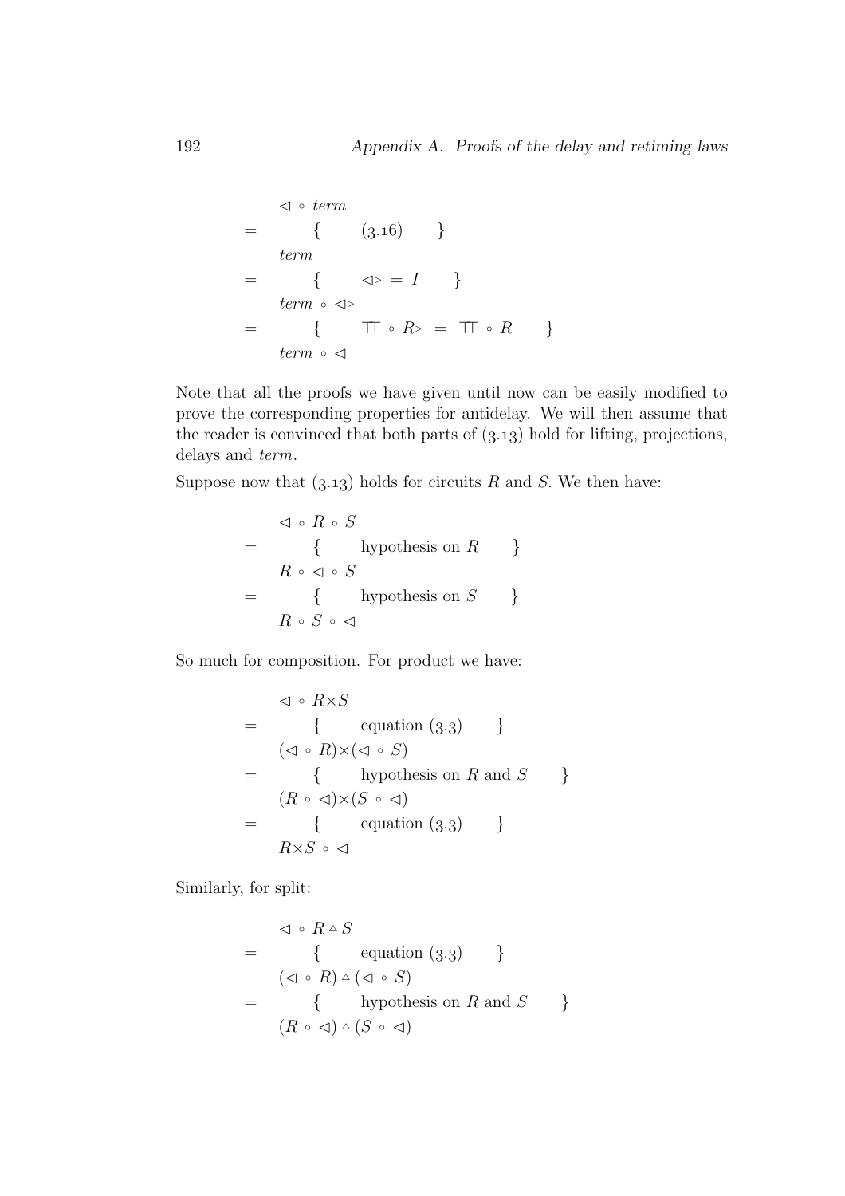$$
\begin{array}{ll}
 & \lhd \circ term \\
= & \quad \{ \quad (3.16) \quad \} \\
 & term \\
= & \quad \{ \quad \lhd\!> \; = \; I \quad \} \\
 & term \circ \lhd\!> \\
= & \quad \{ \quad \top\!\!\top \circ R\!> \; = \; \top\!\!\top \circ R \quad \} \\
 & term \circ \lhd
\end{array}
$$

Note that all the proofs we have given until now can be easily modified to prove the corresponding properties for antidelay. We will then assume that the reader is convinced that both parts of (3.13) hold for lifting, projections, delays and *term*.

Suppose now that (3.13) holds for circuits $R$ and $S$. We then have:

$$
\begin{array}{ll}
 & \lhd \circ R \circ S \\
= & \quad \{ \quad \text{hypothesis on } R \quad \} \\
 & R \circ \lhd \circ S \\
= & \quad \{ \quad \text{hypothesis on } S \quad \} \\
 & R \circ S \circ \lhd
\end{array}
$$

So much for composition. For product we have:

$$
\begin{array}{ll}
 & \lhd \circ R{\times}S \\
= & \quad \{ \quad \text{equation (3.3)} \quad \} \\
 & (\lhd \circ R){\times}(\lhd \circ S) \\
= & \quad \{ \quad \text{hypothesis on } R \text{ and } S \quad \} \\
 & (R \circ \lhd){\times}(S \circ \lhd) \\
= & \quad \{ \quad \text{equation (3.3)} \quad \} \\
 & R{\times}S \circ \lhd
\end{array}
$$

Similarly, for split:

$$
\begin{array}{ll}
 & \lhd \circ R \vartriangle S \\
= & \quad \{ \quad \text{equation (3.3)} \quad \} \\
 & (\lhd \circ R) \vartriangle (\lhd \circ S) \\
= & \quad \{ \quad \text{hypothesis on } R \text{ and } S \quad \} \\
 & (R \circ \lhd) \vartriangle (S \circ \lhd)
\end{array}
$$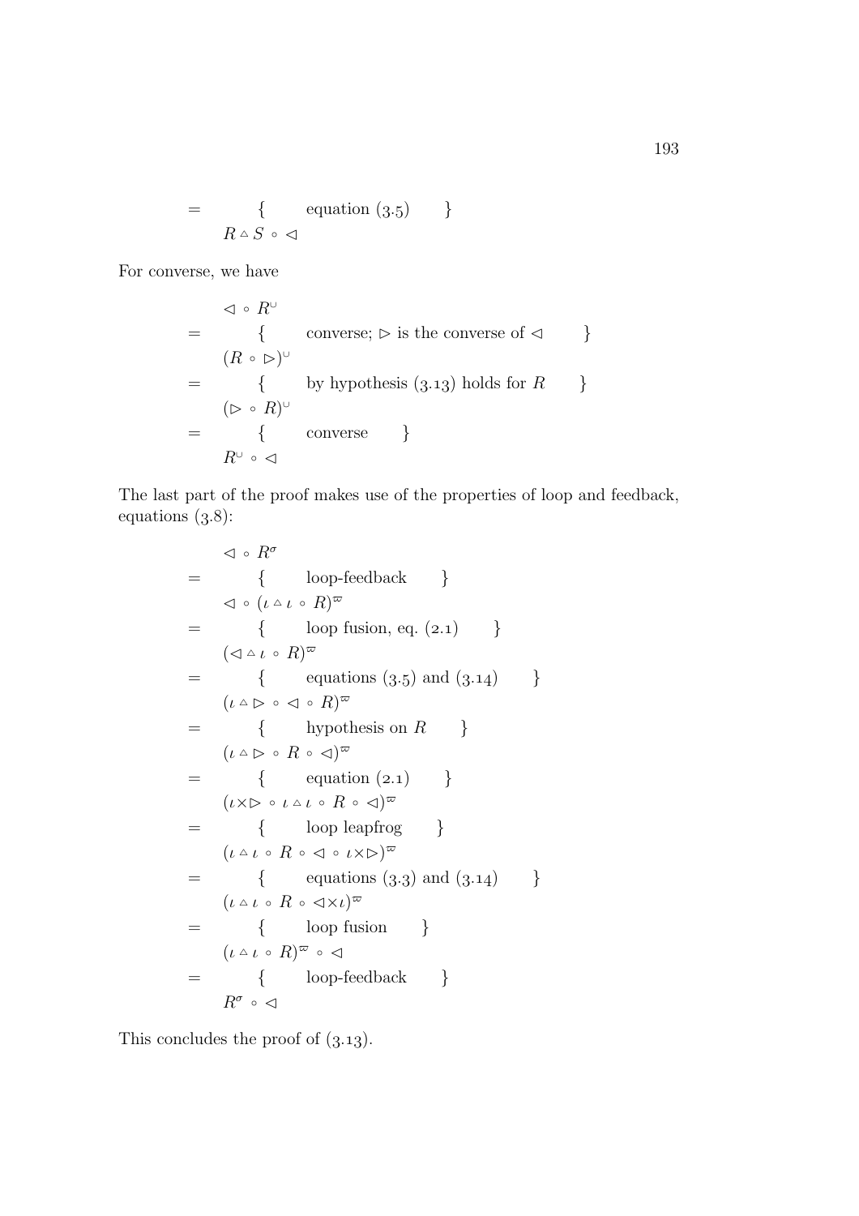$$
\begin{array}{ll}
= & \{ \quad \text{equation (3.5)} \quad \} \\
& R \vartriangle S \circ \lhd
\end{array}
$$

For converse, we have

$$
\begin{array}{ll}
& \lhd \circ R^{\cup} \\
= & \{ \quad \text{converse; } \rhd \text{ is the converse of } \lhd \quad \} \\
& (R \circ \rhd)^{\cup} \\
= & \{ \quad \text{by hypothesis (3.13) holds for } R \quad \} \\
& (\rhd \circ R)^{\cup} \\
= & \{ \quad \text{converse} \quad \} \\
& R^{\cup} \circ \lhd
\end{array}
$$

The last part of the proof makes use of the properties of loop and feedback, equations (3.8):

$$
\begin{array}{ll}
& \lhd \circ R^{\sigma} \\
= & \{ \quad \text{loop-feedback} \quad \} \\
& \lhd \circ (\iota \vartriangle \iota \circ R)^{\varpi} \\
= & \{ \quad \text{loop fusion, eq. (2.1)} \quad \} \\
& (\lhd \vartriangle \iota \circ R)^{\varpi} \\
= & \{ \quad \text{equations (3.5) and (3.14)} \quad \} \\
& (\iota \vartriangle \rhd \circ \lhd \circ R)^{\varpi} \\
= & \{ \quad \text{hypothesis on } R \quad \} \\
& (\iota \vartriangle \rhd \circ R \circ \lhd)^{\varpi} \\
= & \{ \quad \text{equation (2.1)} \quad \} \\
& (\iota \times \rhd \circ \iota \vartriangle \iota \circ R \circ \lhd)^{\varpi} \\
= & \{ \quad \text{loop leapfrog} \quad \} \\
& (\iota \vartriangle \iota \circ R \circ \lhd \circ \iota \times \rhd)^{\varpi} \\
= & \{ \quad \text{equations (3.3) and (3.14)} \quad \} \\
& (\iota \vartriangle \iota \circ R \circ \lhd \times \iota)^{\varpi} \\
= & \{ \quad \text{loop fusion} \quad \} \\
& (\iota \vartriangle \iota \circ R)^{\varpi} \circ \lhd \\
= & \{ \quad \text{loop-feedback} \quad \} \\
& R^{\sigma} \circ \lhd
\end{array}
$$

This concludes the proof of (3.13).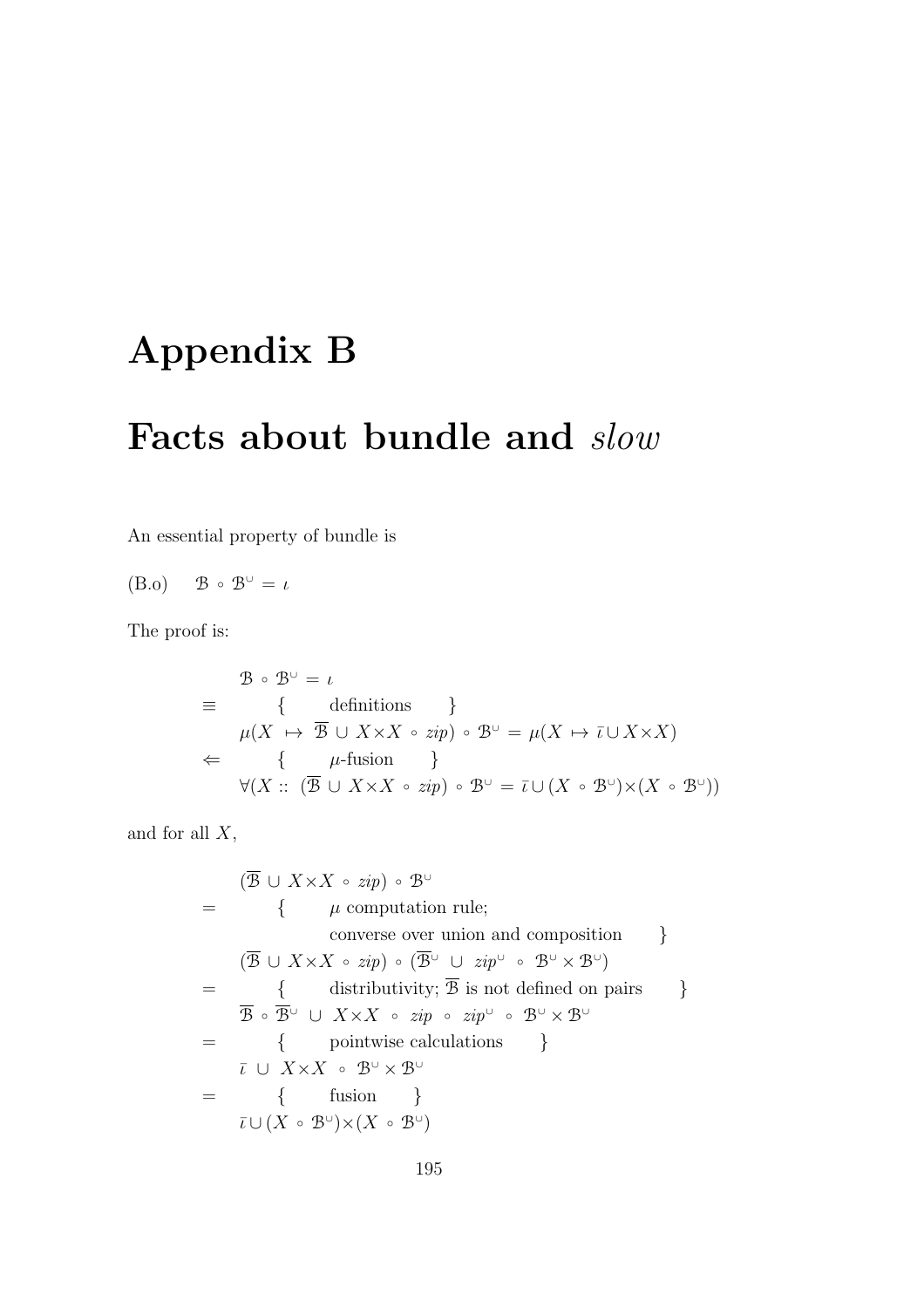# Appendix B

# Facts about bundle and *slow*

An essential property of bundle is

(B.0) $\quad \mathcal{B} \circ \mathcal{B}^{\cup} = \iota$

The proof is:

$$
\begin{array}{ll}
 & \mathcal{B} \circ \mathcal{B}^{\cup} = \iota \\
\equiv & \qquad \{ \qquad \text{definitions} \qquad \} \\
 & \mu(X \mapsto \overline{\mathcal{B}} \cup X{\times}X \circ \mathit{zip}) \circ \mathcal{B}^{\cup} = \mu(X \mapsto \bar{\iota} \cup X{\times}X) \\
\Leftarrow & \qquad \{ \qquad \mu\text{-fusion} \qquad \} \\
 & \forall(X :: \ (\overline{\mathcal{B}} \cup X{\times}X \circ \mathit{zip}) \circ \mathcal{B}^{\cup} = \bar{\iota} \cup (X \circ \mathcal{B}^{\cup}){\times}(X \circ \mathcal{B}^{\cup}))
\end{array}
$$

and for all $X$,

$$
\begin{array}{ll}
 & (\overline{\mathcal{B}} \cup X{\times}X \circ \mathit{zip}) \circ \mathcal{B}^{\cup} \\
= & \qquad \{ \qquad \mu \text{ computation rule;} \\
 & \qquad\qquad \text{converse over union and composition} \qquad \} \\
 & (\overline{\mathcal{B}} \cup X{\times}X \circ \mathit{zip}) \circ (\overline{\mathcal{B}}^{\cup} \ \cup \ \mathit{zip}^{\cup} \ \circ \ \mathcal{B}^{\cup} \times \mathcal{B}^{\cup}) \\
= & \qquad \{ \qquad \text{distributivity; } \overline{\mathcal{B}} \text{ is not defined on pairs} \qquad \} \\
 & \overline{\mathcal{B}} \circ \overline{\mathcal{B}}^{\cup} \ \cup \ X{\times}X \ \circ \ \mathit{zip} \ \circ \ \mathit{zip}^{\cup} \ \circ \ \mathcal{B}^{\cup} \times \mathcal{B}^{\cup} \\
= & \qquad \{ \qquad \text{pointwise calculations} \qquad \} \\
 & \bar{\iota} \ \cup \ X{\times}X \ \circ \ \mathcal{B}^{\cup} \times \mathcal{B}^{\cup} \\
= & \qquad \{ \qquad \text{fusion} \qquad \} \\
 & \bar{\iota} \cup (X \circ \mathcal{B}^{\cup}){\times}(X \circ \mathcal{B}^{\cup})
\end{array}
$$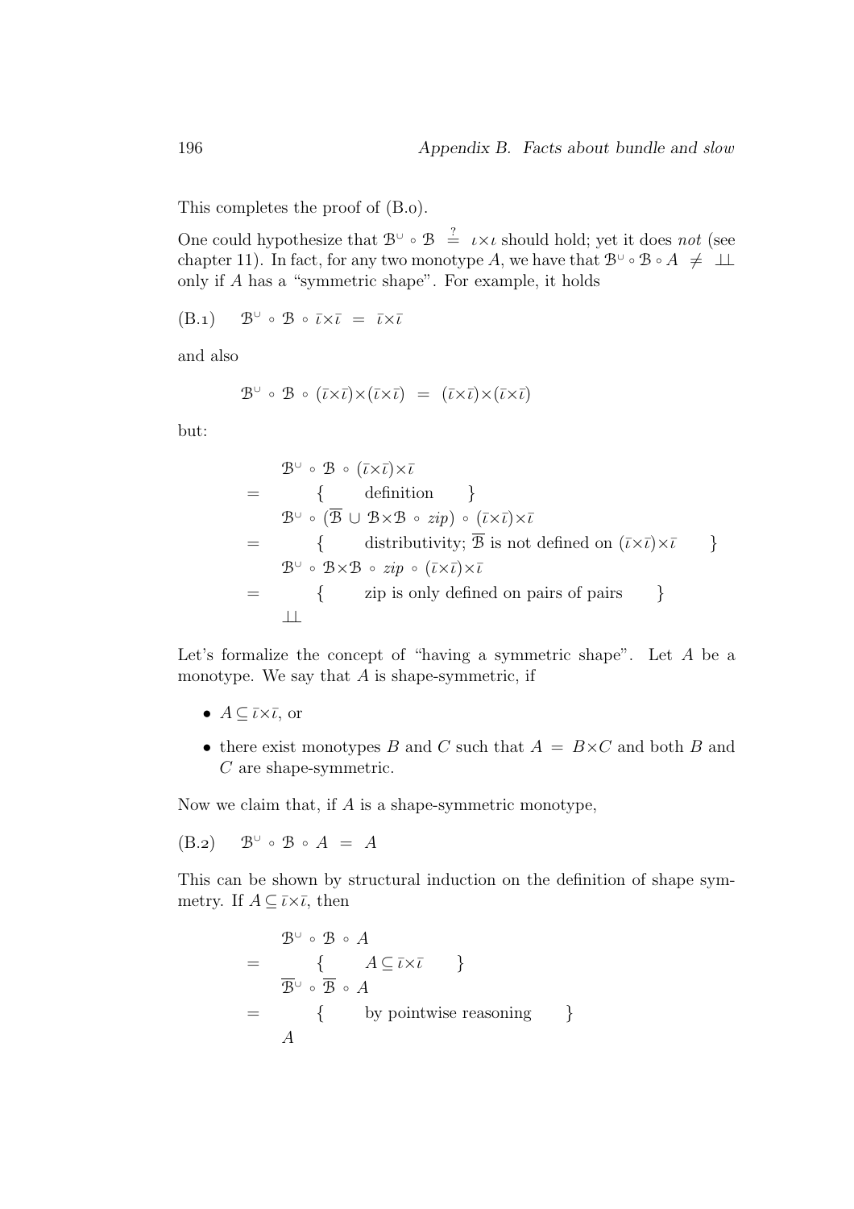This completes the proof of (B.0).

One could hypothesize that $\mathcal{B}^{\cup} \circ \mathcal{B} \stackrel{?}{=} \iota{\times}\iota$ should hold; yet it does *not* (see chapter 11). In fact, for any two monotype $A$, we have that $\mathcal{B}^{\cup} \circ \mathcal{B} \circ A \;\neq\; \perp\!\!\perp$ only if $A$ has a "symmetric shape". For example, it holds

$$\text{(B.1)} \qquad \mathcal{B}^{\cup} \circ \mathcal{B} \circ \bar{\iota}{\times}\bar{\iota} \;=\; \bar{\iota}{\times}\bar{\iota}$$

and also

$$\mathcal{B}^{\cup} \circ \mathcal{B} \circ (\bar{\iota}{\times}\bar{\iota}){\times}(\bar{\iota}{\times}\bar{\iota}) \;=\; (\bar{\iota}{\times}\bar{\iota}){\times}(\bar{\iota}{\times}\bar{\iota})$$

but:

$$
\begin{array}{ll}
 & \mathcal{B}^{\cup} \circ \mathcal{B} \circ (\bar{\iota}{\times}\bar{\iota}){\times}\bar{\iota} \\
= & \qquad \{ \quad \text{definition} \quad \} \\
 & \mathcal{B}^{\cup} \circ (\overline{\mathcal{B}} \cup \mathcal{B}{\times}\mathcal{B} \circ \mathit{zip}) \circ (\bar{\iota}{\times}\bar{\iota}){\times}\bar{\iota} \\
= & \qquad \{ \quad \text{distributivity; } \overline{\mathcal{B}} \text{ is not defined on } (\bar{\iota}{\times}\bar{\iota}){\times}\bar{\iota} \quad \} \\
 & \mathcal{B}^{\cup} \circ \mathcal{B}{\times}\mathcal{B} \circ \mathit{zip} \circ (\bar{\iota}{\times}\bar{\iota}){\times}\bar{\iota} \\
= & \qquad \{ \quad \text{zip is only defined on pairs of pairs} \quad \} \\
 & \perp\!\!\perp
\end{array}
$$

Let's formalize the concept of "having a symmetric shape". Let $A$ be a monotype. We say that $A$ is shape-symmetric, if

- $A \subseteq \bar{\iota}{\times}\bar{\iota}$, or
- there exist monotypes $B$ and $C$ such that $A \;=\; B{\times}C$ and both $B$ and $C$ are shape-symmetric.

Now we claim that, if $A$ is a shape-symmetric monotype,

$$\text{(B.2)} \qquad \mathcal{B}^{\cup} \circ \mathcal{B} \circ A \;=\; A$$

This can be shown by structural induction on the definition of shape symmetry. If $A \subseteq \bar{\iota}{\times}\bar{\iota}$, then

$$
\begin{array}{ll}
 & \mathcal{B}^{\cup} \circ \mathcal{B} \circ A \\
= & \qquad \{ \quad A \subseteq \bar{\iota}{\times}\bar{\iota} \quad \} \\
 & \overline{\mathcal{B}}^{\cup} \circ \overline{\mathcal{B}} \circ A \\
= & \qquad \{ \quad \text{by pointwise reasoning} \quad \} \\
 & A
\end{array}
$$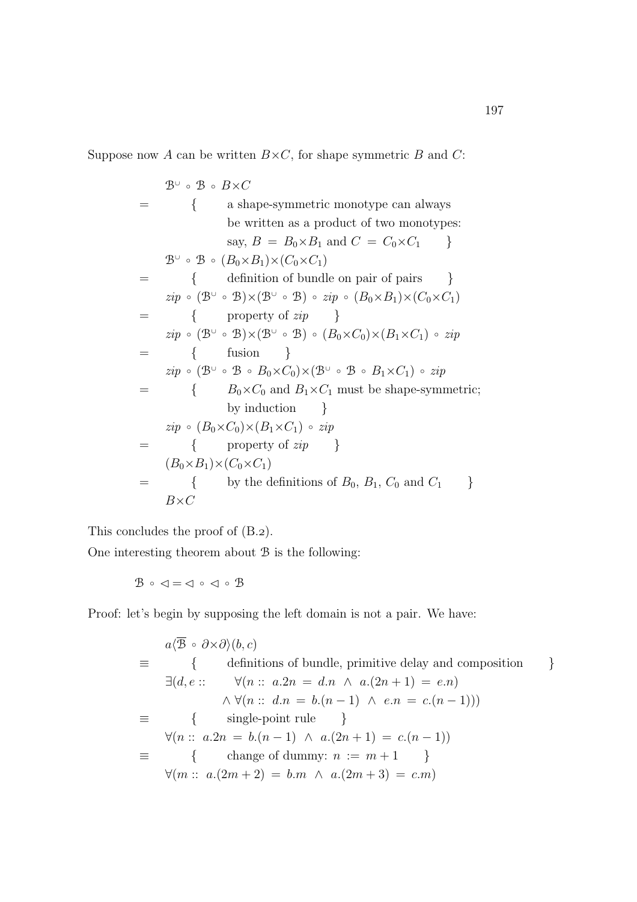Suppose now $A$ can be written $B{\times}C$, for shape symmetric $B$ and $C$:

$$
\begin{array}{ll}
& \mathcal{B}^{\cup} \circ \mathcal{B} \circ B{\times}C \\
= & \{ \quad \text{a shape-symmetric monotype can always} \\
& \quad\;\; \text{be written as a product of two monotypes:} \\
& \quad\;\; \text{say, } B \;=\; B_0{\times}B_1 \text{ and } C \;=\; C_0{\times}C_1 \quad \} \\
& \mathcal{B}^{\cup} \circ \mathcal{B} \circ (B_0{\times}B_1){\times}(C_0{\times}C_1) \\
= & \{ \quad \text{definition of bundle on pair of pairs} \quad \} \\
& \mathit{zip} \circ (\mathcal{B}^{\cup} \circ \mathcal{B}){\times}(\mathcal{B}^{\cup} \circ \mathcal{B}) \circ \mathit{zip} \circ (B_0{\times}B_1){\times}(C_0{\times}C_1) \\
= & \{ \quad \text{property of } \mathit{zip} \quad \} \\
& \mathit{zip} \circ (\mathcal{B}^{\cup} \circ \mathcal{B}){\times}(\mathcal{B}^{\cup} \circ \mathcal{B}) \circ (B_0{\times}C_0){\times}(B_1{\times}C_1) \circ \mathit{zip} \\
= & \{ \quad \text{fusion} \quad \} \\
& \mathit{zip} \circ (\mathcal{B}^{\cup} \circ \mathcal{B} \circ B_0{\times}C_0){\times}(\mathcal{B}^{\cup} \circ \mathcal{B} \circ B_1{\times}C_1) \circ \mathit{zip} \\
= & \{ \quad B_0{\times}C_0 \text{ and } B_1{\times}C_1 \text{ must be shape-symmetric;} \\
& \quad\;\; \text{by induction} \quad \} \\
& \mathit{zip} \circ (B_0{\times}C_0){\times}(B_1{\times}C_1) \circ \mathit{zip} \\
= & \{ \quad \text{property of } \mathit{zip} \quad \} \\
& (B_0{\times}B_1){\times}(C_0{\times}C_1) \\
= & \{ \quad \text{by the definitions of } B_0,\, B_1,\, C_0 \text{ and } C_1 \quad \} \\
& B{\times}C
\end{array}
$$

This concludes the proof of (B.2).

One interesting theorem about $\mathcal{B}$ is the following:

$$\mathcal{B} \circ \lhd = \lhd \circ \lhd \circ \mathcal{B}$$

Proof: let's begin by supposing the left domain is not a pair. We have:

$$
\begin{array}{ll}
& a\langle\overline{\mathcal{B}} \circ \partial{\times}\partial\rangle(b,c) \\
\equiv & \{ \quad \text{definitions of bundle, primitive delay and composition} \quad \} \\
& \exists(d,e :: \quad \forall(n ::\; a.2n \;=\; d.n \;\wedge\; a.(2n+1) \;=\; e.n) \\
& \qquad\qquad \wedge\, \forall(n ::\; d.n \;=\; b.(n-1) \;\wedge\; e.n \;=\; c.(n-1))) \\
\equiv & \{ \quad \text{single-point rule} \quad \} \\
& \forall(n ::\; a.2n \;=\; b.(n-1) \;\wedge\; a.(2n+1) \;=\; c.(n-1)) \\
\equiv & \{ \quad \text{change of dummy: } n \;:=\; m+1 \quad \} \\
& \forall(m ::\; a.(2m+2) \;=\; b.m \;\wedge\; a.(2m+3) \;=\; c.m)
\end{array}
$$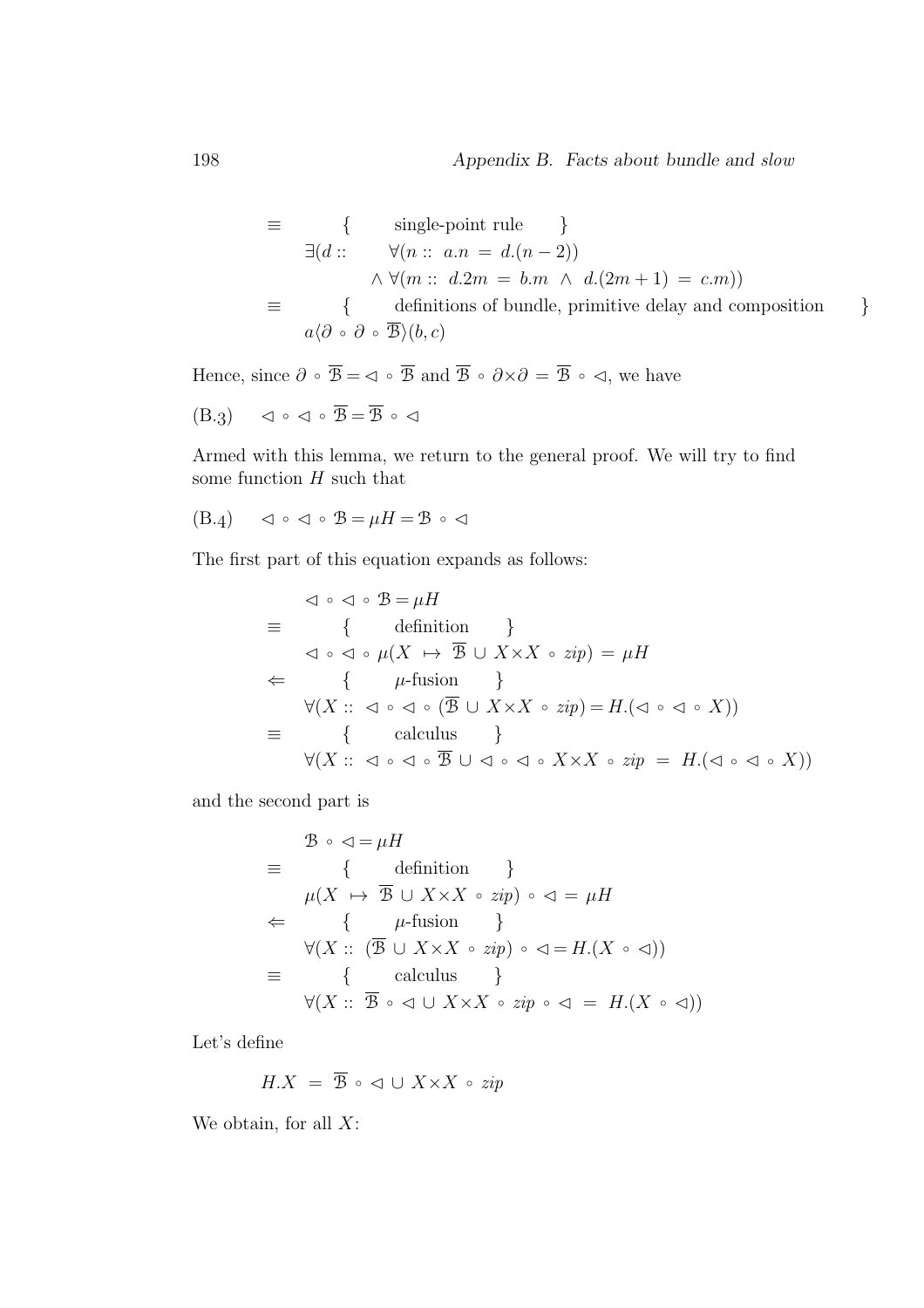$$
\begin{array}{ll}
\equiv & \{ \quad \text{single-point rule} \quad \} \\
& \exists(d :: \quad \forall(n :: \ a.n \ = \ d.(n-2)) \\
& \qquad\qquad \wedge\ \forall(m :: \ d.2m \ = \ b.m \ \wedge \ d.(2m+1) \ = \ c.m)) \\
\equiv & \{ \quad \text{definitions of bundle, primitive delay and composition} \quad \} \\
& a\langle \partial \circ \partial \circ \overline{\mathcal{B}} \rangle (b,c)
\end{array}
$$

Hence, since $\partial \circ \overline{\mathcal{B}} = \lhd \circ \overline{\mathcal{B}}$ and $\overline{\mathcal{B}} \circ \partial{\times}\partial = \overline{\mathcal{B}} \circ \lhd$, we have

(B.3) $\quad \lhd \circ \lhd \circ \overline{\mathcal{B}} = \overline{\mathcal{B}} \circ \lhd$

Armed with this lemma, we return to the general proof. We will try to find some function $H$ such that

(B.4) $\quad \lhd \circ \lhd \circ \mathcal{B} = \mu H = \mathcal{B} \circ \lhd$

The first part of this equation expands as follows:

$$
\begin{array}{ll}
& \lhd \circ \lhd \circ \mathcal{B} = \mu H \\
\equiv & \{ \quad \text{definition} \quad \} \\
& \lhd \circ \lhd \circ \mu(X \ \mapsto \ \overline{\mathcal{B}} \cup X{\times}X \circ \mathit{zip}) \ = \ \mu H \\
\Leftarrow & \{ \quad \mu\text{-fusion} \quad \} \\
& \forall(X :: \ \lhd \circ \lhd \circ (\overline{\mathcal{B}} \cup X{\times}X \circ \mathit{zip}) = H.(\lhd \circ \lhd \circ X)) \\
\equiv & \{ \quad \text{calculus} \quad \} \\
& \forall(X :: \ \lhd \circ \lhd \circ \overline{\mathcal{B}} \cup \lhd \circ \lhd \circ X{\times}X \circ \mathit{zip} \ = \ H.(\lhd \circ \lhd \circ X))
\end{array}
$$

and the second part is

$$
\begin{array}{ll}
& \mathcal{B} \circ \lhd = \mu H \\
\equiv & \{ \quad \text{definition} \quad \} \\
& \mu(X \ \mapsto \ \overline{\mathcal{B}} \cup X{\times}X \circ \mathit{zip}) \circ \lhd \ = \ \mu H \\
\Leftarrow & \{ \quad \mu\text{-fusion} \quad \} \\
& \forall(X :: \ (\overline{\mathcal{B}} \cup X{\times}X \circ \mathit{zip}) \circ \lhd = H.(X \circ \lhd)) \\
\equiv & \{ \quad \text{calculus} \quad \} \\
& \forall(X :: \ \overline{\mathcal{B}} \circ \lhd \cup X{\times}X \circ \mathit{zip} \circ \lhd \ = \ H.(X \circ \lhd))
\end{array}
$$

Let's define

$$
H.X \ = \ \overline{\mathcal{B}} \circ \lhd \cup X{\times}X \circ \mathit{zip}
$$

We obtain, for all $X$: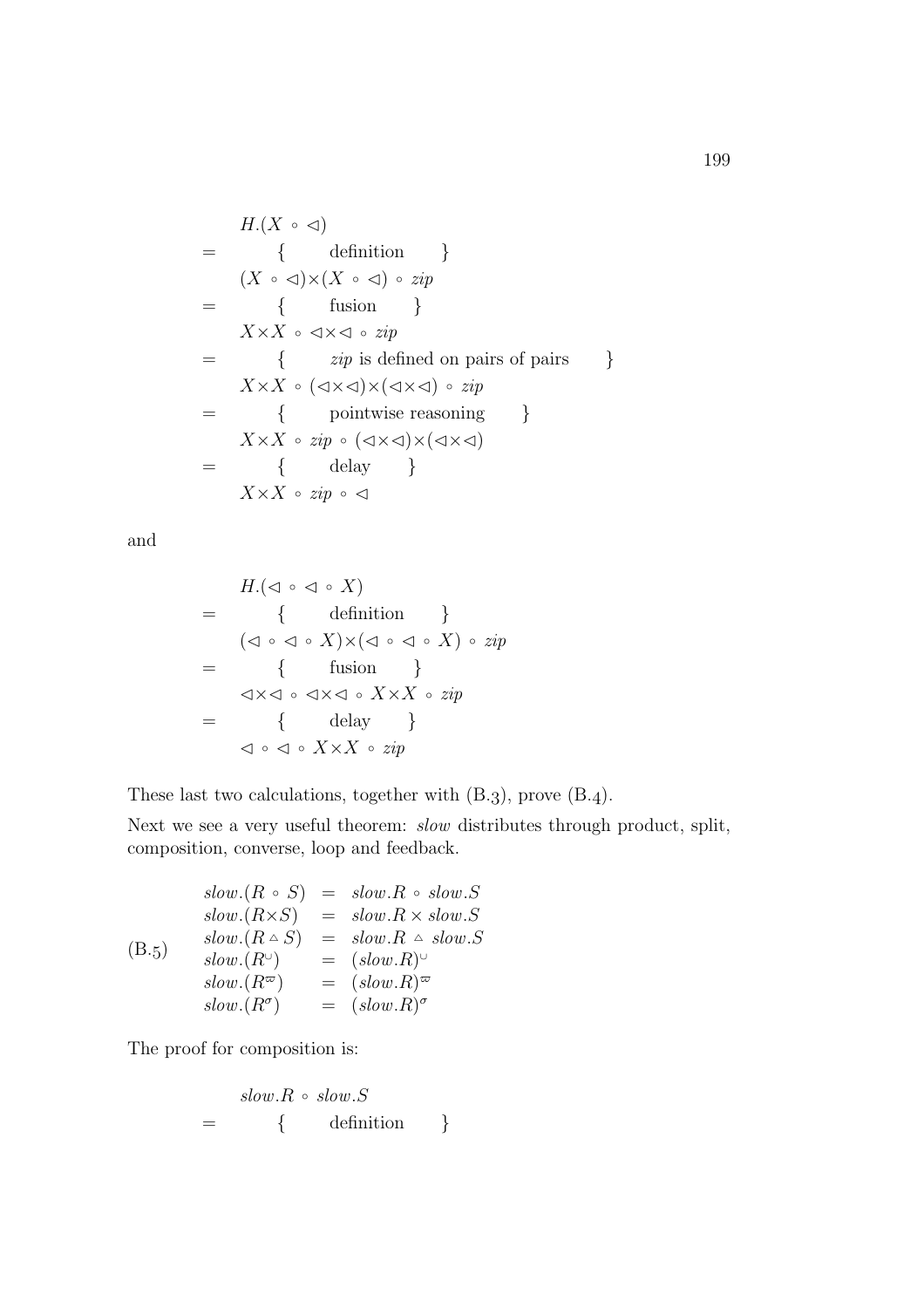$$
\begin{array}{ll}
 & H.(X \circ \lhd) \\
= & \quad \{ \quad \text{definition} \quad \} \\
 & (X \circ \lhd) \times (X \circ \lhd) \circ \mathit{zip} \\
= & \quad \{ \quad \text{fusion} \quad \} \\
 & X \times X \circ \lhd \times \lhd \circ \mathit{zip} \\
= & \quad \{ \quad \mathit{zip} \text{ is defined on pairs of pairs} \quad \} \\
 & X \times X \circ (\lhd \times \lhd) \times (\lhd \times \lhd) \circ \mathit{zip} \\
= & \quad \{ \quad \text{pointwise reasoning} \quad \} \\
 & X \times X \circ \mathit{zip} \circ (\lhd \times \lhd) \times (\lhd \times \lhd) \\
= & \quad \{ \quad \text{delay} \quad \} \\
 & X \times X \circ \mathit{zip} \circ \lhd
\end{array}
$$

and

$$
\begin{array}{ll}
 & H.(\lhd \circ \lhd \circ X) \\
= & \quad \{ \quad \text{definition} \quad \} \\
 & (\lhd \circ \lhd \circ X) \times (\lhd \circ \lhd \circ X) \circ \mathit{zip} \\
= & \quad \{ \quad \text{fusion} \quad \} \\
 & \lhd \times \lhd \circ \lhd \times \lhd \circ X \times X \circ \mathit{zip} \\
= & \quad \{ \quad \text{delay} \quad \} \\
 & \lhd \circ \lhd \circ X \times X \circ \mathit{zip}
\end{array}
$$

These last two calculations, together with (B.3), prove (B.4).

Next we see a very useful theorem: *slow* distributes through product, split, composition, converse, loop and feedback.

$$
\text{(B.5)} \qquad
\begin{array}{lcl}
\mathit{slow}.(R \circ S) & = & \mathit{slow}.R \circ \mathit{slow}.S \\
\mathit{slow}.(R \times S) & = & \mathit{slow}.R \times \mathit{slow}.S \\
\mathit{slow}.(R \vartriangle S) & = & \mathit{slow}.R \vartriangle \mathit{slow}.S \\
\mathit{slow}.(R^{\cup}) & = & (\mathit{slow}.R)^{\cup} \\
\mathit{slow}.(R^{\varpi}) & = & (\mathit{slow}.R)^{\varpi} \\
\mathit{slow}.(R^{\sigma}) & = & (\mathit{slow}.R)^{\sigma}
\end{array}
$$

The proof for composition is:

$$
\begin{array}{ll}
 & \mathit{slow}.R \circ \mathit{slow}.S \\
= & \quad \{ \quad \text{definition} \quad \}
\end{array}
$$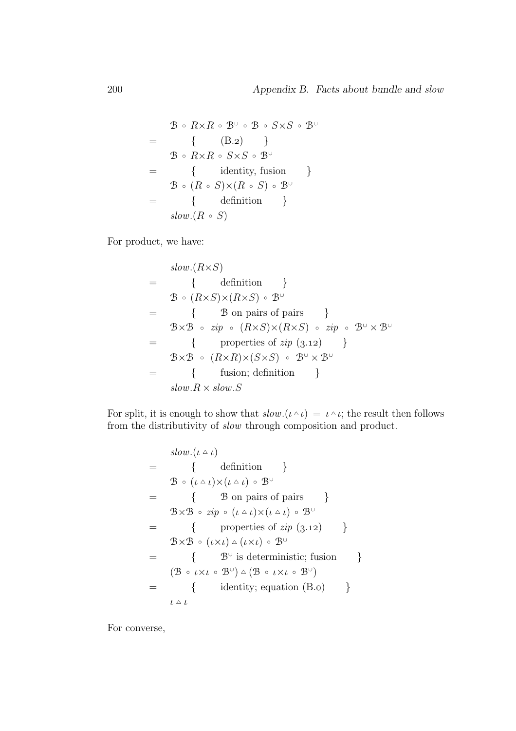$$
\begin{array}{ll}
 & \mathcal{B} \circ R{\times}R \circ \mathcal{B}^{\cup} \circ \mathcal{B} \circ S{\times}S \circ \mathcal{B}^{\cup} \\
= & \quad \{ \quad (\text{B.2}) \quad \} \\
 & \mathcal{B} \circ R{\times}R \circ S{\times}S \circ \mathcal{B}^{\cup} \\
= & \quad \{ \quad \text{identity, fusion} \quad \} \\
 & \mathcal{B} \circ (R \circ S){\times}(R \circ S) \circ \mathcal{B}^{\cup} \\
= & \quad \{ \quad \text{definition} \quad \} \\
 & \mathit{slow}.(R \circ S)
\end{array}
$$

For product, we have:

$$
\begin{array}{ll}
 & \mathit{slow}.(R{\times}S) \\
= & \quad \{ \quad \text{definition} \quad \} \\
 & \mathcal{B} \circ (R{\times}S){\times}(R{\times}S) \circ \mathcal{B}^{\cup} \\
= & \quad \{ \quad \mathcal{B} \text{ on pairs of pairs} \quad \} \\
 & \mathcal{B}{\times}\mathcal{B} \;\circ\; \mathit{zip} \;\circ\; (R{\times}S){\times}(R{\times}S) \;\circ\; \mathit{zip} \;\circ\; \mathcal{B}^{\cup} \times \mathcal{B}^{\cup} \\
= & \quad \{ \quad \text{properties of } \mathit{zip} \text{ (3.12)} \quad \} \\
 & \mathcal{B}{\times}\mathcal{B} \;\circ\; (R{\times}R){\times}(S{\times}S) \;\circ\; \mathcal{B}^{\cup} \times \mathcal{B}^{\cup} \\
= & \quad \{ \quad \text{fusion; definition} \quad \} \\
 & \mathit{slow}.R \times \mathit{slow}.S
\end{array}
$$

For split, it is enough to show that $\mathit{slow}.(\iota \vartriangle \iota) \;=\; \iota \vartriangle \iota$; the result then follows from the distributivity of *slow* through composition and product.

$$
\begin{array}{ll}
 & \mathit{slow}.(\iota \vartriangle \iota) \\
= & \quad \{ \quad \text{definition} \quad \} \\
 & \mathcal{B} \circ (\iota \vartriangle \iota){\times}(\iota \vartriangle \iota) \circ \mathcal{B}^{\cup} \\
= & \quad \{ \quad \mathcal{B} \text{ on pairs of pairs} \quad \} \\
 & \mathcal{B}{\times}\mathcal{B} \circ \mathit{zip} \circ (\iota \vartriangle \iota){\times}(\iota \vartriangle \iota) \circ \mathcal{B}^{\cup} \\
= & \quad \{ \quad \text{properties of } \mathit{zip} \text{ (3.12)} \quad \} \\
 & \mathcal{B}{\times}\mathcal{B} \circ (\iota{\times}\iota) \vartriangle (\iota{\times}\iota) \circ \mathcal{B}^{\cup} \\
= & \quad \{ \quad \mathcal{B}^{\cup} \text{ is deterministic; fusion} \quad \} \\
 & (\mathcal{B} \circ \iota{\times}\iota \circ \mathcal{B}^{\cup}) \vartriangle (\mathcal{B} \circ \iota{\times}\iota \circ \mathcal{B}^{\cup}) \\
= & \quad \{ \quad \text{identity; equation (B.0)} \quad \} \\
 & \iota \vartriangle \iota
\end{array}
$$

For converse,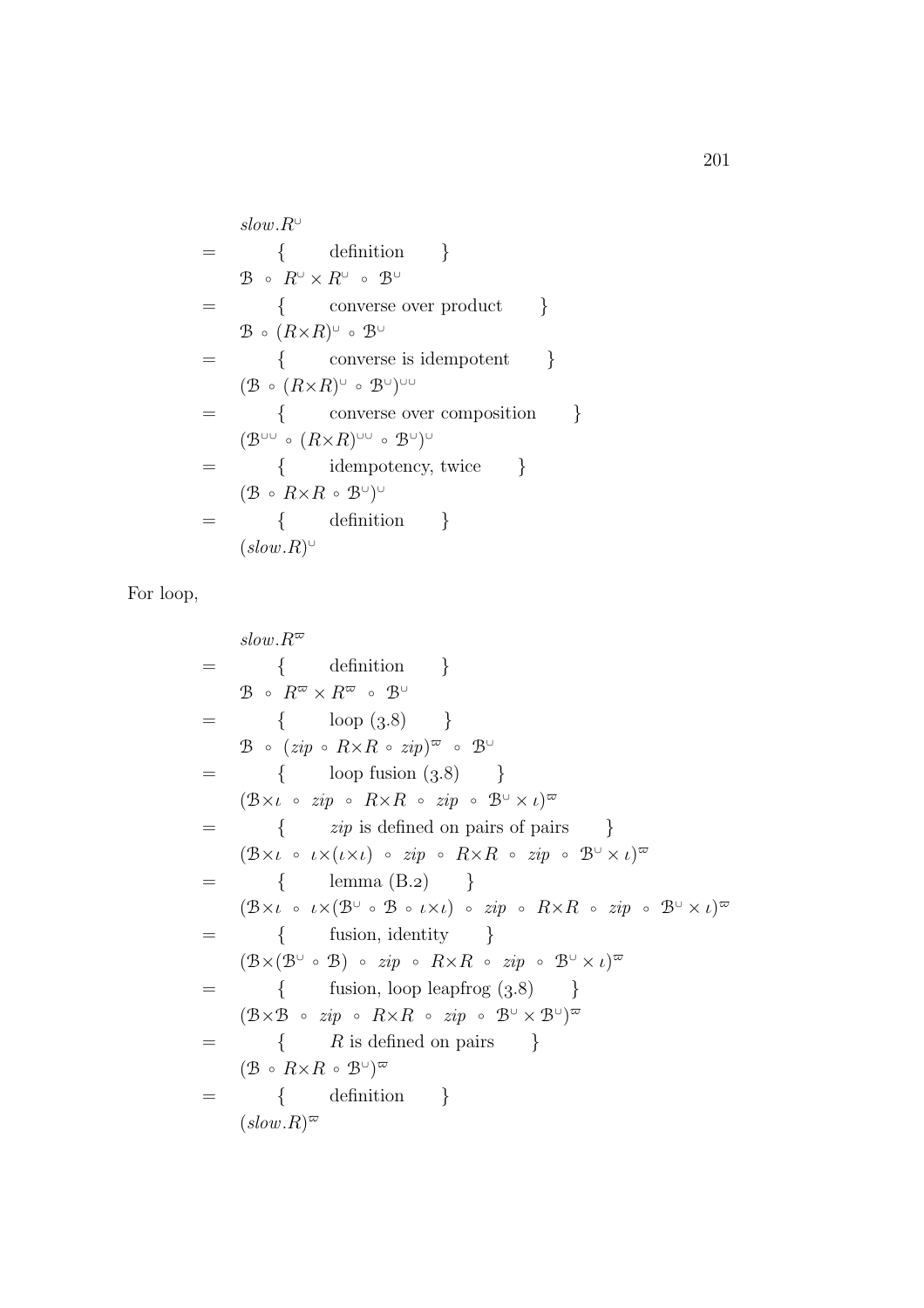$$
\begin{array}{ll}
 & slow.R^{\cup} \\
= & \{ \quad \text{definition} \quad \} \\
 & \mathcal{B} \;\circ\; R^{\cup} \times R^{\cup} \;\circ\; \mathcal{B}^{\cup} \\
= & \{ \quad \text{converse over product} \quad \} \\
 & \mathcal{B} \circ (R{\times}R)^{\cup} \circ \mathcal{B}^{\cup} \\
= & \{ \quad \text{converse is idempotent} \quad \} \\
 & (\mathcal{B} \circ (R{\times}R)^{\cup} \circ \mathcal{B}^{\cup})^{\cup\cup} \\
= & \{ \quad \text{converse over composition} \quad \} \\
 & (\mathcal{B}^{\cup\cup} \circ (R{\times}R)^{\cup\cup} \circ \mathcal{B}^{\cup})^{\cup} \\
= & \{ \quad \text{idempotency, twice} \quad \} \\
 & (\mathcal{B} \circ R{\times}R \circ \mathcal{B}^{\cup})^{\cup} \\
= & \{ \quad \text{definition} \quad \} \\
 & (slow.R)^{\cup}
\end{array}
$$

For loop,

$$
\begin{array}{ll}
 & slow.R^{\varpi} \\
= & \{ \quad \text{definition} \quad \} \\
 & \mathcal{B} \;\circ\; R^{\varpi} \times R^{\varpi} \;\circ\; \mathcal{B}^{\cup} \\
= & \{ \quad \text{loop (3.8)} \quad \} \\
 & \mathcal{B} \;\circ\; (zip \circ R{\times}R \circ zip)^{\varpi} \;\circ\; \mathcal{B}^{\cup} \\
= & \{ \quad \text{loop fusion (3.8)} \quad \} \\
 & (\mathcal{B}{\times}\iota \;\circ\; zip \;\circ\; R{\times}R \;\circ\; zip \;\circ\; \mathcal{B}^{\cup} \times \iota)^{\varpi} \\
= & \{ \quad zip \text{ is defined on pairs of pairs} \quad \} \\
 & (\mathcal{B}{\times}\iota \;\circ\; \iota{\times}(\iota{\times}\iota) \;\circ\; zip \;\circ\; R{\times}R \;\circ\; zip \;\circ\; \mathcal{B}^{\cup} \times \iota)^{\varpi} \\
= & \{ \quad \text{lemma (B.2)} \quad \} \\
 & (\mathcal{B}{\times}\iota \;\circ\; \iota{\times}(\mathcal{B}^{\cup} \circ \mathcal{B} \circ \iota{\times}\iota) \;\circ\; zip \;\circ\; R{\times}R \;\circ\; zip \;\circ\; \mathcal{B}^{\cup} \times \iota)^{\varpi} \\
= & \{ \quad \text{fusion, identity} \quad \} \\
 & (\mathcal{B}{\times}(\mathcal{B}^{\cup} \circ \mathcal{B}) \;\circ\; zip \;\circ\; R{\times}R \;\circ\; zip \;\circ\; \mathcal{B}^{\cup} \times \iota)^{\varpi} \\
= & \{ \quad \text{fusion, loop leapfrog (3.8)} \quad \} \\
 & (\mathcal{B}{\times}\mathcal{B} \;\circ\; zip \;\circ\; R{\times}R \;\circ\; zip \;\circ\; \mathcal{B}^{\cup} \times \mathcal{B}^{\cup})^{\varpi} \\
= & \{ \quad R \text{ is defined on pairs} \quad \} \\
 & (\mathcal{B} \circ R{\times}R \circ \mathcal{B}^{\cup})^{\varpi} \\
= & \{ \quad \text{definition} \quad \} \\
 & (slow.R)^{\varpi}
\end{array}
$$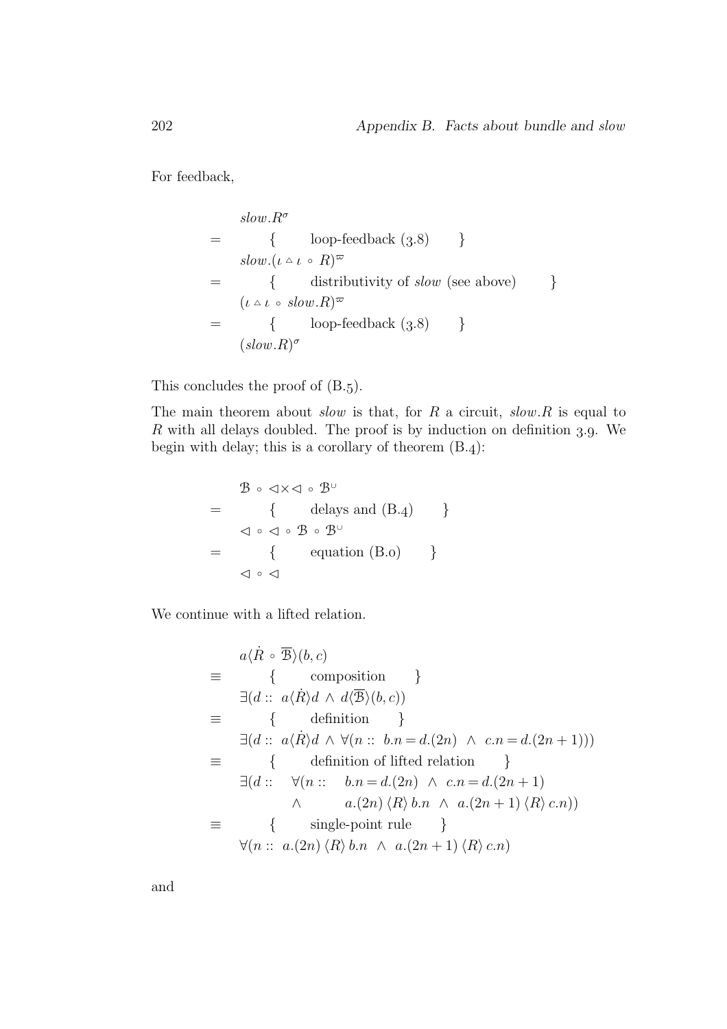For feedback,

$$
\begin{array}{ll}
 & slow.R^{\sigma} \\
= & \quad \{ \quad \text{loop-feedback (3.8)} \quad \} \\
 & slow.(\iota \vartriangle \iota \circ R)^{\varpi} \\
= & \quad \{ \quad \text{distributivity of } slow \text{ (see above)} \quad \} \\
 & (\iota \vartriangle \iota \circ slow.R)^{\varpi} \\
= & \quad \{ \quad \text{loop-feedback (3.8)} \quad \} \\
 & (slow.R)^{\sigma}
\end{array}
$$

This concludes the proof of (B.5).

The main theorem about *slow* is that, for $R$ a circuit, $slow.R$ is equal to $R$ with all delays doubled. The proof is by induction on definition 3.9. We begin with delay; this is a corollary of theorem (B.4):

$$
\begin{array}{ll}
 & \mathcal{B} \circ \lhd\times\lhd \circ \mathcal{B}^{\cup} \\
= & \quad \{ \quad \text{delays and (B.4)} \quad \} \\
 & \lhd \circ \lhd \circ \mathcal{B} \circ \mathcal{B}^{\cup} \\
= & \quad \{ \quad \text{equation (B.0)} \quad \} \\
 & \lhd \circ \lhd
\end{array}
$$

We continue with a lifted relation.

$$
\begin{array}{ll}
 & a\langle \dot{R} \circ \overline{\mathcal{B}} \rangle (b,c) \\
\equiv & \quad \{ \quad \text{composition} \quad \} \\
 & \exists (d :: \ a\langle \dot{R} \rangle d \ \wedge \ d\langle \overline{\mathcal{B}} \rangle (b,c)) \\
\equiv & \quad \{ \quad \text{definition} \quad \} \\
 & \exists (d :: \ a\langle \dot{R} \rangle d \ \wedge \ \forall (n :: \ b.n = d.(2n) \ \wedge \ c.n = d.(2n+1))) \\
\equiv & \quad \{ \quad \text{definition of lifted relation} \quad \} \\
 & \exists (d :: \quad \forall (n :: \quad b.n = d.(2n) \ \wedge \ c.n = d.(2n+1) \\
 & \qquad\qquad \wedge \qquad a.(2n) \, \langle R \rangle \, b.n \ \wedge \ a.(2n+1) \, \langle R \rangle \, c.n)) \\
\equiv & \quad \{ \quad \text{single-point rule} \quad \} \\
 & \forall (n :: \ a.(2n) \, \langle R \rangle \, b.n \ \wedge \ a.(2n+1) \, \langle R \rangle \, c.n)
\end{array}
$$

and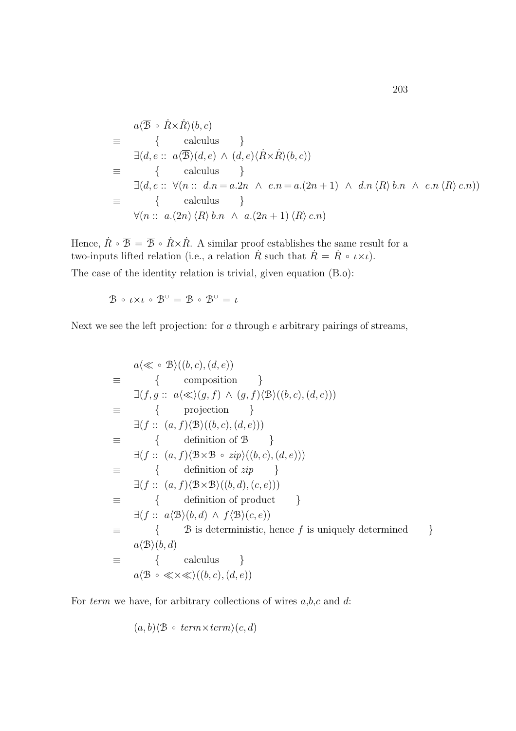$$
\begin{array}{ll}
& a\langle \overline{\mathcal{B}} \circ \dot{R}\times\dot{R}\rangle(b,c) \\
\equiv & \qquad \{ \qquad \text{calculus} \qquad \} \\
& \exists(d,e :: \ a\langle\overline{\mathcal{B}}\rangle(d,e) \ \wedge \ (d,e)\langle\dot{R}\times\dot{R}\rangle(b,c)) \\
\equiv & \qquad \{ \qquad \text{calculus} \qquad \} \\
& \exists(d,e :: \ \forall(n :: \ d.n = a.2n \ \wedge \ e.n = a.(2n+1) \ \wedge \ d.n\,\langle R\rangle\, b.n \ \wedge \ e.n\,\langle R\rangle\, c.n)) \\
\equiv & \qquad \{ \qquad \text{calculus} \qquad \} \\
& \forall(n :: \ a.(2n)\,\langle R\rangle\, b.n \ \wedge \ a.(2n+1)\,\langle R\rangle\, c.n)
\end{array}
$$

Hence, $\dot{R} \circ \overline{\mathcal{B}} = \overline{\mathcal{B}} \circ \dot{R}\times\dot{R}$. A similar proof establishes the same result for a two-inputs lifted relation (i.e., a relation $\dot{R}$ such that $\dot{R} = \dot{R} \circ \iota\times\iota$).

The case of the identity relation is trivial, given equation (B.0):

$$
\mathcal{B} \circ \iota\times\iota \circ \mathcal{B}^{\cup} = \mathcal{B} \circ \mathcal{B}^{\cup} = \iota
$$

Next we see the left projection: for $a$ through $e$ arbitrary pairings of streams,

$$
\begin{array}{ll}
& a\langle \ll \circ\ \mathcal{B}\rangle((b,c),(d,e)) \\
\equiv & \qquad \{ \qquad \text{composition} \qquad \} \\
& \exists(f,g :: \ a\langle\ll\rangle(g,f) \ \wedge \ (g,f)\langle\mathcal{B}\rangle((b,c),(d,e))) \\
\equiv & \qquad \{ \qquad \text{projection} \qquad \} \\
& \exists(f :: \ (a,f)\langle\mathcal{B}\rangle((b,c),(d,e))) \\
\equiv & \qquad \{ \qquad \text{definition of } \mathcal{B} \qquad \} \\
& \exists(f :: \ (a,f)\langle\mathcal{B}\times\mathcal{B} \circ \mathit{zip}\rangle((b,c),(d,e))) \\
\equiv & \qquad \{ \qquad \text{definition of } \mathit{zip} \qquad \} \\
& \exists(f :: \ (a,f)\langle\mathcal{B}\times\mathcal{B}\rangle((b,d),(c,e))) \\
\equiv & \qquad \{ \qquad \text{definition of product} \qquad \} \\
& \exists(f :: \ a\langle\mathcal{B}\rangle(b,d) \ \wedge \ f\langle\mathcal{B}\rangle(c,e)) \\
\equiv & \qquad \{ \qquad \mathcal{B} \text{ is deterministic, hence } f \text{ is uniquely determined} \qquad \} \\
& a\langle\mathcal{B}\rangle(b,d) \\
\equiv & \qquad \{ \qquad \text{calculus} \qquad \} \\
& a\langle\mathcal{B} \circ \ll\times\ll\rangle((b,c),(d,e))
\end{array}
$$

For *term* we have, for arbitrary collections of wires $a$,$b$,$c$ and $d$:

$$
(a,b)\langle\mathcal{B} \circ \mathit{term}\times\mathit{term}\rangle(c,d)
$$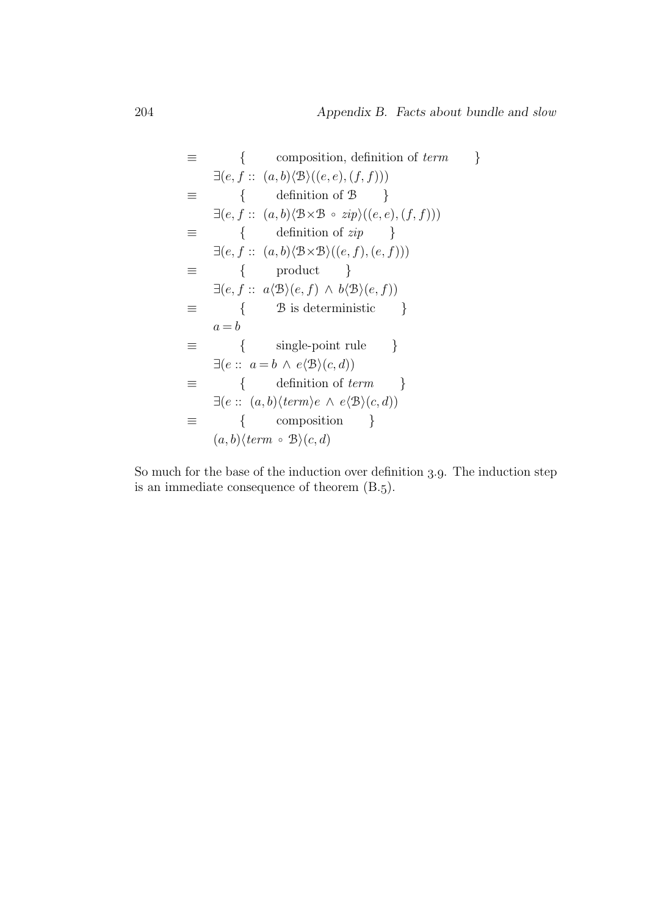$$
\begin{array}{ll}
\equiv & \{ \quad \text{composition, definition of } \mathit{term} \quad \} \\
& \exists(e,f :: \ (a,b)\langle \mathcal{B} \rangle ((e,e),(f,f))) \\
\equiv & \{ \quad \text{definition of } \mathcal{B} \quad \} \\
& \exists(e,f :: \ (a,b)\langle \mathcal{B}{\times}\mathcal{B} \circ \mathit{zip} \rangle ((e,e),(f,f))) \\
\equiv & \{ \quad \text{definition of } \mathit{zip} \quad \} \\
& \exists(e,f :: \ (a,b)\langle \mathcal{B}{\times}\mathcal{B} \rangle ((e,f),(e,f))) \\
\equiv & \{ \quad \text{product} \quad \} \\
& \exists(e,f :: \ a\langle \mathcal{B} \rangle (e,f) \ \wedge \ b\langle \mathcal{B} \rangle (e,f)) \\
\equiv & \{ \quad \mathcal{B} \text{ is deterministic} \quad \} \\
& a = b \\
\equiv & \{ \quad \text{single-point rule} \quad \} \\
& \exists(e :: \ a = b \ \wedge \ e\langle \mathcal{B} \rangle (c,d)) \\
\equiv & \{ \quad \text{definition of } \mathit{term} \quad \} \\
& \exists(e :: \ (a,b)\langle \mathit{term} \rangle e \ \wedge \ e\langle \mathcal{B} \rangle (c,d)) \\
\equiv & \{ \quad \text{composition} \quad \} \\
& (a,b)\langle \mathit{term} \circ \mathcal{B} \rangle (c,d)
\end{array}
$$

So much for the base of the induction over definition 3.9. The induction step is an immediate consequence of theorem (B.5).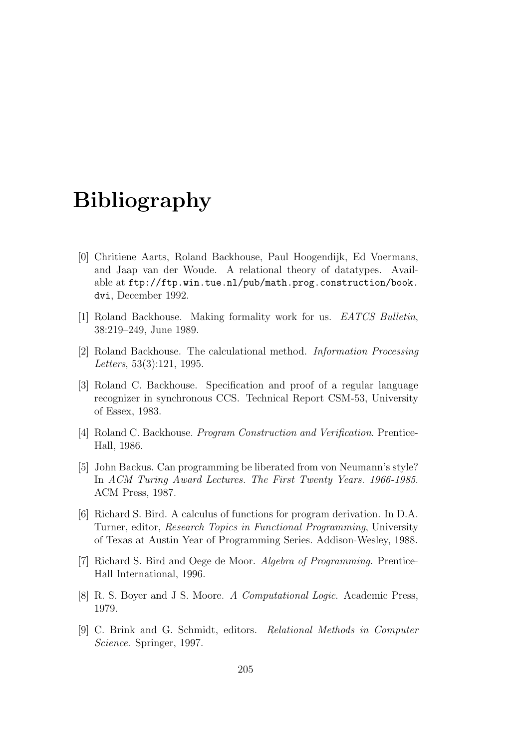# Bibliography

[0] Chritiene Aarts, Roland Backhouse, Paul Hoogendijk, Ed Voermans, and Jaap van der Woude. A relational theory of datatypes. Available at `ftp://ftp.win.tue.nl/pub/math.prog.construction/book.dvi`, December 1992.

[1] Roland Backhouse. Making formality work for us. *EATCS Bulletin*, 38:219–249, June 1989.

[2] Roland Backhouse. The calculational method. *Information Processing Letters*, 53(3):121, 1995.

[3] Roland C. Backhouse. Specification and proof of a regular language recognizer in synchronous CCS. Technical Report CSM-53, University of Essex, 1983.

[4] Roland C. Backhouse. *Program Construction and Verification*. Prentice-Hall, 1986.

[5] John Backus. Can programming be liberated from von Neumann's style? In *ACM Turing Award Lectures. The First Twenty Years. 1966-1985*. ACM Press, 1987.

[6] Richard S. Bird. A calculus of functions for program derivation. In D.A. Turner, editor, *Research Topics in Functional Programming*, University of Texas at Austin Year of Programming Series. Addison-Wesley, 1988.

[7] Richard S. Bird and Oege de Moor. *Algebra of Programming*. Prentice-Hall International, 1996.

[8] R. S. Boyer and J S. Moore. *A Computational Logic*. Academic Press, 1979.

[9] C. Brink and G. Schmidt, editors. *Relational Methods in Computer Science*. Springer, 1997.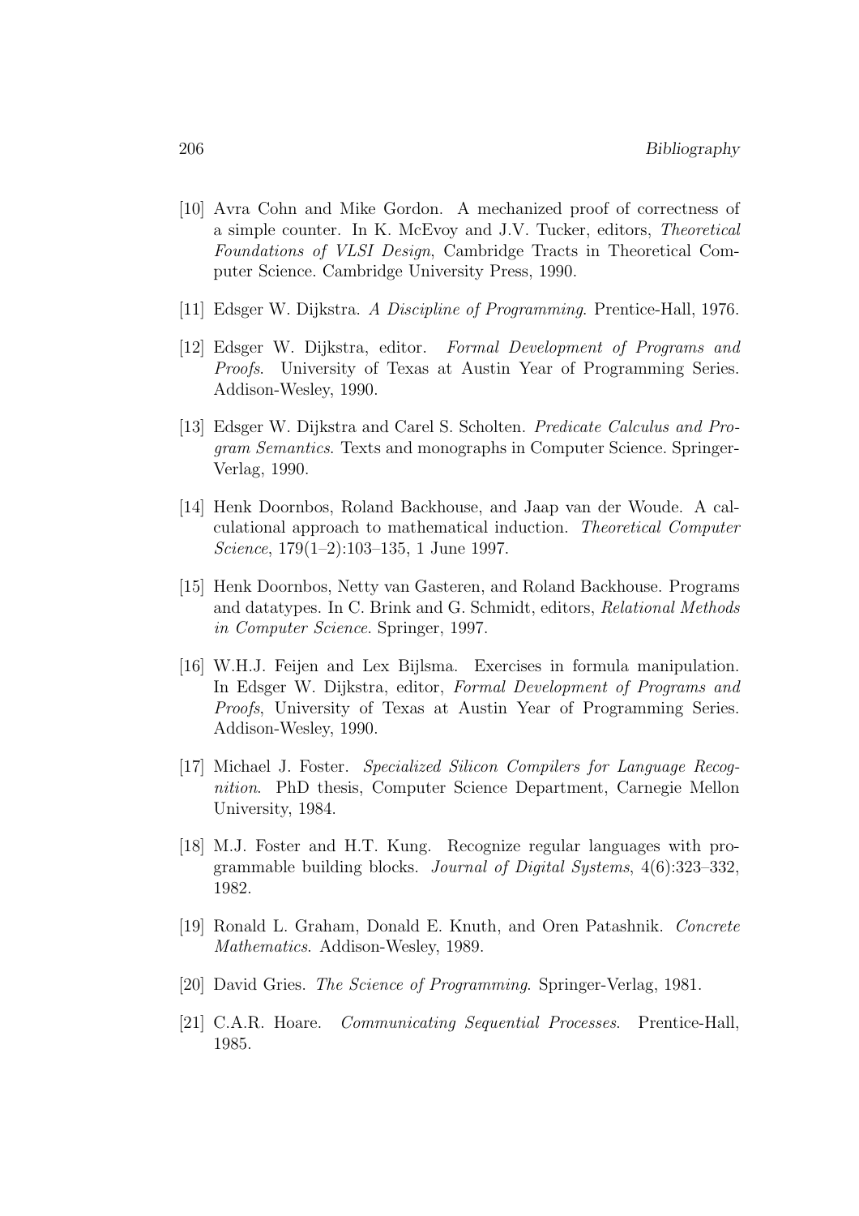[10] Avra Cohn and Mike Gordon. A mechanized proof of correctness of a simple counter. In K. McEvoy and J.V. Tucker, editors, *Theoretical Foundations of VLSI Design*, Cambridge Tracts in Theoretical Computer Science. Cambridge University Press, 1990.

[11] Edsger W. Dijkstra. *A Discipline of Programming*. Prentice-Hall, 1976.

[12] Edsger W. Dijkstra, editor. *Formal Development of Programs and Proofs*. University of Texas at Austin Year of Programming Series. Addison-Wesley, 1990.

[13] Edsger W. Dijkstra and Carel S. Scholten. *Predicate Calculus and Program Semantics*. Texts and monographs in Computer Science. Springer-Verlag, 1990.

[14] Henk Doornbos, Roland Backhouse, and Jaap van der Woude. A calculational approach to mathematical induction. *Theoretical Computer Science*, 179(1–2):103–135, 1 June 1997.

[15] Henk Doornbos, Netty van Gasteren, and Roland Backhouse. Programs and datatypes. In C. Brink and G. Schmidt, editors, *Relational Methods in Computer Science*. Springer, 1997.

[16] W.H.J. Feijen and Lex Bijlsma. Exercises in formula manipulation. In Edsger W. Dijkstra, editor, *Formal Development of Programs and Proofs*, University of Texas at Austin Year of Programming Series. Addison-Wesley, 1990.

[17] Michael J. Foster. *Specialized Silicon Compilers for Language Recognition*. PhD thesis, Computer Science Department, Carnegie Mellon University, 1984.

[18] M.J. Foster and H.T. Kung. Recognize regular languages with programmable building blocks. *Journal of Digital Systems*, 4(6):323–332, 1982.

[19] Ronald L. Graham, Donald E. Knuth, and Oren Patashnik. *Concrete Mathematics*. Addison-Wesley, 1989.

[20] David Gries. *The Science of Programming*. Springer-Verlag, 1981.

[21] C.A.R. Hoare. *Communicating Sequential Processes*. Prentice-Hall, 1985.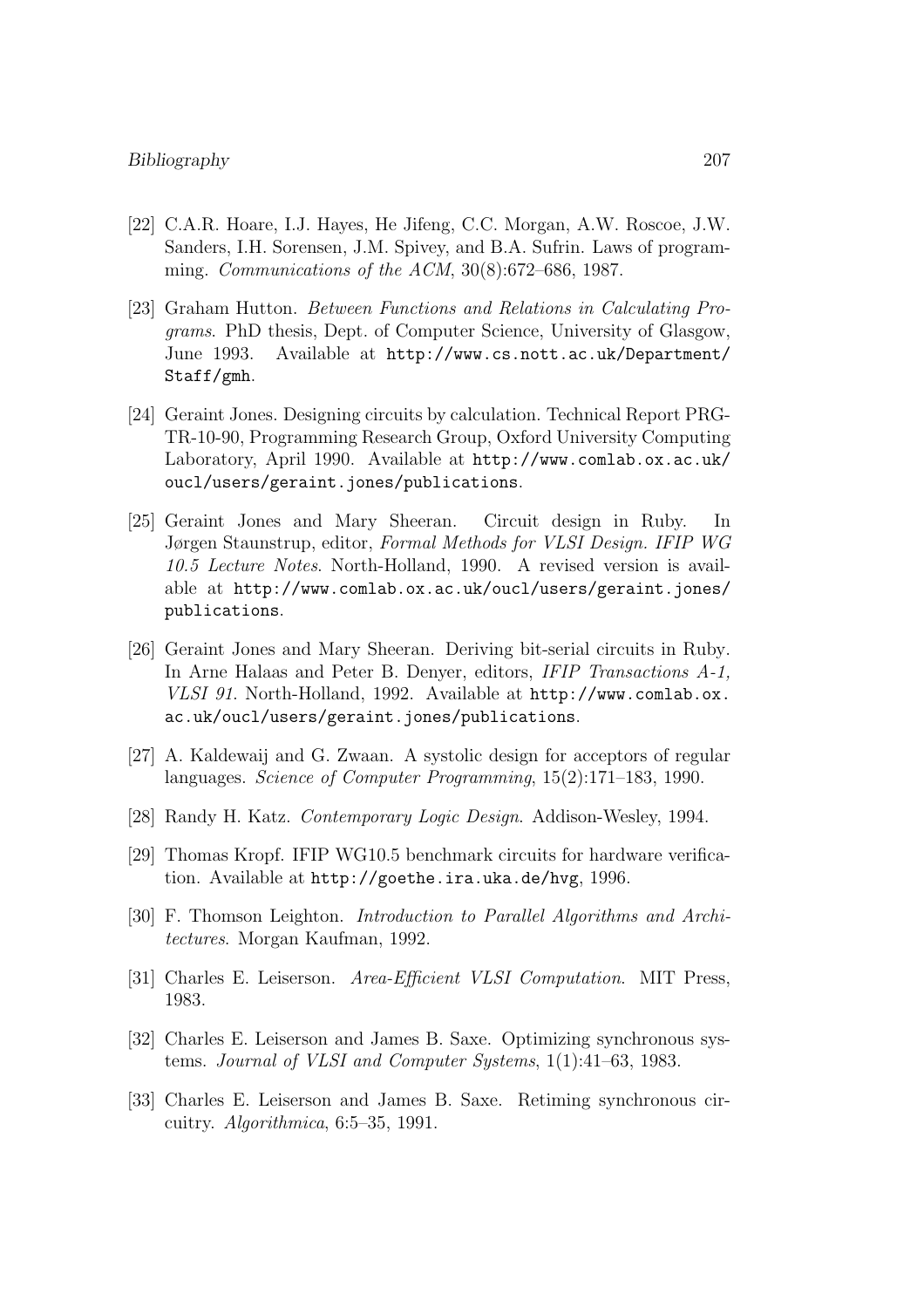[22] C.A.R. Hoare, I.J. Hayes, He Jifeng, C.C. Morgan, A.W. Roscoe, J.W. Sanders, I.H. Sorensen, J.M. Spivey, and B.A. Sufrin. Laws of programming. *Communications of the ACM*, 30(8):672–686, 1987.

[23] Graham Hutton. *Between Functions and Relations in Calculating Programs*. PhD thesis, Dept. of Computer Science, University of Glasgow, June 1993. Available at `http://www.cs.nott.ac.uk/Department/Staff/gmh`.

[24] Geraint Jones. Designing circuits by calculation. Technical Report PRG-TR-10-90, Programming Research Group, Oxford University Computing Laboratory, April 1990. Available at `http://www.comlab.ox.ac.uk/oucl/users/geraint.jones/publications`.

[25] Geraint Jones and Mary Sheeran. Circuit design in Ruby. In Jørgen Staunstrup, editor, *Formal Methods for VLSI Design. IFIP WG 10.5 Lecture Notes*. North-Holland, 1990. A revised version is available at `http://www.comlab.ox.ac.uk/oucl/users/geraint.jones/publications`.

[26] Geraint Jones and Mary Sheeran. Deriving bit-serial circuits in Ruby. In Arne Halaas and Peter B. Denyer, editors, *IFIP Transactions A-1, VLSI 91*. North-Holland, 1992. Available at `http://www.comlab.ox.ac.uk/oucl/users/geraint.jones/publications`.

[27] A. Kaldewaij and G. Zwaan. A systolic design for acceptors of regular languages. *Science of Computer Programming*, 15(2):171–183, 1990.

[28] Randy H. Katz. *Contemporary Logic Design*. Addison-Wesley, 1994.

[29] Thomas Kropf. IFIP WG10.5 benchmark circuits for hardware verification. Available at `http://goethe.ira.uka.de/hvg`, 1996.

[30] F. Thomson Leighton. *Introduction to Parallel Algorithms and Architectures*. Morgan Kaufman, 1992.

[31] Charles E. Leiserson. *Area-Efficient VLSI Computation*. MIT Press, 1983.

[32] Charles E. Leiserson and James B. Saxe. Optimizing synchronous systems. *Journal of VLSI and Computer Systems*, 1(1):41–63, 1983.

[33] Charles E. Leiserson and James B. Saxe. Retiming synchronous circuitry. *Algorithmica*, 6:5–35, 1991.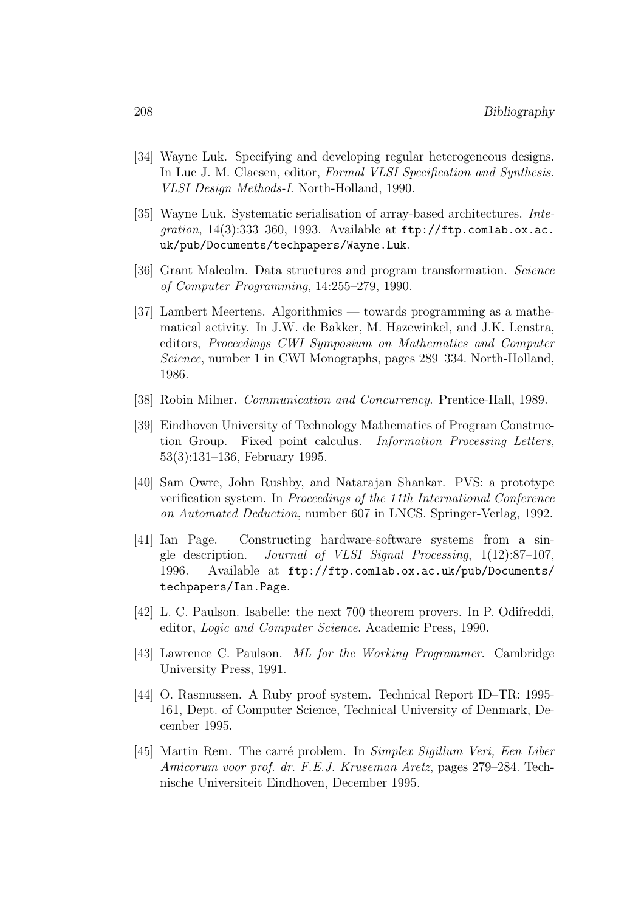[34] Wayne Luk. Specifying and developing regular heterogeneous designs. In Luc J. M. Claesen, editor, *Formal VLSI Specification and Synthesis. VLSI Design Methods-I*. North-Holland, 1990.

[35] Wayne Luk. Systematic serialisation of array-based architectures. *Integration*, 14(3):333–360, 1993. Available at `ftp://ftp.comlab.ox.ac.uk/pub/Documents/techpapers/Wayne.Luk`.

[36] Grant Malcolm. Data structures and program transformation. *Science of Computer Programming*, 14:255–279, 1990.

[37] Lambert Meertens. Algorithmics — towards programming as a mathematical activity. In J.W. de Bakker, M. Hazewinkel, and J.K. Lenstra, editors, *Proceedings CWI Symposium on Mathematics and Computer Science*, number 1 in CWI Monographs, pages 289–334. North-Holland, 1986.

[38] Robin Milner. *Communication and Concurrency*. Prentice-Hall, 1989.

[39] Eindhoven University of Technology Mathematics of Program Construction Group. Fixed point calculus. *Information Processing Letters*, 53(3):131–136, February 1995.

[40] Sam Owre, John Rushby, and Natarajan Shankar. PVS: a prototype verification system. In *Proceedings of the 11th International Conference on Automated Deduction*, number 607 in LNCS. Springer-Verlag, 1992.

[41] Ian Page. Constructing hardware-software systems from a single description. *Journal of VLSI Signal Processing*, 1(12):87–107, 1996. Available at `ftp://ftp.comlab.ox.ac.uk/pub/Documents/techpapers/Ian.Page`.

[42] L. C. Paulson. Isabelle: the next 700 theorem provers. In P. Odifreddi, editor, *Logic and Computer Science*. Academic Press, 1990.

[43] Lawrence C. Paulson. *ML for the Working Programmer*. Cambridge University Press, 1991.

[44] O. Rasmussen. A Ruby proof system. Technical Report ID–TR: 1995-161, Dept. of Computer Science, Technical University of Denmark, December 1995.

[45] Martin Rem. The carré problem. In *Simplex Sigillum Veri, Een Liber Amicorum voor prof. dr. F.E.J. Kruseman Aretz*, pages 279–284. Technische Universiteit Eindhoven, December 1995.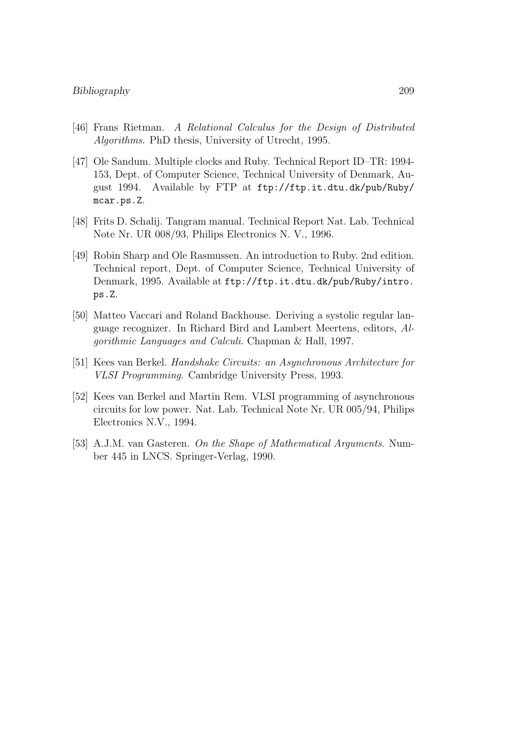[46] Frans Rietman. *A Relational Calculus for the Design of Distributed Algorithms*. PhD thesis, University of Utrecht, 1995.

[47] Ole Sandum. Multiple clocks and Ruby. Technical Report ID–TR: 1994-153, Dept. of Computer Science, Technical University of Denmark, August 1994. Available by FTP at `ftp://ftp.it.dtu.dk/pub/Ruby/mcar.ps.Z`.

[48] Frits D. Schalij. Tangram manual. Technical Report Nat. Lab. Technical Note Nr. UR 008/93, Philips Electronics N. V., 1996.

[49] Robin Sharp and Ole Rasmussen. An introduction to Ruby. 2nd edition. Technical report, Dept. of Computer Science, Technical University of Denmark, 1995. Available at `ftp://ftp.it.dtu.dk/pub/Ruby/intro.ps.Z`.

[50] Matteo Vaccari and Roland Backhouse. Deriving a systolic regular language recognizer. In Richard Bird and Lambert Meertens, editors, *Algorithmic Languages and Calculi*. Chapman & Hall, 1997.

[51] Kees van Berkel. *Handshake Circuits: an Asynchronous Architecture for VLSI Programming*. Cambridge University Press, 1993.

[52] Kees van Berkel and Martin Rem. VLSI programming of asynchronous circuits for low power. Nat. Lab. Technical Note Nr. UR 005/94, Philips Electronics N.V., 1994.

[53] A.J.M. van Gasteren. *On the Shape of Mathematical Arguments*. Number 445 in LNCS. Springer-Verlag, 1990.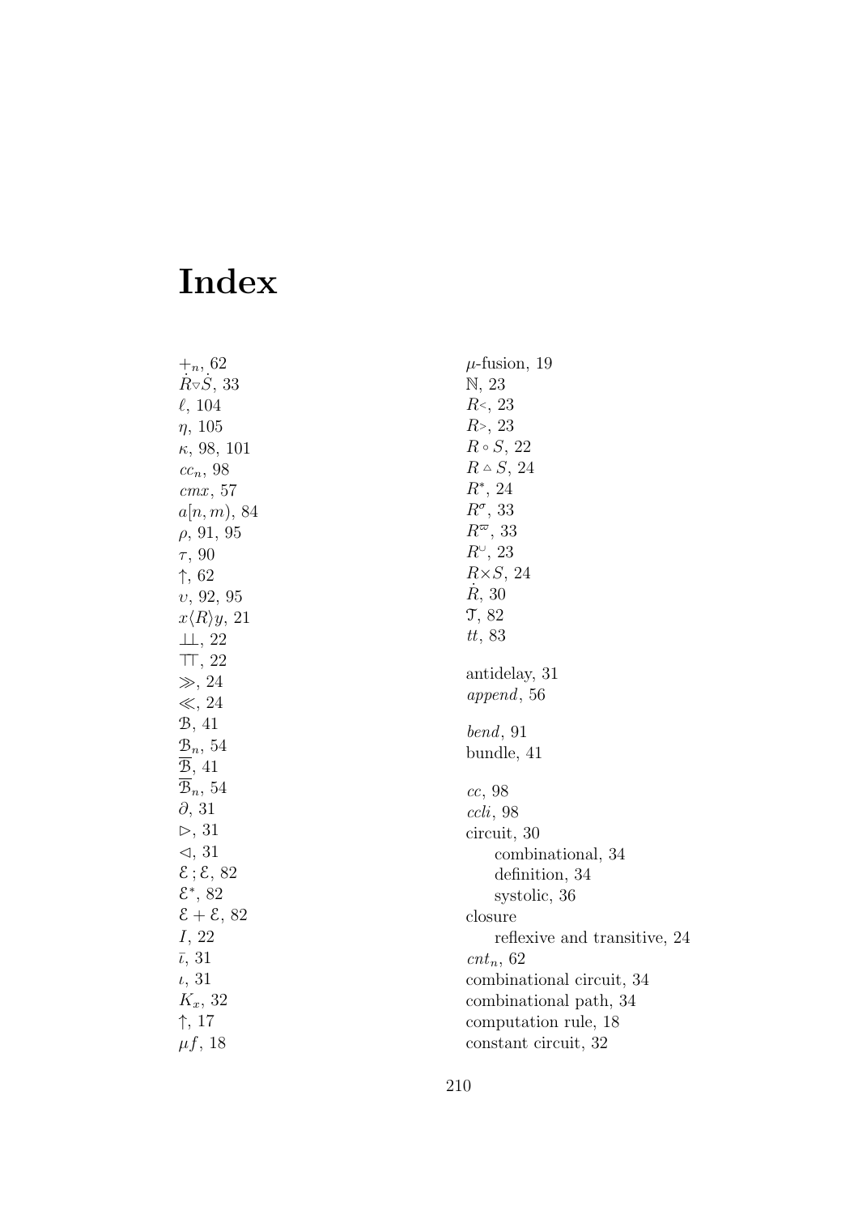# Index

$+_n$, 62
$\dot{R}\triangledown\dot{S}$, 33
$\ell$, 104
$\eta$, 105
$\kappa$, 98, 101
$cc_n$, 98
$cmx$, 57
$a[n, m)$, 84
$\rho$, 91, 95
$\tau$, 90
$\uparrow$, 62
$\upsilon$, 92, 95
$x\langle R\rangle y$, 21
$\perp\!\!\perp$, 22
$\top\!\!\top$, 22
$\gg$, 24
$\ll$, 24
$\mathcal{B}$, 41
$\underline{\mathcal{B}}_n$, 54
$\overline{\mathcal{B}}$, 41
$\overline{\mathcal{B}}_n$, 54
$\partial$, 31
$\rhd$, 31
$\lhd$, 31
$\mathcal{E}\,;\mathcal{E}$, 82
$\mathcal{E}^*$, 82
$\mathcal{E} + \mathcal{E}$, 82
$I$, 22
$\bar{\iota}$, 31
$\iota$, 31
$K_x$, 32
$\uparrow$, 17
$\mu f$, 18
$\mu$-fusion, 19
$\mathbb{N}$, 23
$R_<$, 23
$R_>$, 23
$R \circ S$, 22
$R \vartriangle S$, 24
$R^*$, 24
$R^\sigma$, 33
$R^\varpi$, 33
$R^\cup$, 23
$R{\times}S$, 24
$\dot{R}$, 30
$\mathcal{T}$, 82
$tt$, 83

antidelay, 31
*append*, 56

*bend*, 91
bundle, 41

*cc*, 98
*ccli*, 98
circuit, 30
  combinational, 34
  definition, 34
  systolic, 36
closure
  reflexive and transitive, 24
$cnt_n$, 62
combinational circuit, 34
combinational path, 34
computation rule, 18
constant circuit, 32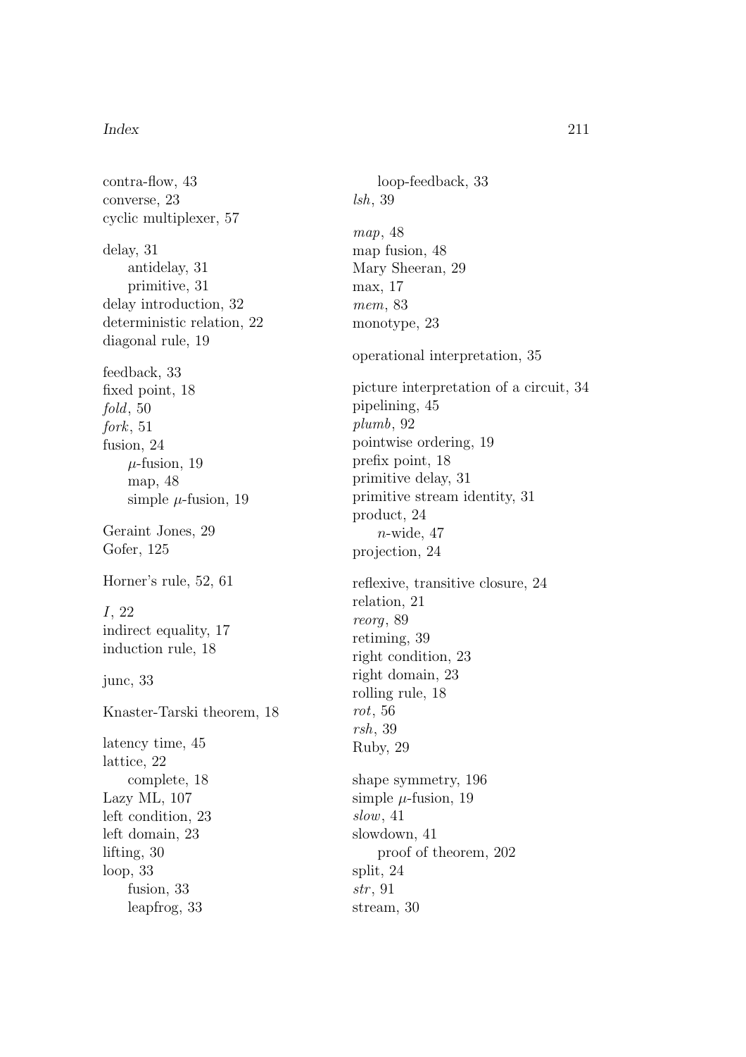contra-flow, 43
converse, 23
cyclic multiplexer, 57

delay, 31
  antidelay, 31
  primitive, 31
delay introduction, 32
deterministic relation, 22
diagonal rule, 19

feedback, 33
fixed point, 18
*fold*, 50
*fork*, 51
fusion, 24
  $\mu$-fusion, 19
  map, 48
  simple $\mu$-fusion, 19

Geraint Jones, 29
Gofer, 125

Horner's rule, 52, 61

*I*, 22
indirect equality, 17
induction rule, 18

junc, 33

Knaster-Tarski theorem, 18

latency time, 45
lattice, 22
  complete, 18
Lazy ML, 107
left condition, 23
left domain, 23
lifting, 30
loop, 33
  fusion, 33
  leapfrog, 33
  loop-feedback, 33
*lsh*, 39

*map*, 48
map fusion, 48
Mary Sheeran, 29
max, 17
*mem*, 83
monotype, 23

operational interpretation, 35

picture interpretation of a circuit, 34
pipelining, 45
*plumb*, 92
pointwise ordering, 19
prefix point, 18
primitive delay, 31
primitive stream identity, 31
product, 24
  $n$-wide, 47
projection, 24

reflexive, transitive closure, 24
relation, 21
*reorg*, 89
retiming, 39
right condition, 23
right domain, 23
rolling rule, 18
*rot*, 56
*rsh*, 39
Ruby, 29

shape symmetry, 196
simple $\mu$-fusion, 19
*slow*, 41
slowdown, 41
  proof of theorem, 202
split, 24
*str*, 91
stream, 30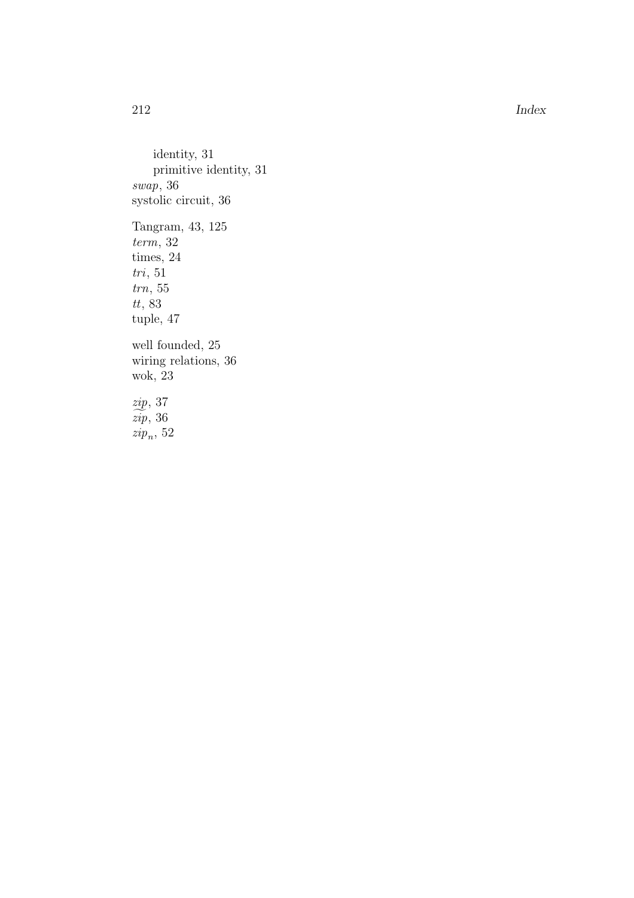identity, 31
primitive identity, 31
*swap*, 36
systolic circuit, 36

Tangram, 43, 125
*term*, 32
times, 24
*tri*, 51
*trn*, 55
*tt*, 83
tuple, 47

well founded, 25
wiring relations, 36
wok, 23

$\underset{\smile}{zip}$, 37
$\widetilde{zip}$, 36
$zip_n$, 52